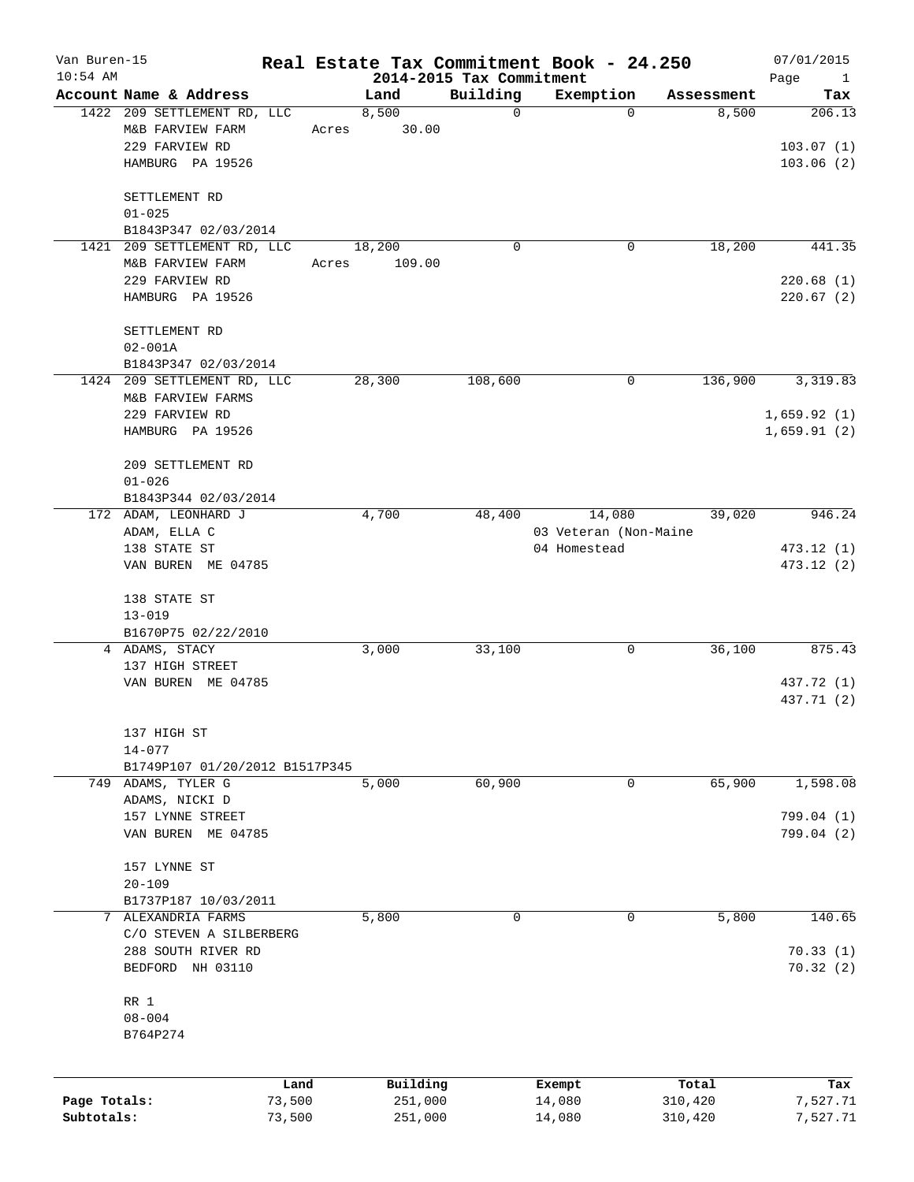# Real Estate Tax Commitment Book - 24.250

## 2014-2015 Tax Commitment

Van Buren-15
10:54 AM
07/01/2015

| Account | Name & Address | Land | Building | Exemption | Assessment | Tax |
|---|---|---|---|---|---|---|
| 1422 | 209 SETTLEMENT RD, LLC | 8,500 | 0 | 0 | 8,500 | 206.13 |
| | M&B FARVIEW FARM | Acres 30.00 | | | | |
| | 229 FARVIEW RD | | | | | 103.07 (1) |
| | HAMBURG PA 19526 | | | | | 103.06 (2) |
| | SETTLEMENT RD | | | | | |
| | 01-025 | | | | | |
| | B1843P347 02/03/2014 | | | | | |
| 1421 | 209 SETTLEMENT RD, LLC | 18,200 | 0 | 0 | 18,200 | 441.35 |
| | M&B FARVIEW FARM | Acres 109.00 | | | | |
| | 229 FARVIEW RD | | | | | 220.68 (1) |
| | HAMBURG PA 19526 | | | | | 220.67 (2) |
| | SETTLEMENT RD | | | | | |
| | 02-001A | | | | | |
| | B1843P347 02/03/2014 | | | | | |
| 1424 | 209 SETTLEMENT RD, LLC | 28,300 | 108,600 | 0 | 136,900 | 3,319.83 |
| | M&B FARVIEW FARMS | | | | | |
| | 229 FARVIEW RD | | | | | 1,659.92 (1) |
| | HAMBURG PA 19526 | | | | | 1,659.91 (2) |
| | 209 SETTLEMENT RD | | | | | |
| | 01-026 | | | | | |
| | B1843P344 02/03/2014 | | | | | |
| 172 | ADAM, LEONHARD J | 4,700 | 48,400 | 14,080 | 39,020 | 946.24 |
| | ADAM, ELLA C | | | 03 Veteran (Non-Maine | | |
| | 138 STATE ST | | | 04 Homestead | | 473.12 (1) |
| | VAN BUREN ME 04785 | | | | | 473.12 (2) |
| | 138 STATE ST | | | | | |
| | 13-019 | | | | | |
| | B1670P75 02/22/2010 | | | | | |
| 4 | ADAMS, STACY | 3,000 | 33,100 | 0 | 36,100 | 875.43 |
| | 137 HIGH STREET | | | | | |
| | VAN BUREN ME 04785 | | | | | 437.72 (1) |
| | | | | | | 437.71 (2) |
| | 137 HIGH ST | | | | | |
| | 14-077 | | | | | |
| | B1749P107 01/20/2012 B1517P345 | | | | | |
| 749 | ADAMS, TYLER G | 5,000 | 60,900 | 0 | 65,900 | 1,598.08 |
| | ADAMS, NICKI D | | | | | |
| | 157 LYNNE STREET | | | | | 799.04 (1) |
| | VAN BUREN ME 04785 | | | | | 799.04 (2) |
| | 157 LYNNE ST | | | | | |
| | 20-109 | | | | | |
| | B1737P187 10/03/2011 | | | | | |
| 7 | ALEXANDRIA FARMS | 5,800 | 0 | 0 | 5,800 | 140.65 |
| | C/O STEVEN A SILBERBERG | | | | | |
| | 288 SOUTH RIVER RD | | | | | 70.33 (1) |
| | BEDFORD NH 03110 | | | | | 70.32 (2) |
| | RR 1 | | | | | |
| | 08-004 | | | | | |
| | B764P274 | | | | | |

| | Land | Building | Exempt | Total | Tax |
|---|---|---|---|---|---|
| Page Totals: | 73,500 | 251,000 | 14,080 | 310,420 | 7,527.71 |
| Subtotals: | 73,500 | 251,000 | 14,080 | 310,420 | 7,527.71 |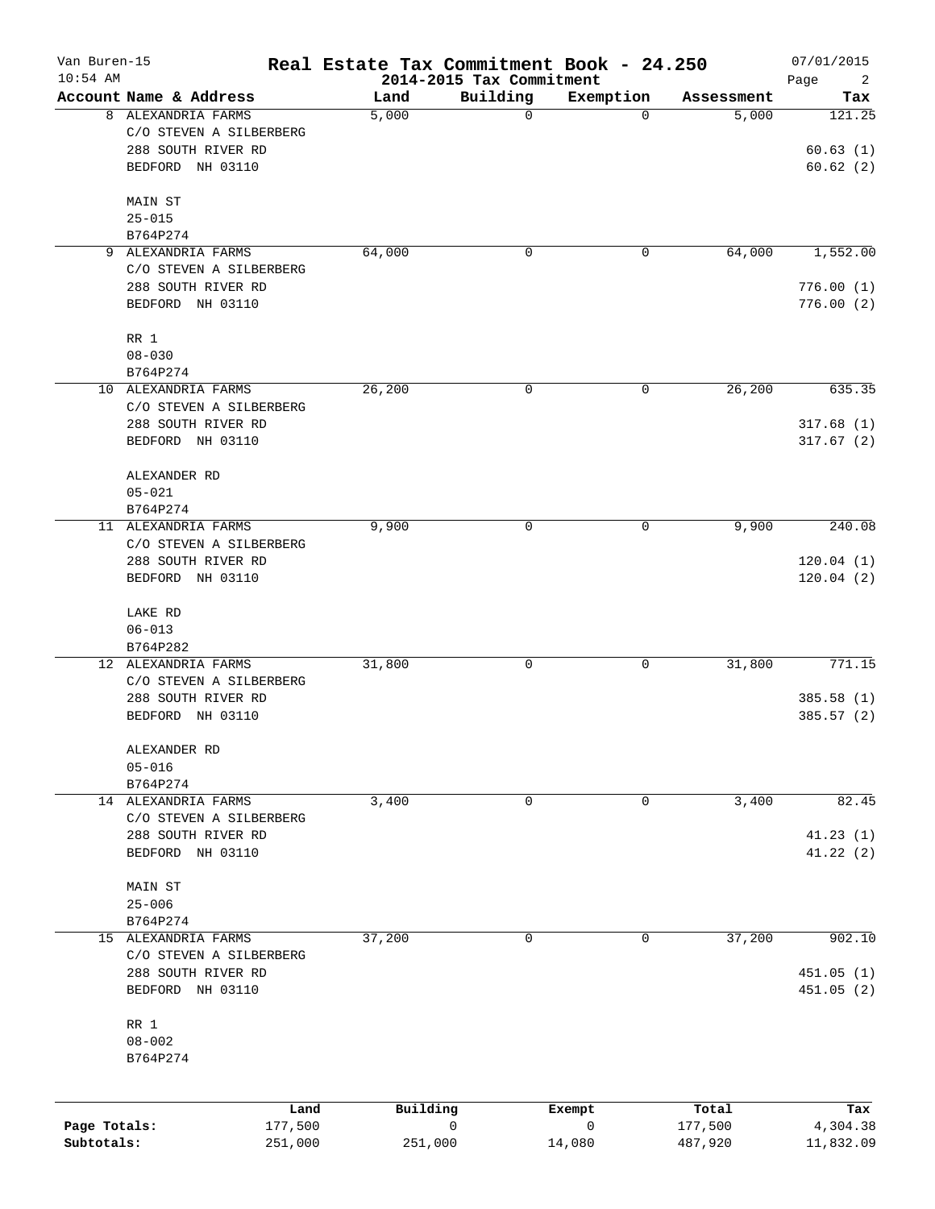# Real Estate Tax Commitment Book - 24.250

Van Buren-15
10:54 AM

2014-2015 Tax Commitment

07/01/2015

| Account Name & Address | Land | Building | Exemption | Assessment | Tax |
|---|---|---|---|---|---|
| 8 ALEXANDRIA FARMS<br>C/O STEVEN A SILBERBERG<br>288 SOUTH RIVER RD<br>BEDFORD NH 03110<br><br>MAIN ST<br>25-015<br>B764P274 | 5,000 | 0 | 0 | 5,000 | 121.25<br><br>60.63 (1)<br>60.62 (2) |
| 9 ALEXANDRIA FARMS<br>C/O STEVEN A SILBERBERG<br>288 SOUTH RIVER RD<br>BEDFORD NH 03110<br><br>RR 1<br>08-030<br>B764P274 | 64,000 | 0 | 0 | 64,000 | 1,552.00<br><br>776.00 (1)<br>776.00 (2) |
| 10 ALEXANDRIA FARMS<br>C/O STEVEN A SILBERBERG<br>288 SOUTH RIVER RD<br>BEDFORD NH 03110<br><br>ALEXANDER RD<br>05-021<br>B764P274 | 26,200 | 0 | 0 | 26,200 | 635.35<br><br>317.68 (1)<br>317.67 (2) |
| 11 ALEXANDRIA FARMS<br>C/O STEVEN A SILBERBERG<br>288 SOUTH RIVER RD<br>BEDFORD NH 03110<br><br>LAKE RD<br>06-013<br>B764P282 | 9,900 | 0 | 0 | 9,900 | 240.08<br><br>120.04 (1)<br>120.04 (2) |
| 12 ALEXANDRIA FARMS<br>C/O STEVEN A SILBERBERG<br>288 SOUTH RIVER RD<br>BEDFORD NH 03110<br><br>ALEXANDER RD<br>05-016<br>B764P274 | 31,800 | 0 | 0 | 31,800 | 771.15<br><br>385.58 (1)<br>385.57 (2) |
| 14 ALEXANDRIA FARMS<br>C/O STEVEN A SILBERBERG<br>288 SOUTH RIVER RD<br>BEDFORD NH 03110<br><br>MAIN ST<br>25-006<br>B764P274 | 3,400 | 0 | 0 | 3,400 | 82.45<br><br>41.23 (1)<br>41.22 (2) |
| 15 ALEXANDRIA FARMS<br>C/O STEVEN A SILBERBERG<br>288 SOUTH RIVER RD<br>BEDFORD NH 03110<br><br>RR 1<br>08-002<br>B764P274 | 37,200 | 0 | 0 | 37,200 | 902.10<br><br>451.05 (1)<br>451.05 (2) |

| | Land | Building | Exempt | Total | Tax |
|---|---|---|---|---|---|
| Page Totals: | 177,500 | 0 | 0 | 177,500 | 4,304.38 |
| Subtotals: | 251,000 | 251,000 | 14,080 | 487,920 | 11,832.09 |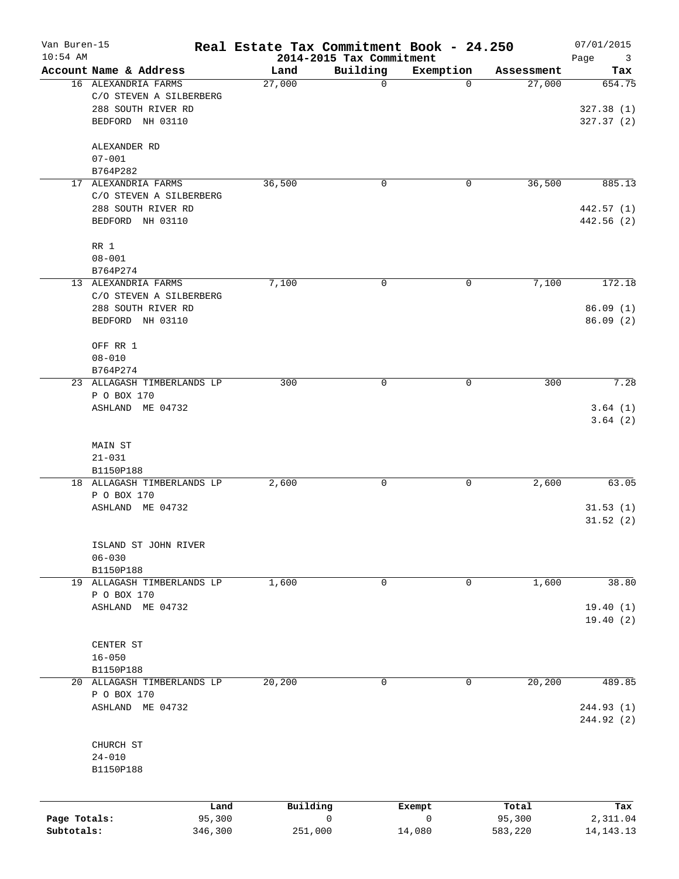# Real Estate Tax Commitment Book - 24.250

Van Buren-15
10:54 AM

2014-2015 Tax Commitment

07/01/2015

| Account | Name & Address | Land | Building | Exemption | Assessment | Tax |
|---|---|---|---|---|---|---|
| 16 | ALEXANDRIA FARMS<br>C/O STEVEN A SILBERBERG<br>288 SOUTH RIVER RD<br>BEDFORD NH 03110<br><br>ALEXANDER RD<br>07-001<br>B764P282 | 27,000 | 0 | 0 | 27,000 | 654.75<br><br>327.38 (1)<br>327.37 (2) |
| 17 | ALEXANDRIA FARMS<br>C/O STEVEN A SILBERBERG<br>288 SOUTH RIVER RD<br>BEDFORD NH 03110<br><br>RR 1<br>08-001<br>B764P274 | 36,500 | 0 | 0 | 36,500 | 885.13<br><br>442.57 (1)<br>442.56 (2) |
| 13 | ALEXANDRIA FARMS<br>C/O STEVEN A SILBERBERG<br>288 SOUTH RIVER RD<br>BEDFORD NH 03110<br><br>OFF RR 1<br>08-010<br>B764P274 | 7,100 | 0 | 0 | 7,100 | 172.18<br><br>86.09 (1)<br>86.09 (2) |
| 23 | ALLAGASH TIMBERLANDS LP<br>P O BOX 170<br>ASHLAND ME 04732<br><br>MAIN ST<br>21-031<br>B1150P188 | 300 | 0 | 0 | 300 | 7.28<br><br>3.64 (1)<br>3.64 (2) |
| 18 | ALLAGASH TIMBERLANDS LP<br>P O BOX 170<br>ASHLAND ME 04732<br><br>ISLAND ST JOHN RIVER<br>06-030<br>B1150P188 | 2,600 | 0 | 0 | 2,600 | 63.05<br><br>31.53 (1)<br>31.52 (2) |
| 19 | ALLAGASH TIMBERLANDS LP<br>P O BOX 170<br>ASHLAND ME 04732<br><br>CENTER ST<br>16-050<br>B1150P188 | 1,600 | 0 | 0 | 1,600 | 38.80<br><br>19.40 (1)<br>19.40 (2) |
| 20 | ALLAGASH TIMBERLANDS LP<br>P O BOX 170<br>ASHLAND ME 04732<br><br>CHURCH ST<br>24-010<br>B1150P188 | 20,200 | 0 | 0 | 20,200 | 489.85<br><br>244.93 (1)<br>244.92 (2) |

| | Land | Building | Exempt | Total | Tax |
|---|---|---|---|---|---|
| Page Totals: | 95,300 | 0 | 0 | 95,300 | 2,311.04 |
| Subtotals: | 346,300 | 251,000 | 14,080 | 583,220 | 14,143.13 |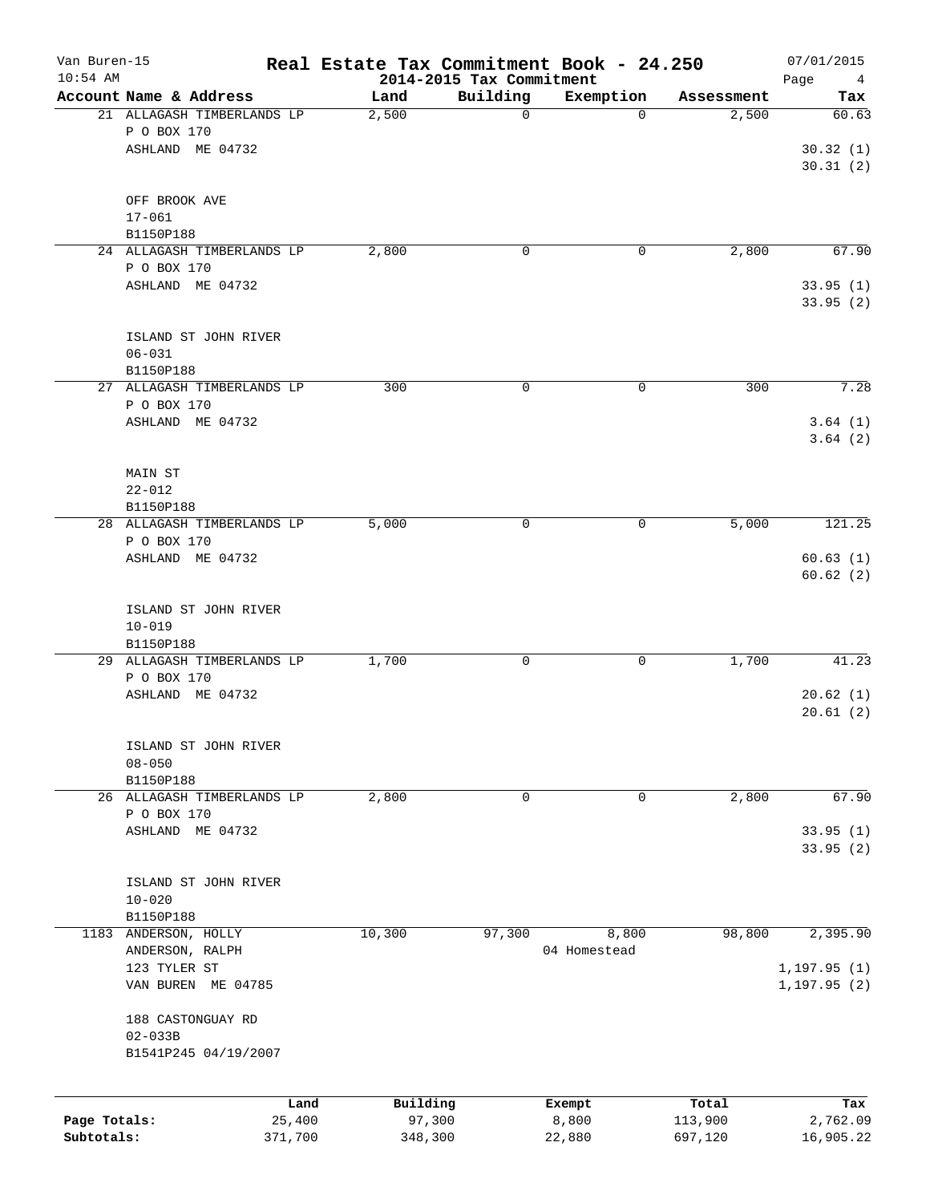# Real Estate Tax Commitment Book - 24.250

Van Buren-15
10:54 AM
2014-2015 Tax Commitment
07/01/2015

| Account Name & Address | Land | Building | Exemption | Assessment | Tax |
|---|---|---|---|---|---|
| 21 ALLAGASH TIMBERLANDS LP<br>P O BOX 170<br>ASHLAND ME 04732<br><br>OFF BROOK AVE<br>17-061<br>B1150P188 | 2,500 | 0 | 0 | 2,500 | 60.63<br>30.32 (1)<br>30.31 (2) |
| 24 ALLAGASH TIMBERLANDS LP<br>P O BOX 170<br>ASHLAND ME 04732<br><br>ISLAND ST JOHN RIVER<br>06-031<br>B1150P188 | 2,800 | 0 | 0 | 2,800 | 67.90<br>33.95 (1)<br>33.95 (2) |
| 27 ALLAGASH TIMBERLANDS LP<br>P O BOX 170<br>ASHLAND ME 04732<br><br>MAIN ST<br>22-012<br>B1150P188 | 300 | 0 | 0 | 300 | 7.28<br>3.64 (1)<br>3.64 (2) |
| 28 ALLAGASH TIMBERLANDS LP<br>P O BOX 170<br>ASHLAND ME 04732<br><br>ISLAND ST JOHN RIVER<br>10-019<br>B1150P188 | 5,000 | 0 | 0 | 5,000 | 121.25<br>60.63 (1)<br>60.62 (2) |
| 29 ALLAGASH TIMBERLANDS LP<br>P O BOX 170<br>ASHLAND ME 04732<br><br>ISLAND ST JOHN RIVER<br>08-050<br>B1150P188 | 1,700 | 0 | 0 | 1,700 | 41.23<br>20.62 (1)<br>20.61 (2) |
| 26 ALLAGASH TIMBERLANDS LP<br>P O BOX 170<br>ASHLAND ME 04732<br><br>ISLAND ST JOHN RIVER<br>10-020<br>B1150P188 | 2,800 | 0 | 0 | 2,800 | 67.90<br>33.95 (1)<br>33.95 (2) |
| 1183 ANDERSON, HOLLY<br>ANDERSON, RALPH<br>123 TYLER ST<br>VAN BUREN ME 04785<br><br>188 CASTONGUAY RD<br>02-033B<br>B1541P245 04/19/2007 | 10,300 | 97,300 | 8,800<br>04 Homestead | 98,800 | 2,395.90<br>1,197.95 (1)<br>1,197.95 (2) |

| | Land | Building | Exempt | Total | Tax |
|---|---|---|---|---|---|
| Page Totals: | 25,400 | 97,300 | 8,800 | 113,900 | 2,762.09 |
| Subtotals: | 371,700 | 348,300 | 22,880 | 697,120 | 16,905.22 |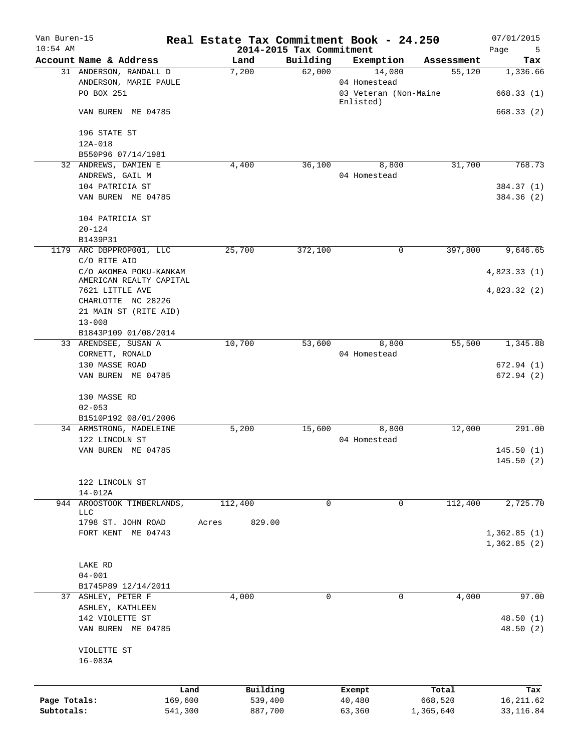# Real Estate Tax Commitment Book - 24.250

Van Buren-15
10:54 AM

## 2014-2015 Tax Commitment

07/01/2015

| Account Name & Address | Land | Building | Exemption | Assessment | Tax |
|---|---|---|---|---|---|
| 31 ANDERSON, RANDALL D<br>ANDERSON, MARIE PAULE<br>PO BOX 251<br>VAN BUREN ME 04785<br><br>196 STATE ST<br>12A-018<br>B550P96 07/14/1981 | 7,200 | 62,000 | 14,080<br>04 Homestead<br>03 Veteran (Non-Maine Enlisted) | 55,120 | 1,336.66<br><br>668.33 (1)<br>668.33 (2) |
| 32 ANDREWS, DAMIEN E<br>ANDREWS, GAIL M<br>104 PATRICIA ST<br>VAN BUREN ME 04785<br><br>104 PATRICIA ST<br>20-124<br>B1439P31 | 4,400 | 36,100 | 8,800<br>04 Homestead | 31,700 | 768.73<br><br>384.37 (1)<br>384.36 (2) |
| 1179 ARC DBPPROP001, LLC<br>C/O RITE AID<br>C/O AKOMEA POKU-KANKAM<br>AMERICAN REALTY CAPITAL<br>7621 LITTLE AVE<br>CHARLOTTE NC 28226<br>21 MAIN ST (RITE AID)<br>13-008<br>B1843P109 01/08/2014 | 25,700 | 372,100 | 0 | 397,800 | 9,646.65<br><br>4,823.33 (1)<br>4,823.32 (2) |
| 33 ARENDSEE, SUSAN A<br>CORNETT, RONALD<br>130 MASSE ROAD<br>VAN BUREN ME 04785<br><br>130 MASSE RD<br>02-053<br>B1510P192 08/01/2006 | 10,700 | 53,600 | 8,800<br>04 Homestead | 55,500 | 1,345.88<br><br>672.94 (1)<br>672.94 (2) |
| 34 ARMSTRONG, MADELEINE<br>122 LINCOLN ST<br>VAN BUREN ME 04785<br><br>122 LINCOLN ST<br>14-012A | 5,200 | 15,600 | 8,800<br>04 Homestead | 12,000 | 291.00<br><br>145.50 (1)<br>145.50 (2) |
| 944 AROOSTOOK TIMBERLANDS, LLC<br>1798 ST. JOHN ROAD<br>FORT KENT ME 04743<br><br>LAKE RD<br>04-001<br>B1745P89 12/14/2011 | 112,400<br>Acres 829.00 | 0 | 0 | 112,400 | 2,725.70<br><br>1,362.85 (1)<br>1,362.85 (2) |
| 37 ASHLEY, PETER F<br>ASHLEY, KATHLEEN<br>142 VIOLETTE ST<br>VAN BUREN ME 04785<br><br>VIOLETTE ST<br>16-083A | 4,000 | 0 | 0 | 4,000 | 97.00<br><br>48.50 (1)<br>48.50 (2) |

| | Land | Building | Exempt | Total | Tax |
|---|---|---|---|---|---|
| Page Totals: | 169,600 | 539,400 | 40,480 | 668,520 | 16,211.62 |
| Subtotals: | 541,300 | 887,700 | 63,360 | 1,365,640 | 33,116.84 |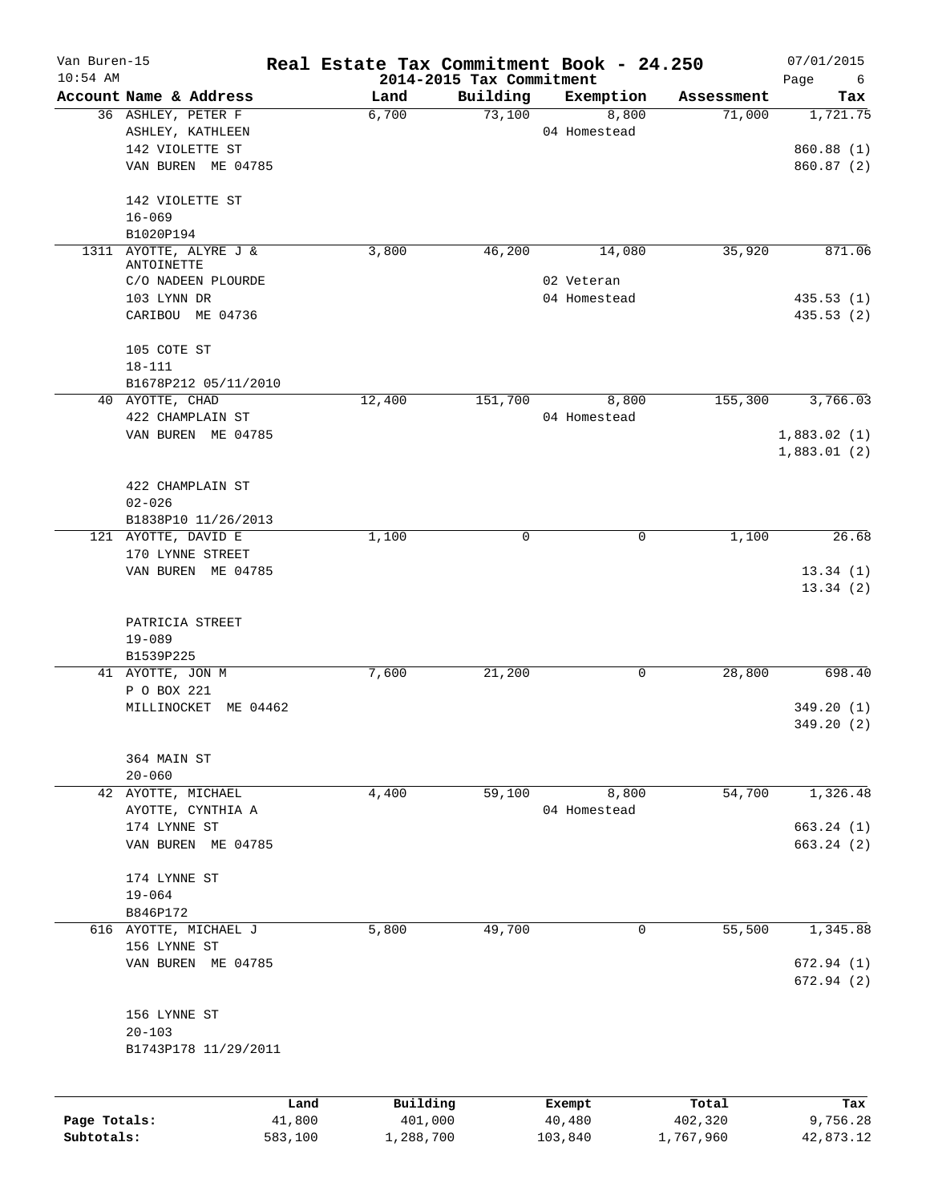Van Buren-15
10:54 AM

# Real Estate Tax Commitment Book - 24.250
## 2014-2015 Tax Commitment

07/01/2015

| Account | Name & Address | Land | Building | Exemption | Assessment | Tax |
|---|---|---|---|---|---|---|
| 36 | ASHLEY, PETER F<br>ASHLEY, KATHLEEN<br>142 VIOLETTE ST<br>VAN BUREN ME 04785<br><br>142 VIOLETTE ST<br>16-069<br>B1020P194 | 6,700 | 73,100 | 8,800<br>04 Homestead | 71,000 | 1,721.75<br><br>860.88 (1)<br>860.87 (2) |
| 1311 | AYOTTE, ALYRE J & ANTOINETTE<br>C/O NADEEN PLOURDE<br>103 LYNN DR<br>CARIBOU ME 04736<br><br>105 COTE ST<br>18-111<br>B1678P212 05/11/2010 | 3,800 | 46,200 | 14,080<br>02 Veteran<br>04 Homestead | 35,920 | 871.06<br><br>435.53 (1)<br>435.53 (2) |
| 40 | AYOTTE, CHAD<br>422 CHAMPLAIN ST<br>VAN BUREN ME 04785<br><br>422 CHAMPLAIN ST<br>02-026<br>B1838P10 11/26/2013 | 12,400 | 151,700 | 8,800<br>04 Homestead | 155,300 | 3,766.03<br><br>1,883.02 (1)<br>1,883.01 (2) |
| 121 | AYOTTE, DAVID E<br>170 LYNNE STREET<br>VAN BUREN ME 04785<br><br>PATRICIA STREET<br>19-089<br>B1539P225 | 1,100 | 0 | 0 | 1,100 | 26.68<br><br>13.34 (1)<br>13.34 (2) |
| 41 | AYOTTE, JON M<br>P O BOX 221<br>MILLINOCKET ME 04462<br><br>364 MAIN ST<br>20-060 | 7,600 | 21,200 | 0 | 28,800 | 698.40<br><br>349.20 (1)<br>349.20 (2) |
| 42 | AYOTTE, MICHAEL<br>AYOTTE, CYNTHIA A<br>174 LYNNE ST<br>VAN BUREN ME 04785<br><br>174 LYNNE ST<br>19-064<br>B846P172 | 4,400 | 59,100 | 8,800<br>04 Homestead | 54,700 | 1,326.48<br><br>663.24 (1)<br>663.24 (2) |
| 616 | AYOTTE, MICHAEL J<br>156 LYNNE ST<br>VAN BUREN ME 04785<br><br>156 LYNNE ST<br>20-103<br>B1743P178 11/29/2011 | 5,800 | 49,700 | 0 | 55,500 | 1,345.88<br><br>672.94 (1)<br>672.94 (2) |

| | Land | Building | Exempt | Total | Tax |
|---|---|---|---|---|---|
| Page Totals: | 41,800 | 401,000 | 40,480 | 402,320 | 9,756.28 |
| Subtotals: | 583,100 | 1,288,700 | 103,840 | 1,767,960 | 42,873.12 |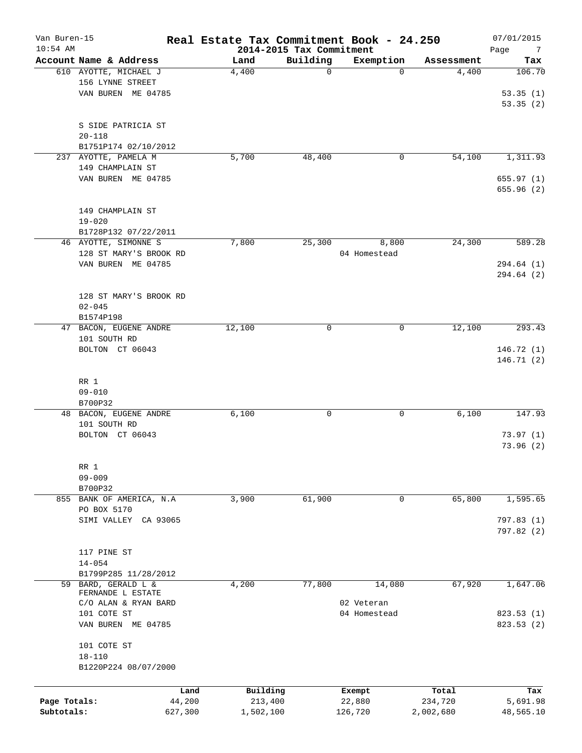# Real Estate Tax Commitment Book - 24.250

Van Buren-15
10:54 AM

2014-2015 Tax Commitment

07/01/2015

| Account Name & Address | Land | Building | Exemption | Assessment | Tax |
|---|---|---|---|---|---|
| 610 AYOTTE, MICHAEL J<br>156 LYNNE STREET<br>VAN BUREN ME 04785<br><br>S SIDE PATRICIA ST<br>20-118<br>B1751P174 02/10/2012 | 4,400 | 0 | 0 | 4,400 | 106.70<br>53.35 (1)<br>53.35 (2) |
| 237 AYOTTE, PAMELA M<br>149 CHAMPLAIN ST<br>VAN BUREN ME 04785<br><br>149 CHAMPLAIN ST<br>19-020<br>B1728P132 07/22/2011 | 5,700 | 48,400 | 0 | 54,100 | 1,311.93<br>655.97 (1)<br>655.96 (2) |
| 46 AYOTTE, SIMONNE S<br>128 ST MARY'S BROOK RD<br>VAN BUREN ME 04785<br><br>128 ST MARY'S BROOK RD<br>02-045<br>B1574P198 | 7,800 | 25,300 | 8,800<br>04 Homestead | 24,300 | 589.28<br>294.64 (1)<br>294.64 (2) |
| 47 BACON, EUGENE ANDRE<br>101 SOUTH RD<br>BOLTON CT 06043<br><br>RR 1<br>09-010<br>B700P32 | 12,100 | 0 | 0 | 12,100 | 293.43<br>146.72 (1)<br>146.71 (2) |
| 48 BACON, EUGENE ANDRE<br>101 SOUTH RD<br>BOLTON CT 06043<br><br>RR 1<br>09-009<br>B700P32 | 6,100 | 0 | 0 | 6,100 | 147.93<br>73.97 (1)<br>73.96 (2) |
| 855 BANK OF AMERICA, N.A<br>PO BOX 5170<br>SIMI VALLEY CA 93065<br><br>117 PINE ST<br>14-054<br>B1799P285 11/28/2012 | 3,900 | 61,900 | 0 | 65,800 | 1,595.65<br>797.83 (1)<br>797.82 (2) |
| 59 BARD, GERALD L &<br>FERNANDE L ESTATE<br>C/O ALAN & RYAN BARD<br>101 COTE ST<br>VAN BUREN ME 04785<br><br>101 COTE ST<br>18-110<br>B1220P224 08/07/2000 | 4,200 | 77,800 | 14,080<br>02 Veteran<br>04 Homestead | 67,920 | 1,647.06<br>823.53 (1)<br>823.53 (2) |

| | Land | Building | Exempt | Total | Tax |
|---|---|---|---|---|---|
| Page Totals: | 44,200 | 213,400 | 22,880 | 234,720 | 5,691.98 |
| Subtotals: | 627,300 | 1,502,100 | 126,720 | 2,002,680 | 48,565.10 |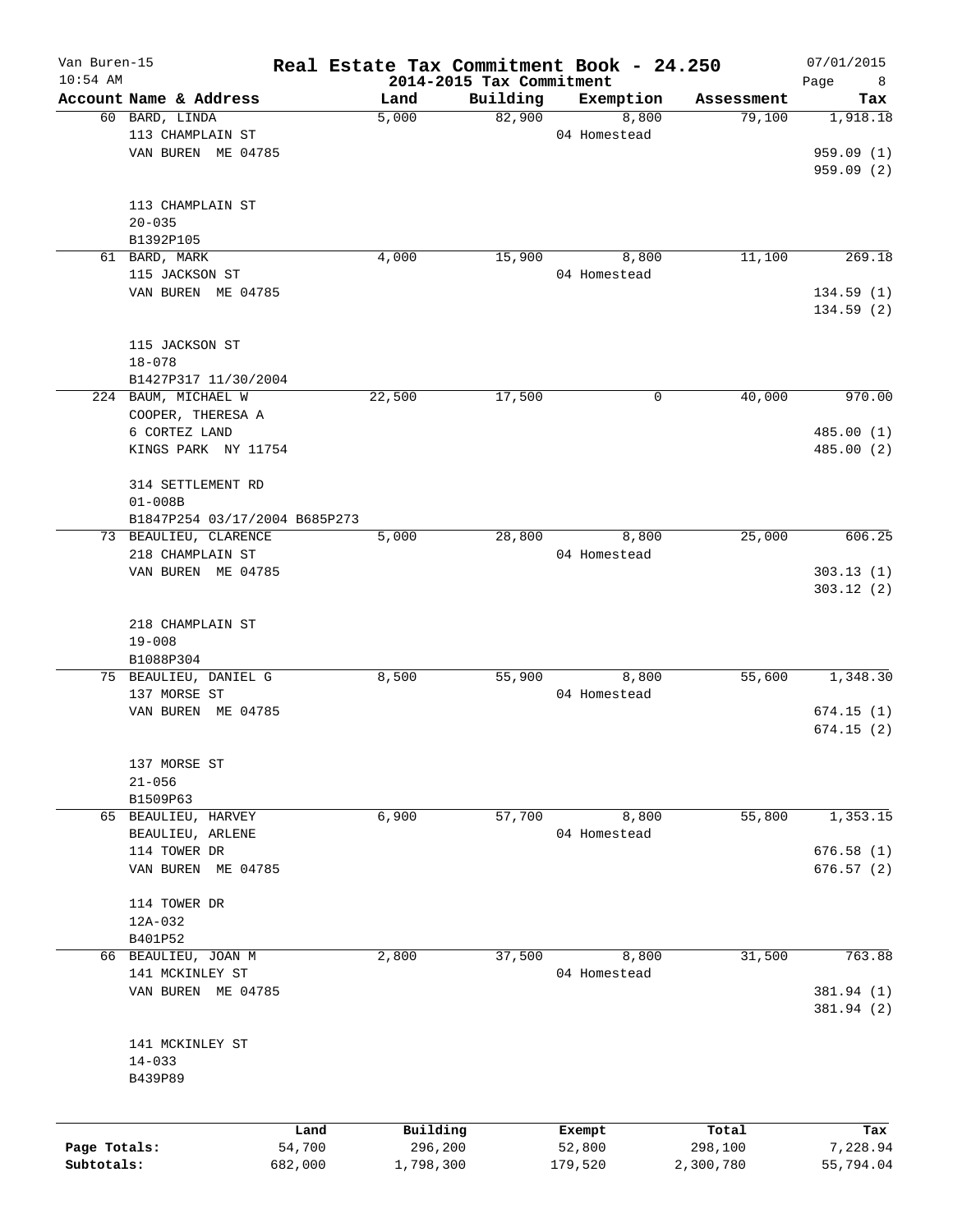# Real Estate Tax Commitment Book - 24.250

Van Buren-15
10:54 AM

2014-2015 Tax Commitment

07/01/2015

| Account Name & Address | Land | Building | Exemption | Assessment | Tax |
|---|---|---|---|---|---|
| 60 BARD, LINDA<br>113 CHAMPLAIN ST<br>VAN BUREN ME 04785<br><br>113 CHAMPLAIN ST<br>20-035<br>B1392P105 | 5,000 | 82,900 | 8,800<br>04 Homestead | 79,100 | 1,918.18<br>959.09 (1)<br>959.09 (2) |
| 61 BARD, MARK<br>115 JACKSON ST<br>VAN BUREN ME 04785<br><br>115 JACKSON ST<br>18-078<br>B1427P317 11/30/2004 | 4,000 | 15,900 | 8,800<br>04 Homestead | 11,100 | 269.18<br>134.59 (1)<br>134.59 (2) |
| 224 BAUM, MICHAEL W<br>COOPER, THERESA A<br>6 CORTEZ LAND<br>KINGS PARK NY 11754<br><br>314 SETTLEMENT RD<br>01-008B<br>B1847P254 03/17/2004 B685P273 | 22,500 | 17,500 | 0 | 40,000 | 970.00<br>485.00 (1)<br>485.00 (2) |
| 73 BEAULIEU, CLARENCE<br>218 CHAMPLAIN ST<br>VAN BUREN ME 04785<br><br>218 CHAMPLAIN ST<br>19-008<br>B1088P304 | 5,000 | 28,800 | 8,800<br>04 Homestead | 25,000 | 606.25<br>303.13 (1)<br>303.12 (2) |
| 75 BEAULIEU, DANIEL G<br>137 MORSE ST<br>VAN BUREN ME 04785<br><br>137 MORSE ST<br>21-056<br>B1509P63 | 8,500 | 55,900 | 8,800<br>04 Homestead | 55,600 | 1,348.30<br>674.15 (1)<br>674.15 (2) |
| 65 BEAULIEU, HARVEY<br>BEAULIEU, ARLENE<br>114 TOWER DR<br>VAN BUREN ME 04785<br><br>114 TOWER DR<br>12A-032<br>B401P52 | 6,900 | 57,700 | 8,800<br>04 Homestead | 55,800 | 1,353.15<br>676.58 (1)<br>676.57 (2) |
| 66 BEAULIEU, JOAN M<br>141 MCKINLEY ST<br>VAN BUREN ME 04785<br><br>141 MCKINLEY ST<br>14-033<br>B439P89 | 2,800 | 37,500 | 8,800<br>04 Homestead | 31,500 | 763.88<br>381.94 (1)<br>381.94 (2) |

| | Land | Building | Exempt | Total | Tax |
|---|---|---|---|---|---|
| Page Totals: | 54,700 | 296,200 | 52,800 | 298,100 | 7,228.94 |
| Subtotals: | 682,000 | 1,798,300 | 179,520 | 2,300,780 | 55,794.04 |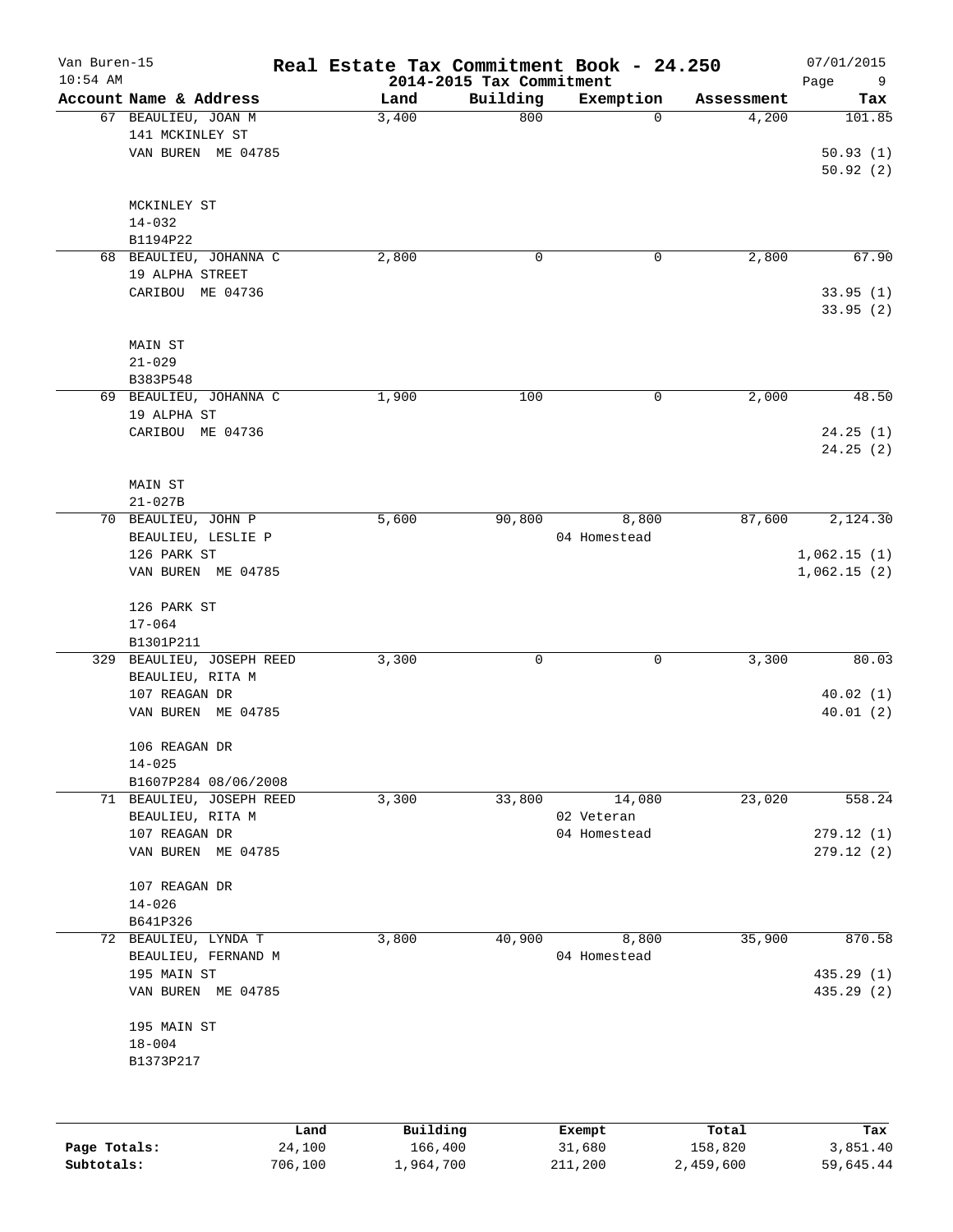# Real Estate Tax Commitment Book - 24.250

## 2014-2015 Tax Commitment

| Account Name & Address | Land | Building | Exemption | Assessment | Tax |
|---|---|---|---|---|---|
| 67 BEAULIEU, JOAN M<br>141 MCKINLEY ST<br>VAN BUREN ME 04785<br><br>MCKINLEY ST<br>14-032<br>B1194P22 | 3,400 | 800 | 0 | 4,200 | 101.85<br><br>50.93 (1)<br>50.92 (2) |
| 68 BEAULIEU, JOHANNA C<br>19 ALPHA STREET<br>CARIBOU ME 04736<br><br>MAIN ST<br>21-029<br>B383P548 | 2,800 | 0 | 0 | 2,800 | 67.90<br><br>33.95 (1)<br>33.95 (2) |
| 69 BEAULIEU, JOHANNA C<br>19 ALPHA ST<br>CARIBOU ME 04736<br><br>MAIN ST<br>21-027B | 1,900 | 100 | 0 | 2,000 | 48.50<br><br>24.25 (1)<br>24.25 (2) |
| 70 BEAULIEU, JOHN P<br>BEAULIEU, LESLIE P<br>126 PARK ST<br>VAN BUREN ME 04785<br><br>126 PARK ST<br>17-064<br>B1301P211 | 5,600 | 90,800 | 8,800<br>04 Homestead | 87,600 | 2,124.30<br><br>1,062.15 (1)<br>1,062.15 (2) |
| 329 BEAULIEU, JOSEPH REED<br>BEAULIEU, RITA M<br>107 REAGAN DR<br>VAN BUREN ME 04785<br><br>106 REAGAN DR<br>14-025<br>B1607P284 08/06/2008 | 3,300 | 0 | 0 | 3,300 | 80.03<br><br>40.02 (1)<br>40.01 (2) |
| 71 BEAULIEU, JOSEPH REED<br>BEAULIEU, RITA M<br>107 REAGAN DR<br>VAN BUREN ME 04785<br><br>107 REAGAN DR<br>14-026<br>B641P326 | 3,300 | 33,800 | 14,080<br>02 Veteran<br>04 Homestead | 23,020 | 558.24<br><br>279.12 (1)<br>279.12 (2) |
| 72 BEAULIEU, LYNDA T<br>BEAULIEU, FERNAND M<br>195 MAIN ST<br>VAN BUREN ME 04785<br><br>195 MAIN ST<br>18-004<br>B1373P217 | 3,800 | 40,900 | 8,800<br>04 Homestead | 35,900 | 870.58<br><br>435.29 (1)<br>435.29 (2) |

| | Land | Building | Exempt | Total | Tax |
|---|---|---|---|---|---|
| Page Totals: | 24,100 | 166,400 | 31,680 | 158,820 | 3,851.40 |
| Subtotals: | 706,100 | 1,964,700 | 211,200 | 2,459,600 | 59,645.44 |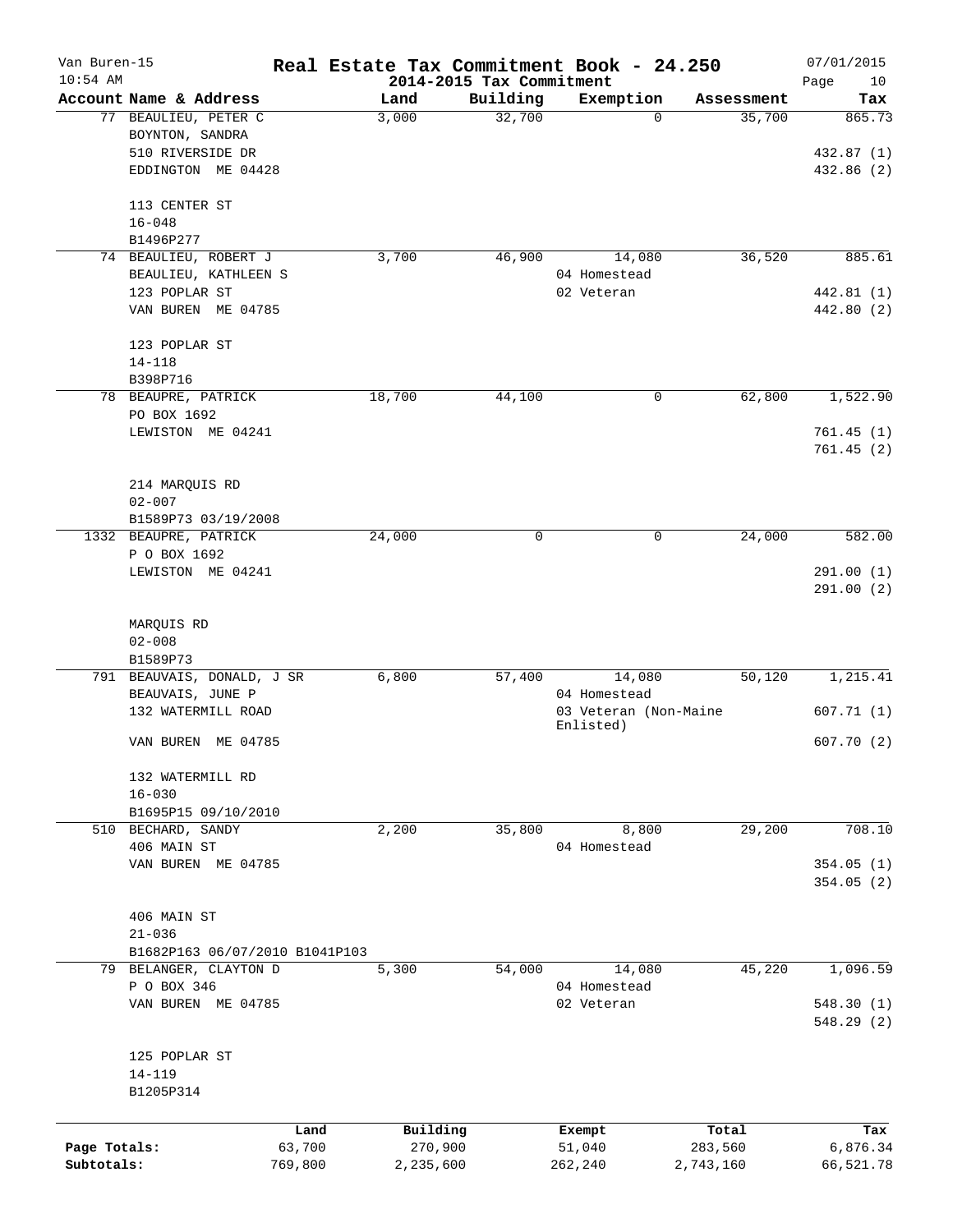# Real Estate Tax Commitment Book - 24.250

Van Buren-15
10:54 AM

2014-2015 Tax Commitment

07/01/2015

| Account Name & Address | Land | Building | Exemption | Assessment | Tax |
|---|---|---|---|---|---|
| 77 BEAULIEU, PETER C<br>BOYNTON, SANDRA<br>510 RIVERSIDE DR<br>EDDINGTON ME 04428<br><br>113 CENTER ST<br>16-048<br>B1496P277 | 3,000 | 32,700 | 0 | 35,700 | 865.73<br><br>432.87 (1)<br>432.86 (2) |
| 74 BEAULIEU, ROBERT J<br>BEAULIEU, KATHLEEN S<br>123 POPLAR ST<br>VAN BUREN ME 04785<br><br>123 POPLAR ST<br>14-118<br>B398P716 | 3,700 | 46,900 | 14,080<br>04 Homestead<br>02 Veteran | 36,520 | 885.61<br><br>442.81 (1)<br>442.80 (2) |
| 78 BEAUPRE, PATRICK<br>PO BOX 1692<br>LEWISTON ME 04241<br><br>214 MARQUIS RD<br>02-007<br>B1589P73 03/19/2008 | 18,700 | 44,100 | 0 | 62,800 | 1,522.90<br><br>761.45 (1)<br>761.45 (2) |
| 1332 BEAUPRE, PATRICK<br>P O BOX 1692<br>LEWISTON ME 04241<br><br>MARQUIS RD<br>02-008<br>B1589P73 | 24,000 | 0 | 0 | 24,000 | 582.00<br><br>291.00 (1)<br>291.00 (2) |
| 791 BEAUVAIS, DONALD, J SR<br>BEAUVAIS, JUNE P<br>132 WATERMILL ROAD<br>VAN BUREN ME 04785<br><br>132 WATERMILL RD<br>16-030<br>B1695P15 09/10/2010 | 6,800 | 57,400 | 14,080<br>04 Homestead<br>03 Veteran (Non-Maine Enlisted) | 50,120 | 1,215.41<br><br>607.71 (1)<br>607.70 (2) |
| 510 BECHARD, SANDY<br>406 MAIN ST<br>VAN BUREN ME 04785<br><br>406 MAIN ST<br>21-036<br>B1682P163 06/07/2010 B1041P103 | 2,200 | 35,800 | 8,800<br>04 Homestead | 29,200 | 708.10<br><br>354.05 (1)<br>354.05 (2) |
| 79 BELANGER, CLAYTON D<br>P O BOX 346<br>VAN BUREN ME 04785<br><br>125 POPLAR ST<br>14-119<br>B1205P314 | 5,300 | 54,000 | 14,080<br>04 Homestead<br>02 Veteran | 45,220 | 1,096.59<br><br>548.30 (1)<br>548.29 (2) |

| | Land | Building | Exempt | Total | Tax |
|---|---|---|---|---|---|
| Page Totals: | 63,700 | 270,900 | 51,040 | 283,560 | 6,876.34 |
| Subtotals: | 769,800 | 2,235,600 | 262,240 | 2,743,160 | 66,521.78 |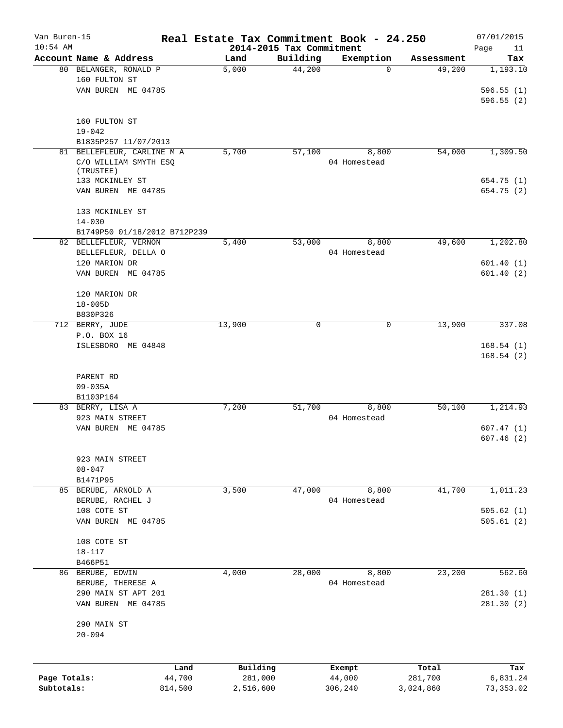Van Buren-15 | 10:54 AM

# Real Estate Tax Commitment Book - 24.250

## 2014-2015 Tax Commitment

07/01/2015

| Account Name & Address | Land | Building | Exemption | Assessment | Tax |
|---|---|---|---|---|---|
| 80 BELANGER, RONALD P<br>160 FULTON ST<br>VAN BUREN ME 04785<br><br>160 FULTON ST<br>19-042<br>B1835P257 11/07/2013 | 5,000 | 44,200 | 0 | 49,200 | 1,193.10<br><br>596.55 (1)<br>596.55 (2) |
| 81 BELLEFLEUR, CARLINE M A<br>C/O WILLIAM SMYTH ESQ (TRUSTEE)<br>133 MCKINLEY ST<br>VAN BUREN ME 04785<br><br>133 MCKINLEY ST<br>14-030<br>B1749P50 01/18/2012 B712P239 | 5,700 | 57,100 | 8,800<br>04 Homestead | 54,000 | 1,309.50<br><br>654.75 (1)<br>654.75 (2) |
| 82 BELLEFLEUR, VERNON<br>BELLEFLEUR, DELLA O<br>120 MARION DR<br>VAN BUREN ME 04785<br><br>120 MARION DR<br>18-005D<br>B830P326 | 5,400 | 53,000 | 8,800<br>04 Homestead | 49,600 | 1,202.80<br><br>601.40 (1)<br>601.40 (2) |
| 712 BERRY, JUDE<br>P.O. BOX 16<br>ISLESBORO ME 04848<br><br>PARENT RD<br>09-035A<br>B1103P164 | 13,900 | 0 | 0 | 13,900 | 337.08<br><br>168.54 (1)<br>168.54 (2) |
| 83 BERRY, LISA A<br>923 MAIN STREET<br>VAN BUREN ME 04785<br><br>923 MAIN STREET<br>08-047<br>B1471P95 | 7,200 | 51,700 | 8,800<br>04 Homestead | 50,100 | 1,214.93<br><br>607.47 (1)<br>607.46 (2) |
| 85 BERUBE, ARNOLD A<br>BERUBE, RACHEL J<br>108 COTE ST<br>VAN BUREN ME 04785<br><br>108 COTE ST<br>18-117<br>B466P51 | 3,500 | 47,000 | 8,800<br>04 Homestead | 41,700 | 1,011.23<br><br>505.62 (1)<br>505.61 (2) |
| 86 BERUBE, EDWIN<br>BERUBE, THERESE A<br>290 MAIN ST APT 201<br>VAN BUREN ME 04785<br><br>290 MAIN ST<br>20-094 | 4,000 | 28,000 | 8,800<br>04 Homestead | 23,200 | 562.60<br><br>281.30 (1)<br>281.30 (2) |

| | Land | Building | Exempt | Total | Tax |
|---|---|---|---|---|---|
| Page Totals: | 44,700 | 281,000 | 44,000 | 281,700 | 6,831.24 |
| Subtotals: | 814,500 | 2,516,600 | 306,240 | 3,024,860 | 73,353.02 |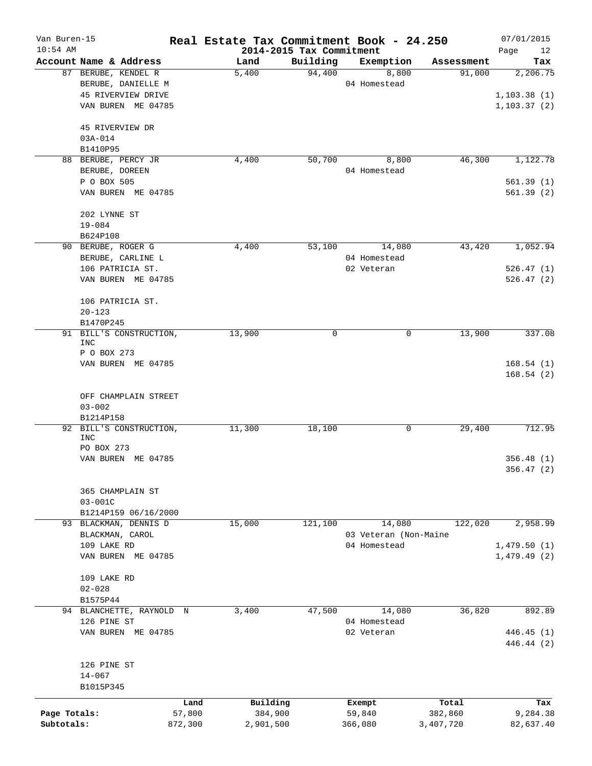# Real Estate Tax Commitment Book - 24.250

## 2014-2015 Tax Commitment

Van Buren-15 | 10:54 AM | 07/01/2015

| Account Name & Address | Land | Building | Exemption | Assessment | Tax |
|---|---|---|---|---|---|
| 87 BERUBE, KENDEL R<br>BERUBE, DANIELLE M<br>45 RIVERVIEW DRIVE<br>VAN BUREN ME 04785<br><br>45 RIVERVIEW DR<br>03A-014<br>B1410P95 | 5,400 | 94,400 | 8,800<br>04 Homestead | 91,000 | 2,206.75<br>1,103.38 (1)<br>1,103.37 (2) |
| 88 BERUBE, PERCY JR<br>BERUBE, DOREEN<br>P O BOX 505<br>VAN BUREN ME 04785<br><br>202 LYNNE ST<br>19-084<br>B624P108 | 4,400 | 50,700 | 8,800<br>04 Homestead | 46,300 | 1,122.78<br>561.39 (1)<br>561.39 (2) |
| 90 BERUBE, ROGER G<br>BERUBE, CARLINE L<br>106 PATRICIA ST.<br>VAN BUREN ME 04785<br><br>106 PATRICIA ST.<br>20-123<br>B1470P245 | 4,400 | 53,100 | 14,080<br>04 Homestead<br>02 Veteran | 43,420 | 1,052.94<br>526.47 (1)<br>526.47 (2) |
| 91 BILL'S CONSTRUCTION, INC<br>P O BOX 273<br>VAN BUREN ME 04785<br><br>OFF CHAMPLAIN STREET<br>03-002<br>B1214P158 | 13,900 | 0 | 0 | 13,900 | 337.08<br>168.54 (1)<br>168.54 (2) |
| 92 BILL'S CONSTRUCTION, INC<br>PO BOX 273<br>VAN BUREN ME 04785<br><br>365 CHAMPLAIN ST<br>03-001C<br>B1214P159 06/16/2000 | 11,300 | 18,100 | 0 | 29,400 | 712.95<br>356.48 (1)<br>356.47 (2) |
| 93 BLACKMAN, DENNIS D<br>BLACKMAN, CAROL<br>109 LAKE RD<br>VAN BUREN ME 04785<br><br>109 LAKE RD<br>02-028<br>B1575P44 | 15,000 | 121,100 | 14,080<br>03 Veteran (Non-Maine<br>04 Homestead | 122,020 | 2,958.99<br>1,479.50 (1)<br>1,479.49 (2) |
| 94 BLANCHETTE, RAYNOLD N<br>126 PINE ST<br>VAN BUREN ME 04785<br><br>126 PINE ST<br>14-067<br>B1015P345 | 3,400 | 47,500 | 14,080<br>04 Homestead<br>02 Veteran | 36,820 | 892.89<br>446.45 (1)<br>446.44 (2) |

| | Land | Building | Exempt | Total | Tax |
|---|---|---|---|---|---|
| Page Totals: | 57,800 | 384,900 | 59,840 | 382,860 | 9,284.38 |
| Subtotals: | 872,300 | 2,901,500 | 366,080 | 3,407,720 | 82,637.40 |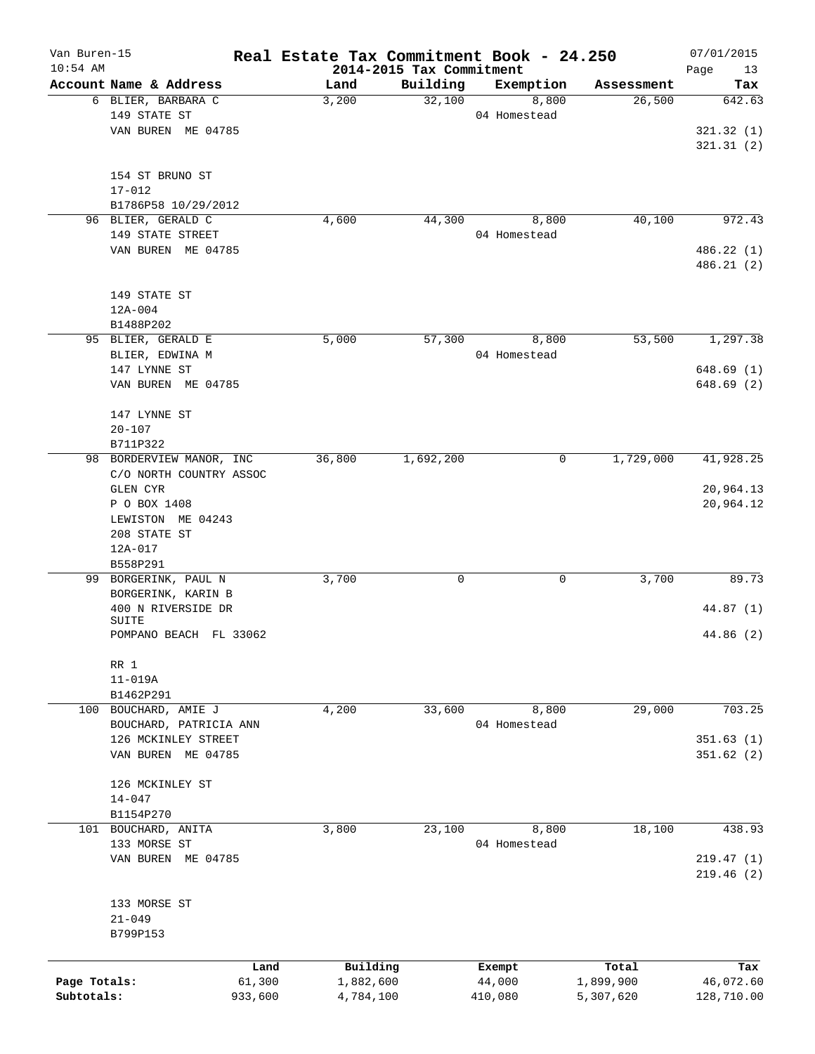Van Buren-15 | **Real Estate Tax Commitment Book - 24.250** | 07/01/2015
10:54 AM | **2014-2015 Tax Commitment** | Page 13

| Account Name & Address | Land | Building | Exemption | Assessment | Tax |
|---|---|---|---|---|---|
| 6 BLIER, BARBARA C<br>149 STATE ST<br>VAN BUREN ME 04785<br><br>154 ST BRUNO ST<br>17-012<br>B1786P58 10/29/2012 | 3,200 | 32,100 | 8,800<br>04 Homestead | 26,500 | 642.63<br><br>321.32 (1)<br>321.31 (2) |
| 96 BLIER, GERALD C<br>149 STATE STREET<br>VAN BUREN ME 04785<br><br>149 STATE ST<br>12A-004<br>B1488P202 | 4,600 | 44,300 | 8,800<br>04 Homestead | 40,100 | 972.43<br><br>486.22 (1)<br>486.21 (2) |
| 95 BLIER, GERALD E<br>BLIER, EDWINA M<br>147 LYNNE ST<br>VAN BUREN ME 04785<br><br>147 LYNNE ST<br>20-107<br>B711P322 | 5,000 | 57,300 | 8,800<br>04 Homestead | 53,500 | 1,297.38<br><br>648.69 (1)<br>648.69 (2) |
| 98 BORDERVIEW MANOR, INC<br>C/O NORTH COUNTRY ASSOC<br>GLEN CYR<br>P O BOX 1408<br>LEWISTON ME 04243<br>208 STATE ST<br>12A-017<br>B558P291 | 36,800 | 1,692,200 | 0 | 1,729,000 | 41,928.25<br><br>20,964.13<br>20,964.12 |
| 99 BORGERINK, PAUL N<br>BORGERINK, KARIN B<br>400 N RIVERSIDE DR<br>SUITE<br>POMPANO BEACH FL 33062<br><br>RR 1<br>11-019A<br>B1462P291 | 3,700 | 0 | 0 | 3,700 | 89.73<br><br>44.87 (1)<br><br>44.86 (2) |
| 100 BOUCHARD, AMIE J<br>BOUCHARD, PATRICIA ANN<br>126 MCKINLEY STREET<br>VAN BUREN ME 04785<br><br>126 MCKINLEY ST<br>14-047<br>B1154P270 | 4,200 | 33,600 | 8,800<br>04 Homestead | 29,000 | 703.25<br><br>351.63 (1)<br>351.62 (2) |
| 101 BOUCHARD, ANITA<br>133 MORSE ST<br>VAN BUREN ME 04785<br><br>133 MORSE ST<br>21-049<br>B799P153 | 3,800 | 23,100 | 8,800<br>04 Homestead | 18,100 | 438.93<br><br>219.47 (1)<br>219.46 (2) |

| | Land | Building | Exempt | Total | Tax |
|---|---|---|---|---|---|
| **Page Totals:** | 61,300 | 1,882,600 | 44,000 | 1,899,900 | 46,072.60 |
| **Subtotals:** | 933,600 | 4,784,100 | 410,080 | 5,307,620 | 128,710.00 |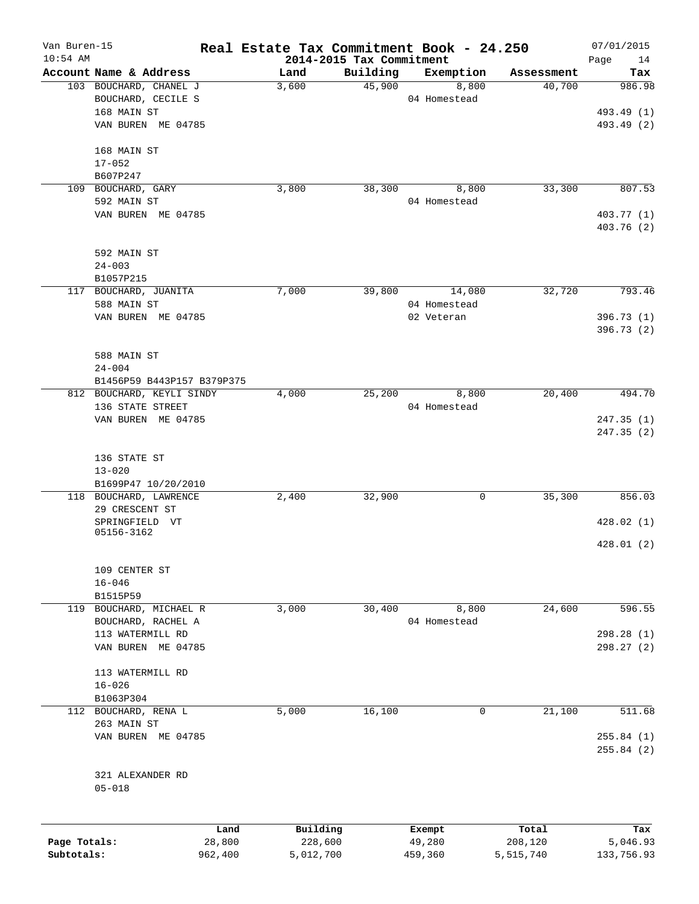# Real Estate Tax Commitment Book - 24.250

## 2014-2015 Tax Commitment

Van Buren-15
10:54 AM
07/01/2015
Page 14

| Account Name & Address | Land | Building | Exemption | Assessment | Tax |
|---|---|---|---|---|---|
| 103 BOUCHARD, CHANEL J<br>BOUCHARD, CECILE S<br>168 MAIN ST<br>VAN BUREN ME 04785<br><br>168 MAIN ST<br>17-052<br>B607P247 | 3,600 | 45,900 | 8,800<br>04 Homestead | 40,700 | 986.98<br><br>493.49 (1)<br>493.49 (2) |
| 109 BOUCHARD, GARY<br>592 MAIN ST<br>VAN BUREN ME 04785<br><br>592 MAIN ST<br>24-003<br>B1057P215 | 3,800 | 38,300 | 8,800<br>04 Homestead | 33,300 | 807.53<br><br>403.77 (1)<br>403.76 (2) |
| 117 BOUCHARD, JUANITA<br>588 MAIN ST<br>VAN BUREN ME 04785<br><br>588 MAIN ST<br>24-004<br>B1456P59 B443P157 B379P375 | 7,000 | 39,800 | 14,080<br>04 Homestead<br>02 Veteran | 32,720 | 793.46<br><br>396.73 (1)<br>396.73 (2) |
| 812 BOUCHARD, KEYLI SINDY<br>136 STATE STREET<br>VAN BUREN ME 04785<br><br>136 STATE ST<br>13-020<br>B1699P47 10/20/2010 | 4,000 | 25,200 | 8,800<br>04 Homestead | 20,400 | 494.70<br><br>247.35 (1)<br>247.35 (2) |
| 118 BOUCHARD, LAWRENCE<br>29 CRESCENT ST<br>SPRINGFIELD VT<br>05156-3162<br><br>109 CENTER ST<br>16-046<br>B1515P59 | 2,400 | 32,900 | 0 | 35,300 | 856.03<br><br>428.02 (1)<br>428.01 (2) |
| 119 BOUCHARD, MICHAEL R<br>BOUCHARD, RACHEL A<br>113 WATERMILL RD<br>VAN BUREN ME 04785<br><br>113 WATERMILL RD<br>16-026<br>B1063P304 | 3,000 | 30,400 | 8,800<br>04 Homestead | 24,600 | 596.55<br><br>298.28 (1)<br>298.27 (2) |
| 112 BOUCHARD, RENA L<br>263 MAIN ST<br>VAN BUREN ME 04785<br><br>321 ALEXANDER RD<br>05-018 | 5,000 | 16,100 | 0 | 21,100 | 511.68<br><br>255.84 (1)<br>255.84 (2) |

| | Land | Building | Exempt | Total | Tax |
|---|---|---|---|---|---|
| Page Totals: | 28,800 | 228,600 | 49,280 | 208,120 | 5,046.93 |
| Subtotals: | 962,400 | 5,012,700 | 459,360 | 5,515,740 | 133,756.93 |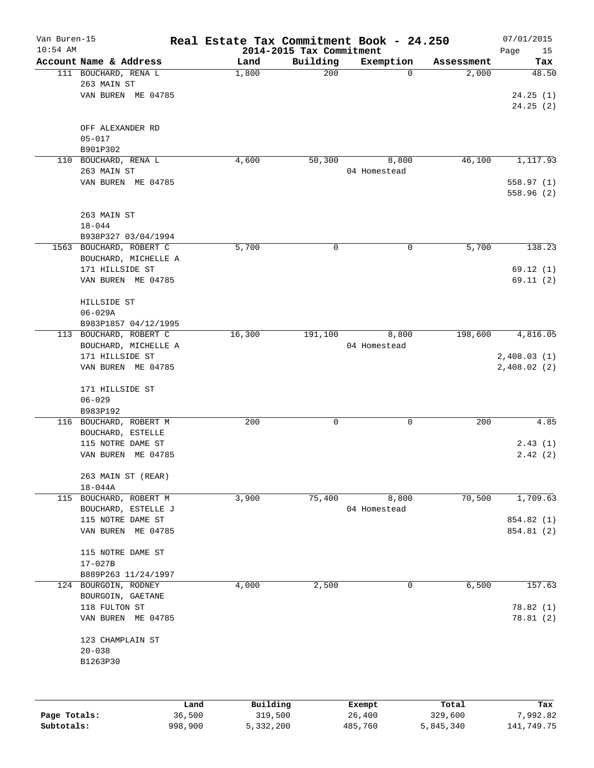# Real Estate Tax Commitment Book - 24.250

Van Buren-15
10:54 AM

## 2014-2015 Tax Commitment

07/01/2015

| Account Name & Address | Land | Building | Exemption | Assessment | Tax |
|---|---|---|---|---|---|
| 111 BOUCHARD, RENA L<br>263 MAIN ST<br>VAN BUREN ME 04785<br><br>OFF ALEXANDER RD<br>05-017<br>B901P302 | 1,800 | 200 | 0 | 2,000 | 48.50<br><br>24.25 (1)<br>24.25 (2) |
| 110 BOUCHARD, RENA L<br>263 MAIN ST<br>VAN BUREN ME 04785<br><br>263 MAIN ST<br>18-044<br>B938P327 03/04/1994 | 4,600 | 50,300 | 8,800<br>04 Homestead | 46,100 | 1,117.93<br><br>558.97 (1)<br>558.96 (2) |
| 1563 BOUCHARD, ROBERT C<br>BOUCHARD, MICHELLE A<br>171 HILLSIDE ST<br>VAN BUREN ME 04785<br><br>HILLSIDE ST<br>06-029A<br>B983P1857 04/12/1995 | 5,700 | 0 | 0 | 5,700 | 138.23<br><br>69.12 (1)<br>69.11 (2) |
| 113 BOUCHARD, ROBERT C<br>BOUCHARD, MICHELLE A<br>171 HILLSIDE ST<br>VAN BUREN ME 04785<br><br>171 HILLSIDE ST<br>06-029<br>B983P192 | 16,300 | 191,100 | 8,800<br>04 Homestead | 198,600 | 4,816.05<br><br>2,408.03 (1)<br>2,408.02 (2) |
| 116 BOUCHARD, ROBERT M<br>BOUCHARD, ESTELLE<br>115 NOTRE DAME ST<br>VAN BUREN ME 04785<br><br>263 MAIN ST (REAR)<br>18-044A | 200 | 0 | 0 | 200 | 4.85<br><br>2.43 (1)<br>2.42 (2) |
| 115 BOUCHARD, ROBERT M<br>BOUCHARD, ESTELLE J<br>115 NOTRE DAME ST<br>VAN BUREN ME 04785<br><br>115 NOTRE DAME ST<br>17-027B<br>B889P263 11/24/1997 | 3,900 | 75,400 | 8,800<br>04 Homestead | 70,500 | 1,709.63<br><br>854.82 (1)<br>854.81 (2) |
| 124 BOURGOIN, RODNEY<br>BOURGOIN, GAETANE<br>118 FULTON ST<br>VAN BUREN ME 04785<br><br>123 CHAMPLAIN ST<br>20-038<br>B1263P30 | 4,000 | 2,500 | 0 | 6,500 | 157.63<br><br>78.82 (1)<br>78.81 (2) |

| | Land | Building | Exempt | Total | Tax |
|---|---|---|---|---|---|
| **Page Totals:** | 36,500 | 319,500 | 26,400 | 329,600 | 7,992.82 |
| **Subtotals:** | 998,900 | 5,332,200 | 485,760 | 5,845,340 | 141,749.75 |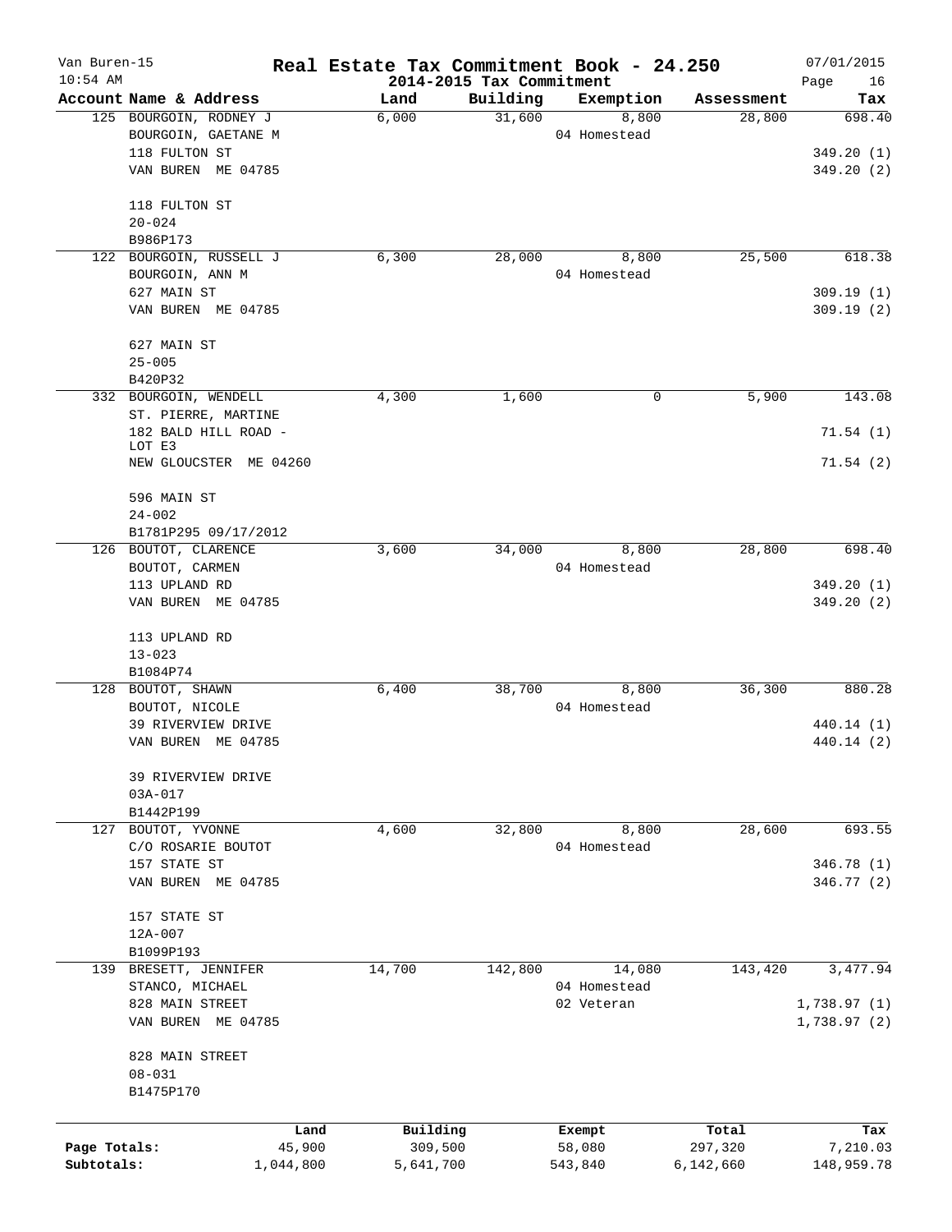# Real Estate Tax Commitment Book - 24.250

Van Buren-15
10:54 AM

## 2014-2015 Tax Commitment

07/01/2015

| Account Name & Address | Land | Building | Exemption | Assessment | Tax |
|---|---|---|---|---|---|
| 125 BOURGOIN, RODNEY J | 6,000 | 31,600 | 8,800 | 28,800 | 698.40 |
| BOURGOIN, GAETANE M | | | 04 Homestead | | |
| 118 FULTON ST | | | | | 349.20 (1) |
| VAN BUREN ME 04785 | | | | | 349.20 (2) |
| 118 FULTON ST | | | | | |
| 20-024 | | | | | |
| B986P173 | | | | | |
| 122 BOURGOIN, RUSSELL J | 6,300 | 28,000 | 8,800 | 25,500 | 618.38 |
| BOURGOIN, ANN M | | | 04 Homestead | | |
| 627 MAIN ST | | | | | 309.19 (1) |
| VAN BUREN ME 04785 | | | | | 309.19 (2) |
| 627 MAIN ST | | | | | |
| 25-005 | | | | | |
| B420P32 | | | | | |
| 332 BOURGOIN, WENDELL | 4,300 | 1,600 | 0 | 5,900 | 143.08 |
| ST. PIERRE, MARTINE | | | | | |
| 182 BALD HILL ROAD - LOT E3 | | | | | 71.54 (1) |
| NEW GLOUCSTER ME 04260 | | | | | 71.54 (2) |
| 596 MAIN ST | | | | | |
| 24-002 | | | | | |
| B1781P295 09/17/2012 | | | | | |
| 126 BOUTOT, CLARENCE | 3,600 | 34,000 | 8,800 | 28,800 | 698.40 |
| BOUTOT, CARMEN | | | 04 Homestead | | |
| 113 UPLAND RD | | | | | 349.20 (1) |
| VAN BUREN ME 04785 | | | | | 349.20 (2) |
| 113 UPLAND RD | | | | | |
| 13-023 | | | | | |
| B1084P74 | | | | | |
| 128 BOUTOT, SHAWN | 6,400 | 38,700 | 8,800 | 36,300 | 880.28 |
| BOUTOT, NICOLE | | | 04 Homestead | | |
| 39 RIVERVIEW DRIVE | | | | | 440.14 (1) |
| VAN BUREN ME 04785 | | | | | 440.14 (2) |
| 39 RIVERVIEW DRIVE | | | | | |
| 03A-017 | | | | | |
| B1442P199 | | | | | |
| 127 BOUTOT, YVONNE | 4,600 | 32,800 | 8,800 | 28,600 | 693.55 |
| C/O ROSARIE BOUTOT | | | 04 Homestead | | |
| 157 STATE ST | | | | | 346.78 (1) |
| VAN BUREN ME 04785 | | | | | 346.77 (2) |
| 157 STATE ST | | | | | |
| 12A-007 | | | | | |
| B1099P193 | | | | | |
| 139 BRESETT, JENNIFER | 14,700 | 142,800 | 14,080 | 143,420 | 3,477.94 |
| STANCO, MICHAEL | | | 04 Homestead | | |
| 828 MAIN STREET | | | 02 Veteran | | 1,738.97 (1) |
| VAN BUREN ME 04785 | | | | | 1,738.97 (2) |
| 828 MAIN STREET | | | | | |
| 08-031 | | | | | |
| B1475P170 | | | | | |

| | Land | Building | Exempt | Total | Tax |
|---|---|---|---|---|---|
| Page Totals: | 45,900 | 309,500 | 58,080 | 297,320 | 7,210.03 |
| Subtotals: | 1,044,800 | 5,641,700 | 543,840 | 6,142,660 | 148,959.78 |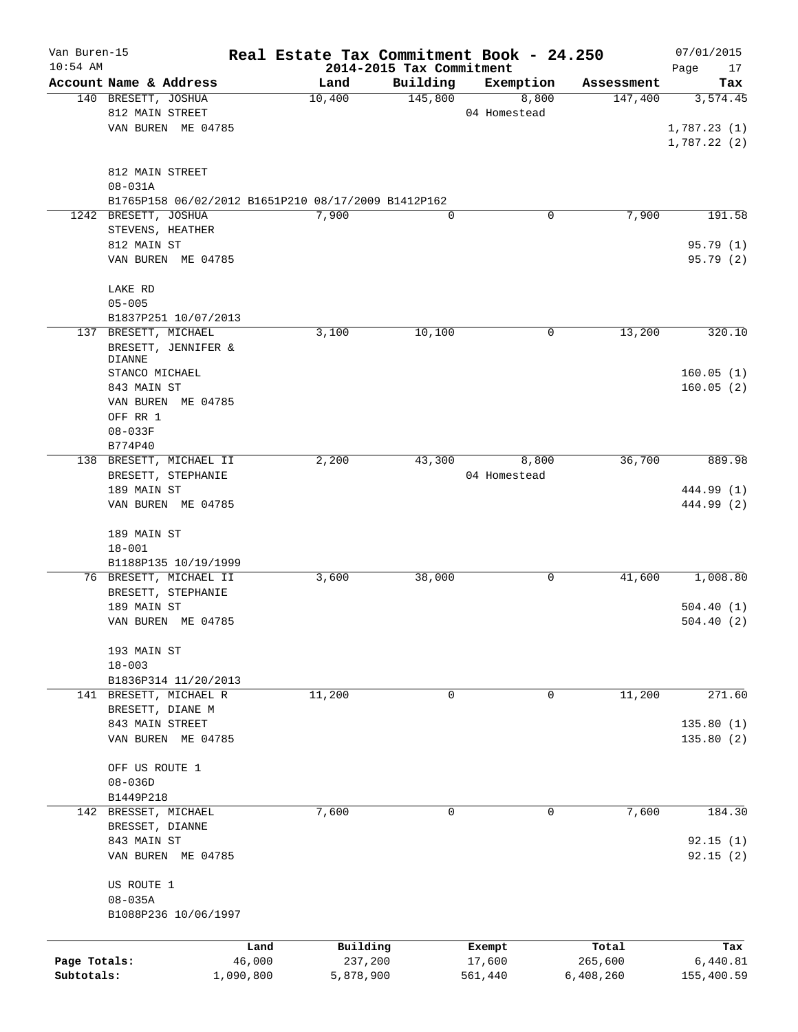# Real Estate Tax Commitment Book - 24.250

Van Buren-15
10:54 AM

2014-2015 Tax Commitment

07/01/2015

| Account | Name & Address | Land | Building | Exemption | Assessment | Tax |
|---|---|---|---|---|---|---|
| 140 | BRESETT, JOSHUA<br>812 MAIN STREET<br>VAN BUREN ME 04785<br><br>812 MAIN STREET<br>08-031A<br>B1765P158 06/02/2012 B1651P210 08/17/2009 B1412P162 | 10,400 | 145,800 | 8,800<br>04 Homestead | 147,400 | 3,574.45<br>1,787.23 (1)<br>1,787.22 (2) |
| 1242 | BRESETT, JOSHUA<br>STEVENS, HEATHER<br>812 MAIN ST<br>VAN BUREN ME 04785<br><br>LAKE RD<br>05-005<br>B1837P251 10/07/2013 | 7,900 | 0 | 0 | 7,900 | 191.58<br>95.79 (1)<br>95.79 (2) |
| 137 | BRESETT, MICHAEL<br>BRESETT, JENNIFER & DIANNE<br>STANCO MICHAEL<br>843 MAIN ST<br>VAN BUREN ME 04785<br>OFF RR 1<br>08-033F<br>B774P40 | 3,100 | 10,100 | 0 | 13,200 | 320.10<br>160.05 (1)<br>160.05 (2) |
| 138 | BRESETT, MICHAEL II<br>BRESETT, STEPHANIE<br>189 MAIN ST<br>VAN BUREN ME 04785<br><br>189 MAIN ST<br>18-001<br>B1188P135 10/19/1999 | 2,200 | 43,300 | 8,800<br>04 Homestead | 36,700 | 889.98<br>444.99 (1)<br>444.99 (2) |
| 76 | BRESETT, MICHAEL II<br>BRESETT, STEPHANIE<br>189 MAIN ST<br>VAN BUREN ME 04785<br><br>193 MAIN ST<br>18-003<br>B1836P314 11/20/2013 | 3,600 | 38,000 | 0 | 41,600 | 1,008.80<br>504.40 (1)<br>504.40 (2) |
| 141 | BRESETT, MICHAEL R<br>BRESETT, DIANE M<br>843 MAIN STREET<br>VAN BUREN ME 04785<br><br>OFF US ROUTE 1<br>08-036D<br>B1449P218 | 11,200 | 0 | 0 | 11,200 | 271.60<br>135.80 (1)<br>135.80 (2) |
| 142 | BRESSET, MICHAEL<br>BRESSET, DIANNE<br>843 MAIN ST<br>VAN BUREN ME 04785<br><br>US ROUTE 1<br>08-035A<br>B1088P236 10/06/1997 | 7,600 | 0 | 0 | 7,600 | 184.30<br>92.15 (1)<br>92.15 (2) |

| | Land | Building | Exempt | Total | Tax |
|---|---|---|---|---|---|
| Page Totals: | 46,000 | 237,200 | 17,600 | 265,600 | 6,440.81 |
| Subtotals: | 1,090,800 | 5,878,900 | 561,440 | 6,408,260 | 155,400.59 |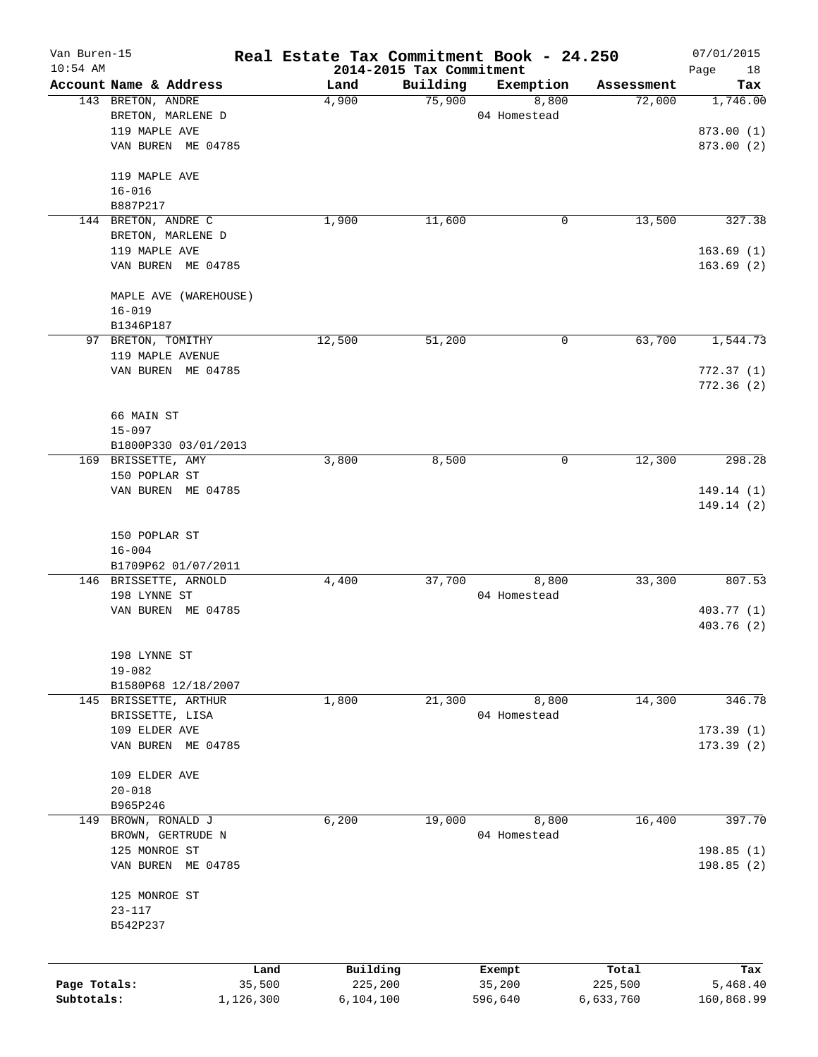# Real Estate Tax Commitment Book - 24.250

Van Buren-15
10:54 AM

2014-2015 Tax Commitment

07/01/2015

| Account Name & Address | Land | Building | Exemption | Assessment | Tax |
|---|---|---|---|---|---|
| 143 BRETON, ANDRE<br>BRETON, MARLENE D<br>119 MAPLE AVE<br>VAN BUREN ME 04785<br><br>119 MAPLE AVE<br>16-016<br>B887P217 | 4,900 | 75,900 | 8,800<br>04 Homestead | 72,000 | 1,746.00<br><br>873.00 (1)<br>873.00 (2) |
| 144 BRETON, ANDRE C<br>BRETON, MARLENE D<br>119 MAPLE AVE<br>VAN BUREN ME 04785<br><br>MAPLE AVE (WAREHOUSE)<br>16-019<br>B1346P187 | 1,900 | 11,600 | 0 | 13,500 | 327.38<br><br>163.69 (1)<br>163.69 (2) |
| 97 BRETON, TOMITHY<br>119 MAPLE AVENUE<br>VAN BUREN ME 04785<br><br>66 MAIN ST<br>15-097<br>B1800P330 03/01/2013 | 12,500 | 51,200 | 0 | 63,700 | 1,544.73<br><br>772.37 (1)<br>772.36 (2) |
| 169 BRISSETTE, AMY<br>150 POPLAR ST<br>VAN BUREN ME 04785<br><br>150 POPLAR ST<br>16-004<br>B1709P62 01/07/2011 | 3,800 | 8,500 | 0 | 12,300 | 298.28<br><br>149.14 (1)<br>149.14 (2) |
| 146 BRISSETTE, ARNOLD<br>198 LYNNE ST<br>VAN BUREN ME 04785<br><br>198 LYNNE ST<br>19-082<br>B1580P68 12/18/2007 | 4,400 | 37,700 | 8,800<br>04 Homestead | 33,300 | 807.53<br><br>403.77 (1)<br>403.76 (2) |
| 145 BRISSETTE, ARTHUR<br>BRISSETTE, LISA<br>109 ELDER AVE<br>VAN BUREN ME 04785<br><br>109 ELDER AVE<br>20-018<br>B965P246 | 1,800 | 21,300 | 8,800<br>04 Homestead | 14,300 | 346.78<br><br>173.39 (1)<br>173.39 (2) |
| 149 BROWN, RONALD J<br>BROWN, GERTRUDE N<br>125 MONROE ST<br>VAN BUREN ME 04785<br><br>125 MONROE ST<br>23-117<br>B542P237 | 6,200 | 19,000 | 8,800<br>04 Homestead | 16,400 | 397.70<br><br>198.85 (1)<br>198.85 (2) |

| | Land | Building | Exempt | Total | Tax |
|---|---|---|---|---|---|
| Page Totals: | 35,500 | 225,200 | 35,200 | 225,500 | 5,468.40 |
| Subtotals: | 1,126,300 | 6,104,100 | 596,640 | 6,633,760 | 160,868.99 |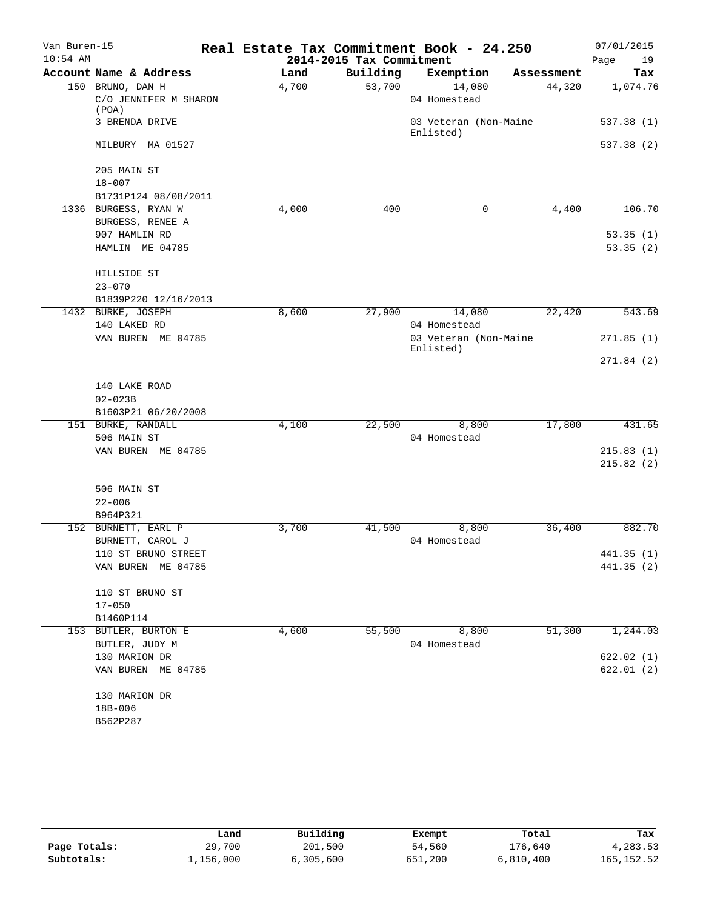Van Buren-15
10:54 AM

# Real Estate Tax Commitment Book - 24.250
## 2014-2015 Tax Commitment

07/01/2015

| Account Name & Address | Land | Building | Exemption | Assessment | Tax |
|---|---|---|---|---|---|
| 150 BRUNO, DAN H | 4,700 | 53,700 | 14,080 | 44,320 | 1,074.76 |
| C/O JENNIFER M SHARON (POA) | | | 04 Homestead | | |
| 3 BRENDA DRIVE | | | 03 Veteran (Non-Maine Enlisted) | | 537.38 (1) |
| MILBURY MA 01527 | | | | | 537.38 (2) |
| 205 MAIN ST | | | | | |
| 18-007 | | | | | |
| B1731P124 08/08/2011 | | | | | |
| 1336 BURGESS, RYAN W | 4,000 | 400 | 0 | 4,400 | 106.70 |
| BURGESS, RENEE A | | | | | |
| 907 HAMLIN RD | | | | | 53.35 (1) |
| HAMLIN ME 04785 | | | | | 53.35 (2) |
| HILLSIDE ST | | | | | |
| 23-070 | | | | | |
| B1839P220 12/16/2013 | | | | | |
| 1432 BURKE, JOSEPH | 8,600 | 27,900 | 14,080 | 22,420 | 543.69 |
| 140 LAKED RD | | | 04 Homestead | | |
| VAN BUREN ME 04785 | | | 03 Veteran (Non-Maine Enlisted) | | 271.85 (1) |
| | | | | | 271.84 (2) |
| 140 LAKE ROAD | | | | | |
| 02-023B | | | | | |
| B1603P21 06/20/2008 | | | | | |
| 151 BURKE, RANDALL | 4,100 | 22,500 | 8,800 | 17,800 | 431.65 |
| 506 MAIN ST | | | 04 Homestead | | |
| VAN BUREN ME 04785 | | | | | 215.83 (1) |
| | | | | | 215.82 (2) |
| 506 MAIN ST | | | | | |
| 22-006 | | | | | |
| B964P321 | | | | | |
| 152 BURNETT, EARL P | 3,700 | 41,500 | 8,800 | 36,400 | 882.70 |
| BURNETT, CAROL J | | | 04 Homestead | | |
| 110 ST BRUNO STREET | | | | | 441.35 (1) |
| VAN BUREN ME 04785 | | | | | 441.35 (2) |
| 110 ST BRUNO ST | | | | | |
| 17-050 | | | | | |
| B1460P114 | | | | | |
| 153 BUTLER, BURTON E | 4,600 | 55,500 | 8,800 | 51,300 | 1,244.03 |
| BUTLER, JUDY M | | | 04 Homestead | | |
| 130 MARION DR | | | | | 622.02 (1) |
| VAN BUREN ME 04785 | | | | | 622.01 (2) |
| 130 MARION DR | | | | | |
| 18B-006 | | | | | |
| B562P287 | | | | | |

| | Land | Building | Exempt | Total | Tax |
|---|---|---|---|---|---|
| Page Totals: | 29,700 | 201,500 | 54,560 | 176,640 | 4,283.53 |
| Subtotals: | 1,156,000 | 6,305,600 | 651,200 | 6,810,400 | 165,152.52 |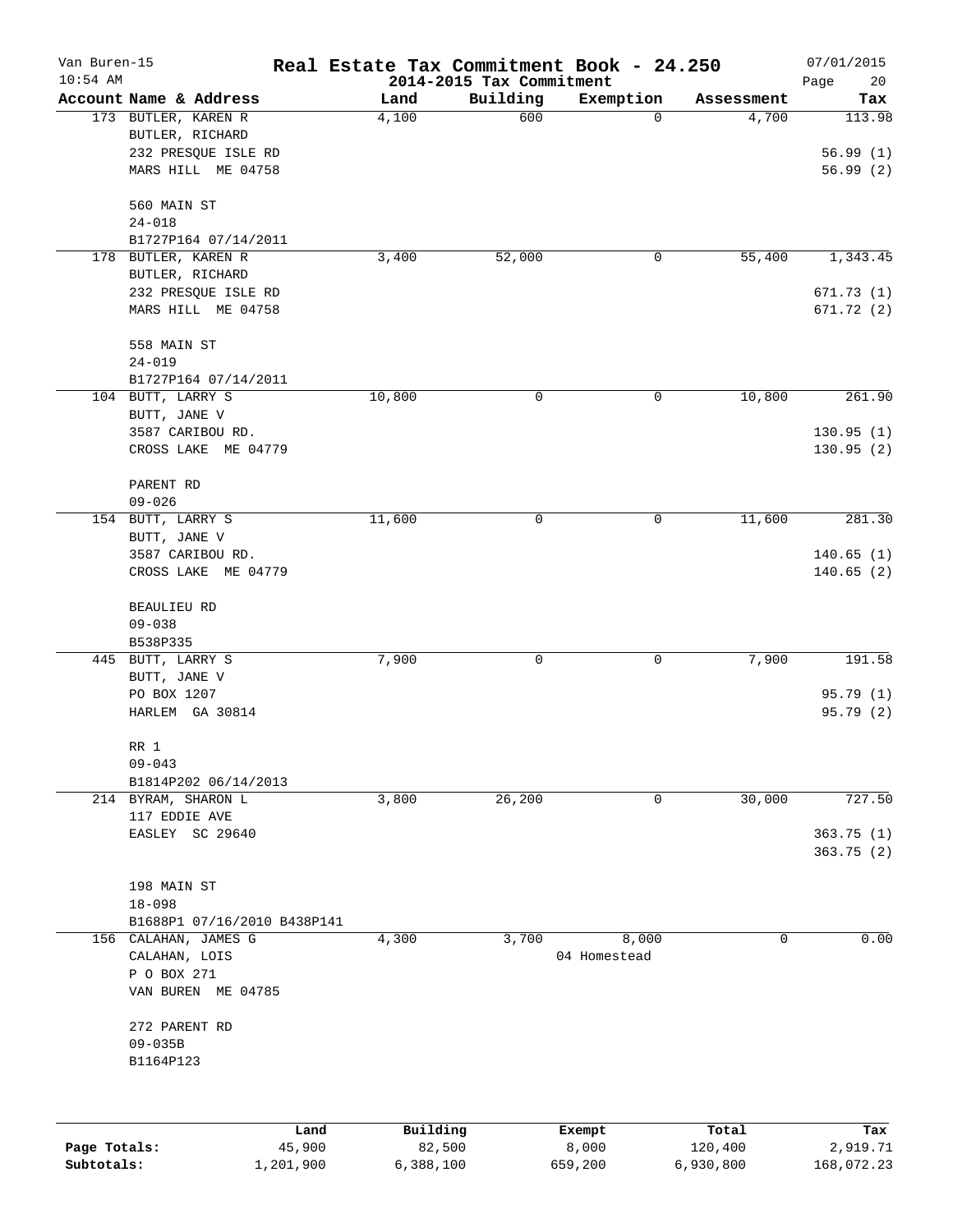Van Buren-15 **Real Estate Tax Commitment Book - 24.250** 07/01/2015
10:54 AM **2014-2015 Tax Commitment** Page 20

| Account Name & Address | Land | Building | Exemption | Assessment | Tax |
|---|---|---|---|---|---|
| 173 BUTLER, KAREN R | 4,100 | 600 | 0 | 4,700 | 113.98 |
| BUTLER, RICHARD | | | | | |
| 232 PRESQUE ISLE RD | | | | | 56.99 (1) |
| MARS HILL ME 04758 | | | | | 56.99 (2) |
| 560 MAIN ST | | | | | |
| 24-018 | | | | | |
| B1727P164 07/14/2011 | | | | | |
| 178 BUTLER, KAREN R | 3,400 | 52,000 | 0 | 55,400 | 1,343.45 |
| BUTLER, RICHARD | | | | | |
| 232 PRESQUE ISLE RD | | | | | 671.73 (1) |
| MARS HILL ME 04758 | | | | | 671.72 (2) |
| 558 MAIN ST | | | | | |
| 24-019 | | | | | |
| B1727P164 07/14/2011 | | | | | |
| 104 BUTT, LARRY S | 10,800 | 0 | 0 | 10,800 | 261.90 |
| BUTT, JANE V | | | | | |
| 3587 CARIBOU RD. | | | | | 130.95 (1) |
| CROSS LAKE ME 04779 | | | | | 130.95 (2) |
| PARENT RD | | | | | |
| 09-026 | | | | | |
| 154 BUTT, LARRY S | 11,600 | 0 | 0 | 11,600 | 281.30 |
| BUTT, JANE V | | | | | |
| 3587 CARIBOU RD. | | | | | 140.65 (1) |
| CROSS LAKE ME 04779 | | | | | 140.65 (2) |
| BEAULIEU RD | | | | | |
| 09-038 | | | | | |
| B538P335 | | | | | |
| 445 BUTT, LARRY S | 7,900 | 0 | 0 | 7,900 | 191.58 |
| BUTT, JANE V | | | | | |
| PO BOX 1207 | | | | | 95.79 (1) |
| HARLEM GA 30814 | | | | | 95.79 (2) |
| RR 1 | | | | | |
| 09-043 | | | | | |
| B1814P202 06/14/2013 | | | | | |
| 214 BYRAM, SHARON L | 3,800 | 26,200 | 0 | 30,000 | 727.50 |
| 117 EDDIE AVE | | | | | |
| EASLEY SC 29640 | | | | | 363.75 (1) |
| | | | | | 363.75 (2) |
| 198 MAIN ST | | | | | |
| 18-098 | | | | | |
| B1688P1 07/16/2010 B438P141 | | | | | |
| 156 CALAHAN, JAMES G | 4,300 | 3,700 | 8,000 | 0 | 0.00 |
| CALAHAN, LOIS | | | 04 Homestead | | |
| P O BOX 271 | | | | | |
| VAN BUREN ME 04785 | | | | | |
| 272 PARENT RD | | | | | |
| 09-035B | | | | | |
| B1164P123 | | | | | |

| | Land | Building | Exempt | Total | Tax |
|---|---|---|---|---|---|
| **Page Totals:** | 45,900 | 82,500 | 8,000 | 120,400 | 2,919.71 |
| **Subtotals:** | 1,201,900 | 6,388,100 | 659,200 | 6,930,800 | 168,072.23 |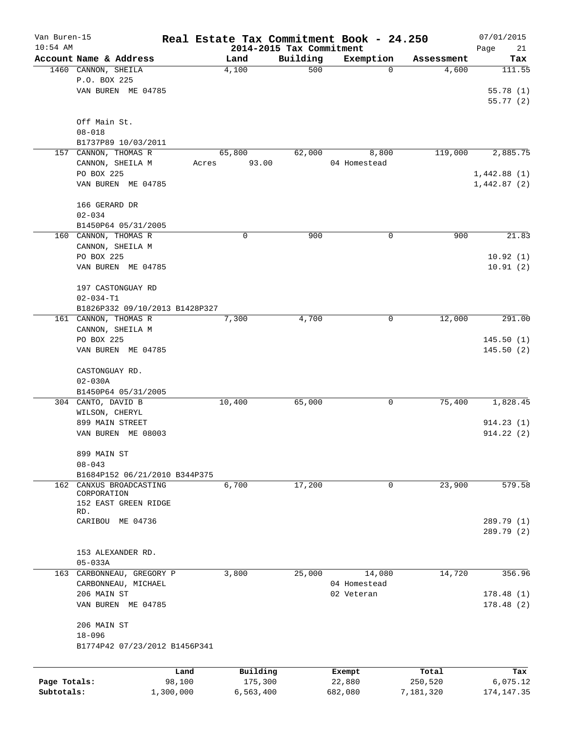# Real Estate Tax Commitment Book - 24.250

Van Buren-15
10:54 AM
2014-2015 Tax Commitment
07/01/2015

| Account Name & Address | Land | Building | Exemption | Assessment | Tax |
|---|---|---|---|---|---|
| 1460 CANNON, SHEILA<br>P.O. BOX 225<br>VAN BUREN ME 04785<br><br>Off Main St.<br>08-018<br>B1737P89 10/03/2011 | 4,100 | 500 | 0 | 4,600 | 111.55<br>55.78 (1)<br>55.77 (2) |
| 157 CANNON, THOMAS R<br>CANNON, SHEILA M<br>PO BOX 225<br>VAN BUREN ME 04785<br><br>166 GERARD DR<br>02-034<br>B1450P64 05/31/2005 | 65,800<br>Acres 93.00 | 62,000 | 8,800<br>04 Homestead | 119,000 | 2,885.75<br>1,442.88 (1)<br>1,442.87 (2) |
| 160 CANNON, THOMAS R<br>CANNON, SHEILA M<br>PO BOX 225<br>VAN BUREN ME 04785<br><br>197 CASTONGUAY RD<br>02-034-T1<br>B1826P332 09/10/2013 B1428P327 | 0 | 900 | 0 | 900 | 21.83<br>10.92 (1)<br>10.91 (2) |
| 161 CANNON, THOMAS R<br>CANNON, SHEILA M<br>PO BOX 225<br>VAN BUREN ME 04785<br><br>CASTONGUAY RD.<br>02-030A<br>B1450P64 05/31/2005 | 7,300 | 4,700 | 0 | 12,000 | 291.00<br>145.50 (1)<br>145.50 (2) |
| 304 CANTO, DAVID B<br>WILSON, CHERYL<br>899 MAIN STREET<br>VAN BUREN ME 08003<br><br>899 MAIN ST<br>08-043<br>B1684P152 06/21/2010 B344P375 | 10,400 | 65,000 | 0 | 75,400 | 1,828.45<br>914.23 (1)<br>914.22 (2) |
| 162 CANXUS BROADCASTING CORPORATION<br>152 EAST GREEN RIDGE RD.<br>CARIBOU ME 04736<br><br>153 ALEXANDER RD.<br>05-033A | 6,700 | 17,200 | 0 | 23,900 | 579.58<br>289.79 (1)<br>289.79 (2) |
| 163 CARBONNEAU, GREGORY P<br>CARBONNEAU, MICHAEL<br>206 MAIN ST<br>VAN BUREN ME 04785<br><br>206 MAIN ST<br>18-096<br>B1774P42 07/23/2012 B1456P341 | 3,800 | 25,000 | 14,080<br>04 Homestead<br>02 Veteran | 14,720 | 356.96<br>178.48 (1)<br>178.48 (2) |

| | Land | Building | Exempt | Total | Tax |
|---|---|---|---|---|---|
| Page Totals: | 98,100 | 175,300 | 22,880 | 250,520 | 6,075.12 |
| Subtotals: | 1,300,000 | 6,563,400 | 682,080 | 7,181,320 | 174,147.35 |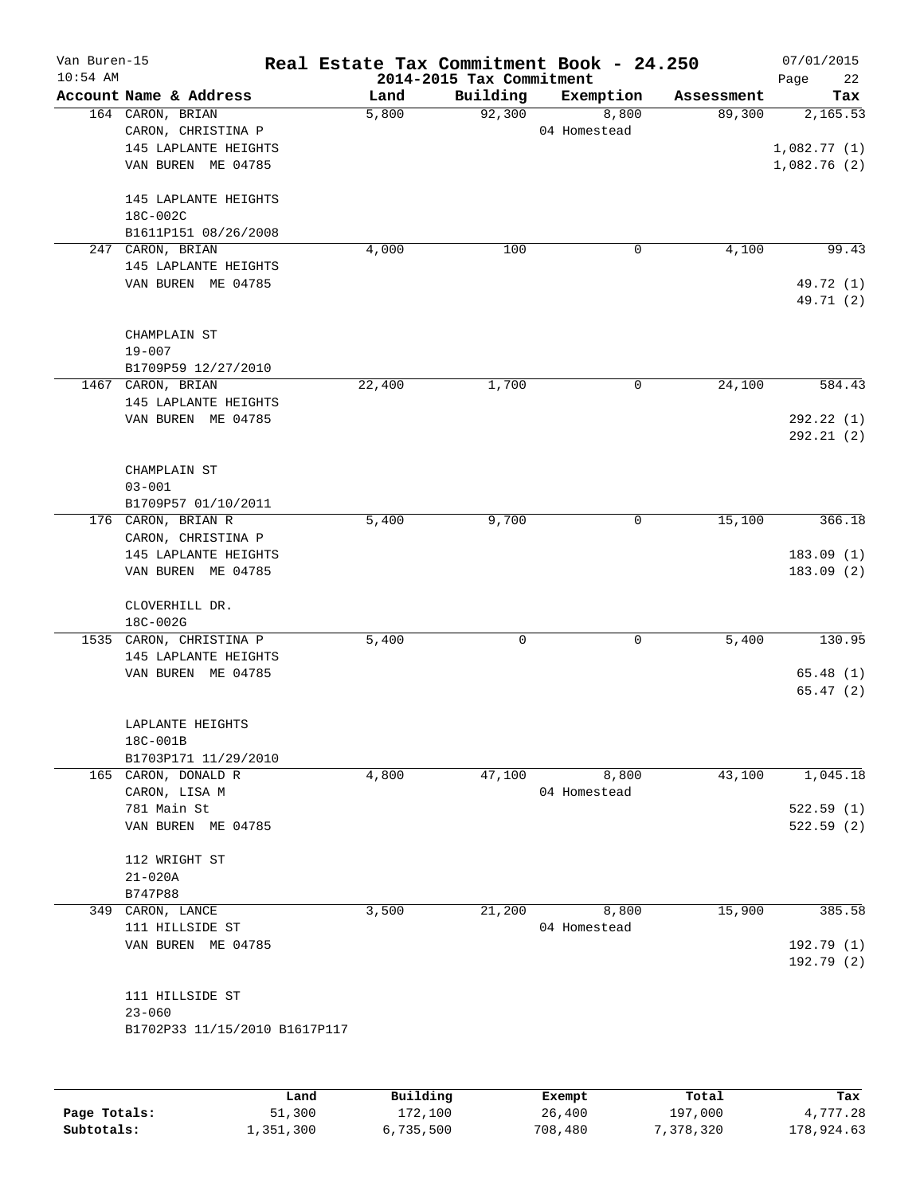# Real Estate Tax Commitment Book - 24.250

Van Buren-15
10:54 AM

2014-2015 Tax Commitment

07/01/2015

| Account Name & Address | Land | Building | Exemption | Assessment | Tax |
|---|---|---|---|---|---|
| 164 CARON, BRIAN<br>CARON, CHRISTINA P<br>145 LAPLANTE HEIGHTS<br>VAN BUREN ME 04785<br><br>145 LAPLANTE HEIGHTS<br>18C-002C<br>B1611P151 08/26/2008 | 5,800 | 92,300 | 8,800<br>04 Homestead | 89,300 | 2,165.53<br><br>1,082.77 (1)<br>1,082.76 (2) |
| 247 CARON, BRIAN<br>145 LAPLANTE HEIGHTS<br>VAN BUREN ME 04785<br><br>CHAMPLAIN ST<br>19-007<br>B1709P59 12/27/2010 | 4,000 | 100 | 0 | 4,100 | 99.43<br><br>49.72 (1)<br>49.71 (2) |
| 1467 CARON, BRIAN<br>145 LAPLANTE HEIGHTS<br>VAN BUREN ME 04785<br><br>CHAMPLAIN ST<br>03-001<br>B1709P57 01/10/2011 | 22,400 | 1,700 | 0 | 24,100 | 584.43<br><br>292.22 (1)<br>292.21 (2) |
| 176 CARON, BRIAN R<br>CARON, CHRISTINA P<br>145 LAPLANTE HEIGHTS<br>VAN BUREN ME 04785<br><br>CLOVERHILL DR.<br>18C-002G | 5,400 | 9,700 | 0 | 15,100 | 366.18<br><br>183.09 (1)<br>183.09 (2) |
| 1535 CARON, CHRISTINA P<br>145 LAPLANTE HEIGHTS<br>VAN BUREN ME 04785<br><br>LAPLANTE HEIGHTS<br>18C-001B<br>B1703P171 11/29/2010 | 5,400 | 0 | 0 | 5,400 | 130.95<br><br>65.48 (1)<br>65.47 (2) |
| 165 CARON, DONALD R<br>CARON, LISA M<br>781 Main St<br>VAN BUREN ME 04785<br><br>112 WRIGHT ST<br>21-020A<br>B747P88 | 4,800 | 47,100 | 8,800<br>04 Homestead | 43,100 | 1,045.18<br><br>522.59 (1)<br>522.59 (2) |
| 349 CARON, LANCE<br>111 HILLSIDE ST<br>VAN BUREN ME 04785<br><br>111 HILLSIDE ST<br>23-060<br>B1702P33 11/15/2010 B1617P117 | 3,500 | 21,200 | 8,800<br>04 Homestead | 15,900 | 385.58<br><br>192.79 (1)<br>192.79 (2) |

| | Land | Building | Exempt | Total | Tax |
|---|---|---|---|---|---|
| **Page Totals:** | 51,300 | 172,100 | 26,400 | 197,000 | 4,777.28 |
| **Subtotals:** | 1,351,300 | 6,735,500 | 708,480 | 7,378,320 | 178,924.63 |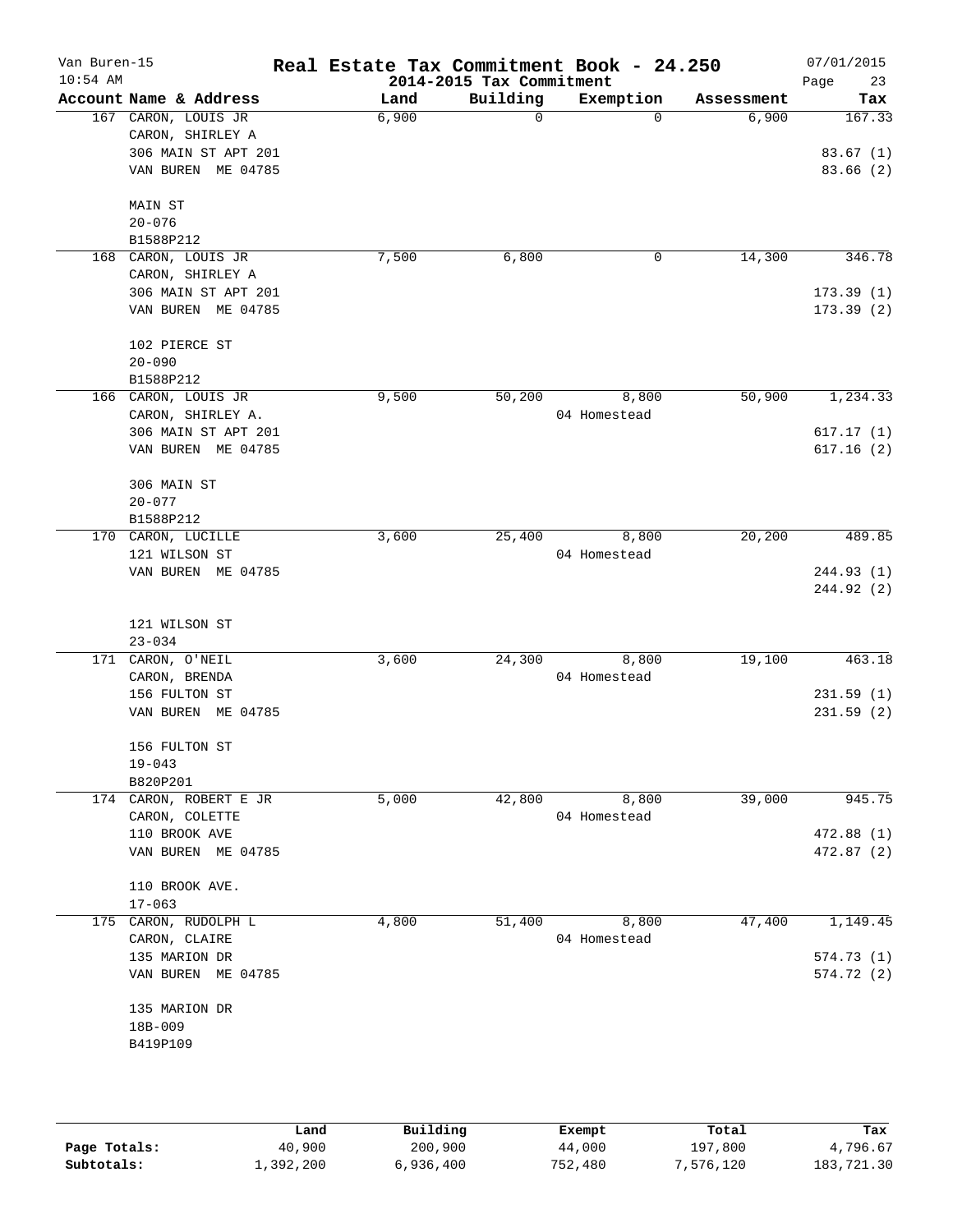# Real Estate Tax Commitment Book - 24.250

Van Buren-15
10:54 AM

2014-2015 Tax Commitment

07/01/2015

| Account | Name & Address | Land | Building | Exemption | Assessment | Tax |
|---|---|---|---|---|---|---|
| 167 | CARON, LOUIS JR<br>CARON, SHIRLEY A<br>306 MAIN ST APT 201<br>VAN BUREN ME 04785<br><br>MAIN ST<br>20-076<br>B1588P212 | 6,900 | 0 | 0 | 6,900 | 167.33<br><br>83.67 (1)<br>83.66 (2) |
| 168 | CARON, LOUIS JR<br>CARON, SHIRLEY A<br>306 MAIN ST APT 201<br>VAN BUREN ME 04785<br><br>102 PIERCE ST<br>20-090<br>B1588P212 | 7,500 | 6,800 | 0 | 14,300 | 346.78<br><br>173.39 (1)<br>173.39 (2) |
| 166 | CARON, LOUIS JR<br>CARON, SHIRLEY A.<br>306 MAIN ST APT 201<br>VAN BUREN ME 04785<br><br>306 MAIN ST<br>20-077<br>B1588P212 | 9,500 | 50,200 | 8,800<br>04 Homestead | 50,900 | 1,234.33<br><br>617.17 (1)<br>617.16 (2) |
| 170 | CARON, LUCILLE<br>121 WILSON ST<br>VAN BUREN ME 04785<br><br>121 WILSON ST<br>23-034 | 3,600 | 25,400 | 8,800<br>04 Homestead | 20,200 | 489.85<br><br>244.93 (1)<br>244.92 (2) |
| 171 | CARON, O'NEIL<br>CARON, BRENDA<br>156 FULTON ST<br>VAN BUREN ME 04785<br><br>156 FULTON ST<br>19-043<br>B820P201 | 3,600 | 24,300 | 8,800<br>04 Homestead | 19,100 | 463.18<br><br>231.59 (1)<br>231.59 (2) |
| 174 | CARON, ROBERT E JR<br>CARON, COLETTE<br>110 BROOK AVE<br>VAN BUREN ME 04785<br><br>110 BROOK AVE.<br>17-063 | 5,000 | 42,800 | 8,800<br>04 Homestead | 39,000 | 945.75<br><br>472.88 (1)<br>472.87 (2) |
| 175 | CARON, RUDOLPH L<br>CARON, CLAIRE<br>135 MARION DR<br>VAN BUREN ME 04785<br><br>135 MARION DR<br>18B-009<br>B419P109 | 4,800 | 51,400 | 8,800<br>04 Homestead | 47,400 | 1,149.45<br><br>574.73 (1)<br>574.72 (2) |

| | Land | Building | Exempt | Total | Tax |
|---|---|---|---|---|---|
| Page Totals: | 40,900 | 200,900 | 44,000 | 197,800 | 4,796.67 |
| Subtotals: | 1,392,200 | 6,936,400 | 752,480 | 7,576,120 | 183,721.30 |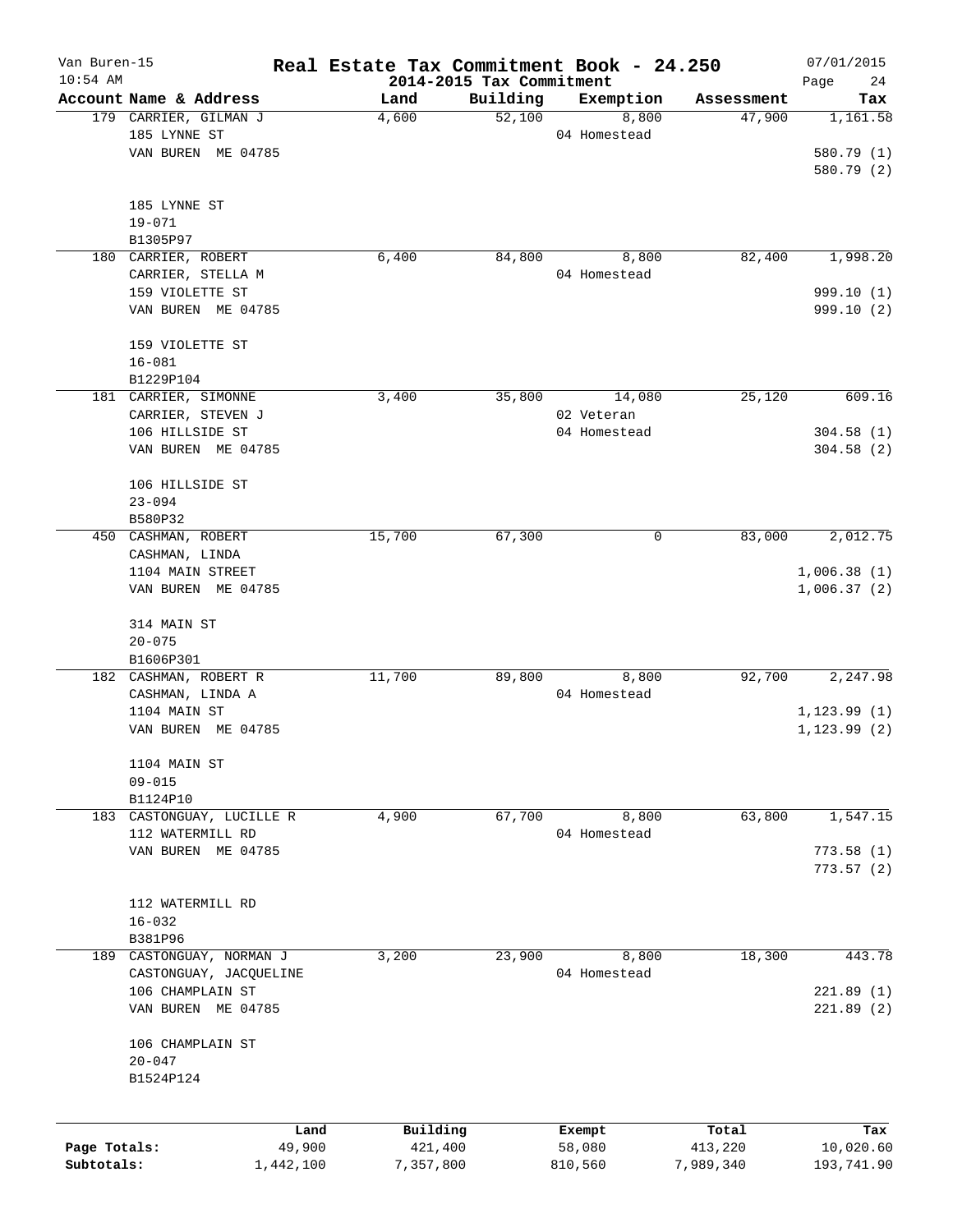# Real Estate Tax Commitment Book - 24.250

Van Buren-15
10:54 AM

2014-2015 Tax Commitment

07/01/2015

| Account Name & Address | Land | Building | Exemption | Assessment | Tax |
|---|---|---|---|---|---|
| 179 CARRIER, GILMAN J<br>185 LYNNE ST<br>VAN BUREN ME 04785<br><br>185 LYNNE ST<br>19-071<br>B1305P97 | 4,600 | 52,100 | 8,800<br>04 Homestead | 47,900 | 1,161.58<br><br>580.79 (1)<br>580.79 (2) |
| 180 CARRIER, ROBERT<br>CARRIER, STELLA M<br>159 VIOLETTE ST<br>VAN BUREN ME 04785<br><br>159 VIOLETTE ST<br>16-081<br>B1229P104 | 6,400 | 84,800 | 8,800<br>04 Homestead | 82,400 | 1,998.20<br><br>999.10 (1)<br>999.10 (2) |
| 181 CARRIER, SIMONNE<br>CARRIER, STEVEN J<br>106 HILLSIDE ST<br>VAN BUREN ME 04785<br><br>106 HILLSIDE ST<br>23-094<br>B580P32 | 3,400 | 35,800 | 14,080<br>02 Veteran<br>04 Homestead | 25,120 | 609.16<br><br>304.58 (1)<br>304.58 (2) |
| 450 CASHMAN, ROBERT<br>CASHMAN, LINDA<br>1104 MAIN STREET<br>VAN BUREN ME 04785<br><br>314 MAIN ST<br>20-075<br>B1606P301 | 15,700 | 67,300 | 0 | 83,000 | 2,012.75<br><br>1,006.38 (1)<br>1,006.37 (2) |
| 182 CASHMAN, ROBERT R<br>CASHMAN, LINDA A<br>1104 MAIN ST<br>VAN BUREN ME 04785<br><br>1104 MAIN ST<br>09-015<br>B1124P10 | 11,700 | 89,800 | 8,800<br>04 Homestead | 92,700 | 2,247.98<br><br>1,123.99 (1)<br>1,123.99 (2) |
| 183 CASTONGUAY, LUCILLE R<br>112 WATERMILL RD<br>VAN BUREN ME 04785<br><br>112 WATERMILL RD<br>16-032<br>B381P96 | 4,900 | 67,700 | 8,800<br>04 Homestead | 63,800 | 1,547.15<br><br>773.58 (1)<br>773.57 (2) |
| 189 CASTONGUAY, NORMAN J<br>CASTONGUAY, JACQUELINE<br>106 CHAMPLAIN ST<br>VAN BUREN ME 04785<br><br>106 CHAMPLAIN ST<br>20-047<br>B1524P124 | 3,200 | 23,900 | 8,800<br>04 Homestead | 18,300 | 443.78<br><br>221.89 (1)<br>221.89 (2) |

| | Land | Building | Exempt | Total | Tax |
|---|---|---|---|---|---|
| Page Totals: | 49,900 | 421,400 | 58,080 | 413,220 | 10,020.60 |
| Subtotals: | 1,442,100 | 7,357,800 | 810,560 | 7,989,340 | 193,741.90 |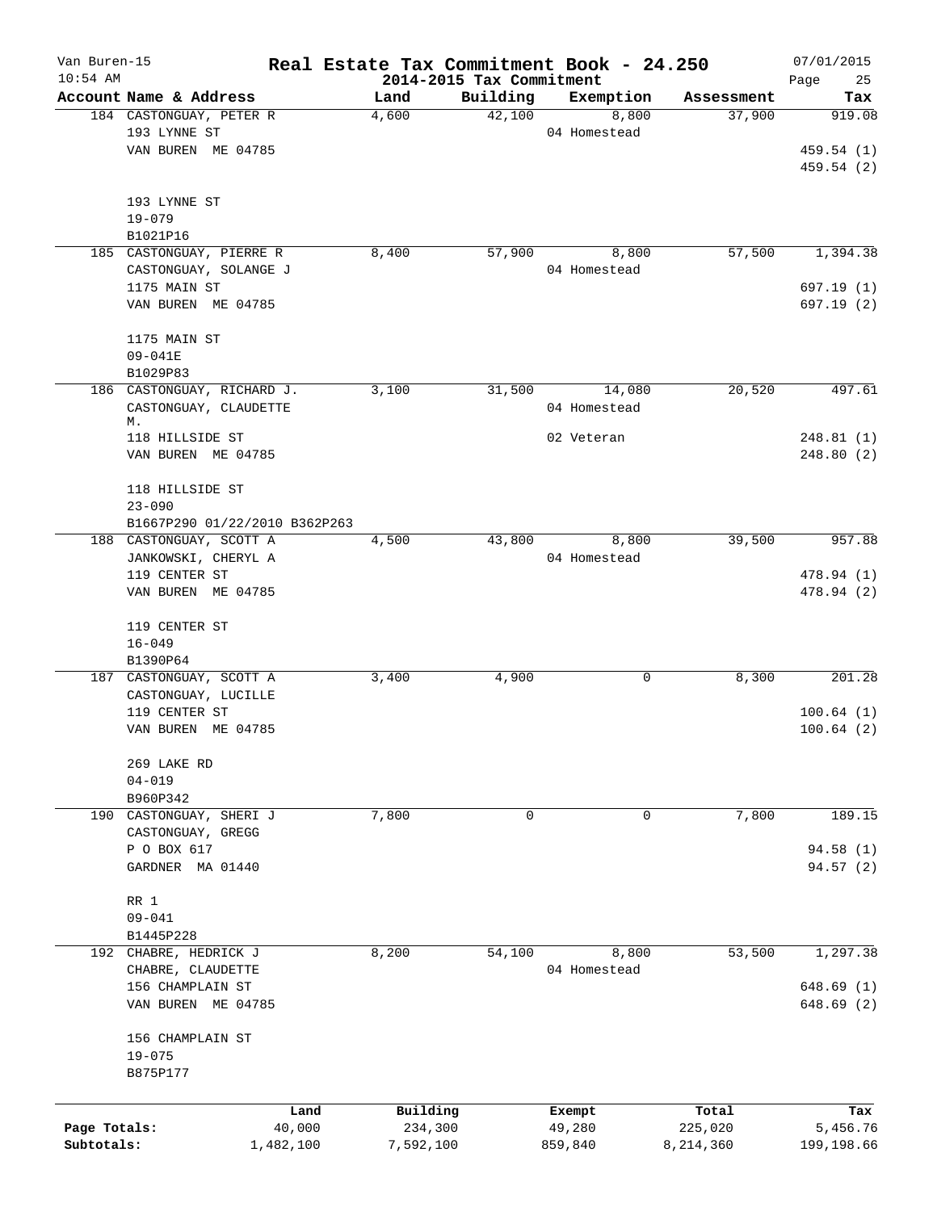# Real Estate Tax Commitment Book - 24.250

Van Buren-15
10:54 AM

2014-2015 Tax Commitment

07/01/2015

| Account Name & Address | Land | Building | Exemption | Assessment | Tax |
|---|---|---|---|---|---|
| 184 CASTONGUAY, PETER R | 4,600 | 42,100 | 8,800 | 37,900 | 919.08 |
| 193 LYNNE ST | | | 04 Homestead | | |
| VAN BUREN ME 04785 | | | | | 459.54 (1) |
| | | | | | 459.54 (2) |
| 193 LYNNE ST | | | | | |
| 19-079 | | | | | |
| B1021P16 | | | | | |
| 185 CASTONGUAY, PIERRE R | 8,400 | 57,900 | 8,800 | 57,500 | 1,394.38 |
| CASTONGUAY, SOLANGE J | | | 04 Homestead | | |
| 1175 MAIN ST | | | | | 697.19 (1) |
| VAN BUREN ME 04785 | | | | | 697.19 (2) |
| 1175 MAIN ST | | | | | |
| 09-041E | | | | | |
| B1029P83 | | | | | |
| 186 CASTONGUAY, RICHARD J. | 3,100 | 31,500 | 14,080 | 20,520 | 497.61 |
| CASTONGUAY, CLAUDETTE M. | | | 04 Homestead | | |
| 118 HILLSIDE ST | | | 02 Veteran | | 248.81 (1) |
| VAN BUREN ME 04785 | | | | | 248.80 (2) |
| 118 HILLSIDE ST | | | | | |
| 23-090 | | | | | |
| B1667P290 01/22/2010 B362P263 | | | | | |
| 188 CASTONGUAY, SCOTT A | 4,500 | 43,800 | 8,800 | 39,500 | 957.88 |
| JANKOWSKI, CHERYL A | | | 04 Homestead | | |
| 119 CENTER ST | | | | | 478.94 (1) |
| VAN BUREN ME 04785 | | | | | 478.94 (2) |
| 119 CENTER ST | | | | | |
| 16-049 | | | | | |
| B1390P64 | | | | | |
| 187 CASTONGUAY, SCOTT A | 3,400 | 4,900 | 0 | 8,300 | 201.28 |
| CASTONGUAY, LUCILLE | | | | | |
| 119 CENTER ST | | | | | 100.64 (1) |
| VAN BUREN ME 04785 | | | | | 100.64 (2) |
| 269 LAKE RD | | | | | |
| 04-019 | | | | | |
| B960P342 | | | | | |
| 190 CASTONGUAY, SHERI J | 7,800 | 0 | 0 | 7,800 | 189.15 |
| CASTONGUAY, GREGG | | | | | |
| P O BOX 617 | | | | | 94.58 (1) |
| GARDNER MA 01440 | | | | | 94.57 (2) |
| RR 1 | | | | | |
| 09-041 | | | | | |
| B1445P228 | | | | | |
| 192 CHABRE, HEDRICK J | 8,200 | 54,100 | 8,800 | 53,500 | 1,297.38 |
| CHABRE, CLAUDETTE | | | 04 Homestead | | |
| 156 CHAMPLAIN ST | | | | | 648.69 (1) |
| VAN BUREN ME 04785 | | | | | 648.69 (2) |
| 156 CHAMPLAIN ST | | | | | |
| 19-075 | | | | | |
| B875P177 | | | | | |

| | Land | Building | Exempt | Total | Tax |
|---|---|---|---|---|---|
| Page Totals: | 40,000 | 234,300 | 49,280 | 225,020 | 5,456.76 |
| Subtotals: | 1,482,100 | 7,592,100 | 859,840 | 8,214,360 | 199,198.66 |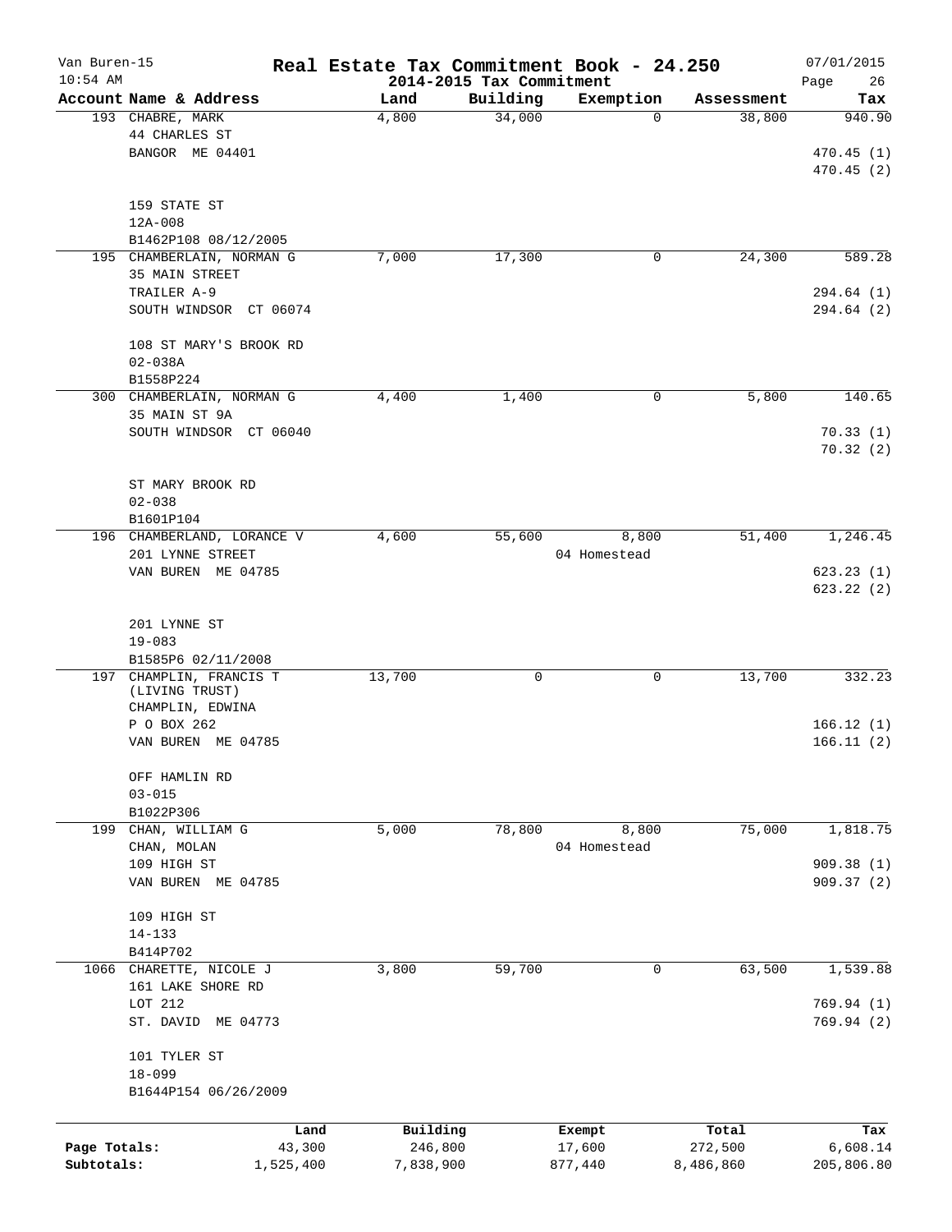# Real Estate Tax Commitment Book - 24.250

Van Buren-15
10:54 AM

2014-2015 Tax Commitment

07/01/2015

| Account Name & Address | Land | Building | Exemption | Assessment | Tax |
|---|---|---|---|---|---|
| 193 CHABRE, MARK<br>44 CHARLES ST<br>BANGOR ME 04401<br><br>159 STATE ST<br>12A-008<br>B1462P108 08/12/2005 | 4,800 | 34,000 | 0 | 38,800 | 940.90<br><br>470.45 (1)<br>470.45 (2) |
| 195 CHAMBERLAIN, NORMAN G<br>35 MAIN STREET<br>TRAILER A-9<br>SOUTH WINDSOR CT 06074<br><br>108 ST MARY'S BROOK RD<br>02-038A<br>B1558P224 | 7,000 | 17,300 | 0 | 24,300 | 589.28<br><br>294.64 (1)<br>294.64 (2) |
| 300 CHAMBERLAIN, NORMAN G<br>35 MAIN ST 9A<br>SOUTH WINDSOR CT 06040<br><br>ST MARY BROOK RD<br>02-038<br>B1601P104 | 4,400 | 1,400 | 0 | 5,800 | 140.65<br><br>70.33 (1)<br>70.32 (2) |
| 196 CHAMBERLAND, LORANCE V<br>201 LYNNE STREET<br>VAN BUREN ME 04785<br><br>201 LYNNE ST<br>19-083<br>B1585P6 02/11/2008 | 4,600 | 55,600 | 8,800<br>04 Homestead | 51,400 | 1,246.45<br><br>623.23 (1)<br>623.22 (2) |
| 197 CHAMPLIN, FRANCIS T<br>(LIVING TRUST)<br>CHAMPLIN, EDWINA<br>P O BOX 262<br>VAN BUREN ME 04785<br><br>OFF HAMLIN RD<br>03-015<br>B1022P306 | 13,700 | 0 | 0 | 13,700 | 332.23<br><br>166.12 (1)<br>166.11 (2) |
| 199 CHAN, WILLIAM G<br>CHAN, MOLAN<br>109 HIGH ST<br>VAN BUREN ME 04785<br><br>109 HIGH ST<br>14-133<br>B414P702 | 5,000 | 78,800 | 8,800<br>04 Homestead | 75,000 | 1,818.75<br><br>909.38 (1)<br>909.37 (2) |
| 1066 CHARETTE, NICOLE J<br>161 LAKE SHORE RD<br>LOT 212<br>ST. DAVID ME 04773<br><br>101 TYLER ST<br>18-099<br>B1644P154 06/26/2009 | 3,800 | 59,700 | 0 | 63,500 | 1,539.88<br><br>769.94 (1)<br>769.94 (2) |

| | Land | Building | Exempt | Total | Tax |
|---|---|---|---|---|---|
| Page Totals: | 43,300 | 246,800 | 17,600 | 272,500 | 6,608.14 |
| Subtotals: | 1,525,400 | 7,838,900 | 877,440 | 8,486,860 | 205,806.80 |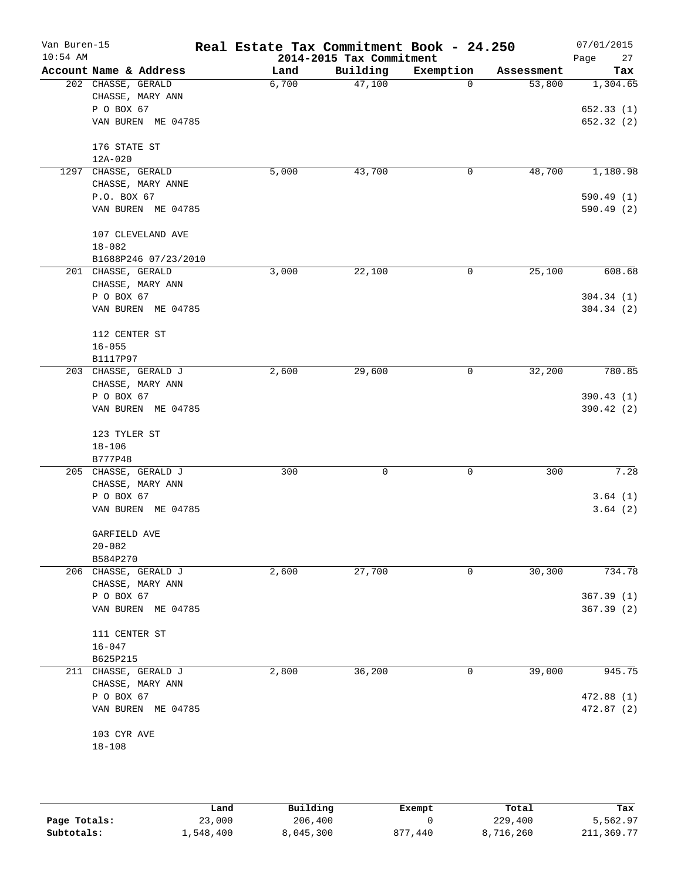# Real Estate Tax Commitment Book - 24.250

Van Buren-15
10:54 AM

2014-2015 Tax Commitment

07/01/2015

| Account | Name & Address | Land | Building | Exemption | Assessment | Tax |
|---|---|---|---|---|---|---|
| 202 | CHASSE, GERALD<br>CHASSE, MARY ANN<br>P O BOX 67<br>VAN BUREN ME 04785<br><br>176 STATE ST<br>12A-020 | 6,700 | 47,100 | 0 | 53,800 | 1,304.65<br><br>652.33 (1)<br>652.32 (2) |
| 1297 | CHASSE, GERALD<br>CHASSE, MARY ANNE<br>P.O. BOX 67<br>VAN BUREN ME 04785<br><br>107 CLEVELAND AVE<br>18-082<br>B1688P246 07/23/2010 | 5,000 | 43,700 | 0 | 48,700 | 1,180.98<br><br>590.49 (1)<br>590.49 (2) |
| 201 | CHASSE, GERALD<br>CHASSE, MARY ANN<br>P O BOX 67<br>VAN BUREN ME 04785<br><br>112 CENTER ST<br>16-055<br>B1117P97 | 3,000 | 22,100 | 0 | 25,100 | 608.68<br><br>304.34 (1)<br>304.34 (2) |
| 203 | CHASSE, GERALD J<br>CHASSE, MARY ANN<br>P O BOX 67<br>VAN BUREN ME 04785<br><br>123 TYLER ST<br>18-106<br>B777P48 | 2,600 | 29,600 | 0 | 32,200 | 780.85<br><br>390.43 (1)<br>390.42 (2) |
| 205 | CHASSE, GERALD J<br>CHASSE, MARY ANN<br>P O BOX 67<br>VAN BUREN ME 04785<br><br>GARFIELD AVE<br>20-082<br>B584P270 | 300 | 0 | 0 | 300 | 7.28<br><br>3.64 (1)<br>3.64 (2) |
| 206 | CHASSE, GERALD J<br>CHASSE, MARY ANN<br>P O BOX 67<br>VAN BUREN ME 04785<br><br>111 CENTER ST<br>16-047<br>B625P215 | 2,600 | 27,700 | 0 | 30,300 | 734.78<br><br>367.39 (1)<br>367.39 (2) |
| 211 | CHASSE, GERALD J<br>CHASSE, MARY ANN<br>P O BOX 67<br>VAN BUREN ME 04785<br><br>103 CYR AVE<br>18-108 | 2,800 | 36,200 | 0 | 39,000 | 945.75<br><br>472.88 (1)<br>472.87 (2) |

| | Land | Building | Exempt | Total | Tax |
|---|---|---|---|---|---|
| Page Totals: | 23,000 | 206,400 | 0 | 229,400 | 5,562.97 |
| Subtotals: | 1,548,400 | 8,045,300 | 877,440 | 8,716,260 | 211,369.77 |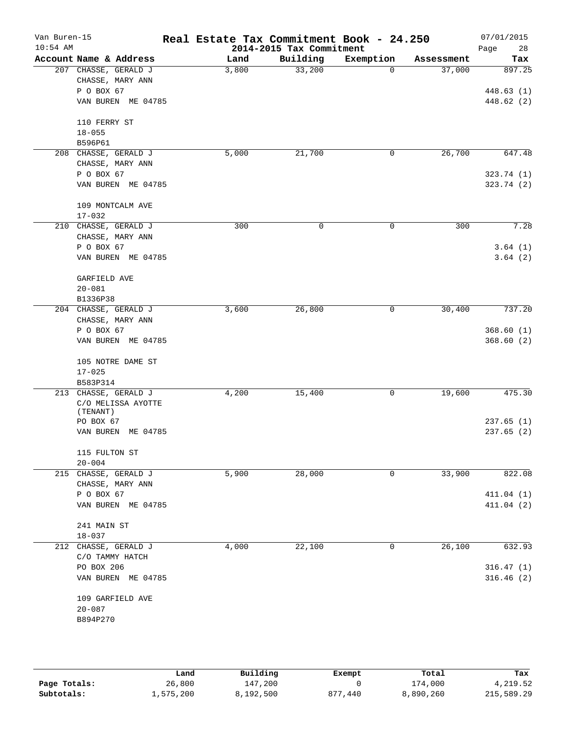# Real Estate Tax Commitment Book - 24.250

Van Buren-15
10:54 AM

2014-2015 Tax Commitment

07/01/2015

| Account Name & Address | Land | Building | Exemption | Assessment | Tax |
|---|---|---|---|---|---|
| 207 CHASSE, GERALD J | 3,800 | 33,200 | 0 | 37,000 | 897.25 |
| CHASSE, MARY ANN | | | | | |
| P O BOX 67 | | | | | 448.63 (1) |
| VAN BUREN ME 04785 | | | | | 448.62 (2) |
| 110 FERRY ST | | | | | |
| 18-055 | | | | | |
| B596P61 | | | | | |
| 208 CHASSE, GERALD J | 5,000 | 21,700 | 0 | 26,700 | 647.48 |
| CHASSE, MARY ANN | | | | | |
| P O BOX 67 | | | | | 323.74 (1) |
| VAN BUREN ME 04785 | | | | | 323.74 (2) |
| 109 MONTCALM AVE | | | | | |
| 17-032 | | | | | |
| 210 CHASSE, GERALD J | 300 | 0 | 0 | 300 | 7.28 |
| CHASSE, MARY ANN | | | | | |
| P O BOX 67 | | | | | 3.64 (1) |
| VAN BUREN ME 04785 | | | | | 3.64 (2) |
| GARFIELD AVE | | | | | |
| 20-081 | | | | | |
| B1336P38 | | | | | |
| 204 CHASSE, GERALD J | 3,600 | 26,800 | 0 | 30,400 | 737.20 |
| CHASSE, MARY ANN | | | | | |
| P O BOX 67 | | | | | 368.60 (1) |
| VAN BUREN ME 04785 | | | | | 368.60 (2) |
| 105 NOTRE DAME ST | | | | | |
| 17-025 | | | | | |
| B583P314 | | | | | |
| 213 CHASSE, GERALD J | 4,200 | 15,400 | 0 | 19,600 | 475.30 |
| C/O MELISSA AYOTTE (TENANT) | | | | | |
| PO BOX 67 | | | | | 237.65 (1) |
| VAN BUREN ME 04785 | | | | | 237.65 (2) |
| 115 FULTON ST | | | | | |
| 20-004 | | | | | |
| 215 CHASSE, GERALD J | 5,900 | 28,000 | 0 | 33,900 | 822.08 |
| CHASSE, MARY ANN | | | | | |
| P O BOX 67 | | | | | 411.04 (1) |
| VAN BUREN ME 04785 | | | | | 411.04 (2) |
| 241 MAIN ST | | | | | |
| 18-037 | | | | | |
| 212 CHASSE, GERALD J | 4,000 | 22,100 | 0 | 26,100 | 632.93 |
| C/O TAMMY HATCH | | | | | |
| PO BOX 206 | | | | | 316.47 (1) |
| VAN BUREN ME 04785 | | | | | 316.46 (2) |
| 109 GARFIELD AVE | | | | | |
| 20-087 | | | | | |
| B894P270 | | | | | |

| | Land | Building | Exempt | Total | Tax |
|---|---|---|---|---|---|
| Page Totals: | 26,800 | 147,200 | 0 | 174,000 | 4,219.52 |
| Subtotals: | 1,575,200 | 8,192,500 | 877,440 | 8,890,260 | 215,589.29 |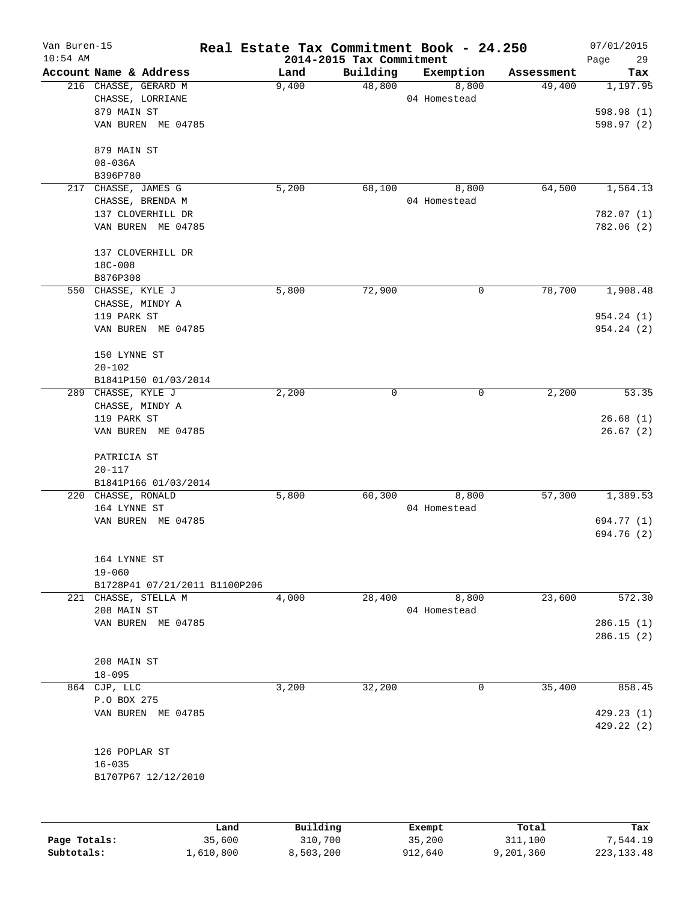# Real Estate Tax Commitment Book - 24.250

Van Buren-15
10:54 AM

2014-2015 Tax Commitment

07/01/2015

| Account | Name & Address | Land | Building | Exemption | Assessment | Tax |
|---|---|---|---|---|---|---|
| 216 | CHASSE, GERARD M<br>CHASSE, LORRIANE<br>879 MAIN ST<br>VAN BUREN ME 04785<br><br>879 MAIN ST<br>08-036A<br>B396P780 | 9,400 | 48,800 | 8,800<br>04 Homestead | 49,400 | 1,197.95<br>598.98 (1)<br>598.97 (2) |
| 217 | CHASSE, JAMES G<br>CHASSE, BRENDA M<br>137 CLOVERHILL DR<br>VAN BUREN ME 04785<br><br>137 CLOVERHILL DR<br>18C-008<br>B876P308 | 5,200 | 68,100 | 8,800<br>04 Homestead | 64,500 | 1,564.13<br>782.07 (1)<br>782.06 (2) |
| 550 | CHASSE, KYLE J<br>CHASSE, MINDY A<br>119 PARK ST<br>VAN BUREN ME 04785<br><br>150 LYNNE ST<br>20-102<br>B1841P150 01/03/2014 | 5,800 | 72,900 | 0 | 78,700 | 1,908.48<br>954.24 (1)<br>954.24 (2) |
| 289 | CHASSE, KYLE J<br>CHASSE, MINDY A<br>119 PARK ST<br>VAN BUREN ME 04785<br><br>PATRICIA ST<br>20-117<br>B1841P166 01/03/2014 | 2,200 | 0 | 0 | 2,200 | 53.35<br>26.68 (1)<br>26.67 (2) |
| 220 | CHASSE, RONALD<br>164 LYNNE ST<br>VAN BUREN ME 04785<br><br>164 LYNNE ST<br>19-060<br>B1728P41 07/21/2011 B1100P206 | 5,800 | 60,300 | 8,800<br>04 Homestead | 57,300 | 1,389.53<br>694.77 (1)<br>694.76 (2) |
| 221 | CHASSE, STELLA M<br>208 MAIN ST<br>VAN BUREN ME 04785<br><br>208 MAIN ST<br>18-095 | 4,000 | 28,400 | 8,800<br>04 Homestead | 23,600 | 572.30<br>286.15 (1)<br>286.15 (2) |
| 864 | CJP, LLC<br>P.O BOX 275<br>VAN BUREN ME 04785<br><br>126 POPLAR ST<br>16-035<br>B1707P67 12/12/2010 | 3,200 | 32,200 | 0 | 35,400 | 858.45<br>429.23 (1)<br>429.22 (2) |

| | Land | Building | Exempt | Total | Tax |
|---|---|---|---|---|---|
| Page Totals: | 35,600 | 310,700 | 35,200 | 311,100 | 7,544.19 |
| Subtotals: | 1,610,800 | 8,503,200 | 912,640 | 9,201,360 | 223,133.48 |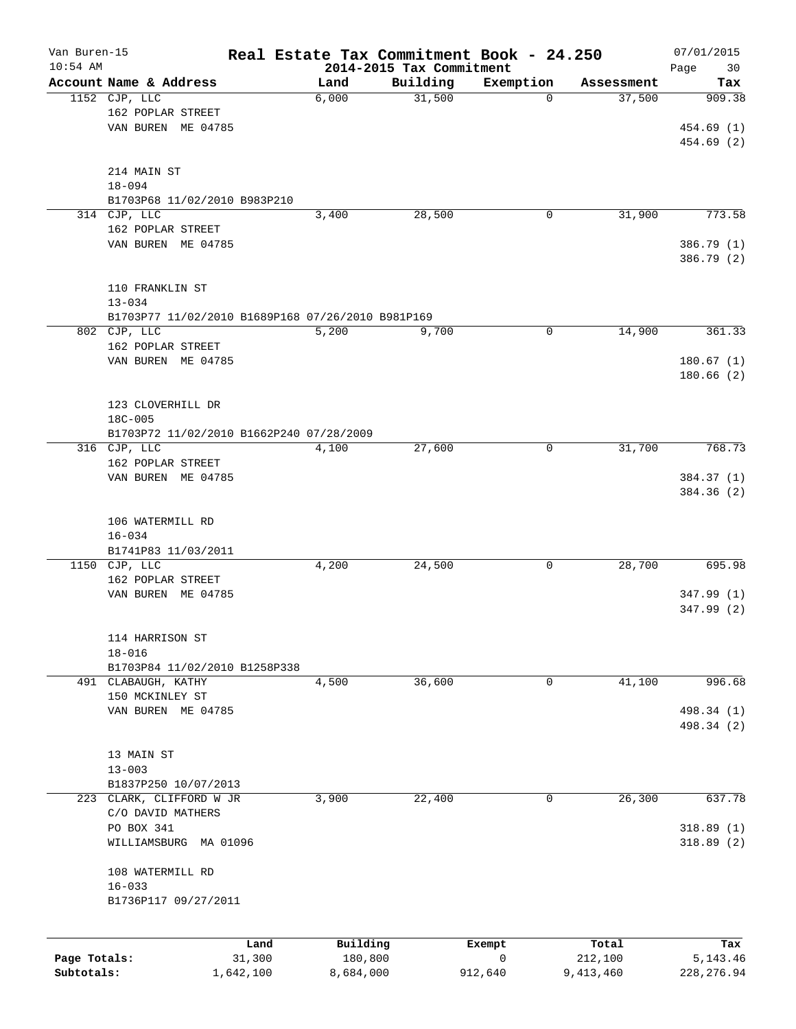Van Buren-15 | **Real Estate Tax Commitment Book - 24.250** | 07/01/2015
10:54 AM | **2014-2015 Tax Commitment** | Page 30

| Account Name & Address | Land | Building | Exemption | Assessment | Tax |
|---|---|---|---|---|---|
| 1152 CJP, LLC | 6,000 | 31,500 | 0 | 37,500 | 909.38 |
| 162 POPLAR STREET | | | | | |
| VAN BUREN ME 04785 | | | | | 454.69 (1) |
| | | | | | 454.69 (2) |
| 214 MAIN ST | | | | | |
| 18-094 | | | | | |
| B1703P68 11/02/2010 B983P210 | | | | | |
| 314 CJP, LLC | 3,400 | 28,500 | 0 | 31,900 | 773.58 |
| 162 POPLAR STREET | | | | | |
| VAN BUREN ME 04785 | | | | | 386.79 (1) |
| | | | | | 386.79 (2) |
| 110 FRANKLIN ST | | | | | |
| 13-034 | | | | | |
| B1703P77 11/02/2010 B1689P168 07/26/2010 B981P169 | | | | | |
| 802 CJP, LLC | 5,200 | 9,700 | 0 | 14,900 | 361.33 |
| 162 POPLAR STREET | | | | | |
| VAN BUREN ME 04785 | | | | | 180.67 (1) |
| | | | | | 180.66 (2) |
| 123 CLOVERHILL DR | | | | | |
| 18C-005 | | | | | |
| B1703P72 11/02/2010 B1662P240 07/28/2009 | | | | | |
| 316 CJP, LLC | 4,100 | 27,600 | 0 | 31,700 | 768.73 |
| 162 POPLAR STREET | | | | | |
| VAN BUREN ME 04785 | | | | | 384.37 (1) |
| | | | | | 384.36 (2) |
| 106 WATERMILL RD | | | | | |
| 16-034 | | | | | |
| B1741P83 11/03/2011 | | | | | |
| 1150 CJP, LLC | 4,200 | 24,500 | 0 | 28,700 | 695.98 |
| 162 POPLAR STREET | | | | | |
| VAN BUREN ME 04785 | | | | | 347.99 (1) |
| | | | | | 347.99 (2) |
| 114 HARRISON ST | | | | | |
| 18-016 | | | | | |
| B1703P84 11/02/2010 B1258P338 | | | | | |
| 491 CLABAUGH, KATHY | 4,500 | 36,600 | 0 | 41,100 | 996.68 |
| 150 MCKINLEY ST | | | | | |
| VAN BUREN ME 04785 | | | | | 498.34 (1) |
| | | | | | 498.34 (2) |
| 13 MAIN ST | | | | | |
| 13-003 | | | | | |
| B1837P250 10/07/2013 | | | | | |
| 223 CLARK, CLIFFORD W JR | 3,900 | 22,400 | 0 | 26,300 | 637.78 |
| C/O DAVID MATHERS | | | | | |
| PO BOX 341 | | | | | 318.89 (1) |
| WILLIAMSBURG MA 01096 | | | | | 318.89 (2) |
| 108 WATERMILL RD | | | | | |
| 16-033 | | | | | |
| B1736P117 09/27/2011 | | | | | |

| | Land | Building | Exempt | Total | Tax |
|---|---|---|---|---|---|
| **Page Totals:** | 31,300 | 180,800 | 0 | 212,100 | 5,143.46 |
| **Subtotals:** | 1,642,100 | 8,684,000 | 912,640 | 9,413,460 | 228,276.94 |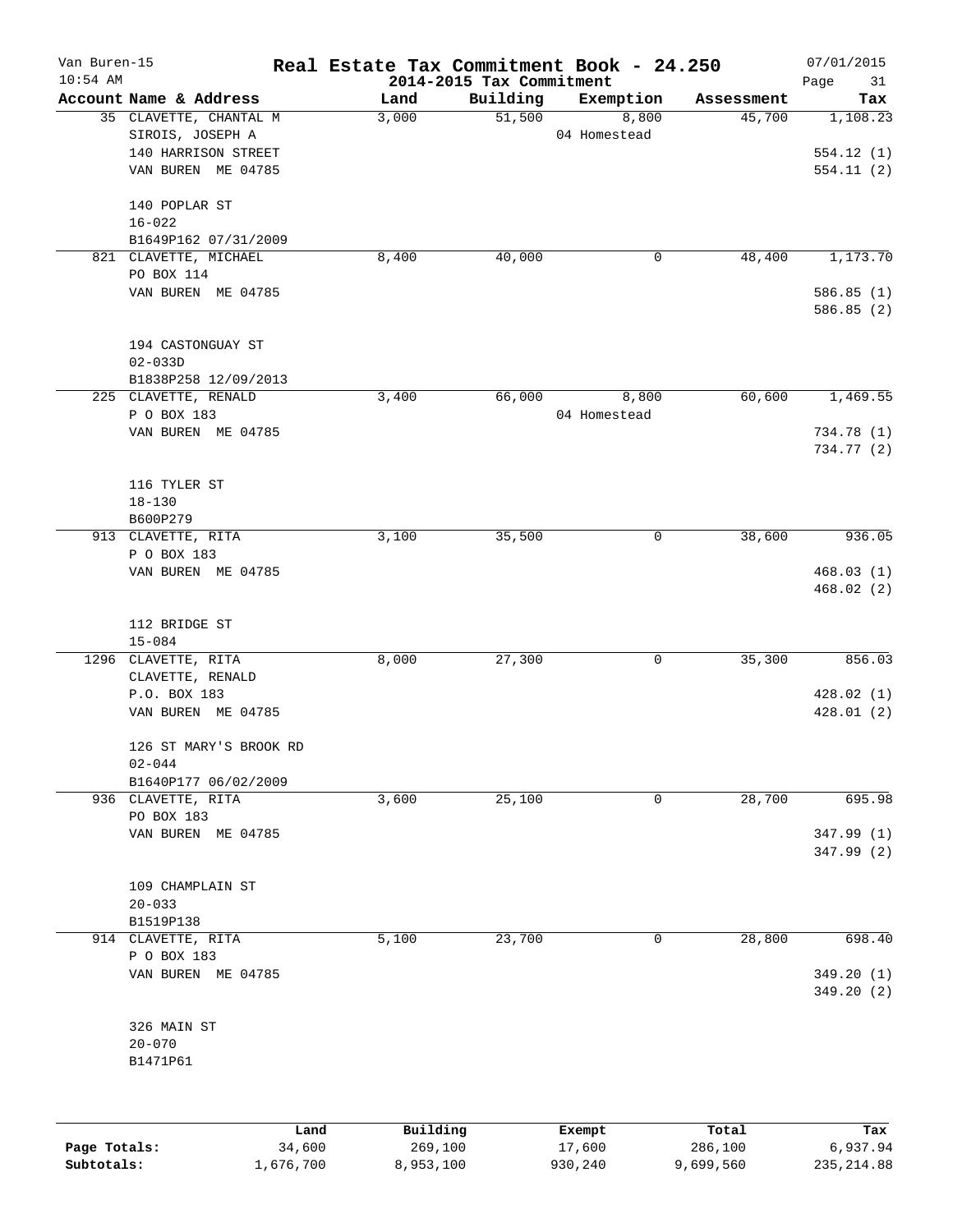# Real Estate Tax Commitment Book - 24.250

Van Buren-15
10:54 AM

2014-2015 Tax Commitment

07/01/2015

| Account Name & Address | Land | Building | Exemption | Assessment | Tax |
|---|---|---|---|---|---|
| 35 CLAVETTE, CHANTAL M<br>SIROIS, JOSEPH A<br>140 HARRISON STREET<br>VAN BUREN ME 04785<br><br>140 POPLAR ST<br>16-022<br>B1649P162 07/31/2009 | 3,000 | 51,500 | 8,800<br>04 Homestead | 45,700 | 1,108.23<br><br>554.12 (1)<br>554.11 (2) |
| 821 CLAVETTE, MICHAEL<br>PO BOX 114<br>VAN BUREN ME 04785<br><br>194 CASTONGUAY ST<br>02-033D<br>B1838P258 12/09/2013 | 8,400 | 40,000 | 0 | 48,400 | 1,173.70<br><br>586.85 (1)<br>586.85 (2) |
| 225 CLAVETTE, RENALD<br>P O BOX 183<br>VAN BUREN ME 04785<br><br>116 TYLER ST<br>18-130<br>B600P279 | 3,400 | 66,000 | 8,800<br>04 Homestead | 60,600 | 1,469.55<br><br>734.78 (1)<br>734.77 (2) |
| 913 CLAVETTE, RITA<br>P O BOX 183<br>VAN BUREN ME 04785<br><br>112 BRIDGE ST<br>15-084 | 3,100 | 35,500 | 0 | 38,600 | 936.05<br><br>468.03 (1)<br>468.02 (2) |
| 1296 CLAVETTE, RITA<br>CLAVETTE, RENALD<br>P.O. BOX 183<br>VAN BUREN ME 04785<br><br>126 ST MARY'S BROOK RD<br>02-044<br>B1640P177 06/02/2009 | 8,000 | 27,300 | 0 | 35,300 | 856.03<br><br>428.02 (1)<br>428.01 (2) |
| 936 CLAVETTE, RITA<br>PO BOX 183<br>VAN BUREN ME 04785<br><br>109 CHAMPLAIN ST<br>20-033<br>B1519P138 | 3,600 | 25,100 | 0 | 28,700 | 695.98<br><br>347.99 (1)<br>347.99 (2) |
| 914 CLAVETTE, RITA<br>P O BOX 183<br>VAN BUREN ME 04785<br><br>326 MAIN ST<br>20-070<br>B1471P61 | 5,100 | 23,700 | 0 | 28,800 | 698.40<br><br>349.20 (1)<br>349.20 (2) |

| | Land | Building | Exempt | Total | Tax |
|---|---|---|---|---|---|
| Page Totals: | 34,600 | 269,100 | 17,600 | 286,100 | 6,937.94 |
| Subtotals: | 1,676,700 | 8,953,100 | 930,240 | 9,699,560 | 235,214.88 |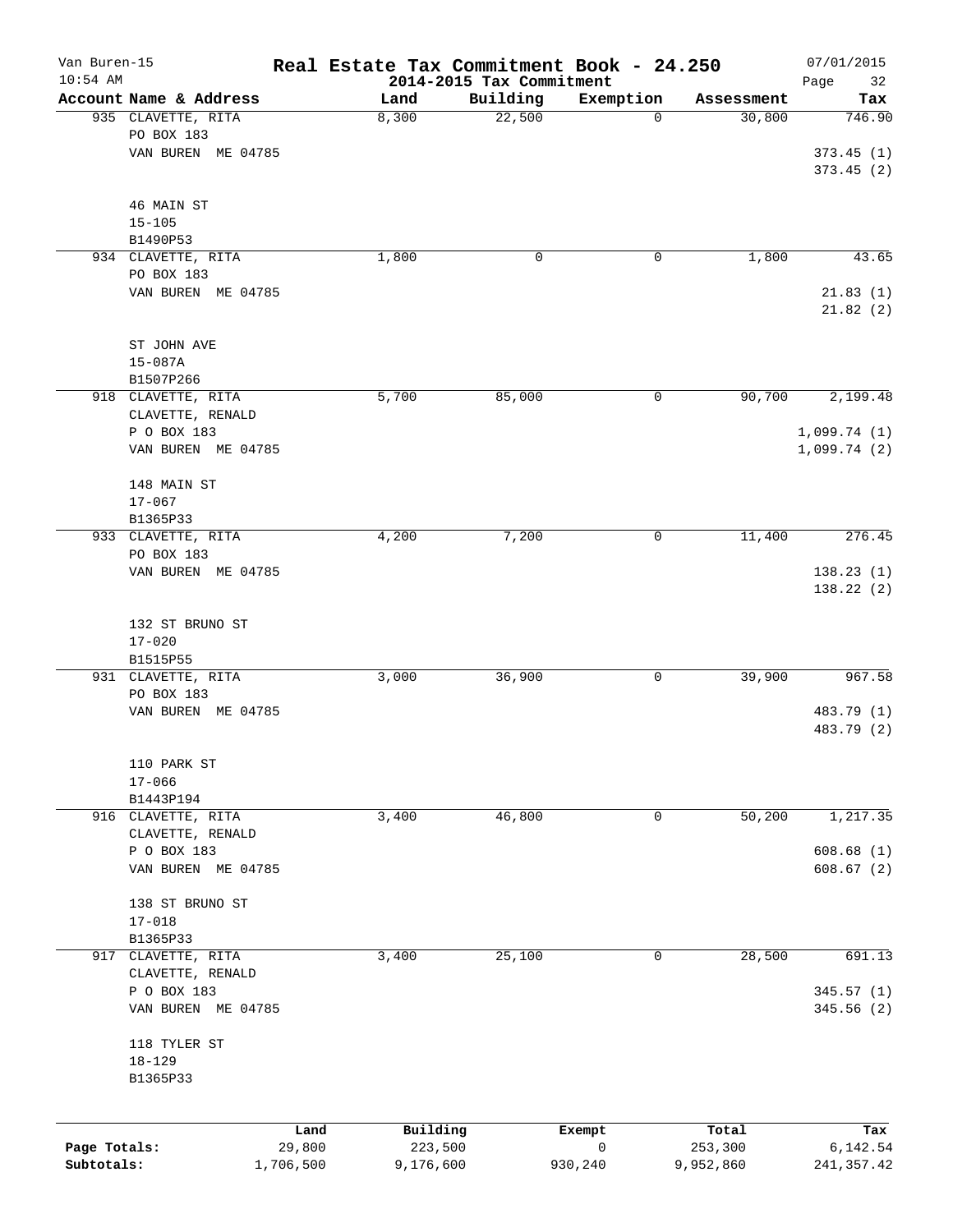# Real Estate Tax Commitment Book - 24.250

Van Buren-15
10:54 AM

2014-2015 Tax Commitment

07/01/2015

| Account Name & Address | Land | Building | Exemption | Assessment | Tax |
|---|---|---|---|---|---|
| 935 CLAVETTE, RITA<br>PO BOX 183<br>VAN BUREN ME 04785<br><br>46 MAIN ST<br>15-105<br>B1490P53 | 8,300 | 22,500 | 0 | 30,800 | 746.90<br><br>373.45 (1)<br>373.45 (2) |
| 934 CLAVETTE, RITA<br>PO BOX 183<br>VAN BUREN ME 04785<br><br>ST JOHN AVE<br>15-087A<br>B1507P266 | 1,800 | 0 | 0 | 1,800 | 43.65<br><br>21.83 (1)<br>21.82 (2) |
| 918 CLAVETTE, RITA<br>CLAVETTE, RENALD<br>P O BOX 183<br>VAN BUREN ME 04785<br><br>148 MAIN ST<br>17-067<br>B1365P33 | 5,700 | 85,000 | 0 | 90,700 | 2,199.48<br><br>1,099.74 (1)<br>1,099.74 (2) |
| 933 CLAVETTE, RITA<br>PO BOX 183<br>VAN BUREN ME 04785<br><br>132 ST BRUNO ST<br>17-020<br>B1515P55 | 4,200 | 7,200 | 0 | 11,400 | 276.45<br><br>138.23 (1)<br>138.22 (2) |
| 931 CLAVETTE, RITA<br>PO BOX 183<br>VAN BUREN ME 04785<br><br>110 PARK ST<br>17-066<br>B1443P194 | 3,000 | 36,900 | 0 | 39,900 | 967.58<br><br>483.79 (1)<br>483.79 (2) |
| 916 CLAVETTE, RITA<br>CLAVETTE, RENALD<br>P O BOX 183<br>VAN BUREN ME 04785<br><br>138 ST BRUNO ST<br>17-018<br>B1365P33 | 3,400 | 46,800 | 0 | 50,200 | 1,217.35<br><br>608.68 (1)<br>608.67 (2) |
| 917 CLAVETTE, RITA<br>CLAVETTE, RENALD<br>P O BOX 183<br>VAN BUREN ME 04785<br><br>118 TYLER ST<br>18-129<br>B1365P33 | 3,400 | 25,100 | 0 | 28,500 | 691.13<br><br>345.57 (1)<br>345.56 (2) |

| | Land | Building | Exempt | Total | Tax |
|---|---|---|---|---|---|
| Page Totals: | 29,800 | 223,500 | 0 | 253,300 | 6,142.54 |
| Subtotals: | 1,706,500 | 9,176,600 | 930,240 | 9,952,860 | 241,357.42 |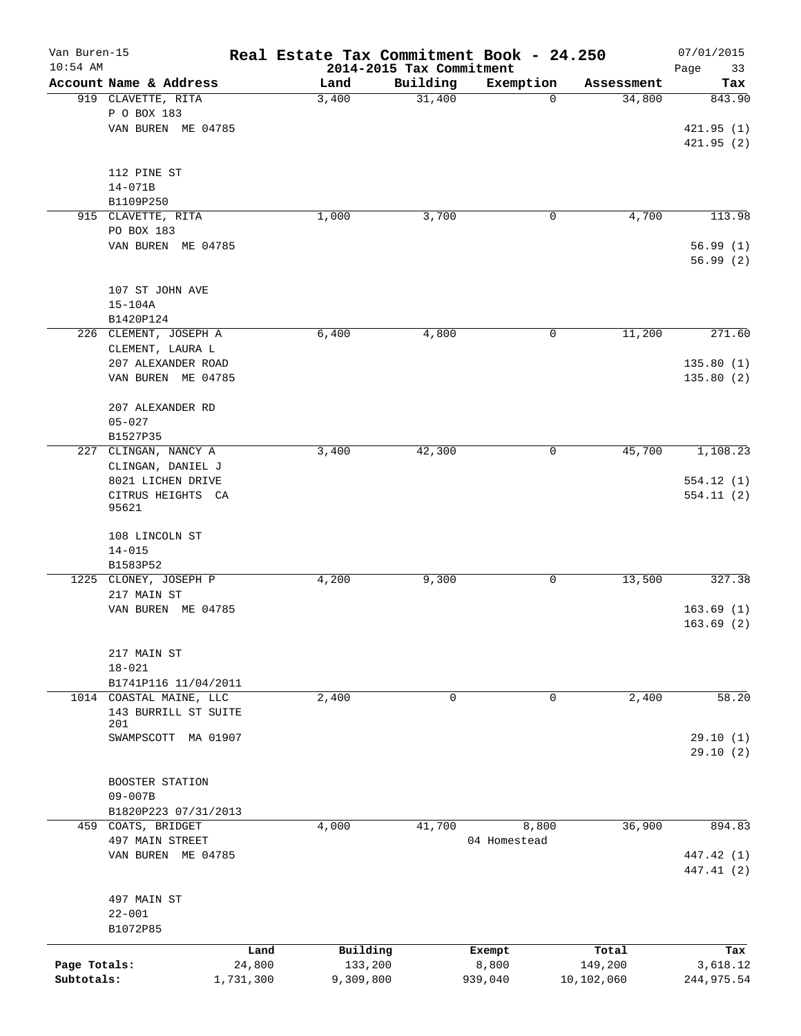# Real Estate Tax Commitment Book - 24.250

Van Buren-15
10:54 AM

2014-2015 Tax Commitment

07/01/2015

| Account Name & Address | Land | Building | Exemption | Assessment | Tax |
|---|---|---|---|---|---|
| 919 CLAVETTE, RITA<br>P O BOX 183<br>VAN BUREN ME 04785<br><br>112 PINE ST<br>14-071B<br>B1109P250 | 3,400 | 31,400 | 0 | 34,800 | 843.90<br><br>421.95 (1)<br>421.95 (2) |
| 915 CLAVETTE, RITA<br>PO BOX 183<br>VAN BUREN ME 04785<br><br>107 ST JOHN AVE<br>15-104A<br>B1420P124 | 1,000 | 3,700 | 0 | 4,700 | 113.98<br><br>56.99 (1)<br>56.99 (2) |
| 226 CLEMENT, JOSEPH A<br>CLEMENT, LAURA L<br>207 ALEXANDER ROAD<br>VAN BUREN ME 04785<br><br>207 ALEXANDER RD<br>05-027<br>B1527P35 | 6,400 | 4,800 | 0 | 11,200 | 271.60<br><br>135.80 (1)<br>135.80 (2) |
| 227 CLINGAN, NANCY A<br>CLINGAN, DANIEL J<br>8021 LICHEN DRIVE<br>CITRUS HEIGHTS CA<br>95621<br><br>108 LINCOLN ST<br>14-015<br>B1583P52 | 3,400 | 42,300 | 0 | 45,700 | 1,108.23<br><br>554.12 (1)<br>554.11 (2) |
| 1225 CLONEY, JOSEPH P<br>217 MAIN ST<br>VAN BUREN ME 04785<br><br>217 MAIN ST<br>18-021<br>B1741P116 11/04/2011 | 4,200 | 9,300 | 0 | 13,500 | 327.38<br><br>163.69 (1)<br>163.69 (2) |
| 1014 COASTAL MAINE, LLC<br>143 BURRILL ST SUITE<br>201<br>SWAMPSCOTT MA 01907<br><br>BOOSTER STATION<br>09-007B<br>B1820P223 07/31/2013 | 2,400 | 0 | 0 | 2,400 | 58.20<br><br>29.10 (1)<br>29.10 (2) |
| 459 COATS, BRIDGET<br>497 MAIN STREET<br>VAN BUREN ME 04785<br><br>497 MAIN ST<br>22-001<br>B1072P85 | 4,000 | 41,700 | 8,800<br>04 Homestead | 36,900 | 894.83<br><br>447.42 (1)<br>447.41 (2) |

| | Land | Building | Exempt | Total | Tax |
|---|---|---|---|---|---|
| Page Totals: | 24,800 | 133,200 | 8,800 | 149,200 | 3,618.12 |
| Subtotals: | 1,731,300 | 9,309,800 | 939,040 | 10,102,060 | 244,975.54 |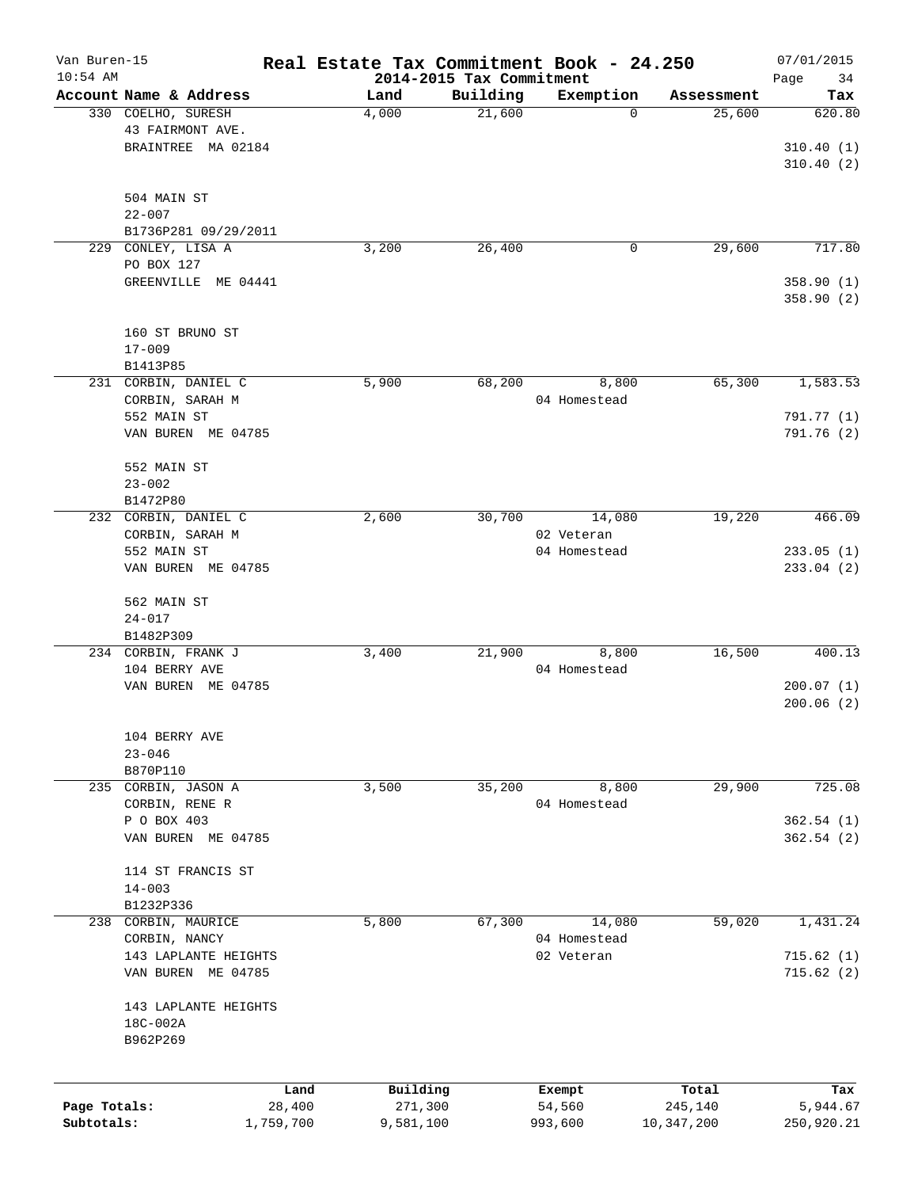# Real Estate Tax Commitment Book - 24.250

## 2014-2015 Tax Commitment

Van Buren-15
10:54 AM
07/01/2015

| Account Name & Address | Land | Building | Exemption | Assessment | Tax |
|---|---|---|---|---|---|
| 330 COELHO, SURESH<br>43 FAIRMONT AVE.<br>BRAINTREE MA 02184<br><br>504 MAIN ST<br>22-007<br>B1736P281 09/29/2011 | 4,000 | 21,600 | 0 | 25,600 | 620.80<br>310.40 (1)<br>310.40 (2) |
| 229 CONLEY, LISA A<br>PO BOX 127<br>GREENVILLE ME 04441<br><br>160 ST BRUNO ST<br>17-009<br>B1413P85 | 3,200 | 26,400 | 0 | 29,600 | 717.80<br>358.90 (1)<br>358.90 (2) |
| 231 CORBIN, DANIEL C<br>CORBIN, SARAH M<br>552 MAIN ST<br>VAN BUREN ME 04785<br><br>552 MAIN ST<br>23-002<br>B1472P80 | 5,900 | 68,200 | 8,800<br>04 Homestead | 65,300 | 1,583.53<br>791.77 (1)<br>791.76 (2) |
| 232 CORBIN, DANIEL C<br>CORBIN, SARAH M<br>552 MAIN ST<br>VAN BUREN ME 04785<br><br>562 MAIN ST<br>24-017<br>B1482P309 | 2,600 | 30,700 | 14,080<br>02 Veteran<br>04 Homestead | 19,220 | 466.09<br>233.05 (1)<br>233.04 (2) |
| 234 CORBIN, FRANK J<br>104 BERRY AVE<br>VAN BUREN ME 04785<br><br>104 BERRY AVE<br>23-046<br>B870P110 | 3,400 | 21,900 | 8,800<br>04 Homestead | 16,500 | 400.13<br>200.07 (1)<br>200.06 (2) |
| 235 CORBIN, JASON A<br>CORBIN, RENE R<br>P O BOX 403<br>VAN BUREN ME 04785<br><br>114 ST FRANCIS ST<br>14-003<br>B1232P336 | 3,500 | 35,200 | 8,800<br>04 Homestead | 29,900 | 725.08<br>362.54 (1)<br>362.54 (2) |
| 238 CORBIN, MAURICE<br>CORBIN, NANCY<br>143 LAPLANTE HEIGHTS<br>VAN BUREN ME 04785<br><br>143 LAPLANTE HEIGHTS<br>18C-002A<br>B962P269 | 5,800 | 67,300 | 14,080<br>04 Homestead<br>02 Veteran | 59,020 | 1,431.24<br>715.62 (1)<br>715.62 (2) |

| | Land | Building | Exempt | Total | Tax |
|---|---|---|---|---|---|
| Page Totals: | 28,400 | 271,300 | 54,560 | 245,140 | 5,944.67 |
| Subtotals: | 1,759,700 | 9,581,100 | 993,600 | 10,347,200 | 250,920.21 |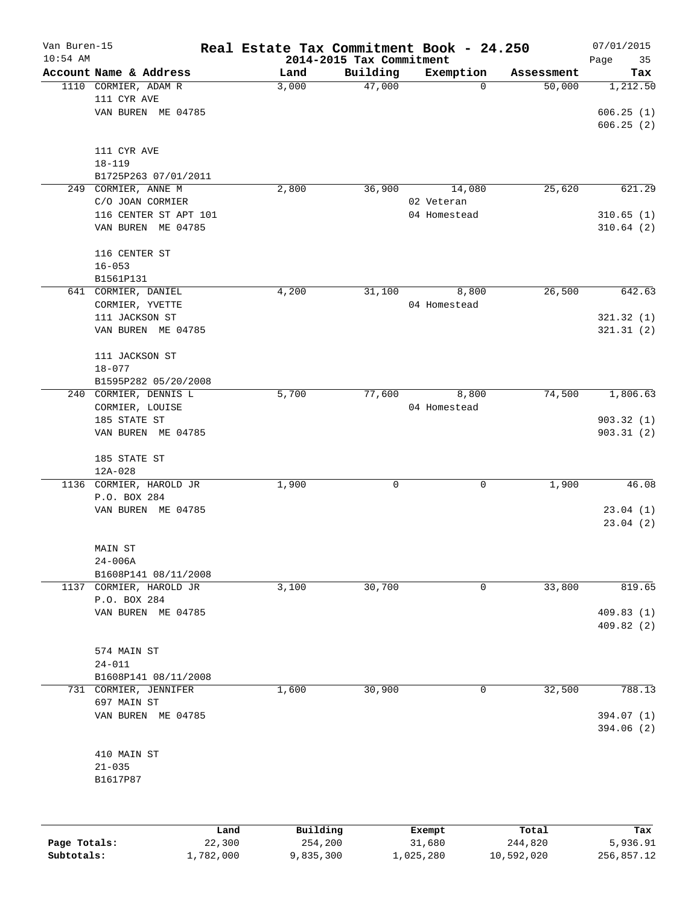# Real Estate Tax Commitment Book - 24.250

Van Buren-15
10:54 AM

2014-2015 Tax Commitment

07/01/2015

| Account Name & Address | Land | Building | Exemption | Assessment | Tax |
|---|---|---|---|---|---|
| 1110 CORMIER, ADAM R<br>111 CYR AVE<br>VAN BUREN ME 04785<br><br>111 CYR AVE<br>18-119<br>B1725P263 07/01/2011 | 3,000 | 47,000 | 0 | 50,000 | 1,212.50<br><br>606.25 (1)<br>606.25 (2) |
| 249 CORMIER, ANNE M<br>C/O JOAN CORMIER<br>116 CENTER ST APT 101<br>VAN BUREN ME 04785<br><br>116 CENTER ST<br>16-053<br>B1561P131 | 2,800 | 36,900 | 14,080<br>02 Veteran<br>04 Homestead | 25,620 | 621.29<br><br>310.65 (1)<br>310.64 (2) |
| 641 CORMIER, DANIEL<br>CORMIER, YVETTE<br>111 JACKSON ST<br>VAN BUREN ME 04785<br><br>111 JACKSON ST<br>18-077<br>B1595P282 05/20/2008 | 4,200 | 31,100 | 8,800<br>04 Homestead | 26,500 | 642.63<br><br>321.32 (1)<br>321.31 (2) |
| 240 CORMIER, DENNIS L<br>CORMIER, LOUISE<br>185 STATE ST<br>VAN BUREN ME 04785<br><br>185 STATE ST<br>12A-028 | 5,700 | 77,600 | 8,800<br>04 Homestead | 74,500 | 1,806.63<br><br>903.32 (1)<br>903.31 (2) |
| 1136 CORMIER, HAROLD JR<br>P.O. BOX 284<br>VAN BUREN ME 04785<br><br>MAIN ST<br>24-006A<br>B1608P141 08/11/2008 | 1,900 | 0 | 0 | 1,900 | 46.08<br><br>23.04 (1)<br>23.04 (2) |
| 1137 CORMIER, HAROLD JR<br>P.O. BOX 284<br>VAN BUREN ME 04785<br><br>574 MAIN ST<br>24-011<br>B1608P141 08/11/2008 | 3,100 | 30,700 | 0 | 33,800 | 819.65<br><br>409.83 (1)<br>409.82 (2) |
| 731 CORMIER, JENNIFER<br>697 MAIN ST<br>VAN BUREN ME 04785<br><br>410 MAIN ST<br>21-035<br>B1617P87 | 1,600 | 30,900 | 0 | 32,500 | 788.13<br><br>394.07 (1)<br>394.06 (2) |

| | Land | Building | Exempt | Total | Tax |
|---|---|---|---|---|---|
| Page Totals: | 22,300 | 254,200 | 31,680 | 244,820 | 5,936.91 |
| Subtotals: | 1,782,000 | 9,835,300 | 1,025,280 | 10,592,020 | 256,857.12 |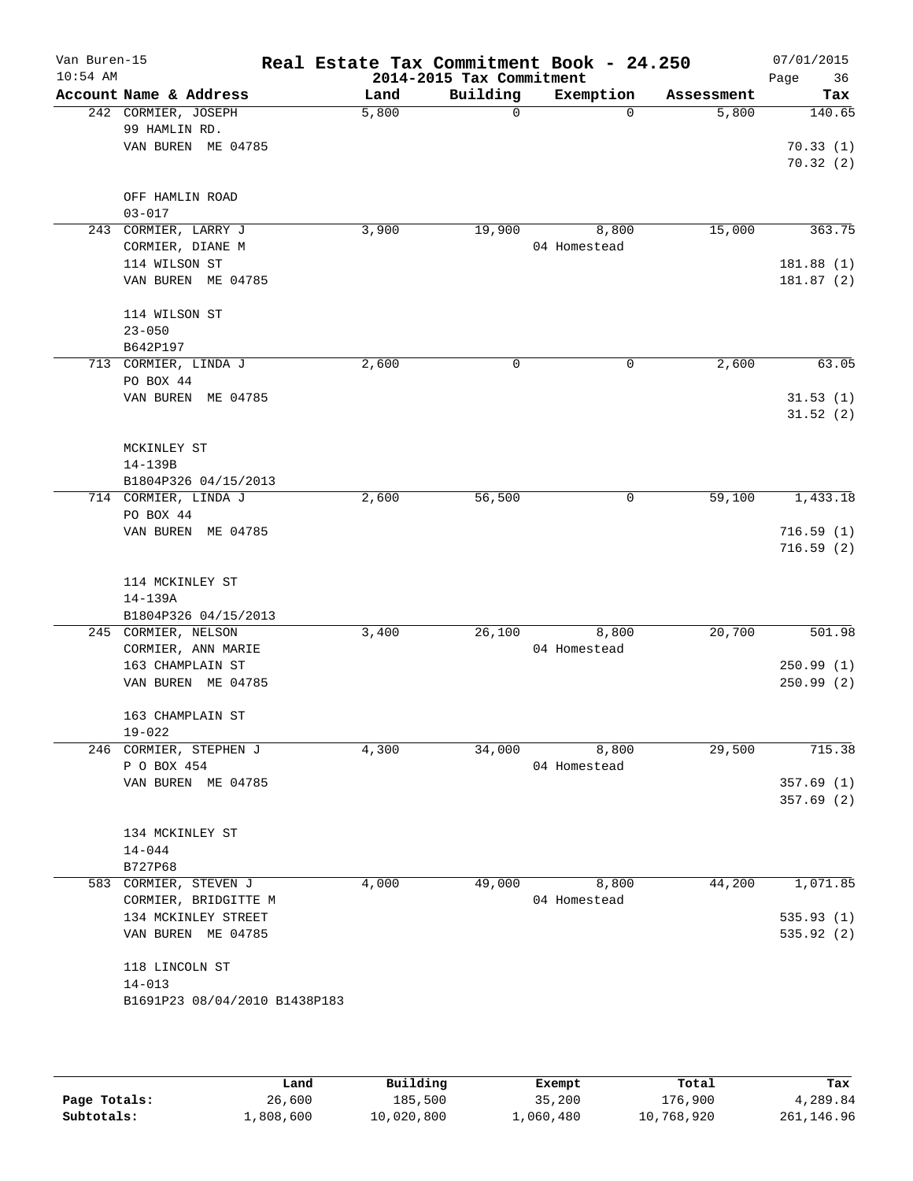# Real Estate Tax Commitment Book - 24.250

Van Buren-15
10:54 AM

2014-2015 Tax Commitment

07/01/2015

| Account Name & Address | Land | Building | Exemption | Assessment | Tax |
|---|---|---|---|---|---|
| 242 CORMIER, JOSEPH<br>99 HAMLIN RD.<br>VAN BUREN ME 04785<br><br>OFF HAMLIN ROAD<br>03-017 | 5,800 | 0 | 0 | 5,800 | 140.65<br><br>70.33 (1)<br>70.32 (2) |
| 243 CORMIER, LARRY J<br>CORMIER, DIANE M<br>114 WILSON ST<br>VAN BUREN ME 04785<br><br>114 WILSON ST<br>23-050<br>B642P197 | 3,900 | 19,900 | 8,800<br>04 Homestead | 15,000 | 363.75<br><br>181.88 (1)<br>181.87 (2) |
| 713 CORMIER, LINDA J<br>PO BOX 44<br>VAN BUREN ME 04785<br><br>MCKINLEY ST<br>14-139B<br>B1804P326 04/15/2013 | 2,600 | 0 | 0 | 2,600 | 63.05<br><br>31.53 (1)<br>31.52 (2) |
| 714 CORMIER, LINDA J<br>PO BOX 44<br>VAN BUREN ME 04785<br><br>114 MCKINLEY ST<br>14-139A<br>B1804P326 04/15/2013 | 2,600 | 56,500 | 0 | 59,100 | 1,433.18<br><br>716.59 (1)<br>716.59 (2) |
| 245 CORMIER, NELSON<br>CORMIER, ANN MARIE<br>163 CHAMPLAIN ST<br>VAN BUREN ME 04785<br><br>163 CHAMPLAIN ST<br>19-022 | 3,400 | 26,100 | 8,800<br>04 Homestead | 20,700 | 501.98<br><br>250.99 (1)<br>250.99 (2) |
| 246 CORMIER, STEPHEN J<br>P O BOX 454<br>VAN BUREN ME 04785<br><br>134 MCKINLEY ST<br>14-044<br>B727P68 | 4,300 | 34,000 | 8,800<br>04 Homestead | 29,500 | 715.38<br><br>357.69 (1)<br>357.69 (2) |
| 583 CORMIER, STEVEN J<br>CORMIER, BRIDGITTE M<br>134 MCKINLEY STREET<br>VAN BUREN ME 04785<br><br>118 LINCOLN ST<br>14-013<br>B1691P23 08/04/2010 B1438P183 | 4,000 | 49,000 | 8,800<br>04 Homestead | 44,200 | 1,071.85<br><br>535.93 (1)<br>535.92 (2) |

| | Land | Building | Exempt | Total | Tax |
|---|---|---|---|---|---|
| Page Totals: | 26,600 | 185,500 | 35,200 | 176,900 | 4,289.84 |
| Subtotals: | 1,808,600 | 10,020,800 | 1,060,480 | 10,768,920 | 261,146.96 |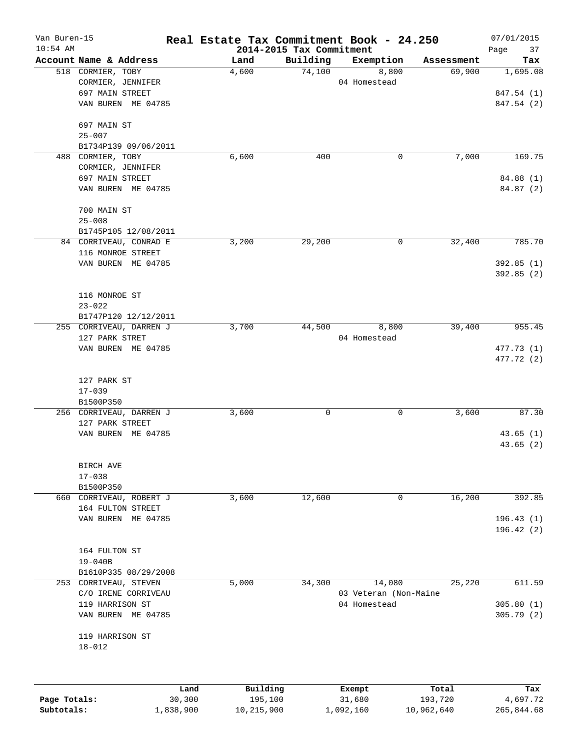# Real Estate Tax Commitment Book - 24.250

Van Buren-15
10:54 AM

2014-2015 Tax Commitment

07/01/2015

| Account Name & Address | Land | Building | Exemption | Assessment | Tax |
|---|---|---|---|---|---|
| 518 CORMIER, TOBY | 4,600 | 74,100 | 8,800 | 69,900 | 1,695.08 |
| CORMIER, JENNIFER | | | 04 Homestead | | |
| 697 MAIN STREET | | | | | 847.54 (1) |
| VAN BUREN ME 04785 | | | | | 847.54 (2) |
| 697 MAIN ST | | | | | |
| 25-007 | | | | | |
| B1734P139 09/06/2011 | | | | | |
| 488 CORMIER, TOBY | 6,600 | 400 | 0 | 7,000 | 169.75 |
| CORMIER, JENNIFER | | | | | |
| 697 MAIN STREET | | | | | 84.88 (1) |
| VAN BUREN ME 04785 | | | | | 84.87 (2) |
| 700 MAIN ST | | | | | |
| 25-008 | | | | | |
| B1745P105 12/08/2011 | | | | | |
| 84 CORRIVEAU, CONRAD E | 3,200 | 29,200 | 0 | 32,400 | 785.70 |
| 116 MONROE STREET | | | | | |
| VAN BUREN ME 04785 | | | | | 392.85 (1) |
| | | | | | 392.85 (2) |
| 116 MONROE ST | | | | | |
| 23-022 | | | | | |
| B1747P120 12/12/2011 | | | | | |
| 255 CORRIVEAU, DARREN J | 3,700 | 44,500 | 8,800 | 39,400 | 955.45 |
| 127 PARK STRET | | | 04 Homestead | | |
| VAN BUREN ME 04785 | | | | | 477.73 (1) |
| | | | | | 477.72 (2) |
| 127 PARK ST | | | | | |
| 17-039 | | | | | |
| B1500P350 | | | | | |
| 256 CORRIVEAU, DARREN J | 3,600 | 0 | 0 | 3,600 | 87.30 |
| 127 PARK STREET | | | | | |
| VAN BUREN ME 04785 | | | | | 43.65 (1) |
| | | | | | 43.65 (2) |
| BIRCH AVE | | | | | |
| 17-038 | | | | | |
| B1500P350 | | | | | |
| 660 CORRIVEAU, ROBERT J | 3,600 | 12,600 | 0 | 16,200 | 392.85 |
| 164 FULTON STREET | | | | | |
| VAN BUREN ME 04785 | | | | | 196.43 (1) |
| | | | | | 196.42 (2) |
| 164 FULTON ST | | | | | |
| 19-040B | | | | | |
| B1610P335 08/29/2008 | | | | | |
| 253 CORRIVEAU, STEVEN | 5,000 | 34,300 | 14,080 | 25,220 | 611.59 |
| C/O IRENE CORRIVEAU | | | 03 Veteran (Non-Maine | | |
| 119 HARRISON ST | | | 04 Homestead | | 305.80 (1) |
| VAN BUREN ME 04785 | | | | | 305.79 (2) |
| 119 HARRISON ST | | | | | |
| 18-012 | | | | | |

| | Land | Building | Exempt | Total | Tax |
|---|---|---|---|---|---|
| Page Totals: | 30,300 | 195,100 | 31,680 | 193,720 | 4,697.72 |
| Subtotals: | 1,838,900 | 10,215,900 | 1,092,160 | 10,962,640 | 265,844.68 |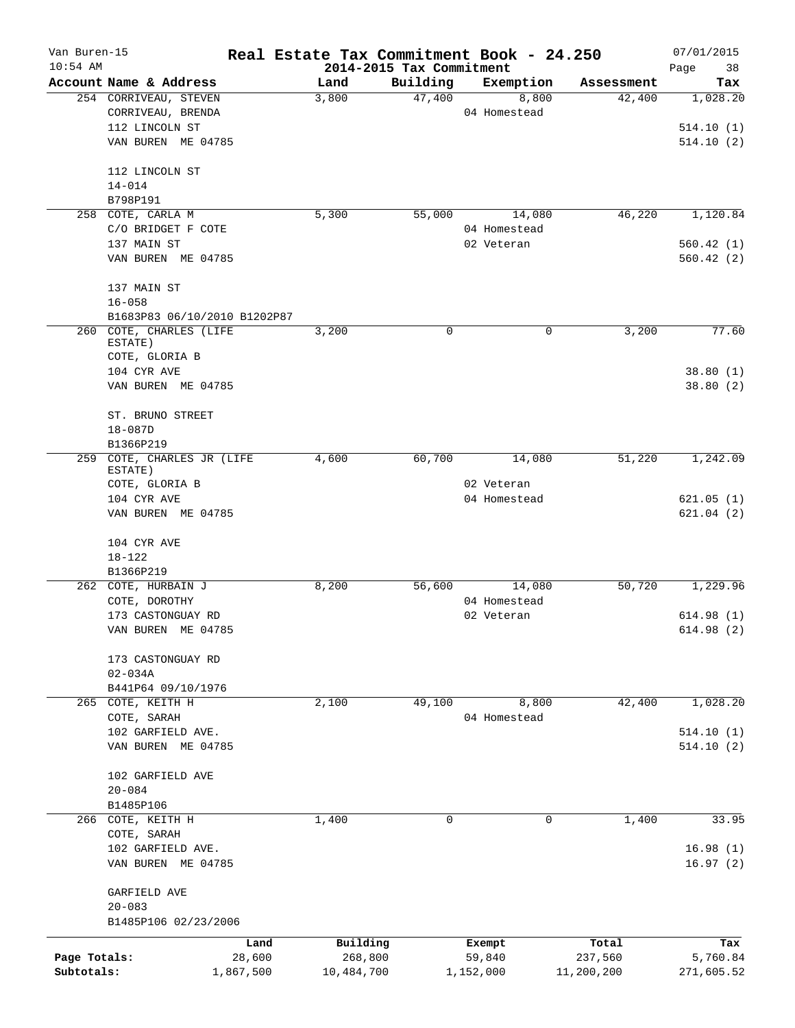# Real Estate Tax Commitment Book - 24.250

Van Buren-15
10:54 AM
2014-2015 Tax Commitment
07/01/2015

| Account Name & Address | Land | Building | Exemption | Assessment | Tax |
|---|---|---|---|---|---|
| 254 CORRIVEAU, STEVEN<br>CORRIVEAU, BRENDA<br>112 LINCOLN ST<br>VAN BUREN ME 04785<br><br>112 LINCOLN ST<br>14-014<br>B798P191 | 3,800 | 47,400 | 8,800<br>04 Homestead | 42,400 | 1,028.20<br><br>514.10 (1)<br>514.10 (2) |
| 258 COTE, CARLA M<br>C/O BRIDGET F COTE<br>137 MAIN ST<br>VAN BUREN ME 04785<br><br>137 MAIN ST<br>16-058<br>B1683P83 06/10/2010 B1202P87 | 5,300 | 55,000 | 14,080<br>04 Homestead<br>02 Veteran | 46,220 | 1,120.84<br><br>560.42 (1)<br>560.42 (2) |
| 260 COTE, CHARLES (LIFE ESTATE)<br>COTE, GLORIA B<br>104 CYR AVE<br>VAN BUREN ME 04785<br><br>ST. BRUNO STREET<br>18-087D<br>B1366P219 | 3,200 | 0 | 0 | 3,200 | 77.60<br><br>38.80 (1)<br>38.80 (2) |
| 259 COTE, CHARLES JR (LIFE ESTATE)<br>COTE, GLORIA B<br>104 CYR AVE<br>VAN BUREN ME 04785<br><br>104 CYR AVE<br>18-122<br>B1366P219 | 4,600 | 60,700 | 14,080<br>02 Veteran<br>04 Homestead | 51,220 | 1,242.09<br><br>621.05 (1)<br>621.04 (2) |
| 262 COTE, HURBAIN J<br>COTE, DOROTHY<br>173 CASTONGUAY RD<br>VAN BUREN ME 04785<br><br>173 CASTONGUAY RD<br>02-034A<br>B441P64 09/10/1976 | 8,200 | 56,600 | 14,080<br>04 Homestead<br>02 Veteran | 50,720 | 1,229.96<br><br>614.98 (1)<br>614.98 (2) |
| 265 COTE, KEITH H<br>COTE, SARAH<br>102 GARFIELD AVE.<br>VAN BUREN ME 04785<br><br>102 GARFIELD AVE<br>20-084<br>B1485P106 | 2,100 | 49,100 | 8,800<br>04 Homestead | 42,400 | 1,028.20<br><br>514.10 (1)<br>514.10 (2) |
| 266 COTE, KEITH H<br>COTE, SARAH<br>102 GARFIELD AVE.<br>VAN BUREN ME 04785<br><br>GARFIELD AVE<br>20-083<br>B1485P106 02/23/2006 | 1,400 | 0 | 0 | 1,400 | 33.95<br><br>16.98 (1)<br>16.97 (2) |

| | Land | Building | Exempt | Total | Tax |
|---|---|---|---|---|---|
| Page Totals: | 28,600 | 268,800 | 59,840 | 237,560 | 5,760.84 |
| Subtotals: | 1,867,500 | 10,484,700 | 1,152,000 | 11,200,200 | 271,605.52 |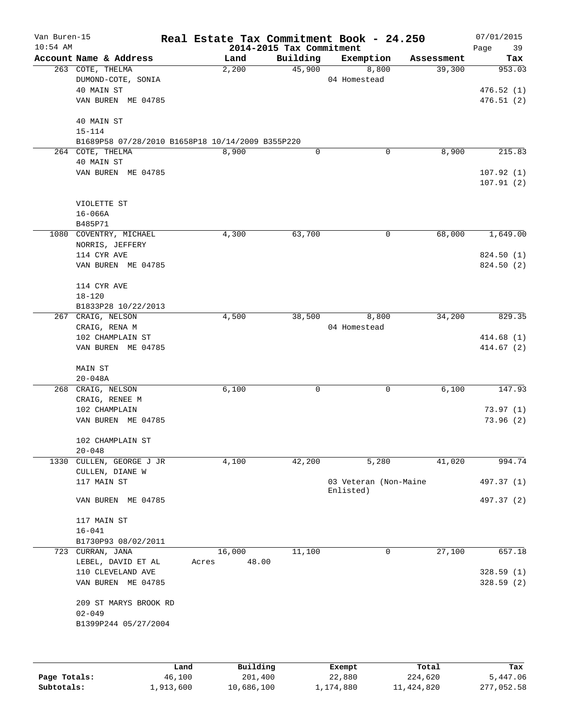# Real Estate Tax Commitment Book - 24.250

Van Buren-15
10:54 AM

2014-2015 Tax Commitment

07/01/2015

| Account | Name & Address | Land | Building | Exemption | Assessment | Tax |
|---|---|---|---|---|---|---|
| 263 | COTE, THELMA<br>DUMOND-COTE, SONIA<br>40 MAIN ST<br>VAN BUREN ME 04785<br><br>40 MAIN ST<br>15-114<br>B1689P58 07/28/2010 B1658P18 10/14/2009 B355P220 | 2,200 | 45,900 | 8,800<br>04 Homestead | 39,300 | 953.03<br><br>476.52 (1)<br>476.51 (2) |
| 264 | COTE, THELMA<br>40 MAIN ST<br>VAN BUREN ME 04785<br><br>VIOLETTE ST<br>16-066A<br>B485P71 | 8,900 | 0 | 0 | 8,900 | 215.83<br><br>107.92 (1)<br>107.91 (2) |
| 1080 | COVENTRY, MICHAEL<br>NORRIS, JEFFERY<br>114 CYR AVE<br>VAN BUREN ME 04785<br><br>114 CYR AVE<br>18-120<br>B1833P28 10/22/2013 | 4,300 | 63,700 | 0 | 68,000 | 1,649.00<br><br>824.50 (1)<br>824.50 (2) |
| 267 | CRAIG, NELSON<br>CRAIG, RENA M<br>102 CHAMPLAIN ST<br>VAN BUREN ME 04785<br><br>MAIN ST<br>20-048A | 4,500 | 38,500 | 8,800<br>04 Homestead | 34,200 | 829.35<br><br>414.68 (1)<br>414.67 (2) |
| 268 | CRAIG, NELSON<br>CRAIG, RENEE M<br>102 CHAMPLAIN<br>VAN BUREN ME 04785<br><br>102 CHAMPLAIN ST<br>20-048 | 6,100 | 0 | 0 | 6,100 | 147.93<br><br>73.97 (1)<br>73.96 (2) |
| 1330 | CULLEN, GEORGE J JR<br>CULLEN, DIANE W<br>117 MAIN ST<br>VAN BUREN ME 04785<br><br>117 MAIN ST<br>16-041<br>B1730P93 08/02/2011 | 4,100 | 42,200 | 5,280<br>03 Veteran (Non-Maine Enlisted) | 41,020 | 994.74<br><br>497.37 (1)<br>497.37 (2) |
| 723 | CURRAN, JANA<br>LEBEL, DAVID ET AL<br>110 CLEVELAND AVE<br>VAN BUREN ME 04785<br><br>209 ST MARYS BROOK RD<br>02-049<br>B1399P244 05/27/2004 | 16,000<br>Acres 48.00 | 11,100 | 0 | 27,100 | 657.18<br><br>328.59 (1)<br>328.59 (2) |

| | Land | Building | Exempt | Total | Tax |
|---|---|---|---|---|---|
| Page Totals: | 46,100 | 201,400 | 22,880 | 224,620 | 5,447.06 |
| Subtotals: | 1,913,600 | 10,686,100 | 1,174,880 | 11,424,820 | 277,052.58 |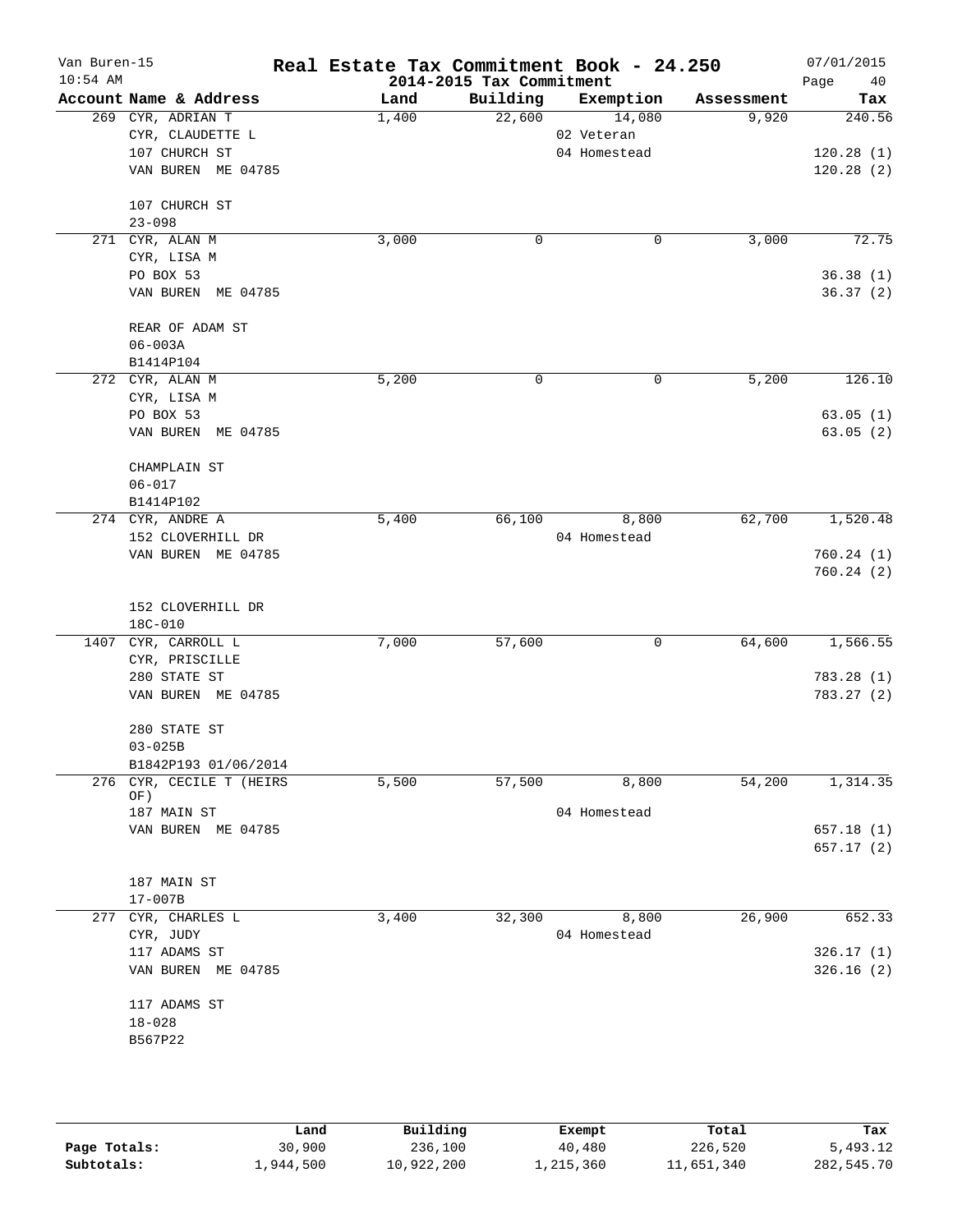Van Buren-15
10:54 AM

# Real Estate Tax Commitment Book - 24.250

## 2014-2015 Tax Commitment

07/01/2015

| Account | Name & Address | Land | Building | Exemption | Assessment | Tax |
|---|---|---|---|---|---|---|
| 269 | CYR, ADRIAN T<br>CYR, CLAUDETTE L<br>107 CHURCH ST<br>VAN BUREN ME 04785<br><br>107 CHURCH ST<br>23-098 | 1,400 | 22,600 | 14,080<br>02 Veteran<br>04 Homestead | 9,920 | 240.56<br><br>120.28 (1)<br>120.28 (2) |
| 271 | CYR, ALAN M<br>CYR, LISA M<br>PO BOX 53<br>VAN BUREN ME 04785<br><br>REAR OF ADAM ST<br>06-003A<br>B1414P104 | 3,000 | 0 | 0 | 3,000 | 72.75<br><br>36.38 (1)<br>36.37 (2) |
| 272 | CYR, ALAN M<br>CYR, LISA M<br>PO BOX 53<br>VAN BUREN ME 04785<br><br>CHAMPLAIN ST<br>06-017<br>B1414P102 | 5,200 | 0 | 0 | 5,200 | 126.10<br><br>63.05 (1)<br>63.05 (2) |
| 274 | CYR, ANDRE A<br>152 CLOVERHILL DR<br>VAN BUREN ME 04785<br><br>152 CLOVERHILL DR<br>18C-010 | 5,400 | 66,100 | 8,800<br>04 Homestead | 62,700 | 1,520.48<br><br>760.24 (1)<br>760.24 (2) |
| 1407 | CYR, CARROLL L<br>CYR, PRISCILLE<br>280 STATE ST<br>VAN BUREN ME 04785<br><br>280 STATE ST<br>03-025B<br>B1842P193 01/06/2014 | 7,000 | 57,600 | 0 | 64,600 | 1,566.55<br><br>783.28 (1)<br>783.27 (2) |
| 276 | CYR, CECILE T (HEIRS OF)<br>187 MAIN ST<br>VAN BUREN ME 04785<br><br>187 MAIN ST<br>17-007B | 5,500 | 57,500 | 8,800<br>04 Homestead | 54,200 | 1,314.35<br><br>657.18 (1)<br>657.17 (2) |
| 277 | CYR, CHARLES L<br>CYR, JUDY<br>117 ADAMS ST<br>VAN BUREN ME 04785<br><br>117 ADAMS ST<br>18-028<br>B567P22 | 3,400 | 32,300 | 8,800<br>04 Homestead | 26,900 | 652.33<br><br>326.17 (1)<br>326.16 (2) |

| | Land | Building | Exempt | Total | Tax |
|---|---|---|---|---|---|
| Page Totals: | 30,900 | 236,100 | 40,480 | 226,520 | 5,493.12 |
| Subtotals: | 1,944,500 | 10,922,200 | 1,215,360 | 11,651,340 | 282,545.70 |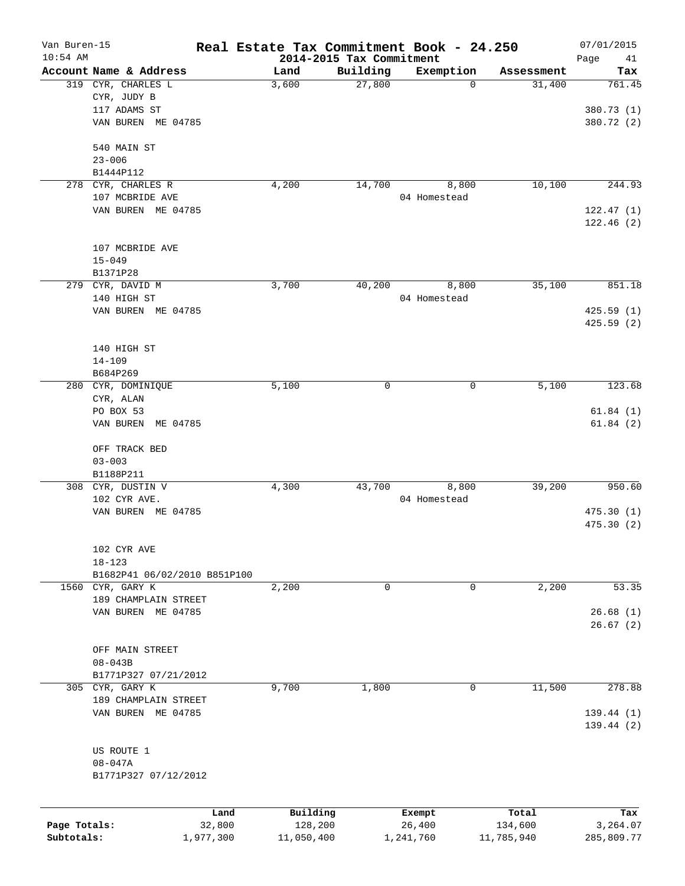# Real Estate Tax Commitment Book - 24.250

Van Buren-15
10:54 AM
2014-2015 Tax Commitment
07/01/2015

| Account Name & Address | Land | Building | Exemption | Assessment | Tax |
|---|---|---|---|---|---|
| 319 CYR, CHARLES L<br>CYR, JUDY B<br>117 ADAMS ST<br>VAN BUREN ME 04785<br><br>540 MAIN ST<br>23-006<br>B1444P112 | 3,600 | 27,800 | 0 | 31,400 | 761.45<br><br>380.73 (1)<br>380.72 (2) |
| 278 CYR, CHARLES R<br>107 MCBRIDE AVE<br>VAN BUREN ME 04785<br><br>107 MCBRIDE AVE<br>15-049<br>B1371P28 | 4,200 | 14,700 | 8,800<br>04 Homestead | 10,100 | 244.93<br><br>122.47 (1)<br>122.46 (2) |
| 279 CYR, DAVID M<br>140 HIGH ST<br>VAN BUREN ME 04785<br><br>140 HIGH ST<br>14-109<br>B684P269 | 3,700 | 40,200 | 8,800<br>04 Homestead | 35,100 | 851.18<br><br>425.59 (1)<br>425.59 (2) |
| 280 CYR, DOMINIQUE<br>CYR, ALAN<br>PO BOX 53<br>VAN BUREN ME 04785<br><br>OFF TRACK BED<br>03-003<br>B1188P211 | 5,100 | 0 | 0 | 5,100 | 123.68<br><br>61.84 (1)<br>61.84 (2) |
| 308 CYR, DUSTIN V<br>102 CYR AVE.<br>VAN BUREN ME 04785<br><br>102 CYR AVE<br>18-123<br>B1682P41 06/02/2010 B851P100 | 4,300 | 43,700 | 8,800<br>04 Homestead | 39,200 | 950.60<br><br>475.30 (1)<br>475.30 (2) |
| 1560 CYR, GARY K<br>189 CHAMPLAIN STREET<br>VAN BUREN ME 04785<br><br>OFF MAIN STREET<br>08-043B<br>B1771P327 07/21/2012 | 2,200 | 0 | 0 | 2,200 | 53.35<br><br>26.68 (1)<br>26.67 (2) |
| 305 CYR, GARY K<br>189 CHAMPLAIN STREET<br>VAN BUREN ME 04785<br><br>US ROUTE 1<br>08-047A<br>B1771P327 07/12/2012 | 9,700 | 1,800 | 0 | 11,500 | 278.88<br><br>139.44 (1)<br>139.44 (2) |

| | Land | Building | Exempt | Total | Tax |
|---|---|---|---|---|---|
| Page Totals: | 32,800 | 128,200 | 26,400 | 134,600 | 3,264.07 |
| Subtotals: | 1,977,300 | 11,050,400 | 1,241,760 | 11,785,940 | 285,809.77 |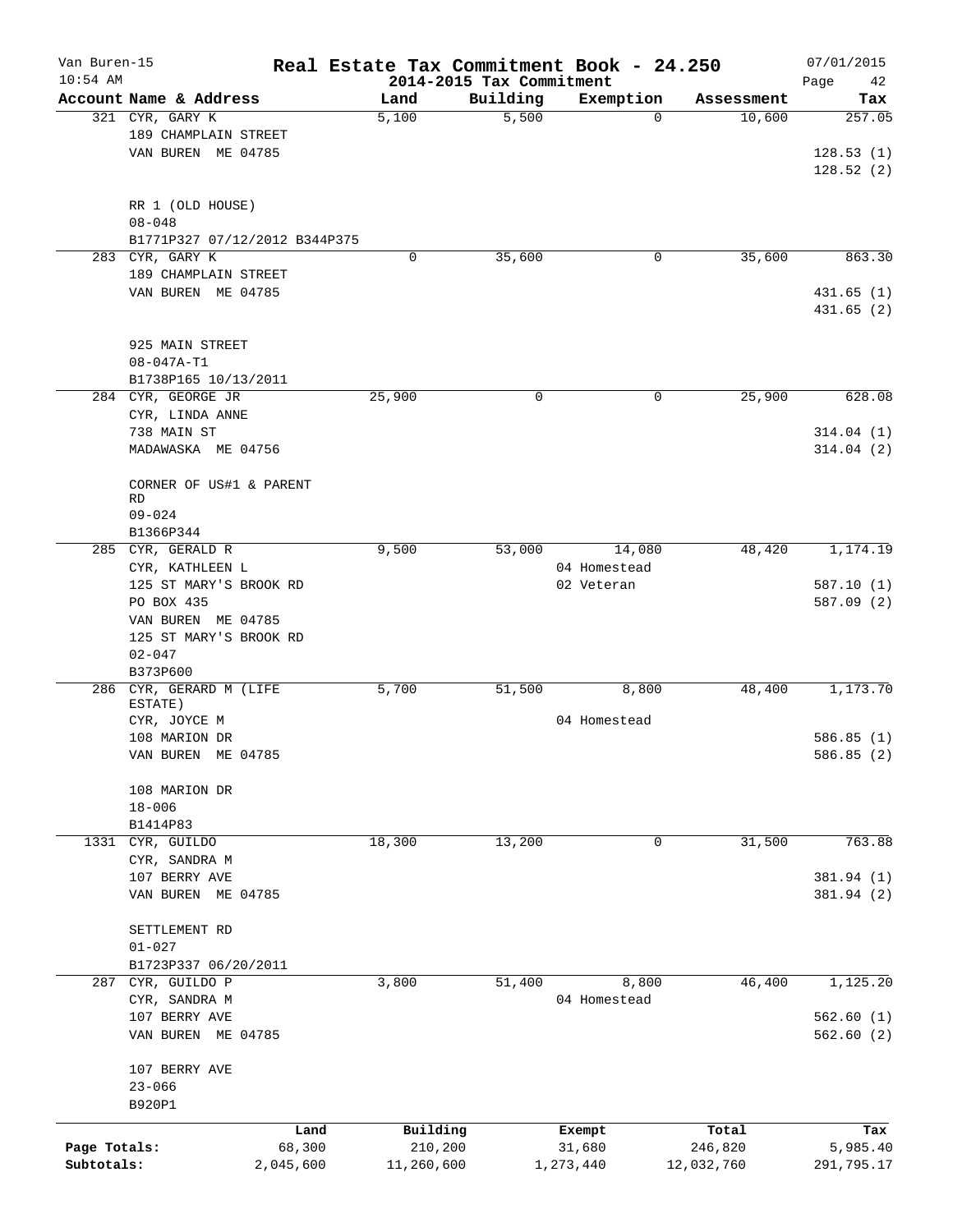# Real Estate Tax Commitment Book - 24.250

Van Buren-15
10:54 AM

2014-2015 Tax Commitment

07/01/2015

| Account Name & Address | Land | Building | Exemption | Assessment | Tax |
|---|---|---|---|---|---|
| 321 CYR, GARY K<br>189 CHAMPLAIN STREET<br>VAN BUREN ME 04785<br><br>RR 1 (OLD HOUSE)<br>08-048<br>B1771P327 07/12/2012 B344P375 | 5,100 | 5,500 | 0 | 10,600 | 257.05<br>128.53 (1)<br>128.52 (2) |
| 283 CYR, GARY K<br>189 CHAMPLAIN STREET<br>VAN BUREN ME 04785<br><br>925 MAIN STREET<br>08-047A-T1<br>B1738P165 10/13/2011 | 0 | 35,600 | 0 | 35,600 | 863.30<br>431.65 (1)<br>431.65 (2) |
| 284 CYR, GEORGE JR<br>CYR, LINDA ANNE<br>738 MAIN ST<br>MADAWASKA ME 04756<br><br>CORNER OF US#1 & PARENT RD<br>09-024<br>B1366P344 | 25,900 | 0 | 0 | 25,900 | 628.08<br>314.04 (1)<br>314.04 (2) |
| 285 CYR, GERALD R<br>CYR, KATHLEEN L<br>125 ST MARY'S BROOK RD<br>PO BOX 435<br>VAN BUREN ME 04785<br>125 ST MARY'S BROOK RD<br>02-047<br>B373P600 | 9,500 | 53,000 | 14,080<br>04 Homestead<br>02 Veteran | 48,420 | 1,174.19<br>587.10 (1)<br>587.09 (2) |
| 286 CYR, GERARD M (LIFE ESTATE)<br>CYR, JOYCE M<br>108 MARION DR<br>VAN BUREN ME 04785<br><br>108 MARION DR<br>18-006<br>B1414P83 | 5,700 | 51,500 | 8,800<br>04 Homestead | 48,400 | 1,173.70<br>586.85 (1)<br>586.85 (2) |
| 1331 CYR, GUILDO<br>CYR, SANDRA M<br>107 BERRY AVE<br>VAN BUREN ME 04785<br><br>SETTLEMENT RD<br>01-027<br>B1723P337 06/20/2011 | 18,300 | 13,200 | 0 | 31,500 | 763.88<br>381.94 (1)<br>381.94 (2) |
| 287 CYR, GUILDO P<br>CYR, SANDRA M<br>107 BERRY AVE<br>VAN BUREN ME 04785<br><br>107 BERRY AVE<br>23-066<br>B920P1 | 3,800 | 51,400 | 8,800<br>04 Homestead | 46,400 | 1,125.20<br>562.60 (1)<br>562.60 (2) |

| | Land | Building | Exempt | Total | Tax |
|---|---|---|---|---|---|
| Page Totals: | 68,300 | 210,200 | 31,680 | 246,820 | 5,985.40 |
| Subtotals: | 2,045,600 | 11,260,600 | 1,273,440 | 12,032,760 | 291,795.17 |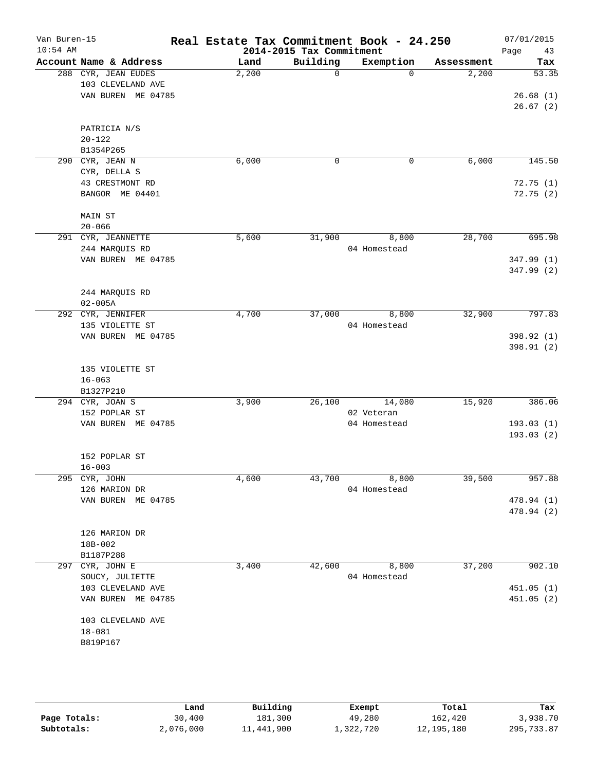# Real Estate Tax Commitment Book - 24.250

Van Buren-15
10:54 AM

2014-2015 Tax Commitment

07/01/2015

| Account | Name & Address | Land | Building | Exemption | Assessment | Tax |
|---|---|---|---|---|---|---|
| 288 | CYR, JEAN EUDES<br>103 CLEVELAND AVE<br>VAN BUREN ME 04785<br><br>PATRICIA N/S<br>20-122<br>B1354P265 | 2,200 | 0 | 0 | 2,200 | 53.35<br>26.68 (1)<br>26.67 (2) |
| 290 | CYR, JEAN N<br>CYR, DELLA S<br>43 CRESTMONT RD<br>BANGOR ME 04401<br><br>MAIN ST<br>20-066 | 6,000 | 0 | 0 | 6,000 | 145.50<br>72.75 (1)<br>72.75 (2) |
| 291 | CYR, JEANNETTE<br>244 MARQUIS RD<br>VAN BUREN ME 04785<br><br>244 MARQUIS RD<br>02-005A | 5,600 | 31,900 | 8,800<br>04 Homestead | 28,700 | 695.98<br>347.99 (1)<br>347.99 (2) |
| 292 | CYR, JENNIFER<br>135 VIOLETTE ST<br>VAN BUREN ME 04785<br><br>135 VIOLETTE ST<br>16-063<br>B1327P210 | 4,700 | 37,000 | 8,800<br>04 Homestead | 32,900 | 797.83<br>398.92 (1)<br>398.91 (2) |
| 294 | CYR, JOAN S<br>152 POPLAR ST<br>VAN BUREN ME 04785<br><br>152 POPLAR ST<br>16-003 | 3,900 | 26,100 | 14,080<br>02 Veteran<br>04 Homestead | 15,920 | 386.06<br>193.03 (1)<br>193.03 (2) |
| 295 | CYR, JOHN<br>126 MARION DR<br>VAN BUREN ME 04785<br><br>126 MARION DR<br>18B-002<br>B1187P288 | 4,600 | 43,700 | 8,800<br>04 Homestead | 39,500 | 957.88<br>478.94 (1)<br>478.94 (2) |
| 297 | CYR, JOHN E<br>SOUCY, JULIETTE<br>103 CLEVELAND AVE<br>VAN BUREN ME 04785<br><br>103 CLEVELAND AVE<br>18-081<br>B819P167 | 3,400 | 42,600 | 8,800<br>04 Homestead | 37,200 | 902.10<br>451.05 (1)<br>451.05 (2) |

| | Land | Building | Exempt | Total | Tax |
|---|---|---|---|---|---|
| Page Totals: | 30,400 | 181,300 | 49,280 | 162,420 | 3,938.70 |
| Subtotals: | 2,076,000 | 11,441,900 | 1,322,720 | 12,195,180 | 295,733.87 |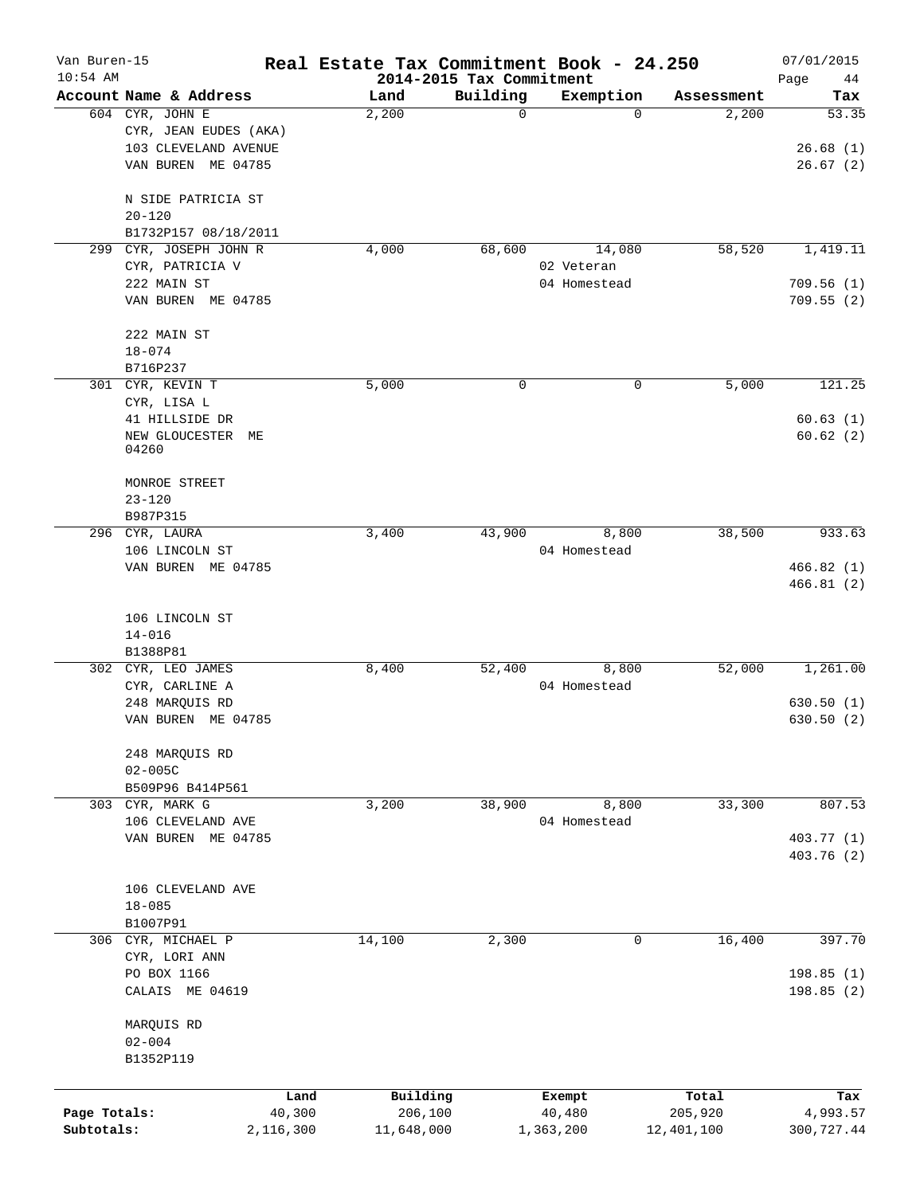# Real Estate Tax Commitment Book - 24.250

Van Buren-15
10:54 AM

2014-2015 Tax Commitment

07/01/2015

| Account Name & Address | Land | Building | Exemption | Assessment | Tax |
|---|---|---|---|---|---|
| 604 CYR, JOHN E | 2,200 | 0 | 0 | 2,200 | 53.35 |
| CYR, JEAN EUDES (AKA) | | | | | |
| 103 CLEVELAND AVENUE | | | | | 26.68 (1) |
| VAN BUREN ME 04785 | | | | | 26.67 (2) |
| N SIDE PATRICIA ST | | | | | |
| 20-120 | | | | | |
| B1732P157 08/18/2011 | | | | | |
| 299 CYR, JOSEPH JOHN R | 4,000 | 68,600 | 14,080 | 58,520 | 1,419.11 |
| CYR, PATRICIA V | | | 02 Veteran | | |
| 222 MAIN ST | | | 04 Homestead | | 709.56 (1) |
| VAN BUREN ME 04785 | | | | | 709.55 (2) |
| 222 MAIN ST | | | | | |
| 18-074 | | | | | |
| B716P237 | | | | | |
| 301 CYR, KEVIN T | 5,000 | 0 | 0 | 5,000 | 121.25 |
| CYR, LISA L | | | | | |
| 41 HILLSIDE DR | | | | | 60.63 (1) |
| NEW GLOUCESTER ME 04260 | | | | | 60.62 (2) |
| MONROE STREET | | | | | |
| 23-120 | | | | | |
| B987P315 | | | | | |
| 296 CYR, LAURA | 3,400 | 43,900 | 8,800 | 38,500 | 933.63 |
| 106 LINCOLN ST | | | 04 Homestead | | |
| VAN BUREN ME 04785 | | | | | 466.82 (1) |
| | | | | | 466.81 (2) |
| 106 LINCOLN ST | | | | | |
| 14-016 | | | | | |
| B1388P81 | | | | | |
| 302 CYR, LEO JAMES | 8,400 | 52,400 | 8,800 | 52,000 | 1,261.00 |
| CYR, CARLINE A | | | 04 Homestead | | |
| 248 MARQUIS RD | | | | | 630.50 (1) |
| VAN BUREN ME 04785 | | | | | 630.50 (2) |
| 248 MARQUIS RD | | | | | |
| 02-005C | | | | | |
| B509P96 B414P561 | | | | | |
| 303 CYR, MARK G | 3,200 | 38,900 | 8,800 | 33,300 | 807.53 |
| 106 CLEVELAND AVE | | | 04 Homestead | | |
| VAN BUREN ME 04785 | | | | | 403.77 (1) |
| | | | | | 403.76 (2) |
| 106 CLEVELAND AVE | | | | | |
| 18-085 | | | | | |
| B1007P91 | | | | | |
| 306 CYR, MICHAEL P | 14,100 | 2,300 | 0 | 16,400 | 397.70 |
| CYR, LORI ANN | | | | | |
| PO BOX 1166 | | | | | 198.85 (1) |
| CALAIS ME 04619 | | | | | 198.85 (2) |
| MARQUIS RD | | | | | |
| 02-004 | | | | | |
| B1352P119 | | | | | |

| | Land | Building | Exempt | Total | Tax |
|---|---|---|---|---|---|
| Page Totals: | 40,300 | 206,100 | 40,480 | 205,920 | 4,993.57 |
| Subtotals: | 2,116,300 | 11,648,000 | 1,363,200 | 12,401,100 | 300,727.44 |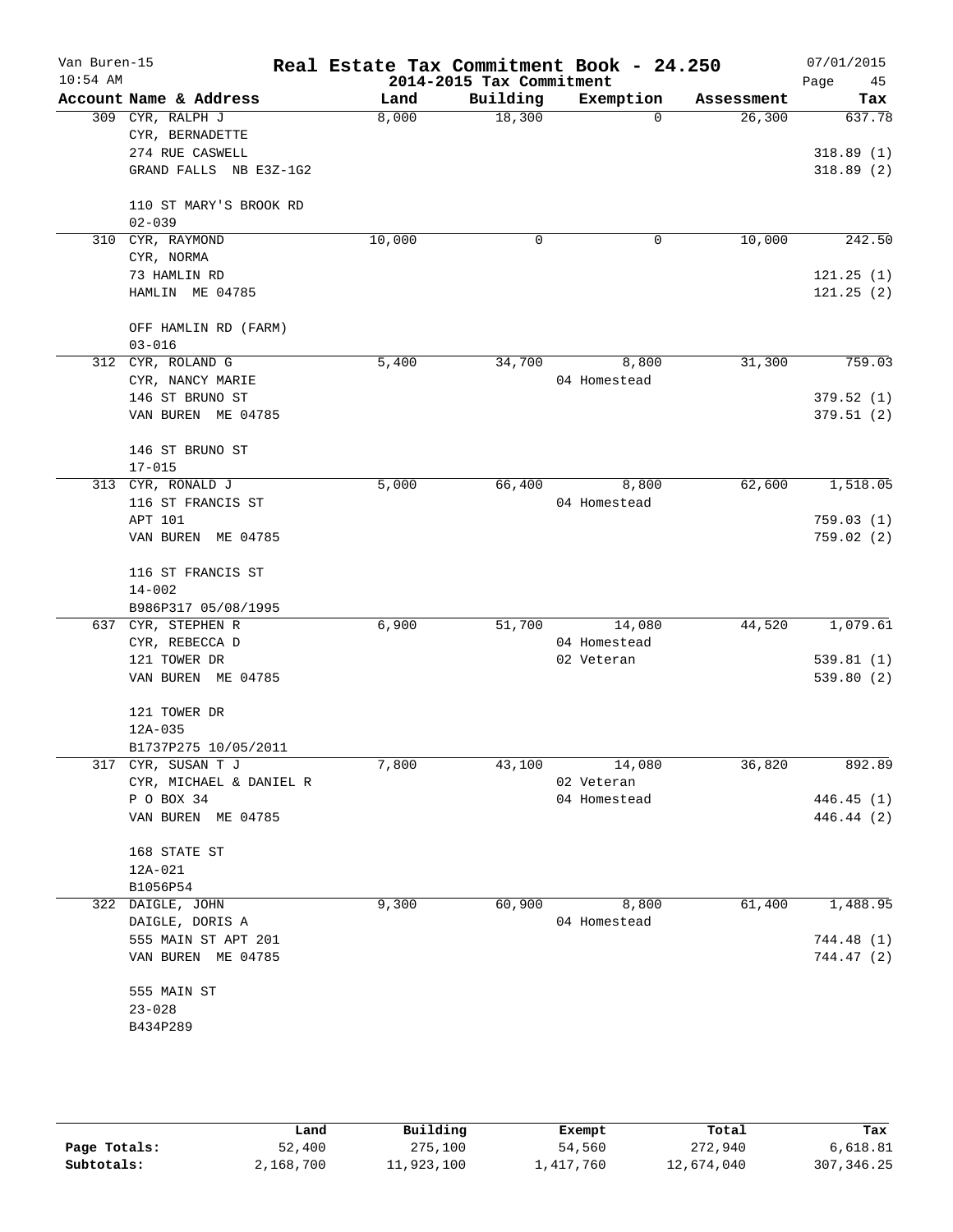Van Buren-15 | **Real Estate Tax Commitment Book - 24.250** | 07/01/2015
10:54 AM | **2014-2015 Tax Commitment** | Page 45

| Account Name & Address | Land | Building | Exemption | Assessment | Tax |
|---|---|---|---|---|---|
| 309 CYR, RALPH J | 8,000 | 18,300 | 0 | 26,300 | 637.78 |
| CYR, BERNADETTE | | | | | |
| 274 RUE CASWELL | | | | | 318.89 (1) |
| GRAND FALLS NB E3Z-1G2 | | | | | 318.89 (2) |
| 110 ST MARY'S BROOK RD | | | | | |
| 02-039 | | | | | |
| 310 CYR, RAYMOND | 10,000 | 0 | 0 | 10,000 | 242.50 |
| CYR, NORMA | | | | | |
| 73 HAMLIN RD | | | | | 121.25 (1) |
| HAMLIN ME 04785 | | | | | 121.25 (2) |
| OFF HAMLIN RD (FARM) | | | | | |
| 03-016 | | | | | |
| 312 CYR, ROLAND G | 5,400 | 34,700 | 8,800 | 31,300 | 759.03 |
| CYR, NANCY MARIE | | | 04 Homestead | | |
| 146 ST BRUNO ST | | | | | 379.52 (1) |
| VAN BUREN ME 04785 | | | | | 379.51 (2) |
| 146 ST BRUNO ST | | | | | |
| 17-015 | | | | | |
| 313 CYR, RONALD J | 5,000 | 66,400 | 8,800 | 62,600 | 1,518.05 |
| 116 ST FRANCIS ST | | | 04 Homestead | | |
| APT 101 | | | | | 759.03 (1) |
| VAN BUREN ME 04785 | | | | | 759.02 (2) |
| 116 ST FRANCIS ST | | | | | |
| 14-002 | | | | | |
| B986P317 05/08/1995 | | | | | |
| 637 CYR, STEPHEN R | 6,900 | 51,700 | 14,080 | 44,520 | 1,079.61 |
| CYR, REBECCA D | | | 04 Homestead | | |
| 121 TOWER DR | | | 02 Veteran | | 539.81 (1) |
| VAN BUREN ME 04785 | | | | | 539.80 (2) |
| 121 TOWER DR | | | | | |
| 12A-035 | | | | | |
| B1737P275 10/05/2011 | | | | | |
| 317 CYR, SUSAN T J | 7,800 | 43,100 | 14,080 | 36,820 | 892.89 |
| CYR, MICHAEL & DANIEL R | | | 02 Veteran | | |
| P O BOX 34 | | | 04 Homestead | | 446.45 (1) |
| VAN BUREN ME 04785 | | | | | 446.44 (2) |
| 168 STATE ST | | | | | |
| 12A-021 | | | | | |
| B1056P54 | | | | | |
| 322 DAIGLE, JOHN | 9,300 | 60,900 | 8,800 | 61,400 | 1,488.95 |
| DAIGLE, DORIS A | | | 04 Homestead | | |
| 555 MAIN ST APT 201 | | | | | 744.48 (1) |
| VAN BUREN ME 04785 | | | | | 744.47 (2) |
| 555 MAIN ST | | | | | |
| 23-028 | | | | | |
| B434P289 | | | | | |

| | Land | Building | Exempt | Total | Tax |
|---|---|---|---|---|---|
| **Page Totals:** | 52,400 | 275,100 | 54,560 | 272,940 | 6,618.81 |
| **Subtotals:** | 2,168,700 | 11,923,100 | 1,417,760 | 12,674,040 | 307,346.25 |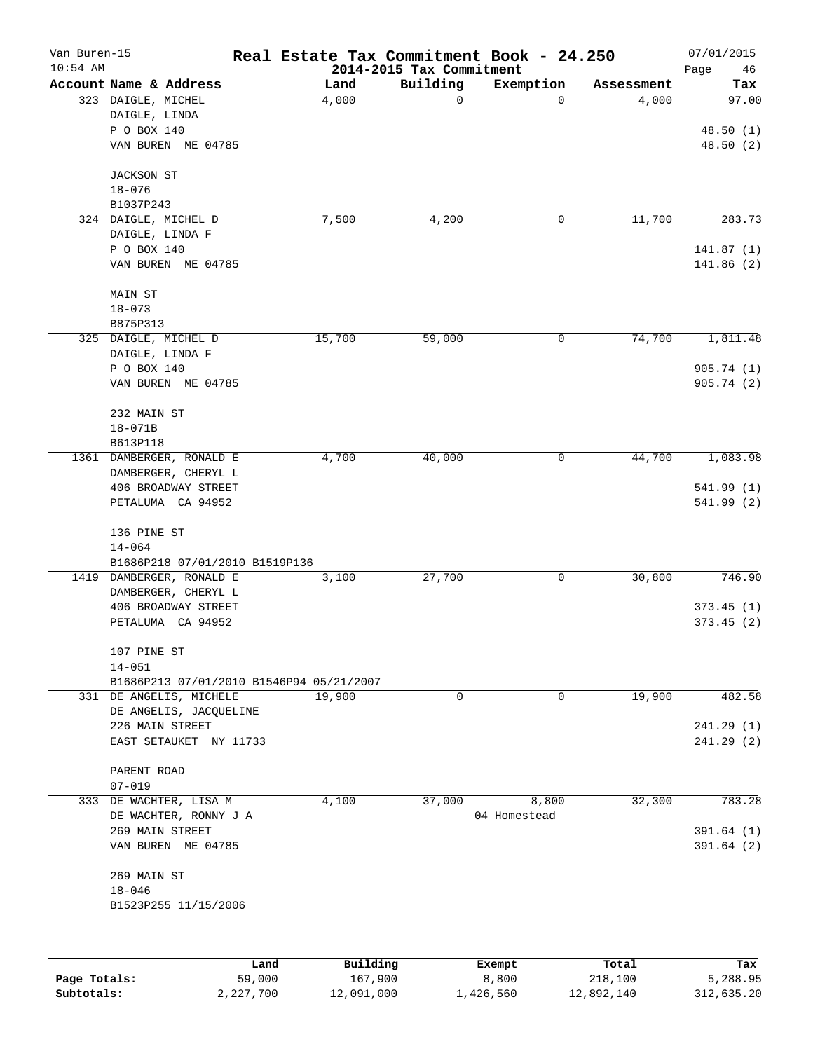# Real Estate Tax Commitment Book - 24.250

Van Buren-15
10:54 AM

2014-2015 Tax Commitment

07/01/2015

| Account Name & Address | Land | Building | Exemption | Assessment | Tax |
|---|---|---|---|---|---|
| 323 DAIGLE, MICHEL<br>DAIGLE, LINDA<br>P O BOX 140<br>VAN BUREN ME 04785<br><br>JACKSON ST<br>18-076<br>B1037P243 | 4,000 | 0 | 0 | 4,000 | 97.00<br><br>48.50 (1)<br>48.50 (2) |
| 324 DAIGLE, MICHEL D<br>DAIGLE, LINDA F<br>P O BOX 140<br>VAN BUREN ME 04785<br><br>MAIN ST<br>18-073<br>B875P313 | 7,500 | 4,200 | 0 | 11,700 | 283.73<br><br>141.87 (1)<br>141.86 (2) |
| 325 DAIGLE, MICHEL D<br>DAIGLE, LINDA F<br>P O BOX 140<br>VAN BUREN ME 04785<br><br>232 MAIN ST<br>18-071B<br>B613P118 | 15,700 | 59,000 | 0 | 74,700 | 1,811.48<br><br>905.74 (1)<br>905.74 (2) |
| 1361 DAMBERGER, RONALD E<br>DAMBERGER, CHERYL L<br>406 BROADWAY STREET<br>PETALUMA CA 94952<br><br>136 PINE ST<br>14-064<br>B1686P218 07/01/2010 B1519P136 | 4,700 | 40,000 | 0 | 44,700 | 1,083.98<br><br>541.99 (1)<br>541.99 (2) |
| 1419 DAMBERGER, RONALD E<br>DAMBERGER, CHERYL L<br>406 BROADWAY STREET<br>PETALUMA CA 94952<br><br>107 PINE ST<br>14-051<br>B1686P213 07/01/2010 B1546P94 05/21/2007 | 3,100 | 27,700 | 0 | 30,800 | 746.90<br><br>373.45 (1)<br>373.45 (2) |
| 331 DE ANGELIS, MICHELE<br>DE ANGELIS, JACQUELINE<br>226 MAIN STREET<br>EAST SETAUKET NY 11733<br><br>PARENT ROAD<br>07-019 | 19,900 | 0 | 0 | 19,900 | 482.58<br><br>241.29 (1)<br>241.29 (2) |
| 333 DE WACHTER, LISA M<br>DE WACHTER, RONNY J A<br>269 MAIN STREET<br>VAN BUREN ME 04785<br><br>269 MAIN ST<br>18-046<br>B1523P255 11/15/2006 | 4,100 | 37,000 | 8,800<br>04 Homestead | 32,300 | 783.28<br><br>391.64 (1)<br>391.64 (2) |

| | Land | Building | Exempt | Total | Tax |
|---|---|---|---|---|---|
| Page Totals: | 59,000 | 167,900 | 8,800 | 218,100 | 5,288.95 |
| Subtotals: | 2,227,700 | 12,091,000 | 1,426,560 | 12,892,140 | 312,635.20 |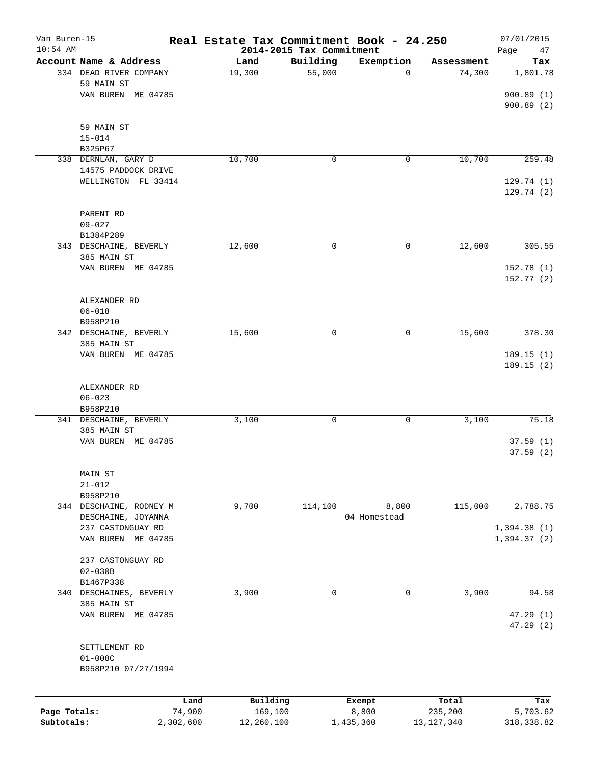Van Buren-15 **Real Estate Tax Commitment Book - 24.250** 07/01/2015

10:54 AM **2014-2015 Tax Commitment**

| Account Name & Address | Land | Building | Exemption | Assessment | Tax |
|---|---|---|---|---|---|
| 334 DEAD RIVER COMPANY | 19,300 | 55,000 | 0 | 74,300 | 1,801.78 |
| 59 MAIN ST | | | | | |
| VAN BUREN ME 04785 | | | | | 900.89 (1) |
| | | | | | 900.89 (2) |
| 59 MAIN ST | | | | | |
| 15-014 | | | | | |
| B325P67 | | | | | |
| 338 DERNLAN, GARY D | 10,700 | 0 | 0 | 10,700 | 259.48 |
| 14575 PADDOCK DRIVE | | | | | |
| WELLINGTON FL 33414 | | | | | 129.74 (1) |
| | | | | | 129.74 (2) |
| PARENT RD | | | | | |
| 09-027 | | | | | |
| B1384P289 | | | | | |
| 343 DESCHAINE, BEVERLY | 12,600 | 0 | 0 | 12,600 | 305.55 |
| 385 MAIN ST | | | | | |
| VAN BUREN ME 04785 | | | | | 152.78 (1) |
| | | | | | 152.77 (2) |
| ALEXANDER RD | | | | | |
| 06-018 | | | | | |
| B958P210 | | | | | |
| 342 DESCHAINE, BEVERLY | 15,600 | 0 | 0 | 15,600 | 378.30 |
| 385 MAIN ST | | | | | |
| VAN BUREN ME 04785 | | | | | 189.15 (1) |
| | | | | | 189.15 (2) |
| ALEXANDER RD | | | | | |
| 06-023 | | | | | |
| B958P210 | | | | | |
| 341 DESCHAINE, BEVERLY | 3,100 | 0 | 0 | 3,100 | 75.18 |
| 385 MAIN ST | | | | | |
| VAN BUREN ME 04785 | | | | | 37.59 (1) |
| | | | | | 37.59 (2) |
| MAIN ST | | | | | |
| 21-012 | | | | | |
| B958P210 | | | | | |
| 344 DESCHAINE, RODNEY M | 9,700 | 114,100 | 8,800 | 115,000 | 2,788.75 |
| DESCHAINE, JOYANNA | | | 04 Homestead | | |
| 237 CASTONGUAY RD | | | | | 1,394.38 (1) |
| VAN BUREN ME 04785 | | | | | 1,394.37 (2) |
| 237 CASTONGUAY RD | | | | | |
| 02-030B | | | | | |
| B1467P338 | | | | | |
| 340 DESCHAINES, BEVERLY | 3,900 | 0 | 0 | 3,900 | 94.58 |
| 385 MAIN ST | | | | | |
| VAN BUREN ME 04785 | | | | | 47.29 (1) |
| | | | | | 47.29 (2) |
| SETTLEMENT RD | | | | | |
| 01-008C | | | | | |
| B958P210 07/27/1994 | | | | | |

| | Land | Building | Exempt | Total | Tax |
|---|---|---|---|---|---|
| Page Totals: | 74,900 | 169,100 | 8,800 | 235,200 | 5,703.62 |
| Subtotals: | 2,302,600 | 12,260,100 | 1,435,360 | 13,127,340 | 318,338.82 |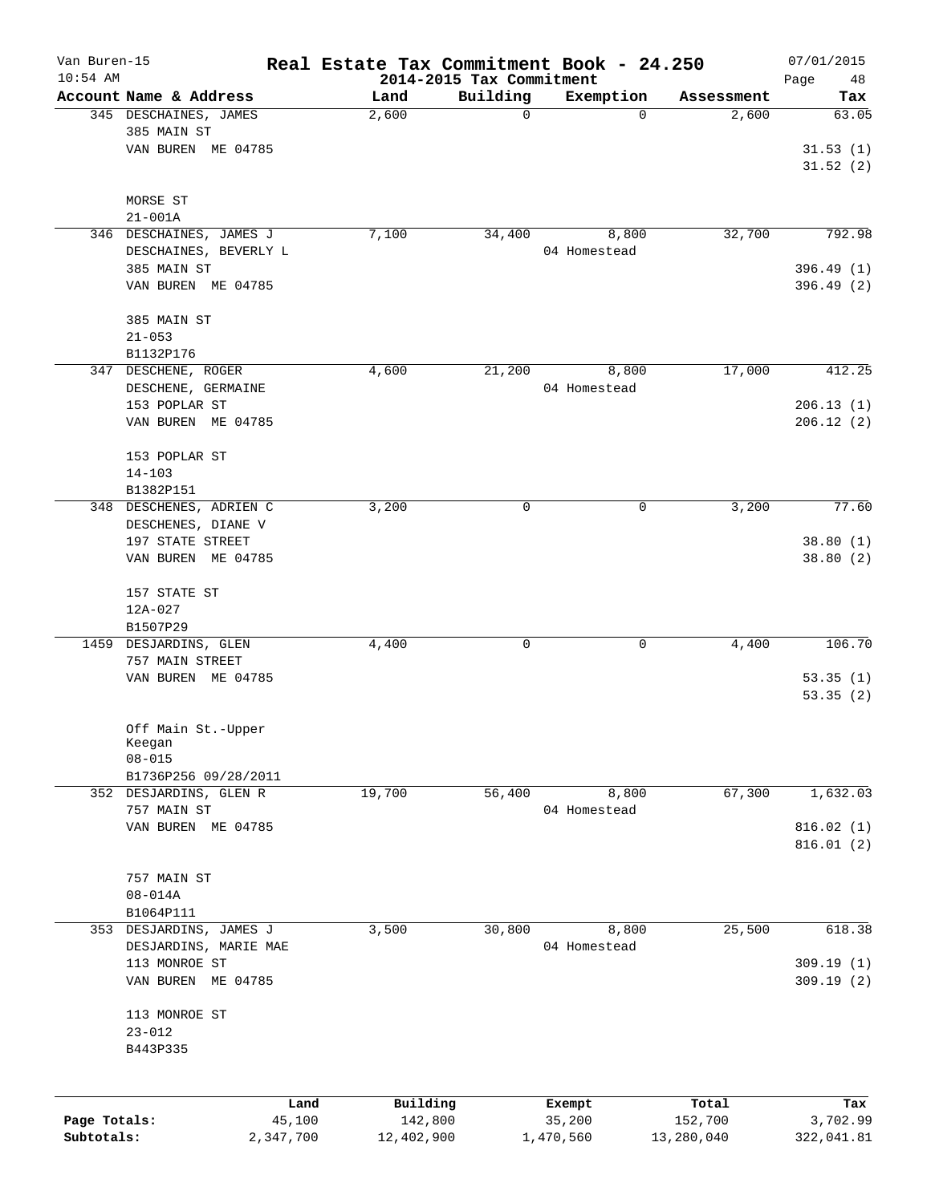Van Buren-15 | **Real Estate Tax Commitment Book - 24.250** | 07/01/2015
10:54 AM | **2014-2015 Tax Commitment** | Page 48

| Account Name & Address | Land | Building | Exemption | Assessment | Tax |
|---|---|---|---|---|---|
| 345 DESCHAINES, JAMES<br>385 MAIN ST<br>VAN BUREN ME 04785<br><br>MORSE ST<br>21-001A | 2,600 | 0 | 0 | 2,600 | 63.05<br>31.53 (1)<br>31.52 (2) |
| 346 DESCHAINES, JAMES J<br>DESCHAINES, BEVERLY L<br>385 MAIN ST<br>VAN BUREN ME 04785<br><br>385 MAIN ST<br>21-053<br>B1132P176 | 7,100 | 34,400 | 8,800<br>04 Homestead | 32,700 | 792.98<br>396.49 (1)<br>396.49 (2) |
| 347 DESCHENE, ROGER<br>DESCHENE, GERMAINE<br>153 POPLAR ST<br>VAN BUREN ME 04785<br><br>153 POPLAR ST<br>14-103<br>B1382P151 | 4,600 | 21,200 | 8,800<br>04 Homestead | 17,000 | 412.25<br>206.13 (1)<br>206.12 (2) |
| 348 DESCHENES, ADRIEN C<br>DESCHENES, DIANE V<br>197 STATE STREET<br>VAN BUREN ME 04785<br><br>157 STATE ST<br>12A-027<br>B1507P29 | 3,200 | 0 | 0 | 3,200 | 77.60<br>38.80 (1)<br>38.80 (2) |
| 1459 DESJARDINS, GLEN<br>757 MAIN STREET<br>VAN BUREN ME 04785<br><br>Off Main St.-Upper Keegan<br>08-015<br>B1736P256 09/28/2011 | 4,400 | 0 | 0 | 4,400 | 106.70<br>53.35 (1)<br>53.35 (2) |
| 352 DESJARDINS, GLEN R<br>757 MAIN ST<br>VAN BUREN ME 04785<br><br>757 MAIN ST<br>08-014A<br>B1064P111 | 19,700 | 56,400 | 8,800<br>04 Homestead | 67,300 | 1,632.03<br>816.02 (1)<br>816.01 (2) |
| 353 DESJARDINS, JAMES J<br>DESJARDINS, MARIE MAE<br>113 MONROE ST<br>VAN BUREN ME 04785<br><br>113 MONROE ST<br>23-012<br>B443P335 | 3,500 | 30,800 | 8,800<br>04 Homestead | 25,500 | 618.38<br>309.19 (1)<br>309.19 (2) |

| | Land | Building | Exempt | Total | Tax |
|---|---|---|---|---|---|
| **Page Totals:** | 45,100 | 142,800 | 35,200 | 152,700 | 3,702.99 |
| **Subtotals:** | 2,347,700 | 12,402,900 | 1,470,560 | 13,280,040 | 322,041.81 |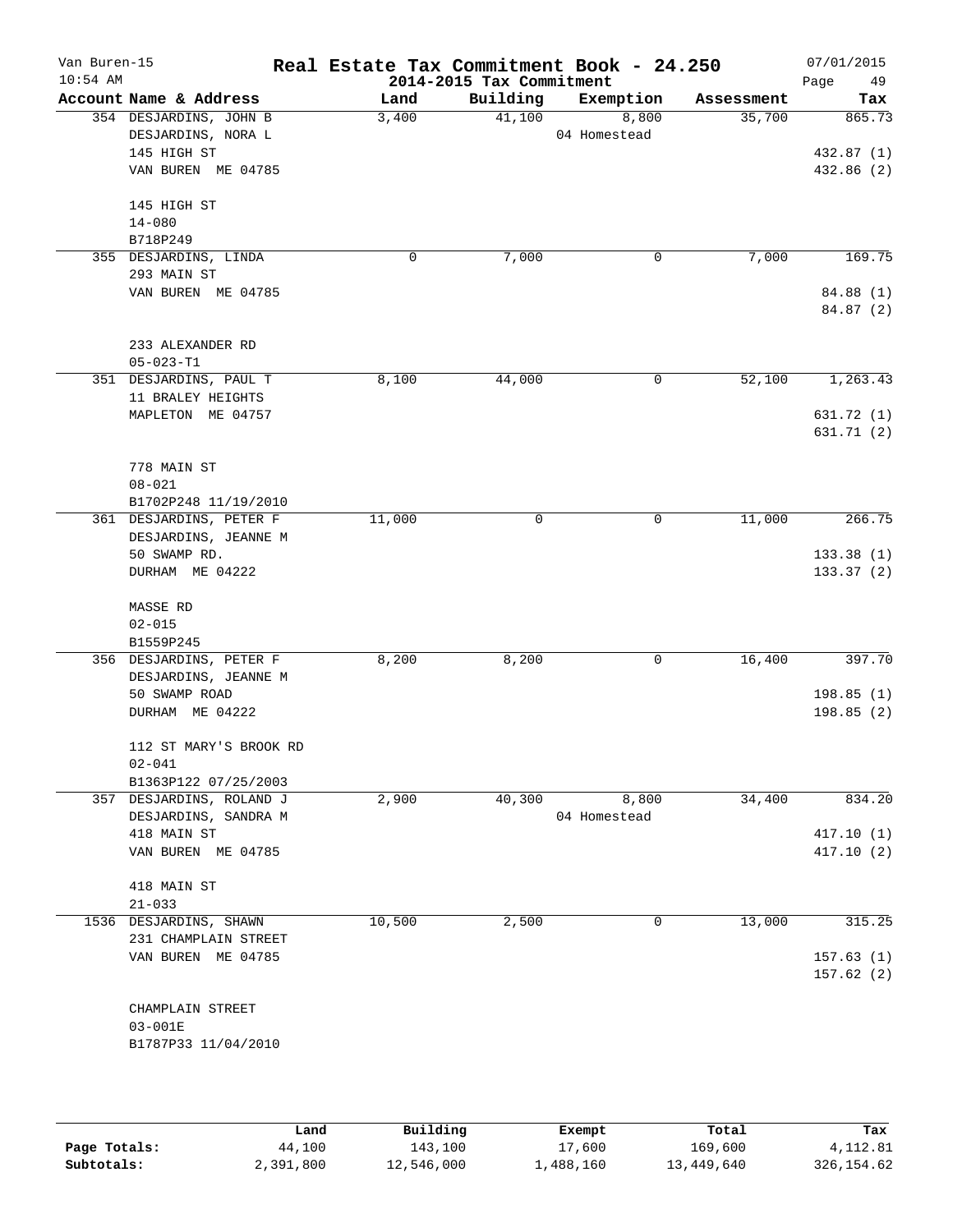Van Buren-15 **Real Estate Tax Commitment Book - 24.250** 07/01/2015
10:54 AM **2014-2015 Tax Commitment** Page 49

| Account Name & Address | Land | Building | Exemption | Assessment | Tax |
|---|---|---|---|---|---|
| 354 DESJARDINS, JOHN B | 3,400 | 41,100 | 8,800 | 35,700 | 865.73 |
| DESJARDINS, NORA L | | | 04 Homestead | | |
| 145 HIGH ST | | | | | 432.87 (1) |
| VAN BUREN ME 04785 | | | | | 432.86 (2) |
| 145 HIGH ST | | | | | |
| 14-080 | | | | | |
| B718P249 | | | | | |
| 355 DESJARDINS, LINDA | 0 | 7,000 | 0 | 7,000 | 169.75 |
| 293 MAIN ST | | | | | |
| VAN BUREN ME 04785 | | | | | 84.88 (1) |
| | | | | | 84.87 (2) |
| 233 ALEXANDER RD | | | | | |
| 05-023-T1 | | | | | |
| 351 DESJARDINS, PAUL T | 8,100 | 44,000 | 0 | 52,100 | 1,263.43 |
| 11 BRALEY HEIGHTS | | | | | |
| MAPLETON ME 04757 | | | | | 631.72 (1) |
| | | | | | 631.71 (2) |
| 778 MAIN ST | | | | | |
| 08-021 | | | | | |
| B1702P248 11/19/2010 | | | | | |
| 361 DESJARDINS, PETER F | 11,000 | 0 | 0 | 11,000 | 266.75 |
| DESJARDINS, JEANNE M | | | | | |
| 50 SWAMP RD. | | | | | 133.38 (1) |
| DURHAM ME 04222 | | | | | 133.37 (2) |
| MASSE RD | | | | | |
| 02-015 | | | | | |
| B1559P245 | | | | | |
| 356 DESJARDINS, PETER F | 8,200 | 8,200 | 0 | 16,400 | 397.70 |
| DESJARDINS, JEANNE M | | | | | |
| 50 SWAMP ROAD | | | | | 198.85 (1) |
| DURHAM ME 04222 | | | | | 198.85 (2) |
| 112 ST MARY'S BROOK RD | | | | | |
| 02-041 | | | | | |
| B1363P122 07/25/2003 | | | | | |
| 357 DESJARDINS, ROLAND J | 2,900 | 40,300 | 8,800 | 34,400 | 834.20 |
| DESJARDINS, SANDRA M | | | 04 Homestead | | |
| 418 MAIN ST | | | | | 417.10 (1) |
| VAN BUREN ME 04785 | | | | | 417.10 (2) |
| 418 MAIN ST | | | | | |
| 21-033 | | | | | |
| 1536 DESJARDINS, SHAWN | 10,500 | 2,500 | 0 | 13,000 | 315.25 |
| 231 CHAMPLAIN STREET | | | | | |
| VAN BUREN ME 04785 | | | | | 157.63 (1) |
| | | | | | 157.62 (2) |
| CHAMPLAIN STREET | | | | | |
| 03-001E | | | | | |
| B1787P33 11/04/2010 | | | | | |

| | Land | Building | Exempt | Total | Tax |
|---|---|---|---|---|---|
| **Page Totals:** | 44,100 | 143,100 | 17,600 | 169,600 | 4,112.81 |
| **Subtotals:** | 2,391,800 | 12,546,000 | 1,488,160 | 13,449,640 | 326,154.62 |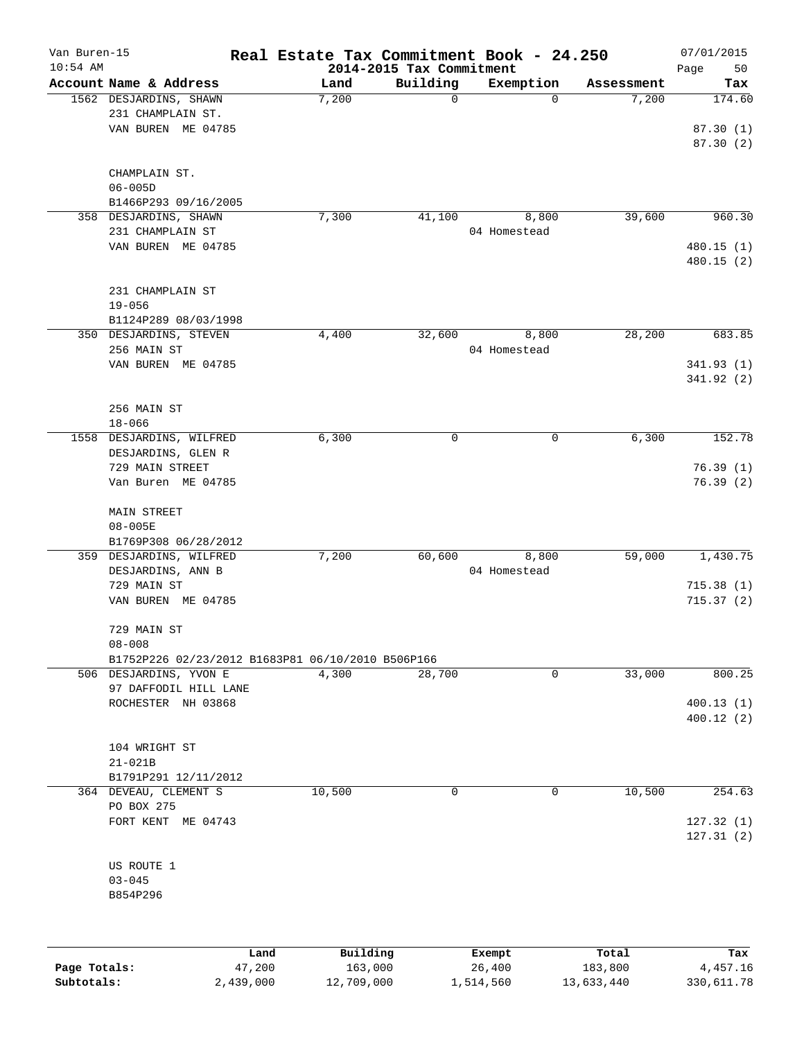Van Buren-15 | Real Estate Tax Commitment Book - 24.250 | 07/01/2015
10:54 AM | 2014-2015 Tax Commitment

| Account Name & Address | Land | Building | Exemption | Assessment | Tax |
|---|---|---|---|---|---|
| 1562 DESJARDINS, SHAWN<br>231 CHAMPLAIN ST.<br>VAN BUREN ME 04785<br><br>CHAMPLAIN ST.<br>06-005D<br>B1466P293 09/16/2005 | 7,200 | 0 | 0 | 7,200 | 174.60<br><br>87.30 (1)<br>87.30 (2) |
| 358 DESJARDINS, SHAWN<br>231 CHAMPLAIN ST<br>VAN BUREN ME 04785<br><br>231 CHAMPLAIN ST<br>19-056<br>B1124P289 08/03/1998 | 7,300 | 41,100 | 8,800<br>04 Homestead | 39,600 | 960.30<br><br>480.15 (1)<br>480.15 (2) |
| 350 DESJARDINS, STEVEN<br>256 MAIN ST<br>VAN BUREN ME 04785<br><br>256 MAIN ST<br>18-066 | 4,400 | 32,600 | 8,800<br>04 Homestead | 28,200 | 683.85<br><br>341.93 (1)<br>341.92 (2) |
| 1558 DESJARDINS, WILFRED<br>DESJARDINS, GLEN R<br>729 MAIN STREET<br>Van Buren ME 04785<br><br>MAIN STREET<br>08-005E<br>B1769P308 06/28/2012 | 6,300 | 0 | 0 | 6,300 | 152.78<br><br>76.39 (1)<br>76.39 (2) |
| 359 DESJARDINS, WILFRED<br>DESJARDINS, ANN B<br>729 MAIN ST<br>VAN BUREN ME 04785<br><br>729 MAIN ST<br>08-008<br>B1752P226 02/23/2012 B1683P81 06/10/2010 B506P166 | 7,200 | 60,600 | 8,800<br>04 Homestead | 59,000 | 1,430.75<br><br>715.38 (1)<br>715.37 (2) |
| 506 DESJARDINS, YVON E<br>97 DAFFODIL HILL LANE<br>ROCHESTER NH 03868<br><br>104 WRIGHT ST<br>21-021B<br>B1791P291 12/11/2012 | 4,300 | 28,700 | 0 | 33,000 | 800.25<br><br>400.13 (1)<br>400.12 (2) |
| 364 DEVEAU, CLEMENT S<br>PO BOX 275<br>FORT KENT ME 04743<br><br>US ROUTE 1<br>03-045<br>B854P296 | 10,500 | 0 | 0 | 10,500 | 254.63<br><br>127.32 (1)<br>127.31 (2) |

| | Land | Building | Exempt | Total | Tax |
|---|---|---|---|---|---|
| Page Totals: | 47,200 | 163,000 | 26,400 | 183,800 | 4,457.16 |
| Subtotals: | 2,439,000 | 12,709,000 | 1,514,560 | 13,633,440 | 330,611.78 |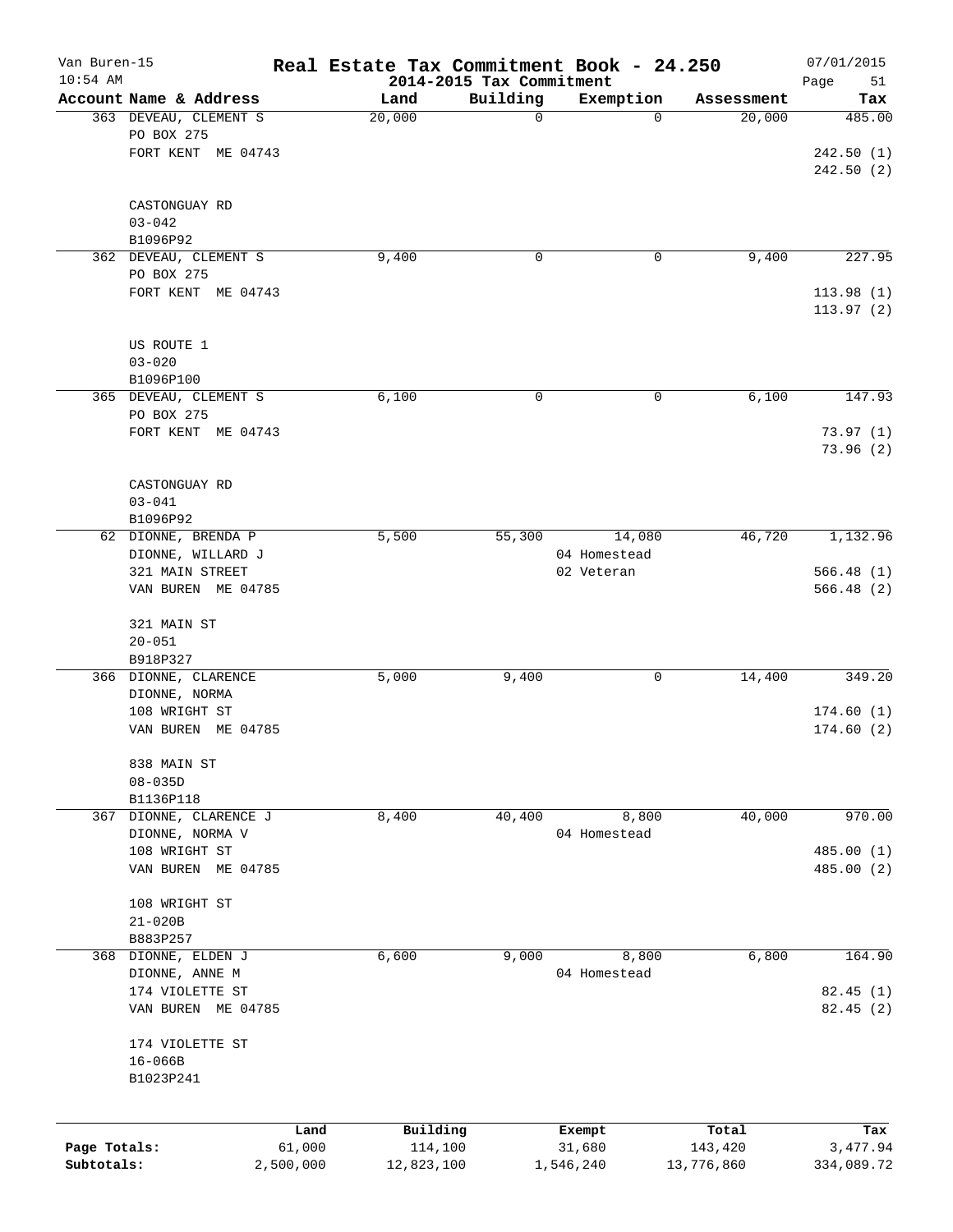# Real Estate Tax Commitment Book - 24.250

Van Buren-15
10:54 AM

2014-2015 Tax Commitment

07/01/2015

| Account Name & Address | Land | Building | Exemption | Assessment | Tax |
|---|---|---|---|---|---|
| 363 DEVEAU, CLEMENT S<br>PO BOX 275<br>FORT KENT ME 04743<br><br>CASTONGUAY RD<br>03-042<br>B1096P92 | 20,000 | 0 | 0 | 20,000 | 485.00<br>242.50 (1)<br>242.50 (2) |
| 362 DEVEAU, CLEMENT S<br>PO BOX 275<br>FORT KENT ME 04743<br><br>US ROUTE 1<br>03-020<br>B1096P100 | 9,400 | 0 | 0 | 9,400 | 227.95<br>113.98 (1)<br>113.97 (2) |
| 365 DEVEAU, CLEMENT S<br>PO BOX 275<br>FORT KENT ME 04743<br><br>CASTONGUAY RD<br>03-041<br>B1096P92 | 6,100 | 0 | 0 | 6,100 | 147.93<br>73.97 (1)<br>73.96 (2) |
| 62 DIONNE, BRENDA P<br>DIONNE, WILLARD J<br>321 MAIN STREET<br>VAN BUREN ME 04785<br><br>321 MAIN ST<br>20-051<br>B918P327 | 5,500 | 55,300 | 14,080<br>04 Homestead<br>02 Veteran | 46,720 | 1,132.96<br>566.48 (1)<br>566.48 (2) |
| 366 DIONNE, CLARENCE<br>DIONNE, NORMA<br>108 WRIGHT ST<br>VAN BUREN ME 04785<br><br>838 MAIN ST<br>08-035D<br>B1136P118 | 5,000 | 9,400 | 0 | 14,400 | 349.20<br>174.60 (1)<br>174.60 (2) |
| 367 DIONNE, CLARENCE J<br>DIONNE, NORMA V<br>108 WRIGHT ST<br>VAN BUREN ME 04785<br><br>108 WRIGHT ST<br>21-020B<br>B883P257 | 8,400 | 40,400 | 8,800<br>04 Homestead | 40,000 | 970.00<br>485.00 (1)<br>485.00 (2) |
| 368 DIONNE, ELDEN J<br>DIONNE, ANNE M<br>174 VIOLETTE ST<br>VAN BUREN ME 04785<br><br>174 VIOLETTE ST<br>16-066B<br>B1023P241 | 6,600 | 9,000 | 8,800<br>04 Homestead | 6,800 | 164.90<br>82.45 (1)<br>82.45 (2) |

| | Land | Building | Exempt | Total | Tax |
|---|---|---|---|---|---|
| Page Totals: | 61,000 | 114,100 | 31,680 | 143,420 | 3,477.94 |
| Subtotals: | 2,500,000 | 12,823,100 | 1,546,240 | 13,776,860 | 334,089.72 |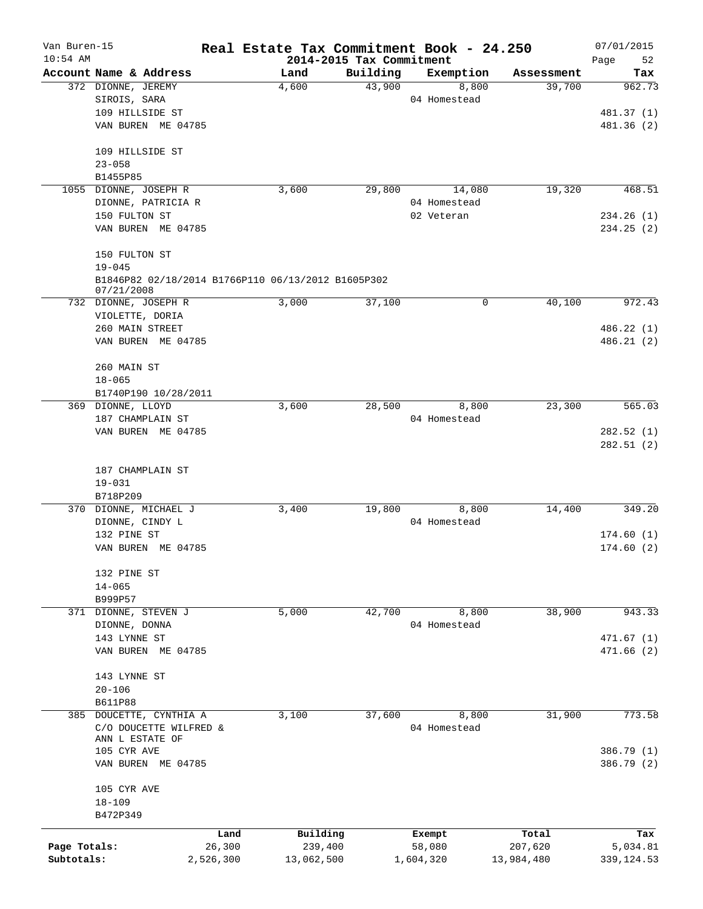# Real Estate Tax Commitment Book - 24.250

Van Buren-15
10:54 AM

2014-2015 Tax Commitment

07/01/2015

| Account Name & Address | Land | Building | Exemption | Assessment | Tax |
|---|---|---|---|---|---|
| 372 DIONNE, JEREMY | 4,600 | 43,900 | 8,800 | 39,700 | 962.73 |
| SIROIS, SARA | | | 04 Homestead | | |
| 109 HILLSIDE ST | | | | | 481.37 (1) |
| VAN BUREN ME 04785 | | | | | 481.36 (2) |
| 109 HILLSIDE ST | | | | | |
| 23-058 | | | | | |
| B1455P85 | | | | | |
| 1055 DIONNE, JOSEPH R | 3,600 | 29,800 | 14,080 | 19,320 | 468.51 |
| DIONNE, PATRICIA R | | | 04 Homestead | | |
| 150 FULTON ST | | | 02 Veteran | | 234.26 (1) |
| VAN BUREN ME 04785 | | | | | 234.25 (2) |
| 150 FULTON ST | | | | | |
| 19-045 | | | | | |
| B1846P82 02/18/2014 B1766P110 06/13/2012 B1605P302 07/21/2008 | | | | | |
| 732 DIONNE, JOSEPH R | 3,000 | 37,100 | 0 | 40,100 | 972.43 |
| VIOLETTE, DORIA | | | | | |
| 260 MAIN STREET | | | | | 486.22 (1) |
| VAN BUREN ME 04785 | | | | | 486.21 (2) |
| 260 MAIN ST | | | | | |
| 18-065 | | | | | |
| B1740P190 10/28/2011 | | | | | |
| 369 DIONNE, LLOYD | 3,600 | 28,500 | 8,800 | 23,300 | 565.03 |
| 187 CHAMPLAIN ST | | | 04 Homestead | | |
| VAN BUREN ME 04785 | | | | | 282.52 (1) |
| | | | | | 282.51 (2) |
| 187 CHAMPLAIN ST | | | | | |
| 19-031 | | | | | |
| B718P209 | | | | | |
| 370 DIONNE, MICHAEL J | 3,400 | 19,800 | 8,800 | 14,400 | 349.20 |
| DIONNE, CINDY L | | | 04 Homestead | | |
| 132 PINE ST | | | | | 174.60 (1) |
| VAN BUREN ME 04785 | | | | | 174.60 (2) |
| 132 PINE ST | | | | | |
| 14-065 | | | | | |
| B999P57 | | | | | |
| 371 DIONNE, STEVEN J | 5,000 | 42,700 | 8,800 | 38,900 | 943.33 |
| DIONNE, DONNA | | | 04 Homestead | | |
| 143 LYNNE ST | | | | | 471.67 (1) |
| VAN BUREN ME 04785 | | | | | 471.66 (2) |
| 143 LYNNE ST | | | | | |
| 20-106 | | | | | |
| B611P88 | | | | | |
| 385 DOUCETTE, CYNTHIA A | 3,100 | 37,600 | 8,800 | 31,900 | 773.58 |
| C/O DOUCETTE WILFRED & ANN L ESTATE OF | | | 04 Homestead | | |
| 105 CYR AVE | | | | | 386.79 (1) |
| VAN BUREN ME 04785 | | | | | 386.79 (2) |
| 105 CYR AVE | | | | | |
| 18-109 | | | | | |
| B472P349 | | | | | |

| | Land | Building | Exempt | Total | Tax |
|---|---|---|---|---|---|
| Page Totals: | 26,300 | 239,400 | 58,080 | 207,620 | 5,034.81 |
| Subtotals: | 2,526,300 | 13,062,500 | 1,604,320 | 13,984,480 | 339,124.53 |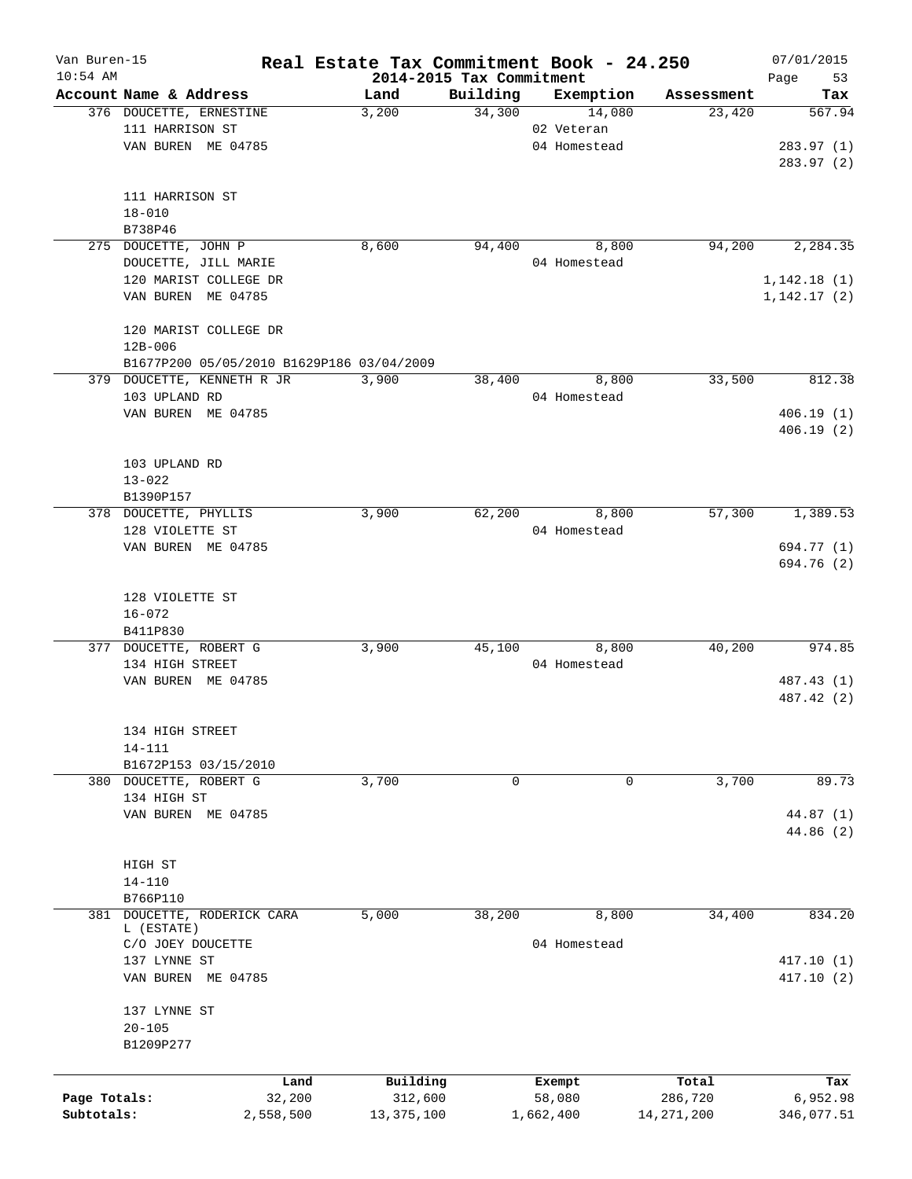# Real Estate Tax Commitment Book - 24.250

Van Buren-15
10:54 AM

2014-2015 Tax Commitment

07/01/2015

| Account Name & Address | Land | Building | Exemption | Assessment | Tax |
|---|---|---|---|---|---|
| 376 DOUCETTE, ERNESTINE<br>111 HARRISON ST<br>VAN BUREN ME 04785<br><br>111 HARRISON ST<br>18-010<br>B738P46 | 3,200 | 34,300 | 14,080<br>02 Veteran<br>04 Homestead | 23,420 | 567.94<br><br>283.97 (1)<br>283.97 (2) |
| 275 DOUCETTE, JOHN P<br>DOUCETTE, JILL MARIE<br>120 MARIST COLLEGE DR<br>VAN BUREN ME 04785<br><br>120 MARIST COLLEGE DR<br>12B-006<br>B1677P200 05/05/2010 B1629P186 03/04/2009 | 8,600 | 94,400 | 8,800<br>04 Homestead | 94,200 | 2,284.35<br><br>1,142.18 (1)<br>1,142.17 (2) |
| 379 DOUCETTE, KENNETH R JR<br>103 UPLAND RD<br>VAN BUREN ME 04785<br><br>103 UPLAND RD<br>13-022<br>B1390P157 | 3,900 | 38,400 | 8,800<br>04 Homestead | 33,500 | 812.38<br><br>406.19 (1)<br>406.19 (2) |
| 378 DOUCETTE, PHYLLIS<br>128 VIOLETTE ST<br>VAN BUREN ME 04785<br><br>128 VIOLETTE ST<br>16-072<br>B411P830 | 3,900 | 62,200 | 8,800<br>04 Homestead | 57,300 | 1,389.53<br><br>694.77 (1)<br>694.76 (2) |
| 377 DOUCETTE, ROBERT G<br>134 HIGH STREET<br>VAN BUREN ME 04785<br><br>134 HIGH STREET<br>14-111<br>B1672P153 03/15/2010 | 3,900 | 45,100 | 8,800<br>04 Homestead | 40,200 | 974.85<br><br>487.43 (1)<br>487.42 (2) |
| 380 DOUCETTE, ROBERT G<br>134 HIGH ST<br>VAN BUREN ME 04785<br><br>HIGH ST<br>14-110<br>B766P110 | 3,700 | 0 | 0 | 3,700 | 89.73<br><br>44.87 (1)<br>44.86 (2) |
| 381 DOUCETTE, RODERICK CARA L (ESTATE)<br>C/O JOEY DOUCETTE<br>137 LYNNE ST<br>VAN BUREN ME 04785<br><br>137 LYNNE ST<br>20-105<br>B1209P277 | 5,000 | 38,200 | 8,800<br>04 Homestead | 34,400 | 834.20<br><br>417.10 (1)<br>417.10 (2) |

| | Land | Building | Exempt | Total | Tax |
|---|---|---|---|---|---|
| Page Totals: | 32,200 | 312,600 | 58,080 | 286,720 | 6,952.98 |
| Subtotals: | 2,558,500 | 13,375,100 | 1,662,400 | 14,271,200 | 346,077.51 |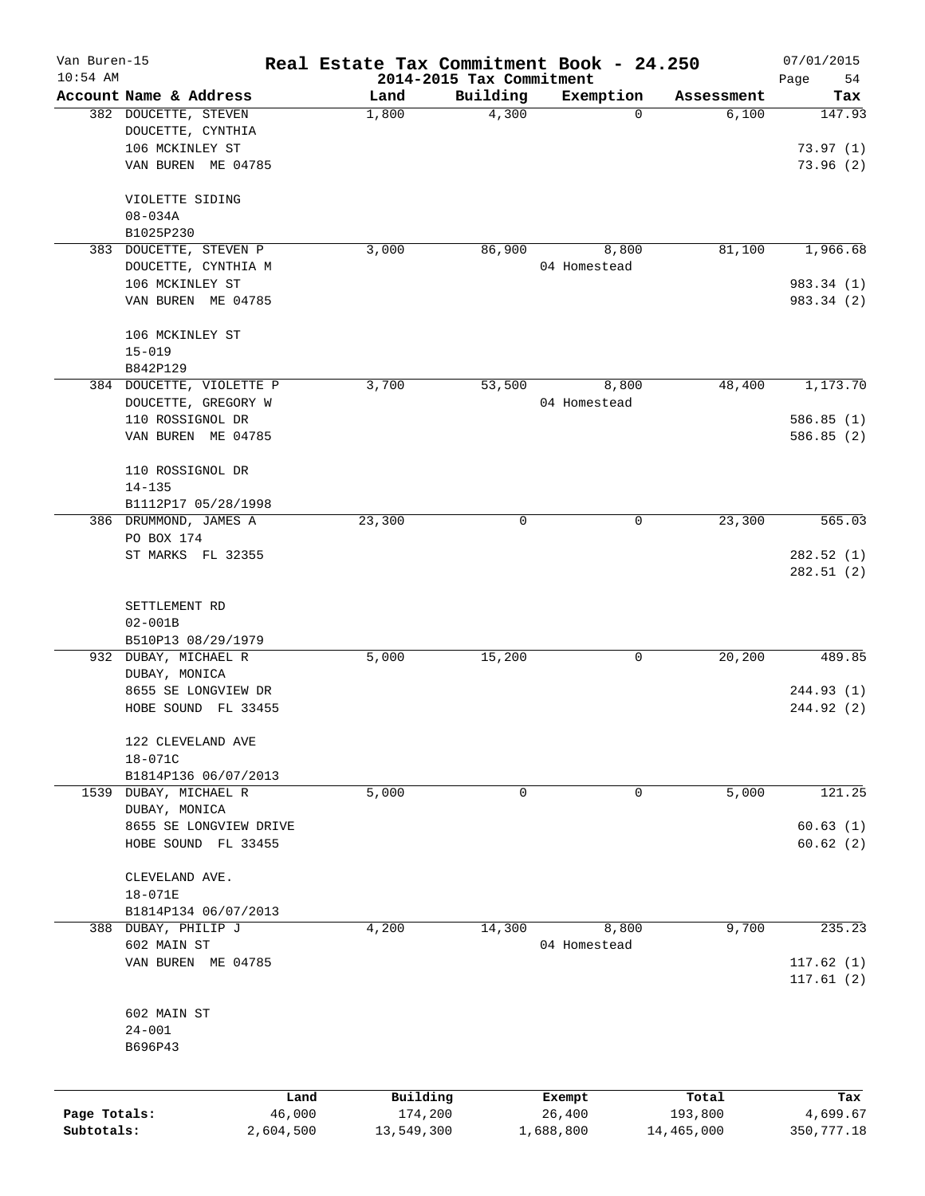# Real Estate Tax Commitment Book - 24.250

Van Buren-15
10:54 AM

2014-2015 Tax Commitment

07/01/2015

| Account Name & Address | Land | Building | Exemption | Assessment | Tax |
|---|---|---|---|---|---|
| 382 DOUCETTE, STEVEN<br>DOUCETTE, CYNTHIA<br>106 MCKINLEY ST<br>VAN BUREN ME 04785<br><br>VIOLETTE SIDING<br>08-034A<br>B1025P230 | 1,800 | 4,300 | 0 | 6,100 | 147.93<br><br>73.97 (1)<br>73.96 (2) |
| 383 DOUCETTE, STEVEN P<br>DOUCETTE, CYNTHIA M<br>106 MCKINLEY ST<br>VAN BUREN ME 04785<br><br>106 MCKINLEY ST<br>15-019<br>B842P129 | 3,000 | 86,900 | 8,800<br>04 Homestead | 81,100 | 1,966.68<br><br>983.34 (1)<br>983.34 (2) |
| 384 DOUCETTE, VIOLETTE P<br>DOUCETTE, GREGORY W<br>110 ROSSIGNOL DR<br>VAN BUREN ME 04785<br><br>110 ROSSIGNOL DR<br>14-135<br>B1112P17 05/28/1998 | 3,700 | 53,500 | 8,800<br>04 Homestead | 48,400 | 1,173.70<br><br>586.85 (1)<br>586.85 (2) |
| 386 DRUMMOND, JAMES A<br>PO BOX 174<br>ST MARKS FL 32355<br><br>SETTLEMENT RD<br>02-001B<br>B510P13 08/29/1979 | 23,300 | 0 | 0 | 23,300 | 565.03<br><br>282.52 (1)<br>282.51 (2) |
| 932 DUBAY, MICHAEL R<br>DUBAY, MONICA<br>8655 SE LONGVIEW DR<br>HOBE SOUND FL 33455<br><br>122 CLEVELAND AVE<br>18-071C<br>B1814P136 06/07/2013 | 5,000 | 15,200 | 0 | 20,200 | 489.85<br><br>244.93 (1)<br>244.92 (2) |
| 1539 DUBAY, MICHAEL R<br>DUBAY, MONICA<br>8655 SE LONGVIEW DRIVE<br>HOBE SOUND FL 33455<br><br>CLEVELAND AVE.<br>18-071E<br>B1814P134 06/07/2013 | 5,000 | 0 | 0 | 5,000 | 121.25<br><br>60.63 (1)<br>60.62 (2) |
| 388 DUBAY, PHILIP J<br>602 MAIN ST<br>VAN BUREN ME 04785<br><br>602 MAIN ST<br>24-001<br>B696P43 | 4,200 | 14,300 | 8,800<br>04 Homestead | 9,700 | 235.23<br><br>117.62 (1)<br>117.61 (2) |

| | Land | Building | Exempt | Total | Tax |
|---|---|---|---|---|---|
| Page Totals: | 46,000 | 174,200 | 26,400 | 193,800 | 4,699.67 |
| Subtotals: | 2,604,500 | 13,549,300 | 1,688,800 | 14,465,000 | 350,777.18 |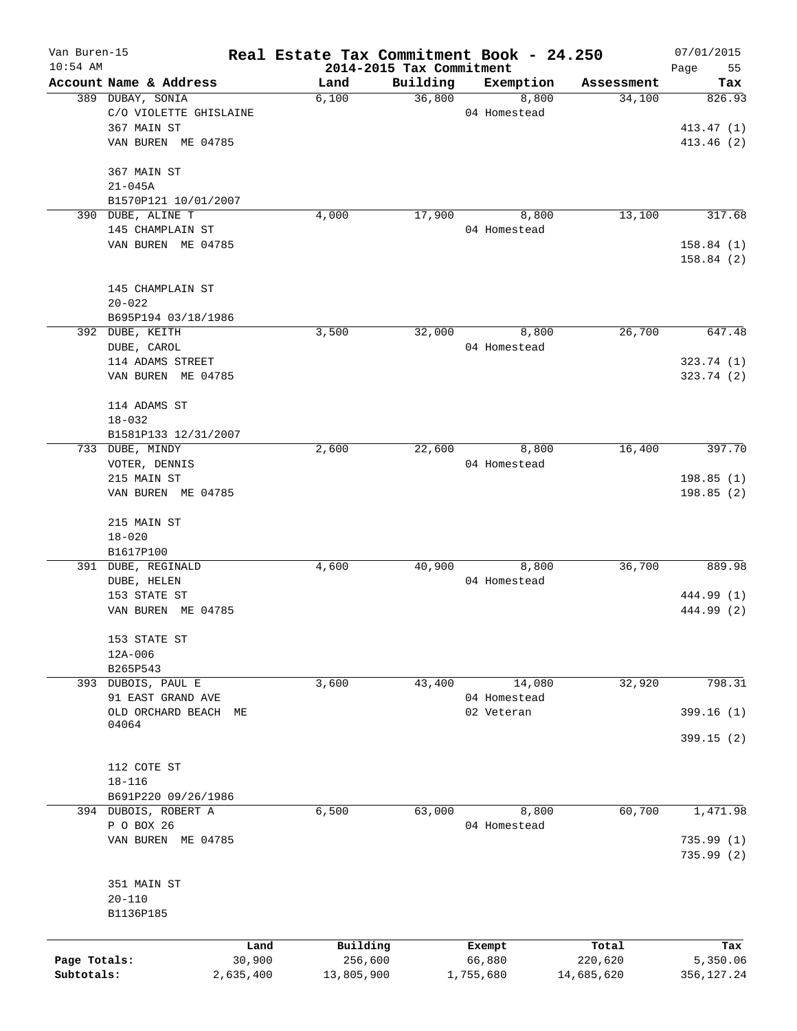# Real Estate Tax Commitment Book - 24.250

Van Buren-15
10:54 AM

2014-2015 Tax Commitment

07/01/2015

| Account Name & Address | Land | Building | Exemption | Assessment | Tax |
|---|---|---|---|---|---|
| 389 DUBAY, SONIA<br>C/O VIOLETTE GHISLAINE<br>367 MAIN ST<br>VAN BUREN ME 04785<br><br>367 MAIN ST<br>21-045A<br>B1570P121 10/01/2007 | 6,100 | 36,800 | 8,800<br>04 Homestead | 34,100 | 826.93<br><br>413.47 (1)<br>413.46 (2) |
| 390 DUBE, ALINE T<br>145 CHAMPLAIN ST<br>VAN BUREN ME 04785<br><br>145 CHAMPLAIN ST<br>20-022<br>B695P194 03/18/1986 | 4,000 | 17,900 | 8,800<br>04 Homestead | 13,100 | 317.68<br><br>158.84 (1)<br>158.84 (2) |
| 392 DUBE, KEITH<br>DUBE, CAROL<br>114 ADAMS STREET<br>VAN BUREN ME 04785<br><br>114 ADAMS ST<br>18-032<br>B1581P133 12/31/2007 | 3,500 | 32,000 | 8,800<br>04 Homestead | 26,700 | 647.48<br><br>323.74 (1)<br>323.74 (2) |
| 733 DUBE, MINDY<br>VOTER, DENNIS<br>215 MAIN ST<br>VAN BUREN ME 04785<br><br>215 MAIN ST<br>18-020<br>B1617P100 | 2,600 | 22,600 | 8,800<br>04 Homestead | 16,400 | 397.70<br><br>198.85 (1)<br>198.85 (2) |
| 391 DUBE, REGINALD<br>DUBE, HELEN<br>153 STATE ST<br>VAN BUREN ME 04785<br><br>153 STATE ST<br>12A-006<br>B265P543 | 4,600 | 40,900 | 8,800<br>04 Homestead | 36,700 | 889.98<br><br>444.99 (1)<br>444.99 (2) |
| 393 DUBOIS, PAUL E<br>91 EAST GRAND AVE<br>OLD ORCHARD BEACH ME 04064<br><br>112 COTE ST<br>18-116<br>B691P220 09/26/1986 | 3,600 | 43,400 | 14,080<br>04 Homestead<br>02 Veteran | 32,920 | 798.31<br><br>399.16 (1)<br>399.15 (2) |
| 394 DUBOIS, ROBERT A<br>P O BOX 26<br>VAN BUREN ME 04785<br><br>351 MAIN ST<br>20-110<br>B1136P185 | 6,500 | 63,000 | 8,800<br>04 Homestead | 60,700 | 1,471.98<br><br>735.99 (1)<br>735.99 (2) |

| | Land | Building | Exempt | Total | Tax |
|---|---|---|---|---|---|
| Page Totals: | 30,900 | 256,600 | 66,880 | 220,620 | 5,350.06 |
| Subtotals: | 2,635,400 | 13,805,900 | 1,755,680 | 14,685,620 | 356,127.24 |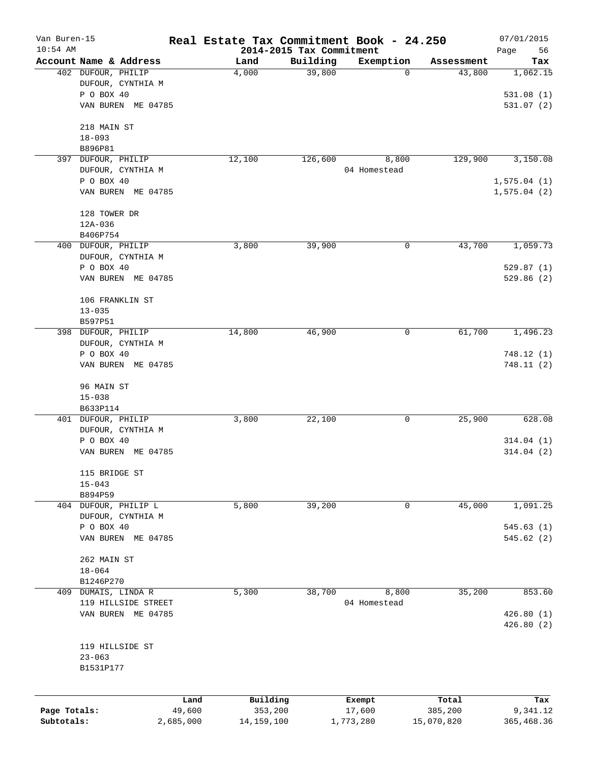# Real Estate Tax Commitment Book - 24.250

Van Buren-15
10:54 AM

2014-2015 Tax Commitment

07/01/2015

| Account | Name & Address | Land | Building | Exemption | Assessment | Tax |
|---|---|---|---|---|---|---|
| 402 | DUFOUR, PHILIP<br>DUFOUR, CYNTHIA M<br>P O BOX 40<br>VAN BUREN ME 04785<br><br>218 MAIN ST<br>18-093<br>B896P81 | 4,000 | 39,800 | 0 | 43,800 | 1,062.15<br><br>531.08 (1)<br>531.07 (2) |
| 397 | DUFOUR, PHILIP<br>DUFOUR, CYNTHIA M<br>P O BOX 40<br>VAN BUREN ME 04785<br><br>128 TOWER DR<br>12A-036<br>B406P754 | 12,100 | 126,600 | 8,800<br>04 Homestead | 129,900 | 3,150.08<br><br>1,575.04 (1)<br>1,575.04 (2) |
| 400 | DUFOUR, PHILIP<br>DUFOUR, CYNTHIA M<br>P O BOX 40<br>VAN BUREN ME 04785<br><br>106 FRANKLIN ST<br>13-035<br>B597P51 | 3,800 | 39,900 | 0 | 43,700 | 1,059.73<br><br>529.87 (1)<br>529.86 (2) |
| 398 | DUFOUR, PHILIP<br>DUFOUR, CYNTHIA M<br>P O BOX 40<br>VAN BUREN ME 04785<br><br>96 MAIN ST<br>15-038<br>B633P114 | 14,800 | 46,900 | 0 | 61,700 | 1,496.23<br><br>748.12 (1)<br>748.11 (2) |
| 401 | DUFOUR, PHILIP<br>DUFOUR, CYNTHIA M<br>P O BOX 40<br>VAN BUREN ME 04785<br><br>115 BRIDGE ST<br>15-043<br>B894P59 | 3,800 | 22,100 | 0 | 25,900 | 628.08<br><br>314.04 (1)<br>314.04 (2) |
| 404 | DUFOUR, PHILIP L<br>DUFOUR, CYNTHIA M<br>P O BOX 40<br>VAN BUREN ME 04785<br><br>262 MAIN ST<br>18-064<br>B1246P270 | 5,800 | 39,200 | 0 | 45,000 | 1,091.25<br><br>545.63 (1)<br>545.62 (2) |
| 409 | DUMAIS, LINDA R<br>119 HILLSIDE STREET<br>VAN BUREN ME 04785<br><br>119 HILLSIDE ST<br>23-063<br>B1531P177 | 5,300 | 38,700 | 8,800<br>04 Homestead | 35,200 | 853.60<br><br>426.80 (1)<br>426.80 (2) |

| | Land | Building | Exempt | Total | Tax |
|---|---|---|---|---|---|
| Page Totals: | 49,600 | 353,200 | 17,600 | 385,200 | 9,341.12 |
| Subtotals: | 2,685,000 | 14,159,100 | 1,773,280 | 15,070,820 | 365,468.36 |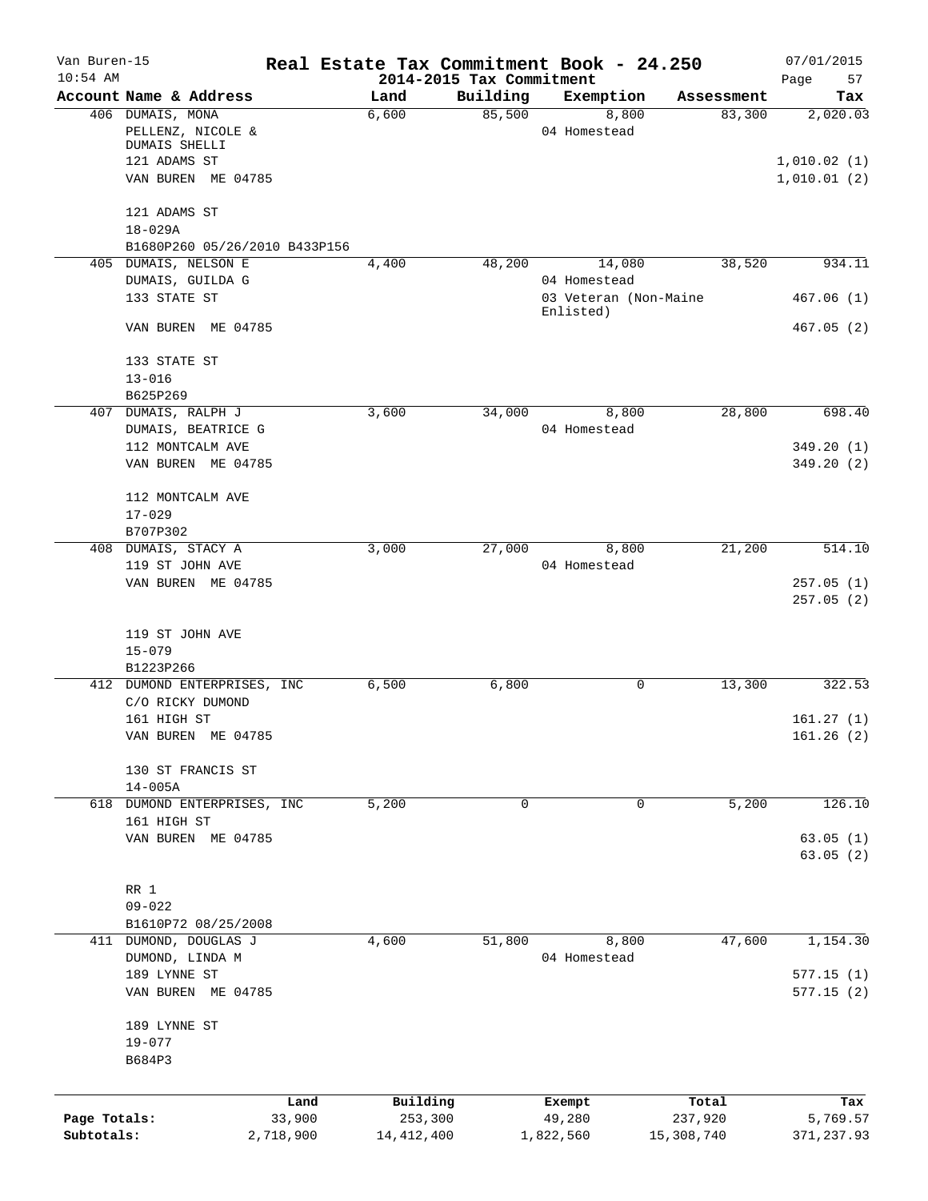Van Buren-15 **Real Estate Tax Commitment Book - 24.250** 07/01/2015
10:54 AM **2014-2015 Tax Commitment** Page 57

| Account Name & Address | Land | Building | Exemption | Assessment | Tax |
|---|---|---|---|---|---|
| 406 DUMAIS, MONA<br>PELLENZ, NICOLE &<br>DUMAIS SHELLI<br>121 ADAMS ST<br>VAN BUREN ME 04785<br><br>121 ADAMS ST<br>18-029A<br>B1680P260 05/26/2010 B433P156 | 6,600 | 85,500 | 8,800<br>04 Homestead | 83,300 | 2,020.03<br><br><br>1,010.02 (1)<br>1,010.01 (2) |
| 405 DUMAIS, NELSON E<br>DUMAIS, GUILDA G<br>133 STATE ST<br><br>VAN BUREN ME 04785<br><br>133 STATE ST<br>13-016<br>B625P269 | 4,400 | 48,200 | 14,080<br>04 Homestead<br>03 Veteran (Non-Maine Enlisted) | 38,520 | 934.11<br><br>467.06 (1)<br><br>467.05 (2) |
| 407 DUMAIS, RALPH J<br>DUMAIS, BEATRICE G<br>112 MONTCALM AVE<br>VAN BUREN ME 04785<br><br>112 MONTCALM AVE<br>17-029<br>B707P302 | 3,600 | 34,000 | 8,800<br>04 Homestead | 28,800 | 698.40<br><br>349.20 (1)<br>349.20 (2) |
| 408 DUMAIS, STACY A<br>119 ST JOHN AVE<br>VAN BUREN ME 04785<br><br>119 ST JOHN AVE<br>15-079<br>B1223P266 | 3,000 | 27,000 | 8,800<br>04 Homestead | 21,200 | 514.10<br><br>257.05 (1)<br>257.05 (2) |
| 412 DUMOND ENTERPRISES, INC<br>C/O RICKY DUMOND<br>161 HIGH ST<br>VAN BUREN ME 04785<br><br>130 ST FRANCIS ST<br>14-005A | 6,500 | 6,800 | 0 | 13,300 | 322.53<br><br>161.27 (1)<br>161.26 (2) |
| 618 DUMOND ENTERPRISES, INC<br>161 HIGH ST<br>VAN BUREN ME 04785<br><br>RR 1<br>09-022<br>B1610P72 08/25/2008 | 5,200 | 0 | 0 | 5,200 | 126.10<br><br>63.05 (1)<br>63.05 (2) |
| 411 DUMOND, DOUGLAS J<br>DUMOND, LINDA M<br>189 LYNNE ST<br>VAN BUREN ME 04785<br><br>189 LYNNE ST<br>19-077<br>B684P3 | 4,600 | 51,800 | 8,800<br>04 Homestead | 47,600 | 1,154.30<br><br>577.15 (1)<br>577.15 (2) |

| | Land | Building | Exempt | Total | Tax |
|---|---|---|---|---|---|
| Page Totals: | 33,900 | 253,300 | 49,280 | 237,920 | 5,769.57 |
| Subtotals: | 2,718,900 | 14,412,400 | 1,822,560 | 15,308,740 | 371,237.93 |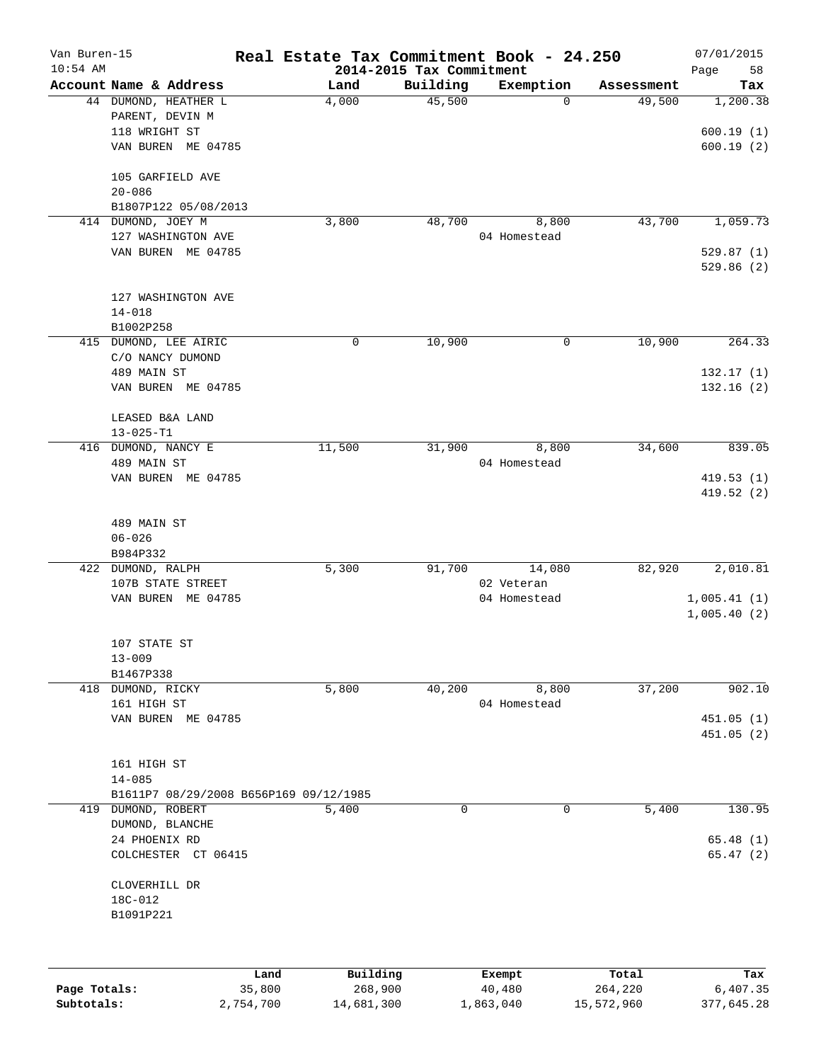# Real Estate Tax Commitment Book - 24.250

## 2014-2015 Tax Commitment

Van Buren-15
10:54 AM
07/01/2015
Page 58

| Account | Name & Address | Land | Building | Exemption | Assessment | Tax |
|---|---|---|---|---|---|---|
| 44 | DUMOND, HEATHER L<br>PARENT, DEVIN M<br>118 WRIGHT ST<br>VAN BUREN ME 04785<br><br>105 GARFIELD AVE<br>20-086<br>B1807P122 05/08/2013 | 4,000 | 45,500 | 0 | 49,500 | 1,200.38<br><br>600.19 (1)<br>600.19 (2) |
| 414 | DUMOND, JOEY M<br>127 WASHINGTON AVE<br>VAN BUREN ME 04785<br><br>127 WASHINGTON AVE<br>14-018<br>B1002P258 | 3,800 | 48,700 | 8,800<br>04 Homestead | 43,700 | 1,059.73<br><br>529.87 (1)<br>529.86 (2) |
| 415 | DUMOND, LEE AIRIC<br>C/O NANCY DUMOND<br>489 MAIN ST<br>VAN BUREN ME 04785<br><br>LEASED B&A LAND<br>13-025-T1 | 0 | 10,900 | 0 | 10,900 | 264.33<br><br>132.17 (1)<br>132.16 (2) |
| 416 | DUMOND, NANCY E<br>489 MAIN ST<br>VAN BUREN ME 04785<br><br>489 MAIN ST<br>06-026<br>B984P332 | 11,500 | 31,900 | 8,800<br>04 Homestead | 34,600 | 839.05<br><br>419.53 (1)<br>419.52 (2) |
| 422 | DUMOND, RALPH<br>107B STATE STREET<br>VAN BUREN ME 04785<br><br>107 STATE ST<br>13-009<br>B1467P338 | 5,300 | 91,700 | 14,080<br>02 Veteran<br>04 Homestead | 82,920 | 2,010.81<br><br>1,005.41 (1)<br>1,005.40 (2) |
| 418 | DUMOND, RICKY<br>161 HIGH ST<br>VAN BUREN ME 04785<br><br>161 HIGH ST<br>14-085<br>B1611P7 08/29/2008 B656P169 09/12/1985 | 5,800 | 40,200 | 8,800<br>04 Homestead | 37,200 | 902.10<br><br>451.05 (1)<br>451.05 (2) |
| 419 | DUMOND, ROBERT<br>DUMOND, BLANCHE<br>24 PHOENIX RD<br>COLCHESTER CT 06415<br><br>CLOVERHILL DR<br>18C-012<br>B1091P221 | 5,400 | 0 | 0 | 5,400 | 130.95<br><br>65.48 (1)<br>65.47 (2) |

| | Land | Building | Exempt | Total | Tax |
|---|---|---|---|---|---|
| **Page Totals:** | 35,800 | 268,900 | 40,480 | 264,220 | 6,407.35 |
| **Subtotals:** | 2,754,700 | 14,681,300 | 1,863,040 | 15,572,960 | 377,645.28 |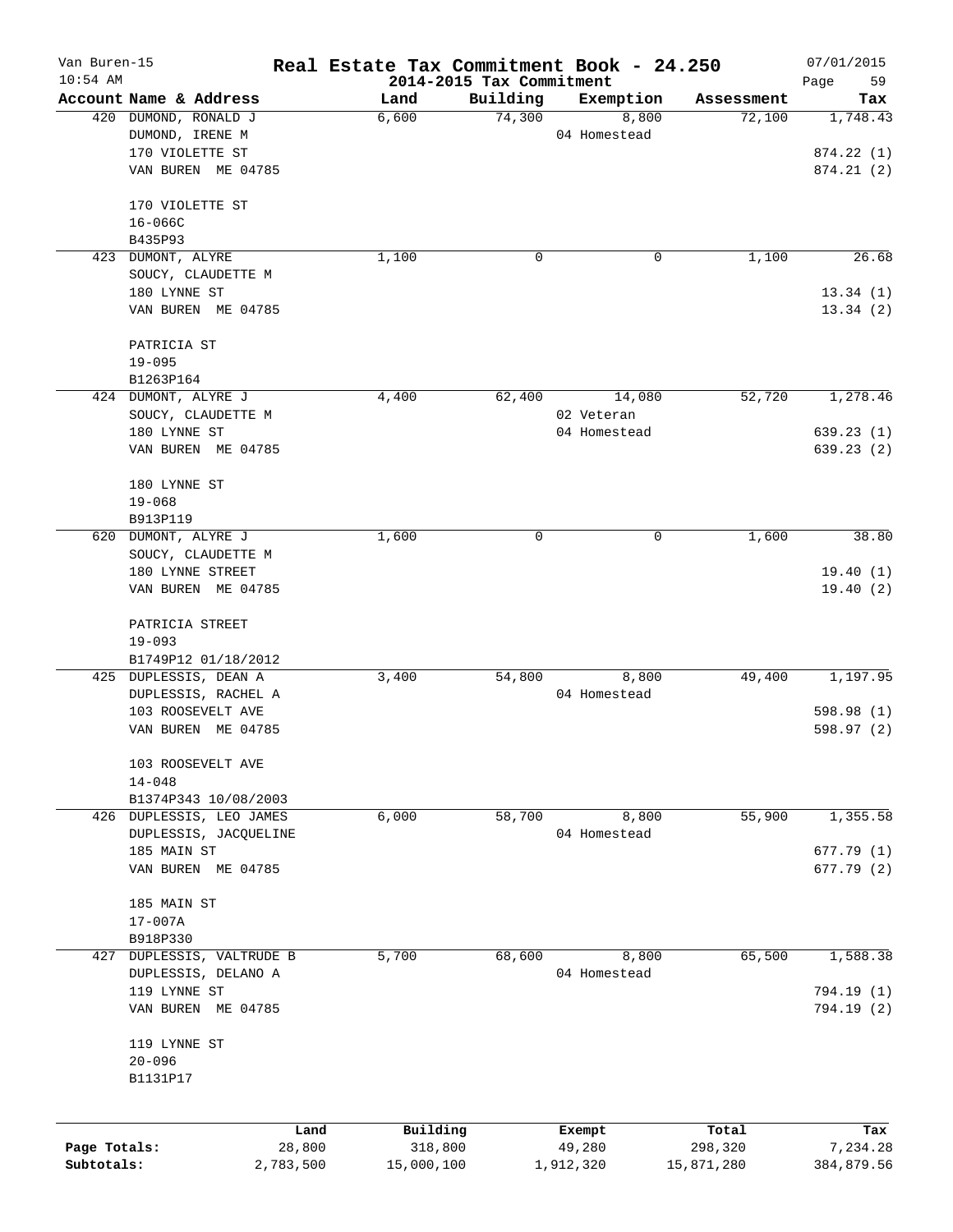Van Buren-15 | **Real Estate Tax Commitment Book - 24.250** | 07/01/2015
10:54 AM | **2014-2015 Tax Commitment**

| Account Name & Address | Land | Building | Exemption | Assessment | Tax |
|---|---|---|---|---|---|
| 420 DUMOND, RONALD J | 6,600 | 74,300 | 8,800 | 72,100 | 1,748.43 |
| DUMOND, IRENE M | | | 04 Homestead | | |
| 170 VIOLETTE ST | | | | | 874.22 (1) |
| VAN BUREN ME 04785 | | | | | 874.21 (2) |
| 170 VIOLETTE ST | | | | | |
| 16-066C | | | | | |
| B435P93 | | | | | |
| 423 DUMONT, ALYRE | 1,100 | 0 | 0 | 1,100 | 26.68 |
| SOUCY, CLAUDETTE M | | | | | |
| 180 LYNNE ST | | | | | 13.34 (1) |
| VAN BUREN ME 04785 | | | | | 13.34 (2) |
| PATRICIA ST | | | | | |
| 19-095 | | | | | |
| B1263P164 | | | | | |
| 424 DUMONT, ALYRE J | 4,400 | 62,400 | 14,080 | 52,720 | 1,278.46 |
| SOUCY, CLAUDETTE M | | | 02 Veteran | | |
| 180 LYNNE ST | | | 04 Homestead | | 639.23 (1) |
| VAN BUREN ME 04785 | | | | | 639.23 (2) |
| 180 LYNNE ST | | | | | |
| 19-068 | | | | | |
| B913P119 | | | | | |
| 620 DUMONT, ALYRE J | 1,600 | 0 | 0 | 1,600 | 38.80 |
| SOUCY, CLAUDETTE M | | | | | |
| 180 LYNNE STREET | | | | | 19.40 (1) |
| VAN BUREN ME 04785 | | | | | 19.40 (2) |
| PATRICIA STREET | | | | | |
| 19-093 | | | | | |
| B1749P12 01/18/2012 | | | | | |
| 425 DUPLESSIS, DEAN A | 3,400 | 54,800 | 8,800 | 49,400 | 1,197.95 |
| DUPLESSIS, RACHEL A | | | 04 Homestead | | |
| 103 ROOSEVELT AVE | | | | | 598.98 (1) |
| VAN BUREN ME 04785 | | | | | 598.97 (2) |
| 103 ROOSEVELT AVE | | | | | |
| 14-048 | | | | | |
| B1374P343 10/08/2003 | | | | | |
| 426 DUPLESSIS, LEO JAMES | 6,000 | 58,700 | 8,800 | 55,900 | 1,355.58 |
| DUPLESSIS, JACQUELINE | | | 04 Homestead | | |
| 185 MAIN ST | | | | | 677.79 (1) |
| VAN BUREN ME 04785 | | | | | 677.79 (2) |
| 185 MAIN ST | | | | | |
| 17-007A | | | | | |
| B918P330 | | | | | |
| 427 DUPLESSIS, VALTRUDE B | 5,700 | 68,600 | 8,800 | 65,500 | 1,588.38 |
| DUPLESSIS, DELANO A | | | 04 Homestead | | |
| 119 LYNNE ST | | | | | 794.19 (1) |
| VAN BUREN ME 04785 | | | | | 794.19 (2) |
| 119 LYNNE ST | | | | | |
| 20-096 | | | | | |
| B1131P17 | | | | | |

| | Land | Building | Exempt | Total | Tax |
|---|---|---|---|---|---|
| **Page Totals:** | 28,800 | 318,800 | 49,280 | 298,320 | 7,234.28 |
| **Subtotals:** | 2,783,500 | 15,000,100 | 1,912,320 | 15,871,280 | 384,879.56 |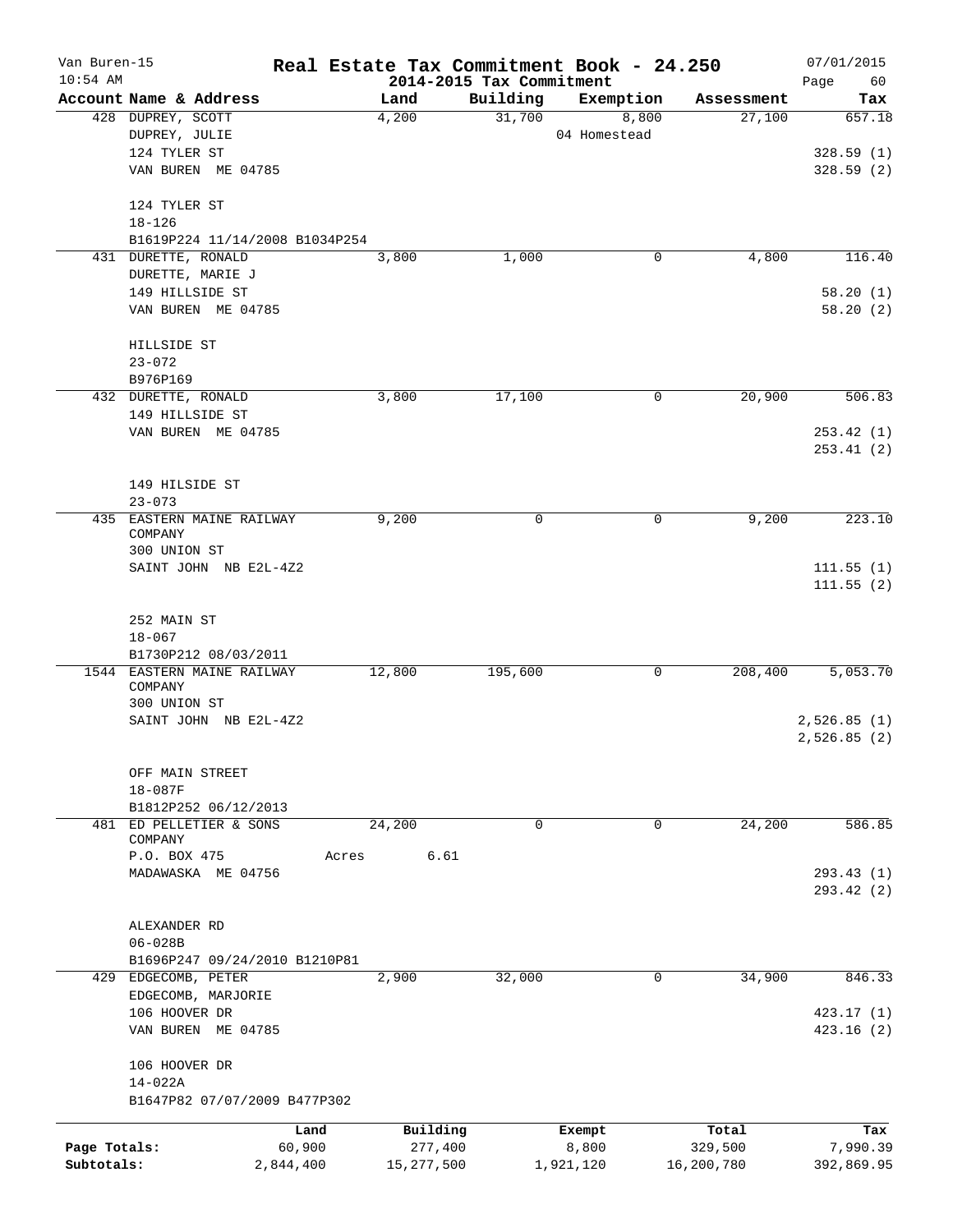# Real Estate Tax Commitment Book - 24.250

## 2014-2015 Tax Commitment

Van Buren-15
10:54 AM
07/01/2015

| Account Name & Address | Land | Building | Exemption | Assessment | Tax |
|---|---|---|---|---|---|
| 428 DUPREY, SCOTT | 4,200 | 31,700 | 8,800 | 27,100 | 657.18 |
| DUPREY, JULIE | | | 04 Homestead | | |
| 124 TYLER ST | | | | | 328.59 (1) |
| VAN BUREN ME 04785 | | | | | 328.59 (2) |
| 124 TYLER ST | | | | | |
| 18-126 | | | | | |
| B1619P224 11/14/2008 B1034P254 | | | | | |
| 431 DURETTE, RONALD | 3,800 | 1,000 | 0 | 4,800 | 116.40 |
| DURETTE, MARIE J | | | | | |
| 149 HILLSIDE ST | | | | | 58.20 (1) |
| VAN BUREN ME 04785 | | | | | 58.20 (2) |
| HILLSIDE ST | | | | | |
| 23-072 | | | | | |
| B976P169 | | | | | |
| 432 DURETTE, RONALD | 3,800 | 17,100 | 0 | 20,900 | 506.83 |
| 149 HILLSIDE ST | | | | | |
| VAN BUREN ME 04785 | | | | | 253.42 (1) |
| | | | | | 253.41 (2) |
| 149 HILSIDE ST | | | | | |
| 23-073 | | | | | |
| 435 EASTERN MAINE RAILWAY COMPANY | 9,200 | 0 | 0 | 9,200 | 223.10 |
| 300 UNION ST | | | | | |
| SAINT JOHN NB E2L-4Z2 | | | | | 111.55 (1) |
| | | | | | 111.55 (2) |
| 252 MAIN ST | | | | | |
| 18-067 | | | | | |
| B1730P212 08/03/2011 | | | | | |
| 1544 EASTERN MAINE RAILWAY COMPANY | 12,800 | 195,600 | 0 | 208,400 | 5,053.70 |
| 300 UNION ST | | | | | |
| SAINT JOHN NB E2L-4Z2 | | | | | 2,526.85 (1) |
| | | | | | 2,526.85 (2) |
| OFF MAIN STREET | | | | | |
| 18-087F | | | | | |
| B1812P252 06/12/2013 | | | | | |
| 481 ED PELLETIER & SONS COMPANY | 24,200 | 0 | 0 | 24,200 | 586.85 |
| P.O. BOX 475 | Acres 6.61 | | | | |
| MADAWASKA ME 04756 | | | | | 293.43 (1) |
| | | | | | 293.42 (2) |
| ALEXANDER RD | | | | | |
| 06-028B | | | | | |
| B1696P247 09/24/2010 B1210P81 | | | | | |
| 429 EDGECOMB, PETER | 2,900 | 32,000 | 0 | 34,900 | 846.33 |
| EDGECOMB, MARJORIE | | | | | |
| 106 HOOVER DR | | | | | 423.17 (1) |
| VAN BUREN ME 04785 | | | | | 423.16 (2) |
| 106 HOOVER DR | | | | | |
| 14-022A | | | | | |
| B1647P82 07/07/2009 B477P302 | | | | | |

| | Land | Building | Exempt | Total | Tax |
|---|---|---|---|---|---|
| Page Totals: | 60,900 | 277,400 | 8,800 | 329,500 | 7,990.39 |
| Subtotals: | 2,844,400 | 15,277,500 | 1,921,120 | 16,200,780 | 392,869.95 |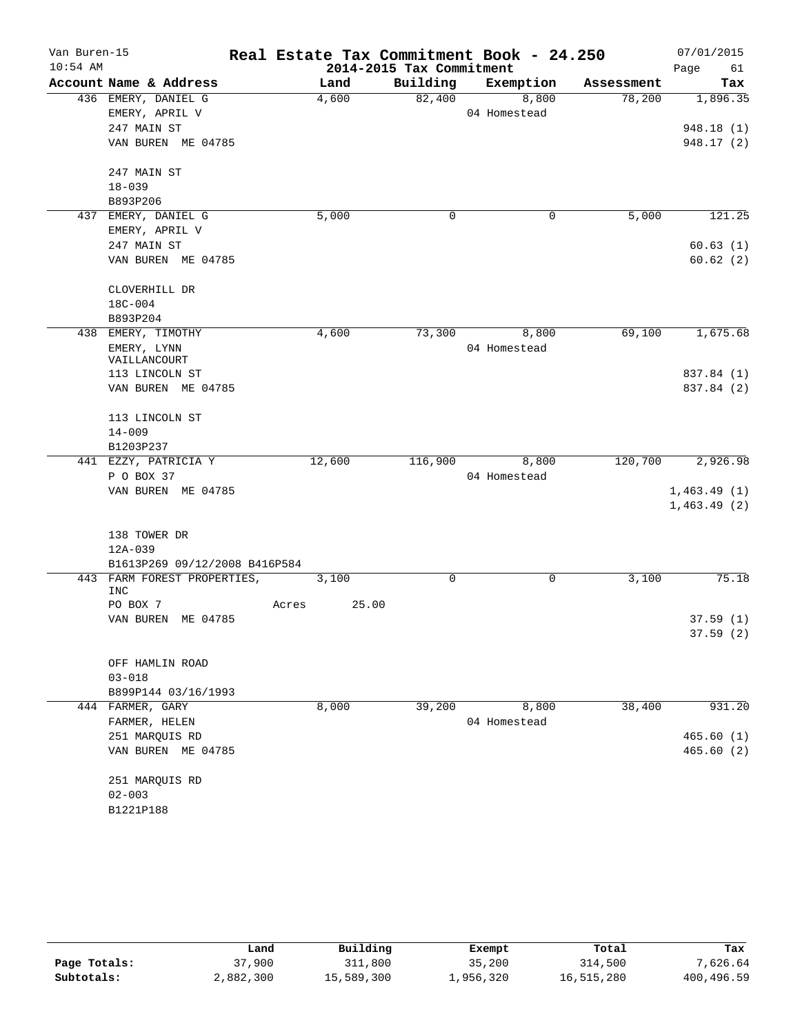Van Buren-15 **Real Estate Tax Commitment Book - 24.250** 07/01/2015
10:54 AM **2014-2015 Tax Commitment** Page 61

| Account Name & Address | Land | Building | Exemption | Assessment | Tax |
|---|---|---|---|---|---|
| 436 EMERY, DANIEL G | 4,600 | 82,400 | 8,800 | 78,200 | 1,896.35 |
| EMERY, APRIL V | | | 04 Homestead | | |
| 247 MAIN ST | | | | | 948.18 (1) |
| VAN BUREN ME 04785 | | | | | 948.17 (2) |
| 247 MAIN ST | | | | | |
| 18-039 | | | | | |
| B893P206 | | | | | |
| 437 EMERY, DANIEL G | 5,000 | 0 | 0 | 5,000 | 121.25 |
| EMERY, APRIL V | | | | | |
| 247 MAIN ST | | | | | 60.63 (1) |
| VAN BUREN ME 04785 | | | | | 60.62 (2) |
| CLOVERHILL DR | | | | | |
| 18C-004 | | | | | |
| B893P204 | | | | | |
| 438 EMERY, TIMOTHY | 4,600 | 73,300 | 8,800 | 69,100 | 1,675.68 |
| EMERY, LYNN VAILLANCOURT | | | 04 Homestead | | |
| 113 LINCOLN ST | | | | | 837.84 (1) |
| VAN BUREN ME 04785 | | | | | 837.84 (2) |
| 113 LINCOLN ST | | | | | |
| 14-009 | | | | | |
| B1203P237 | | | | | |
| 441 EZZY, PATRICIA Y | 12,600 | 116,900 | 8,800 | 120,700 | 2,926.98 |
| P O BOX 37 | | | 04 Homestead | | |
| VAN BUREN ME 04785 | | | | | 1,463.49 (1) |
| | | | | | 1,463.49 (2) |
| 138 TOWER DR | | | | | |
| 12A-039 | | | | | |
| B1613P269 09/12/2008 B416P584 | | | | | |
| 443 FARM FOREST PROPERTIES, INC | 3,100 | 0 | 0 | 3,100 | 75.18 |
| PO BOX 7 | Acres 25.00 | | | | |
| VAN BUREN ME 04785 | | | | | 37.59 (1) |
| | | | | | 37.59 (2) |
| OFF HAMLIN ROAD | | | | | |
| 03-018 | | | | | |
| B899P144 03/16/1993 | | | | | |
| 444 FARMER, GARY | 8,000 | 39,200 | 8,800 | 38,400 | 931.20 |
| FARMER, HELEN | | | 04 Homestead | | |
| 251 MARQUIS RD | | | | | 465.60 (1) |
| VAN BUREN ME 04785 | | | | | 465.60 (2) |
| 251 MARQUIS RD | | | | | |
| 02-003 | | | | | |
| B1221P188 | | | | | |

| | Land | Building | Exempt | Total | Tax |
|---|---|---|---|---|---|
| **Page Totals:** | 37,900 | 311,800 | 35,200 | 314,500 | 7,626.64 |
| **Subtotals:** | 2,882,300 | 15,589,300 | 1,956,320 | 16,515,280 | 400,496.59 |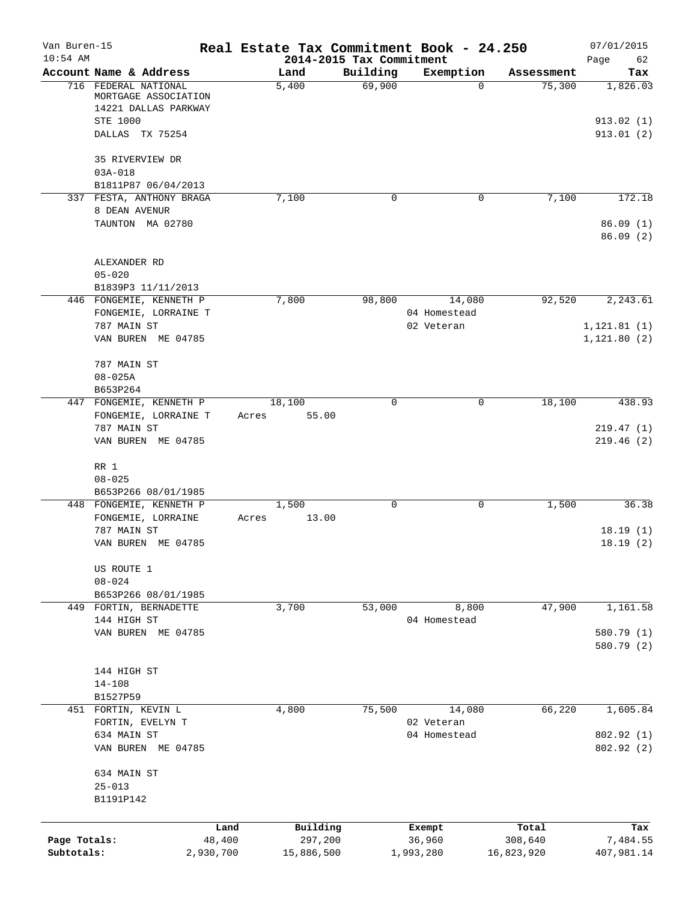# Real Estate Tax Commitment Book - 24.250

Van Buren-15
10:54 AM

2014-2015 Tax Commitment

07/01/2015

| Account Name & Address | Land | Building | Exemption | Assessment | Tax |
|---|---|---|---|---|---|
| 716 FEDERAL NATIONAL MORTGAGE ASSOCIATION<br>14221 DALLAS PARKWAY<br>STE 1000<br>DALLAS TX 75254<br><br>35 RIVERVIEW DR<br>03A-018<br>B1811P87 06/04/2013 | 5,400 | 69,900 | 0 | 75,300 | 1,826.03<br><br>913.02 (1)<br>913.01 (2) |
| 337 FESTA, ANTHONY BRAGA<br>8 DEAN AVENUR<br>TAUNTON MA 02780<br><br>ALEXANDER RD<br>05-020<br>B1839P3 11/11/2013 | 7,100 | 0 | 0 | 7,100 | 172.18<br><br>86.09 (1)<br>86.09 (2) |
| 446 FONGEMIE, KENNETH P<br>FONGEMIE, LORRAINE T<br>787 MAIN ST<br>VAN BUREN ME 04785<br><br>787 MAIN ST<br>08-025A<br>B653P264 | 7,800 | 98,800 | 14,080<br>04 Homestead<br>02 Veteran | 92,520 | 2,243.61<br><br>1,121.81 (1)<br>1,121.80 (2) |
| 447 FONGEMIE, KENNETH P<br>FONGEMIE, LORRAINE T<br>787 MAIN ST<br>VAN BUREN ME 04785<br><br>RR 1<br>08-025<br>B653P266 08/01/1985 | 18,100<br>Acres 55.00 | 0 | 0 | 18,100 | 438.93<br><br>219.47 (1)<br>219.46 (2) |
| 448 FONGEMIE, KENNETH P<br>FONGEMIE, LORRAINE<br>787 MAIN ST<br>VAN BUREN ME 04785<br><br>US ROUTE 1<br>08-024<br>B653P266 08/01/1985 | 1,500<br>Acres 13.00 | 0 | 0 | 1,500 | 36.38<br><br>18.19 (1)<br>18.19 (2) |
| 449 FORTIN, BERNADETTE<br>144 HIGH ST<br>VAN BUREN ME 04785<br><br>144 HIGH ST<br>14-108<br>B1527P59 | 3,700 | 53,000 | 8,800<br>04 Homestead | 47,900 | 1,161.58<br><br>580.79 (1)<br>580.79 (2) |
| 451 FORTIN, KEVIN L<br>FORTIN, EVELYN T<br>634 MAIN ST<br>VAN BUREN ME 04785<br><br>634 MAIN ST<br>25-013<br>B1191P142 | 4,800 | 75,500 | 14,080<br>02 Veteran<br>04 Homestead | 66,220 | 1,605.84<br><br>802.92 (1)<br>802.92 (2) |

| | Land | Building | Exempt | Total | Tax |
|---|---|---|---|---|---|
| Page Totals: | 48,400 | 297,200 | 36,960 | 308,640 | 7,484.55 |
| Subtotals: | 2,930,700 | 15,886,500 | 1,993,280 | 16,823,920 | 407,981.14 |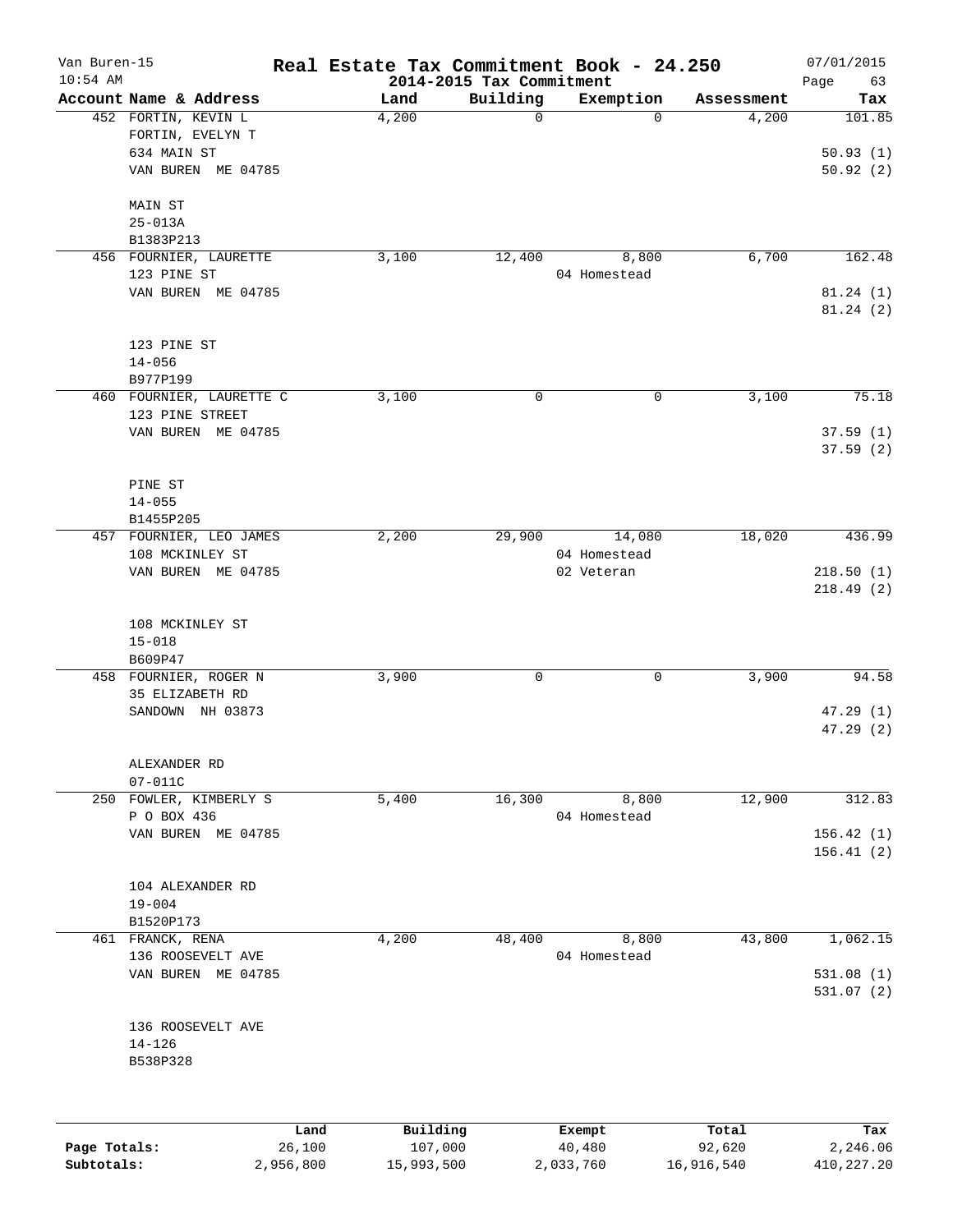# Real Estate Tax Commitment Book - 24.250

Van Buren-15
10:54 AM

2014-2015 Tax Commitment

07/01/2015

| Account Name & Address | Land | Building | Exemption | Assessment | Tax |
|---|---|---|---|---|---|
| 452 FORTIN, KEVIN L<br>FORTIN, EVELYN T<br>634 MAIN ST<br>VAN BUREN ME 04785<br><br>MAIN ST<br>25-013A<br>B1383P213 | 4,200 | 0 | 0 | 4,200 | 101.85<br><br>50.93 (1)<br>50.92 (2) |
| 456 FOURNIER, LAURETTE<br>123 PINE ST<br>VAN BUREN ME 04785<br><br>123 PINE ST<br>14-056<br>B977P199 | 3,100 | 12,400 | 8,800<br>04 Homestead | 6,700 | 162.48<br><br>81.24 (1)<br>81.24 (2) |
| 460 FOURNIER, LAURETTE C<br>123 PINE STREET<br>VAN BUREN ME 04785<br><br>PINE ST<br>14-055<br>B1455P205 | 3,100 | 0 | 0 | 3,100 | 75.18<br><br>37.59 (1)<br>37.59 (2) |
| 457 FOURNIER, LEO JAMES<br>108 MCKINLEY ST<br>VAN BUREN ME 04785<br><br>108 MCKINLEY ST<br>15-018<br>B609P47 | 2,200 | 29,900 | 14,080<br>04 Homestead<br>02 Veteran | 18,020 | 436.99<br><br>218.50 (1)<br>218.49 (2) |
| 458 FOURNIER, ROGER N<br>35 ELIZABETH RD<br>SANDOWN NH 03873<br><br>ALEXANDER RD<br>07-011C | 3,900 | 0 | 0 | 3,900 | 94.58<br><br>47.29 (1)<br>47.29 (2) |
| 250 FOWLER, KIMBERLY S<br>P O BOX 436<br>VAN BUREN ME 04785<br><br>104 ALEXANDER RD<br>19-004<br>B1520P173 | 5,400 | 16,300 | 8,800<br>04 Homestead | 12,900 | 312.83<br><br>156.42 (1)<br>156.41 (2) |
| 461 FRANCK, RENA<br>136 ROOSEVELT AVE<br>VAN BUREN ME 04785<br><br>136 ROOSEVELT AVE<br>14-126<br>B538P328 | 4,200 | 48,400 | 8,800<br>04 Homestead | 43,800 | 1,062.15<br><br>531.08 (1)<br>531.07 (2) |

| | Land | Building | Exempt | Total | Tax |
|---|---|---|---|---|---|
| **Page Totals:** | 26,100 | 107,000 | 40,480 | 92,620 | 2,246.06 |
| **Subtotals:** | 2,956,800 | 15,993,500 | 2,033,760 | 16,916,540 | 410,227.20 |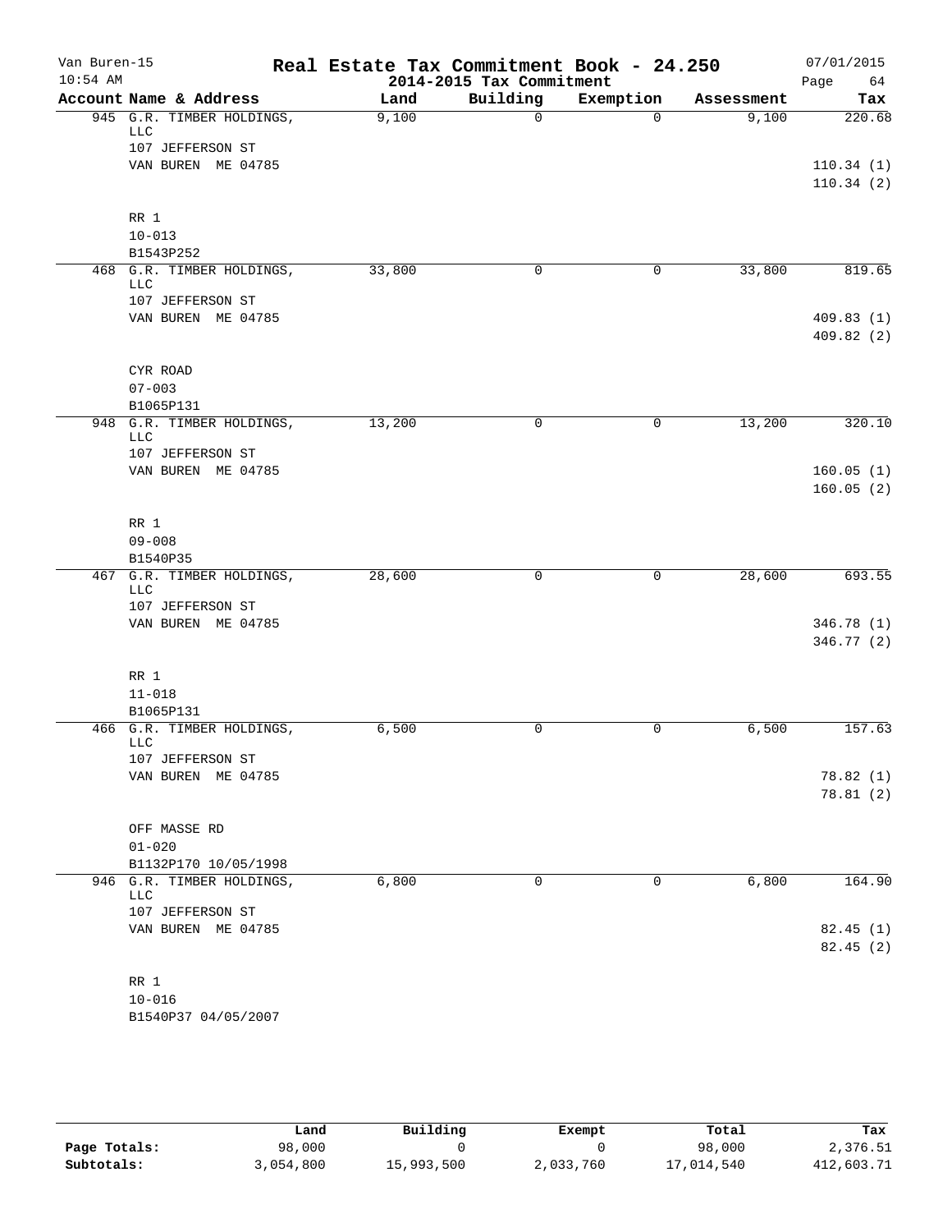# Real Estate Tax Commitment Book - 24.250

Van Buren-15
10:54 AM

2014-2015 Tax Commitment

07/01/2015

| Account | Name & Address | Land | Building | Exemption | Assessment | Tax |
|---|---|---|---|---|---|---|
| 945 | G.R. TIMBER HOLDINGS, LLC<br>107 JEFFERSON ST<br>VAN BUREN ME 04785<br><br>RR 1<br>10-013<br>B1543P252 | 9,100 | 0 | 0 | 9,100 | 220.68<br><br>110.34 (1)<br>110.34 (2) |
| 468 | G.R. TIMBER HOLDINGS, LLC<br>107 JEFFERSON ST<br>VAN BUREN ME 04785<br><br>CYR ROAD<br>07-003<br>B1065P131 | 33,800 | 0 | 0 | 33,800 | 819.65<br><br>409.83 (1)<br>409.82 (2) |
| 948 | G.R. TIMBER HOLDINGS, LLC<br>107 JEFFERSON ST<br>VAN BUREN ME 04785<br><br>RR 1<br>09-008<br>B1540P35 | 13,200 | 0 | 0 | 13,200 | 320.10<br><br>160.05 (1)<br>160.05 (2) |
| 467 | G.R. TIMBER HOLDINGS, LLC<br>107 JEFFERSON ST<br>VAN BUREN ME 04785<br><br>RR 1<br>11-018<br>B1065P131 | 28,600 | 0 | 0 | 28,600 | 693.55<br><br>346.78 (1)<br>346.77 (2) |
| 466 | G.R. TIMBER HOLDINGS, LLC<br>107 JEFFERSON ST<br>VAN BUREN ME 04785<br><br>OFF MASSE RD<br>01-020<br>B1132P170 10/05/1998 | 6,500 | 0 | 0 | 6,500 | 157.63<br><br>78.82 (1)<br>78.81 (2) |
| 946 | G.R. TIMBER HOLDINGS, LLC<br>107 JEFFERSON ST<br>VAN BUREN ME 04785<br><br>RR 1<br>10-016<br>B1540P37 04/05/2007 | 6,800 | 0 | 0 | 6,800 | 164.90<br><br>82.45 (1)<br>82.45 (2) |

| | Land | Building | Exempt | Total | Tax |
|---|---|---|---|---|---|
| Page Totals: | 98,000 | 0 | 0 | 98,000 | 2,376.51 |
| Subtotals: | 3,054,800 | 15,993,500 | 2,033,760 | 17,014,540 | 412,603.71 |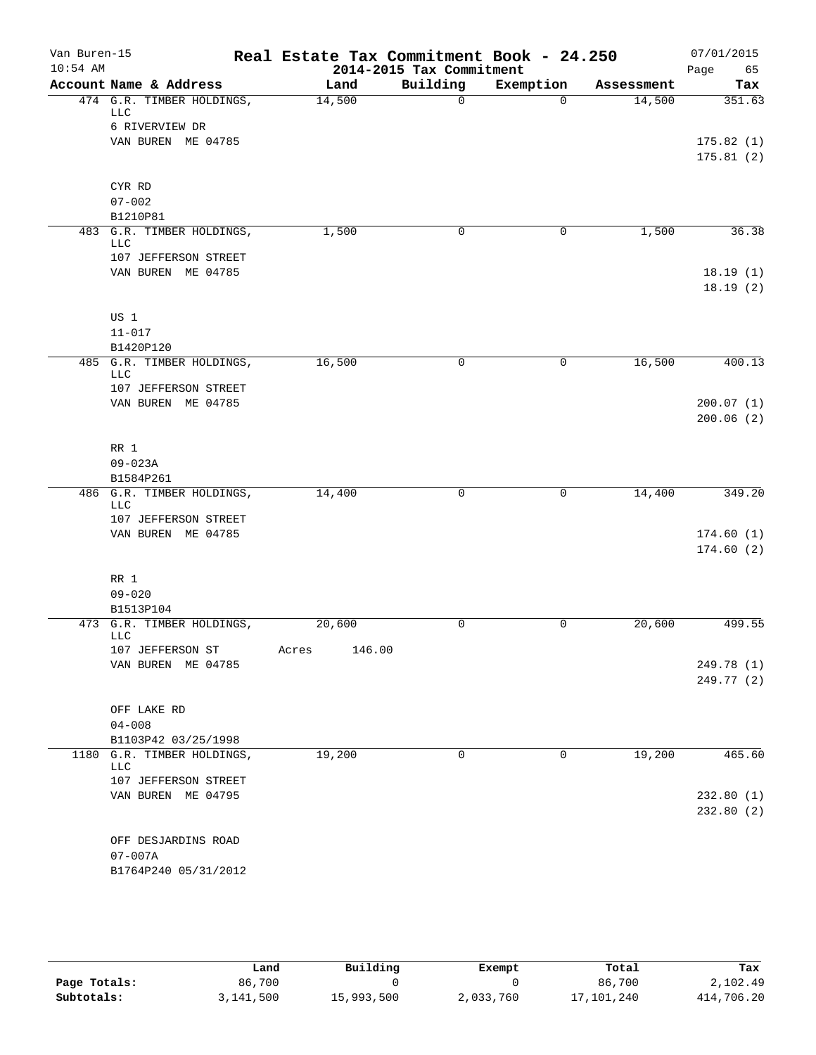Van Buren-15 | 10:54 AM

# Real Estate Tax Commitment Book - 24.250

## 2014-2015 Tax Commitment

07/01/2015 | Page 65

| Account | Name & Address | Land | Building | Exemption | Assessment | Tax |
|---|---|---|---|---|---|---|
| 474 | G.R. TIMBER HOLDINGS, LLC<br>6 RIVERVIEW DR<br>VAN BUREN ME 04785<br><br>CYR RD<br>07-002<br>B1210P81 | 14,500 | 0 | 0 | 14,500 | 351.63<br><br>175.82 (1)<br>175.81 (2) |
| 483 | G.R. TIMBER HOLDINGS, LLC<br>107 JEFFERSON STREET<br>VAN BUREN ME 04785<br><br>US 1<br>11-017<br>B1420P120 | 1,500 | 0 | 0 | 1,500 | 36.38<br><br>18.19 (1)<br>18.19 (2) |
| 485 | G.R. TIMBER HOLDINGS, LLC<br>107 JEFFERSON STREET<br>VAN BUREN ME 04785<br><br>RR 1<br>09-023A<br>B1584P261 | 16,500 | 0 | 0 | 16,500 | 400.13<br><br>200.07 (1)<br>200.06 (2) |
| 486 | G.R. TIMBER HOLDINGS, LLC<br>107 JEFFERSON STREET<br>VAN BUREN ME 04785<br><br>RR 1<br>09-020<br>B1513P104 | 14,400 | 0 | 0 | 14,400 | 349.20<br><br>174.60 (1)<br>174.60 (2) |
| 473 | G.R. TIMBER HOLDINGS, LLC<br>107 JEFFERSON ST<br>VAN BUREN ME 04785<br><br>OFF LAKE RD<br>04-008<br>B1103P42 03/25/1998 | 20,600<br>Acres 146.00 | 0 | 0 | 20,600 | 499.55<br><br>249.78 (1)<br>249.77 (2) |
| 1180 | G.R. TIMBER HOLDINGS, LLC<br>107 JEFFERSON STREET<br>VAN BUREN ME 04795<br><br>OFF DESJARDINS ROAD<br>07-007A<br>B1764P240 05/31/2012 | 19,200 | 0 | 0 | 19,200 | 465.60<br><br>232.80 (1)<br>232.80 (2) |

| | Land | Building | Exempt | Total | Tax |
|---|---|---|---|---|---|
| **Page Totals:** | 86,700 | 0 | 0 | 86,700 | 2,102.49 |
| **Subtotals:** | 3,141,500 | 15,993,500 | 2,033,760 | 17,101,240 | 414,706.20 |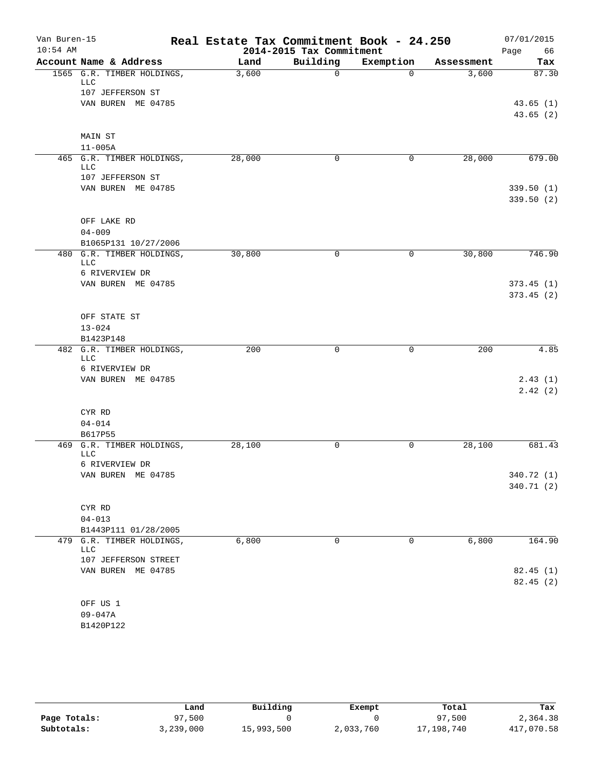Van Buren-15
10:54 AM

# Real Estate Tax Commitment Book - 24.250

## 2014-2015 Tax Commitment

07/01/2015

| Account | Name & Address | Land | Building | Exemption | Assessment | Tax |
|---|---|---|---|---|---|---|
| 1565 | G.R. TIMBER HOLDINGS, LLC<br>107 JEFFERSON ST<br>VAN BUREN ME 04785<br><br>MAIN ST<br>11-005A | 3,600 | 0 | 0 | 3,600 | 87.30<br><br>43.65 (1)<br>43.65 (2) |
| 465 | G.R. TIMBER HOLDINGS, LLC<br>107 JEFFERSON ST<br>VAN BUREN ME 04785<br><br>OFF LAKE RD<br>04-009<br>B1065P131 10/27/2006 | 28,000 | 0 | 0 | 28,000 | 679.00<br><br>339.50 (1)<br>339.50 (2) |
| 480 | G.R. TIMBER HOLDINGS, LLC<br>6 RIVERVIEW DR<br>VAN BUREN ME 04785<br><br>OFF STATE ST<br>13-024<br>B1423P148 | 30,800 | 0 | 0 | 30,800 | 746.90<br><br>373.45 (1)<br>373.45 (2) |
| 482 | G.R. TIMBER HOLDINGS, LLC<br>6 RIVERVIEW DR<br>VAN BUREN ME 04785<br><br>CYR RD<br>04-014<br>B617P55 | 200 | 0 | 0 | 200 | 4.85<br><br>2.43 (1)<br>2.42 (2) |
| 469 | G.R. TIMBER HOLDINGS, LLC<br>6 RIVERVIEW DR<br>VAN BUREN ME 04785<br><br>CYR RD<br>04-013<br>B1443P111 01/28/2005 | 28,100 | 0 | 0 | 28,100 | 681.43<br><br>340.72 (1)<br>340.71 (2) |
| 479 | G.R. TIMBER HOLDINGS, LLC<br>107 JEFFERSON STREET<br>VAN BUREN ME 04785<br><br>OFF US 1<br>09-047A<br>B1420P122 | 6,800 | 0 | 0 | 6,800 | 164.90<br><br>82.45 (1)<br>82.45 (2) |

| | Land | Building | Exempt | Total | Tax |
|---|---|---|---|---|---|
| Page Totals: | 97,500 | 0 | 0 | 97,500 | 2,364.38 |
| Subtotals: | 3,239,000 | 15,993,500 | 2,033,760 | 17,198,740 | 417,070.58 |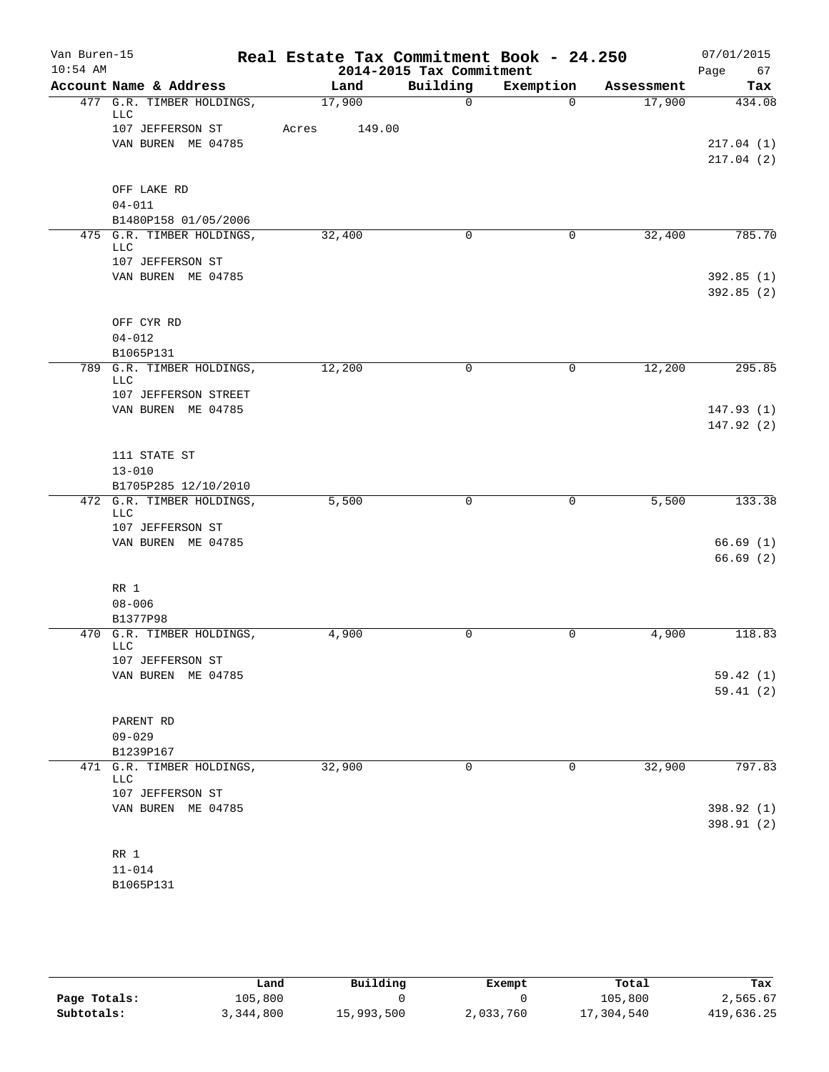# Real Estate Tax Commitment Book - 24.250

Van Buren-15
10:54 AM

2014-2015 Tax Commitment

07/01/2015

| Account Name & Address | Land | Building | Exemption | Assessment | Tax |
|---|---|---|---|---|---|
| 477 G.R. TIMBER HOLDINGS, LLC | 17,900 | 0 | 0 | 17,900 | 434.08 |
| 107 JEFFERSON ST | Acres 149.00 | | | | |
| VAN BUREN ME 04785 | | | | | 217.04 (1) |
| | | | | | 217.04 (2) |
| OFF LAKE RD | | | | | |
| 04-011 | | | | | |
| B1480P158 01/05/2006 | | | | | |
| 475 G.R. TIMBER HOLDINGS, LLC | 32,400 | 0 | 0 | 32,400 | 785.70 |
| 107 JEFFERSON ST | | | | | |
| VAN BUREN ME 04785 | | | | | 392.85 (1) |
| | | | | | 392.85 (2) |
| OFF CYR RD | | | | | |
| 04-012 | | | | | |
| B1065P131 | | | | | |
| 789 G.R. TIMBER HOLDINGS, LLC | 12,200 | 0 | 0 | 12,200 | 295.85 |
| 107 JEFFERSON STREET | | | | | |
| VAN BUREN ME 04785 | | | | | 147.93 (1) |
| | | | | | 147.92 (2) |
| 111 STATE ST | | | | | |
| 13-010 | | | | | |
| B1705P285 12/10/2010 | | | | | |
| 472 G.R. TIMBER HOLDINGS, LLC | 5,500 | 0 | 0 | 5,500 | 133.38 |
| 107 JEFFERSON ST | | | | | |
| VAN BUREN ME 04785 | | | | | 66.69 (1) |
| | | | | | 66.69 (2) |
| RR 1 | | | | | |
| 08-006 | | | | | |
| B1377P98 | | | | | |
| 470 G.R. TIMBER HOLDINGS, LLC | 4,900 | 0 | 0 | 4,900 | 118.83 |
| 107 JEFFERSON ST | | | | | |
| VAN BUREN ME 04785 | | | | | 59.42 (1) |
| | | | | | 59.41 (2) |
| PARENT RD | | | | | |
| 09-029 | | | | | |
| B1239P167 | | | | | |
| 471 G.R. TIMBER HOLDINGS, LLC | 32,900 | 0 | 0 | 32,900 | 797.83 |
| 107 JEFFERSON ST | | | | | |
| VAN BUREN ME 04785 | | | | | 398.92 (1) |
| | | | | | 398.91 (2) |
| RR 1 | | | | | |
| 11-014 | | | | | |
| B1065P131 | | | | | |

| | Land | Building | Exempt | Total | Tax |
|---|---|---|---|---|---|
| **Page Totals:** | 105,800 | 0 | 0 | 105,800 | 2,565.67 |
| **Subtotals:** | 3,344,800 | 15,993,500 | 2,033,760 | 17,304,540 | 419,636.25 |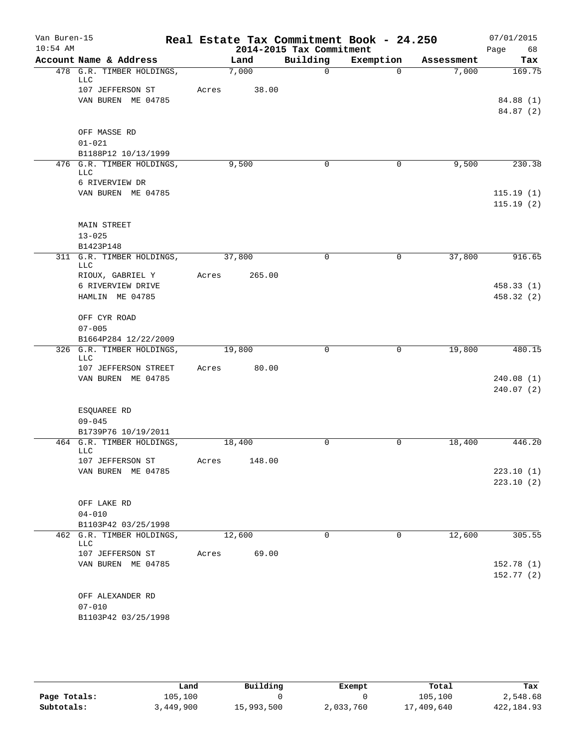Van Buren-15 | 10:54 AM

# Real Estate Tax Commitment Book - 24.250

## 2014-2015 Tax Commitment

07/01/2015

| Account Name & Address | Land | Building | Exemption | Assessment | Tax |
|---|---|---|---|---|---|
| 478 G.R. TIMBER HOLDINGS, LLC | 7,000 | 0 | 0 | 7,000 | 169.75 |
| 107 JEFFERSON ST | Acres 38.00 | | | | |
| VAN BUREN ME 04785 | | | | | 84.88 (1) |
| | | | | | 84.87 (2) |
| OFF MASSE RD | | | | | |
| 01-021 | | | | | |
| B1188P12 10/13/1999 | | | | | |
| 476 G.R. TIMBER HOLDINGS, LLC | 9,500 | 0 | 0 | 9,500 | 230.38 |
| 6 RIVERVIEW DR | | | | | |
| VAN BUREN ME 04785 | | | | | 115.19 (1) |
| | | | | | 115.19 (2) |
| MAIN STREET | | | | | |
| 13-025 | | | | | |
| B1423P148 | | | | | |
| 311 G.R. TIMBER HOLDINGS, LLC | 37,800 | 0 | 0 | 37,800 | 916.65 |
| RIOUX, GABRIEL Y | Acres 265.00 | | | | |
| 6 RIVERVIEW DRIVE | | | | | 458.33 (1) |
| HAMLIN ME 04785 | | | | | 458.32 (2) |
| OFF CYR ROAD | | | | | |
| 07-005 | | | | | |
| B1664P284 12/22/2009 | | | | | |
| 326 G.R. TIMBER HOLDINGS, LLC | 19,800 | 0 | 0 | 19,800 | 480.15 |
| 107 JEFFERSON STREET | Acres 80.00 | | | | |
| VAN BUREN ME 04785 | | | | | 240.08 (1) |
| | | | | | 240.07 (2) |
| ESQUAREE RD | | | | | |
| 09-045 | | | | | |
| B1739P76 10/19/2011 | | | | | |
| 464 G.R. TIMBER HOLDINGS, LLC | 18,400 | 0 | 0 | 18,400 | 446.20 |
| 107 JEFFERSON ST | Acres 148.00 | | | | |
| VAN BUREN ME 04785 | | | | | 223.10 (1) |
| | | | | | 223.10 (2) |
| OFF LAKE RD | | | | | |
| 04-010 | | | | | |
| B1103P42 03/25/1998 | | | | | |
| 462 G.R. TIMBER HOLDINGS, LLC | 12,600 | 0 | 0 | 12,600 | 305.55 |
| 107 JEFFERSON ST | Acres 69.00 | | | | |
| VAN BUREN ME 04785 | | | | | 152.78 (1) |
| | | | | | 152.77 (2) |
| OFF ALEXANDER RD | | | | | |
| 07-010 | | | | | |
| B1103P42 03/25/1998 | | | | | |

| | Land | Building | Exempt | Total | Tax |
|---|---|---|---|---|---|
| Page Totals: | 105,100 | 0 | 0 | 105,100 | 2,548.68 |
| Subtotals: | 3,449,900 | 15,993,500 | 2,033,760 | 17,409,640 | 422,184.93 |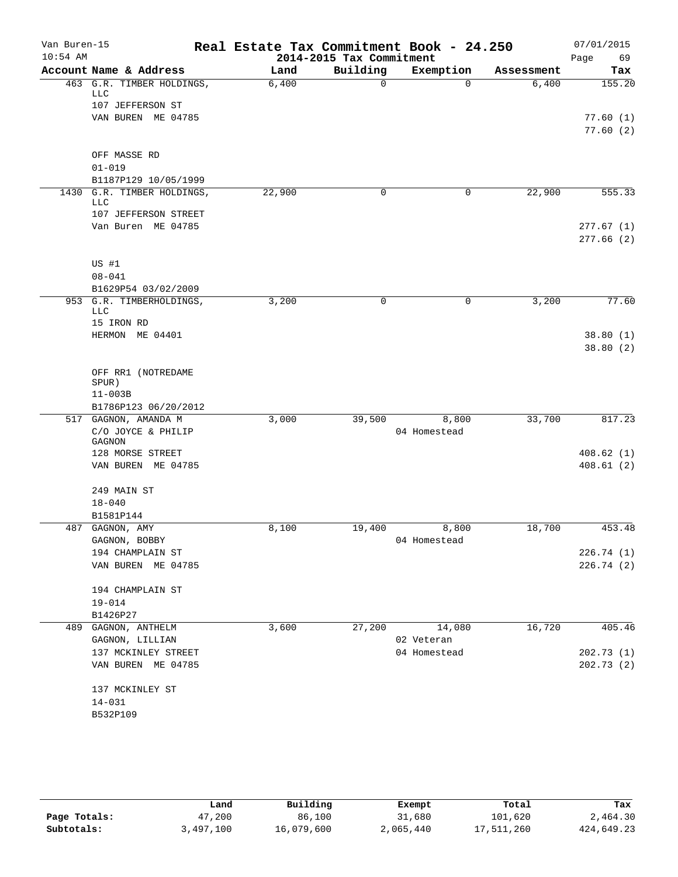# Real Estate Tax Commitment Book - 24.250

Van Buren-15
10:54 AM

2014-2015 Tax Commitment

07/01/2015

| Account Name & Address | Land | Building | Exemption | Assessment | Tax |
|---|---|---|---|---|---|
| 463 G.R. TIMBER HOLDINGS, LLC<br>107 JEFFERSON ST<br>VAN BUREN ME 04785<br><br>OFF MASSE RD<br>01-019<br>B1187P129 10/05/1999 | 6,400 | 0 | 0 | 6,400 | 155.20<br><br>77.60 (1)<br>77.60 (2) |
| 1430 G.R. TIMBER HOLDINGS, LLC<br>107 JEFFERSON STREET<br>Van Buren ME 04785<br><br>US #1<br>08-041<br>B1629P54 03/02/2009 | 22,900 | 0 | 0 | 22,900 | 555.33<br><br>277.67 (1)<br>277.66 (2) |
| 953 G.R. TIMBERHOLDINGS, LLC<br>15 IRON RD<br>HERMON ME 04401<br><br>OFF RR1 (NOTREDAME SPUR)<br>11-003B<br>B1786P123 06/20/2012 | 3,200 | 0 | 0 | 3,200 | 77.60<br><br>38.80 (1)<br>38.80 (2) |
| 517 GAGNON, AMANDA M<br>C/O JOYCE & PHILIP GAGNON<br>128 MORSE STREET<br>VAN BUREN ME 04785<br><br>249 MAIN ST<br>18-040<br>B1581P144 | 3,000 | 39,500 | 8,800<br>04 Homestead | 33,700 | 817.23<br><br>408.62 (1)<br>408.61 (2) |
| 487 GAGNON, AMY<br>GAGNON, BOBBY<br>194 CHAMPLAIN ST<br>VAN BUREN ME 04785<br><br>194 CHAMPLAIN ST<br>19-014<br>B1426P27 | 8,100 | 19,400 | 8,800<br>04 Homestead | 18,700 | 453.48<br><br>226.74 (1)<br>226.74 (2) |
| 489 GAGNON, ANTHELM<br>GAGNON, LILLIAN<br>137 MCKINLEY STREET<br>VAN BUREN ME 04785<br><br>137 MCKINLEY ST<br>14-031<br>B532P109 | 3,600 | 27,200 | 14,080<br>02 Veteran<br>04 Homestead | 16,720 | 405.46<br><br>202.73 (1)<br>202.73 (2) |

| | Land | Building | Exempt | Total | Tax |
|---|---|---|---|---|---|
| **Page Totals:** | 47,200 | 86,100 | 31,680 | 101,620 | 2,464.30 |
| **Subtotals:** | 3,497,100 | 16,079,600 | 2,065,440 | 17,511,260 | 424,649.23 |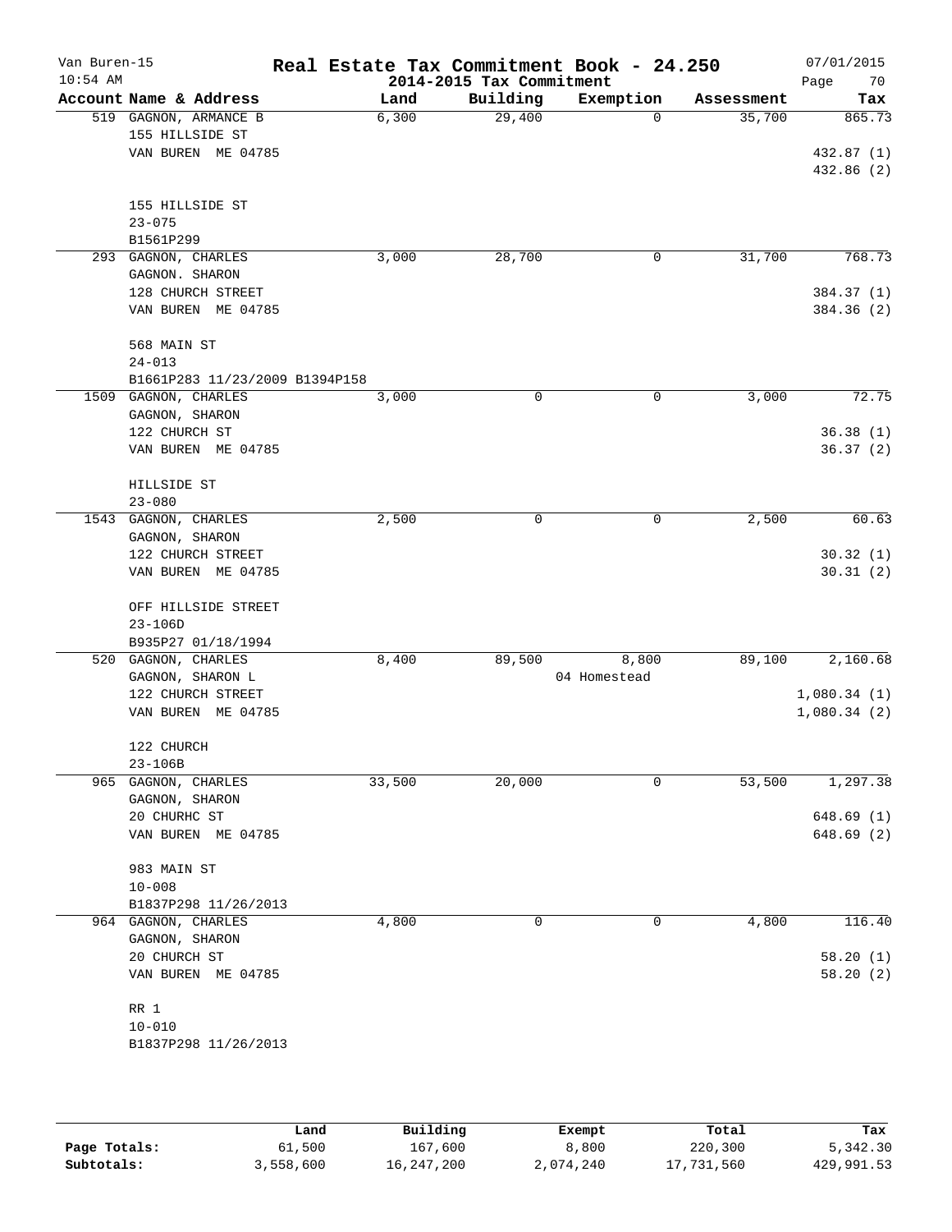# Real Estate Tax Commitment Book - 24.250

Van Buren-15
10:54 AM
2014-2015 Tax Commitment
07/01/2015

| Account Name & Address | Land | Building | Exemption | Assessment | Tax |
|---|---|---|---|---|---|
| 519 GAGNON, ARMANCE B | 6,300 | 29,400 | 0 | 35,700 | 865.73 |
| 155 HILLSIDE ST | | | | | |
| VAN BUREN ME 04785 | | | | | 432.87 (1) |
| | | | | | 432.86 (2) |
| 155 HILLSIDE ST | | | | | |
| 23-075 | | | | | |
| B1561P299 | | | | | |
| 293 GAGNON, CHARLES | 3,000 | 28,700 | 0 | 31,700 | 768.73 |
| GAGNON. SHARON | | | | | |
| 128 CHURCH STREET | | | | | 384.37 (1) |
| VAN BUREN ME 04785 | | | | | 384.36 (2) |
| 568 MAIN ST | | | | | |
| 24-013 | | | | | |
| B1661P283 11/23/2009 B1394P158 | | | | | |
| 1509 GAGNON, CHARLES | 3,000 | 0 | 0 | 3,000 | 72.75 |
| GAGNON, SHARON | | | | | |
| 122 CHURCH ST | | | | | 36.38 (1) |
| VAN BUREN ME 04785 | | | | | 36.37 (2) |
| HILLSIDE ST | | | | | |
| 23-080 | | | | | |
| 1543 GAGNON, CHARLES | 2,500 | 0 | 0 | 2,500 | 60.63 |
| GAGNON, SHARON | | | | | |
| 122 CHURCH STREET | | | | | 30.32 (1) |
| VAN BUREN ME 04785 | | | | | 30.31 (2) |
| OFF HILLSIDE STREET | | | | | |
| 23-106D | | | | | |
| B935P27 01/18/1994 | | | | | |
| 520 GAGNON, CHARLES | 8,400 | 89,500 | 8,800 | 89,100 | 2,160.68 |
| GAGNON, SHARON L | | | 04 Homestead | | |
| 122 CHURCH STREET | | | | | 1,080.34 (1) |
| VAN BUREN ME 04785 | | | | | 1,080.34 (2) |
| 122 CHURCH | | | | | |
| 23-106B | | | | | |
| 965 GAGNON, CHARLES | 33,500 | 20,000 | 0 | 53,500 | 1,297.38 |
| GAGNON, SHARON | | | | | |
| 20 CHURHC ST | | | | | 648.69 (1) |
| VAN BUREN ME 04785 | | | | | 648.69 (2) |
| 983 MAIN ST | | | | | |
| 10-008 | | | | | |
| B1837P298 11/26/2013 | | | | | |
| 964 GAGNON, CHARLES | 4,800 | 0 | 0 | 4,800 | 116.40 |
| GAGNON, SHARON | | | | | |
| 20 CHURCH ST | | | | | 58.20 (1) |
| VAN BUREN ME 04785 | | | | | 58.20 (2) |
| RR 1 | | | | | |
| 10-010 | | | | | |
| B1837P298 11/26/2013 | | | | | |

| | Land | Building | Exempt | Total | Tax |
|---|---|---|---|---|---|
| Page Totals: | 61,500 | 167,600 | 8,800 | 220,300 | 5,342.30 |
| Subtotals: | 3,558,600 | 16,247,200 | 2,074,240 | 17,731,560 | 429,991.53 |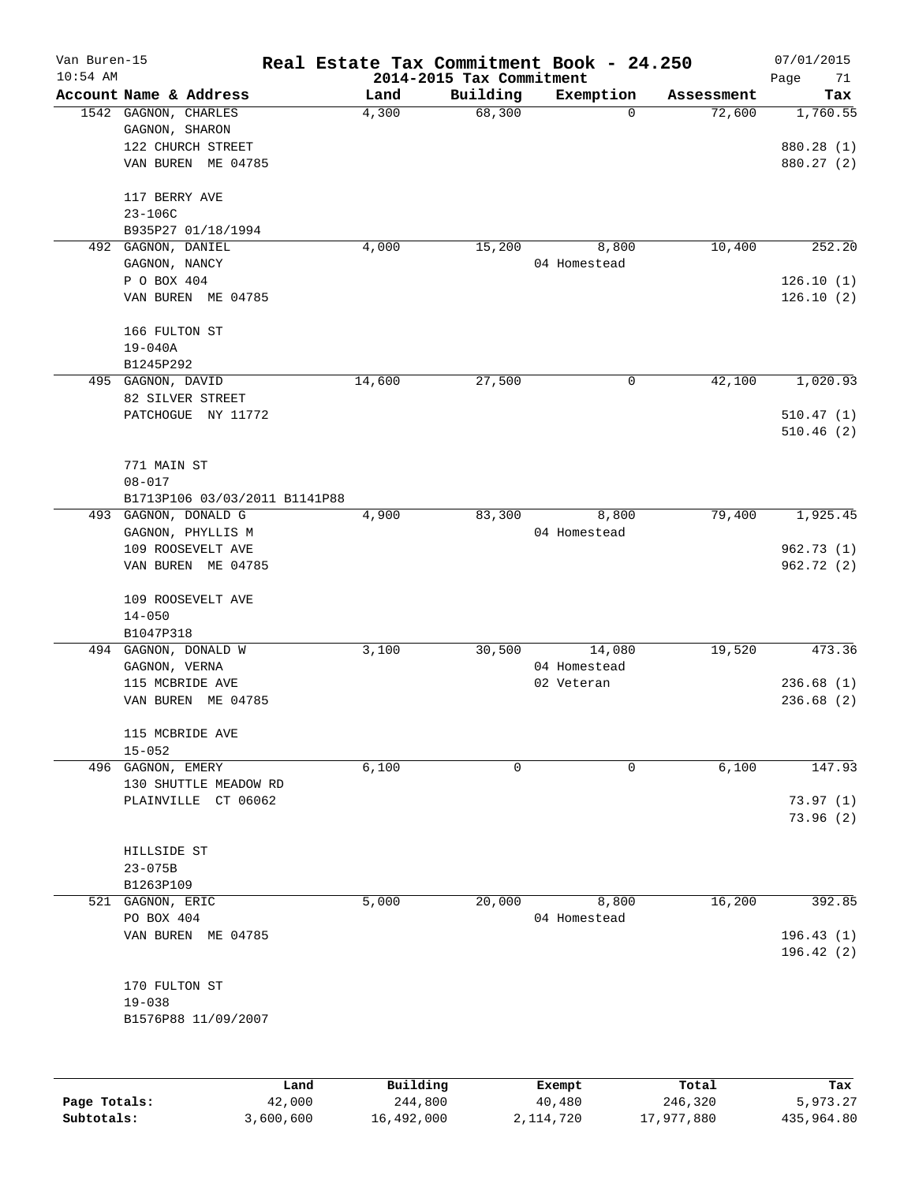# Real Estate Tax Commitment Book - 24.250

Van Buren-15
10:54 AM

2014-2015 Tax Commitment

07/01/2015

| Account Name & Address | Land | Building | Exemption | Assessment | Tax |
|---|---|---|---|---|---|
| 1542 GAGNON, CHARLES<br>GAGNON, SHARON<br>122 CHURCH STREET<br>VAN BUREN ME 04785<br><br>117 BERRY AVE<br>23-106C<br>B935P27 01/18/1994 | 4,300 | 68,300 | 0 | 72,600 | 1,760.55<br><br>880.28 (1)<br>880.27 (2) |
| 492 GAGNON, DANIEL<br>GAGNON, NANCY<br>P O BOX 404<br>VAN BUREN ME 04785<br><br>166 FULTON ST<br>19-040A<br>B1245P292 | 4,000 | 15,200 | 8,800<br>04 Homestead | 10,400 | 252.20<br><br>126.10 (1)<br>126.10 (2) |
| 495 GAGNON, DAVID<br>82 SILVER STREET<br>PATCHOGUE NY 11772<br><br>771 MAIN ST<br>08-017<br>B1713P106 03/03/2011 B1141P88 | 14,600 | 27,500 | 0 | 42,100 | 1,020.93<br><br>510.47 (1)<br>510.46 (2) |
| 493 GAGNON, DONALD G<br>GAGNON, PHYLLIS M<br>109 ROOSEVELT AVE<br>VAN BUREN ME 04785<br><br>109 ROOSEVELT AVE<br>14-050<br>B1047P318 | 4,900 | 83,300 | 8,800<br>04 Homestead | 79,400 | 1,925.45<br><br>962.73 (1)<br>962.72 (2) |
| 494 GAGNON, DONALD W<br>GAGNON, VERNA<br>115 MCBRIDE AVE<br>VAN BUREN ME 04785<br><br>115 MCBRIDE AVE<br>15-052 | 3,100 | 30,500 | 14,080<br>04 Homestead<br>02 Veteran | 19,520 | 473.36<br><br>236.68 (1)<br>236.68 (2) |
| 496 GAGNON, EMERY<br>130 SHUTTLE MEADOW RD<br>PLAINVILLE CT 06062<br><br>HILLSIDE ST<br>23-075B<br>B1263P109 | 6,100 | 0 | 0 | 6,100 | 147.93<br><br>73.97 (1)<br>73.96 (2) |
| 521 GAGNON, ERIC<br>PO BOX 404<br>VAN BUREN ME 04785<br><br>170 FULTON ST<br>19-038<br>B1576P88 11/09/2007 | 5,000 | 20,000 | 8,800<br>04 Homestead | 16,200 | 392.85<br><br>196.43 (1)<br>196.42 (2) |

| | Land | Building | Exempt | Total | Tax |
|---|---|---|---|---|---|
| Page Totals: | 42,000 | 244,800 | 40,480 | 246,320 | 5,973.27 |
| Subtotals: | 3,600,600 | 16,492,000 | 2,114,720 | 17,977,880 | 435,964.80 |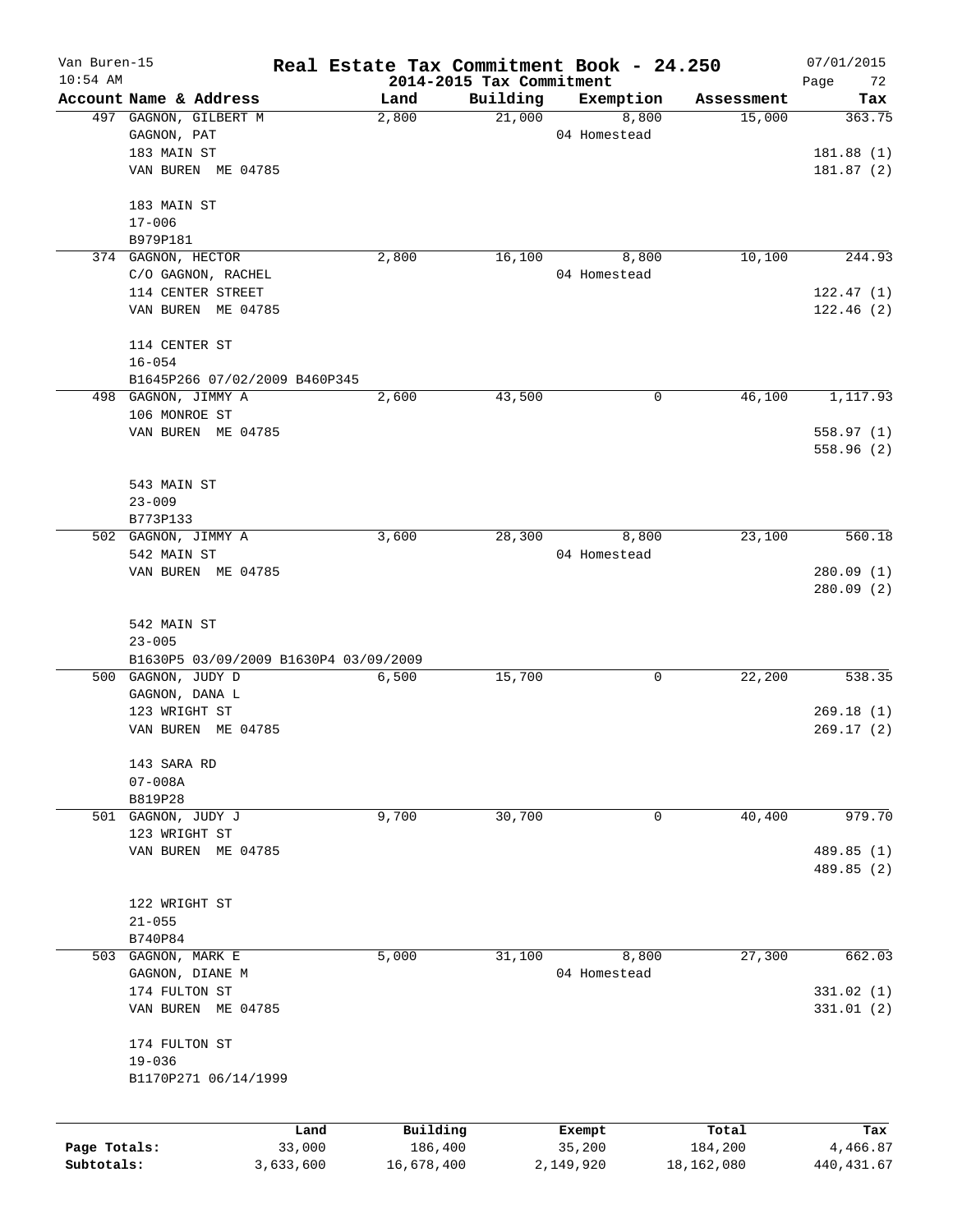# Real Estate Tax Commitment Book - 24.250

Van Buren-15
10:54 AM

2014-2015 Tax Commitment

07/01/2015

| Account Name & Address | Land | Building | Exemption | Assessment | Tax |
|---|---|---|---|---|---|
| 497 GAGNON, GILBERT M<br>GAGNON, PAT<br>183 MAIN ST<br>VAN BUREN ME 04785<br><br>183 MAIN ST<br>17-006<br>B979P181 | 2,800 | 21,000 | 8,800<br>04 Homestead | 15,000 | 363.75<br><br>181.88 (1)<br>181.87 (2) |
| 374 GAGNON, HECTOR<br>C/O GAGNON, RACHEL<br>114 CENTER STREET<br>VAN BUREN ME 04785<br><br>114 CENTER ST<br>16-054<br>B1645P266 07/02/2009 B460P345 | 2,800 | 16,100 | 8,800<br>04 Homestead | 10,100 | 244.93<br><br>122.47 (1)<br>122.46 (2) |
| 498 GAGNON, JIMMY A<br>106 MONROE ST<br>VAN BUREN ME 04785<br><br>543 MAIN ST<br>23-009<br>B773P133 | 2,600 | 43,500 | 0 | 46,100 | 1,117.93<br><br>558.97 (1)<br>558.96 (2) |
| 502 GAGNON, JIMMY A<br>542 MAIN ST<br>VAN BUREN ME 04785<br><br>542 MAIN ST<br>23-005<br>B1630P5 03/09/2009 B1630P4 03/09/2009 | 3,600 | 28,300 | 8,800<br>04 Homestead | 23,100 | 560.18<br><br>280.09 (1)<br>280.09 (2) |
| 500 GAGNON, JUDY D<br>GAGNON, DANA L<br>123 WRIGHT ST<br>VAN BUREN ME 04785<br><br>143 SARA RD<br>07-008A<br>B819P28 | 6,500 | 15,700 | 0 | 22,200 | 538.35<br><br>269.18 (1)<br>269.17 (2) |
| 501 GAGNON, JUDY J<br>123 WRIGHT ST<br>VAN BUREN ME 04785<br><br>122 WRIGHT ST<br>21-055<br>B740P84 | 9,700 | 30,700 | 0 | 40,400 | 979.70<br><br>489.85 (1)<br>489.85 (2) |
| 503 GAGNON, MARK E<br>GAGNON, DIANE M<br>174 FULTON ST<br>VAN BUREN ME 04785<br><br>174 FULTON ST<br>19-036<br>B1170P271 06/14/1999 | 5,000 | 31,100 | 8,800<br>04 Homestead | 27,300 | 662.03<br><br>331.02 (1)<br>331.01 (2) |

| | Land | Building | Exempt | Total | Tax |
|---|---|---|---|---|---|
| Page Totals: | 33,000 | 186,400 | 35,200 | 184,200 | 4,466.87 |
| Subtotals: | 3,633,600 | 16,678,400 | 2,149,920 | 18,162,080 | 440,431.67 |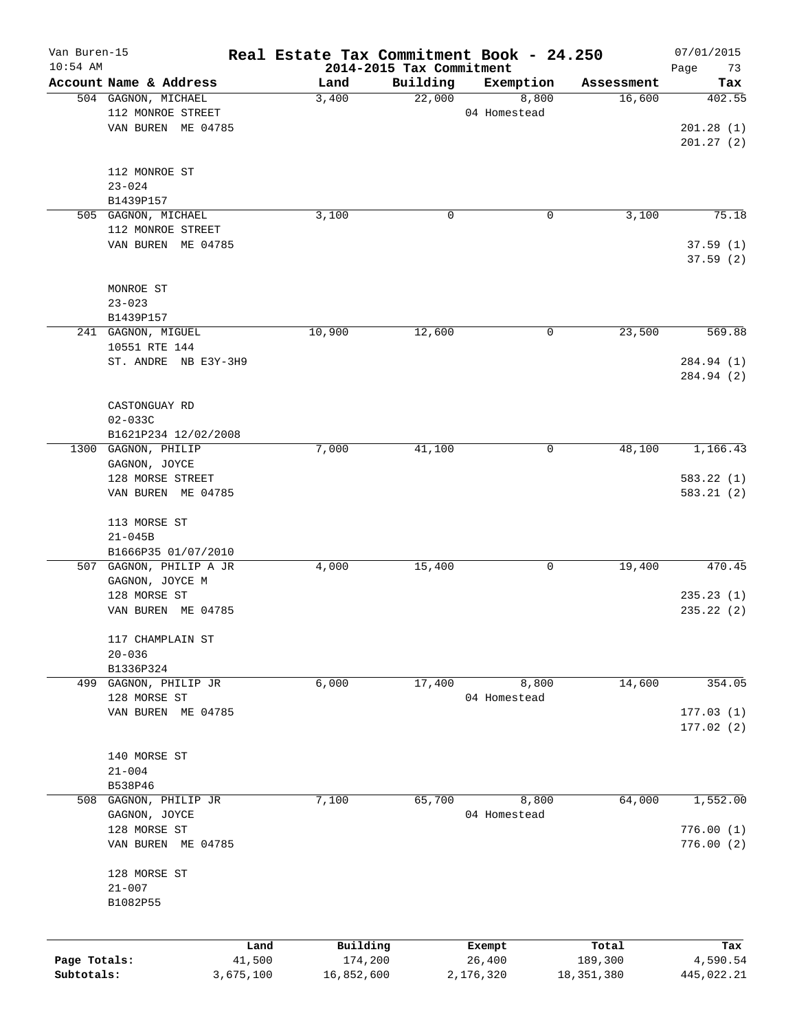# Real Estate Tax Commitment Book - 24.250

Van Buren-15
10:54 AM

2014-2015 Tax Commitment

07/01/2015

| Account Name & Address | Land | Building | Exemption | Assessment | Tax |
|---|---|---|---|---|---|
| 504 GAGNON, MICHAEL<br>112 MONROE STREET<br>VAN BUREN ME 04785<br><br>112 MONROE ST<br>23-024<br>B1439P157 | 3,400 | 22,000 | 8,800<br>04 Homestead | 16,600 | 402.55<br><br>201.28 (1)<br>201.27 (2) |
| 505 GAGNON, MICHAEL<br>112 MONROE STREET<br>VAN BUREN ME 04785<br><br>MONROE ST<br>23-023<br>B1439P157 | 3,100 | 0 | 0 | 3,100 | 75.18<br><br>37.59 (1)<br>37.59 (2) |
| 241 GAGNON, MIGUEL<br>10551 RTE 144<br>ST. ANDRE NB E3Y-3H9<br><br>CASTONGUAY RD<br>02-033C<br>B1621P234 12/02/2008 | 10,900 | 12,600 | 0 | 23,500 | 569.88<br><br>284.94 (1)<br>284.94 (2) |
| 1300 GAGNON, PHILIP<br>GAGNON, JOYCE<br>128 MORSE STREET<br>VAN BUREN ME 04785<br><br>113 MORSE ST<br>21-045B<br>B1666P35 01/07/2010 | 7,000 | 41,100 | 0 | 48,100 | 1,166.43<br><br>583.22 (1)<br>583.21 (2) |
| 507 GAGNON, PHILIP A JR<br>GAGNON, JOYCE M<br>128 MORSE ST<br>VAN BUREN ME 04785<br><br>117 CHAMPLAIN ST<br>20-036<br>B1336P324 | 4,000 | 15,400 | 0 | 19,400 | 470.45<br><br>235.23 (1)<br>235.22 (2) |
| 499 GAGNON, PHILIP JR<br>128 MORSE ST<br>VAN BUREN ME 04785<br><br>140 MORSE ST<br>21-004<br>B538P46 | 6,000 | 17,400 | 8,800<br>04 Homestead | 14,600 | 354.05<br><br>177.03 (1)<br>177.02 (2) |
| 508 GAGNON, PHILIP JR<br>GAGNON, JOYCE<br>128 MORSE ST<br>VAN BUREN ME 04785<br><br>128 MORSE ST<br>21-007<br>B1082P55 | 7,100 | 65,700 | 8,800<br>04 Homestead | 64,000 | 1,552.00<br><br>776.00 (1)<br>776.00 (2) |

| | Land | Building | Exempt | Total | Tax |
|---|---|---|---|---|---|
| Page Totals: | 41,500 | 174,200 | 26,400 | 189,300 | 4,590.54 |
| Subtotals: | 3,675,100 | 16,852,600 | 2,176,320 | 18,351,380 | 445,022.21 |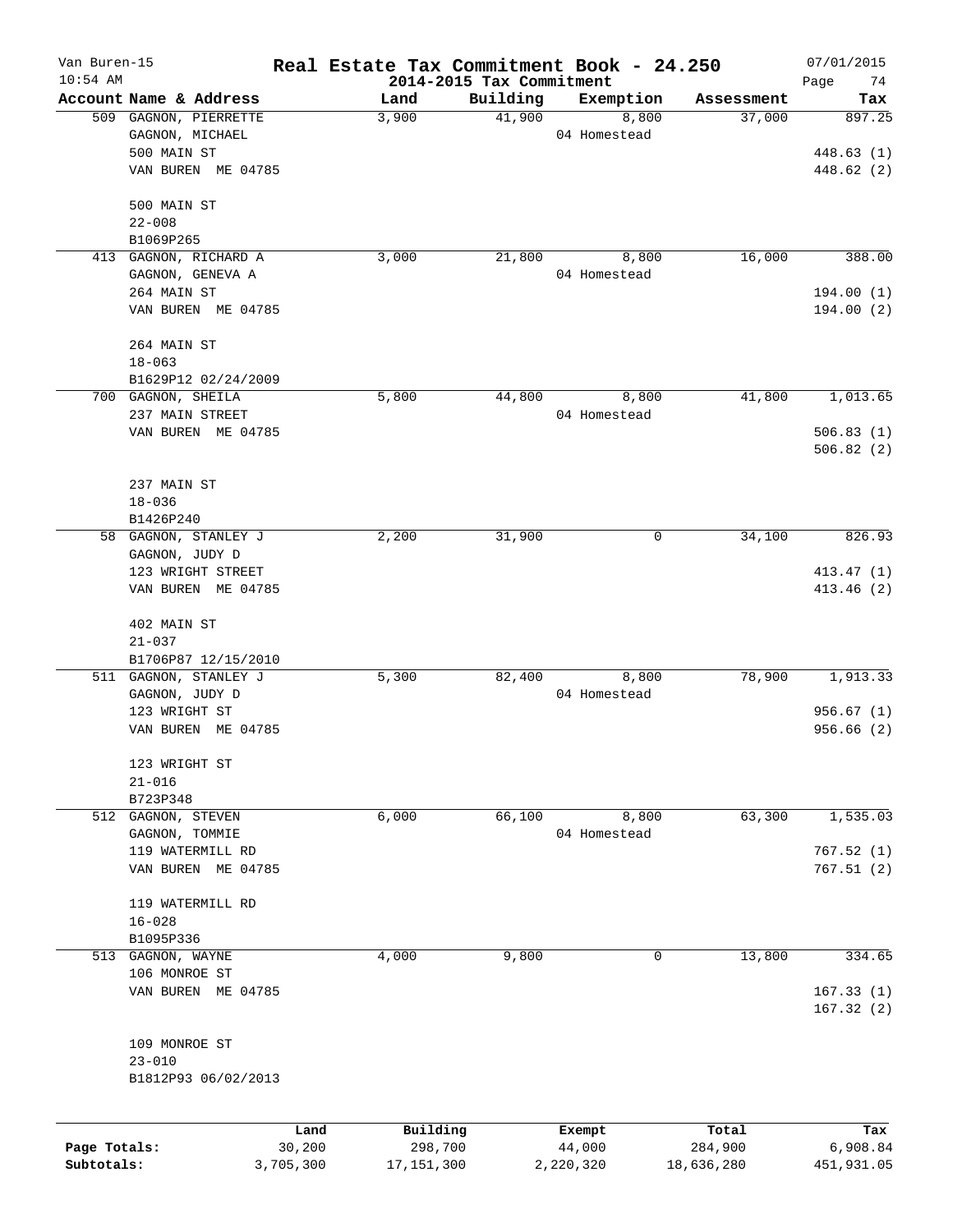# Real Estate Tax Commitment Book - 24.250

Van Buren-15
10:54 AM

2014-2015 Tax Commitment

07/01/2015

| Account Name & Address | Land | Building | Exemption | Assessment | Tax |
|---|---|---|---|---|---|
| 509 GAGNON, PIERRETTE<br>GAGNON, MICHAEL<br>500 MAIN ST<br>VAN BUREN ME 04785<br><br>500 MAIN ST<br>22-008<br>B1069P265 | 3,900 | 41,900 | 8,800<br>04 Homestead | 37,000 | 897.25<br><br>448.63 (1)<br>448.62 (2) |
| 413 GAGNON, RICHARD A<br>GAGNON, GENEVA A<br>264 MAIN ST<br>VAN BUREN ME 04785<br><br>264 MAIN ST<br>18-063<br>B1629P12 02/24/2009 | 3,000 | 21,800 | 8,800<br>04 Homestead | 16,000 | 388.00<br><br>194.00 (1)<br>194.00 (2) |
| 700 GAGNON, SHEILA<br>237 MAIN STREET<br>VAN BUREN ME 04785<br><br>237 MAIN ST<br>18-036<br>B1426P240 | 5,800 | 44,800 | 8,800<br>04 Homestead | 41,800 | 1,013.65<br><br>506.83 (1)<br>506.82 (2) |
| 58 GAGNON, STANLEY J<br>GAGNON, JUDY D<br>123 WRIGHT STREET<br>VAN BUREN ME 04785<br><br>402 MAIN ST<br>21-037<br>B1706P87 12/15/2010 | 2,200 | 31,900 | 0 | 34,100 | 826.93<br><br>413.47 (1)<br>413.46 (2) |
| 511 GAGNON, STANLEY J<br>GAGNON, JUDY D<br>123 WRIGHT ST<br>VAN BUREN ME 04785<br><br>123 WRIGHT ST<br>21-016<br>B723P348 | 5,300 | 82,400 | 8,800<br>04 Homestead | 78,900 | 1,913.33<br><br>956.67 (1)<br>956.66 (2) |
| 512 GAGNON, STEVEN<br>GAGNON, TOMMIE<br>119 WATERMILL RD<br>VAN BUREN ME 04785<br><br>119 WATERMILL RD<br>16-028<br>B1095P336 | 6,000 | 66,100 | 8,800<br>04 Homestead | 63,300 | 1,535.03<br><br>767.52 (1)<br>767.51 (2) |
| 513 GAGNON, WAYNE<br>106 MONROE ST<br>VAN BUREN ME 04785<br><br>109 MONROE ST<br>23-010<br>B1812P93 06/02/2013 | 4,000 | 9,800 | 0 | 13,800 | 334.65<br><br>167.33 (1)<br>167.32 (2) |

| | Land | Building | Exempt | Total | Tax |
|---|---|---|---|---|---|
| Page Totals: | 30,200 | 298,700 | 44,000 | 284,900 | 6,908.84 |
| Subtotals: | 3,705,300 | 17,151,300 | 2,220,320 | 18,636,280 | 451,931.05 |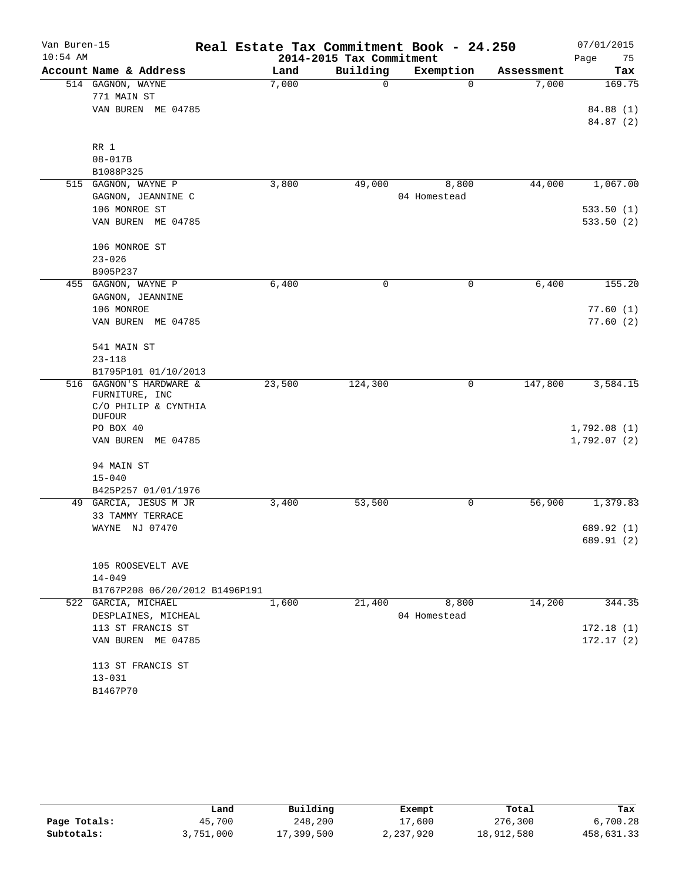# Real Estate Tax Commitment Book - 24.250

Van Buren-15
10:54 AM

2014-2015 Tax Commitment

07/01/2015

| Account Name & Address | Land | Building | Exemption | Assessment | Tax |
|---|---|---|---|---|---|
| 514 GAGNON, WAYNE | 7,000 | 0 | 0 | 7,000 | 169.75 |
| 771 MAIN ST | | | | | |
| VAN BUREN ME 04785 | | | | | 84.88 (1) |
| | | | | | 84.87 (2) |
| RR 1 | | | | | |
| 08-017B | | | | | |
| B1088P325 | | | | | |
| 515 GAGNON, WAYNE P | 3,800 | 49,000 | 8,800 | 44,000 | 1,067.00 |
| GAGNON, JEANNINE C | | | 04 Homestead | | |
| 106 MONROE ST | | | | | 533.50 (1) |
| VAN BUREN ME 04785 | | | | | 533.50 (2) |
| 106 MONROE ST | | | | | |
| 23-026 | | | | | |
| B905P237 | | | | | |
| 455 GAGNON, WAYNE P | 6,400 | 0 | 0 | 6,400 | 155.20 |
| GAGNON, JEANNINE | | | | | |
| 106 MONROE | | | | | 77.60 (1) |
| VAN BUREN ME 04785 | | | | | 77.60 (2) |
| 541 MAIN ST | | | | | |
| 23-118 | | | | | |
| B1795P101 01/10/2013 | | | | | |
| 516 GAGNON'S HARDWARE & FURNITURE, INC | 23,500 | 124,300 | 0 | 147,800 | 3,584.15 |
| C/O PHILIP & CYNTHIA DUFOUR | | | | | |
| PO BOX 40 | | | | | 1,792.08 (1) |
| VAN BUREN ME 04785 | | | | | 1,792.07 (2) |
| 94 MAIN ST | | | | | |
| 15-040 | | | | | |
| B425P257 01/01/1976 | | | | | |
| 49 GARCIA, JESUS M JR | 3,400 | 53,500 | 0 | 56,900 | 1,379.83 |
| 33 TAMMY TERRACE | | | | | |
| WAYNE NJ 07470 | | | | | 689.92 (1) |
| | | | | | 689.91 (2) |
| 105 ROOSEVELT AVE | | | | | |
| 14-049 | | | | | |
| B1767P208 06/20/2012 B1496P191 | | | | | |
| 522 GARCIA, MICHAEL | 1,600 | 21,400 | 8,800 | 14,200 | 344.35 |
| DESPLAINES, MICHEAL | | | 04 Homestead | | |
| 113 ST FRANCIS ST | | | | | 172.18 (1) |
| VAN BUREN ME 04785 | | | | | 172.17 (2) |
| 113 ST FRANCIS ST | | | | | |
| 13-031 | | | | | |
| B1467P70 | | | | | |

| | Land | Building | Exempt | Total | Tax |
|---|---|---|---|---|---|
| Page Totals: | 45,700 | 248,200 | 17,600 | 276,300 | 6,700.28 |
| Subtotals: | 3,751,000 | 17,399,500 | 2,237,920 | 18,912,580 | 458,631.33 |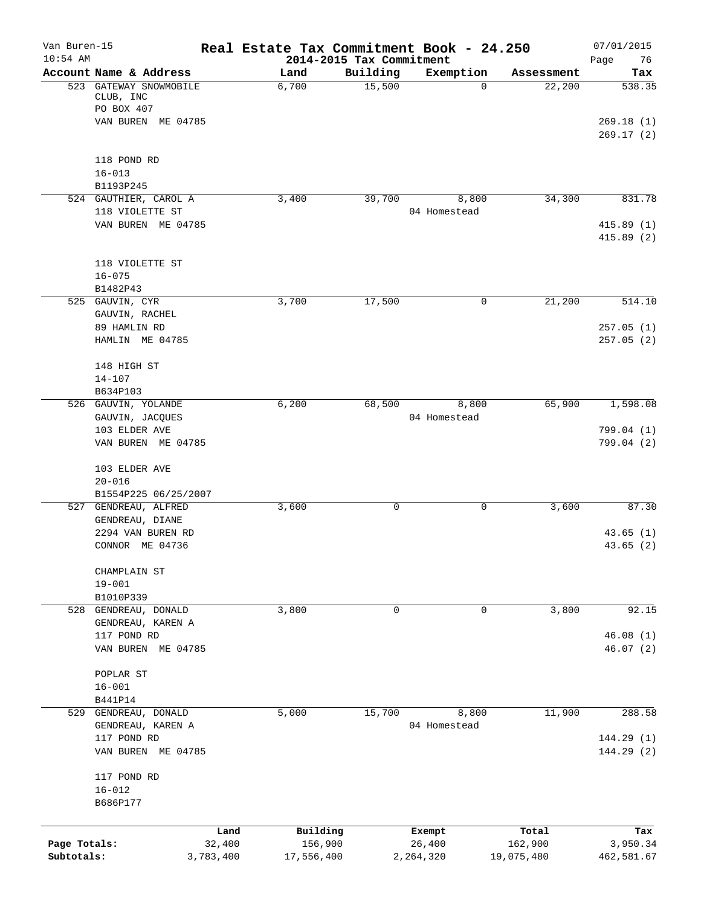# Real Estate Tax Commitment Book - 24.250

Van Buren-15
10:54 AM

2014-2015 Tax Commitment

07/01/2015

| Account Name & Address | Land | Building | Exemption | Assessment | Tax |
|---|---|---|---|---|---|
| 523 GATEWAY SNOWMOBILE CLUB, INC<br>PO BOX 407<br>VAN BUREN ME 04785<br><br>118 POND RD<br>16-013<br>B1193P245 | 6,700 | 15,500 | 0 | 22,200 | 538.35<br><br>269.18 (1)<br>269.17 (2) |
| 524 GAUTHIER, CAROL A<br>118 VIOLETTE ST<br>VAN BUREN ME 04785<br><br>118 VIOLETTE ST<br>16-075<br>B1482P43 | 3,400 | 39,700 | 8,800<br>04 Homestead | 34,300 | 831.78<br><br>415.89 (1)<br>415.89 (2) |
| 525 GAUVIN, CYR<br>GAUVIN, RACHEL<br>89 HAMLIN RD<br>HAMLIN ME 04785<br><br>148 HIGH ST<br>14-107<br>B634P103 | 3,700 | 17,500 | 0 | 21,200 | 514.10<br><br>257.05 (1)<br>257.05 (2) |
| 526 GAUVIN, YOLANDE<br>GAUVIN, JACQUES<br>103 ELDER AVE<br>VAN BUREN ME 04785<br><br>103 ELDER AVE<br>20-016<br>B1554P225 06/25/2007 | 6,200 | 68,500 | 8,800<br>04 Homestead | 65,900 | 1,598.08<br><br>799.04 (1)<br>799.04 (2) |
| 527 GENDREAU, ALFRED<br>GENDREAU, DIANE<br>2294 VAN BUREN RD<br>CONNOR ME 04736<br><br>CHAMPLAIN ST<br>19-001<br>B1010P339 | 3,600 | 0 | 0 | 3,600 | 87.30<br><br>43.65 (1)<br>43.65 (2) |
| 528 GENDREAU, DONALD<br>GENDREAU, KAREN A<br>117 POND RD<br>VAN BUREN ME 04785<br><br>POPLAR ST<br>16-001<br>B441P14 | 3,800 | 0 | 0 | 3,800 | 92.15<br><br>46.08 (1)<br>46.07 (2) |
| 529 GENDREAU, DONALD<br>GENDREAU, KAREN A<br>117 POND RD<br>VAN BUREN ME 04785<br><br>117 POND RD<br>16-012<br>B686P177 | 5,000 | 15,700 | 8,800<br>04 Homestead | 11,900 | 288.58<br><br>144.29 (1)<br>144.29 (2) |

| | Land | Building | Exempt | Total | Tax |
|---|---|---|---|---|---|
| Page Totals: | 32,400 | 156,900 | 26,400 | 162,900 | 3,950.34 |
| Subtotals: | 3,783,400 | 17,556,400 | 2,264,320 | 19,075,480 | 462,581.67 |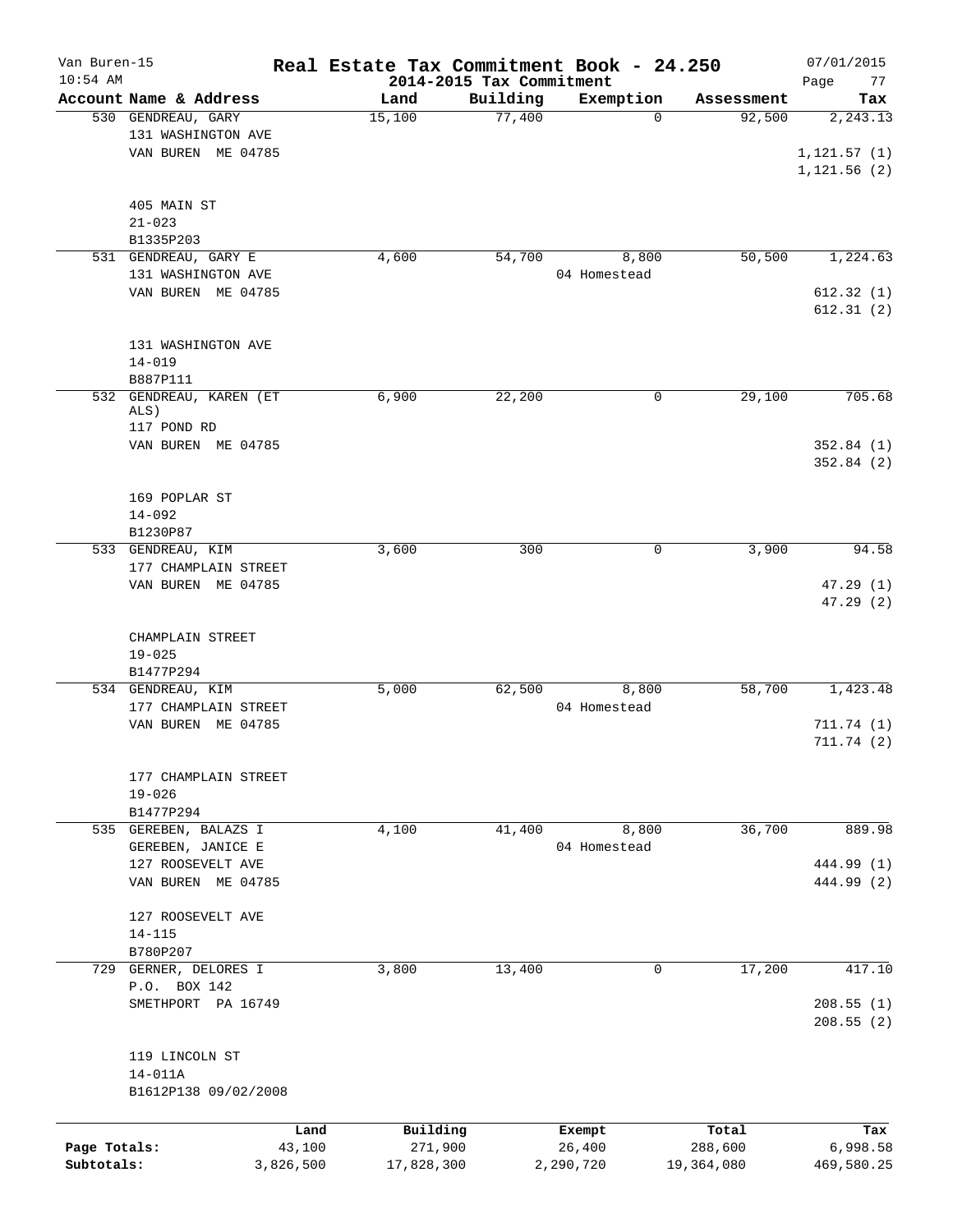Van Buren-15 | Real Estate Tax Commitment Book - 24.250 | 07/01/2015
10:54 AM | 2014-2015 Tax Commitment | Page 77

| Account Name & Address | Land | Building | Exemption | Assessment | Tax |
|---|---|---|---|---|---|
| 530 GENDREAU, GARY<br>131 WASHINGTON AVE<br>VAN BUREN ME 04785<br><br>405 MAIN ST<br>21-023<br>B1335P203 | 15,100 | 77,400 | 0 | 92,500 | 2,243.13<br><br>1,121.57 (1)<br>1,121.56 (2) |
| 531 GENDREAU, GARY E<br>131 WASHINGTON AVE<br>VAN BUREN ME 04785<br><br>131 WASHINGTON AVE<br>14-019<br>B887P111 | 4,600 | 54,700 | 8,800<br>04 Homestead | 50,500 | 1,224.63<br><br>612.32 (1)<br>612.31 (2) |
| 532 GENDREAU, KAREN (ET ALS)<br>117 POND RD<br>VAN BUREN ME 04785<br><br>169 POPLAR ST<br>14-092<br>B1230P87 | 6,900 | 22,200 | 0 | 29,100 | 705.68<br><br>352.84 (1)<br>352.84 (2) |
| 533 GENDREAU, KIM<br>177 CHAMPLAIN STREET<br>VAN BUREN ME 04785<br><br>CHAMPLAIN STREET<br>19-025<br>B1477P294 | 3,600 | 300 | 0 | 3,900 | 94.58<br><br>47.29 (1)<br>47.29 (2) |
| 534 GENDREAU, KIM<br>177 CHAMPLAIN STREET<br>VAN BUREN ME 04785<br><br>177 CHAMPLAIN STREET<br>19-026<br>B1477P294 | 5,000 | 62,500 | 8,800<br>04 Homestead | 58,700 | 1,423.48<br><br>711.74 (1)<br>711.74 (2) |
| 535 GEREBEN, BALAZS I<br>GEREBEN, JANICE E<br>127 ROOSEVELT AVE<br>VAN BUREN ME 04785<br><br>127 ROOSEVELT AVE<br>14-115<br>B780P207 | 4,100 | 41,400 | 8,800<br>04 Homestead | 36,700 | 889.98<br><br>444.99 (1)<br>444.99 (2) |
| 729 GERNER, DELORES I<br>P.O. BOX 142<br>SMETHPORT PA 16749<br><br>119 LINCOLN ST<br>14-011A<br>B1612P138 09/02/2008 | 3,800 | 13,400 | 0 | 17,200 | 417.10<br><br>208.55 (1)<br>208.55 (2) |

| | Land | Building | Exempt | Total | Tax |
|---|---|---|---|---|---|
| Page Totals: | 43,100 | 271,900 | 26,400 | 288,600 | 6,998.58 |
| Subtotals: | 3,826,500 | 17,828,300 | 2,290,720 | 19,364,080 | 469,580.25 |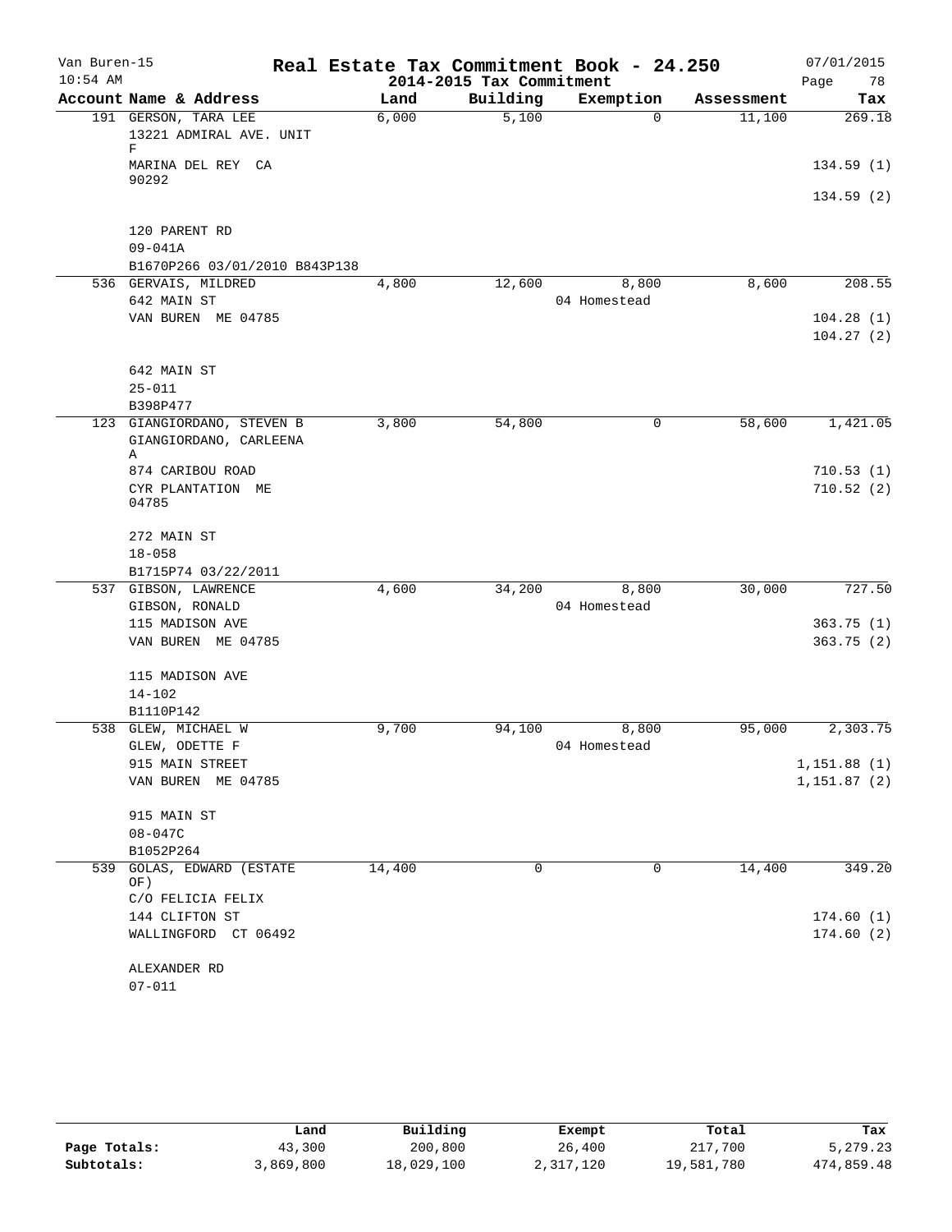# Real Estate Tax Commitment Book - 24.250

Van Buren-15
10:54 AM

2014-2015 Tax Commitment

07/01/2015

| Account Name & Address | Land | Building | Exemption | Assessment | Tax |
|---|---|---|---|---|---|
| 191 GERSON, TARA LEE<br>13221 ADMIRAL AVE. UNIT F<br>MARINA DEL REY CA 90292<br><br>120 PARENT RD<br>09-041A<br>B1670P266 03/01/2010 B843P138 | 6,000 | 5,100 | 0 | 11,100 | 269.18<br><br>134.59 (1)<br>134.59 (2) |
| 536 GERVAIS, MILDRED<br>642 MAIN ST<br>VAN BUREN ME 04785<br><br>642 MAIN ST<br>25-011<br>B398P477 | 4,800 | 12,600 | 8,800<br>04 Homestead | 8,600 | 208.55<br><br>104.28 (1)<br>104.27 (2) |
| 123 GIANGIORDANO, STEVEN B<br>GIANGIORDANO, CARLEENA A<br>874 CARIBOU ROAD<br>CYR PLANTATION ME 04785<br><br>272 MAIN ST<br>18-058<br>B1715P74 03/22/2011 | 3,800 | 54,800 | 0 | 58,600 | 1,421.05<br><br>710.53 (1)<br>710.52 (2) |
| 537 GIBSON, LAWRENCE<br>GIBSON, RONALD<br>115 MADISON AVE<br>VAN BUREN ME 04785<br><br>115 MADISON AVE<br>14-102<br>B1110P142 | 4,600 | 34,200 | 8,800<br>04 Homestead | 30,000 | 727.50<br><br>363.75 (1)<br>363.75 (2) |
| 538 GLEW, MICHAEL W<br>GLEW, ODETTE F<br>915 MAIN STREET<br>VAN BUREN ME 04785<br><br>915 MAIN ST<br>08-047C<br>B1052P264 | 9,700 | 94,100 | 8,800<br>04 Homestead | 95,000 | 2,303.75<br><br>1,151.88 (1)<br>1,151.87 (2) |
| 539 GOLAS, EDWARD (ESTATE OF)<br>C/O FELICIA FELIX<br>144 CLIFTON ST<br>WALLINGFORD CT 06492<br><br>ALEXANDER RD<br>07-011 | 14,400 | 0 | 0 | 14,400 | 349.20<br><br>174.60 (1)<br>174.60 (2) |

| | Land | Building | Exempt | Total | Tax |
|---|---|---|---|---|---|
| **Page Totals:** | 43,300 | 200,800 | 26,400 | 217,700 | 5,279.23 |
| **Subtotals:** | 3,869,800 | 18,029,100 | 2,317,120 | 19,581,780 | 474,859.48 |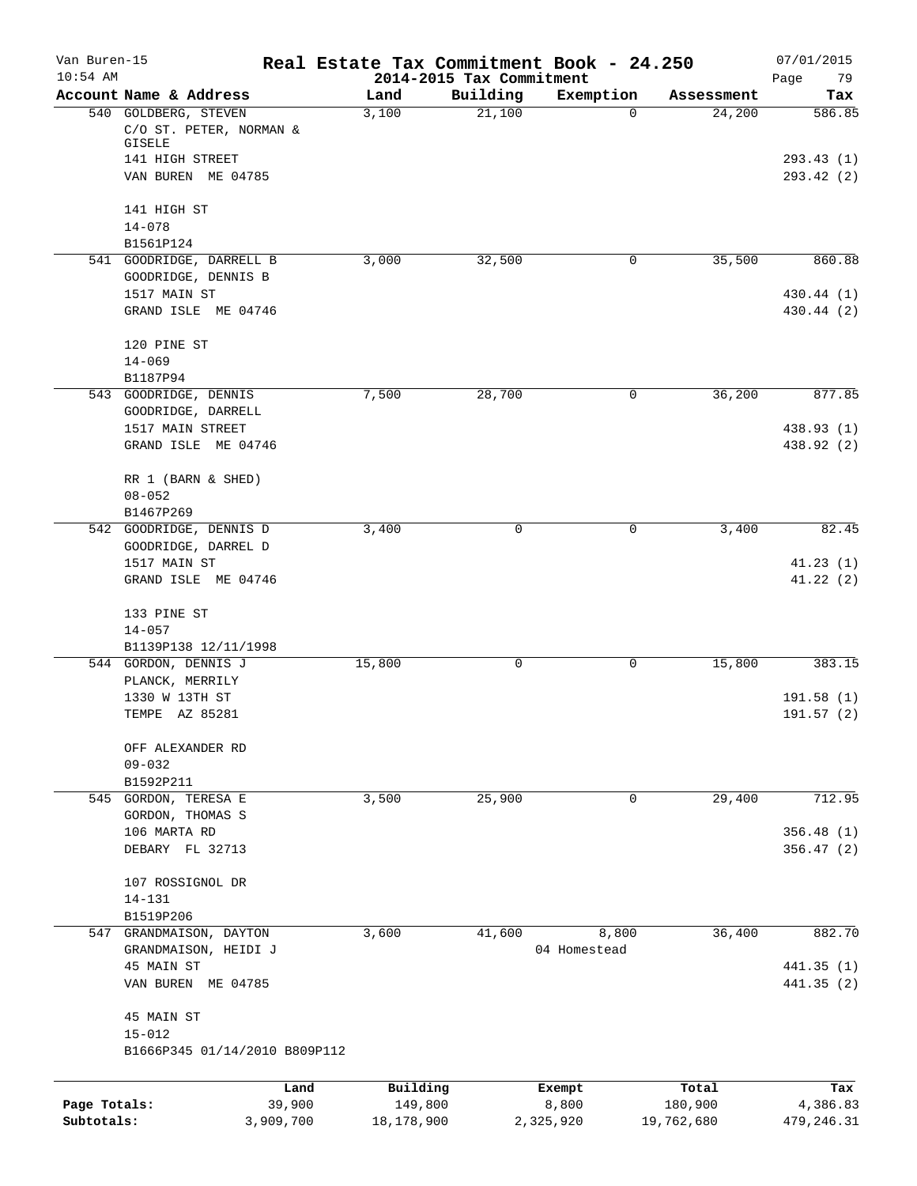Van Buren-15 **Real Estate Tax Commitment Book - 24.250** 07/01/2015
10:54 AM **2014-2015 Tax Commitment**

| Account Name & Address | Land | Building | Exemption | Assessment | Tax |
|---|---|---|---|---|---|
| 540 GOLDBERG, STEVEN<br>C/O ST. PETER, NORMAN & GISELE<br>141 HIGH STREET<br>VAN BUREN ME 04785<br><br>141 HIGH ST<br>14-078<br>B1561P124 | 3,100 | 21,100 | 0 | 24,200 | 586.85<br><br>293.43 (1)<br>293.42 (2) |
| 541 GOODRIDGE, DARRELL B<br>GOODRIDGE, DENNIS B<br>1517 MAIN ST<br>GRAND ISLE ME 04746<br><br>120 PINE ST<br>14-069<br>B1187P94 | 3,000 | 32,500 | 0 | 35,500 | 860.88<br><br>430.44 (1)<br>430.44 (2) |
| 543 GOODRIDGE, DENNIS<br>GOODRIDGE, DARRELL<br>1517 MAIN STREET<br>GRAND ISLE ME 04746<br><br>RR 1 (BARN & SHED)<br>08-052<br>B1467P269 | 7,500 | 28,700 | 0 | 36,200 | 877.85<br><br>438.93 (1)<br>438.92 (2) |
| 542 GOODRIDGE, DENNIS D<br>GOODRIDGE, DARREL D<br>1517 MAIN ST<br>GRAND ISLE ME 04746<br><br>133 PINE ST<br>14-057<br>B1139P138 12/11/1998 | 3,400 | 0 | 0 | 3,400 | 82.45<br><br>41.23 (1)<br>41.22 (2) |
| 544 GORDON, DENNIS J<br>PLANCK, MERRILY<br>1330 W 13TH ST<br>TEMPE AZ 85281<br><br>OFF ALEXANDER RD<br>09-032<br>B1592P211 | 15,800 | 0 | 0 | 15,800 | 383.15<br><br>191.58 (1)<br>191.57 (2) |
| 545 GORDON, TERESA E<br>GORDON, THOMAS S<br>106 MARTA RD<br>DEBARY FL 32713<br><br>107 ROSSIGNOL DR<br>14-131<br>B1519P206 | 3,500 | 25,900 | 0 | 29,400 | 712.95<br><br>356.48 (1)<br>356.47 (2) |
| 547 GRANDMAISON, DAYTON<br>GRANDMAISON, HEIDI J<br>45 MAIN ST<br>VAN BUREN ME 04785<br><br>45 MAIN ST<br>15-012<br>B1666P345 01/14/2010 B809P112 | 3,600 | 41,600 | 8,800<br>04 Homestead | 36,400 | 882.70<br><br>441.35 (1)<br>441.35 (2) |

| | Land | Building | Exempt | Total | Tax |
|---|---|---|---|---|---|
| Page Totals: | 39,900 | 149,800 | 8,800 | 180,900 | 4,386.83 |
| Subtotals: | 3,909,700 | 18,178,900 | 2,325,920 | 19,762,680 | 479,246.31 |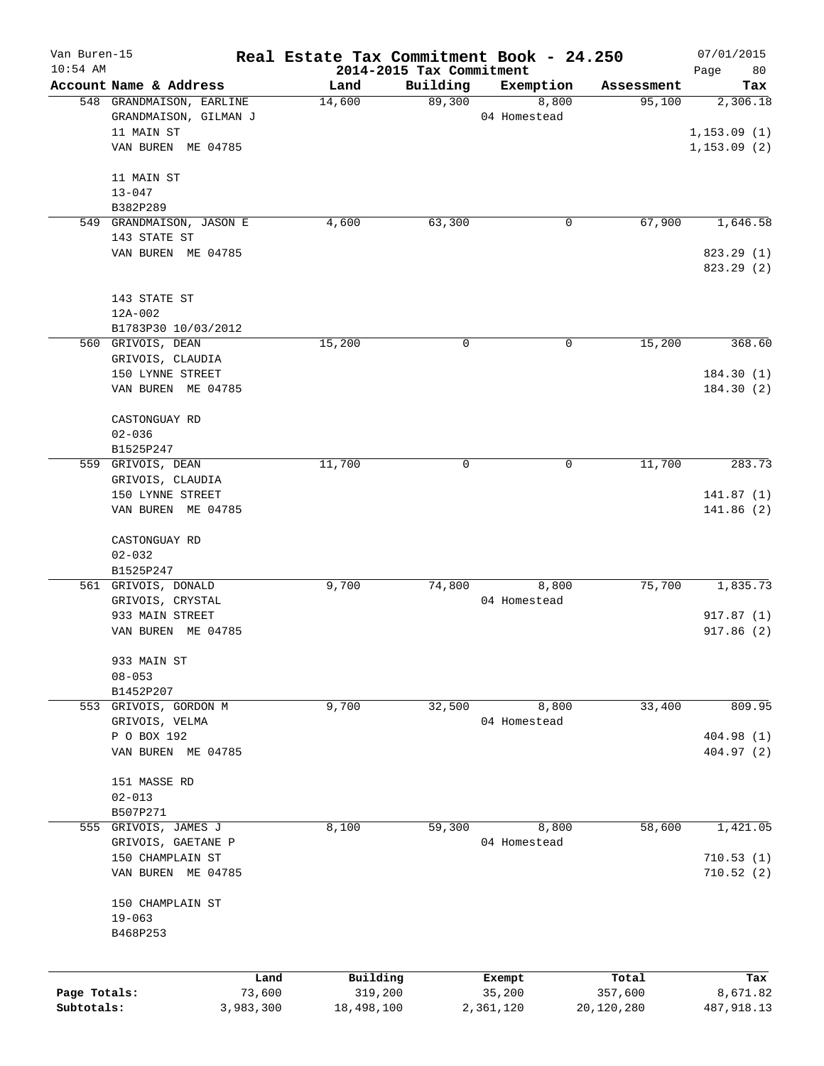# Real Estate Tax Commitment Book - 24.250

Van Buren-15
10:54 AM

2014-2015 Tax Commitment

07/01/2015

| Account Name & Address | Land | Building | Exemption | Assessment | Tax |
|---|---|---|---|---|---|
| 548 GRANDMAISON, EARLINE<br>GRANDMAISON, GILMAN J<br>11 MAIN ST<br>VAN BUREN ME 04785<br><br>11 MAIN ST<br>13-047<br>B382P289 | 14,600 | 89,300 | 8,800<br>04 Homestead | 95,100 | 2,306.18<br><br>1,153.09 (1)<br>1,153.09 (2) |
| 549 GRANDMAISON, JASON E<br>143 STATE ST<br>VAN BUREN ME 04785<br><br>143 STATE ST<br>12A-002<br>B1783P30 10/03/2012 | 4,600 | 63,300 | 0 | 67,900 | 1,646.58<br><br>823.29 (1)<br>823.29 (2) |
| 560 GRIVOIS, DEAN<br>GRIVOIS, CLAUDIA<br>150 LYNNE STREET<br>VAN BUREN ME 04785<br><br>CASTONGUAY RD<br>02-036<br>B1525P247 | 15,200 | 0 | 0 | 15,200 | 368.60<br><br>184.30 (1)<br>184.30 (2) |
| 559 GRIVOIS, DEAN<br>GRIVOIS, CLAUDIA<br>150 LYNNE STREET<br>VAN BUREN ME 04785<br><br>CASTONGUAY RD<br>02-032<br>B1525P247 | 11,700 | 0 | 0 | 11,700 | 283.73<br><br>141.87 (1)<br>141.86 (2) |
| 561 GRIVOIS, DONALD<br>GRIVOIS, CRYSTAL<br>933 MAIN STREET<br>VAN BUREN ME 04785<br><br>933 MAIN ST<br>08-053<br>B1452P207 | 9,700 | 74,800 | 8,800<br>04 Homestead | 75,700 | 1,835.73<br><br>917.87 (1)<br>917.86 (2) |
| 553 GRIVOIS, GORDON M<br>GRIVOIS, VELMA<br>P O BOX 192<br>VAN BUREN ME 04785<br><br>151 MASSE RD<br>02-013<br>B507P271 | 9,700 | 32,500 | 8,800<br>04 Homestead | 33,400 | 809.95<br><br>404.98 (1)<br>404.97 (2) |
| 555 GRIVOIS, JAMES J<br>GRIVOIS, GAETANE P<br>150 CHAMPLAIN ST<br>VAN BUREN ME 04785<br><br>150 CHAMPLAIN ST<br>19-063<br>B468P253 | 8,100 | 59,300 | 8,800<br>04 Homestead | 58,600 | 1,421.05<br><br>710.53 (1)<br>710.52 (2) |

| | Land | Building | Exempt | Total | Tax |
|---|---|---|---|---|---|
| Page Totals: | 73,600 | 319,200 | 35,200 | 357,600 | 8,671.82 |
| Subtotals: | 3,983,300 | 18,498,100 | 2,361,120 | 20,120,280 | 487,918.13 |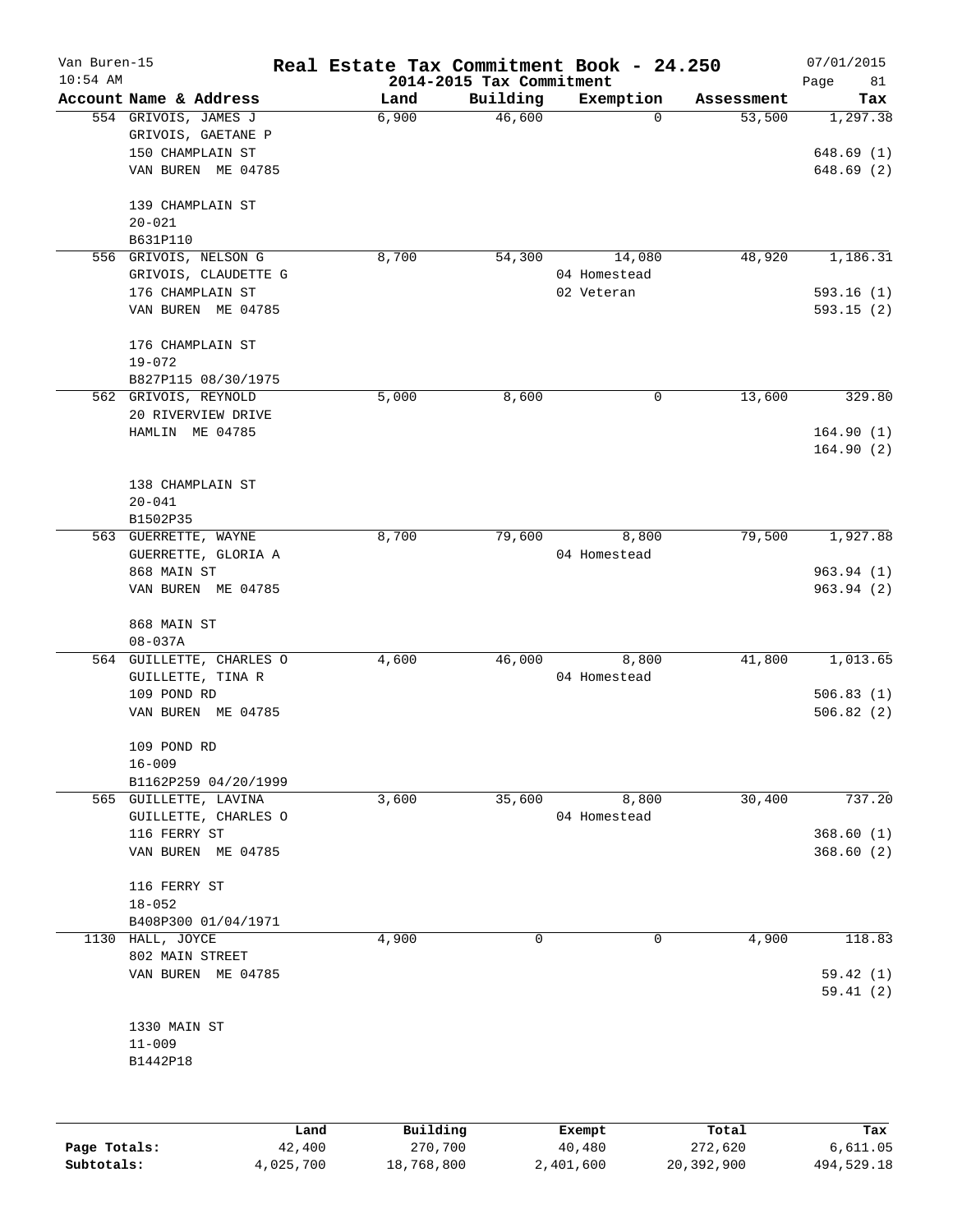# Real Estate Tax Commitment Book - 24.250

Van Buren-15
10:54 AM

## 2014-2015 Tax Commitment

07/01/2015

| Account | Name & Address | Land | Building | Exemption | Assessment | Tax |
|---|---|---|---|---|---|---|
| 554 | GRIVOIS, JAMES J<br>GRIVOIS, GAETANE P<br>150 CHAMPLAIN ST<br>VAN BUREN ME 04785<br><br>139 CHAMPLAIN ST<br>20-021<br>B631P110 | 6,900 | 46,600 | 0 | 53,500 | 1,297.38<br><br>648.69 (1)<br>648.69 (2) |
| 556 | GRIVOIS, NELSON G<br>GRIVOIS, CLAUDETTE G<br>176 CHAMPLAIN ST<br>VAN BUREN ME 04785<br><br>176 CHAMPLAIN ST<br>19-072<br>B827P115 08/30/1975 | 8,700 | 54,300 | 14,080<br>04 Homestead<br>02 Veteran | 48,920 | 1,186.31<br><br>593.16 (1)<br>593.15 (2) |
| 562 | GRIVOIS, REYNOLD<br>20 RIVERVIEW DRIVE<br>HAMLIN ME 04785<br><br>138 CHAMPLAIN ST<br>20-041<br>B1502P35 | 5,000 | 8,600 | 0 | 13,600 | 329.80<br><br>164.90 (1)<br>164.90 (2) |
| 563 | GUERRETTE, WAYNE<br>GUERRETTE, GLORIA A<br>868 MAIN ST<br>VAN BUREN ME 04785<br><br>868 MAIN ST<br>08-037A | 8,700 | 79,600 | 8,800<br>04 Homestead | 79,500 | 1,927.88<br><br>963.94 (1)<br>963.94 (2) |
| 564 | GUILLETTE, CHARLES O<br>GUILLETTE, TINA R<br>109 POND RD<br>VAN BUREN ME 04785<br><br>109 POND RD<br>16-009<br>B1162P259 04/20/1999 | 4,600 | 46,000 | 8,800<br>04 Homestead | 41,800 | 1,013.65<br><br>506.83 (1)<br>506.82 (2) |
| 565 | GUILLETTE, LAVINA<br>GUILLETTE, CHARLES O<br>116 FERRY ST<br>VAN BUREN ME 04785<br><br>116 FERRY ST<br>18-052<br>B408P300 01/04/1971 | 3,600 | 35,600 | 8,800<br>04 Homestead | 30,400 | 737.20<br><br>368.60 (1)<br>368.60 (2) |
| 1130 | HALL, JOYCE<br>802 MAIN STREET<br>VAN BUREN ME 04785<br><br>1330 MAIN ST<br>11-009<br>B1442P18 | 4,900 | 0 | 0 | 4,900 | 118.83<br><br>59.42 (1)<br>59.41 (2) |

| | Land | Building | Exempt | Total | Tax |
|---|---|---|---|---|---|
| Page Totals: | 42,400 | 270,700 | 40,480 | 272,620 | 6,611.05 |
| Subtotals: | 4,025,700 | 18,768,800 | 2,401,600 | 20,392,900 | 494,529.18 |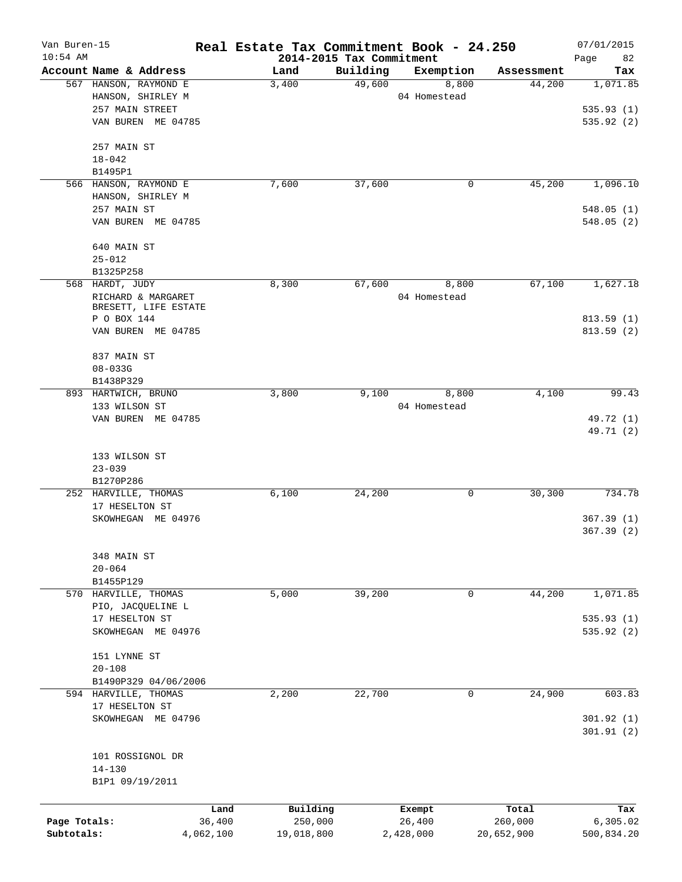# Real Estate Tax Commitment Book - 24.250

Van Buren-15
10:54 AM

2014-2015 Tax Commitment

07/01/2015

| Account Name & Address | Land | Building | Exemption | Assessment | Tax |
|---|---|---|---|---|---|
| 567 HANSON, RAYMOND E<br>HANSON, SHIRLEY M<br>257 MAIN STREET<br>VAN BUREN ME 04785<br><br>257 MAIN ST<br>18-042<br>B1495P1 | 3,400 | 49,600 | 8,800<br>04 Homestead | 44,200 | 1,071.85<br><br>535.93 (1)<br>535.92 (2) |
| 566 HANSON, RAYMOND E<br>HANSON, SHIRLEY M<br>257 MAIN ST<br>VAN BUREN ME 04785<br><br>640 MAIN ST<br>25-012<br>B1325P258 | 7,600 | 37,600 | 0 | 45,200 | 1,096.10<br><br>548.05 (1)<br>548.05 (2) |
| 568 HARDT, JUDY<br>RICHARD & MARGARET<br>BRESETT, LIFE ESTATE<br>P O BOX 144<br>VAN BUREN ME 04785<br><br>837 MAIN ST<br>08-033G<br>B1438P329 | 8,300 | 67,600 | 8,800<br>04 Homestead | 67,100 | 1,627.18<br><br>813.59 (1)<br>813.59 (2) |
| 893 HARTWICH, BRUNO<br>133 WILSON ST<br>VAN BUREN ME 04785<br><br>133 WILSON ST<br>23-039<br>B1270P286 | 3,800 | 9,100 | 8,800<br>04 Homestead | 4,100 | 99.43<br><br>49.72 (1)<br>49.71 (2) |
| 252 HARVILLE, THOMAS<br>17 HESELTON ST<br>SKOWHEGAN ME 04976<br><br>348 MAIN ST<br>20-064<br>B1455P129 | 6,100 | 24,200 | 0 | 30,300 | 734.78<br><br>367.39 (1)<br>367.39 (2) |
| 570 HARVILLE, THOMAS<br>PIO, JACQUELINE L<br>17 HESELTON ST<br>SKOWHEGAN ME 04976<br><br>151 LYNNE ST<br>20-108<br>B1490P329 04/06/2006 | 5,000 | 39,200 | 0 | 44,200 | 1,071.85<br><br>535.93 (1)<br>535.92 (2) |
| 594 HARVILLE, THOMAS<br>17 HESELTON ST<br>SKOWHEGAN ME 04796<br><br>101 ROSSIGNOL DR<br>14-130<br>B1P1 09/19/2011 | 2,200 | 22,700 | 0 | 24,900 | 603.83<br><br>301.92 (1)<br>301.91 (2) |

| | Land | Building | Exempt | Total | Tax |
|---|---|---|---|---|---|
| Page Totals: | 36,400 | 250,000 | 26,400 | 260,000 | 6,305.02 |
| Subtotals: | 4,062,100 | 19,018,800 | 2,428,000 | 20,652,900 | 500,834.20 |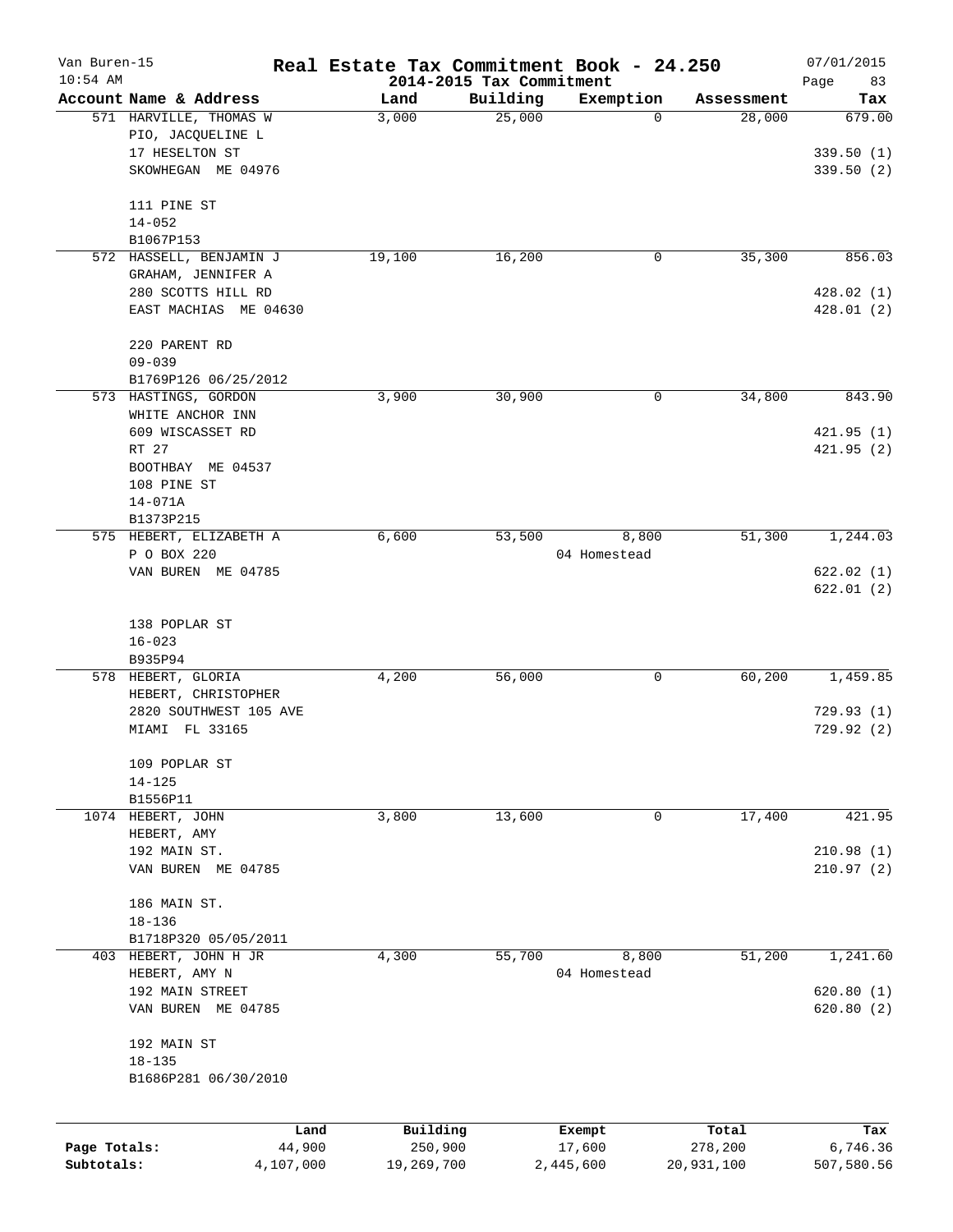Van Buren-15 — **Real Estate Tax Commitment Book - 24.250** — 07/01/2015

10:54 AM — **2014-2015 Tax Commitment**

| Account Name & Address | Land | Building | Exemption | Assessment | Tax |
|---|---|---|---|---|---|
| 571 HARVILLE, THOMAS W | 3,000 | 25,000 | 0 | 28,000 | 679.00 |
| PIO, JACQUELINE L | | | | | |
| 17 HESELTON ST | | | | | 339.50 (1) |
| SKOWHEGAN ME 04976 | | | | | 339.50 (2) |
| 111 PINE ST | | | | | |
| 14-052 | | | | | |
| B1067P153 | | | | | |
| 572 HASSELL, BENJAMIN J | 19,100 | 16,200 | 0 | 35,300 | 856.03 |
| GRAHAM, JENNIFER A | | | | | |
| 280 SCOTTS HILL RD | | | | | 428.02 (1) |
| EAST MACHIAS ME 04630 | | | | | 428.01 (2) |
| 220 PARENT RD | | | | | |
| 09-039 | | | | | |
| B1769P126 06/25/2012 | | | | | |
| 573 HASTINGS, GORDON | 3,900 | 30,900 | 0 | 34,800 | 843.90 |
| WHITE ANCHOR INN | | | | | |
| 609 WISCASSET RD | | | | | 421.95 (1) |
| RT 27 | | | | | 421.95 (2) |
| BOOTHBAY ME 04537 | | | | | |
| 108 PINE ST | | | | | |
| 14-071A | | | | | |
| B1373P215 | | | | | |
| 575 HEBERT, ELIZABETH A | 6,600 | 53,500 | 8,800 | 51,300 | 1,244.03 |
| P O BOX 220 | | | 04 Homestead | | |
| VAN BUREN ME 04785 | | | | | 622.02 (1) |
| | | | | | 622.01 (2) |
| 138 POPLAR ST | | | | | |
| 16-023 | | | | | |
| B935P94 | | | | | |
| 578 HEBERT, GLORIA | 4,200 | 56,000 | 0 | 60,200 | 1,459.85 |
| HEBERT, CHRISTOPHER | | | | | |
| 2820 SOUTHWEST 105 AVE | | | | | 729.93 (1) |
| MIAMI FL 33165 | | | | | 729.92 (2) |
| 109 POPLAR ST | | | | | |
| 14-125 | | | | | |
| B1556P11 | | | | | |
| 1074 HEBERT, JOHN | 3,800 | 13,600 | 0 | 17,400 | 421.95 |
| HEBERT, AMY | | | | | |
| 192 MAIN ST. | | | | | 210.98 (1) |
| VAN BUREN ME 04785 | | | | | 210.97 (2) |
| 186 MAIN ST. | | | | | |
| 18-136 | | | | | |
| B1718P320 05/05/2011 | | | | | |
| 403 HEBERT, JOHN H JR | 4,300 | 55,700 | 8,800 | 51,200 | 1,241.60 |
| HEBERT, AMY N | | | 04 Homestead | | |
| 192 MAIN STREET | | | | | 620.80 (1) |
| VAN BUREN ME 04785 | | | | | 620.80 (2) |
| 192 MAIN ST | | | | | |
| 18-135 | | | | | |
| B1686P281 06/30/2010 | | | | | |

| | Land | Building | Exempt | Total | Tax |
|---|---|---|---|---|---|
| Page Totals: | 44,900 | 250,900 | 17,600 | 278,200 | 6,746.36 |
| Subtotals: | 4,107,000 | 19,269,700 | 2,445,600 | 20,931,100 | 507,580.56 |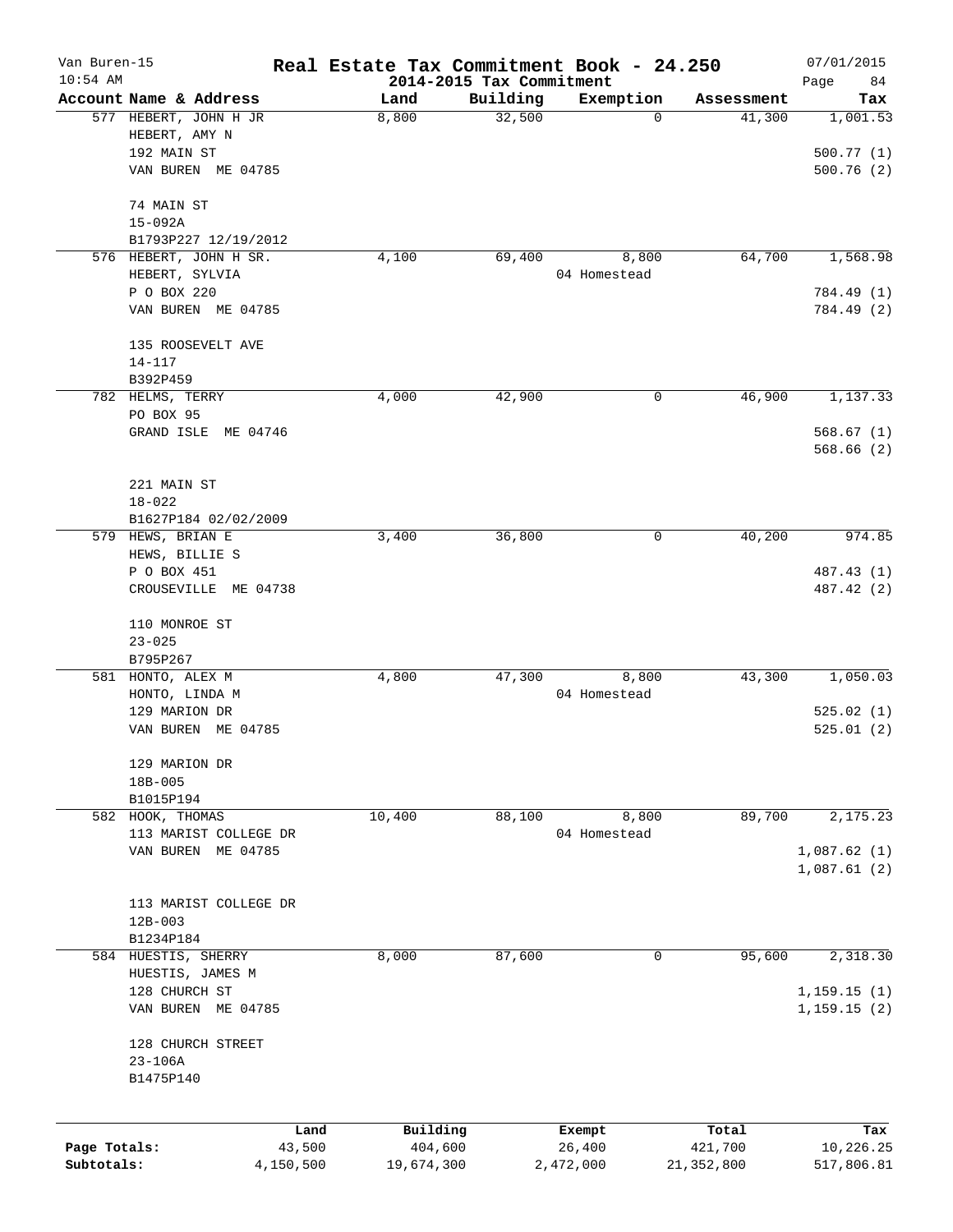Van Buren-15 **Real Estate Tax Commitment Book - 24.250** 07/01/2015
10:54 AM **2014-2015 Tax Commitment** Page 84

| Account Name & Address | Land | Building | Exemption | Assessment | Tax |
|---|---|---|---|---|---|
| 577 HEBERT, JOHN H JR<br>HEBERT, AMY N<br>192 MAIN ST<br>VAN BUREN ME 04785<br><br>74 MAIN ST<br>15-092A<br>B1793P227 12/19/2012 | 8,800 | 32,500 | 0 | 41,300 | 1,001.53<br><br>500.77 (1)<br>500.76 (2) |
| 576 HEBERT, JOHN H SR.<br>HEBERT, SYLVIA<br>P O BOX 220<br>VAN BUREN ME 04785<br><br>135 ROOSEVELT AVE<br>14-117<br>B392P459 | 4,100 | 69,400 | 8,800<br>04 Homestead | 64,700 | 1,568.98<br><br>784.49 (1)<br>784.49 (2) |
| 782 HELMS, TERRY<br>PO BOX 95<br>GRAND ISLE ME 04746<br><br>221 MAIN ST<br>18-022<br>B1627P184 02/02/2009 | 4,000 | 42,900 | 0 | 46,900 | 1,137.33<br><br>568.67 (1)<br>568.66 (2) |
| 579 HEWS, BRIAN E<br>HEWS, BILLIE S<br>P O BOX 451<br>CROUSEVILLE ME 04738<br><br>110 MONROE ST<br>23-025<br>B795P267 | 3,400 | 36,800 | 0 | 40,200 | 974.85<br><br>487.43 (1)<br>487.42 (2) |
| 581 HONTO, ALEX M<br>HONTO, LINDA M<br>129 MARION DR<br>VAN BUREN ME 04785<br><br>129 MARION DR<br>18B-005<br>B1015P194 | 4,800 | 47,300 | 8,800<br>04 Homestead | 43,300 | 1,050.03<br><br>525.02 (1)<br>525.01 (2) |
| 582 HOOK, THOMAS<br>113 MARIST COLLEGE DR<br>VAN BUREN ME 04785<br><br>113 MARIST COLLEGE DR<br>12B-003<br>B1234P184 | 10,400 | 88,100 | 8,800<br>04 Homestead | 89,700 | 2,175.23<br><br>1,087.62 (1)<br>1,087.61 (2) |
| 584 HUESTIS, SHERRY<br>HUESTIS, JAMES M<br>128 CHURCH ST<br>VAN BUREN ME 04785<br><br>128 CHURCH STREET<br>23-106A<br>B1475P140 | 8,000 | 87,600 | 0 | 95,600 | 2,318.30<br><br>1,159.15 (1)<br>1,159.15 (2) |

| | Land | Building | Exempt | Total | Tax |
|---|---|---|---|---|---|
| **Page Totals:** | 43,500 | 404,600 | 26,400 | 421,700 | 10,226.25 |
| **Subtotals:** | 4,150,500 | 19,674,300 | 2,472,000 | 21,352,800 | 517,806.81 |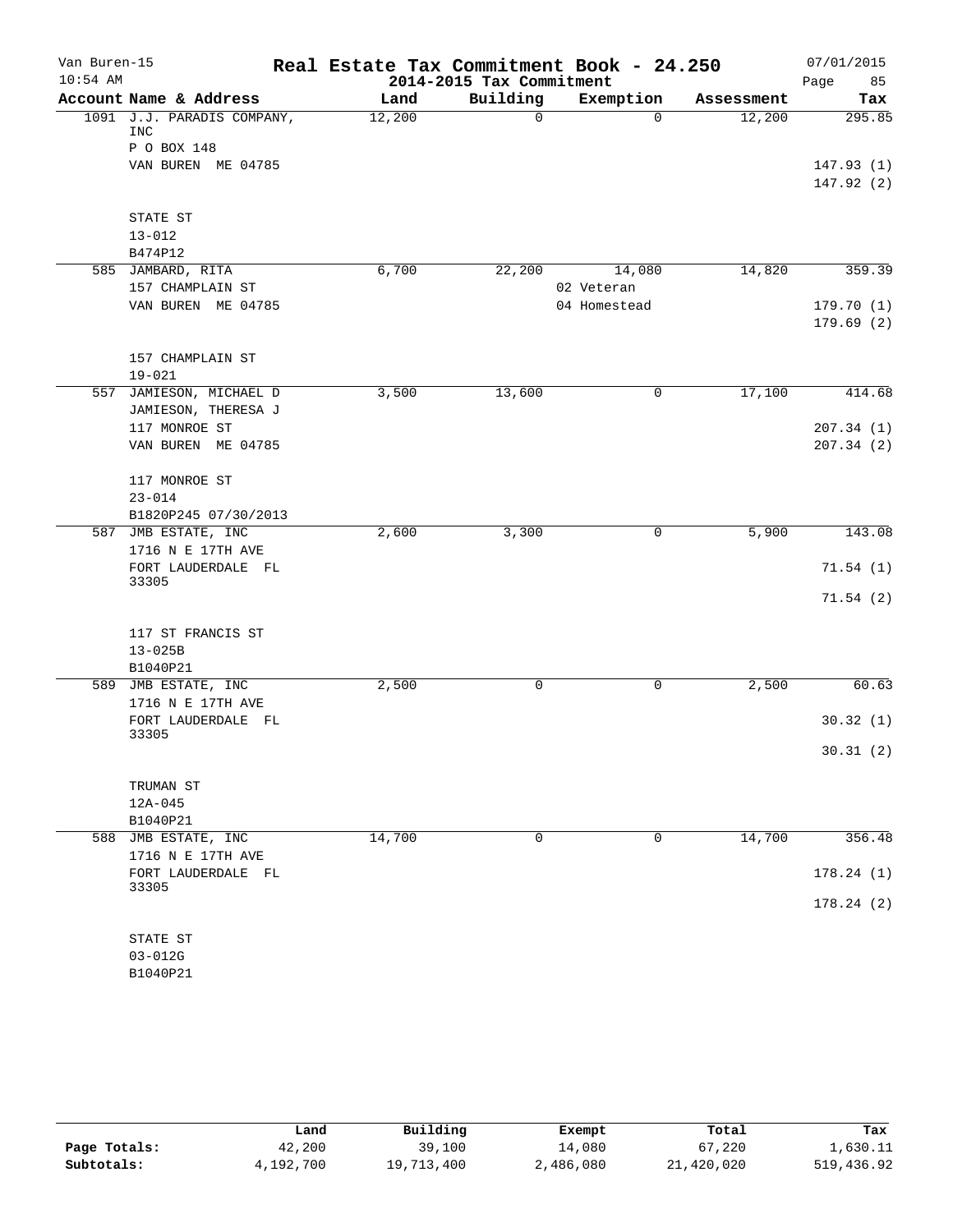# Real Estate Tax Commitment Book - 24.250

Van Buren-15
10:54 AM

2014-2015 Tax Commitment

07/01/2015

| Account Name & Address | Land | Building | Exemption | Assessment | Tax |
|---|---|---|---|---|---|
| 1091 J.J. PARADIS COMPANY, INC | 12,200 | 0 | 0 | 12,200 | 295.85 |
| P O BOX 148 | | | | | |
| VAN BUREN ME 04785 | | | | | 147.93 (1) |
| | | | | | 147.92 (2) |
| STATE ST | | | | | |
| 13-012 | | | | | |
| B474P12 | | | | | |
| 585 JAMBARD, RITA | 6,700 | 22,200 | 14,080 | 14,820 | 359.39 |
| 157 CHAMPLAIN ST | | | 02 Veteran | | |
| VAN BUREN ME 04785 | | | 04 Homestead | | 179.70 (1) |
| | | | | | 179.69 (2) |
| 157 CHAMPLAIN ST | | | | | |
| 19-021 | | | | | |
| 557 JAMIESON, MICHAEL D | 3,500 | 13,600 | 0 | 17,100 | 414.68 |
| JAMIESON, THERESA J | | | | | |
| 117 MONROE ST | | | | | 207.34 (1) |
| VAN BUREN ME 04785 | | | | | 207.34 (2) |
| 117 MONROE ST | | | | | |
| 23-014 | | | | | |
| B1820P245 07/30/2013 | | | | | |
| 587 JMB ESTATE, INC | 2,600 | 3,300 | 0 | 5,900 | 143.08 |
| 1716 N E 17TH AVE | | | | | |
| FORT LAUDERDALE FL 33305 | | | | | 71.54 (1) |
| | | | | | 71.54 (2) |
| 117 ST FRANCIS ST | | | | | |
| 13-025B | | | | | |
| B1040P21 | | | | | |
| 589 JMB ESTATE, INC | 2,500 | 0 | 0 | 2,500 | 60.63 |
| 1716 N E 17TH AVE | | | | | |
| FORT LAUDERDALE FL 33305 | | | | | 30.32 (1) |
| | | | | | 30.31 (2) |
| TRUMAN ST | | | | | |
| 12A-045 | | | | | |
| B1040P21 | | | | | |
| 588 JMB ESTATE, INC | 14,700 | 0 | 0 | 14,700 | 356.48 |
| 1716 N E 17TH AVE | | | | | |
| FORT LAUDERDALE FL 33305 | | | | | 178.24 (1) |
| | | | | | 178.24 (2) |
| STATE ST | | | | | |
| 03-012G | | | | | |
| B1040P21 | | | | | |

| | Land | Building | Exempt | Total | Tax |
|---|---|---|---|---|---|
| Page Totals: | 42,200 | 39,100 | 14,080 | 67,220 | 1,630.11 |
| Subtotals: | 4,192,700 | 19,713,400 | 2,486,080 | 21,420,020 | 519,436.92 |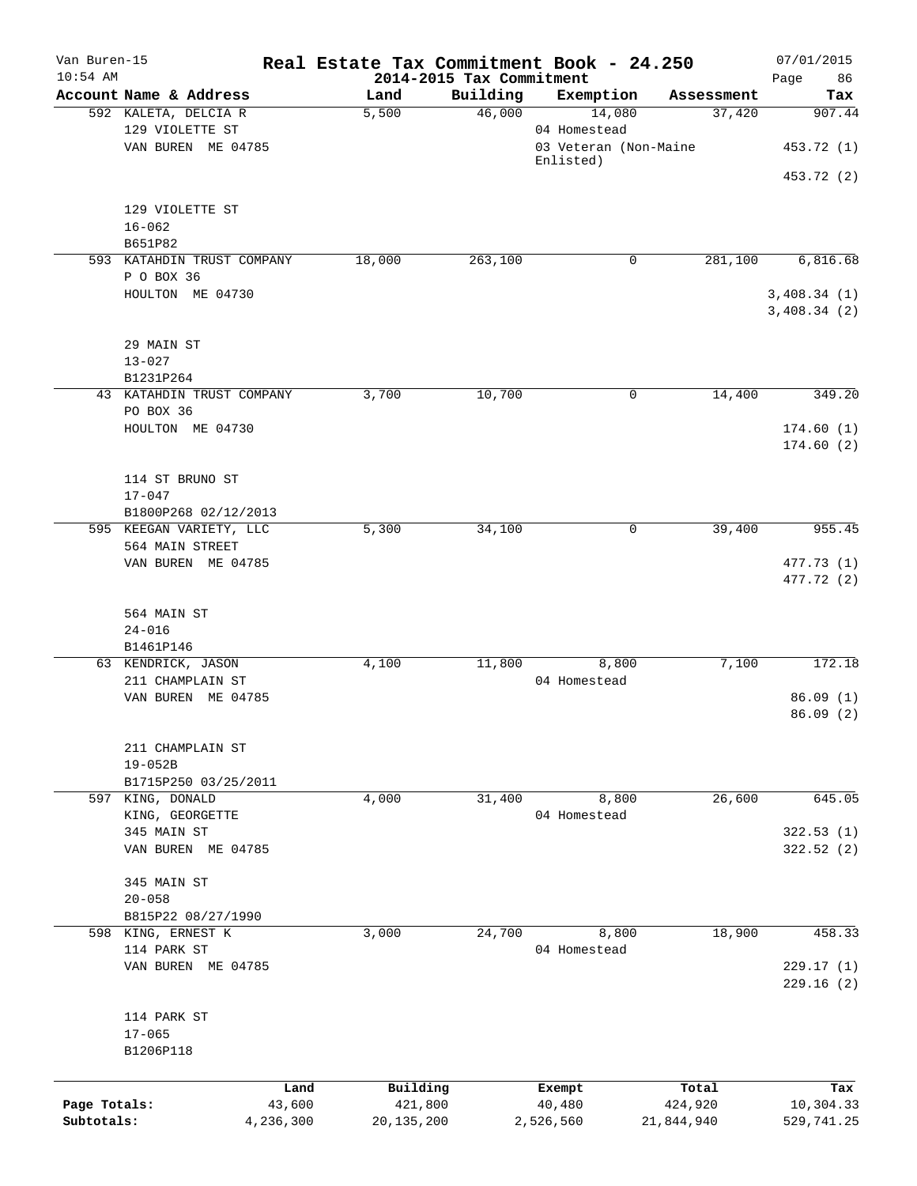# Real Estate Tax Commitment Book - 24.250

Van Buren-15
10:54 AM

2014-2015 Tax Commitment

07/01/2015

| Account Name & Address | Land | Building | Exemption | Assessment | Tax |
|---|---|---|---|---|---|
| 592 KALETA, DELCIA R<br>129 VIOLETTE ST<br>VAN BUREN ME 04785<br><br>129 VIOLETTE ST<br>16-062<br>B651P82 | 5,500 | 46,000 | 14,080<br>04 Homestead<br>03 Veteran (Non-Maine Enlisted) | 37,420 | 907.44<br><br>453.72 (1)<br>453.72 (2) |
| 593 KATAHDIN TRUST COMPANY<br>P O BOX 36<br>HOULTON ME 04730<br><br>29 MAIN ST<br>13-027<br>B1231P264 | 18,000 | 263,100 | 0 | 281,100 | 6,816.68<br><br>3,408.34 (1)<br>3,408.34 (2) |
| 43 KATAHDIN TRUST COMPANY<br>PO BOX 36<br>HOULTON ME 04730<br><br>114 ST BRUNO ST<br>17-047<br>B1800P268 02/12/2013 | 3,700 | 10,700 | 0 | 14,400 | 349.20<br><br>174.60 (1)<br>174.60 (2) |
| 595 KEEGAN VARIETY, LLC<br>564 MAIN STREET<br>VAN BUREN ME 04785<br><br>564 MAIN ST<br>24-016<br>B1461P146 | 5,300 | 34,100 | 0 | 39,400 | 955.45<br><br>477.73 (1)<br>477.72 (2) |
| 63 KENDRICK, JASON<br>211 CHAMPLAIN ST<br>VAN BUREN ME 04785<br><br>211 CHAMPLAIN ST<br>19-052B<br>B1715P250 03/25/2011 | 4,100 | 11,800 | 8,800<br>04 Homestead | 7,100 | 172.18<br><br>86.09 (1)<br>86.09 (2) |
| 597 KING, DONALD<br>KING, GEORGETTE<br>345 MAIN ST<br>VAN BUREN ME 04785<br><br>345 MAIN ST<br>20-058<br>B815P22 08/27/1990 | 4,000 | 31,400 | 8,800<br>04 Homestead | 26,600 | 645.05<br><br>322.53 (1)<br>322.52 (2) |
| 598 KING, ERNEST K<br>114 PARK ST<br>VAN BUREN ME 04785<br><br>114 PARK ST<br>17-065<br>B1206P118 | 3,000 | 24,700 | 8,800<br>04 Homestead | 18,900 | 458.33<br><br>229.17 (1)<br>229.16 (2) |

| | Land | Building | Exempt | Total | Tax |
|---|---|---|---|---|---|
| Page Totals: | 43,600 | 421,800 | 40,480 | 424,920 | 10,304.33 |
| Subtotals: | 4,236,300 | 20,135,200 | 2,526,560 | 21,844,940 | 529,741.25 |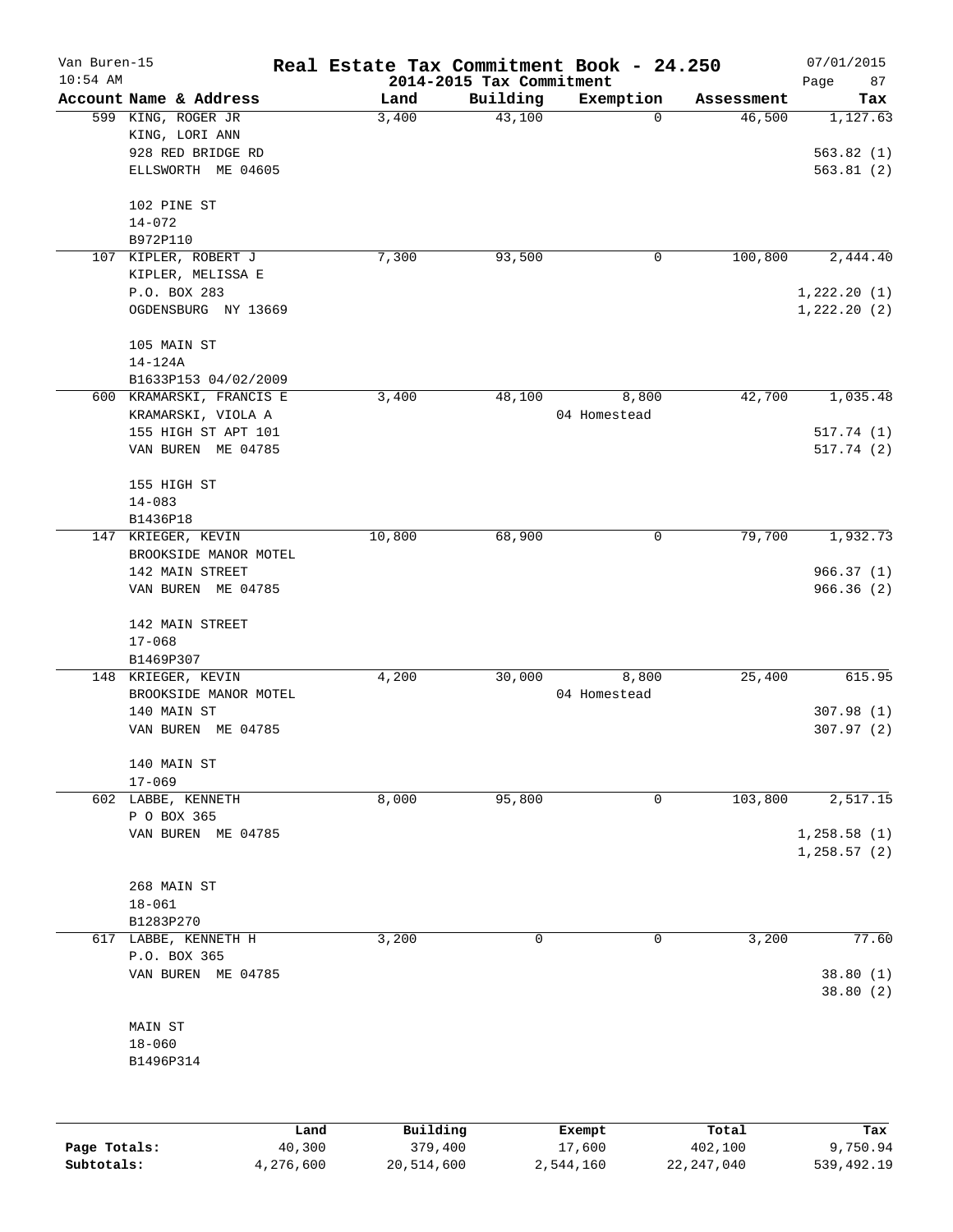Van Buren-15 | **Real Estate Tax Commitment Book - 24.250** | 07/01/2015
10:54 AM | **2014-2015 Tax Commitment**

| Account Name & Address | Land | Building | Exemption | Assessment | Tax |
|---|---|---|---|---|---|
| 599 KING, ROGER JR<br>KING, LORI ANN<br>928 RED BRIDGE RD<br>ELLSWORTH ME 04605<br><br>102 PINE ST<br>14-072<br>B972P110 | 3,400 | 43,100 | 0 | 46,500 | 1,127.63<br><br>563.82 (1)<br>563.81 (2) |
| 107 KIPLER, ROBERT J<br>KIPLER, MELISSA E<br>P.O. BOX 283<br>OGDENSBURG NY 13669<br><br>105 MAIN ST<br>14-124A<br>B1633P153 04/02/2009 | 7,300 | 93,500 | 0 | 100,800 | 2,444.40<br><br>1,222.20 (1)<br>1,222.20 (2) |
| 600 KRAMARSKI, FRANCIS E<br>KRAMARSKI, VIOLA A<br>155 HIGH ST APT 101<br>VAN BUREN ME 04785<br><br>155 HIGH ST<br>14-083<br>B1436P18 | 3,400 | 48,100 | 8,800<br>04 Homestead | 42,700 | 1,035.48<br><br>517.74 (1)<br>517.74 (2) |
| 147 KRIEGER, KEVIN<br>BROOKSIDE MANOR MOTEL<br>142 MAIN STREET<br>VAN BUREN ME 04785<br><br>142 MAIN STREET<br>17-068<br>B1469P307 | 10,800 | 68,900 | 0 | 79,700 | 1,932.73<br><br>966.37 (1)<br>966.36 (2) |
| 148 KRIEGER, KEVIN<br>BROOKSIDE MANOR MOTEL<br>140 MAIN ST<br>VAN BUREN ME 04785<br><br>140 MAIN ST<br>17-069 | 4,200 | 30,000 | 8,800<br>04 Homestead | 25,400 | 615.95<br><br>307.98 (1)<br>307.97 (2) |
| 602 LABBE, KENNETH<br>P O BOX 365<br>VAN BUREN ME 04785<br><br>268 MAIN ST<br>18-061<br>B1283P270 | 8,000 | 95,800 | 0 | 103,800 | 2,517.15<br><br>1,258.58 (1)<br>1,258.57 (2) |
| 617 LABBE, KENNETH H<br>P.O. BOX 365<br>VAN BUREN ME 04785<br><br>MAIN ST<br>18-060<br>B1496P314 | 3,200 | 0 | 0 | 3,200 | 77.60<br><br>38.80 (1)<br>38.80 (2) |

| | Land | Building | Exempt | Total | Tax |
|---|---|---|---|---|---|
| **Page Totals:** | 40,300 | 379,400 | 17,600 | 402,100 | 9,750.94 |
| **Subtotals:** | 4,276,600 | 20,514,600 | 2,544,160 | 22,247,040 | 539,492.19 |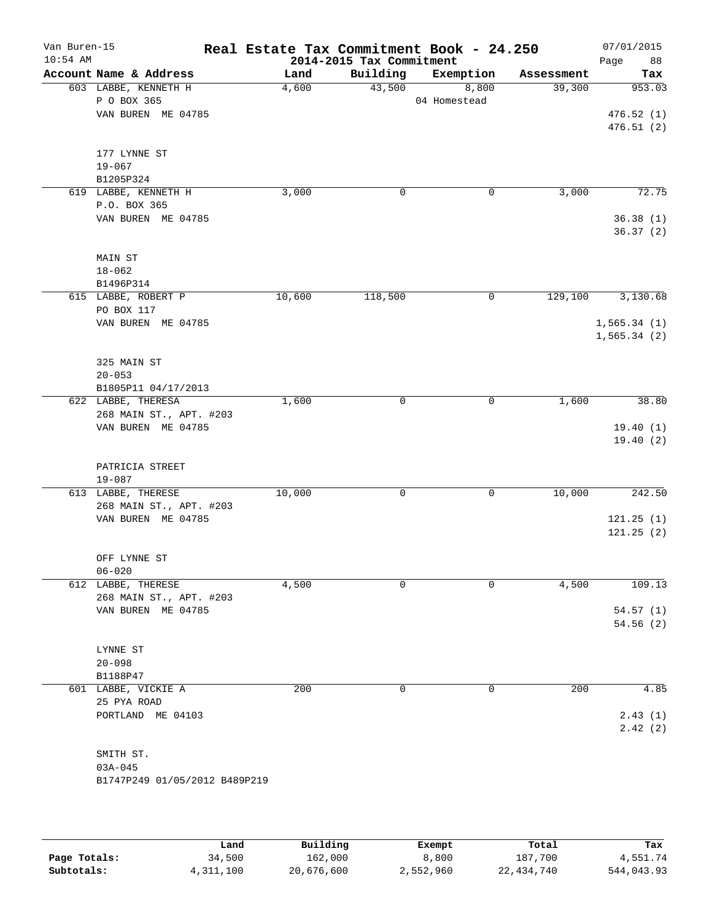# Real Estate Tax Commitment Book - 24.250

Van Buren-15
10:54 AM

2014-2015 Tax Commitment

07/01/2015

| Account Name & Address | Land | Building | Exemption | Assessment | Tax |
|---|---|---|---|---|---|
| 603 LABBE, KENNETH H<br>P O BOX 365<br>VAN BUREN ME 04785<br><br>177 LYNNE ST<br>19-067<br>B1205P324 | 4,600 | 43,500 | 8,800<br>04 Homestead | 39,300 | 953.03<br><br>476.52 (1)<br>476.51 (2) |
| 619 LABBE, KENNETH H<br>P.O. BOX 365<br>VAN BUREN ME 04785<br><br>MAIN ST<br>18-062<br>B1496P314 | 3,000 | 0 | 0 | 3,000 | 72.75<br><br>36.38 (1)<br>36.37 (2) |
| 615 LABBE, ROBERT P<br>PO BOX 117<br>VAN BUREN ME 04785<br><br>325 MAIN ST<br>20-053<br>B1805P11 04/17/2013 | 10,600 | 118,500 | 0 | 129,100 | 3,130.68<br><br>1,565.34 (1)<br>1,565.34 (2) |
| 622 LABBE, THERESA<br>268 MAIN ST., APT. #203<br>VAN BUREN ME 04785<br><br>PATRICIA STREET<br>19-087 | 1,600 | 0 | 0 | 1,600 | 38.80<br><br>19.40 (1)<br>19.40 (2) |
| 613 LABBE, THERESE<br>268 MAIN ST., APT. #203<br>VAN BUREN ME 04785<br><br>OFF LYNNE ST<br>06-020 | 10,000 | 0 | 0 | 10,000 | 242.50<br><br>121.25 (1)<br>121.25 (2) |
| 612 LABBE, THERESE<br>268 MAIN ST., APT. #203<br>VAN BUREN ME 04785<br><br>LYNNE ST<br>20-098<br>B1188P47 | 4,500 | 0 | 0 | 4,500 | 109.13<br><br>54.57 (1)<br>54.56 (2) |
| 601 LABBE, VICKIE A<br>25 PYA ROAD<br>PORTLAND ME 04103<br><br>SMITH ST.<br>03A-045<br>B1747P249 01/05/2012 B489P219 | 200 | 0 | 0 | 200 | 4.85<br><br>2.43 (1)<br>2.42 (2) |

| | Land | Building | Exempt | Total | Tax |
|---|---|---|---|---|---|
| **Page Totals:** | 34,500 | 162,000 | 8,800 | 187,700 | 4,551.74 |
| **Subtotals:** | 4,311,100 | 20,676,600 | 2,552,960 | 22,434,740 | 544,043.93 |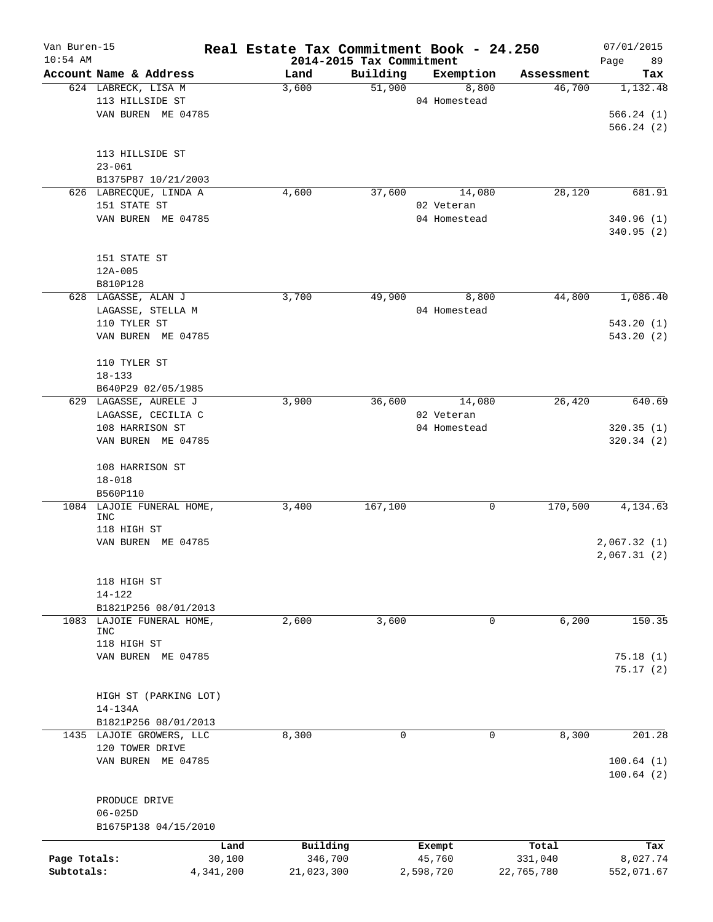Van Buren-15 | **Real Estate Tax Commitment Book - 24.250** | 07/01/2015
10:54 AM | **2014-2015 Tax Commitment** | Page 89

| Account Name & Address | Land | Building | Exemption | Assessment | Tax |
|---|---|---|---|---|---|
| 624 LABRECK, LISA M<br>113 HILLSIDE ST<br>VAN BUREN ME 04785<br><br>113 HILLSIDE ST<br>23-061<br>B1375P87 10/21/2003 | 3,600 | 51,900 | 8,800<br>04 Homestead | 46,700 | 1,132.48<br><br>566.24 (1)<br>566.24 (2) |
| 626 LABRECQUE, LINDA A<br>151 STATE ST<br>VAN BUREN ME 04785<br><br>151 STATE ST<br>12A-005<br>B810P128 | 4,600 | 37,600 | 14,080<br>02 Veteran<br>04 Homestead | 28,120 | 681.91<br><br>340.96 (1)<br>340.95 (2) |
| 628 LAGASSE, ALAN J<br>LAGASSE, STELLA M<br>110 TYLER ST<br>VAN BUREN ME 04785<br><br>110 TYLER ST<br>18-133<br>B640P29 02/05/1985 | 3,700 | 49,900 | 8,800<br>04 Homestead | 44,800 | 1,086.40<br><br>543.20 (1)<br>543.20 (2) |
| 629 LAGASSE, AURELE J<br>LAGASSE, CECILIA C<br>108 HARRISON ST<br>VAN BUREN ME 04785<br><br>108 HARRISON ST<br>18-018<br>B560P110 | 3,900 | 36,600 | 14,080<br>02 Veteran<br>04 Homestead | 26,420 | 640.69<br><br>320.35 (1)<br>320.34 (2) |
| 1084 LAJOIE FUNERAL HOME, INC<br>118 HIGH ST<br>VAN BUREN ME 04785<br><br>118 HIGH ST<br>14-122<br>B1821P256 08/01/2013 | 3,400 | 167,100 | 0 | 170,500 | 4,134.63<br><br>2,067.32 (1)<br>2,067.31 (2) |
| 1083 LAJOIE FUNERAL HOME, INC<br>118 HIGH ST<br>VAN BUREN ME 04785<br><br>HIGH ST (PARKING LOT)<br>14-134A<br>B1821P256 08/01/2013 | 2,600 | 3,600 | 0 | 6,200 | 150.35<br><br>75.18 (1)<br>75.17 (2) |
| 1435 LAJOIE GROWERS, LLC<br>120 TOWER DRIVE<br>VAN BUREN ME 04785<br><br>PRODUCE DRIVE<br>06-025D<br>B1675P138 04/15/2010 | 8,300 | 0 | 0 | 8,300 | 201.28<br><br>100.64 (1)<br>100.64 (2) |

| | Land | Building | Exempt | Total | Tax |
|---|---|---|---|---|---|
| Page Totals: | 30,100 | 346,700 | 45,760 | 331,040 | 8,027.74 |
| Subtotals: | 4,341,200 | 21,023,300 | 2,598,720 | 22,765,780 | 552,071.67 |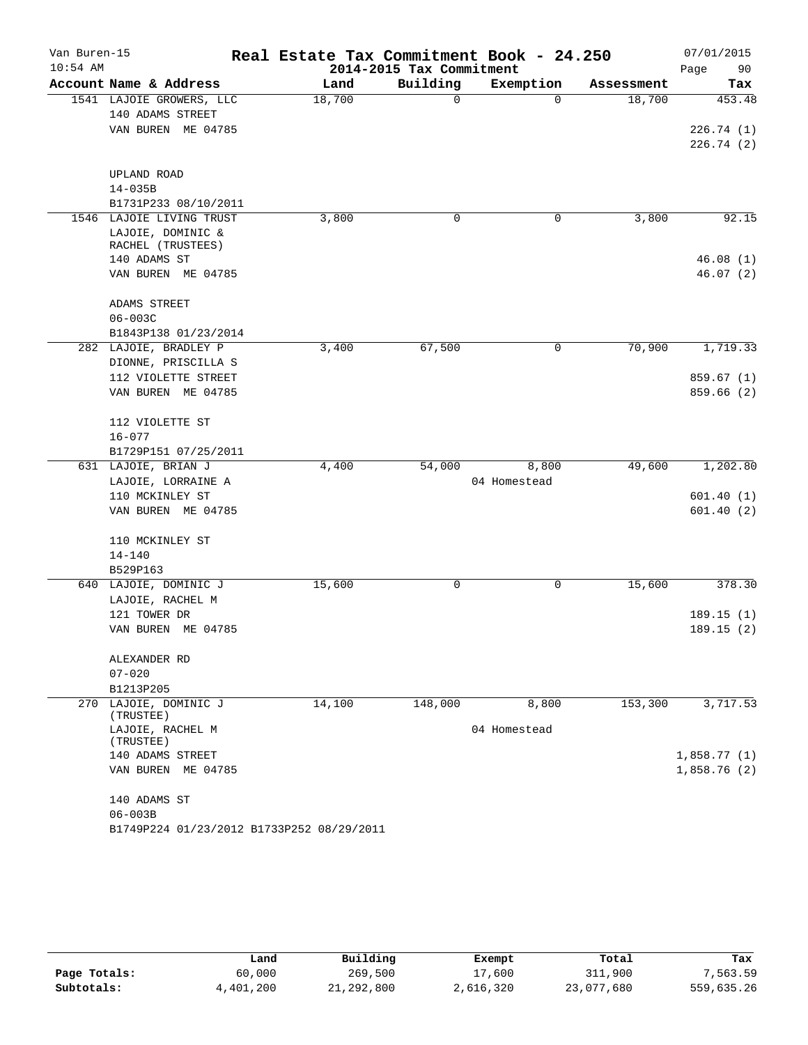Van Buren-15 — **Real Estate Tax Commitment Book - 24.250** — 07/01/2015

10:54 AM — 2014-2015 Tax Commitment — Page 90

| Account Name & Address | Land | Building | Exemption | Assessment | Tax |
|---|---|---|---|---|---|
| 1541 LAJOIE GROWERS, LLC | 18,700 | 0 | 0 | 18,700 | 453.48 |
| 140 ADAMS STREET | | | | | |
| VAN BUREN ME 04785 | | | | | 226.74 (1) |
| | | | | | 226.74 (2) |
| UPLAND ROAD | | | | | |
| 14-035B | | | | | |
| B1731P233 08/10/2011 | | | | | |
| 1546 LAJOIE LIVING TRUST | 3,800 | 0 | 0 | 3,800 | 92.15 |
| LAJOIE, DOMINIC & RACHEL (TRUSTEES) | | | | | |
| 140 ADAMS ST | | | | | 46.08 (1) |
| VAN BUREN ME 04785 | | | | | 46.07 (2) |
| ADAMS STREET | | | | | |
| 06-003C | | | | | |
| B1843P138 01/23/2014 | | | | | |
| 282 LAJOIE, BRADLEY P | 3,400 | 67,500 | 0 | 70,900 | 1,719.33 |
| DIONNE, PRISCILLA S | | | | | |
| 112 VIOLETTE STREET | | | | | 859.67 (1) |
| VAN BUREN ME 04785 | | | | | 859.66 (2) |
| 112 VIOLETTE ST | | | | | |
| 16-077 | | | | | |
| B1729P151 07/25/2011 | | | | | |
| 631 LAJOIE, BRIAN J | 4,400 | 54,000 | 8,800 | 49,600 | 1,202.80 |
| LAJOIE, LORRAINE A | | | 04 Homestead | | |
| 110 MCKINLEY ST | | | | | 601.40 (1) |
| VAN BUREN ME 04785 | | | | | 601.40 (2) |
| 110 MCKINLEY ST | | | | | |
| 14-140 | | | | | |
| B529P163 | | | | | |
| 640 LAJOIE, DOMINIC J | 15,600 | 0 | 0 | 15,600 | 378.30 |
| LAJOIE, RACHEL M | | | | | |
| 121 TOWER DR | | | | | 189.15 (1) |
| VAN BUREN ME 04785 | | | | | 189.15 (2) |
| ALEXANDER RD | | | | | |
| 07-020 | | | | | |
| B1213P205 | | | | | |
| 270 LAJOIE, DOMINIC J (TRUSTEE) | 14,100 | 148,000 | 8,800 | 153,300 | 3,717.53 |
| LAJOIE, RACHEL M (TRUSTEE) | | | 04 Homestead | | |
| 140 ADAMS STREET | | | | | 1,858.77 (1) |
| VAN BUREN ME 04785 | | | | | 1,858.76 (2) |
| 140 ADAMS ST | | | | | |
| 06-003B | | | | | |
| B1749P224 01/23/2012 B1733P252 08/29/2011 | | | | | |

| | Land | Building | Exempt | Total | Tax |
|---|---|---|---|---|---|
| **Page Totals:** | 60,000 | 269,500 | 17,600 | 311,900 | 7,563.59 |
| **Subtotals:** | 4,401,200 | 21,292,800 | 2,616,320 | 23,077,680 | 559,635.26 |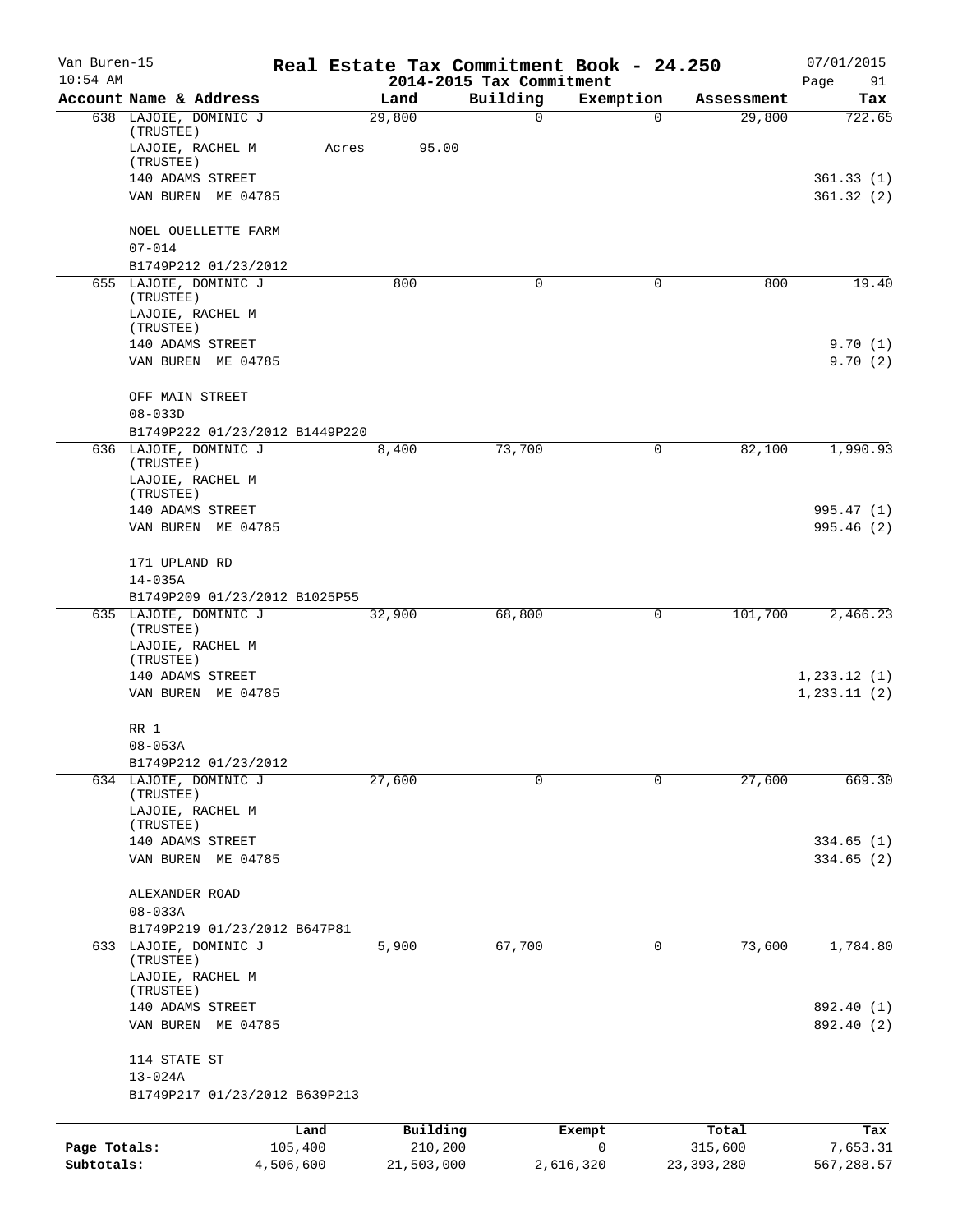# Real Estate Tax Commitment Book - 24.250

Van Buren-15
10:54 AM

## 2014-2015 Tax Commitment

07/01/2015

| Account Name & Address | Land | Building | Exemption | Assessment | Tax |
|---|---|---|---|---|---|
| 638 LAJOIE, DOMINIC J (TRUSTEE) | 29,800 | 0 | 0 | 29,800 | 722.65 |
| LAJOIE, RACHEL M (TRUSTEE) | Acres 95.00 | | | | |
| 140 ADAMS STREET | | | | | 361.33 (1) |
| VAN BUREN ME 04785 | | | | | 361.32 (2) |
| NOEL OUELLETTE FARM | | | | | |
| 07-014 | | | | | |
| B1749P212 01/23/2012 | | | | | |
| 655 LAJOIE, DOMINIC J (TRUSTEE) | 800 | 0 | 0 | 800 | 19.40 |
| LAJOIE, RACHEL M (TRUSTEE) | | | | | |
| 140 ADAMS STREET | | | | | 9.70 (1) |
| VAN BUREN ME 04785 | | | | | 9.70 (2) |
| OFF MAIN STREET | | | | | |
| 08-033D | | | | | |
| B1749P222 01/23/2012 B1449P220 | | | | | |
| 636 LAJOIE, DOMINIC J (TRUSTEE) | 8,400 | 73,700 | 0 | 82,100 | 1,990.93 |
| LAJOIE, RACHEL M (TRUSTEE) | | | | | |
| 140 ADAMS STREET | | | | | 995.47 (1) |
| VAN BUREN ME 04785 | | | | | 995.46 (2) |
| 171 UPLAND RD | | | | | |
| 14-035A | | | | | |
| B1749P209 01/23/2012 B1025P55 | | | | | |
| 635 LAJOIE, DOMINIC J (TRUSTEE) | 32,900 | 68,800 | 0 | 101,700 | 2,466.23 |
| LAJOIE, RACHEL M (TRUSTEE) | | | | | |
| 140 ADAMS STREET | | | | | 1,233.12 (1) |
| VAN BUREN ME 04785 | | | | | 1,233.11 (2) |
| RR 1 | | | | | |
| 08-053A | | | | | |
| B1749P212 01/23/2012 | | | | | |
| 634 LAJOIE, DOMINIC J (TRUSTEE) | 27,600 | 0 | 0 | 27,600 | 669.30 |
| LAJOIE, RACHEL M (TRUSTEE) | | | | | |
| 140 ADAMS STREET | | | | | 334.65 (1) |
| VAN BUREN ME 04785 | | | | | 334.65 (2) |
| ALEXANDER ROAD | | | | | |
| 08-033A | | | | | |
| B1749P219 01/23/2012 B647P81 | | | | | |
| 633 LAJOIE, DOMINIC J (TRUSTEE) | 5,900 | 67,700 | 0 | 73,600 | 1,784.80 |
| LAJOIE, RACHEL M (TRUSTEE) | | | | | |
| 140 ADAMS STREET | | | | | 892.40 (1) |
| VAN BUREN ME 04785 | | | | | 892.40 (2) |
| 114 STATE ST | | | | | |
| 13-024A | | | | | |
| B1749P217 01/23/2012 B639P213 | | | | | |

| | Land | Building | Exempt | Total | Tax |
|---|---|---|---|---|---|
| Page Totals: | 105,400 | 210,200 | 0 | 315,600 | 7,653.31 |
| Subtotals: | 4,506,600 | 21,503,000 | 2,616,320 | 23,393,280 | 567,288.57 |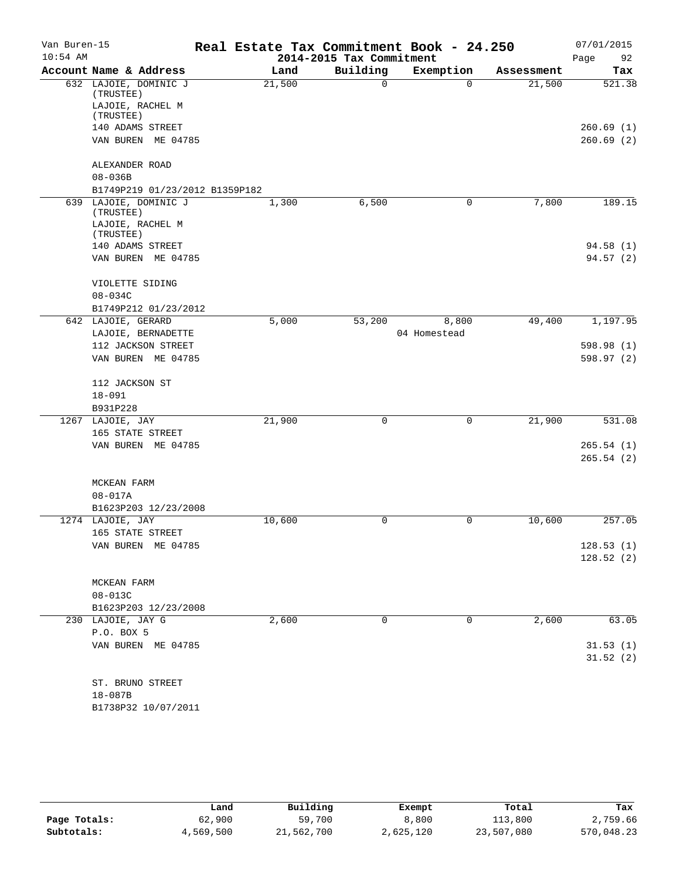# Real Estate Tax Commitment Book - 24.250

## 2014-2015 Tax Commitment

Van Buren-15
10:54 AM

07/01/2015
Page 92

| Account Name & Address | Land | Building | Exemption | Assessment | Tax |
|---|---|---|---|---|---|
| 632 LAJOIE, DOMINIC J (TRUSTEE)<br>LAJOIE, RACHEL M (TRUSTEE)<br>140 ADAMS STREET<br>VAN BUREN ME 04785<br><br>ALEXANDER ROAD<br>08-036B<br>B1749P219 01/23/2012 B1359P182 | 21,500 | 0 | 0 | 21,500 | 521.38<br><br>260.69 (1)<br>260.69 (2) |
| 639 LAJOIE, DOMINIC J (TRUSTEE)<br>LAJOIE, RACHEL M (TRUSTEE)<br>140 ADAMS STREET<br>VAN BUREN ME 04785<br><br>VIOLETTE SIDING<br>08-034C<br>B1749P212 01/23/2012 | 1,300 | 6,500 | 0 | 7,800 | 189.15<br><br>94.58 (1)<br>94.57 (2) |
| 642 LAJOIE, GERARD<br>LAJOIE, BERNADETTE<br>112 JACKSON STREET<br>VAN BUREN ME 04785<br><br>112 JACKSON ST<br>18-091<br>B931P228 | 5,000 | 53,200 | 8,800<br>04 Homestead | 49,400 | 1,197.95<br><br>598.98 (1)<br>598.97 (2) |
| 1267 LAJOIE, JAY<br>165 STATE STREET<br>VAN BUREN ME 04785<br><br>MCKEAN FARM<br>08-017A<br>B1623P203 12/23/2008 | 21,900 | 0 | 0 | 21,900 | 531.08<br><br>265.54 (1)<br>265.54 (2) |
| 1274 LAJOIE, JAY<br>165 STATE STREET<br>VAN BUREN ME 04785<br><br>MCKEAN FARM<br>08-013C<br>B1623P203 12/23/2008 | 10,600 | 0 | 0 | 10,600 | 257.05<br><br>128.53 (1)<br>128.52 (2) |
| 230 LAJOIE, JAY G<br>P.O. BOX 5<br>VAN BUREN ME 04785<br><br>ST. BRUNO STREET<br>18-087B<br>B1738P32 10/07/2011 | 2,600 | 0 | 0 | 2,600 | 63.05<br><br>31.53 (1)<br>31.52 (2) |

|  | Land | Building | Exempt | Total | Tax |
|---|---|---|---|---|---|
| Page Totals: | 62,900 | 59,700 | 8,800 | 113,800 | 2,759.66 |
| Subtotals: | 4,569,500 | 21,562,700 | 2,625,120 | 23,507,080 | 570,048.23 |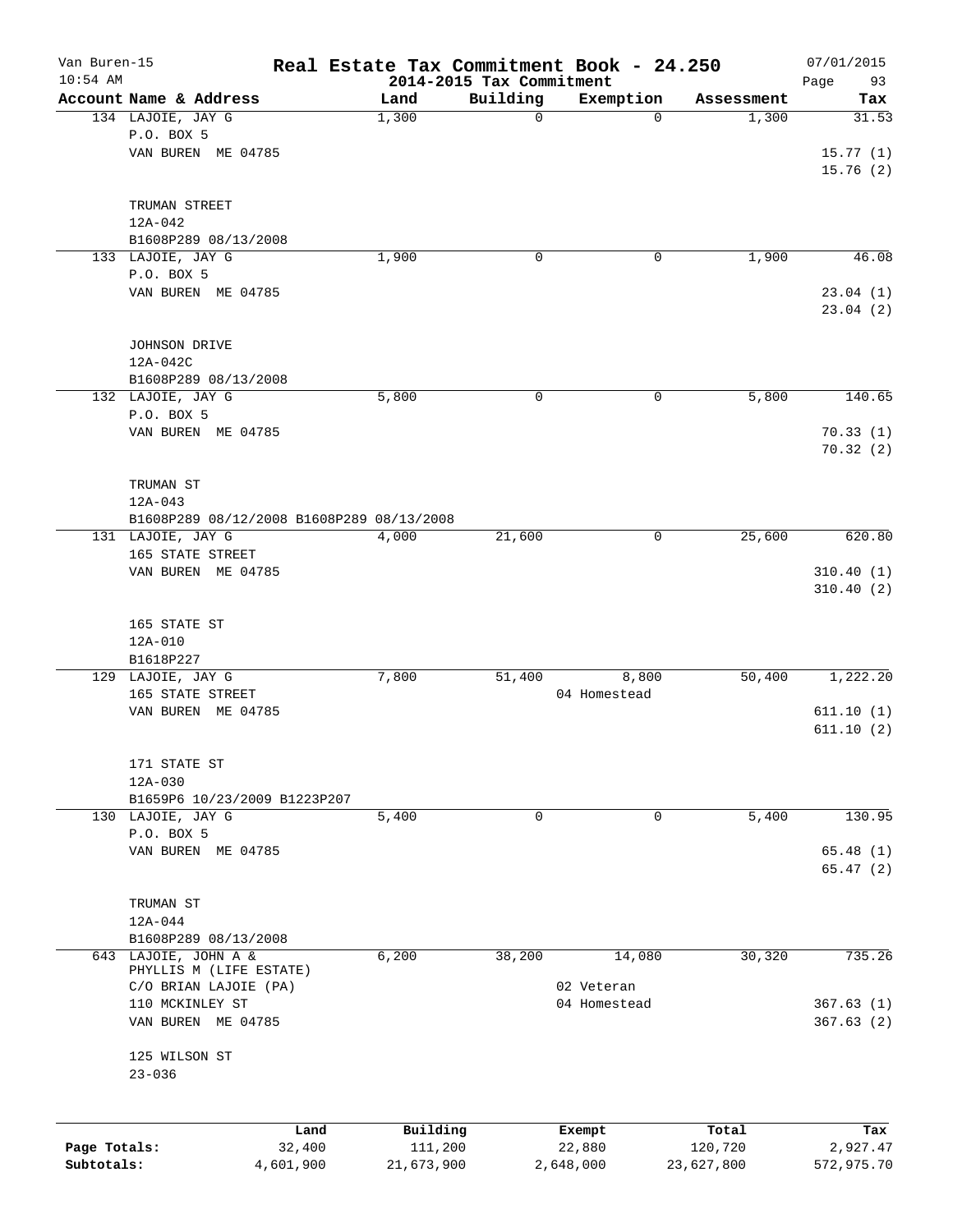# Real Estate Tax Commitment Book - 24.250

Van Buren-15
10:54 AM

2014-2015 Tax Commitment

07/01/2015

| Account Name & Address | Land | Building | Exemption | Assessment | Tax |
|---|---|---|---|---|---|
| 134 LAJOIE, JAY G | 1,300 | 0 | 0 | 1,300 | 31.53 |
| P.O. BOX 5 | | | | | |
| VAN BUREN ME 04785 | | | | | 15.77 (1) |
| | | | | | 15.76 (2) |
| TRUMAN STREET | | | | | |
| 12A-042 | | | | | |
| B1608P289 08/13/2008 | | | | | |
| 133 LAJOIE, JAY G | 1,900 | 0 | 0 | 1,900 | 46.08 |
| P.O. BOX 5 | | | | | |
| VAN BUREN ME 04785 | | | | | 23.04 (1) |
| | | | | | 23.04 (2) |
| JOHNSON DRIVE | | | | | |
| 12A-042C | | | | | |
| B1608P289 08/13/2008 | | | | | |
| 132 LAJOIE, JAY G | 5,800 | 0 | 0 | 5,800 | 140.65 |
| P.O. BOX 5 | | | | | |
| VAN BUREN ME 04785 | | | | | 70.33 (1) |
| | | | | | 70.32 (2) |
| TRUMAN ST | | | | | |
| 12A-043 | | | | | |
| B1608P289 08/12/2008 B1608P289 08/13/2008 | | | | | |
| 131 LAJOIE, JAY G | 4,000 | 21,600 | 0 | 25,600 | 620.80 |
| 165 STATE STREET | | | | | |
| VAN BUREN ME 04785 | | | | | 310.40 (1) |
| | | | | | 310.40 (2) |
| 165 STATE ST | | | | | |
| 12A-010 | | | | | |
| B1618P227 | | | | | |
| 129 LAJOIE, JAY G | 7,800 | 51,400 | 8,800 | 50,400 | 1,222.20 |
| 165 STATE STREET | | | 04 Homestead | | |
| VAN BUREN ME 04785 | | | | | 611.10 (1) |
| | | | | | 611.10 (2) |
| 171 STATE ST | | | | | |
| 12A-030 | | | | | |
| B1659P6 10/23/2009 B1223P207 | | | | | |
| 130 LAJOIE, JAY G | 5,400 | 0 | 0 | 5,400 | 130.95 |
| P.O. BOX 5 | | | | | |
| VAN BUREN ME 04785 | | | | | 65.48 (1) |
| | | | | | 65.47 (2) |
| TRUMAN ST | | | | | |
| 12A-044 | | | | | |
| B1608P289 08/13/2008 | | | | | |
| 643 LAJOIE, JOHN A & | 6,200 | 38,200 | 14,080 | 30,320 | 735.26 |
| PHYLLIS M (LIFE ESTATE) | | | | | |
| C/O BRIAN LAJOIE (PA) | | | 02 Veteran | | |
| 110 MCKINLEY ST | | | 04 Homestead | | 367.63 (1) |
| VAN BUREN ME 04785 | | | | | 367.63 (2) |
| 125 WILSON ST | | | | | |
| 23-036 | | | | | |

| | Land | Building | Exempt | Total | Tax |
|---|---|---|---|---|---|
| Page Totals: | 32,400 | 111,200 | 22,880 | 120,720 | 2,927.47 |
| Subtotals: | 4,601,900 | 21,673,900 | 2,648,000 | 23,627,800 | 572,975.70 |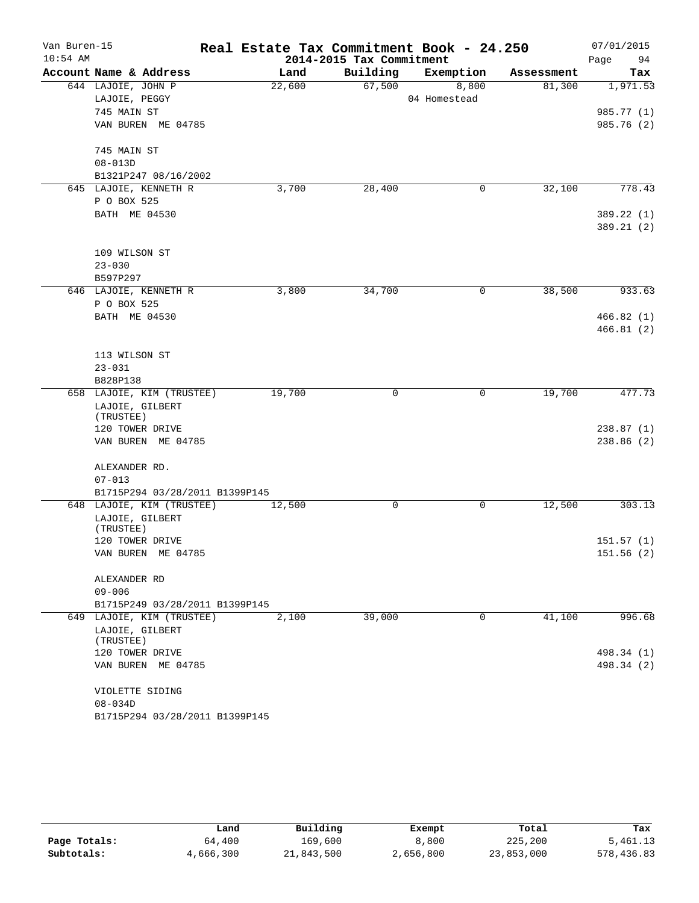# Real Estate Tax Commitment Book - 24.250

Van Buren-15
10:54 AM

2014-2015 Tax Commitment

07/01/2015

| Account Name & Address | Land | Building | Exemption | Assessment | Tax |
|---|---|---|---|---|---|
| 644 LAJOIE, JOHN P | 22,600 | 67,500 | 8,800 | 81,300 | 1,971.53 |
| LAJOIE, PEGGY | | | 04 Homestead | | |
| 745 MAIN ST | | | | | 985.77 (1) |
| VAN BUREN ME 04785 | | | | | 985.76 (2) |
| 745 MAIN ST | | | | | |
| 08-013D | | | | | |
| B1321P247 08/16/2002 | | | | | |
| 645 LAJOIE, KENNETH R | 3,700 | 28,400 | 0 | 32,100 | 778.43 |
| P O BOX 525 | | | | | |
| BATH ME 04530 | | | | | 389.22 (1) |
| | | | | | 389.21 (2) |
| 109 WILSON ST | | | | | |
| 23-030 | | | | | |
| B597P297 | | | | | |
| 646 LAJOIE, KENNETH R | 3,800 | 34,700 | 0 | 38,500 | 933.63 |
| P O BOX 525 | | | | | |
| BATH ME 04530 | | | | | 466.82 (1) |
| | | | | | 466.81 (2) |
| 113 WILSON ST | | | | | |
| 23-031 | | | | | |
| B828P138 | | | | | |
| 658 LAJOIE, KIM (TRUSTEE) | 19,700 | 0 | 0 | 19,700 | 477.73 |
| LAJOIE, GILBERT (TRUSTEE) | | | | | |
| 120 TOWER DRIVE | | | | | 238.87 (1) |
| VAN BUREN ME 04785 | | | | | 238.86 (2) |
| ALEXANDER RD. | | | | | |
| 07-013 | | | | | |
| B1715P294 03/28/2011 B1399P145 | | | | | |
| 648 LAJOIE, KIM (TRUSTEE) | 12,500 | 0 | 0 | 12,500 | 303.13 |
| LAJOIE, GILBERT (TRUSTEE) | | | | | |
| 120 TOWER DRIVE | | | | | 151.57 (1) |
| VAN BUREN ME 04785 | | | | | 151.56 (2) |
| ALEXANDER RD | | | | | |
| 09-006 | | | | | |
| B1715P249 03/28/2011 B1399P145 | | | | | |
| 649 LAJOIE, KIM (TRUSTEE) | 2,100 | 39,000 | 0 | 41,100 | 996.68 |
| LAJOIE, GILBERT (TRUSTEE) | | | | | |
| 120 TOWER DRIVE | | | | | 498.34 (1) |
| VAN BUREN ME 04785 | | | | | 498.34 (2) |
| VIOLETTE SIDING | | | | | |
| 08-034D | | | | | |
| B1715P294 03/28/2011 B1399P145 | | | | | |

| | Land | Building | Exempt | Total | Tax |
|---|---|---|---|---|---|
| Page Totals: | 64,400 | 169,600 | 8,800 | 225,200 | 5,461.13 |
| Subtotals: | 4,666,300 | 21,843,500 | 2,656,800 | 23,853,000 | 578,436.83 |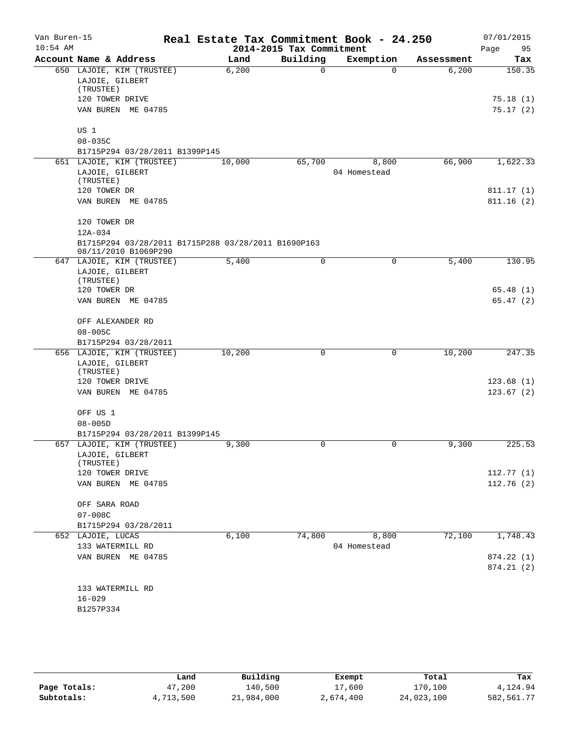Van Buren-15 **Real Estate Tax Commitment Book - 24.250** 07/01/2015
10:54 AM **2014-2015 Tax Commitment** Page 95

| Account Name & Address | Land | Building | Exemption | Assessment | Tax |
|---|---|---|---|---|---|
| 650 LAJOIE, KIM (TRUSTEE) | 6,200 | 0 | 0 | 6,200 | 150.35 |
| LAJOIE, GILBERT (TRUSTEE) | | | | | |
| 120 TOWER DRIVE | | | | | 75.18 (1) |
| VAN BUREN ME 04785 | | | | | 75.17 (2) |
| US 1 | | | | | |
| 08-035C | | | | | |
| B1715P294 03/28/2011 B1399P145 | | | | | |
| 651 LAJOIE, KIM (TRUSTEE) | 10,000 | 65,700 | 8,800 | 66,900 | 1,622.33 |
| LAJOIE, GILBERT (TRUSTEE) | | | 04 Homestead | | |
| 120 TOWER DR | | | | | 811.17 (1) |
| VAN BUREN ME 04785 | | | | | 811.16 (2) |
| 120 TOWER DR | | | | | |
| 12A-034 | | | | | |
| B1715P294 03/28/2011 B1715P288 03/28/2011 B1690P163 08/11/2010 B1069P290 | | | | | |
| 647 LAJOIE, KIM (TRUSTEE) | 5,400 | 0 | 0 | 5,400 | 130.95 |
| LAJOIE, GILBERT (TRUSTEE) | | | | | |
| 120 TOWER DR | | | | | 65.48 (1) |
| VAN BUREN ME 04785 | | | | | 65.47 (2) |
| OFF ALEXANDER RD | | | | | |
| 08-005C | | | | | |
| B1715P294 03/28/2011 | | | | | |
| 656 LAJOIE, KIM (TRUSTEE) | 10,200 | 0 | 0 | 10,200 | 247.35 |
| LAJOIE, GILBERT (TRUSTEE) | | | | | |
| 120 TOWER DRIVE | | | | | 123.68 (1) |
| VAN BUREN ME 04785 | | | | | 123.67 (2) |
| OFF US 1 | | | | | |
| 08-005D | | | | | |
| B1715P294 03/28/2011 B1399P145 | | | | | |
| 657 LAJOIE, KIM (TRUSTEE) | 9,300 | 0 | 0 | 9,300 | 225.53 |
| LAJOIE, GILBERT (TRUSTEE) | | | | | |
| 120 TOWER DRIVE | | | | | 112.77 (1) |
| VAN BUREN ME 04785 | | | | | 112.76 (2) |
| OFF SARA ROAD | | | | | |
| 07-008C | | | | | |
| B1715P294 03/28/2011 | | | | | |
| 652 LAJOIE, LUCAS | 6,100 | 74,800 | 8,800 | 72,100 | 1,748.43 |
| 133 WATERMILL RD | | | 04 Homestead | | |
| VAN BUREN ME 04785 | | | | | 874.22 (1) |
| | | | | | 874.21 (2) |
| 133 WATERMILL RD | | | | | |
| 16-029 | | | | | |
| B1257P334 | | | | | |

| | Land | Building | Exempt | Total | Tax |
|---|---|---|---|---|---|
| **Page Totals:** | 47,200 | 140,500 | 17,600 | 170,100 | 4,124.94 |
| **Subtotals:** | 4,713,500 | 21,984,000 | 2,674,400 | 24,023,100 | 582,561.77 |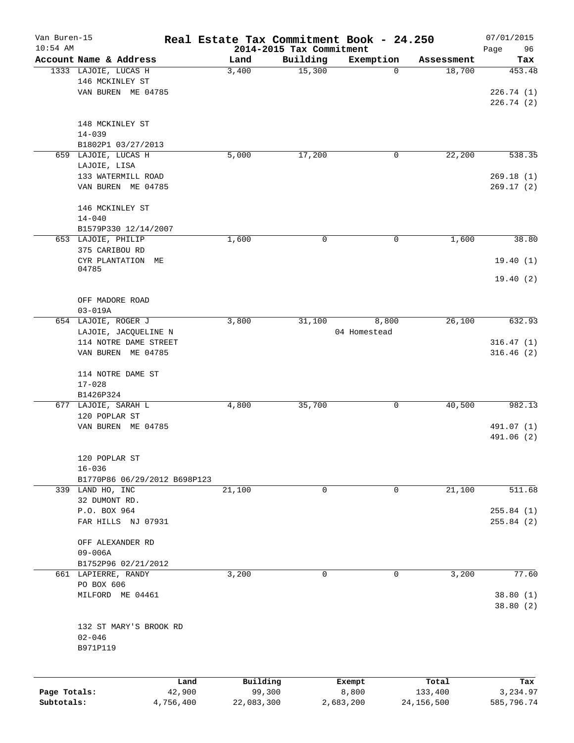# Real Estate Tax Commitment Book - 24.250

## 2014-2015 Tax Commitment

Van Buren-15 — 10:54 AM — 07/01/2015

| Account Name & Address | Land | Building | Exemption | Assessment | Tax |
|---|---|---|---|---|---|
| 1333 LAJOIE, LUCAS H<br>146 MCKINLEY ST<br>VAN BUREN ME 04785<br><br>148 MCKINLEY ST<br>14-039<br>B1802P1 03/27/2013 | 3,400 | 15,300 | 0 | 18,700 | 453.48<br>226.74 (1)<br>226.74 (2) |
| 659 LAJOIE, LUCAS H<br>LAJOIE, LISA<br>133 WATERMILL ROAD<br>VAN BUREN ME 04785<br><br>146 MCKINLEY ST<br>14-040<br>B1579P330 12/14/2007 | 5,000 | 17,200 | 0 | 22,200 | 538.35<br>269.18 (1)<br>269.17 (2) |
| 653 LAJOIE, PHILIP<br>375 CARIBOU RD<br>CYR PLANTATION ME 04785<br><br>OFF MADORE ROAD<br>03-019A | 1,600 | 0 | 0 | 1,600 | 38.80<br>19.40 (1)<br>19.40 (2) |
| 654 LAJOIE, ROGER J<br>LAJOIE, JACQUELINE N<br>114 NOTRE DAME STREET<br>VAN BUREN ME 04785<br><br>114 NOTRE DAME ST<br>17-028<br>B1426P324 | 3,800 | 31,100 | 8,800<br>04 Homestead | 26,100 | 632.93<br>316.47 (1)<br>316.46 (2) |
| 677 LAJOIE, SARAH L<br>120 POPLAR ST<br>VAN BUREN ME 04785<br><br>120 POPLAR ST<br>16-036<br>B1770P86 06/29/2012 B698P123 | 4,800 | 35,700 | 0 | 40,500 | 982.13<br>491.07 (1)<br>491.06 (2) |
| 339 LAND HO, INC<br>32 DUMONT RD.<br>P.O. BOX 964<br>FAR HILLS NJ 07931<br><br>OFF ALEXANDER RD<br>09-006A<br>B1752P96 02/21/2012 | 21,100 | 0 | 0 | 21,100 | 511.68<br>255.84 (1)<br>255.84 (2) |
| 661 LAPIERRE, RANDY<br>PO BOX 606<br>MILFORD ME 04461<br><br>132 ST MARY'S BROOK RD<br>02-046<br>B971P119 | 3,200 | 0 | 0 | 3,200 | 77.60<br>38.80 (1)<br>38.80 (2) |

| | Land | Building | Exempt | Total | Tax |
|---|---|---|---|---|---|
| Page Totals: | 42,900 | 99,300 | 8,800 | 133,400 | 3,234.97 |
| Subtotals: | 4,756,400 | 22,083,300 | 2,683,200 | 24,156,500 | 585,796.74 |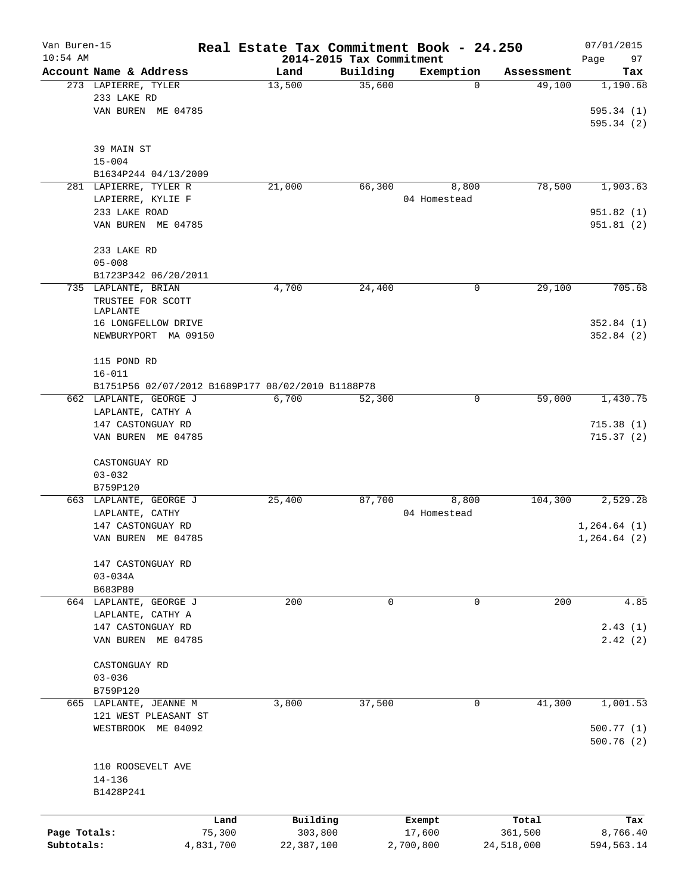# Real Estate Tax Commitment Book - 24.250

Van Buren-15
10:54 AM

2014-2015 Tax Commitment

07/01/2015

| Account Name & Address | Land | Building | Exemption | Assessment | Tax |
|---|---|---|---|---|---|
| 273 LAPIERRE, TYLER<br>233 LAKE RD<br>VAN BUREN ME 04785<br><br>39 MAIN ST<br>15-004<br>B1634P244 04/13/2009 | 13,500 | 35,600 | 0 | 49,100 | 1,190.68<br><br>595.34 (1)<br>595.34 (2) |
| 281 LAPIERRE, TYLER R<br>LAPIERRE, KYLIE F<br>233 LAKE ROAD<br>VAN BUREN ME 04785<br><br>233 LAKE RD<br>05-008<br>B1723P342 06/20/2011 | 21,000 | 66,300 | 8,800<br>04 Homestead | 78,500 | 1,903.63<br><br>951.82 (1)<br>951.81 (2) |
| 735 LAPLANTE, BRIAN<br>TRUSTEE FOR SCOTT LAPLANTE<br>16 LONGFELLOW DRIVE<br>NEWBURYPORT MA 09150<br><br>115 POND RD<br>16-011<br>B1751P56 02/07/2012 B1689P177 08/02/2010 B1188P78 | 4,700 | 24,400 | 0 | 29,100 | 705.68<br><br>352.84 (1)<br>352.84 (2) |
| 662 LAPLANTE, GEORGE J<br>LAPLANTE, CATHY A<br>147 CASTONGUAY RD<br>VAN BUREN ME 04785<br><br>CASTONGUAY RD<br>03-032<br>B759P120 | 6,700 | 52,300 | 0 | 59,000 | 1,430.75<br><br>715.38 (1)<br>715.37 (2) |
| 663 LAPLANTE, GEORGE J<br>LAPLANTE, CATHY<br>147 CASTONGUAY RD<br>VAN BUREN ME 04785<br><br>147 CASTONGUAY RD<br>03-034A<br>B683P80 | 25,400 | 87,700 | 8,800<br>04 Homestead | 104,300 | 2,529.28<br><br>1,264.64 (1)<br>1,264.64 (2) |
| 664 LAPLANTE, GEORGE J<br>LAPLANTE, CATHY A<br>147 CASTONGUAY RD<br>VAN BUREN ME 04785<br><br>CASTONGUAY RD<br>03-036<br>B759P120 | 200 | 0 | 0 | 200 | 4.85<br><br>2.43 (1)<br>2.42 (2) |
| 665 LAPLANTE, JEANNE M<br>121 WEST PLEASANT ST<br>WESTBROOK ME 04092<br><br>110 ROOSEVELT AVE<br>14-136<br>B1428P241 | 3,800 | 37,500 | 0 | 41,300 | 1,001.53<br><br>500.77 (1)<br>500.76 (2) |

| | Land | Building | Exempt | Total | Tax |
|---|---|---|---|---|---|
| Page Totals: | 75,300 | 303,800 | 17,600 | 361,500 | 8,766.40 |
| Subtotals: | 4,831,700 | 22,387,100 | 2,700,800 | 24,518,000 | 594,563.14 |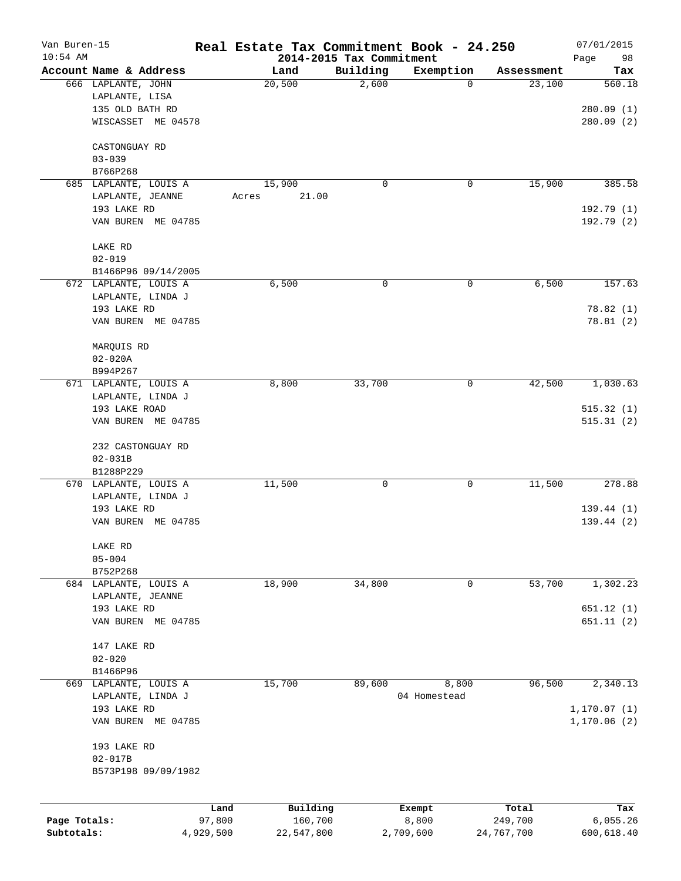# Real Estate Tax Commitment Book - 24.250

## 2014-2015 Tax Commitment

Van Buren-15
10:54 AM
07/01/2015

| Account Name & Address | Land | Building | Exemption | Assessment | Tax |
|---|---|---|---|---|---|
| 666 LAPLANTE, JOHN<br>LAPLANTE, LISA<br>135 OLD BATH RD<br>WISCASSET ME 04578<br><br>CASTONGUAY RD<br>03-039<br>B766P268 | 20,500 | 2,600 | 0 | 23,100 | 560.18<br><br>280.09 (1)<br>280.09 (2) |
| 685 LAPLANTE, LOUIS A<br>LAPLANTE, JEANNE<br>193 LAKE RD<br>VAN BUREN ME 04785<br><br>LAKE RD<br>02-019<br>B1466P96 09/14/2005 | 15,900<br>Acres 21.00 | 0 | 0 | 15,900 | 385.58<br><br>192.79 (1)<br>192.79 (2) |
| 672 LAPLANTE, LOUIS A<br>LAPLANTE, LINDA J<br>193 LAKE RD<br>VAN BUREN ME 04785<br><br>MARQUIS RD<br>02-020A<br>B994P267 | 6,500 | 0 | 0 | 6,500 | 157.63<br><br>78.82 (1)<br>78.81 (2) |
| 671 LAPLANTE, LOUIS A<br>LAPLANTE, LINDA J<br>193 LAKE ROAD<br>VAN BUREN ME 04785<br><br>232 CASTONGUAY RD<br>02-031B<br>B1288P229 | 8,800 | 33,700 | 0 | 42,500 | 1,030.63<br><br>515.32 (1)<br>515.31 (2) |
| 670 LAPLANTE, LOUIS A<br>LAPLANTE, LINDA J<br>193 LAKE RD<br>VAN BUREN ME 04785<br><br>LAKE RD<br>05-004<br>B752P268 | 11,500 | 0 | 0 | 11,500 | 278.88<br><br>139.44 (1)<br>139.44 (2) |
| 684 LAPLANTE, LOUIS A<br>LAPLANTE, JEANNE<br>193 LAKE RD<br>VAN BUREN ME 04785<br><br>147 LAKE RD<br>02-020<br>B1466P96 | 18,900 | 34,800 | 0 | 53,700 | 1,302.23<br><br>651.12 (1)<br>651.11 (2) |
| 669 LAPLANTE, LOUIS A<br>LAPLANTE, LINDA J<br>193 LAKE RD<br>VAN BUREN ME 04785<br><br>193 LAKE RD<br>02-017B<br>B573P198 09/09/1982 | 15,700 | 89,600 | 8,800<br>04 Homestead | 96,500 | 2,340.13<br><br>1,170.07 (1)<br>1,170.06 (2) |

| | Land | Building | Exempt | Total | Tax |
|---|---|---|---|---|---|
| Page Totals: | 97,800 | 160,700 | 8,800 | 249,700 | 6,055.26 |
| Subtotals: | 4,929,500 | 22,547,800 | 2,709,600 | 24,767,700 | 600,618.40 |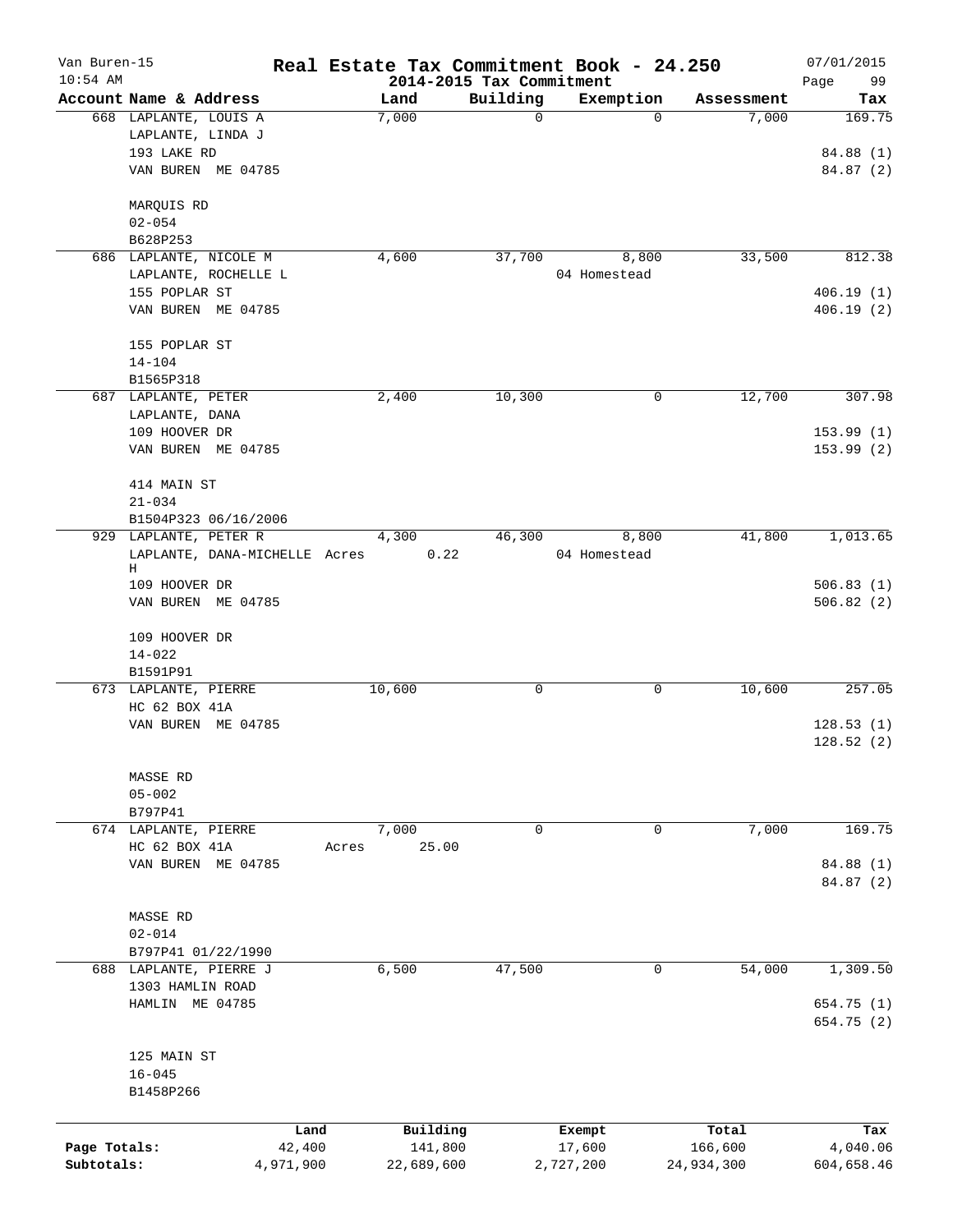# Real Estate Tax Commitment Book - 24.250

## 2014-2015 Tax Commitment

| Account Name & Address | Land | Building | Exemption | Assessment | Tax |
|---|---|---|---|---|---|
| 668 LAPLANTE, LOUIS A | 7,000 | 0 | 0 | 7,000 | 169.75 |
| LAPLANTE, LINDA J | | | | | |
| 193 LAKE RD | | | | | 84.88 (1) |
| VAN BUREN ME 04785 | | | | | 84.87 (2) |
| MARQUIS RD | | | | | |
| 02-054 | | | | | |
| B628P253 | | | | | |
| 686 LAPLANTE, NICOLE M | 4,600 | 37,700 | 8,800 | 33,500 | 812.38 |
| LAPLANTE, ROCHELLE L | | | 04 Homestead | | |
| 155 POPLAR ST | | | | | 406.19 (1) |
| VAN BUREN ME 04785 | | | | | 406.19 (2) |
| 155 POPLAR ST | | | | | |
| 14-104 | | | | | |
| B1565P318 | | | | | |
| 687 LAPLANTE, PETER | 2,400 | 10,300 | 0 | 12,700 | 307.98 |
| LAPLANTE, DANA | | | | | |
| 109 HOOVER DR | | | | | 153.99 (1) |
| VAN BUREN ME 04785 | | | | | 153.99 (2) |
| 414 MAIN ST | | | | | |
| 21-034 | | | | | |
| B1504P323 06/16/2006 | | | | | |
| 929 LAPLANTE, PETER R | 4,300 | 46,300 | 8,800 | 41,800 | 1,013.65 |
| LAPLANTE, DANA-MICHELLE H | Acres 0.22 | | 04 Homestead | | |
| 109 HOOVER DR | | | | | 506.83 (1) |
| VAN BUREN ME 04785 | | | | | 506.82 (2) |
| 109 HOOVER DR | | | | | |
| 14-022 | | | | | |
| B1591P91 | | | | | |
| 673 LAPLANTE, PIERRE | 10,600 | 0 | 0 | 10,600 | 257.05 |
| HC 62 BOX 41A | | | | | |
| VAN BUREN ME 04785 | | | | | 128.53 (1) |
| | | | | | 128.52 (2) |
| MASSE RD | | | | | |
| 05-002 | | | | | |
| B797P41 | | | | | |
| 674 LAPLANTE, PIERRE | 7,000 | 0 | 0 | 7,000 | 169.75 |
| HC 62 BOX 41A | Acres 25.00 | | | | |
| VAN BUREN ME 04785 | | | | | 84.88 (1) |
| | | | | | 84.87 (2) |
| MASSE RD | | | | | |
| 02-014 | | | | | |
| B797P41 01/22/1990 | | | | | |
| 688 LAPLANTE, PIERRE J | 6,500 | 47,500 | 0 | 54,000 | 1,309.50 |
| 1303 HAMLIN ROAD | | | | | |
| HAMLIN ME 04785 | | | | | 654.75 (1) |
| | | | | | 654.75 (2) |
| 125 MAIN ST | | | | | |
| 16-045 | | | | | |
| B1458P266 | | | | | |

| | Land | Building | Exempt | Total | Tax |
|---|---|---|---|---|---|
| Page Totals: | 42,400 | 141,800 | 17,600 | 166,600 | 4,040.06 |
| Subtotals: | 4,971,900 | 22,689,600 | 2,727,200 | 24,934,300 | 604,658.46 |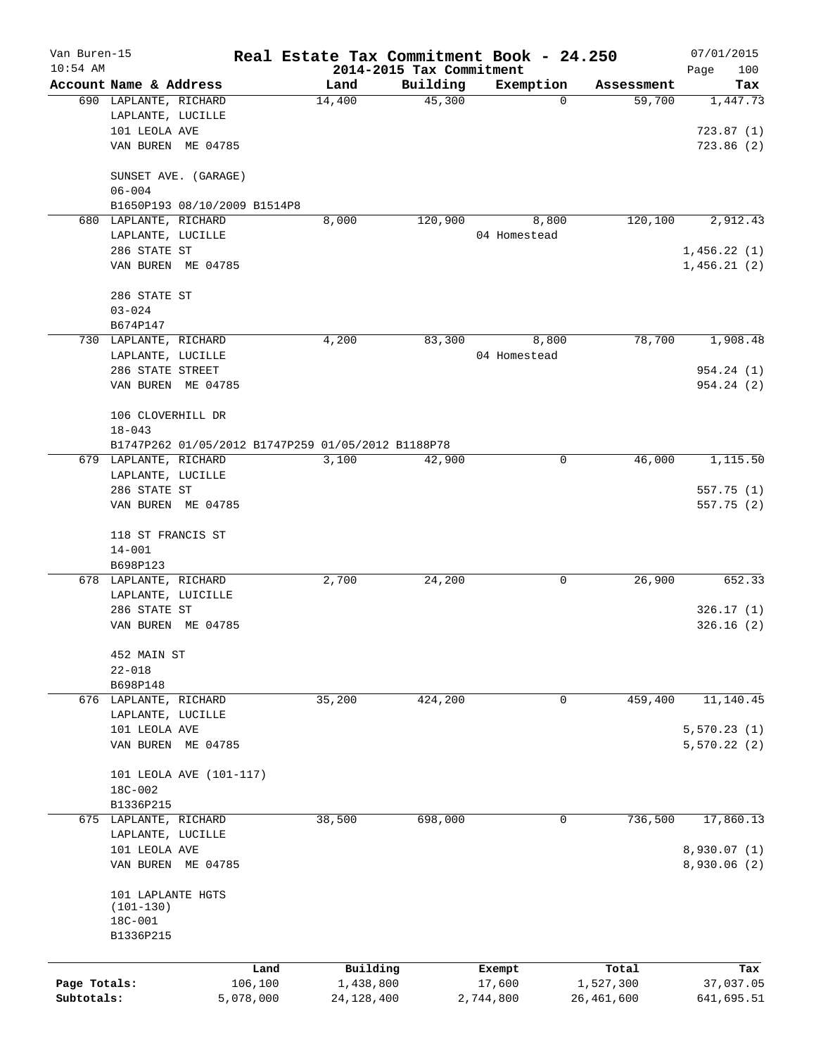Van Buren-15 | **Real Estate Tax Commitment Book - 24.250** | 07/01/2015
10:54 AM | **2014-2015 Tax Commitment** | Page 100

| Account Name & Address | Land | Building | Exemption | Assessment | Tax |
|---|---|---|---|---|---|
| 690 LAPLANTE, RICHARD<br>LAPLANTE, LUCILLE<br>101 LEOLA AVE<br>VAN BUREN ME 04785<br><br>SUNSET AVE. (GARAGE)<br>06-004<br>B1650P193 08/10/2009 B1514P8 | 14,400 | 45,300 | 0 | 59,700 | 1,447.73<br><br>723.87 (1)<br>723.86 (2) |
| 680 LAPLANTE, RICHARD<br>LAPLANTE, LUCILLE<br>286 STATE ST<br>VAN BUREN ME 04785<br><br>286 STATE ST<br>03-024<br>B674P147 | 8,000 | 120,900 | 8,800<br>04 Homestead | 120,100 | 2,912.43<br><br>1,456.22 (1)<br>1,456.21 (2) |
| 730 LAPLANTE, RICHARD<br>LAPLANTE, LUCILLE<br>286 STATE STREET<br>VAN BUREN ME 04785<br><br>106 CLOVERHILL DR<br>18-043<br>B1747P262 01/05/2012 B1747P259 01/05/2012 B1188P78 | 4,200 | 83,300 | 8,800<br>04 Homestead | 78,700 | 1,908.48<br><br>954.24 (1)<br>954.24 (2) |
| 679 LAPLANTE, RICHARD<br>LAPLANTE, LUCILLE<br>286 STATE ST<br>VAN BUREN ME 04785<br><br>118 ST FRANCIS ST<br>14-001<br>B698P123 | 3,100 | 42,900 | 0 | 46,000 | 1,115.50<br><br>557.75 (1)<br>557.75 (2) |
| 678 LAPLANTE, RICHARD<br>LAPLANTE, LUICILLE<br>286 STATE ST<br>VAN BUREN ME 04785<br><br>452 MAIN ST<br>22-018<br>B698P148 | 2,700 | 24,200 | 0 | 26,900 | 652.33<br><br>326.17 (1)<br>326.16 (2) |
| 676 LAPLANTE, RICHARD<br>LAPLANTE, LUCILLE<br>101 LEOLA AVE<br>VAN BUREN ME 04785<br><br>101 LEOLA AVE (101-117)<br>18C-002<br>B1336P215 | 35,200 | 424,200 | 0 | 459,400 | 11,140.45<br><br>5,570.23 (1)<br>5,570.22 (2) |
| 675 LAPLANTE, RICHARD<br>LAPLANTE, LUCILLE<br>101 LEOLA AVE<br>VAN BUREN ME 04785<br><br>101 LAPLANTE HGTS<br>(101-130)<br>18C-001<br>B1336P215 | 38,500 | 698,000 | 0 | 736,500 | 17,860.13<br><br>8,930.07 (1)<br>8,930.06 (2) |

| | Land | Building | Exempt | Total | Tax |
|---|---|---|---|---|---|
| Page Totals: | 106,100 | 1,438,800 | 17,600 | 1,527,300 | 37,037.05 |
| Subtotals: | 5,078,000 | 24,128,400 | 2,744,800 | 26,461,600 | 641,695.51 |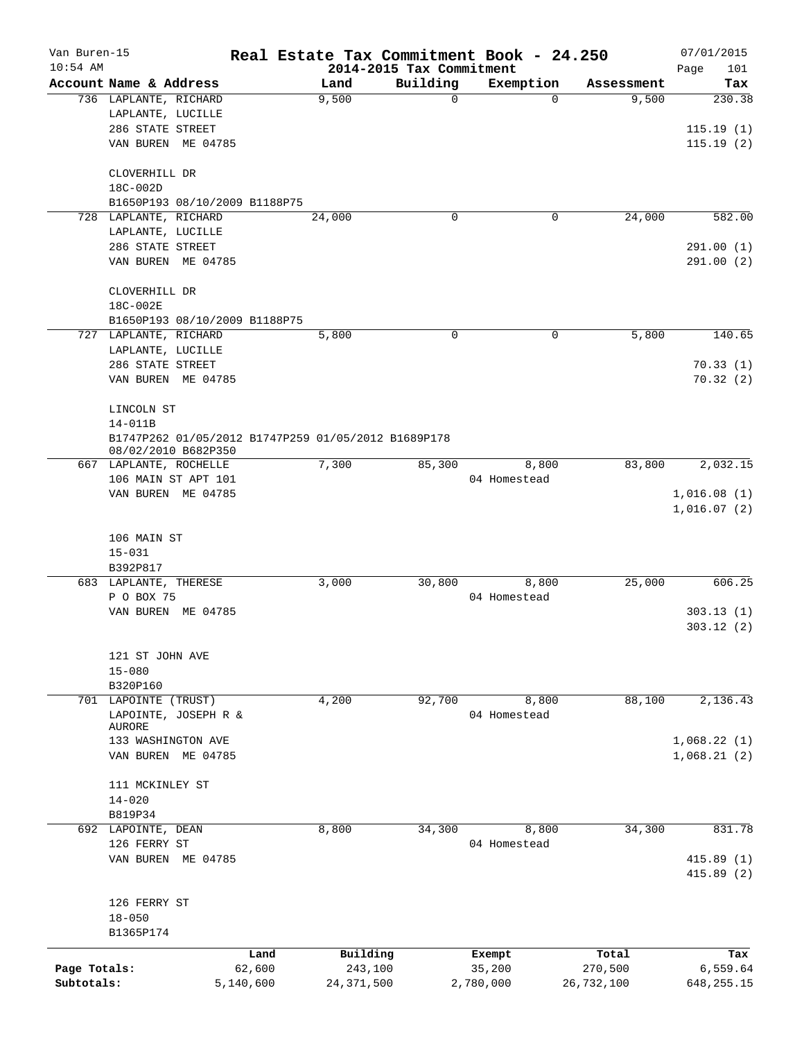Van Buren-15 | 10:54 AM

# Real Estate Tax Commitment Book - 24.250

## 2014-2015 Tax Commitment

07/01/2015

| Account Name & Address | Land | Building | Exemption | Assessment | Tax |
|---|---|---|---|---|---|
| 736 LAPLANTE, RICHARD | 9,500 | 0 | 0 | 9,500 | 230.38 |
| LAPLANTE, LUCILLE | | | | | |
| 286 STATE STREET | | | | | 115.19 (1) |
| VAN BUREN ME 04785 | | | | | 115.19 (2) |
| CLOVERHILL DR | | | | | |
| 18C-002D | | | | | |
| B1650P193 08/10/2009 B1188P75 | | | | | |
| 728 LAPLANTE, RICHARD | 24,000 | 0 | 0 | 24,000 | 582.00 |
| LAPLANTE, LUCILLE | | | | | |
| 286 STATE STREET | | | | | 291.00 (1) |
| VAN BUREN ME 04785 | | | | | 291.00 (2) |
| CLOVERHILL DR | | | | | |
| 18C-002E | | | | | |
| B1650P193 08/10/2009 B1188P75 | | | | | |
| 727 LAPLANTE, RICHARD | 5,800 | 0 | 0 | 5,800 | 140.65 |
| LAPLANTE, LUCILLE | | | | | |
| 286 STATE STREET | | | | | 70.33 (1) |
| VAN BUREN ME 04785 | | | | | 70.32 (2) |
| LINCOLN ST | | | | | |
| 14-011B | | | | | |
| B1747P262 01/05/2012 B1747P259 01/05/2012 B1689P178 08/02/2010 B682P350 | | | | | |
| 667 LAPLANTE, ROCHELLE | 7,300 | 85,300 | 8,800 | 83,800 | 2,032.15 |
| 106 MAIN ST APT 101 | | | 04 Homestead | | |
| VAN BUREN ME 04785 | | | | | 1,016.08 (1) |
| | | | | | 1,016.07 (2) |
| 106 MAIN ST | | | | | |
| 15-031 | | | | | |
| B392P817 | | | | | |
| 683 LAPLANTE, THERESE | 3,000 | 30,800 | 8,800 | 25,000 | 606.25 |
| P O BOX 75 | | | 04 Homestead | | |
| VAN BUREN ME 04785 | | | | | 303.13 (1) |
| | | | | | 303.12 (2) |
| 121 ST JOHN AVE | | | | | |
| 15-080 | | | | | |
| B320P160 | | | | | |
| 701 LAPOINTE (TRUST) | 4,200 | 92,700 | 8,800 | 88,100 | 2,136.43 |
| LAPOINTE, JOSEPH R & AURORE | | | 04 Homestead | | |
| 133 WASHINGTON AVE | | | | | 1,068.22 (1) |
| VAN BUREN ME 04785 | | | | | 1,068.21 (2) |
| 111 MCKINLEY ST | | | | | |
| 14-020 | | | | | |
| B819P34 | | | | | |
| 692 LAPOINTE, DEAN | 8,800 | 34,300 | 8,800 | 34,300 | 831.78 |
| 126 FERRY ST | | | 04 Homestead | | |
| VAN BUREN ME 04785 | | | | | 415.89 (1) |
| | | | | | 415.89 (2) |
| 126 FERRY ST | | | | | |
| 18-050 | | | | | |
| B1365P174 | | | | | |

| | Land | Building | Exempt | Total | Tax |
|---|---|---|---|---|---|
| Page Totals: | 62,600 | 243,100 | 35,200 | 270,500 | 6,559.64 |
| Subtotals: | 5,140,600 | 24,371,500 | 2,780,000 | 26,732,100 | 648,255.15 |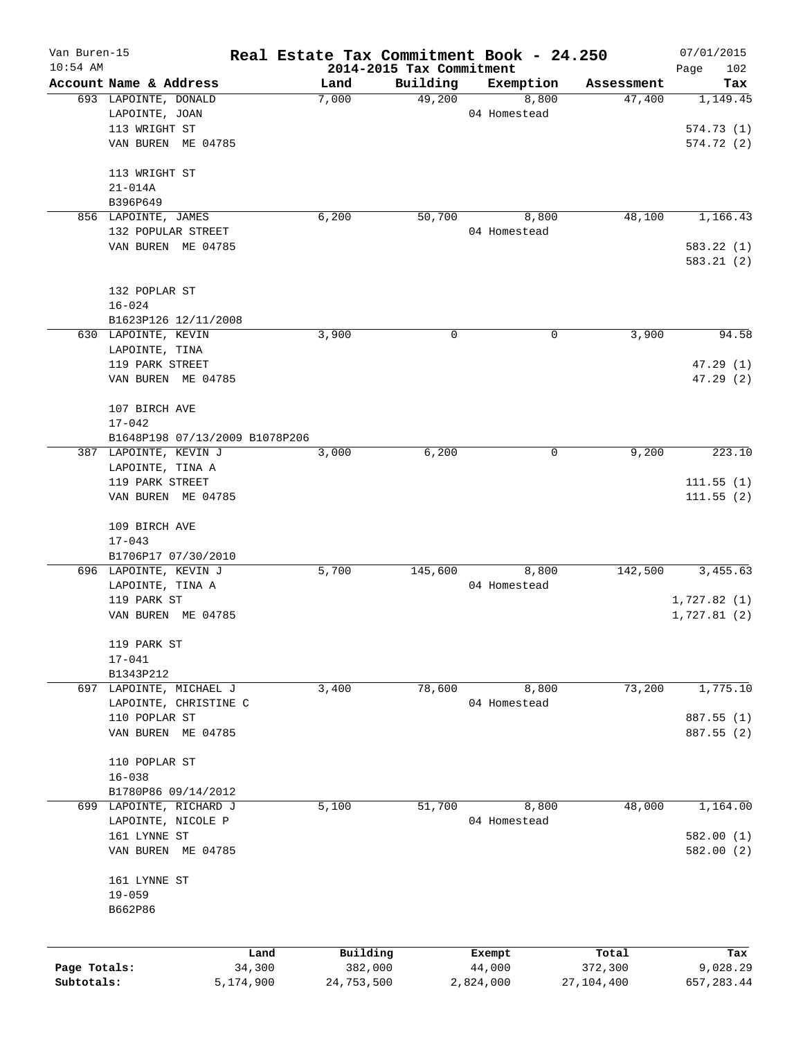# Real Estate Tax Commitment Book - 24.250

Van Buren-15
10:54 AM

2014-2015 Tax Commitment

07/01/2015

| Account Name & Address | Land | Building | Exemption | Assessment | Tax |
|---|---|---|---|---|---|
| 693 LAPOINTE, DONALD<br>LAPOINTE, JOAN<br>113 WRIGHT ST<br>VAN BUREN ME 04785<br><br>113 WRIGHT ST<br>21-014A<br>B396P649 | 7,000 | 49,200 | 8,800<br>04 Homestead | 47,400 | 1,149.45<br><br>574.73 (1)<br>574.72 (2) |
| 856 LAPOINTE, JAMES<br>132 POPULAR STREET<br>VAN BUREN ME 04785<br><br>132 POPLAR ST<br>16-024<br>B1623P126 12/11/2008 | 6,200 | 50,700 | 8,800<br>04 Homestead | 48,100 | 1,166.43<br><br>583.22 (1)<br>583.21 (2) |
| 630 LAPOINTE, KEVIN<br>LAPOINTE, TINA<br>119 PARK STREET<br>VAN BUREN ME 04785<br><br>107 BIRCH AVE<br>17-042<br>B1648P198 07/13/2009 B1078P206 | 3,900 | 0 | 0 | 3,900 | 94.58<br><br>47.29 (1)<br>47.29 (2) |
| 387 LAPOINTE, KEVIN J<br>LAPOINTE, TINA A<br>119 PARK STREET<br>VAN BUREN ME 04785<br><br>109 BIRCH AVE<br>17-043<br>B1706P17 07/30/2010 | 3,000 | 6,200 | 0 | 9,200 | 223.10<br><br>111.55 (1)<br>111.55 (2) |
| 696 LAPOINTE, KEVIN J<br>LAPOINTE, TINA A<br>119 PARK ST<br>VAN BUREN ME 04785<br><br>119 PARK ST<br>17-041<br>B1343P212 | 5,700 | 145,600 | 8,800<br>04 Homestead | 142,500 | 3,455.63<br><br>1,727.82 (1)<br>1,727.81 (2) |
| 697 LAPOINTE, MICHAEL J<br>LAPOINTE, CHRISTINE C<br>110 POPLAR ST<br>VAN BUREN ME 04785<br><br>110 POPLAR ST<br>16-038<br>B1780P86 09/14/2012 | 3,400 | 78,600 | 8,800<br>04 Homestead | 73,200 | 1,775.10<br><br>887.55 (1)<br>887.55 (2) |
| 699 LAPOINTE, RICHARD J<br>LAPOINTE, NICOLE P<br>161 LYNNE ST<br>VAN BUREN ME 04785<br><br>161 LYNNE ST<br>19-059<br>B662P86 | 5,100 | 51,700 | 8,800<br>04 Homestead | 48,000 | 1,164.00<br><br>582.00 (1)<br>582.00 (2) |

| | Land | Building | Exempt | Total | Tax |
|---|---|---|---|---|---|
| Page Totals: | 34,300 | 382,000 | 44,000 | 372,300 | 9,028.29 |
| Subtotals: | 5,174,900 | 24,753,500 | 2,824,000 | 27,104,400 | 657,283.44 |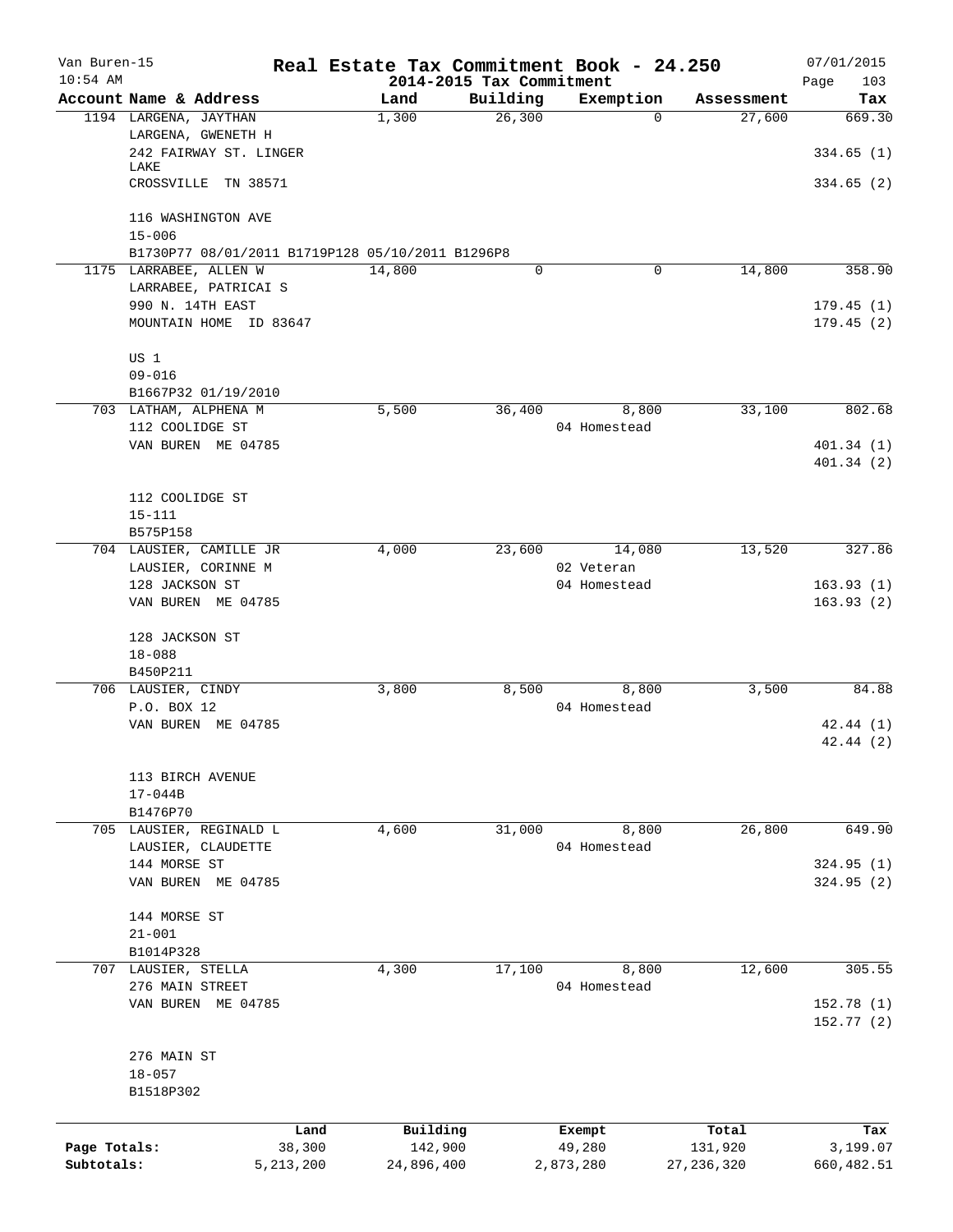# Real Estate Tax Commitment Book - 24.250

Van Buren-15
10:54 AM

2014-2015 Tax Commitment

07/01/2015

| Account Name & Address | Land | Building | Exemption | Assessment | Tax |
|---|---|---|---|---|---|
| 1194 LARGENA, JAYTHAN | 1,300 | 26,300 | 0 | 27,600 | 669.30 |
| LARGENA, GWENETH H | | | | | |
| 242 FAIRWAY ST. LINGER LAKE | | | | | 334.65 (1) |
| CROSSVILLE TN 38571 | | | | | 334.65 (2) |
| 116 WASHINGTON AVE | | | | | |
| 15-006 | | | | | |
| B1730P77 08/01/2011 B1719P128 05/10/2011 B1296P8 | | | | | |
| 1175 LARRABEE, ALLEN W | 14,800 | 0 | 0 | 14,800 | 358.90 |
| LARRABEE, PATRICAI S | | | | | |
| 990 N. 14TH EAST | | | | | 179.45 (1) |
| MOUNTAIN HOME ID 83647 | | | | | 179.45 (2) |
| US 1 | | | | | |
| 09-016 | | | | | |
| B1667P32 01/19/2010 | | | | | |
| 703 LATHAM, ALPHENA M | 5,500 | 36,400 | 8,800 | 33,100 | 802.68 |
| 112 COOLIDGE ST | | | 04 Homestead | | |
| VAN BUREN ME 04785 | | | | | 401.34 (1) |
| | | | | | 401.34 (2) |
| 112 COOLIDGE ST | | | | | |
| 15-111 | | | | | |
| B575P158 | | | | | |
| 704 LAUSIER, CAMILLE JR | 4,000 | 23,600 | 14,080 | 13,520 | 327.86 |
| LAUSIER, CORINNE M | | | 02 Veteran | | |
| 128 JACKSON ST | | | 04 Homestead | | 163.93 (1) |
| VAN BUREN ME 04785 | | | | | 163.93 (2) |
| 128 JACKSON ST | | | | | |
| 18-088 | | | | | |
| B450P211 | | | | | |
| 706 LAUSIER, CINDY | 3,800 | 8,500 | 8,800 | 3,500 | 84.88 |
| P.O. BOX 12 | | | 04 Homestead | | |
| VAN BUREN ME 04785 | | | | | 42.44 (1) |
| | | | | | 42.44 (2) |
| 113 BIRCH AVENUE | | | | | |
| 17-044B | | | | | |
| B1476P70 | | | | | |
| 705 LAUSIER, REGINALD L | 4,600 | 31,000 | 8,800 | 26,800 | 649.90 |
| LAUSIER, CLAUDETTE | | | 04 Homestead | | |
| 144 MORSE ST | | | | | 324.95 (1) |
| VAN BUREN ME 04785 | | | | | 324.95 (2) |
| 144 MORSE ST | | | | | |
| 21-001 | | | | | |
| B1014P328 | | | | | |
| 707 LAUSIER, STELLA | 4,300 | 17,100 | 8,800 | 12,600 | 305.55 |
| 276 MAIN STREET | | | 04 Homestead | | |
| VAN BUREN ME 04785 | | | | | 152.78 (1) |
| | | | | | 152.77 (2) |
| 276 MAIN ST | | | | | |
| 18-057 | | | | | |
| B1518P302 | | | | | |

| | Land | Building | Exempt | Total | Tax |
|---|---|---|---|---|---|
| Page Totals: | 38,300 | 142,900 | 49,280 | 131,920 | 3,199.07 |
| Subtotals: | 5,213,200 | 24,896,400 | 2,873,280 | 27,236,320 | 660,482.51 |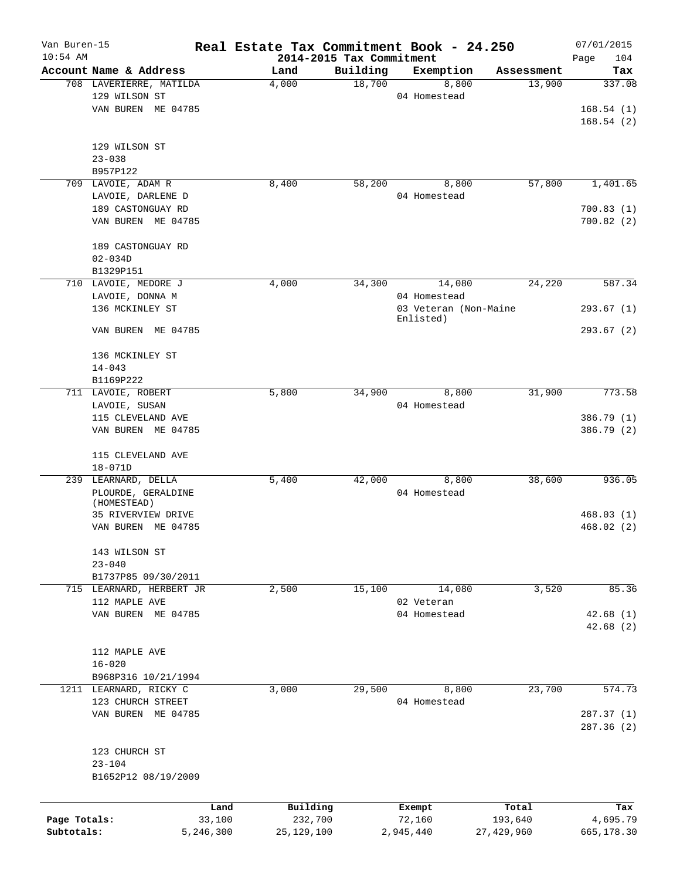# Real Estate Tax Commitment Book - 24.250

Van Buren-15
10:54 AM

2014-2015 Tax Commitment

07/01/2015

| Account | Name & Address | Land | Building | Exemption | Assessment | Tax |
|---|---|---|---|---|---|---|
| 708 | LAVERIERRE, MATILDA<br>129 WILSON ST<br>VAN BUREN ME 04785<br><br>129 WILSON ST<br>23-038<br>B957P122 | 4,000 | 18,700 | 8,800<br>04 Homestead | 13,900 | 337.08<br>168.54 (1)<br>168.54 (2) |
| 709 | LAVOIE, ADAM R<br>LAVOIE, DARLENE D<br>189 CASTONGUAY RD<br>VAN BUREN ME 04785<br><br>189 CASTONGUAY RD<br>02-034D<br>B1329P151 | 8,400 | 58,200 | 8,800<br>04 Homestead | 57,800 | 1,401.65<br>700.83 (1)<br>700.82 (2) |
| 710 | LAVOIE, MEDORE J<br>LAVOIE, DONNA M<br>136 MCKINLEY ST<br>VAN BUREN ME 04785<br><br>136 MCKINLEY ST<br>14-043<br>B1169P222 | 4,000 | 34,300 | 14,080<br>04 Homestead<br>03 Veteran (Non-Maine Enlisted) | 24,220 | 587.34<br>293.67 (1)<br>293.67 (2) |
| 711 | LAVOIE, ROBERT<br>LAVOIE, SUSAN<br>115 CLEVELAND AVE<br>VAN BUREN ME 04785<br><br>115 CLEVELAND AVE<br>18-071D | 5,800 | 34,900 | 8,800<br>04 Homestead | 31,900 | 773.58<br>386.79 (1)<br>386.79 (2) |
| 239 | LEARNARD, DELLA<br>PLOURDE, GERALDINE (HOMESTEAD)<br>35 RIVERVIEW DRIVE<br>VAN BUREN ME 04785<br><br>143 WILSON ST<br>23-040<br>B1737P85 09/30/2011 | 5,400 | 42,000 | 8,800<br>04 Homestead | 38,600 | 936.05<br>468.03 (1)<br>468.02 (2) |
| 715 | LEARNARD, HERBERT JR<br>112 MAPLE AVE<br>VAN BUREN ME 04785<br><br>112 MAPLE AVE<br>16-020<br>B968P316 10/21/1994 | 2,500 | 15,100 | 14,080<br>02 Veteran<br>04 Homestead | 3,520 | 85.36<br>42.68 (1)<br>42.68 (2) |
| 1211 | LEARNARD, RICKY C<br>123 CHURCH STREET<br>VAN BUREN ME 04785<br><br>123 CHURCH ST<br>23-104<br>B1652P12 08/19/2009 | 3,000 | 29,500 | 8,800<br>04 Homestead | 23,700 | 574.73<br>287.37 (1)<br>287.36 (2) |

| | Land | Building | Exempt | Total | Tax |
|---|---|---|---|---|---|
| Page Totals: | 33,100 | 232,700 | 72,160 | 193,640 | 4,695.79 |
| Subtotals: | 5,246,300 | 25,129,100 | 2,945,440 | 27,429,960 | 665,178.30 |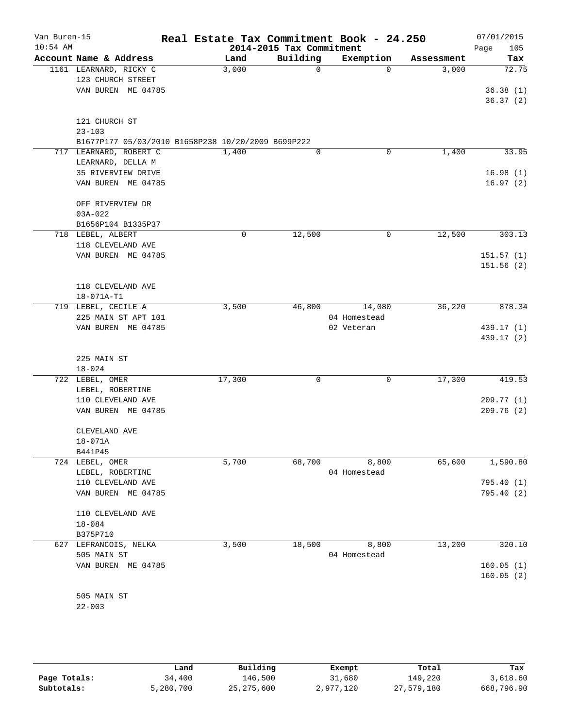# Real Estate Tax Commitment Book - 24.250

Van Buren-15, 10:54 AM — 2014-2015 Tax Commitment — 07/01/2015

| Account Name & Address | Land | Building | Exemption | Assessment | Tax |
|---|---|---|---|---|---|
| 1161 LEARNARD, RICKY C<br>123 CHURCH STREET<br>VAN BUREN ME 04785<br><br>121 CHURCH ST<br>23-103<br>B1677P177 05/03/2010 B1658P238 10/20/2009 B699P222 | 3,000 | 0 | 0 | 3,000 | 72.75<br>36.38 (1)<br>36.37 (2) |
| 717 LEARNARD, ROBERT C<br>LEARNARD, DELLA M<br>35 RIVERVIEW DRIVE<br>VAN BUREN ME 04785<br><br>OFF RIVERVIEW DR<br>03A-022<br>B1656P104 B1335P37 | 1,400 | 0 | 0 | 1,400 | 33.95<br>16.98 (1)<br>16.97 (2) |
| 718 LEBEL, ALBERT<br>118 CLEVELAND AVE<br>VAN BUREN ME 04785<br><br>118 CLEVELAND AVE<br>18-071A-T1 | 0 | 12,500 | 0 | 12,500 | 303.13<br>151.57 (1)<br>151.56 (2) |
| 719 LEBEL, CECILE A<br>225 MAIN ST APT 101<br>VAN BUREN ME 04785<br><br>225 MAIN ST<br>18-024 | 3,500 | 46,800 | 14,080<br>04 Homestead<br>02 Veteran | 36,220 | 878.34<br>439.17 (1)<br>439.17 (2) |
| 722 LEBEL, OMER<br>LEBEL, ROBERTINE<br>110 CLEVELAND AVE<br>VAN BUREN ME 04785<br><br>CLEVELAND AVE<br>18-071A<br>B441P45 | 17,300 | 0 | 0 | 17,300 | 419.53<br>209.77 (1)<br>209.76 (2) |
| 724 LEBEL, OMER<br>LEBEL, ROBERTINE<br>110 CLEVELAND AVE<br>VAN BUREN ME 04785<br><br>110 CLEVELAND AVE<br>18-084<br>B375P710 | 5,700 | 68,700 | 8,800<br>04 Homestead | 65,600 | 1,590.80<br>795.40 (1)<br>795.40 (2) |
| 627 LEFRANCOIS, NELKA<br>505 MAIN ST<br>VAN BUREN ME 04785<br><br>505 MAIN ST<br>22-003 | 3,500 | 18,500 | 8,800<br>04 Homestead | 13,200 | 320.10<br>160.05 (1)<br>160.05 (2) |

| | Land | Building | Exempt | Total | Tax |
|---|---|---|---|---|---|
| Page Totals: | 34,400 | 146,500 | 31,680 | 149,220 | 3,618.60 |
| Subtotals: | 5,280,700 | 25,275,600 | 2,977,120 | 27,579,180 | 668,796.90 |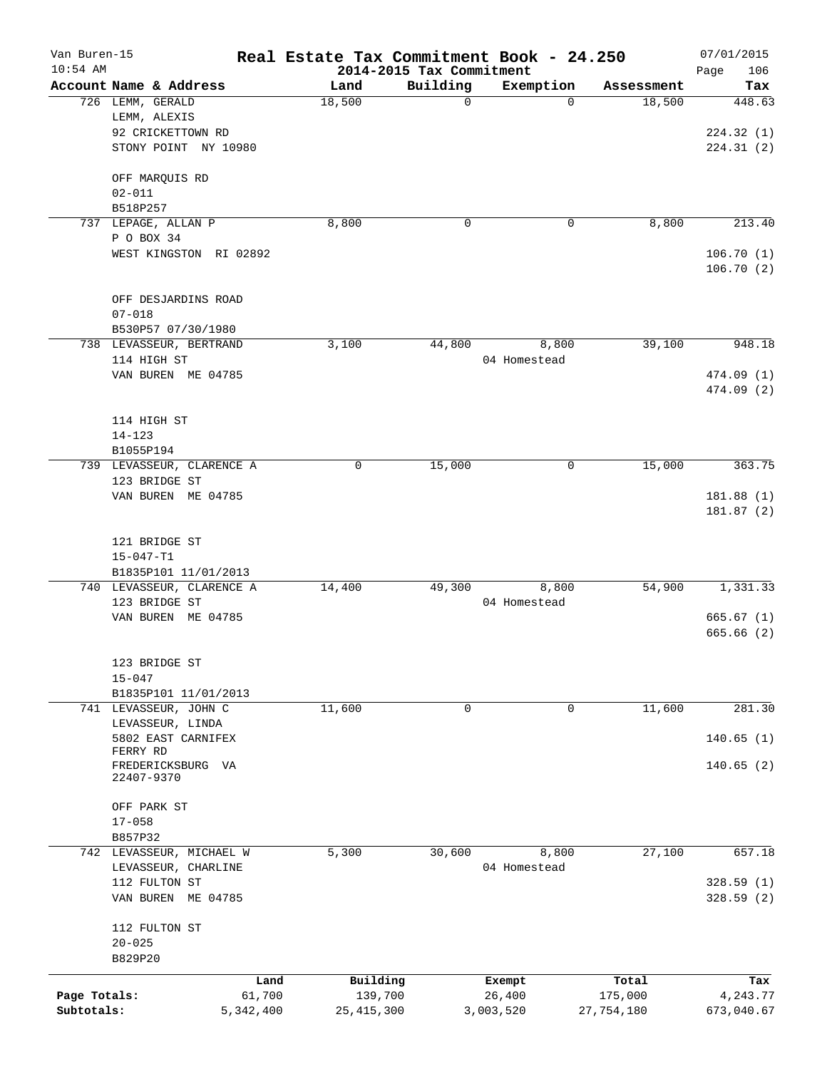# Real Estate Tax Commitment Book - 24.250

Van Buren-15
10:54 AM

2014-2015 Tax Commitment

07/01/2015

| Account Name & Address | Land | Building | Exemption | Assessment | Tax |
|---|---|---|---|---|---|
| 726 LEMM, GERALD<br>LEMM, ALEXIS<br>92 CRICKETTOWN RD<br>STONY POINT NY 10980<br><br>OFF MARQUIS RD<br>02-011<br>B518P257 | 18,500 | 0 | 0 | 18,500 | 448.63<br><br>224.32 (1)<br>224.31 (2) |
| 737 LEPAGE, ALLAN P<br>P O BOX 34<br>WEST KINGSTON RI 02892<br><br>OFF DESJARDINS ROAD<br>07-018<br>B530P57 07/30/1980 | 8,800 | 0 | 0 | 8,800 | 213.40<br><br>106.70 (1)<br>106.70 (2) |
| 738 LEVASSEUR, BERTRAND<br>114 HIGH ST<br>VAN BUREN ME 04785<br><br>114 HIGH ST<br>14-123<br>B1055P194 | 3,100 | 44,800 | 8,800<br>04 Homestead | 39,100 | 948.18<br><br>474.09 (1)<br>474.09 (2) |
| 739 LEVASSEUR, CLARENCE A<br>123 BRIDGE ST<br>VAN BUREN ME 04785<br><br>121 BRIDGE ST<br>15-047-T1<br>B1835P101 11/01/2013 | 0 | 15,000 | 0 | 15,000 | 363.75<br><br>181.88 (1)<br>181.87 (2) |
| 740 LEVASSEUR, CLARENCE A<br>123 BRIDGE ST<br>VAN BUREN ME 04785<br><br>123 BRIDGE ST<br>15-047<br>B1835P101 11/01/2013 | 14,400 | 49,300 | 8,800<br>04 Homestead | 54,900 | 1,331.33<br><br>665.67 (1)<br>665.66 (2) |
| 741 LEVASSEUR, JOHN C<br>LEVASSEUR, LINDA<br>5802 EAST CARNIFEX FERRY RD<br>FREDERICKSBURG VA 22407-9370<br><br>OFF PARK ST<br>17-058<br>B857P32 | 11,600 | 0 | 0 | 11,600 | 281.30<br><br>140.65 (1)<br>140.65 (2) |
| 742 LEVASSEUR, MICHAEL W<br>LEVASSEUR, CHARLINE<br>112 FULTON ST<br>VAN BUREN ME 04785<br><br>112 FULTON ST<br>20-025<br>B829P20 | 5,300 | 30,600 | 8,800<br>04 Homestead | 27,100 | 657.18<br><br>328.59 (1)<br>328.59 (2) |

| | Land | Building | Exempt | Total | Tax |
|---|---|---|---|---|---|
| Page Totals: | 61,700 | 139,700 | 26,400 | 175,000 | 4,243.77 |
| Subtotals: | 5,342,400 | 25,415,300 | 3,003,520 | 27,754,180 | 673,040.67 |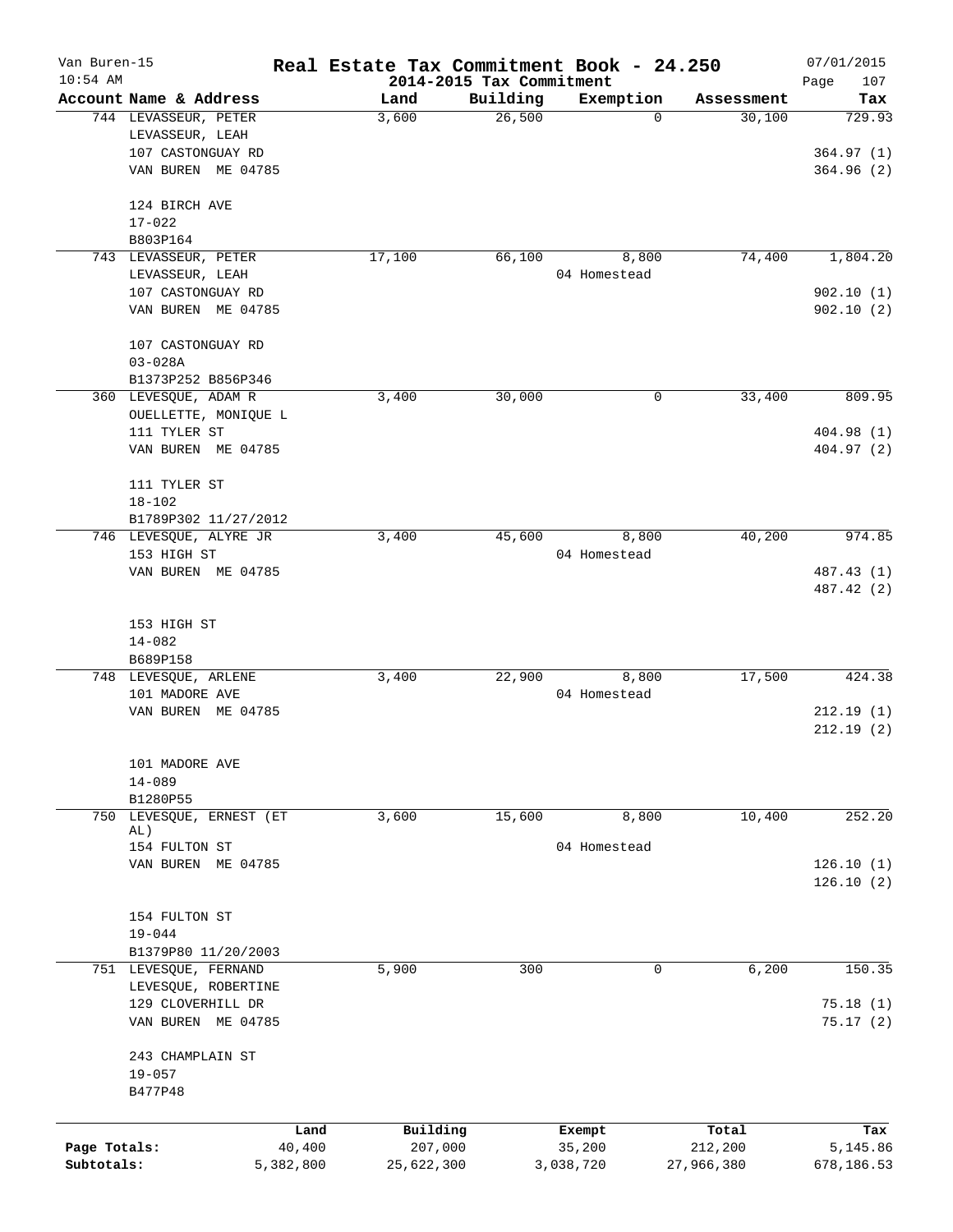# Real Estate Tax Commitment Book - 24.250

Van Buren-15
10:54 AM

2014-2015 Tax Commitment

07/01/2015

| Account Name & Address | Land | Building | Exemption | Assessment | Tax |
|---|---|---|---|---|---|
| 744 LEVASSEUR, PETER<br>LEVASSEUR, LEAH<br>107 CASTONGUAY RD<br>VAN BUREN ME 04785<br><br>124 BIRCH AVE<br>17-022<br>B803P164 | 3,600 | 26,500 | 0 | 30,100 | 729.93<br><br>364.97 (1)<br>364.96 (2) |
| 743 LEVASSEUR, PETER<br>LEVASSEUR, LEAH<br>107 CASTONGUAY RD<br>VAN BUREN ME 04785<br><br>107 CASTONGUAY RD<br>03-028A<br>B1373P252 B856P346 | 17,100 | 66,100 | 8,800<br>04 Homestead | 74,400 | 1,804.20<br><br>902.10 (1)<br>902.10 (2) |
| 360 LEVESQUE, ADAM R<br>OUELLETTE, MONIQUE L<br>111 TYLER ST<br>VAN BUREN ME 04785<br><br>111 TYLER ST<br>18-102<br>B1789P302 11/27/2012 | 3,400 | 30,000 | 0 | 33,400 | 809.95<br><br>404.98 (1)<br>404.97 (2) |
| 746 LEVESQUE, ALYRE JR<br>153 HIGH ST<br>VAN BUREN ME 04785<br><br>153 HIGH ST<br>14-082<br>B689P158 | 3,400 | 45,600 | 8,800<br>04 Homestead | 40,200 | 974.85<br><br>487.43 (1)<br>487.42 (2) |
| 748 LEVESQUE, ARLENE<br>101 MADORE AVE<br>VAN BUREN ME 04785<br><br>101 MADORE AVE<br>14-089<br>B1280P55 | 3,400 | 22,900 | 8,800<br>04 Homestead | 17,500 | 424.38<br><br>212.19 (1)<br>212.19 (2) |
| 750 LEVESQUE, ERNEST (ET AL)<br>154 FULTON ST<br>VAN BUREN ME 04785<br><br>154 FULTON ST<br>19-044<br>B1379P80 11/20/2003 | 3,600 | 15,600 | 8,800<br>04 Homestead | 10,400 | 252.20<br><br>126.10 (1)<br>126.10 (2) |
| 751 LEVESQUE, FERNAND<br>LEVESQUE, ROBERTINE<br>129 CLOVERHILL DR<br>VAN BUREN ME 04785<br><br>243 CHAMPLAIN ST<br>19-057<br>B477P48 | 5,900 | 300 | 0 | 6,200 | 150.35<br><br>75.18 (1)<br>75.17 (2) |

| | Land | Building | Exempt | Total | Tax |
|---|---|---|---|---|---|
| Page Totals: | 40,400 | 207,000 | 35,200 | 212,200 | 5,145.86 |
| Subtotals: | 5,382,800 | 25,622,300 | 3,038,720 | 27,966,380 | 678,186.53 |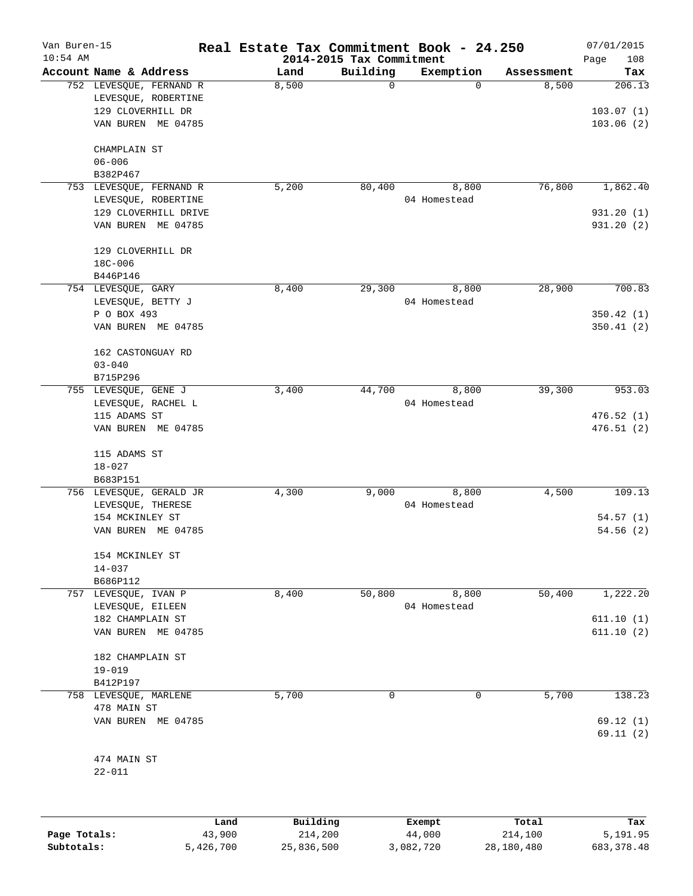# Real Estate Tax Commitment Book - 24.250

Van Buren-15
10:54 AM

2014-2015 Tax Commitment

07/01/2015

| Account Name & Address | Land | Building | Exemption | Assessment | Tax |
|---|---|---|---|---|---|
| 752 LEVESQUE, FERNAND R<br>LEVESQUE, ROBERTINE<br>129 CLOVERHILL DR<br>VAN BUREN ME 04785<br><br>CHAMPLAIN ST<br>06-006<br>B382P467 | 8,500 | 0 | 0 | 8,500 | 206.13<br><br>103.07 (1)<br>103.06 (2) |
| 753 LEVESQUE, FERNAND R<br>LEVESQUE, ROBERTINE<br>129 CLOVERHILL DRIVE<br>VAN BUREN ME 04785<br><br>129 CLOVERHILL DR<br>18C-006<br>B446P146 | 5,200 | 80,400 | 8,800<br>04 Homestead | 76,800 | 1,862.40<br><br>931.20 (1)<br>931.20 (2) |
| 754 LEVESQUE, GARY<br>LEVESQUE, BETTY J<br>P O BOX 493<br>VAN BUREN ME 04785<br><br>162 CASTONGUAY RD<br>03-040<br>B715P296 | 8,400 | 29,300 | 8,800<br>04 Homestead | 28,900 | 700.83<br><br>350.42 (1)<br>350.41 (2) |
| 755 LEVESQUE, GENE J<br>LEVESQUE, RACHEL L<br>115 ADAMS ST<br>VAN BUREN ME 04785<br><br>115 ADAMS ST<br>18-027<br>B683P151 | 3,400 | 44,700 | 8,800<br>04 Homestead | 39,300 | 953.03<br><br>476.52 (1)<br>476.51 (2) |
| 756 LEVESQUE, GERALD JR<br>LEVESQUE, THERESE<br>154 MCKINLEY ST<br>VAN BUREN ME 04785<br><br>154 MCKINLEY ST<br>14-037<br>B686P112 | 4,300 | 9,000 | 8,800<br>04 Homestead | 4,500 | 109.13<br><br>54.57 (1)<br>54.56 (2) |
| 757 LEVESQUE, IVAN P<br>LEVESQUE, EILEEN<br>182 CHAMPLAIN ST<br>VAN BUREN ME 04785<br><br>182 CHAMPLAIN ST<br>19-019<br>B412P197 | 8,400 | 50,800 | 8,800<br>04 Homestead | 50,400 | 1,222.20<br><br>611.10 (1)<br>611.10 (2) |
| 758 LEVESQUE, MARLENE<br>478 MAIN ST<br>VAN BUREN ME 04785<br><br>474 MAIN ST<br>22-011 | 5,700 | 0 | 0 | 5,700 | 138.23<br><br>69.12 (1)<br>69.11 (2) |

| | Land | Building | Exempt | Total | Tax |
|---|---|---|---|---|---|
| **Page Totals:** | 43,900 | 214,200 | 44,000 | 214,100 | 5,191.95 |
| **Subtotals:** | 5,426,700 | 25,836,500 | 3,082,720 | 28,180,480 | 683,378.48 |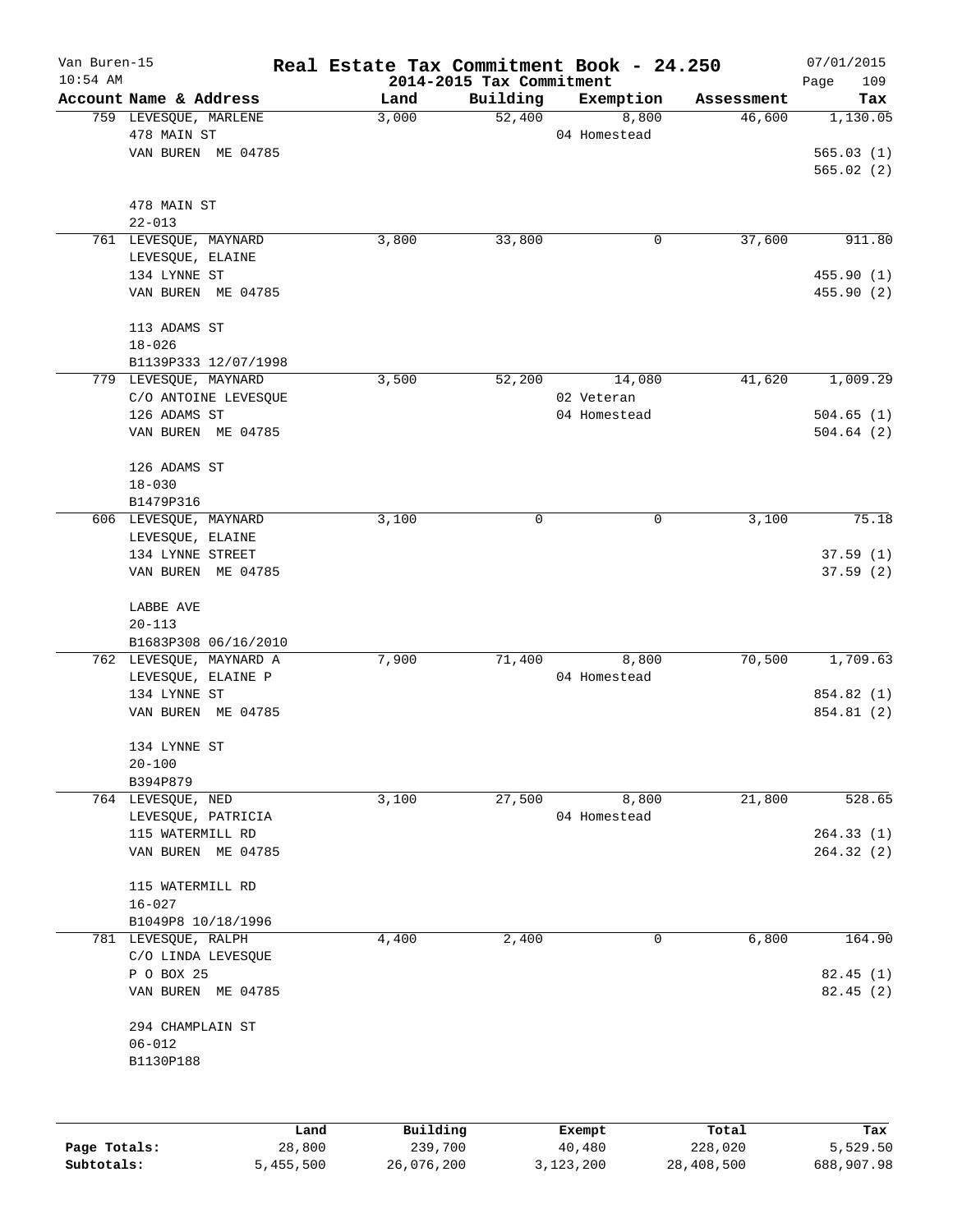# Real Estate Tax Commitment Book - 24.250

Van Buren-15
10:54 AM

2014-2015 Tax Commitment

07/01/2015

| Account Name & Address | Land | Building | Exemption | Assessment | Tax |
|---|---|---|---|---|---|
| 759 LEVESQUE, MARLENE<br>478 MAIN ST<br>VAN BUREN ME 04785<br><br>478 MAIN ST<br>22-013 | 3,000 | 52,400 | 8,800<br>04 Homestead | 46,600 | 1,130.05<br><br>565.03 (1)<br>565.02 (2) |
| 761 LEVESQUE, MAYNARD<br>LEVESQUE, ELAINE<br>134 LYNNE ST<br>VAN BUREN ME 04785<br><br>113 ADAMS ST<br>18-026<br>B1139P333 12/07/1998 | 3,800 | 33,800 | 0 | 37,600 | 911.80<br><br>455.90 (1)<br>455.90 (2) |
| 779 LEVESQUE, MAYNARD<br>C/O ANTOINE LEVESQUE<br>126 ADAMS ST<br>VAN BUREN ME 04785<br><br>126 ADAMS ST<br>18-030<br>B1479P316 | 3,500 | 52,200 | 14,080<br>02 Veteran<br>04 Homestead | 41,620 | 1,009.29<br><br>504.65 (1)<br>504.64 (2) |
| 606 LEVESQUE, MAYNARD<br>LEVESQUE, ELAINE<br>134 LYNNE STREET<br>VAN BUREN ME 04785<br><br>LABBE AVE<br>20-113<br>B1683P308 06/16/2010 | 3,100 | 0 | 0 | 3,100 | 75.18<br><br>37.59 (1)<br>37.59 (2) |
| 762 LEVESQUE, MAYNARD A<br>LEVESQUE, ELAINE P<br>134 LYNNE ST<br>VAN BUREN ME 04785<br><br>134 LYNNE ST<br>20-100<br>B394P879 | 7,900 | 71,400 | 8,800<br>04 Homestead | 70,500 | 1,709.63<br><br>854.82 (1)<br>854.81 (2) |
| 764 LEVESQUE, NED<br>LEVESQUE, PATRICIA<br>115 WATERMILL RD<br>VAN BUREN ME 04785<br><br>115 WATERMILL RD<br>16-027<br>B1049P8 10/18/1996 | 3,100 | 27,500 | 8,800<br>04 Homestead | 21,800 | 528.65<br><br>264.33 (1)<br>264.32 (2) |
| 781 LEVESQUE, RALPH<br>C/O LINDA LEVESQUE<br>P O BOX 25<br>VAN BUREN ME 04785<br><br>294 CHAMPLAIN ST<br>06-012<br>B1130P188 | 4,400 | 2,400 | 0 | 6,800 | 164.90<br><br>82.45 (1)<br>82.45 (2) |

| | Land | Building | Exempt | Total | Tax |
|---|---|---|---|---|---|
| Page Totals: | 28,800 | 239,700 | 40,480 | 228,020 | 5,529.50 |
| Subtotals: | 5,455,500 | 26,076,200 | 3,123,200 | 28,408,500 | 688,907.98 |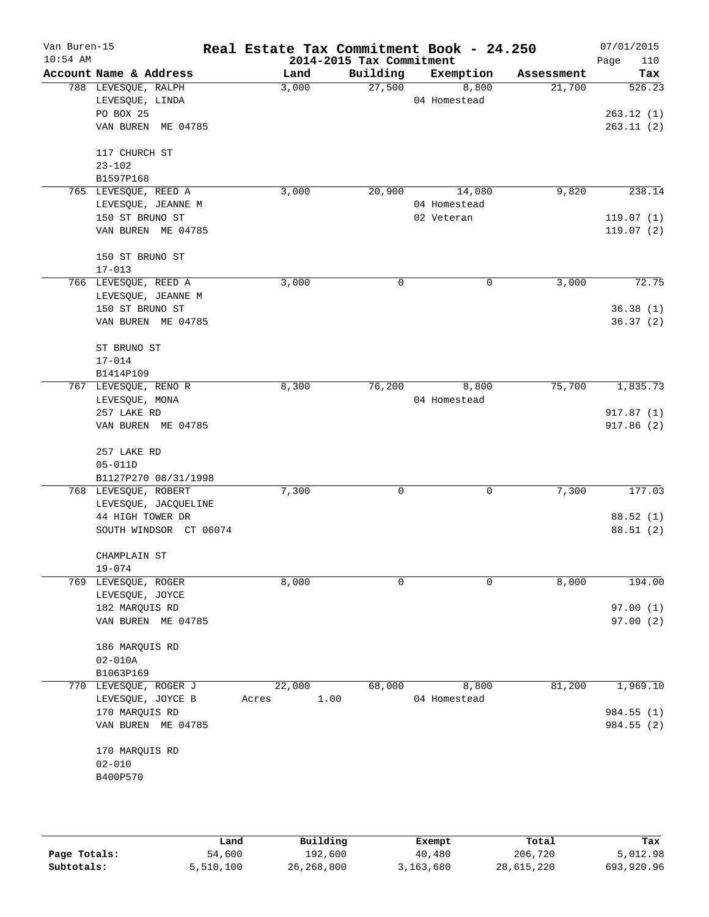# Real Estate Tax Commitment Book - 24.250

Van Buren-15
10:54 AM
2014-2015 Tax Commitment
07/01/2015

| Account Name & Address | Land | Building | Exemption | Assessment | Tax |
|---|---|---|---|---|---|
| 788 LEVESQUE, RALPH | 3,000 | 27,500 | 8,800 | 21,700 | 526.23 |
| LEVESQUE, LINDA | | | 04 Homestead | | |
| PO BOX 25 | | | | | 263.12 (1) |
| VAN BUREN ME 04785 | | | | | 263.11 (2) |
| 117 CHURCH ST | | | | | |
| 23-102 | | | | | |
| B1597P168 | | | | | |
| 765 LEVESQUE, REED A | 3,000 | 20,900 | 14,080 | 9,820 | 238.14 |
| LEVESQUE, JEANNE M | | | 04 Homestead | | |
| 150 ST BRUNO ST | | | 02 Veteran | | 119.07 (1) |
| VAN BUREN ME 04785 | | | | | 119.07 (2) |
| 150 ST BRUNO ST | | | | | |
| 17-013 | | | | | |
| 766 LEVESQUE, REED A | 3,000 | 0 | 0 | 3,000 | 72.75 |
| LEVESQUE, JEANNE M | | | | | |
| 150 ST BRUNO ST | | | | | 36.38 (1) |
| VAN BUREN ME 04785 | | | | | 36.37 (2) |
| ST BRUNO ST | | | | | |
| 17-014 | | | | | |
| B1414P109 | | | | | |
| 767 LEVESQUE, RENO R | 8,300 | 76,200 | 8,800 | 75,700 | 1,835.73 |
| LEVESQUE, MONA | | | 04 Homestead | | |
| 257 LAKE RD | | | | | 917.87 (1) |
| VAN BUREN ME 04785 | | | | | 917.86 (2) |
| 257 LAKE RD | | | | | |
| 05-011D | | | | | |
| B1127P270 08/31/1998 | | | | | |
| 768 LEVESQUE, ROBERT | 7,300 | 0 | 0 | 7,300 | 177.03 |
| LEVESQUE, JACQUELINE | | | | | |
| 44 HIGH TOWER DR | | | | | 88.52 (1) |
| SOUTH WINDSOR CT 06074 | | | | | 88.51 (2) |
| CHAMPLAIN ST | | | | | |
| 19-074 | | | | | |
| 769 LEVESQUE, ROGER | 8,000 | 0 | 0 | 8,000 | 194.00 |
| LEVESQUE, JOYCE | | | | | |
| 182 MARQUIS RD | | | | | 97.00 (1) |
| VAN BUREN ME 04785 | | | | | 97.00 (2) |
| 186 MARQUIS RD | | | | | |
| 02-010A | | | | | |
| B1063P169 | | | | | |
| 770 LEVESQUE, ROGER J | 22,000 | 68,000 | 8,800 | 81,200 | 1,969.10 |
| LEVESQUE, JOYCE B | Acres 1.00 | | 04 Homestead | | |
| 170 MARQUIS RD | | | | | 984.55 (1) |
| VAN BUREN ME 04785 | | | | | 984.55 (2) |
| 170 MARQUIS RD | | | | | |
| 02-010 | | | | | |
| B400P570 | | | | | |

| | Land | Building | Exempt | Total | Tax |
|---|---|---|---|---|---|
| Page Totals: | 54,600 | 192,600 | 40,480 | 206,720 | 5,012.98 |
| Subtotals: | 5,510,100 | 26,268,800 | 3,163,680 | 28,615,220 | 693,920.96 |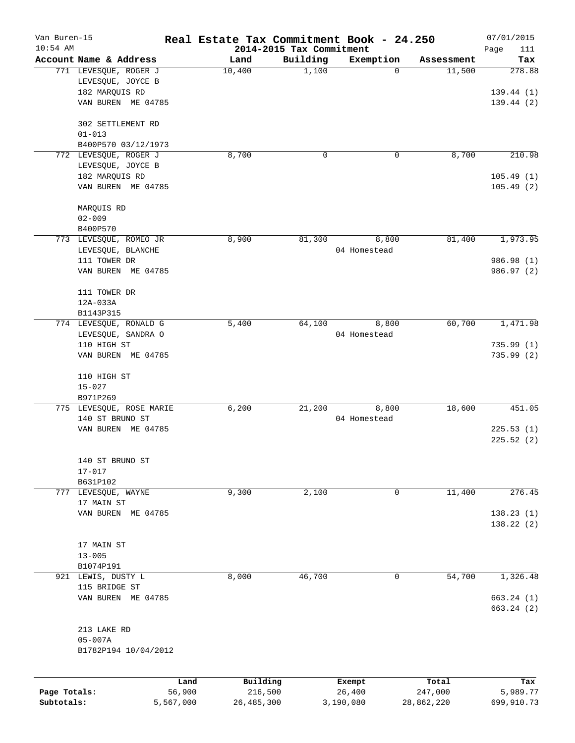# Real Estate Tax Commitment Book - 24.250

Van Buren-15
10:54 AM

2014-2015 Tax Commitment

07/01/2015

| Account Name & Address | Land | Building | Exemption | Assessment | Tax |
|---|---|---|---|---|---|
| 771 LEVESQUE, ROGER J | 10,400 | 1,100 | 0 | 11,500 | 278.88 |
| LEVESQUE, JOYCE B | | | | | |
| 182 MARQUIS RD | | | | | 139.44 (1) |
| VAN BUREN ME 04785 | | | | | 139.44 (2) |
| 302 SETTLEMENT RD | | | | | |
| 01-013 | | | | | |
| B400P570 03/12/1973 | | | | | |
| 772 LEVESQUE, ROGER J | 8,700 | 0 | 0 | 8,700 | 210.98 |
| LEVESQUE, JOYCE B | | | | | |
| 182 MARQUIS RD | | | | | 105.49 (1) |
| VAN BUREN ME 04785 | | | | | 105.49 (2) |
| MARQUIS RD | | | | | |
| 02-009 | | | | | |
| B400P570 | | | | | |
| 773 LEVESQUE, ROMEO JR | 8,900 | 81,300 | 8,800 | 81,400 | 1,973.95 |
| LEVESQUE, BLANCHE | | | 04 Homestead | | |
| 111 TOWER DR | | | | | 986.98 (1) |
| VAN BUREN ME 04785 | | | | | 986.97 (2) |
| 111 TOWER DR | | | | | |
| 12A-033A | | | | | |
| B1143P315 | | | | | |
| 774 LEVESQUE, RONALD G | 5,400 | 64,100 | 8,800 | 60,700 | 1,471.98 |
| LEVESQUE, SANDRA O | | | 04 Homestead | | |
| 110 HIGH ST | | | | | 735.99 (1) |
| VAN BUREN ME 04785 | | | | | 735.99 (2) |
| 110 HIGH ST | | | | | |
| 15-027 | | | | | |
| B971P269 | | | | | |
| 775 LEVESQUE, ROSE MARIE | 6,200 | 21,200 | 8,800 | 18,600 | 451.05 |
| 140 ST BRUNO ST | | | 04 Homestead | | |
| VAN BUREN ME 04785 | | | | | 225.53 (1) |
| | | | | | 225.52 (2) |
| 140 ST BRUNO ST | | | | | |
| 17-017 | | | | | |
| B631P102 | | | | | |
| 777 LEVESQUE, WAYNE | 9,300 | 2,100 | 0 | 11,400 | 276.45 |
| 17 MAIN ST | | | | | |
| VAN BUREN ME 04785 | | | | | 138.23 (1) |
| | | | | | 138.22 (2) |
| 17 MAIN ST | | | | | |
| 13-005 | | | | | |
| B1074P191 | | | | | |
| 921 LEWIS, DUSTY L | 8,000 | 46,700 | 0 | 54,700 | 1,326.48 |
| 115 BRIDGE ST | | | | | |
| VAN BUREN ME 04785 | | | | | 663.24 (1) |
| | | | | | 663.24 (2) |
| 213 LAKE RD | | | | | |
| 05-007A | | | | | |
| B1782P194 10/04/2012 | | | | | |

| | Land | Building | Exempt | Total | Tax |
|---|---|---|---|---|---|
| Page Totals: | 56,900 | 216,500 | 26,400 | 247,000 | 5,989.77 |
| Subtotals: | 5,567,000 | 26,485,300 | 3,190,080 | 28,862,220 | 699,910.73 |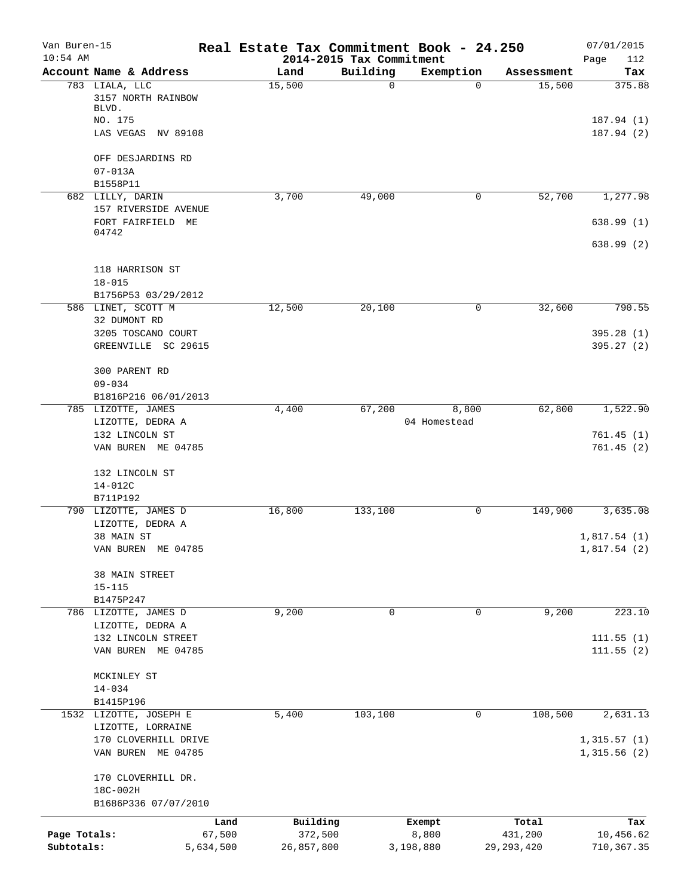# Real Estate Tax Commitment Book - 24.250

## 2014-2015 Tax Commitment

Van Buren-15
10:54 AM
07/01/2015

| Account Name & Address | Land | Building | Exemption | Assessment | Tax |
|---|---|---|---|---|---|
| 783 LIALA, LLC<br>3157 NORTH RAINBOW BLVD.<br>NO. 175<br>LAS VEGAS NV 89108<br><br>OFF DESJARDINS RD<br>07-013A<br>B1558P11 | 15,500 | 0 | 0 | 15,500 | 375.88<br><br>187.94 (1)<br>187.94 (2) |
| 682 LILLY, DARIN<br>157 RIVERSIDE AVENUE<br>FORT FAIRFIELD ME 04742<br><br>118 HARRISON ST<br>18-015<br>B1756P53 03/29/2012 | 3,700 | 49,000 | 0 | 52,700 | 1,277.98<br><br>638.99 (1)<br>638.99 (2) |
| 586 LINET, SCOTT M<br>32 DUMONT RD<br>3205 TOSCANO COURT<br>GREENVILLE SC 29615<br><br>300 PARENT RD<br>09-034<br>B1816P216 06/01/2013 | 12,500 | 20,100 | 0 | 32,600 | 790.55<br><br>395.28 (1)<br>395.27 (2) |
| 785 LIZOTTE, JAMES<br>LIZOTTE, DEDRA A<br>132 LINCOLN ST<br>VAN BUREN ME 04785<br><br>132 LINCOLN ST<br>14-012C<br>B711P192 | 4,400 | 67,200 | 8,800<br>04 Homestead | 62,800 | 1,522.90<br><br>761.45 (1)<br>761.45 (2) |
| 790 LIZOTTE, JAMES D<br>LIZOTTE, DEDRA A<br>38 MAIN ST<br>VAN BUREN ME 04785<br><br>38 MAIN STREET<br>15-115<br>B1475P247 | 16,800 | 133,100 | 0 | 149,900 | 3,635.08<br><br>1,817.54 (1)<br>1,817.54 (2) |
| 786 LIZOTTE, JAMES D<br>LIZOTTE, DEDRA A<br>132 LINCOLN STREET<br>VAN BUREN ME 04785<br><br>MCKINLEY ST<br>14-034<br>B1415P196 | 9,200 | 0 | 0 | 9,200 | 223.10<br><br>111.55 (1)<br>111.55 (2) |
| 1532 LIZOTTE, JOSEPH E<br>LIZOTTE, LORRAINE<br>170 CLOVERHILL DRIVE<br>VAN BUREN ME 04785<br><br>170 CLOVERHILL DR.<br>18C-002H<br>B1686P336 07/07/2010 | 5,400 | 103,100 | 0 | 108,500 | 2,631.13<br><br>1,315.57 (1)<br>1,315.56 (2) |

| | Land | Building | Exempt | Total | Tax |
|---|---|---|---|---|---|
| Page Totals: | 67,500 | 372,500 | 8,800 | 431,200 | 10,456.62 |
| Subtotals: | 5,634,500 | 26,857,800 | 3,198,880 | 29,293,420 | 710,367.35 |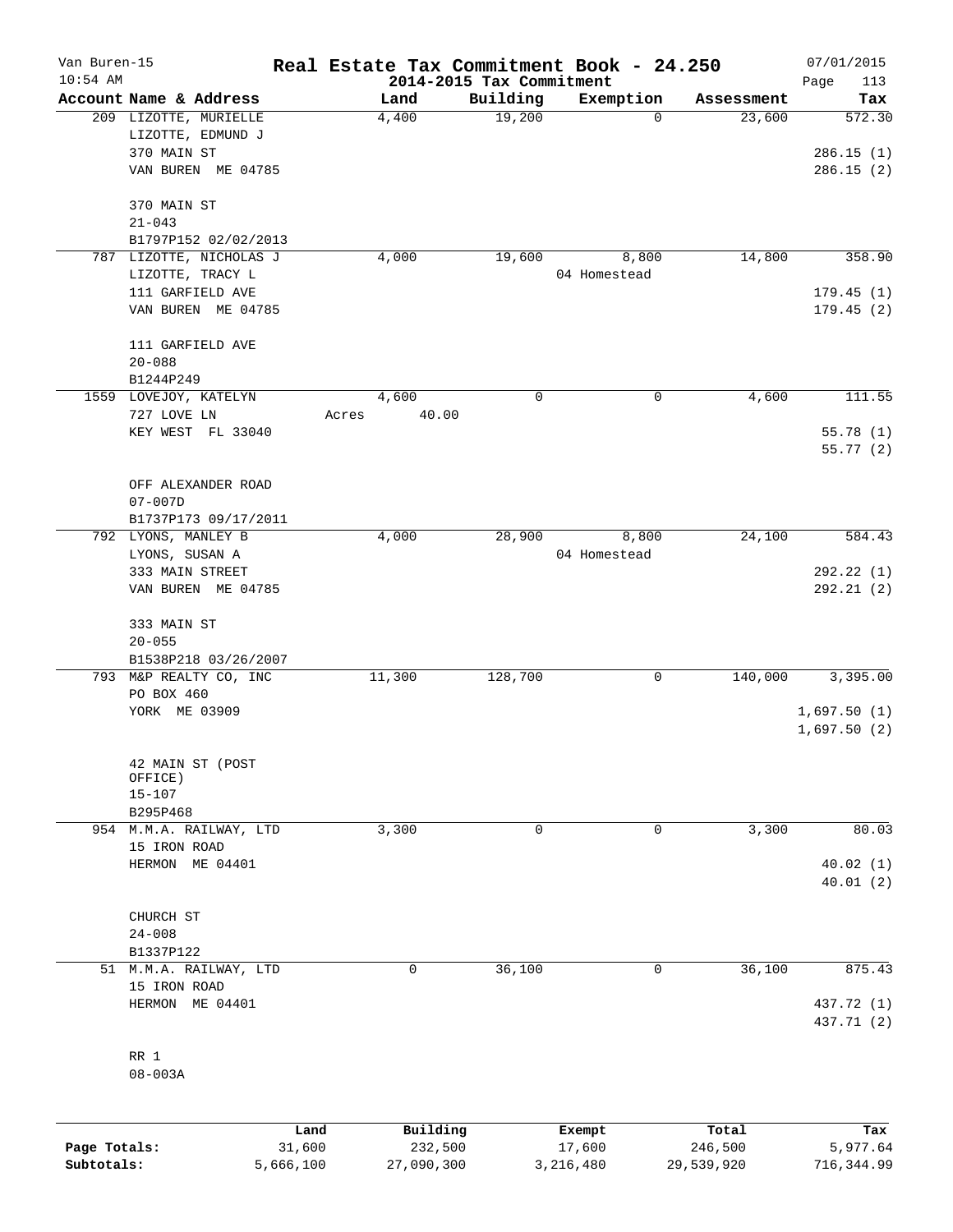# Real Estate Tax Commitment Book - 24.250

Van Buren-15
10:54 AM

2014-2015 Tax Commitment

07/01/2015

| Account Name & Address | Land | Building | Exemption | Assessment | Tax |
|---|---|---|---|---|---|
| 209 LIZOTTE, MURIELLE<br>LIZOTTE, EDMUND J<br>370 MAIN ST<br>VAN BUREN ME 04785<br><br>370 MAIN ST<br>21-043<br>B1797P152 02/02/2013 | 4,400 | 19,200 | 0 | 23,600 | 572.30<br><br>286.15 (1)<br>286.15 (2) |
| 787 LIZOTTE, NICHOLAS J<br>LIZOTTE, TRACY L<br>111 GARFIELD AVE<br>VAN BUREN ME 04785<br><br>111 GARFIELD AVE<br>20-088<br>B1244P249 | 4,000 | 19,600 | 8,800<br>04 Homestead | 14,800 | 358.90<br><br>179.45 (1)<br>179.45 (2) |
| 1559 LOVEJOY, KATELYN<br>727 LOVE LN<br>KEY WEST FL 33040<br><br>OFF ALEXANDER ROAD<br>07-007D<br>B1737P173 09/17/2011 | 4,600<br>Acres 40.00 | 0 | 0 | 4,600 | 111.55<br><br>55.78 (1)<br>55.77 (2) |
| 792 LYONS, MANLEY B<br>LYONS, SUSAN A<br>333 MAIN STREET<br>VAN BUREN ME 04785<br><br>333 MAIN ST<br>20-055<br>B1538P218 03/26/2007 | 4,000 | 28,900 | 8,800<br>04 Homestead | 24,100 | 584.43<br><br>292.22 (1)<br>292.21 (2) |
| 793 M&P REALTY CO, INC<br>PO BOX 460<br>YORK ME 03909<br><br>42 MAIN ST (POST OFFICE)<br>15-107<br>B295P468 | 11,300 | 128,700 | 0 | 140,000 | 3,395.00<br><br>1,697.50 (1)<br>1,697.50 (2) |
| 954 M.M.A. RAILWAY, LTD<br>15 IRON ROAD<br>HERMON ME 04401<br><br>CHURCH ST<br>24-008<br>B1337P122 | 3,300 | 0 | 0 | 3,300 | 80.03<br><br>40.02 (1)<br>40.01 (2) |
| 51 M.M.A. RAILWAY, LTD<br>15 IRON ROAD<br>HERMON ME 04401<br><br>RR 1<br>08-003A | 0 | 36,100 | 0 | 36,100 | 875.43<br><br>437.72 (1)<br>437.71 (2) |

| | Land | Building | Exempt | Total | Tax |
|---|---|---|---|---|---|
| Page Totals: | 31,600 | 232,500 | 17,600 | 246,500 | 5,977.64 |
| Subtotals: | 5,666,100 | 27,090,300 | 3,216,480 | 29,539,920 | 716,344.99 |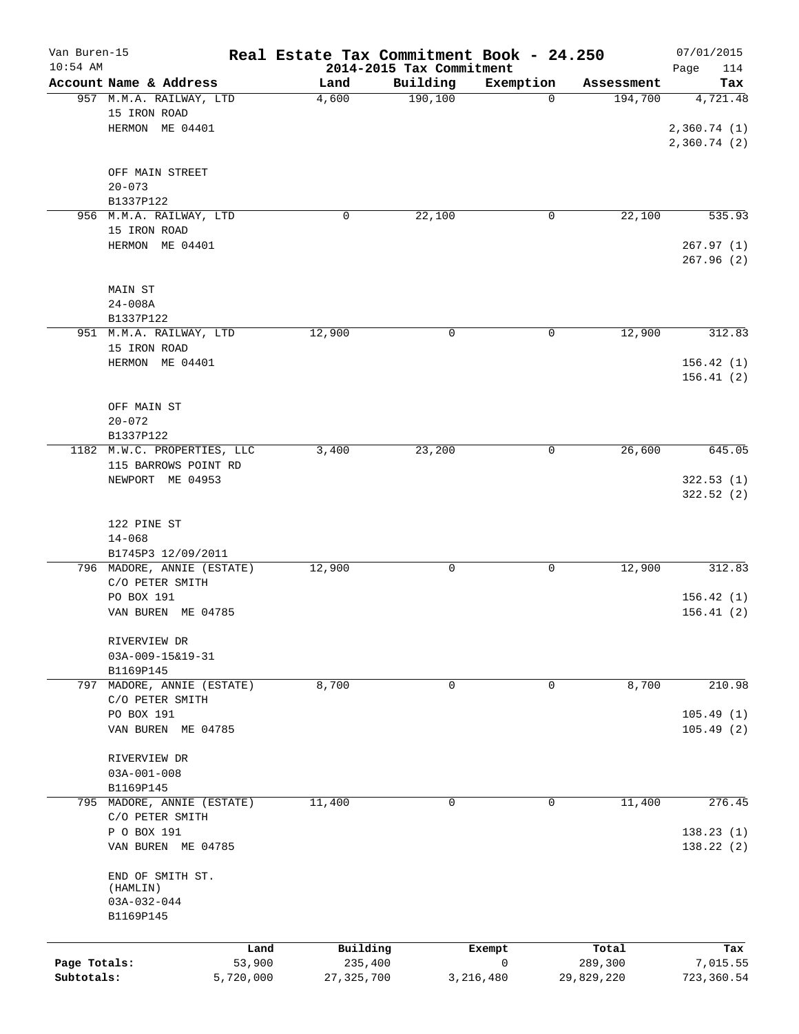# Real Estate Tax Commitment Book - 24.250

Van Buren-15
10:54 AM

2014-2015 Tax Commitment

07/01/2015

| Account Name & Address | Land | Building | Exemption | Assessment | Tax |
|---|---|---|---|---|---|
| 957 M.M.A. RAILWAY, LTD<br>15 IRON ROAD<br>HERMON ME 04401<br><br>OFF MAIN STREET<br>20-073<br>B1337P122 | 4,600 | 190,100 | 0 | 194,700 | 4,721.48<br>2,360.74 (1)<br>2,360.74 (2) |
| 956 M.M.A. RAILWAY, LTD<br>15 IRON ROAD<br>HERMON ME 04401<br><br>MAIN ST<br>24-008A<br>B1337P122 | 0 | 22,100 | 0 | 22,100 | 535.93<br>267.97 (1)<br>267.96 (2) |
| 951 M.M.A. RAILWAY, LTD<br>15 IRON ROAD<br>HERMON ME 04401<br><br>OFF MAIN ST<br>20-072<br>B1337P122 | 12,900 | 0 | 0 | 12,900 | 312.83<br>156.42 (1)<br>156.41 (2) |
| 1182 M.W.C. PROPERTIES, LLC<br>115 BARROWS POINT RD<br>NEWPORT ME 04953<br><br>122 PINE ST<br>14-068<br>B1745P3 12/09/2011 | 3,400 | 23,200 | 0 | 26,600 | 645.05<br>322.53 (1)<br>322.52 (2) |
| 796 MADORE, ANNIE (ESTATE)<br>C/O PETER SMITH<br>PO BOX 191<br>VAN BUREN ME 04785<br><br>RIVERVIEW DR<br>03A-009-15&19-31<br>B1169P145 | 12,900 | 0 | 0 | 12,900 | 312.83<br>156.42 (1)<br>156.41 (2) |
| 797 MADORE, ANNIE (ESTATE)<br>C/O PETER SMITH<br>PO BOX 191<br>VAN BUREN ME 04785<br><br>RIVERVIEW DR<br>03A-001-008<br>B1169P145 | 8,700 | 0 | 0 | 8,700 | 210.98<br>105.49 (1)<br>105.49 (2) |
| 795 MADORE, ANNIE (ESTATE)<br>C/O PETER SMITH<br>P O BOX 191<br>VAN BUREN ME 04785<br><br>END OF SMITH ST.<br>(HAMLIN)<br>03A-032-044<br>B1169P145 | 11,400 | 0 | 0 | 11,400 | 276.45<br>138.23 (1)<br>138.22 (2) |

| | Land | Building | Exempt | Total | Tax |
|---|---|---|---|---|---|
| Page Totals: | 53,900 | 235,400 | 0 | 289,300 | 7,015.55 |
| Subtotals: | 5,720,000 | 27,325,700 | 3,216,480 | 29,829,220 | 723,360.54 |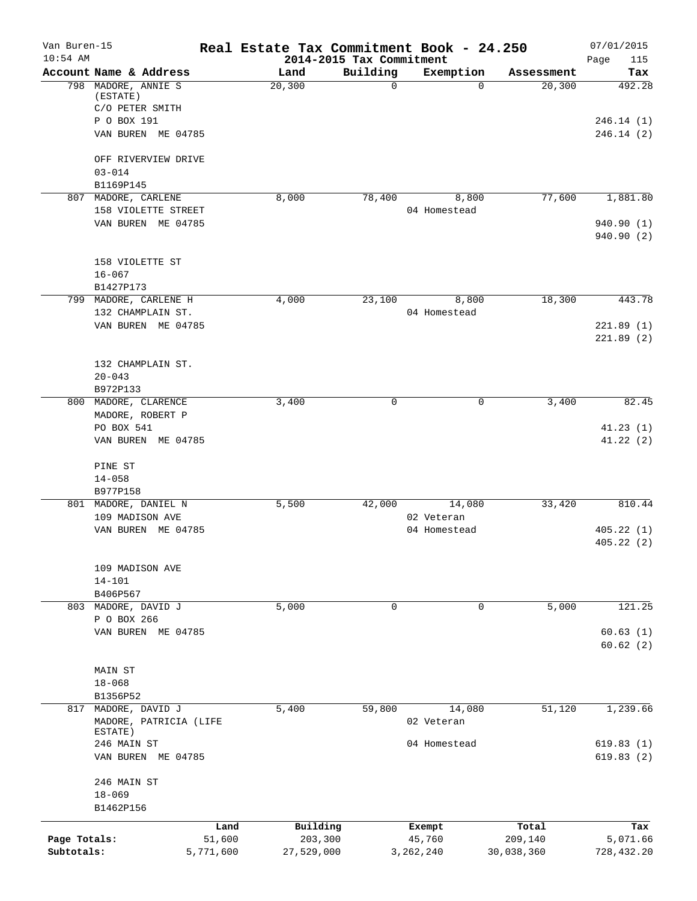# Real Estate Tax Commitment Book - 24.250

Van Buren-15
10:54 AM

2014-2015 Tax Commitment

07/01/2015

| Account Name & Address | Land | Building | Exemption | Assessment | Tax |
|---|---|---|---|---|---|
| 798 MADORE, ANNIE S (ESTATE) | 20,300 | 0 | 0 | 20,300 | 492.28 |
| C/O PETER SMITH | | | | | |
| P O BOX 191 | | | | | 246.14 (1) |
| VAN BUREN ME 04785 | | | | | 246.14 (2) |
| OFF RIVERVIEW DRIVE | | | | | |
| 03-014 | | | | | |
| B1169P145 | | | | | |
| 807 MADORE, CARLENE | 8,000 | 78,400 | 8,800 | 77,600 | 1,881.80 |
| 158 VIOLETTE STREET | | | 04 Homestead | | |
| VAN BUREN ME 04785 | | | | | 940.90 (1) |
| | | | | | 940.90 (2) |
| 158 VIOLETTE ST | | | | | |
| 16-067 | | | | | |
| B1427P173 | | | | | |
| 799 MADORE, CARLENE H | 4,000 | 23,100 | 8,800 | 18,300 | 443.78 |
| 132 CHAMPLAIN ST. | | | 04 Homestead | | |
| VAN BUREN ME 04785 | | | | | 221.89 (1) |
| | | | | | 221.89 (2) |
| 132 CHAMPLAIN ST. | | | | | |
| 20-043 | | | | | |
| B972P133 | | | | | |
| 800 MADORE, CLARENCE | 3,400 | 0 | 0 | 3,400 | 82.45 |
| MADORE, ROBERT P | | | | | |
| PO BOX 541 | | | | | 41.23 (1) |
| VAN BUREN ME 04785 | | | | | 41.22 (2) |
| PINE ST | | | | | |
| 14-058 | | | | | |
| B977P158 | | | | | |
| 801 MADORE, DANIEL N | 5,500 | 42,000 | 14,080 | 33,420 | 810.44 |
| 109 MADISON AVE | | | 02 Veteran | | |
| VAN BUREN ME 04785 | | | 04 Homestead | | 405.22 (1) |
| | | | | | 405.22 (2) |
| 109 MADISON AVE | | | | | |
| 14-101 | | | | | |
| B406P567 | | | | | |
| 803 MADORE, DAVID J | 5,000 | 0 | 0 | 5,000 | 121.25 |
| P O BOX 266 | | | | | |
| VAN BUREN ME 04785 | | | | | 60.63 (1) |
| | | | | | 60.62 (2) |
| MAIN ST | | | | | |
| 18-068 | | | | | |
| B1356P52 | | | | | |
| 817 MADORE, DAVID J | 5,400 | 59,800 | 14,080 | 51,120 | 1,239.66 |
| MADORE, PATRICIA (LIFE ESTATE) | | | 02 Veteran | | |
| 246 MAIN ST | | | 04 Homestead | | 619.83 (1) |
| VAN BUREN ME 04785 | | | | | 619.83 (2) |
| 246 MAIN ST | | | | | |
| 18-069 | | | | | |
| B1462P156 | | | | | |

| | Land | Building | Exempt | Total | Tax |
|---|---|---|---|---|---|
| Page Totals: | 51,600 | 203,300 | 45,760 | 209,140 | 5,071.66 |
| Subtotals: | 5,771,600 | 27,529,000 | 3,262,240 | 30,038,360 | 728,432.20 |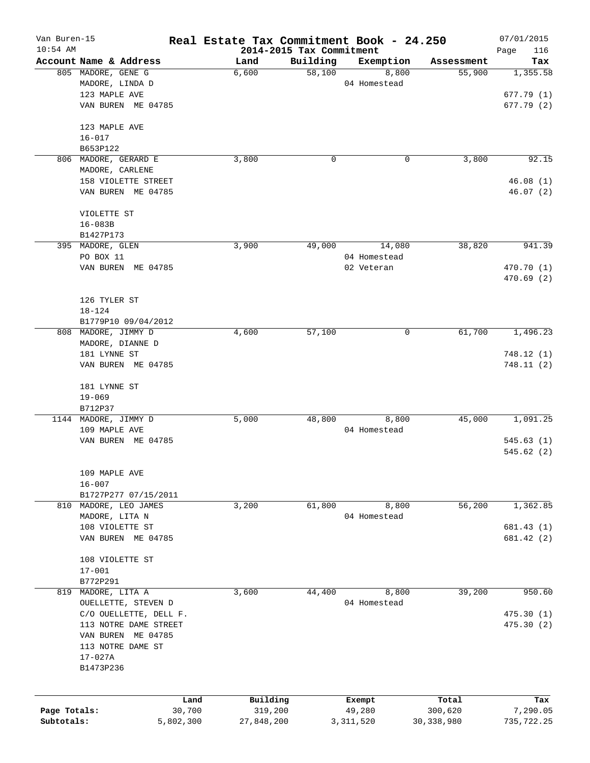# Real Estate Tax Commitment Book - 24.250

Van Buren-15
10:54 AM

2014-2015 Tax Commitment

07/01/2015

| Account Name & Address | Land | Building | Exemption | Assessment | Tax |
|---|---|---|---|---|---|
| 805 MADORE, GENE G | 6,600 | 58,100 | 8,800 | 55,900 | 1,355.58 |
| MADORE, LINDA D | | | 04 Homestead | | |
| 123 MAPLE AVE | | | | | 677.79 (1) |
| VAN BUREN ME 04785 | | | | | 677.79 (2) |
| 123 MAPLE AVE | | | | | |
| 16-017 | | | | | |
| B653P122 | | | | | |
| 806 MADORE, GERARD E | 3,800 | 0 | 0 | 3,800 | 92.15 |
| MADORE, CARLENE | | | | | |
| 158 VIOLETTE STREET | | | | | 46.08 (1) |
| VAN BUREN ME 04785 | | | | | 46.07 (2) |
| VIOLETTE ST | | | | | |
| 16-083B | | | | | |
| B1427P173 | | | | | |
| 395 MADORE, GLEN | 3,900 | 49,000 | 14,080 | 38,820 | 941.39 |
| PO BOX 11 | | | 04 Homestead | | |
| VAN BUREN ME 04785 | | | 02 Veteran | | 470.70 (1) |
| | | | | | 470.69 (2) |
| 126 TYLER ST | | | | | |
| 18-124 | | | | | |
| B1779P10 09/04/2012 | | | | | |
| 808 MADORE, JIMMY D | 4,600 | 57,100 | 0 | 61,700 | 1,496.23 |
| MADORE, DIANNE D | | | | | |
| 181 LYNNE ST | | | | | 748.12 (1) |
| VAN BUREN ME 04785 | | | | | 748.11 (2) |
| 181 LYNNE ST | | | | | |
| 19-069 | | | | | |
| B712P37 | | | | | |
| 1144 MADORE, JIMMY D | 5,000 | 48,800 | 8,800 | 45,000 | 1,091.25 |
| 109 MAPLE AVE | | | 04 Homestead | | |
| VAN BUREN ME 04785 | | | | | 545.63 (1) |
| | | | | | 545.62 (2) |
| 109 MAPLE AVE | | | | | |
| 16-007 | | | | | |
| B1727P277 07/15/2011 | | | | | |
| 810 MADORE, LEO JAMES | 3,200 | 61,800 | 8,800 | 56,200 | 1,362.85 |
| MADORE, LITA N | | | 04 Homestead | | |
| 108 VIOLETTE ST | | | | | 681.43 (1) |
| VAN BUREN ME 04785 | | | | | 681.42 (2) |
| 108 VIOLETTE ST | | | | | |
| 17-001 | | | | | |
| B772P291 | | | | | |
| 819 MADORE, LITA A | 3,600 | 44,400 | 8,800 | 39,200 | 950.60 |
| OUELLETTE, STEVEN D | | | 04 Homestead | | |
| C/O OUELLETTE, DELL F. | | | | | 475.30 (1) |
| 113 NOTRE DAME STREET | | | | | 475.30 (2) |
| VAN BUREN ME 04785 | | | | | |
| 113 NOTRE DAME ST | | | | | |
| 17-027A | | | | | |
| B1473P236 | | | | | |

| | Land | Building | Exempt | Total | Tax |
|---|---|---|---|---|---|
| Page Totals: | 30,700 | 319,200 | 49,280 | 300,620 | 7,290.05 |
| Subtotals: | 5,802,300 | 27,848,200 | 3,311,520 | 30,338,980 | 735,722.25 |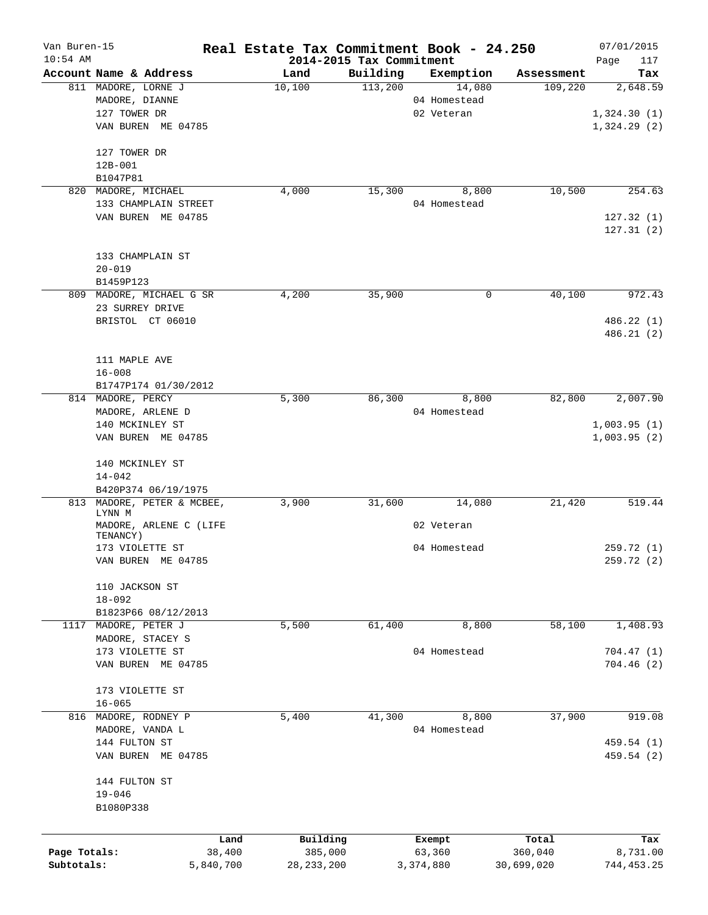# Real Estate Tax Commitment Book - 24.250

Van Buren-15
10:54 AM

2014-2015 Tax Commitment

07/01/2015

| Account Name & Address | Land | Building | Exemption | Assessment | Tax |
|---|---|---|---|---|---|
| 811 MADORE, LORNE J<br>MADORE, DIANNE<br>127 TOWER DR<br>VAN BUREN ME 04785<br><br>127 TOWER DR<br>12B-001<br>B1047P81 | 10,100 | 113,200 | 14,080<br>04 Homestead<br>02 Veteran | 109,220 | 2,648.59<br><br>1,324.30 (1)<br>1,324.29 (2) |
| 820 MADORE, MICHAEL<br>133 CHAMPLAIN STREET<br>VAN BUREN ME 04785<br><br>133 CHAMPLAIN ST<br>20-019<br>B1459P123 | 4,000 | 15,300 | 8,800<br>04 Homestead | 10,500 | 254.63<br><br>127.32 (1)<br>127.31 (2) |
| 809 MADORE, MICHAEL G SR<br>23 SURREY DRIVE<br>BRISTOL CT 06010<br><br>111 MAPLE AVE<br>16-008<br>B1747P174 01/30/2012 | 4,200 | 35,900 | 0 | 40,100 | 972.43<br><br>486.22 (1)<br>486.21 (2) |
| 814 MADORE, PERCY<br>MADORE, ARLENE D<br>140 MCKINLEY ST<br>VAN BUREN ME 04785<br><br>140 MCKINLEY ST<br>14-042<br>B420P374 06/19/1975 | 5,300 | 86,300 | 8,800<br>04 Homestead | 82,800 | 2,007.90<br><br>1,003.95 (1)<br>1,003.95 (2) |
| 813 MADORE, PETER & MCBEE, LYNN M<br>MADORE, ARLENE C (LIFE TENANCY)<br>173 VIOLETTE ST<br>VAN BUREN ME 04785<br><br>110 JACKSON ST<br>18-092<br>B1823P66 08/12/2013 | 3,900 | 31,600 | 14,080<br>02 Veteran<br>04 Homestead | 21,420 | 519.44<br><br>259.72 (1)<br>259.72 (2) |
| 1117 MADORE, PETER J<br>MADORE, STACEY S<br>173 VIOLETTE ST<br>VAN BUREN ME 04785<br><br>173 VIOLETTE ST<br>16-065 | 5,500 | 61,400 | 8,800<br>04 Homestead | 58,100 | 1,408.93<br><br>704.47 (1)<br>704.46 (2) |
| 816 MADORE, RODNEY P<br>MADORE, VANDA L<br>144 FULTON ST<br>VAN BUREN ME 04785<br><br>144 FULTON ST<br>19-046<br>B1080P338 | 5,400 | 41,300 | 8,800<br>04 Homestead | 37,900 | 919.08<br><br>459.54 (1)<br>459.54 (2) |

| | Land | Building | Exempt | Total | Tax |
|---|---|---|---|---|---|
| Page Totals: | 38,400 | 385,000 | 63,360 | 360,040 | 8,731.00 |
| Subtotals: | 5,840,700 | 28,233,200 | 3,374,880 | 30,699,020 | 744,453.25 |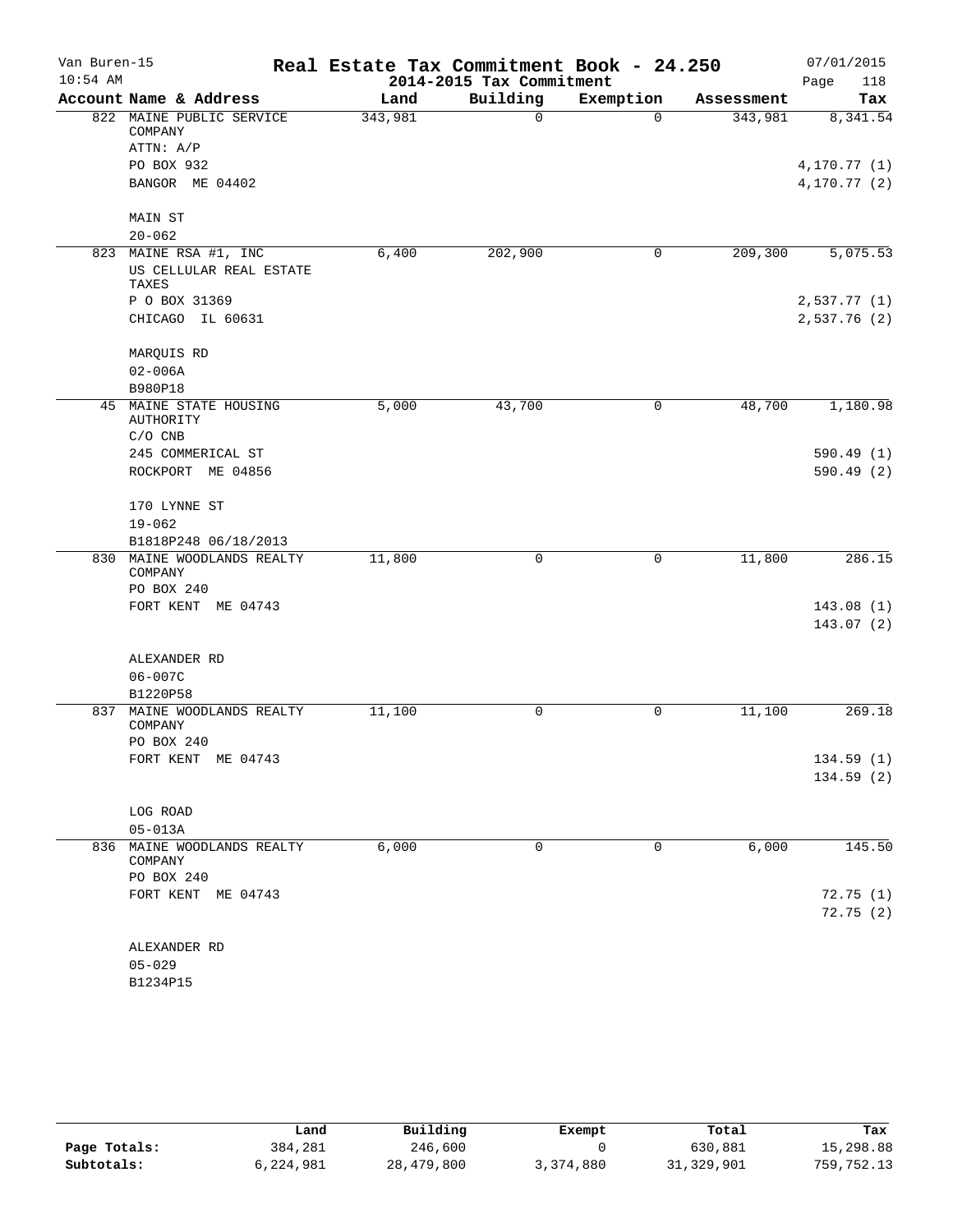# Real Estate Tax Commitment Book - 24.250

Van Buren-15
10:54 AM

2014-2015 Tax Commitment

07/01/2015

| Account Name & Address | Land | Building | Exemption | Assessment | Tax |
|---|---|---|---|---|---|
| 822 MAINE PUBLIC SERVICE COMPANY<br>ATTN: A/P<br>PO BOX 932<br>BANGOR ME 04402<br><br>MAIN ST<br>20-062 | 343,981 | 0 | 0 | 343,981 | 8,341.54<br><br>4,170.77 (1)<br>4,170.77 (2) |
| 823 MAINE RSA #1, INC<br>US CELLULAR REAL ESTATE TAXES<br>P O BOX 31369<br>CHICAGO IL 60631<br><br>MARQUIS RD<br>02-006A<br>B980P18 | 6,400 | 202,900 | 0 | 209,300 | 5,075.53<br><br>2,537.77 (1)<br>2,537.76 (2) |
| 45 MAINE STATE HOUSING AUTHORITY<br>C/O CNB<br>245 COMMERICAL ST<br>ROCKPORT ME 04856<br><br>170 LYNNE ST<br>19-062<br>B1818P248 06/18/2013 | 5,000 | 43,700 | 0 | 48,700 | 1,180.98<br><br>590.49 (1)<br>590.49 (2) |
| 830 MAINE WOODLANDS REALTY COMPANY<br>PO BOX 240<br>FORT KENT ME 04743<br><br>ALEXANDER RD<br>06-007C<br>B1220P58 | 11,800 | 0 | 0 | 11,800 | 286.15<br><br>143.08 (1)<br>143.07 (2) |
| 837 MAINE WOODLANDS REALTY COMPANY<br>PO BOX 240<br>FORT KENT ME 04743<br><br>LOG ROAD<br>05-013A | 11,100 | 0 | 0 | 11,100 | 269.18<br><br>134.59 (1)<br>134.59 (2) |
| 836 MAINE WOODLANDS REALTY COMPANY<br>PO BOX 240<br>FORT KENT ME 04743<br><br>ALEXANDER RD<br>05-029<br>B1234P15 | 6,000 | 0 | 0 | 6,000 | 145.50<br><br>72.75 (1)<br>72.75 (2) |

| | Land | Building | Exempt | Total | Tax |
|---|---|---|---|---|---|
| **Page Totals:** | 384,281 | 246,600 | 0 | 630,881 | 15,298.88 |
| **Subtotals:** | 6,224,981 | 28,479,800 | 3,374,880 | 31,329,901 | 759,752.13 |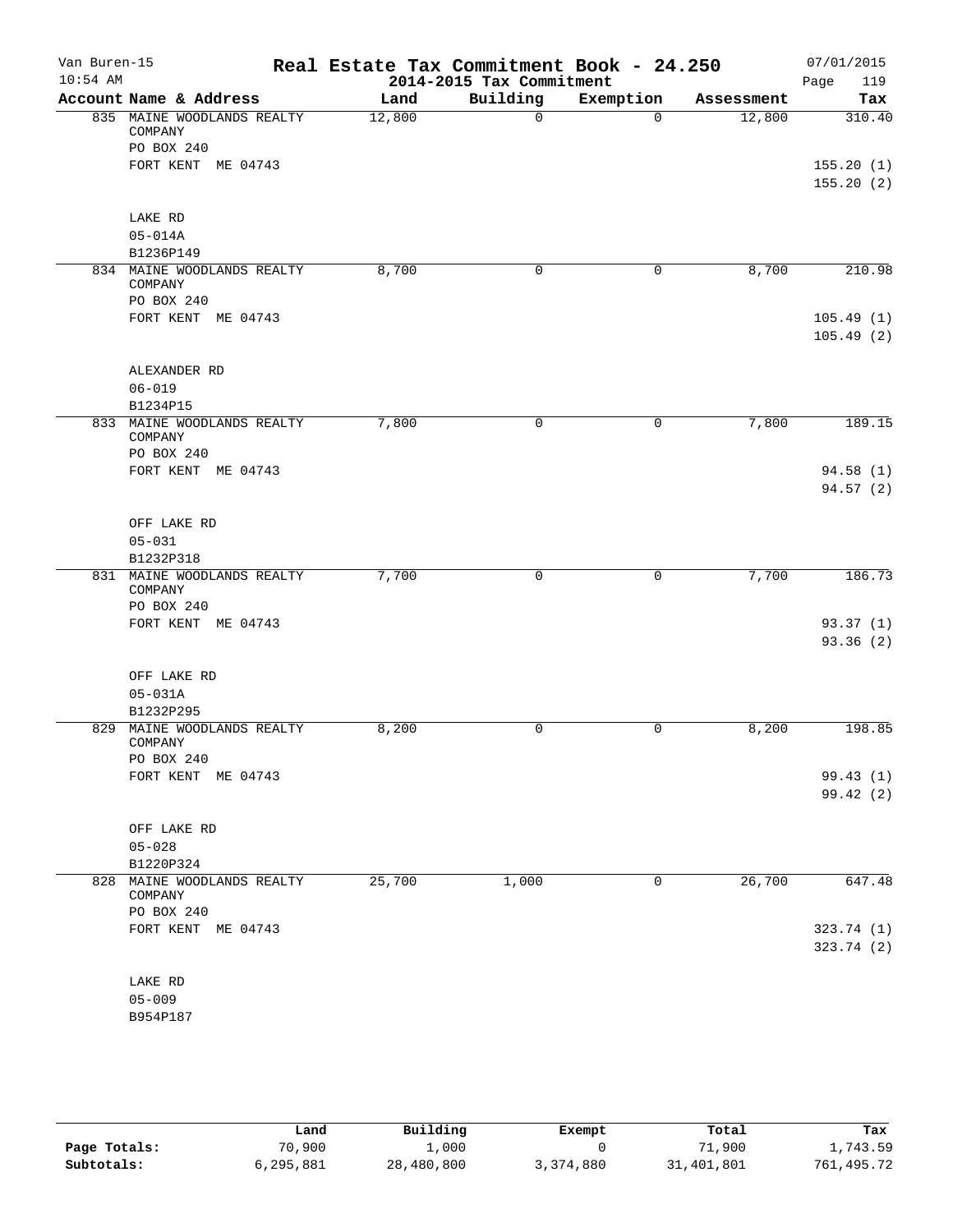# Real Estate Tax Commitment Book - 24.250

Van Buren-15
10:54 AM

2014-2015 Tax Commitment

07/01/2015
Page 119

| Account Name & Address | Land | Building | Exemption | Assessment | Tax |
|---|---|---|---|---|---|
| 835 MAINE WOODLANDS REALTY COMPANY<br>PO BOX 240<br>FORT KENT ME 04743<br><br>LAKE RD<br>05-014A<br>B1236P149 | 12,800 | 0 | 0 | 12,800 | 310.40<br><br>155.20 (1)<br>155.20 (2) |
| 834 MAINE WOODLANDS REALTY COMPANY<br>PO BOX 240<br>FORT KENT ME 04743<br><br>ALEXANDER RD<br>06-019<br>B1234P15 | 8,700 | 0 | 0 | 8,700 | 210.98<br><br>105.49 (1)<br>105.49 (2) |
| 833 MAINE WOODLANDS REALTY COMPANY<br>PO BOX 240<br>FORT KENT ME 04743<br><br>OFF LAKE RD<br>05-031<br>B1232P318 | 7,800 | 0 | 0 | 7,800 | 189.15<br><br>94.58 (1)<br>94.57 (2) |
| 831 MAINE WOODLANDS REALTY COMPANY<br>PO BOX 240<br>FORT KENT ME 04743<br><br>OFF LAKE RD<br>05-031A<br>B1232P295 | 7,700 | 0 | 0 | 7,700 | 186.73<br><br>93.37 (1)<br>93.36 (2) |
| 829 MAINE WOODLANDS REALTY COMPANY<br>PO BOX 240<br>FORT KENT ME 04743<br><br>OFF LAKE RD<br>05-028<br>B1220P324 | 8,200 | 0 | 0 | 8,200 | 198.85<br><br>99.43 (1)<br>99.42 (2) |
| 828 MAINE WOODLANDS REALTY COMPANY<br>PO BOX 240<br>FORT KENT ME 04743<br><br>LAKE RD<br>05-009<br>B954P187 | 25,700 | 1,000 | 0 | 26,700 | 647.48<br><br>323.74 (1)<br>323.74 (2) |

| | Land | Building | Exempt | Total | Tax |
|---|---|---|---|---|---|
| **Page Totals:** | 70,900 | 1,000 | 0 | 71,900 | 1,743.59 |
| **Subtotals:** | 6,295,881 | 28,480,800 | 3,374,880 | 31,401,801 | 761,495.72 |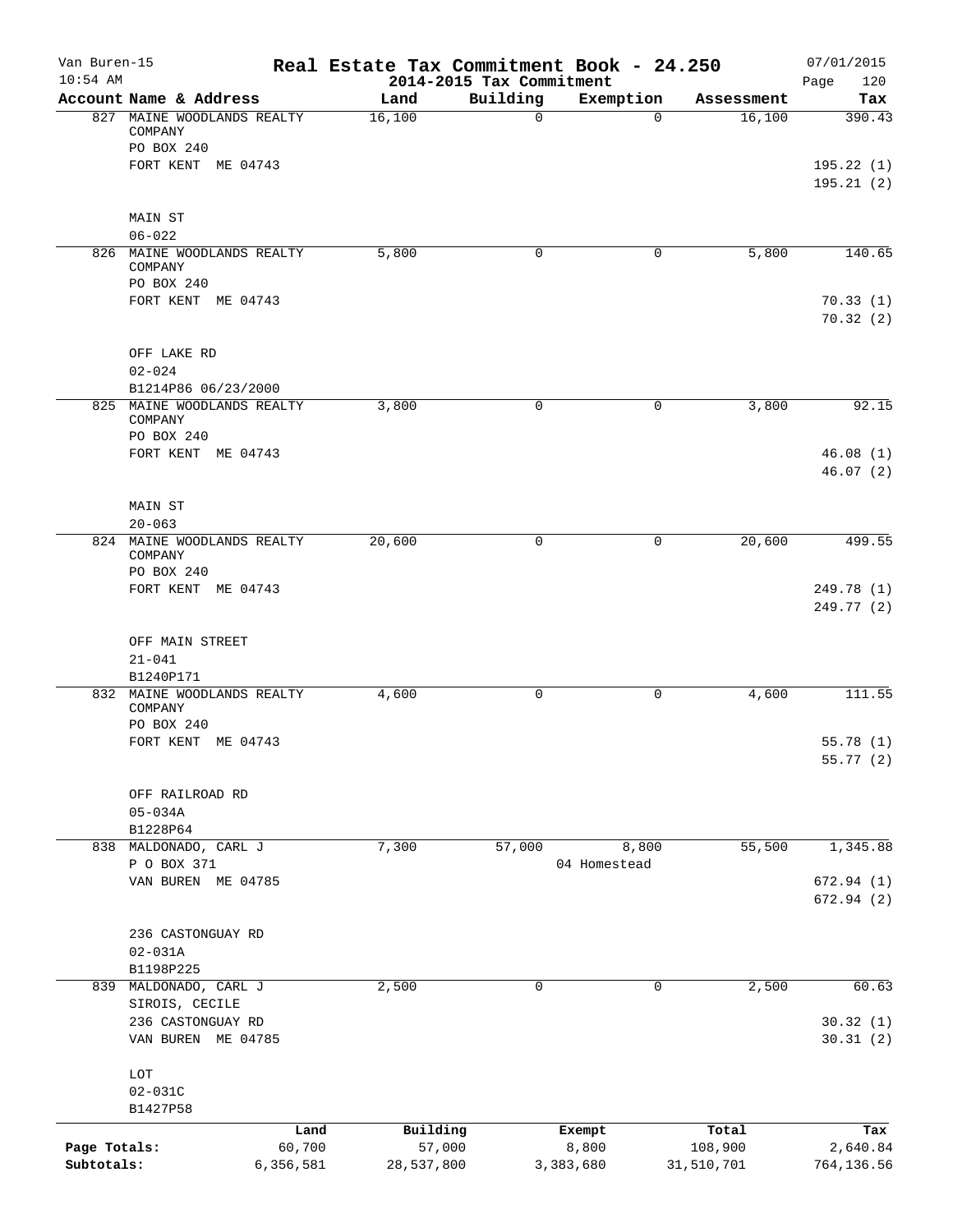# Real Estate Tax Commitment Book - 24.250

Van Buren-15
10:54 AM

2014-2015 Tax Commitment

07/01/2015

| Account Name & Address | Land | Building | Exemption | Assessment | Tax |
|---|---|---|---|---|---|
| 827 MAINE WOODLANDS REALTY COMPANY | 16,100 | 0 | 0 | 16,100 | 390.43 |
| PO BOX 240 | | | | | |
| FORT KENT ME 04743 | | | | | 195.22 (1) |
| | | | | | 195.21 (2) |
| MAIN ST | | | | | |
| 06-022 | | | | | |
| 826 MAINE WOODLANDS REALTY COMPANY | 5,800 | 0 | 0 | 5,800 | 140.65 |
| PO BOX 240 | | | | | |
| FORT KENT ME 04743 | | | | | 70.33 (1) |
| | | | | | 70.32 (2) |
| OFF LAKE RD | | | | | |
| 02-024 | | | | | |
| B1214P86 06/23/2000 | | | | | |
| 825 MAINE WOODLANDS REALTY COMPANY | 3,800 | 0 | 0 | 3,800 | 92.15 |
| PO BOX 240 | | | | | |
| FORT KENT ME 04743 | | | | | 46.08 (1) |
| | | | | | 46.07 (2) |
| MAIN ST | | | | | |
| 20-063 | | | | | |
| 824 MAINE WOODLANDS REALTY COMPANY | 20,600 | 0 | 0 | 20,600 | 499.55 |
| PO BOX 240 | | | | | |
| FORT KENT ME 04743 | | | | | 249.78 (1) |
| | | | | | 249.77 (2) |
| OFF MAIN STREET | | | | | |
| 21-041 | | | | | |
| B1240P171 | | | | | |
| 832 MAINE WOODLANDS REALTY COMPANY | 4,600 | 0 | 0 | 4,600 | 111.55 |
| PO BOX 240 | | | | | |
| FORT KENT ME 04743 | | | | | 55.78 (1) |
| | | | | | 55.77 (2) |
| OFF RAILROAD RD | | | | | |
| 05-034A | | | | | |
| B1228P64 | | | | | |
| 838 MALDONADO, CARL J | 7,300 | 57,000 | 8,800 | 55,500 | 1,345.88 |
| P O BOX 371 | | | 04 Homestead | | |
| VAN BUREN ME 04785 | | | | | 672.94 (1) |
| | | | | | 672.94 (2) |
| 236 CASTONGUAY RD | | | | | |
| 02-031A | | | | | |
| B1198P225 | | | | | |
| 839 MALDONADO, CARL J | 2,500 | 0 | 0 | 2,500 | 60.63 |
| SIROIS, CECILE | | | | | |
| 236 CASTONGUAY RD | | | | | 30.32 (1) |
| VAN BUREN ME 04785 | | | | | 30.31 (2) |
| LOT | | | | | |
| 02-031C | | | | | |
| B1427P58 | | | | | |

| | Land | Building | Exempt | Total | Tax |
|---|---|---|---|---|---|
| Page Totals: | 60,700 | 57,000 | 8,800 | 108,900 | 2,640.84 |
| Subtotals: | 6,356,581 | 28,537,800 | 3,383,680 | 31,510,701 | 764,136.56 |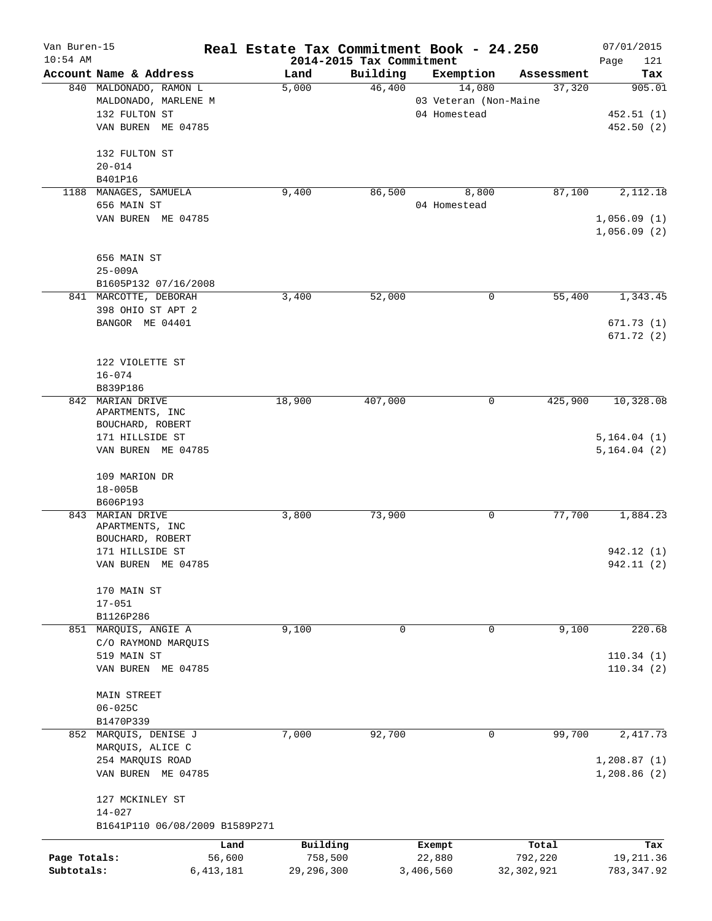# Real Estate Tax Commitment Book - 24.250

Van Buren-15
10:54 AM

2014-2015 Tax Commitment

07/01/2015
Page 121

| Account Name & Address | Land | Building | Exemption | Assessment | Tax |
|---|---|---|---|---|---|
| 840 MALDONADO, RAMON L<br>MALDONADO, MARLENE M<br>132 FULTON ST<br>VAN BUREN ME 04785<br><br>132 FULTON ST<br>20-014<br>B401P16 | 5,000 | 46,400 | 14,080<br>03 Veteran (Non-Maine<br>04 Homestead | 37,320 | 905.01<br><br>452.51 (1)<br>452.50 (2) |
| 1188 MANAGES, SAMUELA<br>656 MAIN ST<br>VAN BUREN ME 04785<br><br>656 MAIN ST<br>25-009A<br>B1605P132 07/16/2008 | 9,400 | 86,500 | 8,800<br>04 Homestead | 87,100 | 2,112.18<br><br>1,056.09 (1)<br>1,056.09 (2) |
| 841 MARCOTTE, DEBORAH<br>398 OHIO ST APT 2<br>BANGOR ME 04401<br><br>122 VIOLETTE ST<br>16-074<br>B839P186 | 3,400 | 52,000 | 0 | 55,400 | 1,343.45<br><br>671.73 (1)<br>671.72 (2) |
| 842 MARIAN DRIVE APARTMENTS, INC<br>BOUCHARD, ROBERT<br>171 HILLSIDE ST<br>VAN BUREN ME 04785<br><br>109 MARION DR<br>18-005B<br>B606P193 | 18,900 | 407,000 | 0 | 425,900 | 10,328.08<br><br>5,164.04 (1)<br>5,164.04 (2) |
| 843 MARIAN DRIVE APARTMENTS, INC<br>BOUCHARD, ROBERT<br>171 HILLSIDE ST<br>VAN BUREN ME 04785<br><br>170 MAIN ST<br>17-051<br>B1126P286 | 3,800 | 73,900 | 0 | 77,700 | 1,884.23<br><br>942.12 (1)<br>942.11 (2) |
| 851 MARQUIS, ANGIE A<br>C/O RAYMOND MARQUIS<br>519 MAIN ST<br>VAN BUREN ME 04785<br><br>MAIN STREET<br>06-025C<br>B1470P339 | 9,100 | 0 | 0 | 9,100 | 220.68<br><br>110.34 (1)<br>110.34 (2) |
| 852 MARQUIS, DENISE J<br>MARQUIS, ALICE C<br>254 MARQUIS ROAD<br>VAN BUREN ME 04785<br><br>127 MCKINLEY ST<br>14-027<br>B1641P110 06/08/2009 B1589P271 | 7,000 | 92,700 | 0 | 99,700 | 2,417.73<br><br>1,208.87 (1)<br>1,208.86 (2) |

| | Land | Building | Exempt | Total | Tax |
|---|---|---|---|---|---|
| Page Totals: | 56,600 | 758,500 | 22,880 | 792,220 | 19,211.36 |
| Subtotals: | 6,413,181 | 29,296,300 | 3,406,560 | 32,302,921 | 783,347.92 |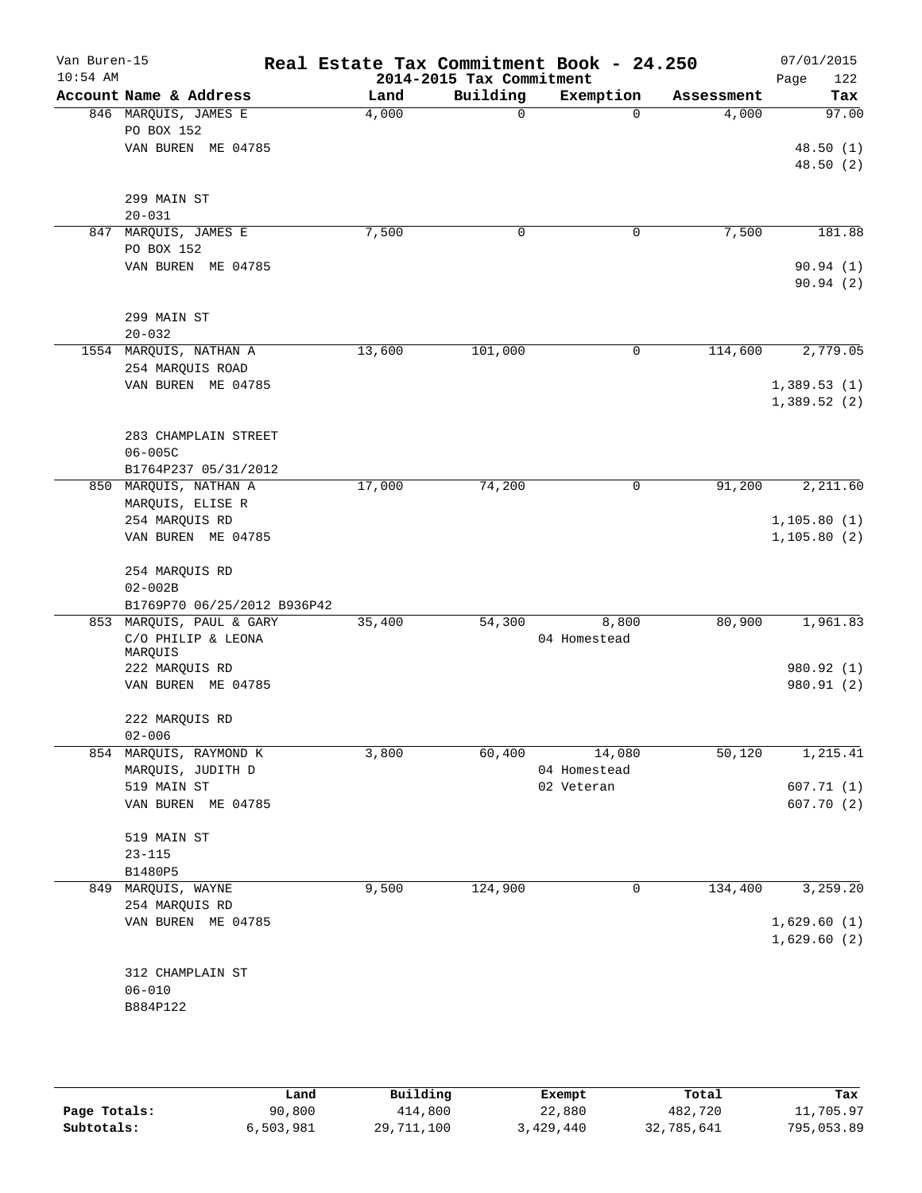Van Buren-15 | **Real Estate Tax Commitment Book - 24.250** | 07/01/2015
10:54 AM | **2014-2015 Tax Commitment** | Page 122

| Account Name & Address | Land | Building | Exemption | Assessment | Tax |
|---|---|---|---|---|---|
| 846 MARQUIS, JAMES E | 4,000 | 0 | 0 | 4,000 | 97.00 |
| PO BOX 152 | | | | | |
| VAN BUREN ME 04785 | | | | | 48.50 (1) |
| | | | | | 48.50 (2) |
| 299 MAIN ST | | | | | |
| 20-031 | | | | | |
| 847 MARQUIS, JAMES E | 7,500 | 0 | 0 | 7,500 | 181.88 |
| PO BOX 152 | | | | | |
| VAN BUREN ME 04785 | | | | | 90.94 (1) |
| | | | | | 90.94 (2) |
| 299 MAIN ST | | | | | |
| 20-032 | | | | | |
| 1554 MARQUIS, NATHAN A | 13,600 | 101,000 | 0 | 114,600 | 2,779.05 |
| 254 MARQUIS ROAD | | | | | |
| VAN BUREN ME 04785 | | | | | 1,389.53 (1) |
| | | | | | 1,389.52 (2) |
| 283 CHAMPLAIN STREET | | | | | |
| 06-005C | | | | | |
| B1764P237 05/31/2012 | | | | | |
| 850 MARQUIS, NATHAN A | 17,000 | 74,200 | 0 | 91,200 | 2,211.60 |
| MARQUIS, ELISE R | | | | | |
| 254 MARQUIS RD | | | | | 1,105.80 (1) |
| VAN BUREN ME 04785 | | | | | 1,105.80 (2) |
| 254 MARQUIS RD | | | | | |
| 02-002B | | | | | |
| B1769P70 06/25/2012 B936P42 | | | | | |
| 853 MARQUIS, PAUL & GARY | 35,400 | 54,300 | 8,800 | 80,900 | 1,961.83 |
| C/O PHILIP & LEONA MARQUIS | | | 04 Homestead | | |
| 222 MARQUIS RD | | | | | 980.92 (1) |
| VAN BUREN ME 04785 | | | | | 980.91 (2) |
| 222 MARQUIS RD | | | | | |
| 02-006 | | | | | |
| 854 MARQUIS, RAYMOND K | 3,800 | 60,400 | 14,080 | 50,120 | 1,215.41 |
| MARQUIS, JUDITH D | | | 04 Homestead | | |
| 519 MAIN ST | | | 02 Veteran | | 607.71 (1) |
| VAN BUREN ME 04785 | | | | | 607.70 (2) |
| 519 MAIN ST | | | | | |
| 23-115 | | | | | |
| B1480P5 | | | | | |
| 849 MARQUIS, WAYNE | 9,500 | 124,900 | 0 | 134,400 | 3,259.20 |
| 254 MARQUIS RD | | | | | |
| VAN BUREN ME 04785 | | | | | 1,629.60 (1) |
| | | | | | 1,629.60 (2) |
| 312 CHAMPLAIN ST | | | | | |
| 06-010 | | | | | |
| B884P122 | | | | | |

| | Land | Building | Exempt | Total | Tax |
|---|---|---|---|---|---|
| **Page Totals:** | 90,800 | 414,800 | 22,880 | 482,720 | 11,705.97 |
| **Subtotals:** | 6,503,981 | 29,711,100 | 3,429,440 | 32,785,641 | 795,053.89 |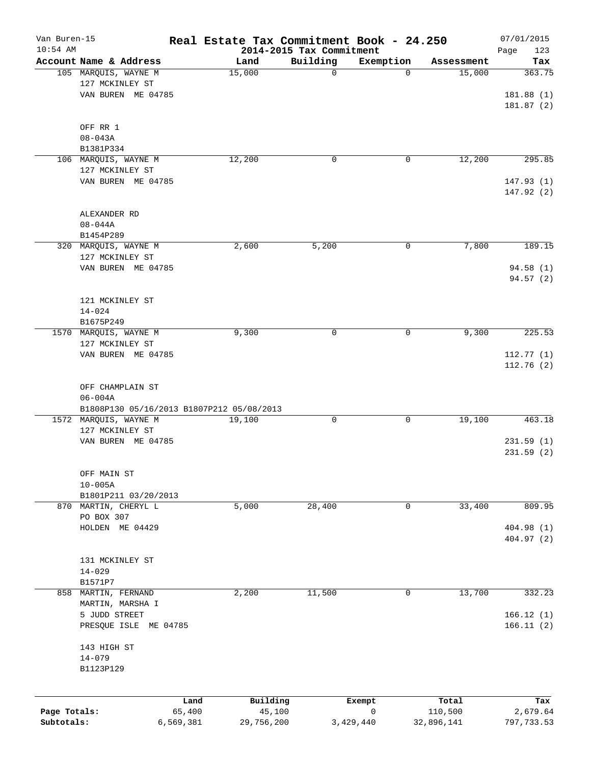# Real Estate Tax Commitment Book - 24.250

Van Buren-15
10:54 AM

2014-2015 Tax Commitment

07/01/2015

| Account Name & Address | Land | Building | Exemption | Assessment | Tax |
|---|---|---|---|---|---|
| 105 MARQUIS, WAYNE M<br>127 MCKINLEY ST<br>VAN BUREN ME 04785<br><br>OFF RR 1<br>08-043A<br>B1381P334 | 15,000 | 0 | 0 | 15,000 | 363.75<br><br>181.88 (1)<br>181.87 (2) |
| 106 MARQUIS, WAYNE M<br>127 MCKINLEY ST<br>VAN BUREN ME 04785<br><br>ALEXANDER RD<br>08-044A<br>B1454P289 | 12,200 | 0 | 0 | 12,200 | 295.85<br><br>147.93 (1)<br>147.92 (2) |
| 320 MARQUIS, WAYNE M<br>127 MCKINLEY ST<br>VAN BUREN ME 04785<br><br>121 MCKINLEY ST<br>14-024<br>B1675P249 | 2,600 | 5,200 | 0 | 7,800 | 189.15<br><br>94.58 (1)<br>94.57 (2) |
| 1570 MARQUIS, WAYNE M<br>127 MCKINLEY ST<br>VAN BUREN ME 04785<br><br>OFF CHAMPLAIN ST<br>06-004A<br>B1808P130 05/16/2013 B1807P212 05/08/2013 | 9,300 | 0 | 0 | 9,300 | 225.53<br><br>112.77 (1)<br>112.76 (2) |
| 1572 MARQUIS, WAYNE M<br>127 MCKINLEY ST<br>VAN BUREN ME 04785<br><br>OFF MAIN ST<br>10-005A<br>B1801P211 03/20/2013 | 19,100 | 0 | 0 | 19,100 | 463.18<br><br>231.59 (1)<br>231.59 (2) |
| 870 MARTIN, CHERYL L<br>PO BOX 307<br>HOLDEN ME 04429<br><br>131 MCKINLEY ST<br>14-029<br>B1571P7 | 5,000 | 28,400 | 0 | 33,400 | 809.95<br><br>404.98 (1)<br>404.97 (2) |
| 858 MARTIN, FERNAND<br>MARTIN, MARSHA I<br>5 JUDD STREET<br>PRESQUE ISLE ME 04785<br><br>143 HIGH ST<br>14-079<br>B1123P129 | 2,200 | 11,500 | 0 | 13,700 | 332.23<br><br>166.12 (1)<br>166.11 (2) |

| | Land | Building | Exempt | Total | Tax |
|---|---|---|---|---|---|
| Page Totals: | 65,400 | 45,100 | 0 | 110,500 | 2,679.64 |
| Subtotals: | 6,569,381 | 29,756,200 | 3,429,440 | 32,896,141 | 797,733.53 |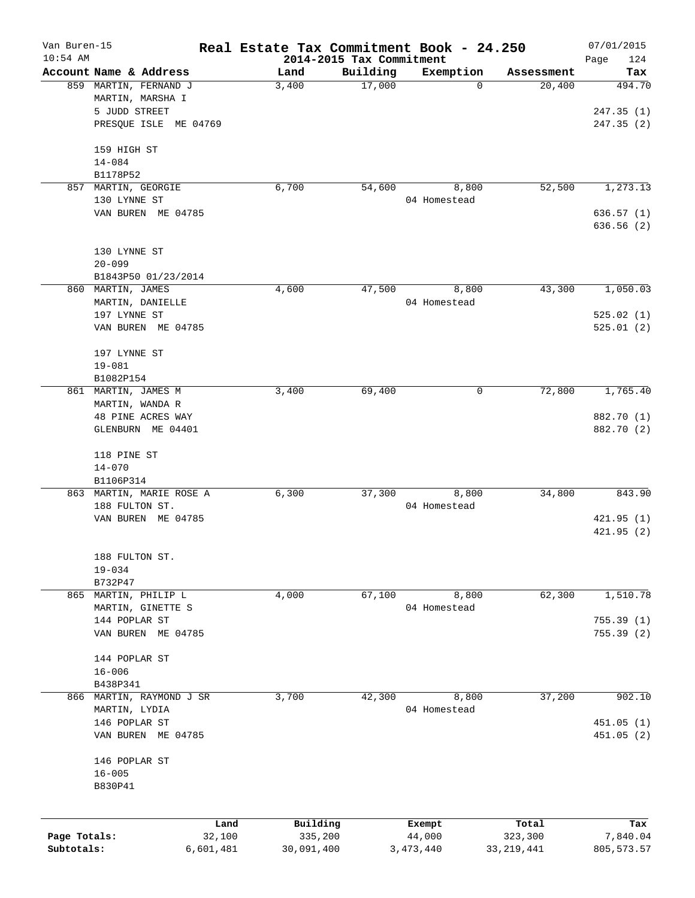Van Buren-15 | Real Estate Tax Commitment Book - 24.250 | 07/01/2015
10:54 AM | 2014-2015 Tax Commitment | Page 124

| Account Name & Address | Land | Building | Exemption | Assessment | Tax |
|---|---|---|---|---|---|
| 859 MARTIN, FERNAND J | 3,400 | 17,000 | 0 | 20,400 | 494.70 |
| MARTIN, MARSHA I | | | | | |
| 5 JUDD STREET | | | | | 247.35 (1) |
| PRESQUE ISLE ME 04769 | | | | | 247.35 (2) |
| 159 HIGH ST | | | | | |
| 14-084 | | | | | |
| B1178P52 | | | | | |
| 857 MARTIN, GEORGIE | 6,700 | 54,600 | 8,800 | 52,500 | 1,273.13 |
| 130 LYNNE ST | | | 04 Homestead | | |
| VAN BUREN ME 04785 | | | | | 636.57 (1) |
| | | | | | 636.56 (2) |
| 130 LYNNE ST | | | | | |
| 20-099 | | | | | |
| B1843P50 01/23/2014 | | | | | |
| 860 MARTIN, JAMES | 4,600 | 47,500 | 8,800 | 43,300 | 1,050.03 |
| MARTIN, DANIELLE | | | 04 Homestead | | |
| 197 LYNNE ST | | | | | 525.02 (1) |
| VAN BUREN ME 04785 | | | | | 525.01 (2) |
| 197 LYNNE ST | | | | | |
| 19-081 | | | | | |
| B1082P154 | | | | | |
| 861 MARTIN, JAMES M | 3,400 | 69,400 | 0 | 72,800 | 1,765.40 |
| MARTIN, WANDA R | | | | | |
| 48 PINE ACRES WAY | | | | | 882.70 (1) |
| GLENBURN ME 04401 | | | | | 882.70 (2) |
| 118 PINE ST | | | | | |
| 14-070 | | | | | |
| B1106P314 | | | | | |
| 863 MARTIN, MARIE ROSE A | 6,300 | 37,300 | 8,800 | 34,800 | 843.90 |
| 188 FULTON ST. | | | 04 Homestead | | |
| VAN BUREN ME 04785 | | | | | 421.95 (1) |
| | | | | | 421.95 (2) |
| 188 FULTON ST. | | | | | |
| 19-034 | | | | | |
| B732P47 | | | | | |
| 865 MARTIN, PHILIP L | 4,000 | 67,100 | 8,800 | 62,300 | 1,510.78 |
| MARTIN, GINETTE S | | | 04 Homestead | | |
| 144 POPLAR ST | | | | | 755.39 (1) |
| VAN BUREN ME 04785 | | | | | 755.39 (2) |
| 144 POPLAR ST | | | | | |
| 16-006 | | | | | |
| B438P341 | | | | | |
| 866 MARTIN, RAYMOND J SR | 3,700 | 42,300 | 8,800 | 37,200 | 902.10 |
| MARTIN, LYDIA | | | 04 Homestead | | |
| 146 POPLAR ST | | | | | 451.05 (1) |
| VAN BUREN ME 04785 | | | | | 451.05 (2) |
| 146 POPLAR ST | | | | | |
| 16-005 | | | | | |
| B830P41 | | | | | |

| | Land | Building | Exempt | Total | Tax |
|---|---|---|---|---|---|
| Page Totals: | 32,100 | 335,200 | 44,000 | 323,300 | 7,840.04 |
| Subtotals: | 6,601,481 | 30,091,400 | 3,473,440 | 33,219,441 | 805,573.57 |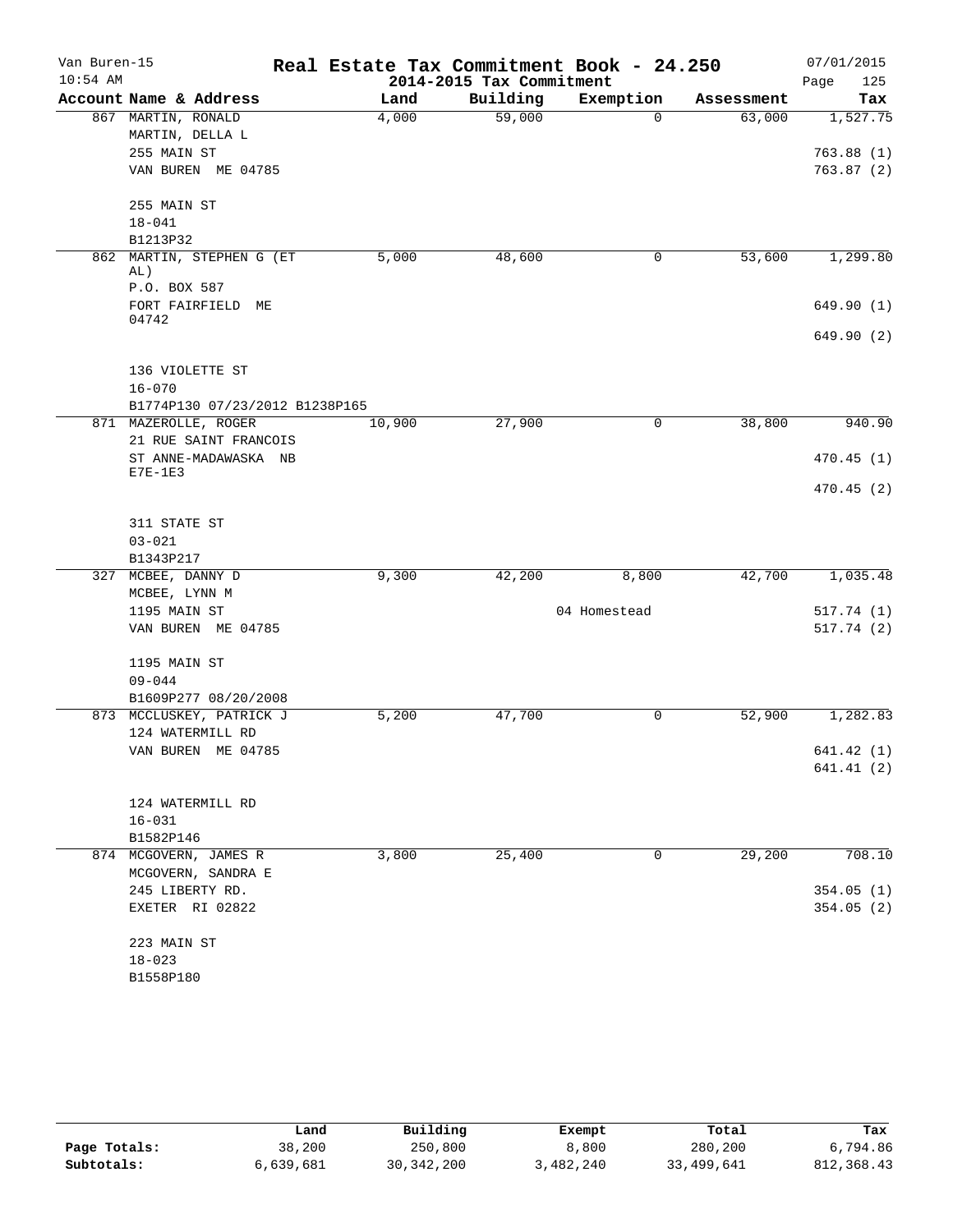# Real Estate Tax Commitment Book - 24.250

Van Buren-15
10:54 AM

2014-2015 Tax Commitment

07/01/2015

| Account Name & Address | Land | Building | Exemption | Assessment | Tax |
|---|---|---|---|---|---|
| 867 MARTIN, RONALD<br>MARTIN, DELLA L<br>255 MAIN ST<br>VAN BUREN ME 04785<br><br>255 MAIN ST<br>18-041<br>B1213P32 | 4,000 | 59,000 | 0 | 63,000 | 1,527.75<br><br>763.88 (1)<br>763.87 (2) |
| 862 MARTIN, STEPHEN G (ET AL)<br>P.O. BOX 587<br>FORT FAIRFIELD ME 04742<br><br>136 VIOLETTE ST<br>16-070<br>B1774P130 07/23/2012 B1238P165 | 5,000 | 48,600 | 0 | 53,600 | 1,299.80<br><br>649.90 (1)<br>649.90 (2) |
| 871 MAZEROLLE, ROGER<br>21 RUE SAINT FRANCOIS<br>ST ANNE-MADAWASKA NB E7E-1E3<br><br>311 STATE ST<br>03-021<br>B1343P217 | 10,900 | 27,900 | 0 | 38,800 | 940.90<br><br>470.45 (1)<br>470.45 (2) |
| 327 MCBEE, DANNY D<br>MCBEE, LYNN M<br>1195 MAIN ST<br>VAN BUREN ME 04785<br><br>1195 MAIN ST<br>09-044<br>B1609P277 08/20/2008 | 9,300 | 42,200 | 8,800<br>04 Homestead | 42,700 | 1,035.48<br><br>517.74 (1)<br>517.74 (2) |
| 873 MCCLUSKEY, PATRICK J<br>124 WATERMILL RD<br>VAN BUREN ME 04785<br><br>124 WATERMILL RD<br>16-031<br>B1582P146 | 5,200 | 47,700 | 0 | 52,900 | 1,282.83<br><br>641.42 (1)<br>641.41 (2) |
| 874 MCGOVERN, JAMES R<br>MCGOVERN, SANDRA E<br>245 LIBERTY RD.<br>EXETER RI 02822<br><br>223 MAIN ST<br>18-023<br>B1558P180 | 3,800 | 25,400 | 0 | 29,200 | 708.10<br><br>354.05 (1)<br>354.05 (2) |

| | Land | Building | Exempt | Total | Tax |
|---|---|---|---|---|---|
| Page Totals: | 38,200 | 250,800 | 8,800 | 280,200 | 6,794.86 |
| Subtotals: | 6,639,681 | 30,342,200 | 3,482,240 | 33,499,641 | 812,368.43 |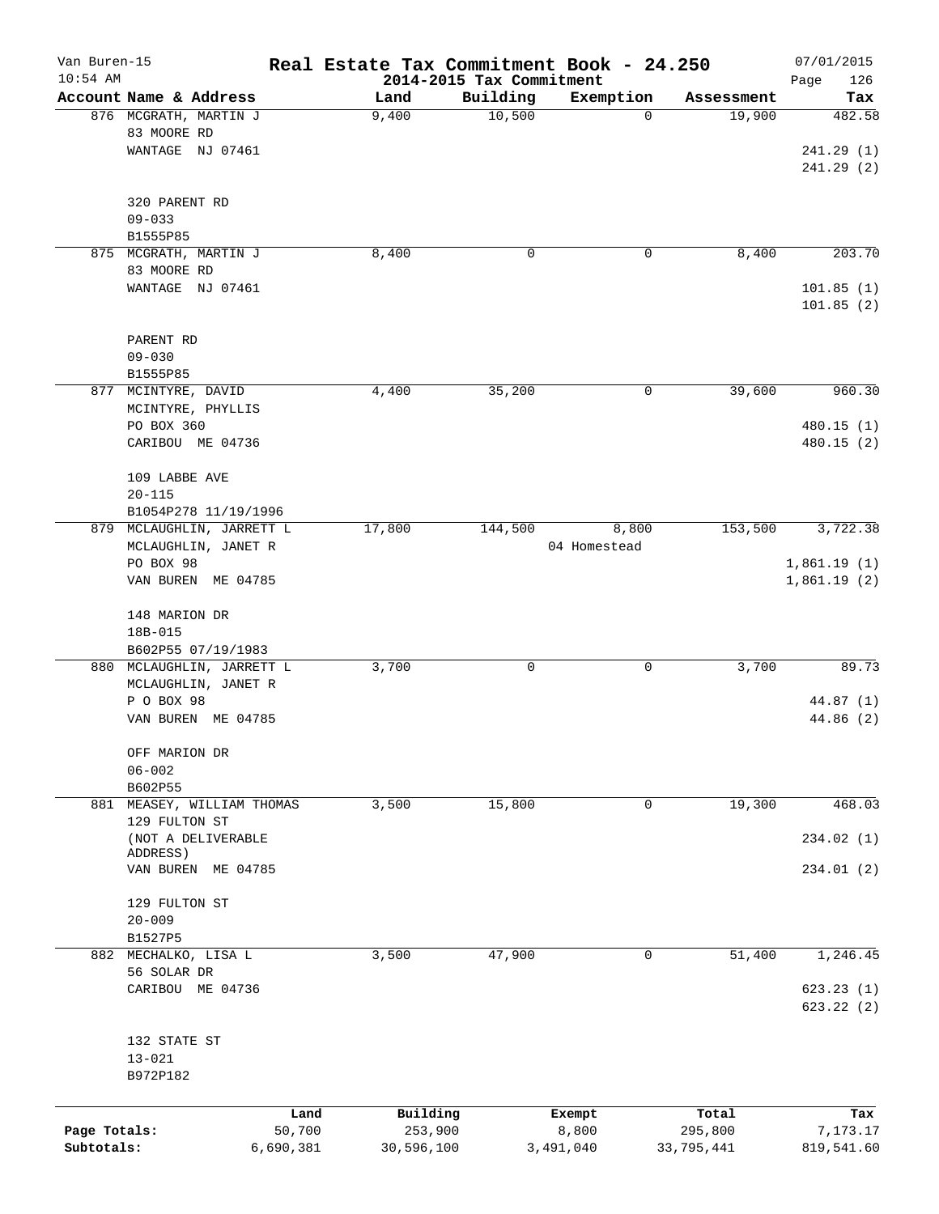# Real Estate Tax Commitment Book - 24.250

Van Buren-15
10:54 AM

2014-2015 Tax Commitment

07/01/2015

| Account Name & Address | Land | Building | Exemption | Assessment | Tax |
|---|---|---|---|---|---|
| 876 MCGRATH, MARTIN J<br>83 MOORE RD<br>WANTAGE NJ 07461<br><br>320 PARENT RD<br>09-033<br>B1555P85 | 9,400 | 10,500 | 0 | 19,900 | 482.58<br>241.29 (1)<br>241.29 (2) |
| 875 MCGRATH, MARTIN J<br>83 MOORE RD<br>WANTAGE NJ 07461<br><br>PARENT RD<br>09-030<br>B1555P85 | 8,400 | 0 | 0 | 8,400 | 203.70<br>101.85 (1)<br>101.85 (2) |
| 877 MCINTYRE, DAVID<br>MCINTYRE, PHYLLIS<br>PO BOX 360<br>CARIBOU ME 04736<br><br>109 LABBE AVE<br>20-115<br>B1054P278 11/19/1996 | 4,400 | 35,200 | 0 | 39,600 | 960.30<br>480.15 (1)<br>480.15 (2) |
| 879 MCLAUGHLIN, JARRETT L<br>MCLAUGHLIN, JANET R<br>PO BOX 98<br>VAN BUREN ME 04785<br><br>148 MARION DR<br>18B-015<br>B602P55 07/19/1983 | 17,800 | 144,500 | 8,800<br>04 Homestead | 153,500 | 3,722.38<br>1,861.19 (1)<br>1,861.19 (2) |
| 880 MCLAUGHLIN, JARRETT L<br>MCLAUGHLIN, JANET R<br>P O BOX 98<br>VAN BUREN ME 04785<br><br>OFF MARION DR<br>06-002<br>B602P55 | 3,700 | 0 | 0 | 3,700 | 89.73<br>44.87 (1)<br>44.86 (2) |
| 881 MEASEY, WILLIAM THOMAS<br>129 FULTON ST<br>(NOT A DELIVERABLE ADDRESS)<br>VAN BUREN ME 04785<br><br>129 FULTON ST<br>20-009<br>B1527P5 | 3,500 | 15,800 | 0 | 19,300 | 468.03<br>234.02 (1)<br>234.01 (2) |
| 882 MECHALKO, LISA L<br>56 SOLAR DR<br>CARIBOU ME 04736<br><br>132 STATE ST<br>13-021<br>B972P182 | 3,500 | 47,900 | 0 | 51,400 | 1,246.45<br>623.23 (1)<br>623.22 (2) |

| | Land | Building | Exempt | Total | Tax |
|---|---|---|---|---|---|
| Page Totals: | 50,700 | 253,900 | 8,800 | 295,800 | 7,173.17 |
| Subtotals: | 6,690,381 | 30,596,100 | 3,491,040 | 33,795,441 | 819,541.60 |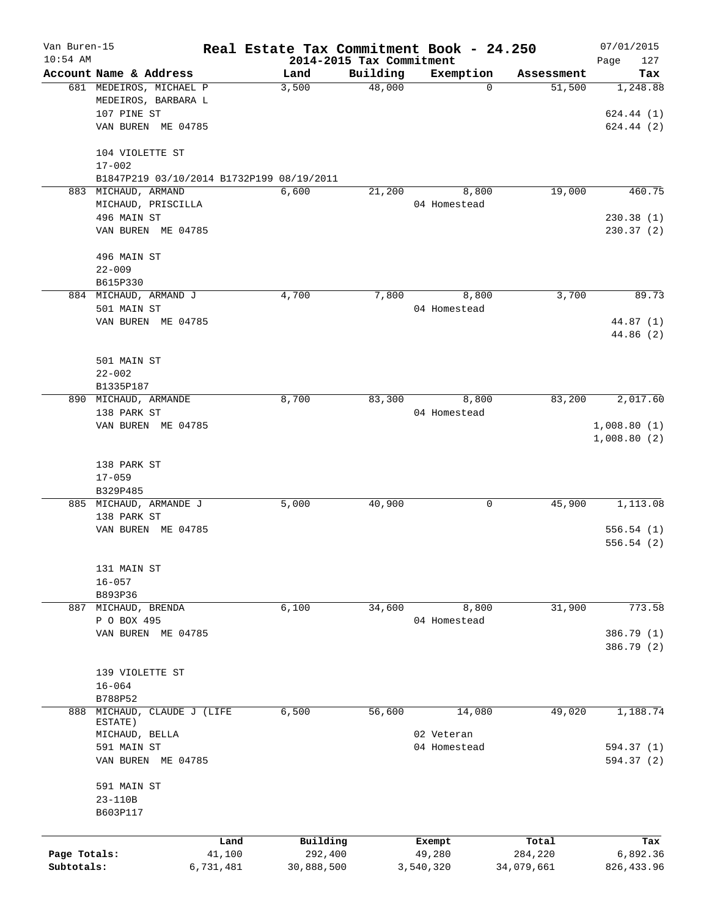# Real Estate Tax Commitment Book - 24.250

Van Buren-15
10:54 AM

2014-2015 Tax Commitment

07/01/2015

| Account Name & Address | Land | Building | Exemption | Assessment | Tax |
|---|---|---|---|---|---|
| 681 MEDEIROS, MICHAEL P | 3,500 | 48,000 | 0 | 51,500 | 1,248.88 |
| MEDEIROS, BARBARA L | | | | | |
| 107 PINE ST | | | | | 624.44 (1) |
| VAN BUREN ME 04785 | | | | | 624.44 (2) |
| 104 VIOLETTE ST | | | | | |
| 17-002 | | | | | |
| B1847P219 03/10/2014 B1732P199 08/19/2011 | | | | | |
| 883 MICHAUD, ARMAND | 6,600 | 21,200 | 8,800 | 19,000 | 460.75 |
| MICHAUD, PRISCILLA | | | 04 Homestead | | |
| 496 MAIN ST | | | | | 230.38 (1) |
| VAN BUREN ME 04785 | | | | | 230.37 (2) |
| 496 MAIN ST | | | | | |
| 22-009 | | | | | |
| B615P330 | | | | | |
| 884 MICHAUD, ARMAND J | 4,700 | 7,800 | 8,800 | 3,700 | 89.73 |
| 501 MAIN ST | | | 04 Homestead | | |
| VAN BUREN ME 04785 | | | | | 44.87 (1) |
| | | | | | 44.86 (2) |
| 501 MAIN ST | | | | | |
| 22-002 | | | | | |
| B1335P187 | | | | | |
| 890 MICHAUD, ARMANDE | 8,700 | 83,300 | 8,800 | 83,200 | 2,017.60 |
| 138 PARK ST | | | 04 Homestead | | |
| VAN BUREN ME 04785 | | | | | 1,008.80 (1) |
| | | | | | 1,008.80 (2) |
| 138 PARK ST | | | | | |
| 17-059 | | | | | |
| B329P485 | | | | | |
| 885 MICHAUD, ARMANDE J | 5,000 | 40,900 | 0 | 45,900 | 1,113.08 |
| 138 PARK ST | | | | | |
| VAN BUREN ME 04785 | | | | | 556.54 (1) |
| | | | | | 556.54 (2) |
| 131 MAIN ST | | | | | |
| 16-057 | | | | | |
| B893P36 | | | | | |
| 887 MICHAUD, BRENDA | 6,100 | 34,600 | 8,800 | 31,900 | 773.58 |
| P O BOX 495 | | | 04 Homestead | | |
| VAN BUREN ME 04785 | | | | | 386.79 (1) |
| | | | | | 386.79 (2) |
| 139 VIOLETTE ST | | | | | |
| 16-064 | | | | | |
| B788P52 | | | | | |
| 888 MICHAUD, CLAUDE J (LIFE ESTATE) | 6,500 | 56,600 | 14,080 | 49,020 | 1,188.74 |
| MICHAUD, BELLA | | | 02 Veteran | | |
| 591 MAIN ST | | | 04 Homestead | | 594.37 (1) |
| VAN BUREN ME 04785 | | | | | 594.37 (2) |
| 591 MAIN ST | | | | | |
| 23-110B | | | | | |
| B603P117 | | | | | |

| | Land | Building | Exempt | Total | Tax |
|---|---|---|---|---|---|
| Page Totals: | 41,100 | 292,400 | 49,280 | 284,220 | 6,892.36 |
| Subtotals: | 6,731,481 | 30,888,500 | 3,540,320 | 34,079,661 | 826,433.96 |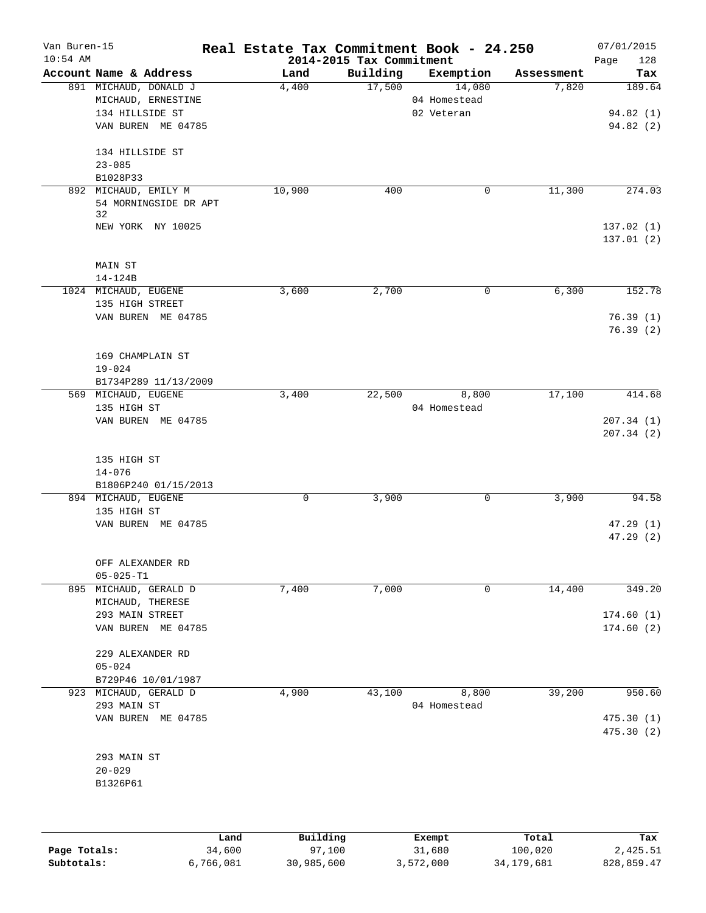Van Buren-15 **Real Estate Tax Commitment Book - 24.250** 07/01/2015
10:54 AM **2014-2015 Tax Commitment** Page 128

| Account Name & Address | Land | Building | Exemption | Assessment | Tax |
|---|---|---|---|---|---|
| 891 MICHAUD, DONALD J<br>MICHAUD, ERNESTINE<br>134 HILLSIDE ST<br>VAN BUREN ME 04785<br><br>134 HILLSIDE ST<br>23-085<br>B1028P33 | 4,400 | 17,500 | 14,080<br>04 Homestead<br>02 Veteran | 7,820 | 189.64<br><br>94.82 (1)<br>94.82 (2) |
| 892 MICHAUD, EMILY M<br>54 MORNINGSIDE DR APT 32<br>NEW YORK NY 10025<br><br>MAIN ST<br>14-124B | 10,900 | 400 | 0 | 11,300 | 274.03<br><br>137.02 (1)<br>137.01 (2) |
| 1024 MICHAUD, EUGENE<br>135 HIGH STREET<br>VAN BUREN ME 04785<br><br>169 CHAMPLAIN ST<br>19-024<br>B1734P289 11/13/2009 | 3,600 | 2,700 | 0 | 6,300 | 152.78<br><br>76.39 (1)<br>76.39 (2) |
| 569 MICHAUD, EUGENE<br>135 HIGH ST<br>VAN BUREN ME 04785<br><br>135 HIGH ST<br>14-076<br>B1806P240 01/15/2013 | 3,400 | 22,500 | 8,800<br>04 Homestead | 17,100 | 414.68<br><br>207.34 (1)<br>207.34 (2) |
| 894 MICHAUD, EUGENE<br>135 HIGH ST<br>VAN BUREN ME 04785<br><br>OFF ALEXANDER RD<br>05-025-T1 | 0 | 3,900 | 0 | 3,900 | 94.58<br><br>47.29 (1)<br>47.29 (2) |
| 895 MICHAUD, GERALD D<br>MICHAUD, THERESE<br>293 MAIN STREET<br>VAN BUREN ME 04785<br><br>229 ALEXANDER RD<br>05-024<br>B729P46 10/01/1987 | 7,400 | 7,000 | 0 | 14,400 | 349.20<br><br>174.60 (1)<br>174.60 (2) |
| 923 MICHAUD, GERALD D<br>293 MAIN ST<br>VAN BUREN ME 04785<br><br>293 MAIN ST<br>20-029<br>B1326P61 | 4,900 | 43,100 | 8,800<br>04 Homestead | 39,200 | 950.60<br><br>475.30 (1)<br>475.30 (2) |

| | Land | Building | Exempt | Total | Tax |
|---|---|---|---|---|---|
| **Page Totals:** | 34,600 | 97,100 | 31,680 | 100,020 | 2,425.51 |
| **Subtotals:** | 6,766,081 | 30,985,600 | 3,572,000 | 34,179,681 | 828,859.47 |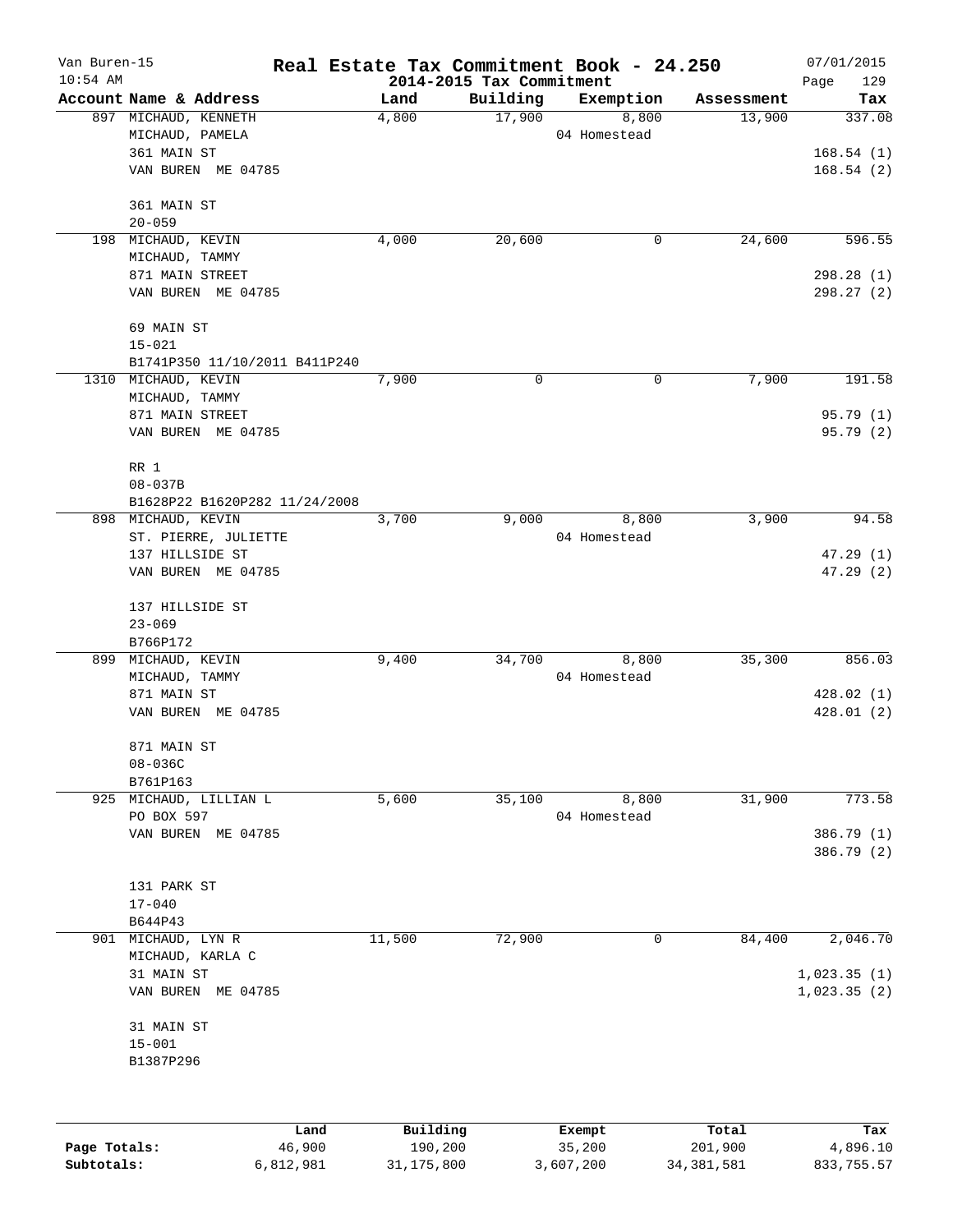Van Buren-15 **Real Estate Tax Commitment Book - 24.250** 07/01/2015
10:54 AM **2014-2015 Tax Commitment**

| Account Name & Address | Land | Building | Exemption | Assessment | Tax |
|---|---|---|---|---|---|
| 897 MICHAUD, KENNETH<br>MICHAUD, PAMELA<br>361 MAIN ST<br>VAN BUREN ME 04785<br><br>361 MAIN ST<br>20-059 | 4,800 | 17,900 | 8,800<br>04 Homestead | 13,900 | 337.08<br><br>168.54 (1)<br>168.54 (2) |
| 198 MICHAUD, KEVIN<br>MICHAUD, TAMMY<br>871 MAIN STREET<br>VAN BUREN ME 04785<br><br>69 MAIN ST<br>15-021<br>B1741P350 11/10/2011 B411P240 | 4,000 | 20,600 | 0 | 24,600 | 596.55<br><br>298.28 (1)<br>298.27 (2) |
| 1310 MICHAUD, KEVIN<br>MICHAUD, TAMMY<br>871 MAIN STREET<br>VAN BUREN ME 04785<br><br>RR 1<br>08-037B<br>B1628P22 B1620P282 11/24/2008 | 7,900 | 0 | 0 | 7,900 | 191.58<br><br>95.79 (1)<br>95.79 (2) |
| 898 MICHAUD, KEVIN<br>ST. PIERRE, JULIETTE<br>137 HILLSIDE ST<br>VAN BUREN ME 04785<br><br>137 HILLSIDE ST<br>23-069<br>B766P172 | 3,700 | 9,000 | 8,800<br>04 Homestead | 3,900 | 94.58<br><br>47.29 (1)<br>47.29 (2) |
| 899 MICHAUD, KEVIN<br>MICHAUD, TAMMY<br>871 MAIN ST<br>VAN BUREN ME 04785<br><br>871 MAIN ST<br>08-036C<br>B761P163 | 9,400 | 34,700 | 8,800<br>04 Homestead | 35,300 | 856.03<br><br>428.02 (1)<br>428.01 (2) |
| 925 MICHAUD, LILLIAN L<br>PO BOX 597<br>VAN BUREN ME 04785<br><br>131 PARK ST<br>17-040<br>B644P43 | 5,600 | 35,100 | 8,800<br>04 Homestead | 31,900 | 773.58<br><br>386.79 (1)<br>386.79 (2) |
| 901 MICHAUD, LYN R<br>MICHAUD, KARLA C<br>31 MAIN ST<br>VAN BUREN ME 04785<br><br>31 MAIN ST<br>15-001<br>B1387P296 | 11,500 | 72,900 | 0 | 84,400 | 2,046.70<br><br>1,023.35 (1)<br>1,023.35 (2) |

| | Land | Building | Exempt | Total | Tax |
|---|---|---|---|---|---|
| **Page Totals:** | 46,900 | 190,200 | 35,200 | 201,900 | 4,896.10 |
| **Subtotals:** | 6,812,981 | 31,175,800 | 3,607,200 | 34,381,581 | 833,755.57 |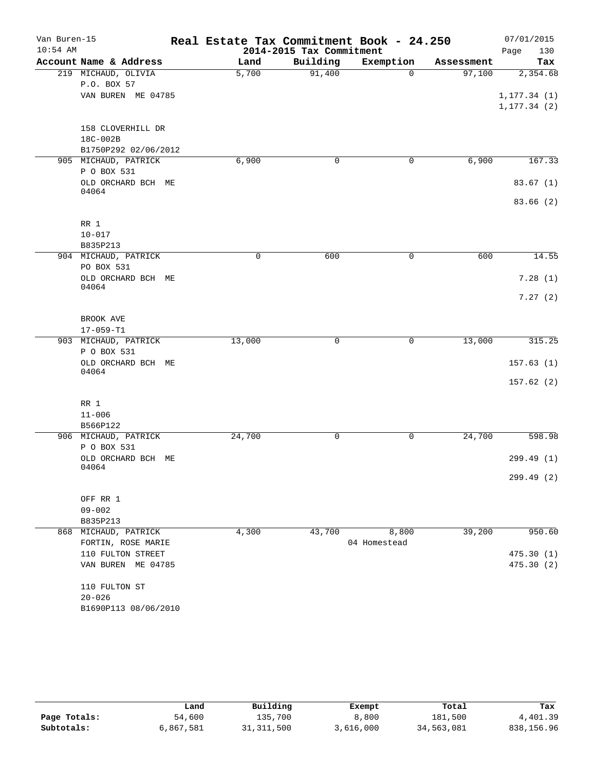# Real Estate Tax Commitment Book - 24.250

Van Buren-15
10:54 AM

2014-2015 Tax Commitment

07/01/2015

| Account Name & Address | Land | Building | Exemption | Assessment | Tax |
|---|---|---|---|---|---|
| 219 MICHAUD, OLIVIA | 5,700 | 91,400 | 0 | 97,100 | 2,354.68 |
| P.O. BOX 57 | | | | | |
| VAN BUREN ME 04785 | | | | | 1,177.34 (1) |
| | | | | | 1,177.34 (2) |
| 158 CLOVERHILL DR | | | | | |
| 18C-002B | | | | | |
| B1750P292 02/06/2012 | | | | | |
| 905 MICHAUD, PATRICK | 6,900 | 0 | 0 | 6,900 | 167.33 |
| P O BOX 531 | | | | | |
| OLD ORCHARD BCH ME 04064 | | | | | 83.67 (1) |
| | | | | | 83.66 (2) |
| RR 1 | | | | | |
| 10-017 | | | | | |
| B835P213 | | | | | |
| 904 MICHAUD, PATRICK | 0 | 600 | 0 | 600 | 14.55 |
| PO BOX 531 | | | | | |
| OLD ORCHARD BCH ME 04064 | | | | | 7.28 (1) |
| | | | | | 7.27 (2) |
| BROOK AVE | | | | | |
| 17-059-T1 | | | | | |
| 903 MICHAUD, PATRICK | 13,000 | 0 | 0 | 13,000 | 315.25 |
| P O BOX 531 | | | | | |
| OLD ORCHARD BCH ME 04064 | | | | | 157.63 (1) |
| | | | | | 157.62 (2) |
| RR 1 | | | | | |
| 11-006 | | | | | |
| B566P122 | | | | | |
| 906 MICHAUD, PATRICK | 24,700 | 0 | 0 | 24,700 | 598.98 |
| P O BOX 531 | | | | | |
| OLD ORCHARD BCH ME 04064 | | | | | 299.49 (1) |
| | | | | | 299.49 (2) |
| OFF RR 1 | | | | | |
| 09-002 | | | | | |
| B835P213 | | | | | |
| 868 MICHAUD, PATRICK | 4,300 | 43,700 | 8,800 | 39,200 | 950.60 |
| FORTIN, ROSE MARIE | | | 04 Homestead | | |
| 110 FULTON STREET | | | | | 475.30 (1) |
| VAN BUREN ME 04785 | | | | | 475.30 (2) |
| 110 FULTON ST | | | | | |
| 20-026 | | | | | |
| B1690P113 08/06/2010 | | | | | |

| | Land | Building | Exempt | Total | Tax |
|---|---|---|---|---|---|
| Page Totals: | 54,600 | 135,700 | 8,800 | 181,500 | 4,401.39 |
| Subtotals: | 6,867,581 | 31,311,500 | 3,616,000 | 34,563,081 | 838,156.96 |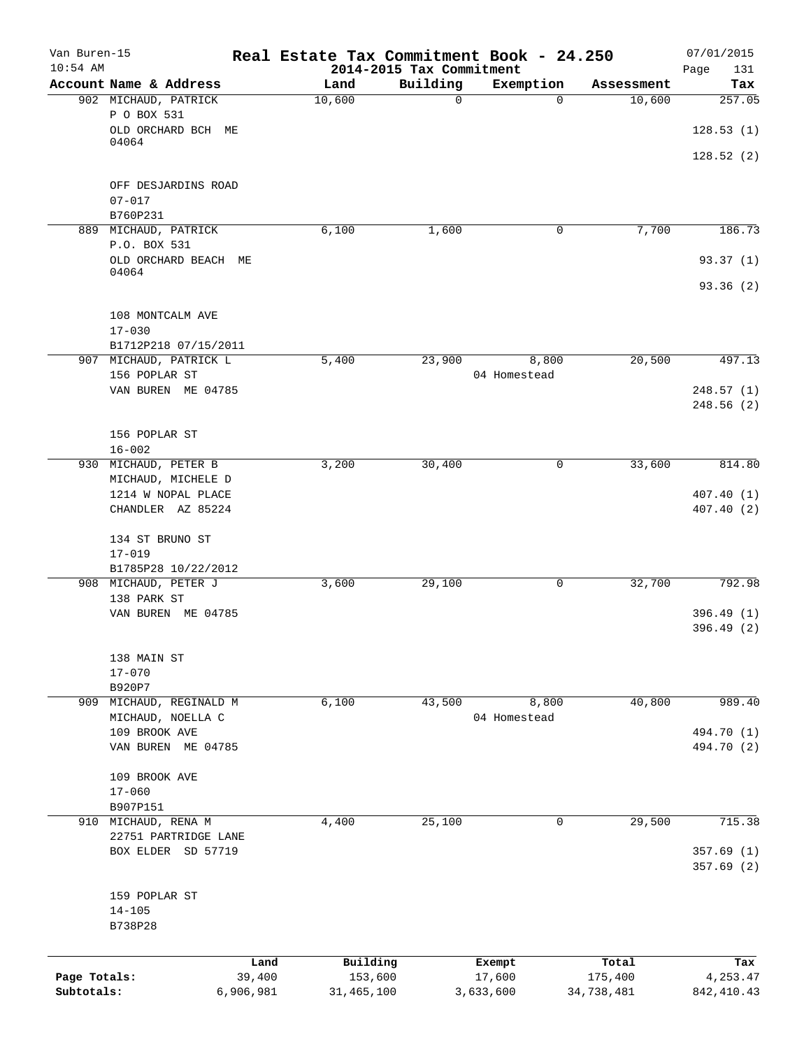Van Buren-15 | **Real Estate Tax Commitment Book - 24.250** | 07/01/2015
10:54 AM | **2014-2015 Tax Commitment** | Page 131

| Account Name & Address | Land | Building | Exemption | Assessment | Tax |
|---|---|---|---|---|---|
| 902 MICHAUD, PATRICK | 10,600 | 0 | 0 | 10,600 | 257.05 |
| P O BOX 531 | | | | | |
| OLD ORCHARD BCH ME 04064 | | | | | 128.53 (1) |
| | | | | | 128.52 (2) |
| OFF DESJARDINS ROAD | | | | | |
| 07-017 | | | | | |
| B760P231 | | | | | |
| 889 MICHAUD, PATRICK | 6,100 | 1,600 | 0 | 7,700 | 186.73 |
| P.O. BOX 531 | | | | | |
| OLD ORCHARD BEACH ME 04064 | | | | | 93.37 (1) |
| | | | | | 93.36 (2) |
| 108 MONTCALM AVE | | | | | |
| 17-030 | | | | | |
| B1712P218 07/15/2011 | | | | | |
| 907 MICHAUD, PATRICK L | 5,400 | 23,900 | 8,800 | 20,500 | 497.13 |
| 156 POPLAR ST | | | 04 Homestead | | |
| VAN BUREN ME 04785 | | | | | 248.57 (1) |
| | | | | | 248.56 (2) |
| 156 POPLAR ST | | | | | |
| 16-002 | | | | | |
| 930 MICHAUD, PETER B | 3,200 | 30,400 | 0 | 33,600 | 814.80 |
| MICHAUD, MICHELE D | | | | | |
| 1214 W NOPAL PLACE | | | | | 407.40 (1) |
| CHANDLER AZ 85224 | | | | | 407.40 (2) |
| 134 ST BRUNO ST | | | | | |
| 17-019 | | | | | |
| B1785P28 10/22/2012 | | | | | |
| 908 MICHAUD, PETER J | 3,600 | 29,100 | 0 | 32,700 | 792.98 |
| 138 PARK ST | | | | | |
| VAN BUREN ME 04785 | | | | | 396.49 (1) |
| | | | | | 396.49 (2) |
| 138 MAIN ST | | | | | |
| 17-070 | | | | | |
| B920P7 | | | | | |
| 909 MICHAUD, REGINALD M | 6,100 | 43,500 | 8,800 | 40,800 | 989.40 |
| MICHAUD, NOELLA C | | | 04 Homestead | | |
| 109 BROOK AVE | | | | | 494.70 (1) |
| VAN BUREN ME 04785 | | | | | 494.70 (2) |
| 109 BROOK AVE | | | | | |
| 17-060 | | | | | |
| B907P151 | | | | | |
| 910 MICHAUD, RENA M | 4,400 | 25,100 | 0 | 29,500 | 715.38 |
| 22751 PARTRIDGE LANE | | | | | |
| BOX ELDER SD 57719 | | | | | 357.69 (1) |
| | | | | | 357.69 (2) |
| 159 POPLAR ST | | | | | |
| 14-105 | | | | | |
| B738P28 | | | | | |

| | Land | Building | Exempt | Total | Tax |
|---|---|---|---|---|---|
| Page Totals: | 39,400 | 153,600 | 17,600 | 175,400 | 4,253.47 |
| Subtotals: | 6,906,981 | 31,465,100 | 3,633,600 | 34,738,481 | 842,410.43 |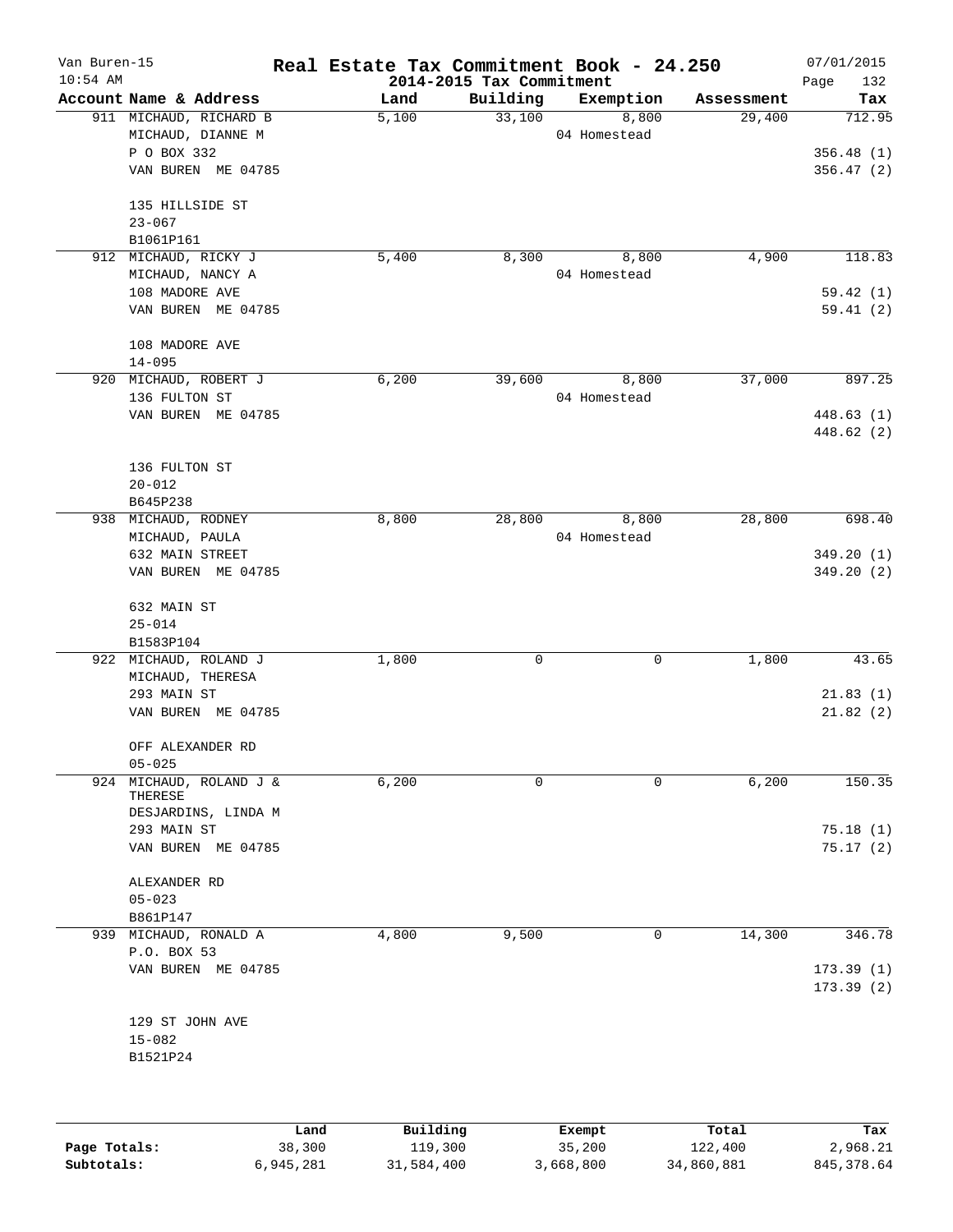# Real Estate Tax Commitment Book - 24.250

Van Buren-15
10:54 AM

2014-2015 Tax Commitment

07/01/2015
Page 132

| Account Name & Address | Land | Building | Exemption | Assessment | Tax |
|---|---|---|---|---|---|
| 911 MICHAUD, RICHARD B | 5,100 | 33,100 | 8,800 | 29,400 | 712.95 |
| MICHAUD, DIANNE M | | | 04 Homestead | | |
| P O BOX 332 | | | | | 356.48 (1) |
| VAN BUREN ME 04785 | | | | | 356.47 (2) |
| 135 HILLSIDE ST | | | | | |
| 23-067 | | | | | |
| B1061P161 | | | | | |
| 912 MICHAUD, RICKY J | 5,400 | 8,300 | 8,800 | 4,900 | 118.83 |
| MICHAUD, NANCY A | | | 04 Homestead | | |
| 108 MADORE AVE | | | | | 59.42 (1) |
| VAN BUREN ME 04785 | | | | | 59.41 (2) |
| 108 MADORE AVE | | | | | |
| 14-095 | | | | | |
| 920 MICHAUD, ROBERT J | 6,200 | 39,600 | 8,800 | 37,000 | 897.25 |
| 136 FULTON ST | | | 04 Homestead | | |
| VAN BUREN ME 04785 | | | | | 448.63 (1) |
| | | | | | 448.62 (2) |
| 136 FULTON ST | | | | | |
| 20-012 | | | | | |
| B645P238 | | | | | |
| 938 MICHAUD, RODNEY | 8,800 | 28,800 | 8,800 | 28,800 | 698.40 |
| MICHAUD, PAULA | | | 04 Homestead | | |
| 632 MAIN STREET | | | | | 349.20 (1) |
| VAN BUREN ME 04785 | | | | | 349.20 (2) |
| 632 MAIN ST | | | | | |
| 25-014 | | | | | |
| B1583P104 | | | | | |
| 922 MICHAUD, ROLAND J | 1,800 | 0 | 0 | 1,800 | 43.65 |
| MICHAUD, THERESA | | | | | |
| 293 MAIN ST | | | | | 21.83 (1) |
| VAN BUREN ME 04785 | | | | | 21.82 (2) |
| OFF ALEXANDER RD | | | | | |
| 05-025 | | | | | |
| 924 MICHAUD, ROLAND J & THERESE | 6,200 | 0 | 0 | 6,200 | 150.35 |
| DESJARDINS, LINDA M | | | | | |
| 293 MAIN ST | | | | | 75.18 (1) |
| VAN BUREN ME 04785 | | | | | 75.17 (2) |
| ALEXANDER RD | | | | | |
| 05-023 | | | | | |
| B861P147 | | | | | |
| 939 MICHAUD, RONALD A | 4,800 | 9,500 | 0 | 14,300 | 346.78 |
| P.O. BOX 53 | | | | | |
| VAN BUREN ME 04785 | | | | | 173.39 (1) |
| | | | | | 173.39 (2) |
| 129 ST JOHN AVE | | | | | |
| 15-082 | | | | | |
| B1521P24 | | | | | |

| | Land | Building | Exempt | Total | Tax |
|---|---|---|---|---|---|
| Page Totals: | 38,300 | 119,300 | 35,200 | 122,400 | 2,968.21 |
| Subtotals: | 6,945,281 | 31,584,400 | 3,668,800 | 34,860,881 | 845,378.64 |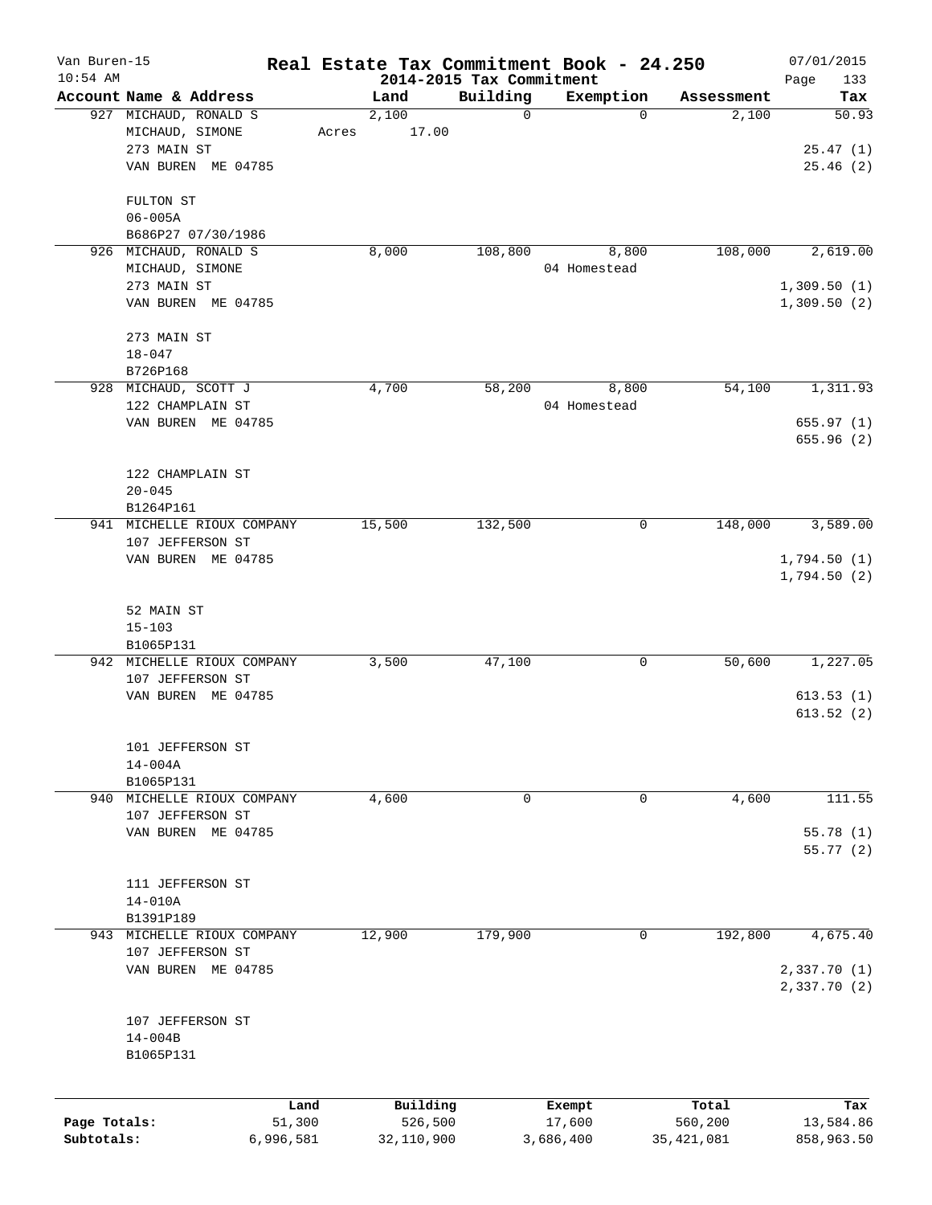# Real Estate Tax Commitment Book - 24.250

Van Buren-15
10:54 AM

## 2014-2015 Tax Commitment

07/01/2015

| Account Name & Address | Land | Building | Exemption | Assessment | Tax |
|---|---|---|---|---|---|
| 927 MICHAUD, RONALD S | 2,100 | 0 | 0 | 2,100 | 50.93 |
| MICHAUD, SIMONE | Acres 17.00 | | | | |
| 273 MAIN ST | | | | | 25.47 (1) |
| VAN BUREN ME 04785 | | | | | 25.46 (2) |
| FULTON ST | | | | | |
| 06-005A | | | | | |
| B686P27 07/30/1986 | | | | | |
| 926 MICHAUD, RONALD S | 8,000 | 108,800 | 8,800 | 108,000 | 2,619.00 |
| MICHAUD, SIMONE | | | 04 Homestead | | |
| 273 MAIN ST | | | | | 1,309.50 (1) |
| VAN BUREN ME 04785 | | | | | 1,309.50 (2) |
| 273 MAIN ST | | | | | |
| 18-047 | | | | | |
| B726P168 | | | | | |
| 928 MICHAUD, SCOTT J | 4,700 | 58,200 | 8,800 | 54,100 | 1,311.93 |
| 122 CHAMPLAIN ST | | | 04 Homestead | | |
| VAN BUREN ME 04785 | | | | | 655.97 (1) |
| | | | | | 655.96 (2) |
| 122 CHAMPLAIN ST | | | | | |
| 20-045 | | | | | |
| B1264P161 | | | | | |
| 941 MICHELLE RIOUX COMPANY | 15,500 | 132,500 | 0 | 148,000 | 3,589.00 |
| 107 JEFFERSON ST | | | | | |
| VAN BUREN ME 04785 | | | | | 1,794.50 (1) |
| | | | | | 1,794.50 (2) |
| 52 MAIN ST | | | | | |
| 15-103 | | | | | |
| B1065P131 | | | | | |
| 942 MICHELLE RIOUX COMPANY | 3,500 | 47,100 | 0 | 50,600 | 1,227.05 |
| 107 JEFFERSON ST | | | | | |
| VAN BUREN ME 04785 | | | | | 613.53 (1) |
| | | | | | 613.52 (2) |
| 101 JEFFERSON ST | | | | | |
| 14-004A | | | | | |
| B1065P131 | | | | | |
| 940 MICHELLE RIOUX COMPANY | 4,600 | 0 | 0 | 4,600 | 111.55 |
| 107 JEFFERSON ST | | | | | |
| VAN BUREN ME 04785 | | | | | 55.78 (1) |
| | | | | | 55.77 (2) |
| 111 JEFFERSON ST | | | | | |
| 14-010A | | | | | |
| B1391P189 | | | | | |
| 943 MICHELLE RIOUX COMPANY | 12,900 | 179,900 | 0 | 192,800 | 4,675.40 |
| 107 JEFFERSON ST | | | | | |
| VAN BUREN ME 04785 | | | | | 2,337.70 (1) |
| | | | | | 2,337.70 (2) |
| 107 JEFFERSON ST | | | | | |
| 14-004B | | | | | |
| B1065P131 | | | | | |

| | Land | Building | Exempt | Total | Tax |
|---|---|---|---|---|---|
| Page Totals: | 51,300 | 526,500 | 17,600 | 560,200 | 13,584.86 |
| Subtotals: | 6,996,581 | 32,110,900 | 3,686,400 | 35,421,081 | 858,963.50 |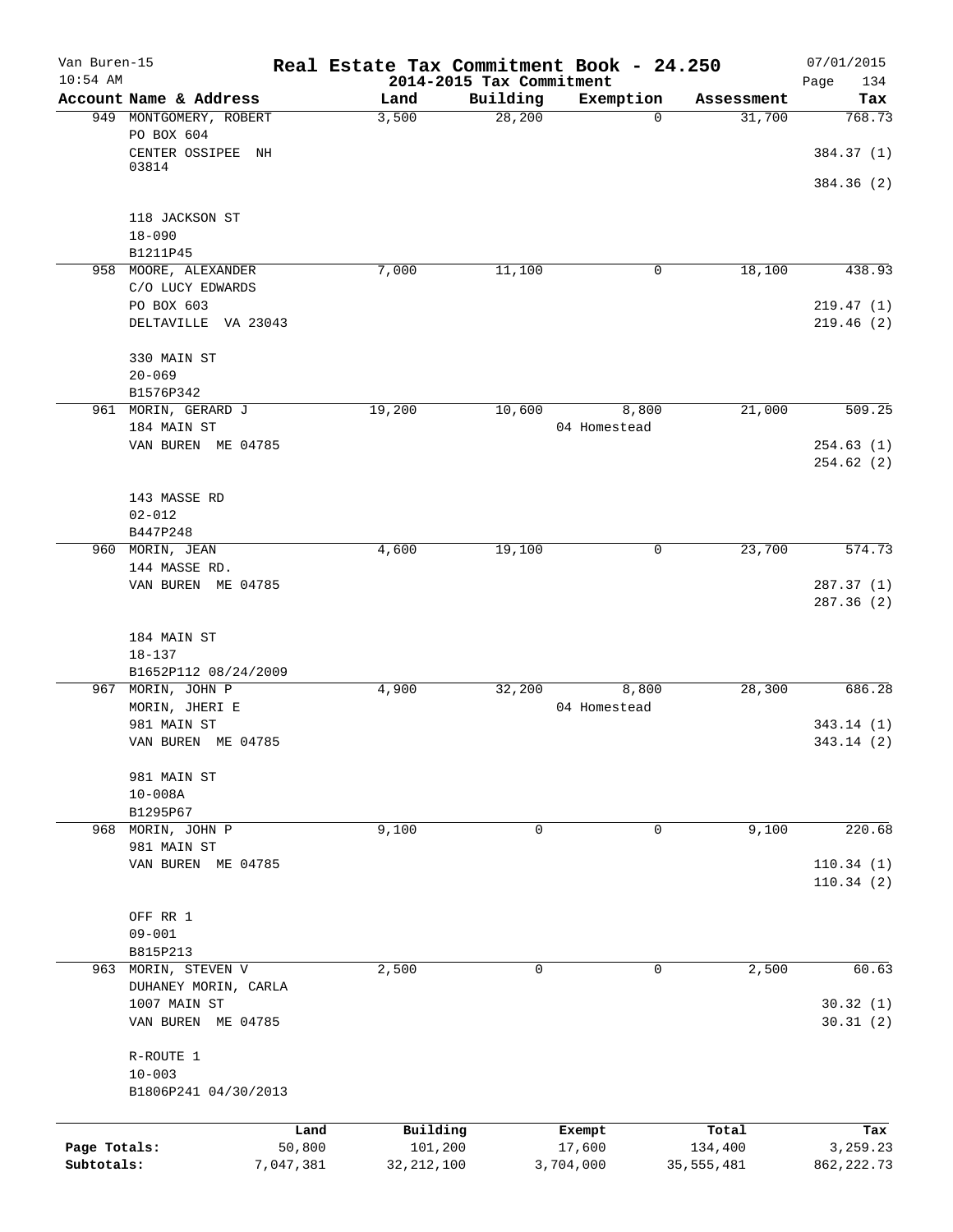# Real Estate Tax Commitment Book - 24.250

Van Buren-15
10:54 AM

2014-2015 Tax Commitment

07/01/2015

| Account Name & Address | Land | Building | Exemption | Assessment | Tax |
|---|---|---|---|---|---|
| 949 MONTGOMERY, ROBERT<br>PO BOX 604<br>CENTER OSSIPEE NH<br>03814<br><br>118 JACKSON ST<br>18-090<br>B1211P45 | 3,500 | 28,200 | 0 | 31,700 | 768.73<br><br>384.37 (1)<br><br>384.36 (2) |
| 958 MOORE, ALEXANDER<br>C/O LUCY EDWARDS<br>PO BOX 603<br>DELTAVILLE VA 23043<br><br>330 MAIN ST<br>20-069<br>B1576P342 | 7,000 | 11,100 | 0 | 18,100 | 438.93<br><br>219.47 (1)<br>219.46 (2) |
| 961 MORIN, GERARD J<br>184 MAIN ST<br>VAN BUREN ME 04785<br><br>143 MASSE RD<br>02-012<br>B447P248 | 19,200 | 10,600 | 8,800<br>04 Homestead | 21,000 | 509.25<br><br>254.63 (1)<br>254.62 (2) |
| 960 MORIN, JEAN<br>144 MASSE RD.<br>VAN BUREN ME 04785<br><br>184 MAIN ST<br>18-137<br>B1652P112 08/24/2009 | 4,600 | 19,100 | 0 | 23,700 | 574.73<br><br>287.37 (1)<br>287.36 (2) |
| 967 MORIN, JOHN P<br>MORIN, JHERI E<br>981 MAIN ST<br>VAN BUREN ME 04785<br><br>981 MAIN ST<br>10-008A<br>B1295P67 | 4,900 | 32,200 | 8,800<br>04 Homestead | 28,300 | 686.28<br><br>343.14 (1)<br>343.14 (2) |
| 968 MORIN, JOHN P<br>981 MAIN ST<br>VAN BUREN ME 04785<br><br>OFF RR 1<br>09-001<br>B815P213 | 9,100 | 0 | 0 | 9,100 | 220.68<br><br>110.34 (1)<br>110.34 (2) |
| 963 MORIN, STEVEN V<br>DUHANEY MORIN, CARLA<br>1007 MAIN ST<br>VAN BUREN ME 04785<br><br>R-ROUTE 1<br>10-003<br>B1806P241 04/30/2013 | 2,500 | 0 | 0 | 2,500 | 60.63<br><br>30.32 (1)<br>30.31 (2) |

| | Land | Building | Exempt | Total | Tax |
|---|---|---|---|---|---|
| Page Totals: | 50,800 | 101,200 | 17,600 | 134,400 | 3,259.23 |
| Subtotals: | 7,047,381 | 32,212,100 | 3,704,000 | 35,555,481 | 862,222.73 |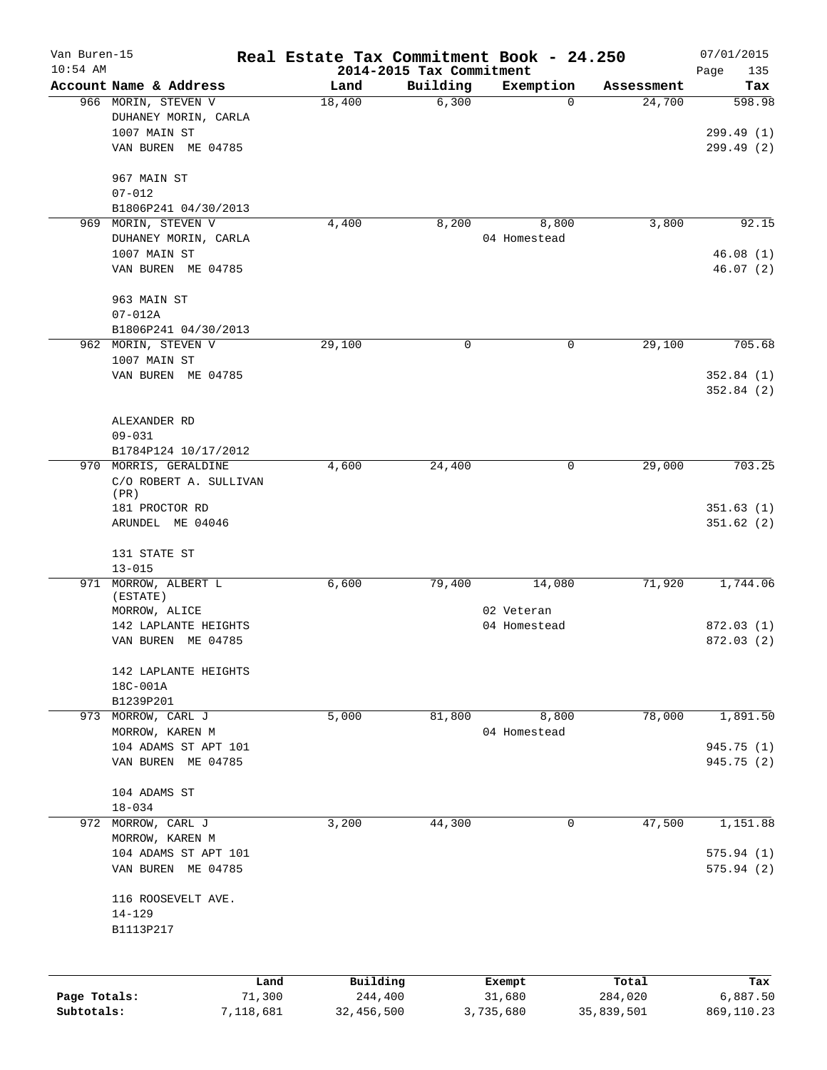Van Buren-15 | **Real Estate Tax Commitment Book - 24.250** | 07/01/2015
10:54 AM | **2014-2015 Tax Commitment**

| Account Name & Address | Land | Building | Exemption | Assessment | Tax |
|---|---|---|---|---|---|
| 966 MORIN, STEVEN V | 18,400 | 6,300 | 0 | 24,700 | 598.98 |
| DUHANEY MORIN, CARLA | | | | | |
| 1007 MAIN ST | | | | | 299.49 (1) |
| VAN BUREN ME 04785 | | | | | 299.49 (2) |
| 967 MAIN ST | | | | | |
| 07-012 | | | | | |
| B1806P241 04/30/2013 | | | | | |
| 969 MORIN, STEVEN V | 4,400 | 8,200 | 8,800 | 3,800 | 92.15 |
| DUHANEY MORIN, CARLA | | | 04 Homestead | | |
| 1007 MAIN ST | | | | | 46.08 (1) |
| VAN BUREN ME 04785 | | | | | 46.07 (2) |
| 963 MAIN ST | | | | | |
| 07-012A | | | | | |
| B1806P241 04/30/2013 | | | | | |
| 962 MORIN, STEVEN V | 29,100 | 0 | 0 | 29,100 | 705.68 |
| 1007 MAIN ST | | | | | |
| VAN BUREN ME 04785 | | | | | 352.84 (1) |
| | | | | | 352.84 (2) |
| ALEXANDER RD | | | | | |
| 09-031 | | | | | |
| B1784P124 10/17/2012 | | | | | |
| 970 MORRIS, GERALDINE | 4,600 | 24,400 | 0 | 29,000 | 703.25 |
| C/O ROBERT A. SULLIVAN (PR) | | | | | |
| 181 PROCTOR RD | | | | | 351.63 (1) |
| ARUNDEL ME 04046 | | | | | 351.62 (2) |
| 131 STATE ST | | | | | |
| 13-015 | | | | | |
| 971 MORROW, ALBERT L (ESTATE) | 6,600 | 79,400 | 14,080 | 71,920 | 1,744.06 |
| MORROW, ALICE | | | 02 Veteran | | |
| 142 LAPLANTE HEIGHTS | | | 04 Homestead | | 872.03 (1) |
| VAN BUREN ME 04785 | | | | | 872.03 (2) |
| 142 LAPLANTE HEIGHTS | | | | | |
| 18C-001A | | | | | |
| B1239P201 | | | | | |
| 973 MORROW, CARL J | 5,000 | 81,800 | 8,800 | 78,000 | 1,891.50 |
| MORROW, KAREN M | | | 04 Homestead | | |
| 104 ADAMS ST APT 101 | | | | | 945.75 (1) |
| VAN BUREN ME 04785 | | | | | 945.75 (2) |
| 104 ADAMS ST | | | | | |
| 18-034 | | | | | |
| 972 MORROW, CARL J | 3,200 | 44,300 | 0 | 47,500 | 1,151.88 |
| MORROW, KAREN M | | | | | |
| 104 ADAMS ST APT 101 | | | | | 575.94 (1) |
| VAN BUREN ME 04785 | | | | | 575.94 (2) |
| 116 ROOSEVELT AVE. | | | | | |
| 14-129 | | | | | |
| B1113P217 | | | | | |

| | Land | Building | Exempt | Total | Tax |
|---|---|---|---|---|---|
| **Page Totals:** | 71,300 | 244,400 | 31,680 | 284,020 | 6,887.50 |
| **Subtotals:** | 7,118,681 | 32,456,500 | 3,735,680 | 35,839,501 | 869,110.23 |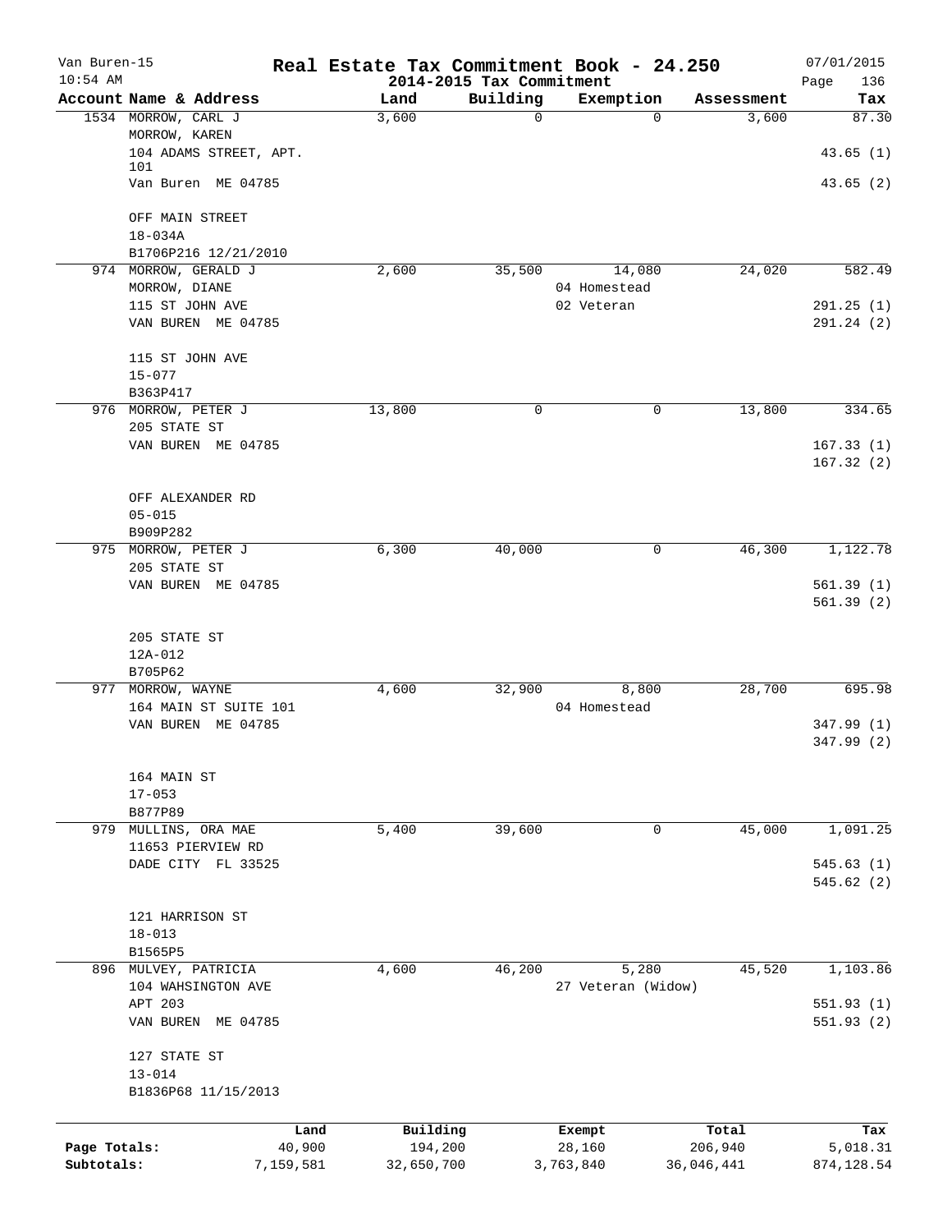# Real Estate Tax Commitment Book - 24.250

## 2014-2015 Tax Commitment

Van Buren-15
10:54 AM
07/01/2015

| Account Name & Address | Land | Building | Exemption | Assessment | Tax |
|---|---|---|---|---|---|
| 1534 MORROW, CARL J<br>MORROW, KAREN<br>104 ADAMS STREET, APT. 101<br>Van Buren ME 04785<br><br>OFF MAIN STREET<br>18-034A<br>B1706P216 12/21/2010 | 3,600 | 0 | 0 | 3,600 | 87.30<br><br>43.65 (1)<br>43.65 (2) |
| 974 MORROW, GERALD J<br>MORROW, DIANE<br>115 ST JOHN AVE<br>VAN BUREN ME 04785<br><br>115 ST JOHN AVE<br>15-077<br>B363P417 | 2,600 | 35,500 | 14,080<br>04 Homestead<br>02 Veteran | 24,020 | 582.49<br><br>291.25 (1)<br>291.24 (2) |
| 976 MORROW, PETER J<br>205 STATE ST<br>VAN BUREN ME 04785<br><br>OFF ALEXANDER RD<br>05-015<br>B909P282 | 13,800 | 0 | 0 | 13,800 | 334.65<br><br>167.33 (1)<br>167.32 (2) |
| 975 MORROW, PETER J<br>205 STATE ST<br>VAN BUREN ME 04785<br><br>205 STATE ST<br>12A-012<br>B705P62 | 6,300 | 40,000 | 0 | 46,300 | 1,122.78<br><br>561.39 (1)<br>561.39 (2) |
| 977 MORROW, WAYNE<br>164 MAIN ST SUITE 101<br>VAN BUREN ME 04785<br><br>164 MAIN ST<br>17-053<br>B877P89 | 4,600 | 32,900 | 8,800<br>04 Homestead | 28,700 | 695.98<br><br>347.99 (1)<br>347.99 (2) |
| 979 MULLINS, ORA MAE<br>11653 PIERVIEW RD<br>DADE CITY FL 33525<br><br>121 HARRISON ST<br>18-013<br>B1565P5 | 5,400 | 39,600 | 0 | 45,000 | 1,091.25<br><br>545.63 (1)<br>545.62 (2) |
| 896 MULVEY, PATRICIA<br>104 WAHSINGTON AVE<br>APT 203<br>VAN BUREN ME 04785<br><br>127 STATE ST<br>13-014<br>B1836P68 11/15/2013 | 4,600 | 46,200 | 5,280<br>27 Veteran (Widow) | 45,520 | 1,103.86<br><br>551.93 (1)<br>551.93 (2) |

| | Land | Building | Exempt | Total | Tax |
|---|---|---|---|---|---|
| Page Totals: | 40,900 | 194,200 | 28,160 | 206,940 | 5,018.31 |
| Subtotals: | 7,159,581 | 32,650,700 | 3,763,840 | 36,046,441 | 874,128.54 |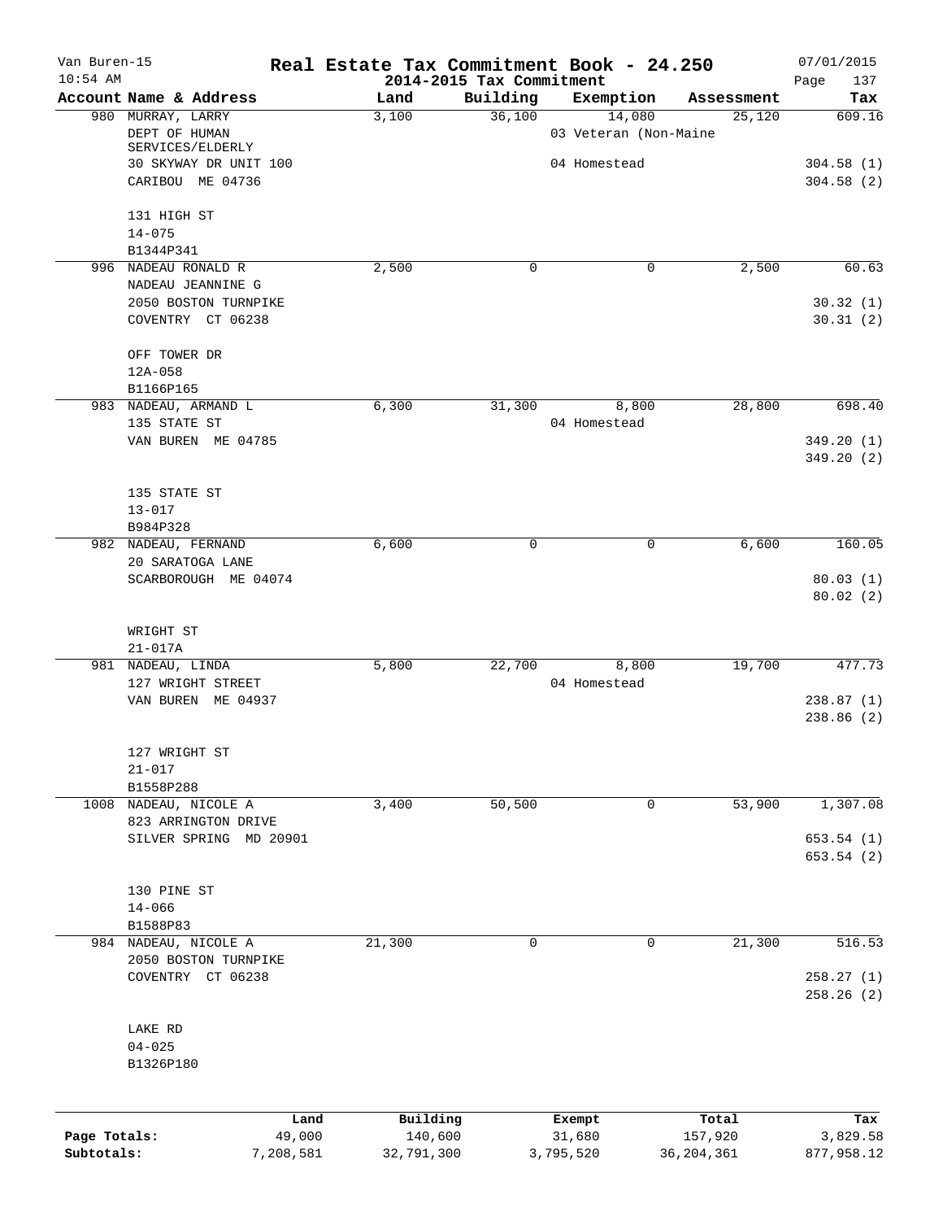# Real Estate Tax Commitment Book - 24.250

Van Buren-15
10:54 AM
2014-2015 Tax Commitment
07/01/2015

| Account Name & Address | Land | Building | Exemption | Assessment | Tax |
|---|---|---|---|---|---|
| 980 MURRAY, LARRY<br>DEPT OF HUMAN SERVICES/ELDERLY<br>30 SKYWAY DR UNIT 100<br>CARIBOU ME 04736<br><br>131 HIGH ST<br>14-075<br>B1344P341 | 3,100 | 36,100 | 14,080<br>03 Veteran (Non-Maine<br>04 Homestead | 25,120 | 609.16<br><br>304.58 (1)<br>304.58 (2) |
| 996 NADEAU RONALD R<br>NADEAU JEANNINE G<br>2050 BOSTON TURNPIKE<br>COVENTRY CT 06238<br><br>OFF TOWER DR<br>12A-058<br>B1166P165 | 2,500 | 0 | 0 | 2,500 | 60.63<br><br>30.32 (1)<br>30.31 (2) |
| 983 NADEAU, ARMAND L<br>135 STATE ST<br>VAN BUREN ME 04785<br><br>135 STATE ST<br>13-017<br>B984P328 | 6,300 | 31,300 | 8,800<br>04 Homestead | 28,800 | 698.40<br><br>349.20 (1)<br>349.20 (2) |
| 982 NADEAU, FERNAND<br>20 SARATOGA LANE<br>SCARBOROUGH ME 04074<br><br>WRIGHT ST<br>21-017A | 6,600 | 0 | 0 | 6,600 | 160.05<br><br>80.03 (1)<br>80.02 (2) |
| 981 NADEAU, LINDA<br>127 WRIGHT STREET<br>VAN BUREN ME 04937<br><br>127 WRIGHT ST<br>21-017<br>B1558P288 | 5,800 | 22,700 | 8,800<br>04 Homestead | 19,700 | 477.73<br><br>238.87 (1)<br>238.86 (2) |
| 1008 NADEAU, NICOLE A<br>823 ARRINGTON DRIVE<br>SILVER SPRING MD 20901<br><br>130 PINE ST<br>14-066<br>B1588P83 | 3,400 | 50,500 | 0 | 53,900 | 1,307.08<br><br>653.54 (1)<br>653.54 (2) |
| 984 NADEAU, NICOLE A<br>2050 BOSTON TURNPIKE<br>COVENTRY CT 06238<br><br>LAKE RD<br>04-025<br>B1326P180 | 21,300 | 0 | 0 | 21,300 | 516.53<br><br>258.27 (1)<br>258.26 (2) |

| | Land | Building | Exempt | Total | Tax |
|---|---|---|---|---|---|
| Page Totals: | 49,000 | 140,600 | 31,680 | 157,920 | 3,829.58 |
| Subtotals: | 7,208,581 | 32,791,300 | 3,795,520 | 36,204,361 | 877,958.12 |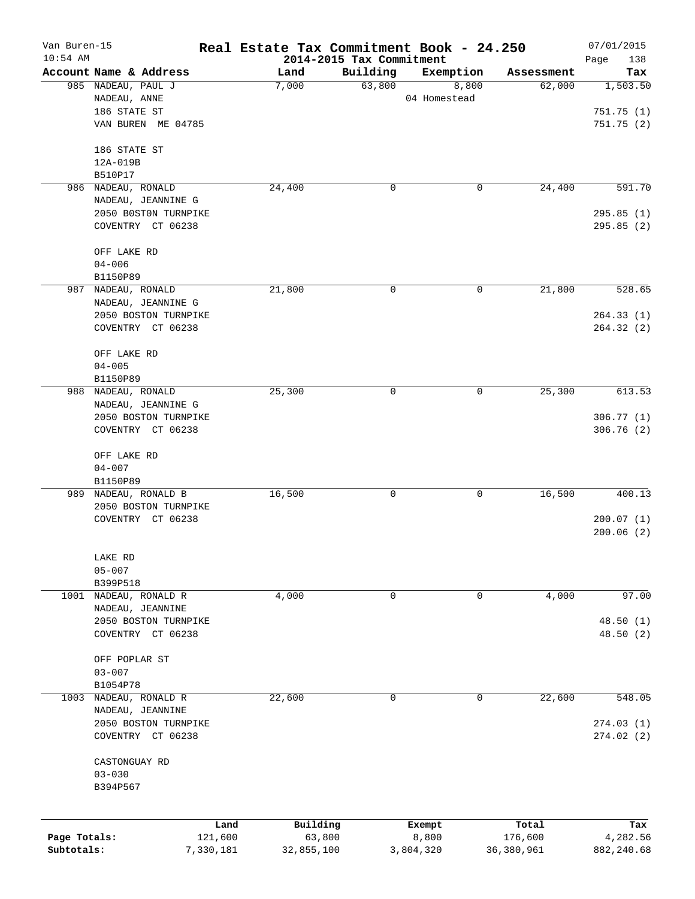# Real Estate Tax Commitment Book - 24.250

## 2014-2015 Tax Commitment

Van Buren-15, 10:54 AM — 07/01/2015

| Account | Name & Address | Land | Building | Exemption | Assessment | Tax |
|---|---|---|---|---|---|---|
| 985 | NADEAU, PAUL J<br>NADEAU, ANNE<br>186 STATE ST<br>VAN BUREN ME 04785<br><br>186 STATE ST<br>12A-019B<br>B510P17 | 7,000 | 63,800 | 8,800<br>04 Homestead | 62,000 | 1,503.50<br><br>751.75 (1)<br>751.75 (2) |
| 986 | NADEAU, RONALD<br>NADEAU, JEANNINE G<br>2050 B0ST0N TURNPIKE<br>COVENTRY CT 06238<br><br>OFF LAKE RD<br>04-006<br>B1150P89 | 24,400 | 0 | 0 | 24,400 | 591.70<br><br>295.85 (1)<br>295.85 (2) |
| 987 | NADEAU, RONALD<br>NADEAU, JEANNINE G<br>2050 BOSTON TURNPIKE<br>COVENTRY CT 06238<br><br>OFF LAKE RD<br>04-005<br>B1150P89 | 21,800 | 0 | 0 | 21,800 | 528.65<br><br>264.33 (1)<br>264.32 (2) |
| 988 | NADEAU, RONALD<br>NADEAU, JEANNINE G<br>2050 BOSTON TURNPIKE<br>COVENTRY CT 06238<br><br>OFF LAKE RD<br>04-007<br>B1150P89 | 25,300 | 0 | 0 | 25,300 | 613.53<br><br>306.77 (1)<br>306.76 (2) |
| 989 | NADEAU, RONALD B<br>2050 BOSTON TURNPIKE<br>COVENTRY CT 06238<br><br>LAKE RD<br>05-007<br>B399P518 | 16,500 | 0 | 0 | 16,500 | 400.13<br><br>200.07 (1)<br>200.06 (2) |
| 1001 | NADEAU, RONALD R<br>NADEAU, JEANNINE<br>2050 BOSTON TURNPIKE<br>COVENTRY CT 06238<br><br>OFF POPLAR ST<br>03-007<br>B1054P78 | 4,000 | 0 | 0 | 4,000 | 97.00<br><br>48.50 (1)<br>48.50 (2) |
| 1003 | NADEAU, RONALD R<br>NADEAU, JEANNINE<br>2050 BOSTON TURNPIKE<br>COVENTRY CT 06238<br><br>CASTONGUAY RD<br>03-030<br>B394P567 | 22,600 | 0 | 0 | 22,600 | 548.05<br><br>274.03 (1)<br>274.02 (2) |

| | Land | Building | Exempt | Total | Tax |
|---|---|---|---|---|---|
| Page Totals: | 121,600 | 63,800 | 8,800 | 176,600 | 4,282.56 |
| Subtotals: | 7,330,181 | 32,855,100 | 3,804,320 | 36,380,961 | 882,240.68 |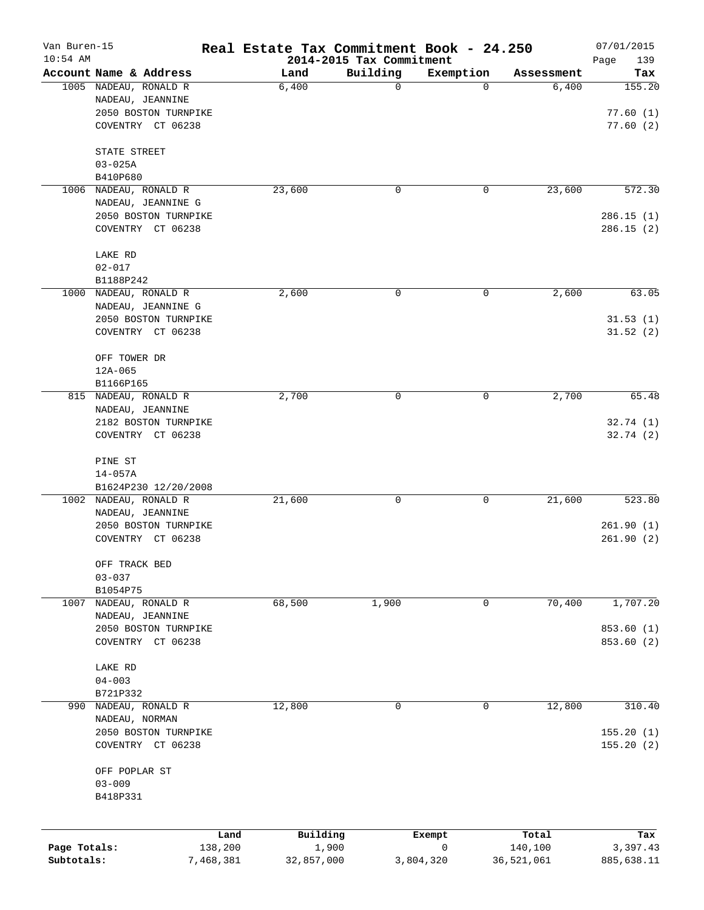# Real Estate Tax Commitment Book - 24.250

Van Buren-15
10:54 AM

2014-2015 Tax Commitment

07/01/2015

| Account | Name & Address | Land | Building | Exemption | Assessment | Tax |
|---|---|---|---|---|---|---|
| 1005 | NADEAU, RONALD R<br>NADEAU, JEANNINE<br>2050 BOSTON TURNPIKE<br>COVENTRY CT 06238<br><br>STATE STREET<br>03-025A<br>B410P680 | 6,400 | 0 | 0 | 6,400 | 155.20<br><br>77.60 (1)<br>77.60 (2) |
| 1006 | NADEAU, RONALD R<br>NADEAU, JEANNINE G<br>2050 BOSTON TURNPIKE<br>COVENTRY CT 06238<br><br>LAKE RD<br>02-017<br>B1188P242 | 23,600 | 0 | 0 | 23,600 | 572.30<br><br>286.15 (1)<br>286.15 (2) |
| 1000 | NADEAU, RONALD R<br>NADEAU, JEANNINE G<br>2050 BOSTON TURNPIKE<br>COVENTRY CT 06238<br><br>OFF TOWER DR<br>12A-065<br>B1166P165 | 2,600 | 0 | 0 | 2,600 | 63.05<br><br>31.53 (1)<br>31.52 (2) |
| 815 | NADEAU, RONALD R<br>NADEAU, JEANNINE<br>2182 BOSTON TURNPIKE<br>COVENTRY CT 06238<br><br>PINE ST<br>14-057A<br>B1624P230 12/20/2008 | 2,700 | 0 | 0 | 2,700 | 65.48<br><br>32.74 (1)<br>32.74 (2) |
| 1002 | NADEAU, RONALD R<br>NADEAU, JEANNINE<br>2050 BOSTON TURNPIKE<br>COVENTRY CT 06238<br><br>OFF TRACK BED<br>03-037<br>B1054P75 | 21,600 | 0 | 0 | 21,600 | 523.80<br><br>261.90 (1)<br>261.90 (2) |
| 1007 | NADEAU, RONALD R<br>NADEAU, JEANNINE<br>2050 BOSTON TURNPIKE<br>COVENTRY CT 06238<br><br>LAKE RD<br>04-003<br>B721P332 | 68,500 | 1,900 | 0 | 70,400 | 1,707.20<br><br>853.60 (1)<br>853.60 (2) |
| 990 | NADEAU, RONALD R<br>NADEAU, NORMAN<br>2050 BOSTON TURNPIKE<br>COVENTRY CT 06238<br><br>OFF POPLAR ST<br>03-009<br>B418P331 | 12,800 | 0 | 0 | 12,800 | 310.40<br><br>155.20 (1)<br>155.20 (2) |

| | Land | Building | Exempt | Total | Tax |
|---|---|---|---|---|---|
| Page Totals: | 138,200 | 1,900 | 0 | 140,100 | 3,397.43 |
| Subtotals: | 7,468,381 | 32,857,000 | 3,804,320 | 36,521,061 | 885,638.11 |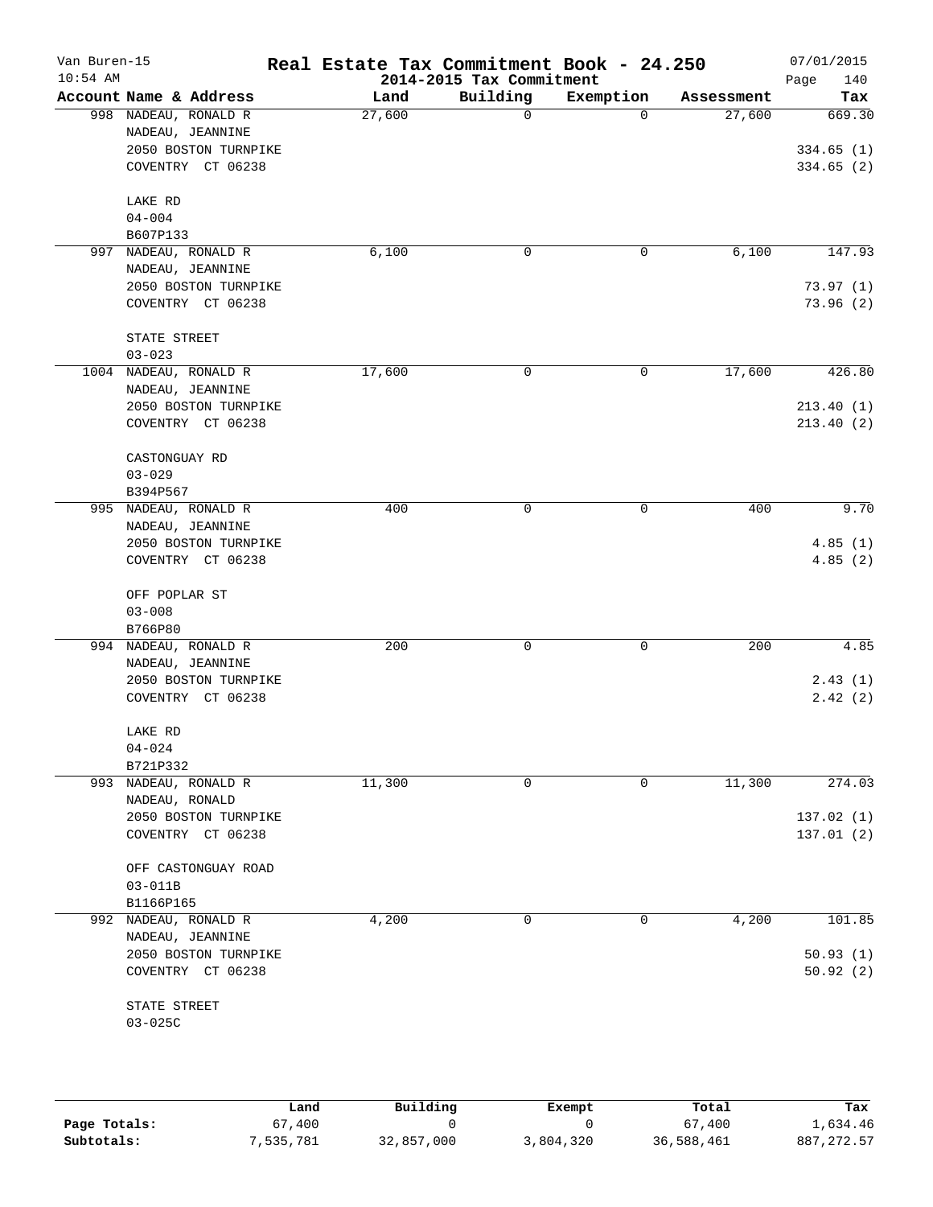# Real Estate Tax Commitment Book - 24.250

## 2014-2015 Tax Commitment

Van Buren-15, 10:54 AM, 07/01/2015

| Account | Name & Address | Land | Building | Exemption | Assessment | Tax |
|---|---|---|---|---|---|---|
| 998 | NADEAU, RONALD R<br>NADEAU, JEANNINE<br>2050 BOSTON TURNPIKE<br>COVENTRY CT 06238<br><br>LAKE RD<br>04-004<br>B607P133 | 27,600 | 0 | 0 | 27,600 | 669.30<br><br>334.65 (1)<br>334.65 (2) |
| 997 | NADEAU, RONALD R<br>NADEAU, JEANNINE<br>2050 BOSTON TURNPIKE<br>COVENTRY CT 06238<br><br>STATE STREET<br>03-023 | 6,100 | 0 | 0 | 6,100 | 147.93<br><br>73.97 (1)<br>73.96 (2) |
| 1004 | NADEAU, RONALD R<br>NADEAU, JEANNINE<br>2050 BOSTON TURNPIKE<br>COVENTRY CT 06238<br><br>CASTONGUAY RD<br>03-029<br>B394P567 | 17,600 | 0 | 0 | 17,600 | 426.80<br><br>213.40 (1)<br>213.40 (2) |
| 995 | NADEAU, RONALD R<br>NADEAU, JEANNINE<br>2050 BOSTON TURNPIKE<br>COVENTRY CT 06238<br><br>OFF POPLAR ST<br>03-008<br>B766P80 | 400 | 0 | 0 | 400 | 9.70<br><br>4.85 (1)<br>4.85 (2) |
| 994 | NADEAU, RONALD R<br>NADEAU, JEANNINE<br>2050 BOSTON TURNPIKE<br>COVENTRY CT 06238<br><br>LAKE RD<br>04-024<br>B721P332 | 200 | 0 | 0 | 200 | 4.85<br><br>2.43 (1)<br>2.42 (2) |
| 993 | NADEAU, RONALD R<br>NADEAU, RONALD<br>2050 BOSTON TURNPIKE<br>COVENTRY CT 06238<br><br>OFF CASTONGUAY ROAD<br>03-011B<br>B1166P165 | 11,300 | 0 | 0 | 11,300 | 274.03<br><br>137.02 (1)<br>137.01 (2) |
| 992 | NADEAU, RONALD R<br>NADEAU, JEANNINE<br>2050 BOSTON TURNPIKE<br>COVENTRY CT 06238<br><br>STATE STREET<br>03-025C | 4,200 | 0 | 0 | 4,200 | 101.85<br><br>50.93 (1)<br>50.92 (2) |

| | Land | Building | Exempt | Total | Tax |
|---|---|---|---|---|---|
| Page Totals: | 67,400 | 0 | 0 | 67,400 | 1,634.46 |
| Subtotals: | 7,535,781 | 32,857,000 | 3,804,320 | 36,588,461 | 887,272.57 |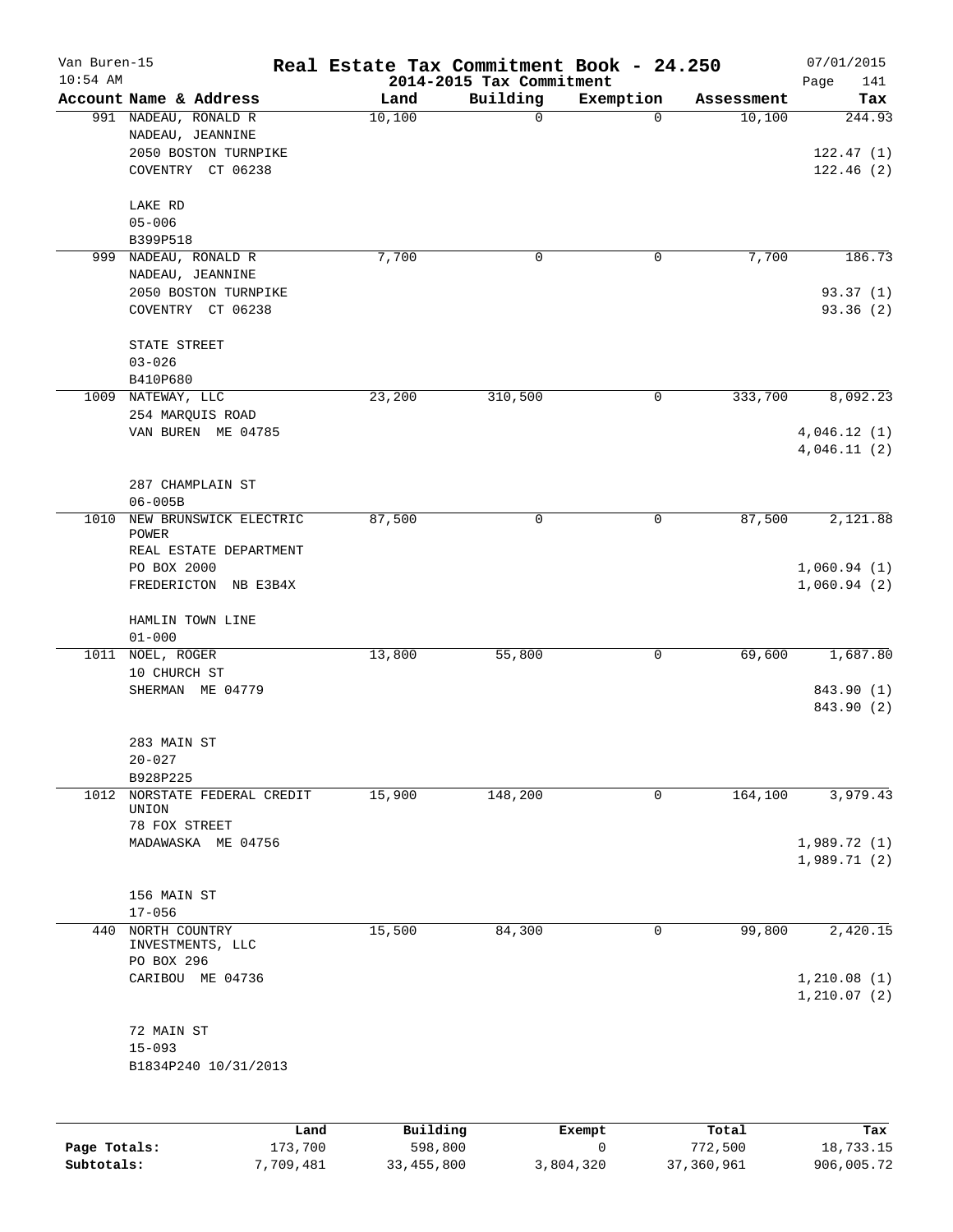# Real Estate Tax Commitment Book - 24.250

## 2014-2015 Tax Commitment

Van Buren-15, 10:54 AM — 07/01/2015

| Account Name & Address | Land | Building | Exemption | Assessment | Tax |
|---|---|---|---|---|---|
| 991 NADEAU, RONALD R<br>NADEAU, JEANNINE<br>2050 BOSTON TURNPIKE<br>COVENTRY CT 06238<br><br>LAKE RD<br>05-006<br>B399P518 | 10,100 | 0 | 0 | 10,100 | 244.93<br><br>122.47 (1)<br>122.46 (2) |
| 999 NADEAU, RONALD R<br>NADEAU, JEANNINE<br>2050 BOSTON TURNPIKE<br>COVENTRY CT 06238<br><br>STATE STREET<br>03-026<br>B410P680 | 7,700 | 0 | 0 | 7,700 | 186.73<br><br>93.37 (1)<br>93.36 (2) |
| 1009 NATEWAY, LLC<br>254 MARQUIS ROAD<br>VAN BUREN ME 04785<br><br>287 CHAMPLAIN ST<br>06-005B | 23,200 | 310,500 | 0 | 333,700 | 8,092.23<br><br>4,046.12 (1)<br>4,046.11 (2) |
| 1010 NEW BRUNSWICK ELECTRIC POWER<br>REAL ESTATE DEPARTMENT<br>PO BOX 2000<br>FREDERICTON NB E3B4X<br><br>HAMLIN TOWN LINE<br>01-000 | 87,500 | 0 | 0 | 87,500 | 2,121.88<br><br>1,060.94 (1)<br>1,060.94 (2) |
| 1011 NOEL, ROGER<br>10 CHURCH ST<br>SHERMAN ME 04779<br><br>283 MAIN ST<br>20-027<br>B928P225 | 13,800 | 55,800 | 0 | 69,600 | 1,687.80<br><br>843.90 (1)<br>843.90 (2) |
| 1012 NORSTATE FEDERAL CREDIT UNION<br>78 FOX STREET<br>MADAWASKA ME 04756<br><br>156 MAIN ST<br>17-056 | 15,900 | 148,200 | 0 | 164,100 | 3,979.43<br><br>1,989.72 (1)<br>1,989.71 (2) |
| 440 NORTH COUNTRY INVESTMENTS, LLC<br>PO BOX 296<br>CARIBOU ME 04736<br><br>72 MAIN ST<br>15-093<br>B1834P240 10/31/2013 | 15,500 | 84,300 | 0 | 99,800 | 2,420.15<br><br>1,210.08 (1)<br>1,210.07 (2) |

| | Land | Building | Exempt | Total | Tax |
|---|---|---|---|---|---|
| **Page Totals:** | 173,700 | 598,800 | 0 | 772,500 | 18,733.15 |
| **Subtotals:** | 7,709,481 | 33,455,800 | 3,804,320 | 37,360,961 | 906,005.72 |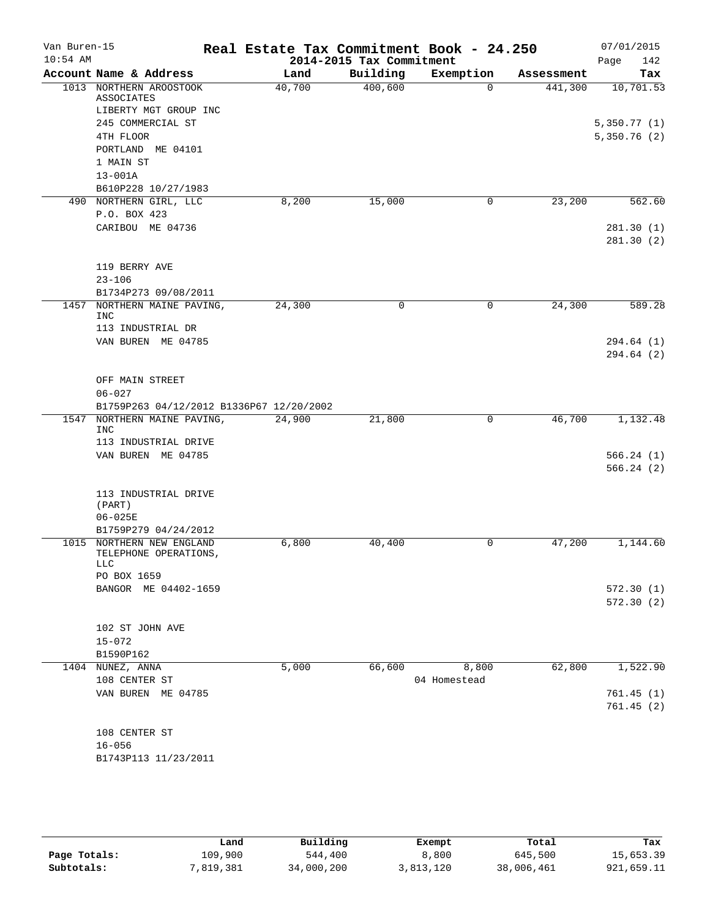Van Buren-15 — Real Estate Tax Commitment Book - 24.250 — 07/01/2015
10:54 AM — 2014-2015 Tax Commitment

| Account Name & Address | Land | Building | Exemption | Assessment | Tax |
|---|---|---|---|---|---|
| 1013 NORTHERN AROOSTOOK ASSOCIATES<br>LIBERTY MGT GROUP INC<br>245 COMMERCIAL ST<br>4TH FLOOR<br>PORTLAND ME 04101<br>1 MAIN ST<br>13-001A<br>B610P228 10/27/1983 | 40,700 | 400,600 | 0 | 441,300 | 10,701.53<br>5,350.77 (1)<br>5,350.76 (2) |
| 490 NORTHERN GIRL, LLC<br>P.O. BOX 423<br>CARIBOU ME 04736<br>119 BERRY AVE<br>23-106<br>B1734P273 09/08/2011 | 8,200 | 15,000 | 0 | 23,200 | 562.60<br>281.30 (1)<br>281.30 (2) |
| 1457 NORTHERN MAINE PAVING, INC<br>113 INDUSTRIAL DR<br>VAN BUREN ME 04785<br>OFF MAIN STREET<br>06-027<br>B1759P263 04/12/2012 B1336P67 12/20/2002 | 24,300 | 0 | 0 | 24,300 | 589.28<br>294.64 (1)<br>294.64 (2) |
| 1547 NORTHERN MAINE PAVING, INC<br>113 INDUSTRIAL DRIVE<br>VAN BUREN ME 04785<br>113 INDUSTRIAL DRIVE (PART)<br>06-025E<br>B1759P279 04/24/2012 | 24,900 | 21,800 | 0 | 46,700 | 1,132.48<br>566.24 (1)<br>566.24 (2) |
| 1015 NORTHERN NEW ENGLAND TELEPHONE OPERATIONS, LLC<br>PO BOX 1659<br>BANGOR ME 04402-1659<br>102 ST JOHN AVE<br>15-072<br>B1590P162 | 6,800 | 40,400 | 0 | 47,200 | 1,144.60<br>572.30 (1)<br>572.30 (2) |
| 1404 NUNEZ, ANNA<br>108 CENTER ST<br>VAN BUREN ME 04785<br>108 CENTER ST<br>16-056<br>B1743P113 11/23/2011 | 5,000 | 66,600 | 8,800<br>04 Homestead | 62,800 | 1,522.90<br>761.45 (1)<br>761.45 (2) |

| | Land | Building | Exempt | Total | Tax |
|---|---|---|---|---|---|
| Page Totals: | 109,900 | 544,400 | 8,800 | 645,500 | 15,653.39 |
| Subtotals: | 7,819,381 | 34,000,200 | 3,813,120 | 38,006,461 | 921,659.11 |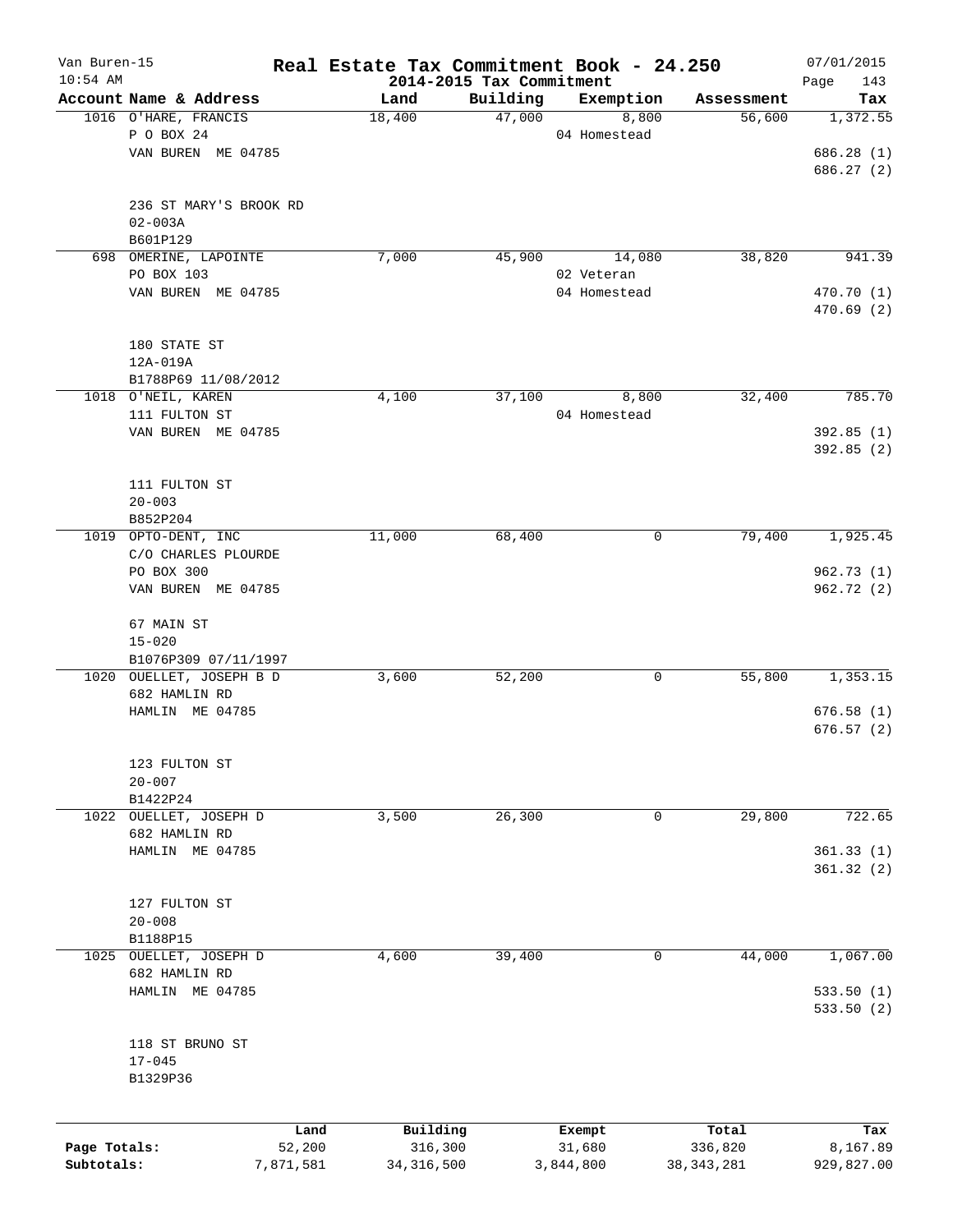Van Buren-15
10:54 AM

# Real Estate Tax Commitment Book - 24.250
## 2014-2015 Tax Commitment

07/01/2015

| Account Name & Address | Land | Building | Exemption | Assessment | Tax |
|---|---|---|---|---|---|
| 1016 O'HARE, FRANCIS<br>P O BOX 24<br>VAN BUREN ME 04785<br><br>236 ST MARY'S BROOK RD<br>02-003A<br>B601P129 | 18,400 | 47,000 | 8,800<br>04 Homestead | 56,600 | 1,372.55<br><br>686.28 (1)<br>686.27 (2) |
| 698 OMERINE, LAPOINTE<br>PO BOX 103<br>VAN BUREN ME 04785<br><br>180 STATE ST<br>12A-019A<br>B1788P69 11/08/2012 | 7,000 | 45,900 | 14,080<br>02 Veteran<br>04 Homestead | 38,820 | 941.39<br><br>470.70 (1)<br>470.69 (2) |
| 1018 O'NEIL, KAREN<br>111 FULTON ST<br>VAN BUREN ME 04785<br><br>111 FULTON ST<br>20-003<br>B852P204 | 4,100 | 37,100 | 8,800<br>04 Homestead | 32,400 | 785.70<br><br>392.85 (1)<br>392.85 (2) |
| 1019 OPTO-DENT, INC<br>C/O CHARLES PLOURDE<br>PO BOX 300<br>VAN BUREN ME 04785<br><br>67 MAIN ST<br>15-020<br>B1076P309 07/11/1997 | 11,000 | 68,400 | 0 | 79,400 | 1,925.45<br><br>962.73 (1)<br>962.72 (2) |
| 1020 OUELLET, JOSEPH B D<br>682 HAMLIN RD<br>HAMLIN ME 04785<br><br>123 FULTON ST<br>20-007<br>B1422P24 | 3,600 | 52,200 | 0 | 55,800 | 1,353.15<br><br>676.58 (1)<br>676.57 (2) |
| 1022 OUELLET, JOSEPH D<br>682 HAMLIN RD<br>HAMLIN ME 04785<br><br>127 FULTON ST<br>20-008<br>B1188P15 | 3,500 | 26,300 | 0 | 29,800 | 722.65<br><br>361.33 (1)<br>361.32 (2) |
| 1025 OUELLET, JOSEPH D<br>682 HAMLIN RD<br>HAMLIN ME 04785<br><br>118 ST BRUNO ST<br>17-045<br>B1329P36 | 4,600 | 39,400 | 0 | 44,000 | 1,067.00<br><br>533.50 (1)<br>533.50 (2) |

| | Land | Building | Exempt | Total | Tax |
|---|---|---|---|---|---|
| Page Totals: | 52,200 | 316,300 | 31,680 | 336,820 | 8,167.89 |
| Subtotals: | 7,871,581 | 34,316,500 | 3,844,800 | 38,343,281 | 929,827.00 |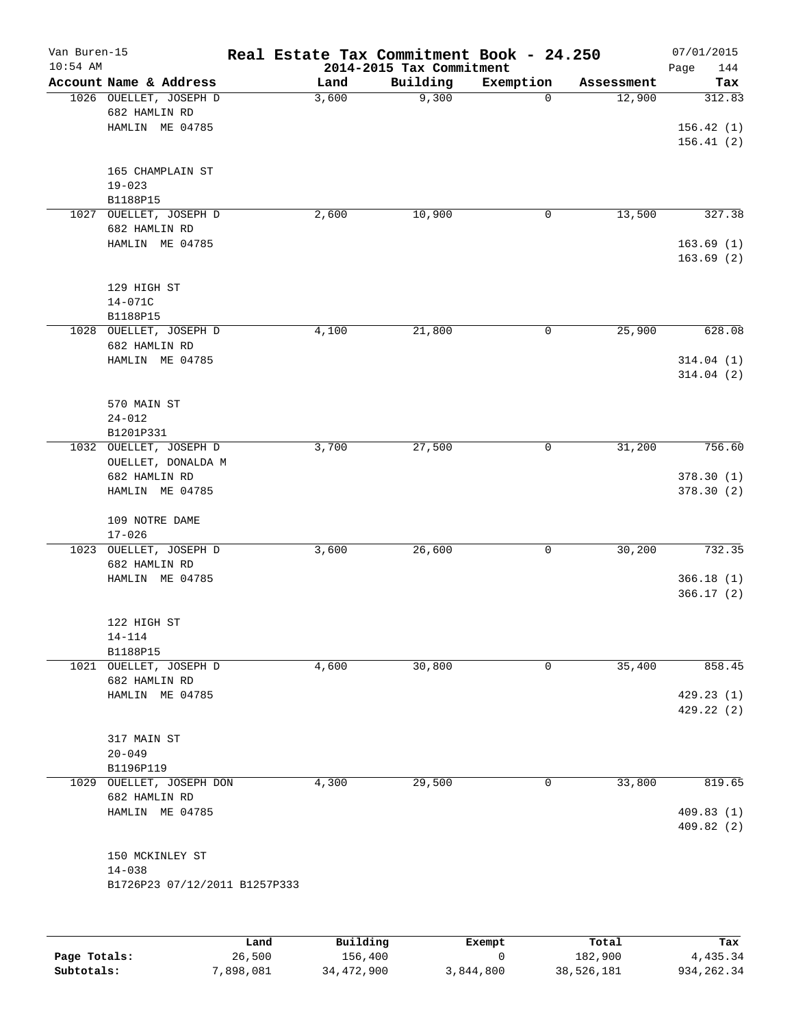# Real Estate Tax Commitment Book - 24.250

Van Buren-15
10:54 AM

2014-2015 Tax Commitment

07/01/2015

| Account | Name & Address | Land | Building | Exemption | Assessment | Tax |
|---|---|---|---|---|---|---|
| 1026 | OUELLET, JOSEPH D<br>682 HAMLIN RD<br>HAMLIN ME 04785<br><br>165 CHAMPLAIN ST<br>19-023<br>B1188P15 | 3,600 | 9,300 | 0 | 12,900 | 312.83<br><br>156.42 (1)<br>156.41 (2) |
| 1027 | OUELLET, JOSEPH D<br>682 HAMLIN RD<br>HAMLIN ME 04785<br><br>129 HIGH ST<br>14-071C<br>B1188P15 | 2,600 | 10,900 | 0 | 13,500 | 327.38<br><br>163.69 (1)<br>163.69 (2) |
| 1028 | OUELLET, JOSEPH D<br>682 HAMLIN RD<br>HAMLIN ME 04785<br><br>570 MAIN ST<br>24-012<br>B1201P331 | 4,100 | 21,800 | 0 | 25,900 | 628.08<br><br>314.04 (1)<br>314.04 (2) |
| 1032 | OUELLET, JOSEPH D<br>OUELLET, DONALDA M<br>682 HAMLIN RD<br>HAMLIN ME 04785<br><br>109 NOTRE DAME<br>17-026 | 3,700 | 27,500 | 0 | 31,200 | 756.60<br><br>378.30 (1)<br>378.30 (2) |
| 1023 | OUELLET, JOSEPH D<br>682 HAMLIN RD<br>HAMLIN ME 04785<br><br>122 HIGH ST<br>14-114<br>B1188P15 | 3,600 | 26,600 | 0 | 30,200 | 732.35<br><br>366.18 (1)<br>366.17 (2) |
| 1021 | OUELLET, JOSEPH D<br>682 HAMLIN RD<br>HAMLIN ME 04785<br><br>317 MAIN ST<br>20-049<br>B1196P119 | 4,600 | 30,800 | 0 | 35,400 | 858.45<br><br>429.23 (1)<br>429.22 (2) |
| 1029 | OUELLET, JOSEPH DON<br>682 HAMLIN RD<br>HAMLIN ME 04785<br><br>150 MCKINLEY ST<br>14-038<br>B1726P23 07/12/2011 B1257P333 | 4,300 | 29,500 | 0 | 33,800 | 819.65<br><br>409.83 (1)<br>409.82 (2) |

| | Land | Building | Exempt | Total | Tax |
|---|---|---|---|---|---|
| Page Totals: | 26,500 | 156,400 | 0 | 182,900 | 4,435.34 |
| Subtotals: | 7,898,081 | 34,472,900 | 3,844,800 | 38,526,181 | 934,262.34 |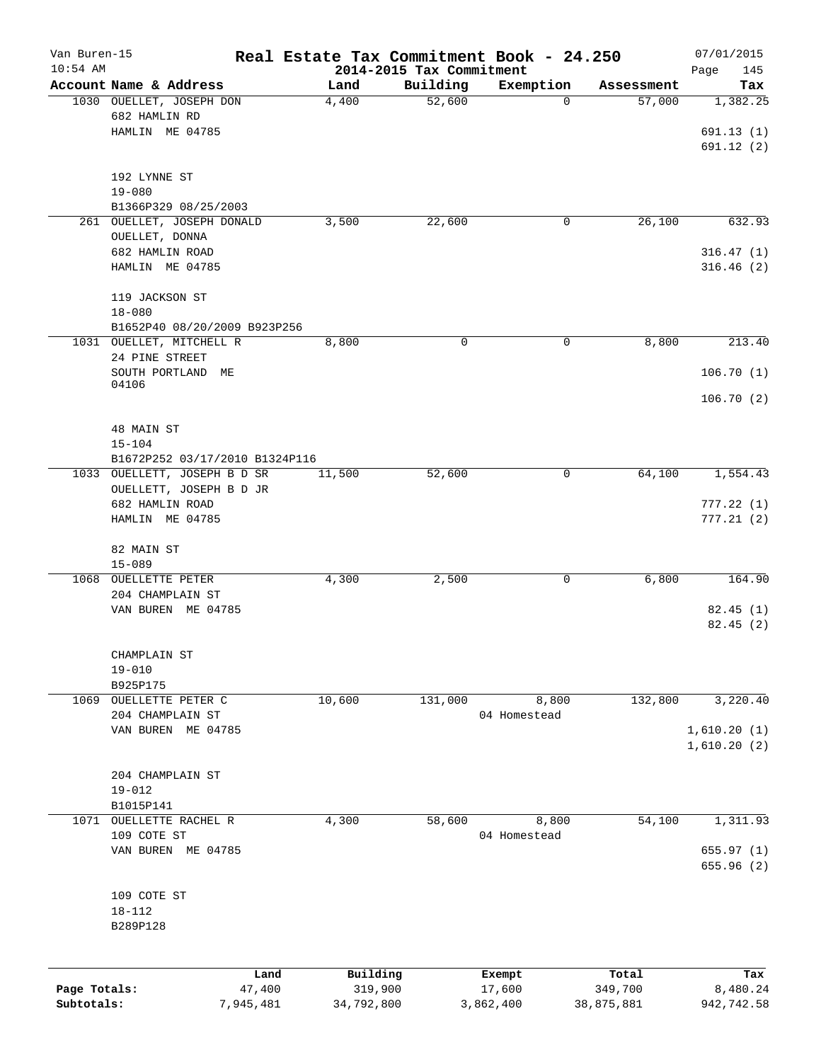# Real Estate Tax Commitment Book - 24.250

Van Buren-15 — 10:54 AM — 2014-2015 Tax Commitment — 07/01/2015

| Account Name & Address | Land | Building | Exemption | Assessment | Tax |
|---|---|---|---|---|---|
| 1030 OUELLET, JOSEPH DON<br>682 HAMLIN RD<br>HAMLIN ME 04785<br><br>192 LYNNE ST<br>19-080<br>B1366P329 08/25/2003 | 4,400 | 52,600 | 0 | 57,000 | 1,382.25<br>691.13 (1)<br>691.12 (2) |
| 261 OUELLET, JOSEPH DONALD<br>OUELLET, DONNA<br>682 HAMLIN ROAD<br>HAMLIN ME 04785<br><br>119 JACKSON ST<br>18-080<br>B1652P40 08/20/2009 B923P256 | 3,500 | 22,600 | 0 | 26,100 | 632.93<br>316.47 (1)<br>316.46 (2) |
| 1031 OUELLET, MITCHELL R<br>24 PINE STREET<br>SOUTH PORTLAND ME 04106<br><br>48 MAIN ST<br>15-104<br>B1672P252 03/17/2010 B1324P116 | 8,800 | 0 | 0 | 8,800 | 213.40<br>106.70 (1)<br>106.70 (2) |
| 1033 OUELLETT, JOSEPH B D SR<br>OUELLETT, JOSEPH B D JR<br>682 HAMLIN ROAD<br>HAMLIN ME 04785<br><br>82 MAIN ST<br>15-089 | 11,500 | 52,600 | 0 | 64,100 | 1,554.43<br>777.22 (1)<br>777.21 (2) |
| 1068 OUELLETTE PETER<br>204 CHAMPLAIN ST<br>VAN BUREN ME 04785<br><br>CHAMPLAIN ST<br>19-010<br>B925P175 | 4,300 | 2,500 | 0 | 6,800 | 164.90<br>82.45 (1)<br>82.45 (2) |
| 1069 OUELLETTE PETER C<br>204 CHAMPLAIN ST<br>VAN BUREN ME 04785<br><br>204 CHAMPLAIN ST<br>19-012<br>B1015P141 | 10,600 | 131,000 | 8,800<br>04 Homestead | 132,800 | 3,220.40<br>1,610.20 (1)<br>1,610.20 (2) |
| 1071 OUELLETTE RACHEL R<br>109 COTE ST<br>VAN BUREN ME 04785<br><br>109 COTE ST<br>18-112<br>B289P128 | 4,300 | 58,600 | 8,800<br>04 Homestead | 54,100 | 1,311.93<br>655.97 (1)<br>655.96 (2) |

| | Land | Building | Exempt | Total | Tax |
|---|---|---|---|---|---|
| Page Totals: | 47,400 | 319,900 | 17,600 | 349,700 | 8,480.24 |
| Subtotals: | 7,945,481 | 34,792,800 | 3,862,400 | 38,875,881 | 942,742.58 |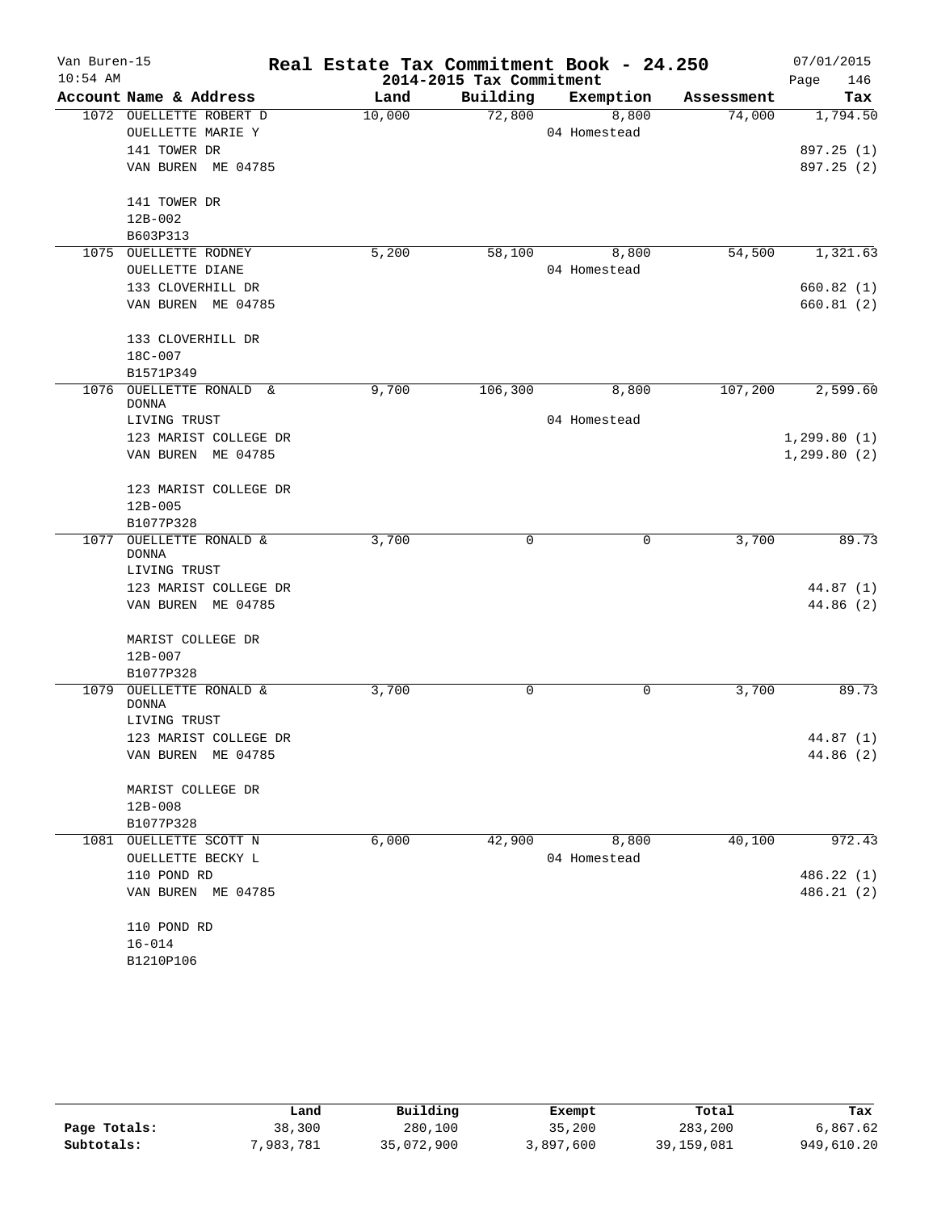# Real Estate Tax Commitment Book - 24.250

Van Buren-15
10:54 AM
2014-2015 Tax Commitment
07/01/2015

| Account Name & Address | Land | Building | Exemption | Assessment | Tax |
|---|---|---|---|---|---|
| 1072 OUELLETTE ROBERT D | 10,000 | 72,800 | 8,800 | 74,000 | 1,794.50 |
| OUELLETTE MARIE Y | | | 04 Homestead | | |
| 141 TOWER DR | | | | | 897.25 (1) |
| VAN BUREN ME 04785 | | | | | 897.25 (2) |
| 141 TOWER DR | | | | | |
| 12B-002 | | | | | |
| B603P313 | | | | | |
| 1075 OUELLETTE RODNEY | 5,200 | 58,100 | 8,800 | 54,500 | 1,321.63 |
| OUELLETTE DIANE | | | 04 Homestead | | |
| 133 CLOVERHILL DR | | | | | 660.82 (1) |
| VAN BUREN ME 04785 | | | | | 660.81 (2) |
| 133 CLOVERHILL DR | | | | | |
| 18C-007 | | | | | |
| B1571P349 | | | | | |
| 1076 OUELLETTE RONALD & DONNA | 9,700 | 106,300 | 8,800 | 107,200 | 2,599.60 |
| LIVING TRUST | | | 04 Homestead | | |
| 123 MARIST COLLEGE DR | | | | | 1,299.80 (1) |
| VAN BUREN ME 04785 | | | | | 1,299.80 (2) |
| 123 MARIST COLLEGE DR | | | | | |
| 12B-005 | | | | | |
| B1077P328 | | | | | |
| 1077 OUELLETTE RONALD & DONNA | 3,700 | 0 | 0 | 3,700 | 89.73 |
| LIVING TRUST | | | | | |
| 123 MARIST COLLEGE DR | | | | | 44.87 (1) |
| VAN BUREN ME 04785 | | | | | 44.86 (2) |
| MARIST COLLEGE DR | | | | | |
| 12B-007 | | | | | |
| B1077P328 | | | | | |
| 1079 OUELLETTE RONALD & DONNA | 3,700 | 0 | 0 | 3,700 | 89.73 |
| LIVING TRUST | | | | | |
| 123 MARIST COLLEGE DR | | | | | 44.87 (1) |
| VAN BUREN ME 04785 | | | | | 44.86 (2) |
| MARIST COLLEGE DR | | | | | |
| 12B-008 | | | | | |
| B1077P328 | | | | | |
| 1081 OUELLETTE SCOTT N | 6,000 | 42,900 | 8,800 | 40,100 | 972.43 |
| OUELLETTE BECKY L | | | 04 Homestead | | |
| 110 POND RD | | | | | 486.22 (1) |
| VAN BUREN ME 04785 | | | | | 486.21 (2) |
| 110 POND RD | | | | | |
| 16-014 | | | | | |
| B1210P106 | | | | | |

| | Land | Building | Exempt | Total | Tax |
|---|---|---|---|---|---|
| Page Totals: | 38,300 | 280,100 | 35,200 | 283,200 | 6,867.62 |
| Subtotals: | 7,983,781 | 35,072,900 | 3,897,600 | 39,159,081 | 949,610.20 |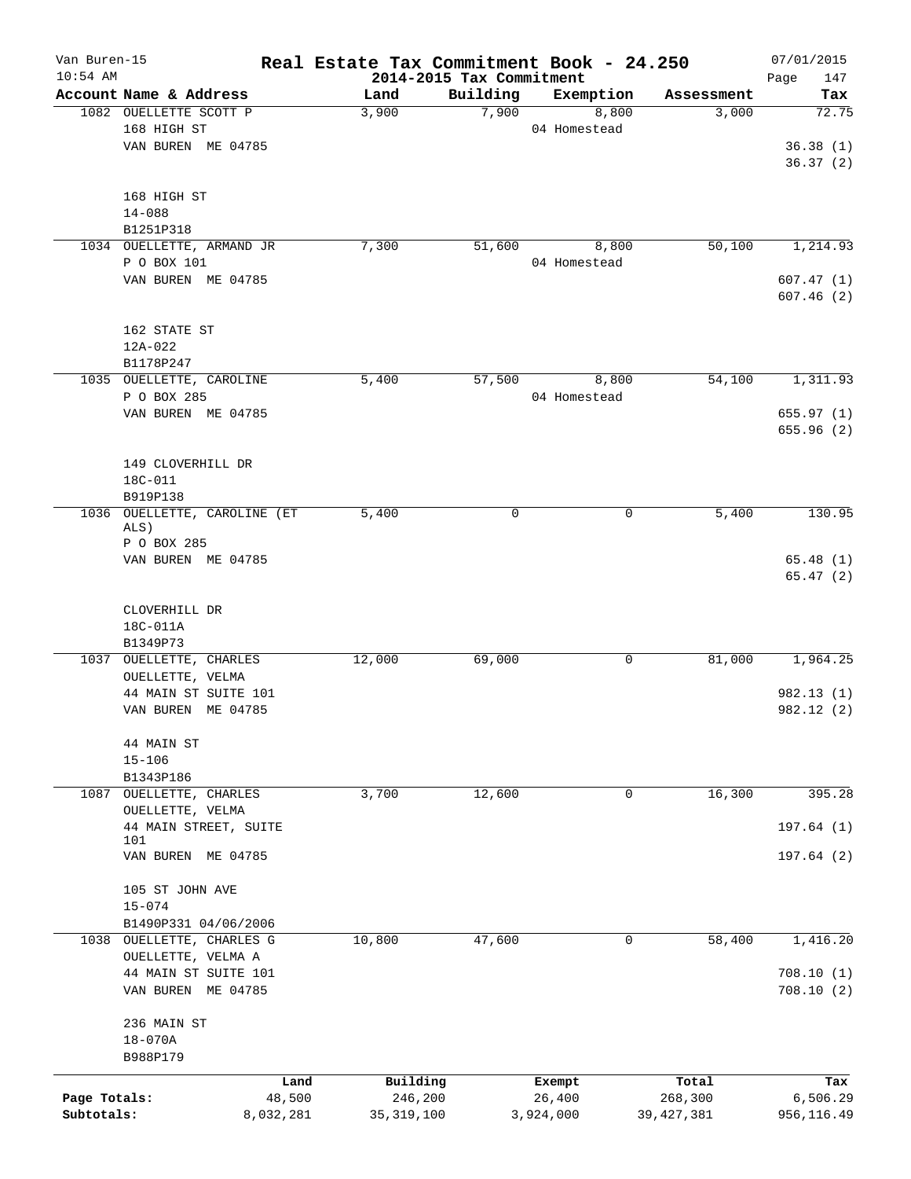# Real Estate Tax Commitment Book - 24.250

Van Buren-15
10:54 AM

## 2014-2015 Tax Commitment

07/01/2015

| Account | Name & Address | Land | Building | Exemption | Assessment | Tax |
|---|---|---|---|---|---|---|
| 1082 | OUELLETTE SCOTT P<br>168 HIGH ST<br>VAN BUREN ME 04785<br><br>168 HIGH ST<br>14-088<br>B1251P318 | 3,900 | 7,900 | 8,800<br>04 Homestead | 3,000 | 72.75<br><br>36.38 (1)<br>36.37 (2) |
| 1034 | OUELLETTE, ARMAND JR<br>P O BOX 101<br>VAN BUREN ME 04785<br><br>162 STATE ST<br>12A-022<br>B1178P247 | 7,300 | 51,600 | 8,800<br>04 Homestead | 50,100 | 1,214.93<br><br>607.47 (1)<br>607.46 (2) |
| 1035 | OUELLETTE, CAROLINE<br>P O BOX 285<br>VAN BUREN ME 04785<br><br>149 CLOVERHILL DR<br>18C-011<br>B919P138 | 5,400 | 57,500 | 8,800<br>04 Homestead | 54,100 | 1,311.93<br><br>655.97 (1)<br>655.96 (2) |
| 1036 | OUELLETTE, CAROLINE (ET ALS)<br>P O BOX 285<br>VAN BUREN ME 04785<br><br>CLOVERHILL DR<br>18C-011A<br>B1349P73 | 5,400 | 0 | 0 | 5,400 | 130.95<br><br>65.48 (1)<br>65.47 (2) |
| 1037 | OUELLETTE, CHARLES<br>OUELLETTE, VELMA<br>44 MAIN ST SUITE 101<br>VAN BUREN ME 04785<br><br>44 MAIN ST<br>15-106<br>B1343P186 | 12,000 | 69,000 | 0 | 81,000 | 1,964.25<br><br>982.13 (1)<br>982.12 (2) |
| 1087 | OUELLETTE, CHARLES<br>OUELLETTE, VELMA<br>44 MAIN STREET, SUITE 101<br>VAN BUREN ME 04785<br><br>105 ST JOHN AVE<br>15-074<br>B1490P331 04/06/2006 | 3,700 | 12,600 | 0 | 16,300 | 395.28<br><br>197.64 (1)<br>197.64 (2) |
| 1038 | OUELLETTE, CHARLES G<br>OUELLETTE, VELMA A<br>44 MAIN ST SUITE 101<br>VAN BUREN ME 04785<br><br>236 MAIN ST<br>18-070A<br>B988P179 | 10,800 | 47,600 | 0 | 58,400 | 1,416.20<br><br>708.10 (1)<br>708.10 (2) |

| | Land | Building | Exempt | Total | Tax |
|---|---|---|---|---|---|
| Page Totals: | 48,500 | 246,200 | 26,400 | 268,300 | 6,506.29 |
| Subtotals: | 8,032,281 | 35,319,100 | 3,924,000 | 39,427,381 | 956,116.49 |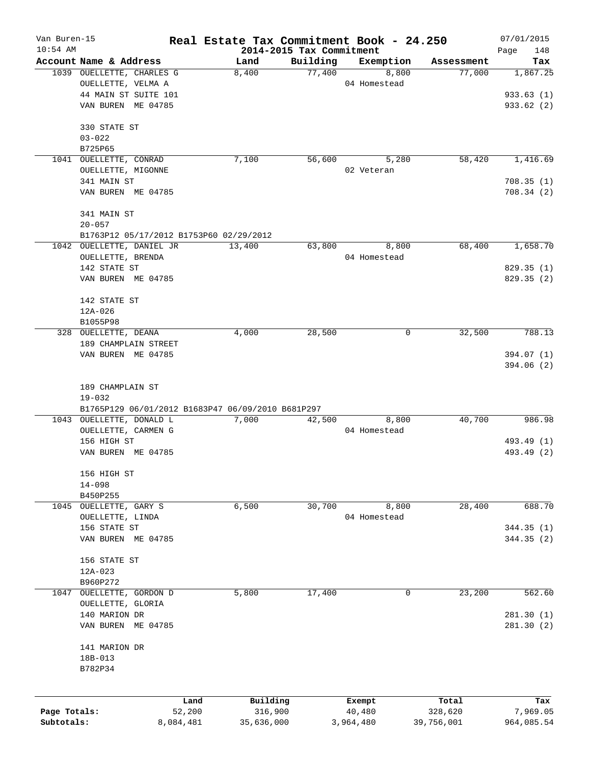# Real Estate Tax Commitment Book - 24.250

Van Buren-15
10:54 AM

2014-2015 Tax Commitment

07/01/2015

| Account Name & Address | Land | Building | Exemption | Assessment | Tax |
|---|---|---|---|---|---|
| 1039 OUELLETTE, CHARLES G | 8,400 | 77,400 | 8,800 | 77,000 | 1,867.25 |
| OUELLETTE, VELMA A | | | 04 Homestead | | |
| 44 MAIN ST SUITE 101 | | | | | 933.63 (1) |
| VAN BUREN ME 04785 | | | | | 933.62 (2) |
| 330 STATE ST | | | | | |
| 03-022 | | | | | |
| B725P65 | | | | | |
| 1041 OUELLETTE, CONRAD | 7,100 | 56,600 | 5,280 | 58,420 | 1,416.69 |
| OUELLETTE, MIGONNE | | | 02 Veteran | | |
| 341 MAIN ST | | | | | 708.35 (1) |
| VAN BUREN ME 04785 | | | | | 708.34 (2) |
| 341 MAIN ST | | | | | |
| 20-057 | | | | | |
| B1763P12 05/17/2012 B1753P60 02/29/2012 | | | | | |
| 1042 OUELLETTE, DANIEL JR | 13,400 | 63,800 | 8,800 | 68,400 | 1,658.70 |
| OUELLETTE, BRENDA | | | 04 Homestead | | |
| 142 STATE ST | | | | | 829.35 (1) |
| VAN BUREN ME 04785 | | | | | 829.35 (2) |
| 142 STATE ST | | | | | |
| 12A-026 | | | | | |
| B1055P98 | | | | | |
| 328 OUELLETTE, DEANA | 4,000 | 28,500 | 0 | 32,500 | 788.13 |
| 189 CHAMPLAIN STREET | | | | | |
| VAN BUREN ME 04785 | | | | | 394.07 (1) |
| | | | | | 394.06 (2) |
| 189 CHAMPLAIN ST | | | | | |
| 19-032 | | | | | |
| B1765P129 06/01/2012 B1683P47 06/09/2010 B681P297 | | | | | |
| 1043 OUELLETTE, DONALD L | 7,000 | 42,500 | 8,800 | 40,700 | 986.98 |
| OUELLETTE, CARMEN G | | | 04 Homestead | | |
| 156 HIGH ST | | | | | 493.49 (1) |
| VAN BUREN ME 04785 | | | | | 493.49 (2) |
| 156 HIGH ST | | | | | |
| 14-098 | | | | | |
| B450P255 | | | | | |
| 1045 OUELLETTE, GARY S | 6,500 | 30,700 | 8,800 | 28,400 | 688.70 |
| OUELLETTE, LINDA | | | 04 Homestead | | |
| 156 STATE ST | | | | | 344.35 (1) |
| VAN BUREN ME 04785 | | | | | 344.35 (2) |
| 156 STATE ST | | | | | |
| 12A-023 | | | | | |
| B960P272 | | | | | |
| 1047 OUELLETTE, GORDON D | 5,800 | 17,400 | 0 | 23,200 | 562.60 |
| OUELLETTE, GLORIA | | | | | |
| 140 MARION DR | | | | | 281.30 (1) |
| VAN BUREN ME 04785 | | | | | 281.30 (2) |
| 141 MARION DR | | | | | |
| 18B-013 | | | | | |
| B782P34 | | | | | |

| | Land | Building | Exempt | Total | Tax |
|---|---|---|---|---|---|
| Page Totals: | 52,200 | 316,900 | 40,480 | 328,620 | 7,969.05 |
| Subtotals: | 8,084,481 | 35,636,000 | 3,964,480 | 39,756,001 | 964,085.54 |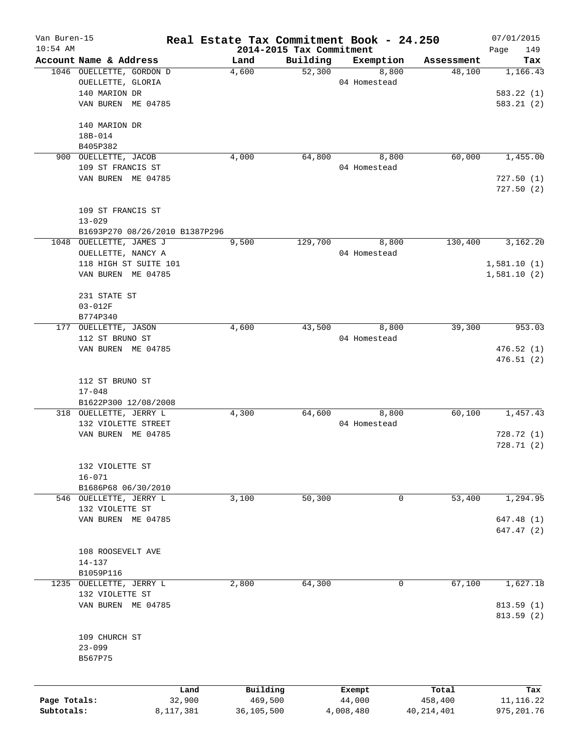# Real Estate Tax Commitment Book - 24.250

Van Buren-15
10:54 AM

2014-2015 Tax Commitment

07/01/2015

| Account | Name & Address | Land | Building | Exemption | Assessment | Tax |
|---|---|---|---|---|---|---|
| 1046 | OUELLETTE, GORDON D<br>OUELLETTE, GLORIA<br>140 MARION DR<br>VAN BUREN ME 04785<br><br>140 MARION DR<br>18B-014<br>B405P382 | 4,600 | 52,300 | 8,800<br>04 Homestead | 48,100 | 1,166.43<br><br>583.22 (1)<br>583.21 (2) |
| 900 | OUELLETTE, JACOB<br>109 ST FRANCIS ST<br>VAN BUREN ME 04785<br><br>109 ST FRANCIS ST<br>13-029<br>B1693P270 08/26/2010 B1387P296 | 4,000 | 64,800 | 8,800<br>04 Homestead | 60,000 | 1,455.00<br><br>727.50 (1)<br>727.50 (2) |
| 1048 | OUELLETTE, JAMES J<br>OUELLETTE, NANCY A<br>118 HIGH ST SUITE 101<br>VAN BUREN ME 04785<br><br>231 STATE ST<br>03-012F<br>B774P340 | 9,500 | 129,700 | 8,800<br>04 Homestead | 130,400 | 3,162.20<br><br>1,581.10 (1)<br>1,581.10 (2) |
| 177 | OUELLETTE, JASON<br>112 ST BRUNO ST<br>VAN BUREN ME 04785<br><br>112 ST BRUNO ST<br>17-048<br>B1622P300 12/08/2008 | 4,600 | 43,500 | 8,800<br>04 Homestead | 39,300 | 953.03<br><br>476.52 (1)<br>476.51 (2) |
| 318 | OUELLETTE, JERRY L<br>132 VIOLETTE STREET<br>VAN BUREN ME 04785<br><br>132 VIOLETTE ST<br>16-071<br>B1686P68 06/30/2010 | 4,300 | 64,600 | 8,800<br>04 Homestead | 60,100 | 1,457.43<br><br>728.72 (1)<br>728.71 (2) |
| 546 | OUELLETTE, JERRY L<br>132 VIOLETTE ST<br>VAN BUREN ME 04785<br><br>108 ROOSEVELT AVE<br>14-137<br>B1059P116 | 3,100 | 50,300 | 0 | 53,400 | 1,294.95<br><br>647.48 (1)<br>647.47 (2) |
| 1235 | OUELLETTE, JERRY L<br>132 VIOLETTE ST<br>VAN BUREN ME 04785<br><br>109 CHURCH ST<br>23-099<br>B567P75 | 2,800 | 64,300 | 0 | 67,100 | 1,627.18<br><br>813.59 (1)<br>813.59 (2) |

| | Land | Building | Exempt | Total | Tax |
|---|---|---|---|---|---|
| Page Totals: | 32,900 | 469,500 | 44,000 | 458,400 | 11,116.22 |
| Subtotals: | 8,117,381 | 36,105,500 | 4,008,480 | 40,214,401 | 975,201.76 |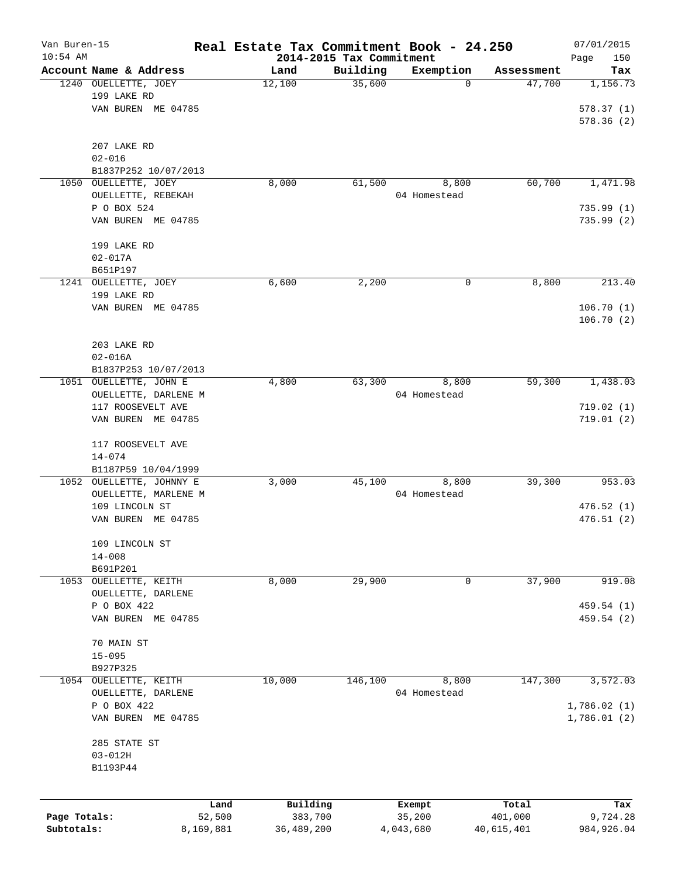# Real Estate Tax Commitment Book - 24.250

Van Buren-15
10:54 AM

## 2014-2015 Tax Commitment

07/01/2015

| Account | Name & Address | Land | Building | Exemption | Assessment | Tax |
|---|---|---|---|---|---|---|
| 1240 | OUELLETTE, JOEY<br>199 LAKE RD<br>VAN BUREN ME 04785<br><br>207 LAKE RD<br>02-016<br>B1837P252 10/07/2013 | 12,100 | 35,600 | 0 | 47,700 | 1,156.73<br><br>578.37 (1)<br>578.36 (2) |
| 1050 | OUELLETTE, JOEY<br>OUELLETTE, REBEKAH<br>P O BOX 524<br>VAN BUREN ME 04785<br><br>199 LAKE RD<br>02-017A<br>B651P197 | 8,000 | 61,500 | 8,800<br>04 Homestead | 60,700 | 1,471.98<br><br>735.99 (1)<br>735.99 (2) |
| 1241 | OUELLETTE, JOEY<br>199 LAKE RD<br>VAN BUREN ME 04785<br><br>203 LAKE RD<br>02-016A<br>B1837P253 10/07/2013 | 6,600 | 2,200 | 0 | 8,800 | 213.40<br><br>106.70 (1)<br>106.70 (2) |
| 1051 | OUELLETTE, JOHN E<br>OUELLETTE, DARLENE M<br>117 ROOSEVELT AVE<br>VAN BUREN ME 04785<br><br>117 ROOSEVELT AVE<br>14-074<br>B1187P59 10/04/1999 | 4,800 | 63,300 | 8,800<br>04 Homestead | 59,300 | 1,438.03<br><br>719.02 (1)<br>719.01 (2) |
| 1052 | OUELLETTE, JOHNNY E<br>OUELLETTE, MARLENE M<br>109 LINCOLN ST<br>VAN BUREN ME 04785<br><br>109 LINCOLN ST<br>14-008<br>B691P201 | 3,000 | 45,100 | 8,800<br>04 Homestead | 39,300 | 953.03<br><br>476.52 (1)<br>476.51 (2) |
| 1053 | OUELLETTE, KEITH<br>OUELLETTE, DARLENE<br>P O BOX 422<br>VAN BUREN ME 04785<br><br>70 MAIN ST<br>15-095<br>B927P325 | 8,000 | 29,900 | 0 | 37,900 | 919.08<br><br>459.54 (1)<br>459.54 (2) |
| 1054 | OUELLETTE, KEITH<br>OUELLETTE, DARLENE<br>P O BOX 422<br>VAN BUREN ME 04785<br><br>285 STATE ST<br>03-012H<br>B1193P44 | 10,000 | 146,100 | 8,800<br>04 Homestead | 147,300 | 3,572.03<br><br>1,786.02 (1)<br>1,786.01 (2) |

| | Land | Building | Exempt | Total | Tax |
|---|---|---|---|---|---|
| Page Totals: | 52,500 | 383,700 | 35,200 | 401,000 | 9,724.28 |
| Subtotals: | 8,169,881 | 36,489,200 | 4,043,680 | 40,615,401 | 984,926.04 |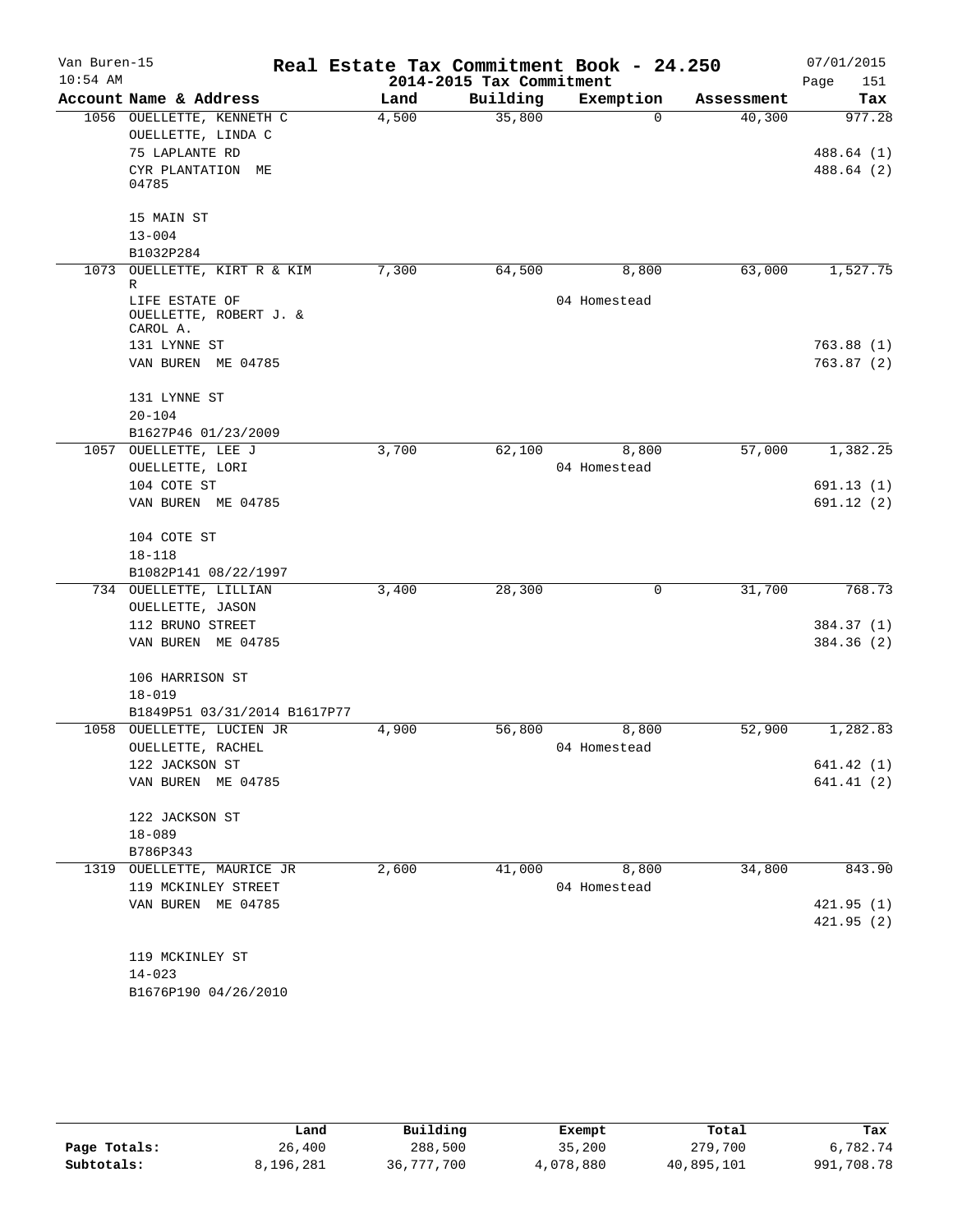# Real Estate Tax Commitment Book - 24.250

Van Buren-15
10:54 AM

2014-2015 Tax Commitment

07/01/2015

| Account Name & Address | Land | Building | Exemption | Assessment | Tax |
|---|---|---|---|---|---|
| 1056 OUELLETTE, KENNETH C<br>OUELLETTE, LINDA C<br>75 LAPLANTE RD<br>CYR PLANTATION ME 04785<br><br>15 MAIN ST<br>13-004<br>B1032P284 | 4,500 | 35,800 | 0 | 40,300 | 977.28<br><br>488.64 (1)<br>488.64 (2) |
| 1073 OUELLETTE, KIRT R & KIM R<br>LIFE ESTATE OF<br>OUELLETTE, ROBERT J. & CAROL A.<br>131 LYNNE ST<br>VAN BUREN ME 04785<br><br>131 LYNNE ST<br>20-104<br>B1627P46 01/23/2009 | 7,300 | 64,500 | 8,800<br>04 Homestead | 63,000 | 1,527.75<br><br>763.88 (1)<br>763.87 (2) |
| 1057 OUELLETTE, LEE J<br>OUELLETTE, LORI<br>104 COTE ST<br>VAN BUREN ME 04785<br><br>104 COTE ST<br>18-118<br>B1082P141 08/22/1997 | 3,700 | 62,100 | 8,800<br>04 Homestead | 57,000 | 1,382.25<br><br>691.13 (1)<br>691.12 (2) |
| 734 OUELLETTE, LILLIAN<br>OUELLETTE, JASON<br>112 BRUNO STREET<br>VAN BUREN ME 04785<br><br>106 HARRISON ST<br>18-019<br>B1849P51 03/31/2014 B1617P77 | 3,400 | 28,300 | 0 | 31,700 | 768.73<br><br>384.37 (1)<br>384.36 (2) |
| 1058 OUELLETTE, LUCIEN JR<br>OUELLETTE, RACHEL<br>122 JACKSON ST<br>VAN BUREN ME 04785<br><br>122 JACKSON ST<br>18-089<br>B786P343 | 4,900 | 56,800 | 8,800<br>04 Homestead | 52,900 | 1,282.83<br><br>641.42 (1)<br>641.41 (2) |
| 1319 OUELLETTE, MAURICE JR<br>119 MCKINLEY STREET<br>VAN BUREN ME 04785<br><br>119 MCKINLEY ST<br>14-023<br>B1676P190 04/26/2010 | 2,600 | 41,000 | 8,800<br>04 Homestead | 34,800 | 843.90<br><br>421.95 (1)<br>421.95 (2) |

| | Land | Building | Exempt | Total | Tax |
|---|---|---|---|---|---|
| Page Totals: | 26,400 | 288,500 | 35,200 | 279,700 | 6,782.74 |
| Subtotals: | 8,196,281 | 36,777,700 | 4,078,880 | 40,895,101 | 991,708.78 |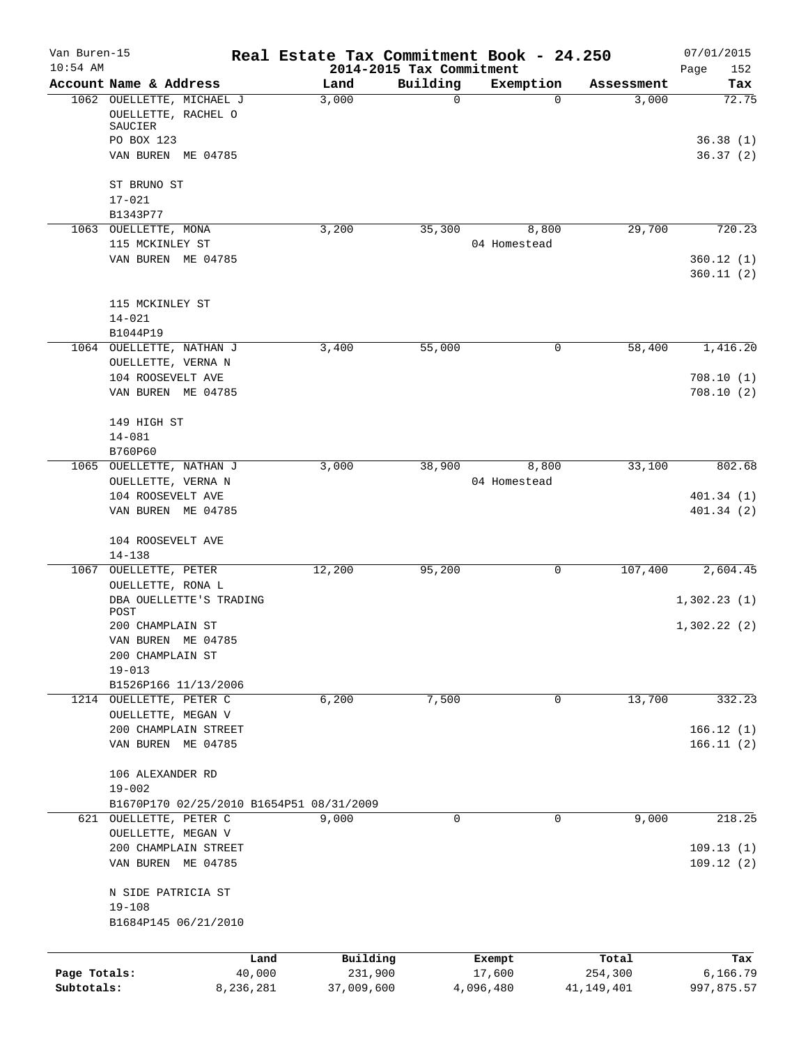# Real Estate Tax Commitment Book - 24.250

Van Buren-15
10:54 AM

2014-2015 Tax Commitment

07/01/2015

| Account Name & Address | Land | Building | Exemption | Assessment | Tax |
|---|---|---|---|---|---|
| 1062 OUELLETTE, MICHAEL J<br>OUELLETTE, RACHEL O SAUCIER<br>PO BOX 123<br>VAN BUREN ME 04785<br><br>ST BRUNO ST<br>17-021<br>B1343P77 | 3,000 | 0 | 0 | 3,000 | 72.75<br><br>36.38 (1)<br>36.37 (2) |
| 1063 OUELLETTE, MONA<br>115 MCKINLEY ST<br>VAN BUREN ME 04785<br><br>115 MCKINLEY ST<br>14-021<br>B1044P19 | 3,200 | 35,300 | 8,800<br>04 Homestead | 29,700 | 720.23<br><br>360.12 (1)<br>360.11 (2) |
| 1064 OUELLETTE, NATHAN J<br>OUELLETTE, VERNA N<br>104 ROOSEVELT AVE<br>VAN BUREN ME 04785<br><br>149 HIGH ST<br>14-081<br>B760P60 | 3,400 | 55,000 | 0 | 58,400 | 1,416.20<br><br>708.10 (1)<br>708.10 (2) |
| 1065 OUELLETTE, NATHAN J<br>OUELLETTE, VERNA N<br>104 ROOSEVELT AVE<br>VAN BUREN ME 04785<br><br>104 ROOSEVELT AVE<br>14-138 | 3,000 | 38,900 | 8,800<br>04 Homestead | 33,100 | 802.68<br><br>401.34 (1)<br>401.34 (2) |
| 1067 OUELLETTE, PETER<br>OUELLETTE, RONA L<br>DBA OUELLETTE'S TRADING POST<br>200 CHAMPLAIN ST<br>VAN BUREN ME 04785<br>200 CHAMPLAIN ST<br>19-013<br>B1526P166 11/13/2006 | 12,200 | 95,200 | 0 | 107,400 | 2,604.45<br><br>1,302.23 (1)<br>1,302.22 (2) |
| 1214 OUELLETTE, PETER C<br>OUELLETTE, MEGAN V<br>200 CHAMPLAIN STREET<br>VAN BUREN ME 04785<br><br>106 ALEXANDER RD<br>19-002<br>B1670P170 02/25/2010 B1654P51 08/31/2009 | 6,200 | 7,500 | 0 | 13,700 | 332.23<br><br>166.12 (1)<br>166.11 (2) |
| 621 OUELLETTE, PETER C<br>OUELLETTE, MEGAN V<br>200 CHAMPLAIN STREET<br>VAN BUREN ME 04785<br><br>N SIDE PATRICIA ST<br>19-108<br>B1684P145 06/21/2010 | 9,000 | 0 | 0 | 9,000 | 218.25<br><br>109.13 (1)<br>109.12 (2) |

| | Land | Building | Exempt | Total | Tax |
|---|---|---|---|---|---|
| Page Totals: | 40,000 | 231,900 | 17,600 | 254,300 | 6,166.79 |
| Subtotals: | 8,236,281 | 37,009,600 | 4,096,480 | 41,149,401 | 997,875.57 |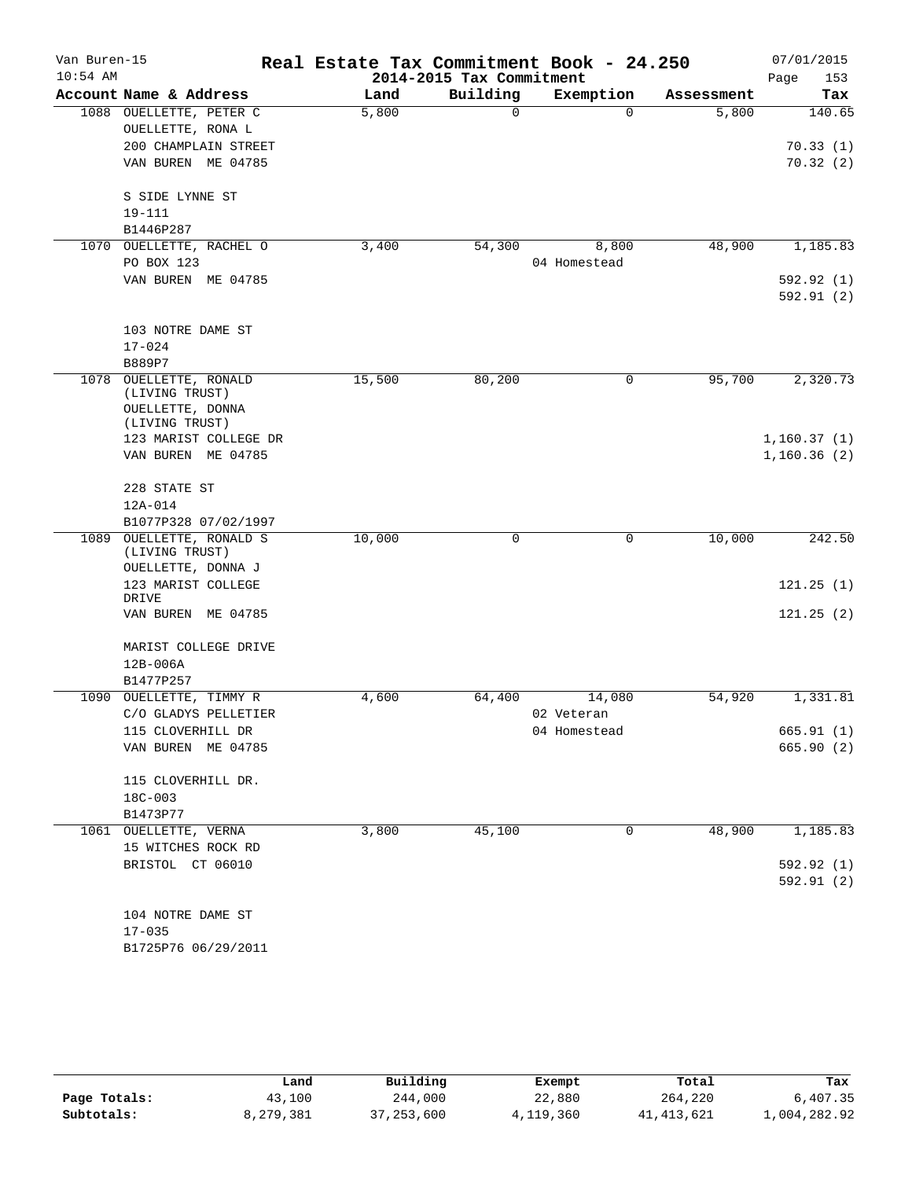# Real Estate Tax Commitment Book - 24.250

Van Buren-15
10:54 AM

2014-2015 Tax Commitment

07/01/2015

| Account Name & Address | Land | Building | Exemption | Assessment | Tax |
|---|---|---|---|---|---|
| 1088 OUELLETTE, PETER C | 5,800 | 0 | 0 | 5,800 | 140.65 |
| OUELLETTE, RONA L | | | | | |
| 200 CHAMPLAIN STREET | | | | | 70.33 (1) |
| VAN BUREN ME 04785 | | | | | 70.32 (2) |
| S SIDE LYNNE ST | | | | | |
| 19-111 | | | | | |
| B1446P287 | | | | | |
| 1070 OUELLETTE, RACHEL O | 3,400 | 54,300 | 8,800 | 48,900 | 1,185.83 |
| PO BOX 123 | | | 04 Homestead | | |
| VAN BUREN ME 04785 | | | | | 592.92 (1) |
| | | | | | 592.91 (2) |
| 103 NOTRE DAME ST | | | | | |
| 17-024 | | | | | |
| B889P7 | | | | | |
| 1078 OUELLETTE, RONALD (LIVING TRUST) | 15,500 | 80,200 | 0 | 95,700 | 2,320.73 |
| OUELLETTE, DONNA (LIVING TRUST) | | | | | |
| 123 MARIST COLLEGE DR | | | | | 1,160.37 (1) |
| VAN BUREN ME 04785 | | | | | 1,160.36 (2) |
| 228 STATE ST | | | | | |
| 12A-014 | | | | | |
| B1077P328 07/02/1997 | | | | | |
| 1089 OUELLETTE, RONALD S (LIVING TRUST) | 10,000 | 0 | 0 | 10,000 | 242.50 |
| OUELLETTE, DONNA J | | | | | |
| 123 MARIST COLLEGE DRIVE | | | | | 121.25 (1) |
| VAN BUREN ME 04785 | | | | | 121.25 (2) |
| MARIST COLLEGE DRIVE | | | | | |
| 12B-006A | | | | | |
| B1477P257 | | | | | |
| 1090 OUELLETTE, TIMMY R | 4,600 | 64,400 | 14,080 | 54,920 | 1,331.81 |
| C/O GLADYS PELLETIER | | | 02 Veteran | | |
| 115 CLOVERHILL DR | | | 04 Homestead | | 665.91 (1) |
| VAN BUREN ME 04785 | | | | | 665.90 (2) |
| 115 CLOVERHILL DR. | | | | | |
| 18C-003 | | | | | |
| B1473P77 | | | | | |
| 1061 OUELLETTE, VERNA | 3,800 | 45,100 | 0 | 48,900 | 1,185.83 |
| 15 WITCHES ROCK RD | | | | | |
| BRISTOL CT 06010 | | | | | 592.92 (1) |
| | | | | | 592.91 (2) |
| 104 NOTRE DAME ST | | | | | |
| 17-035 | | | | | |
| B1725P76 06/29/2011 | | | | | |

| | Land | Building | Exempt | Total | Tax |
|---|---|---|---|---|---|
| Page Totals: | 43,100 | 244,000 | 22,880 | 264,220 | 6,407.35 |
| Subtotals: | 8,279,381 | 37,253,600 | 4,119,360 | 41,413,621 | 1,004,282.92 |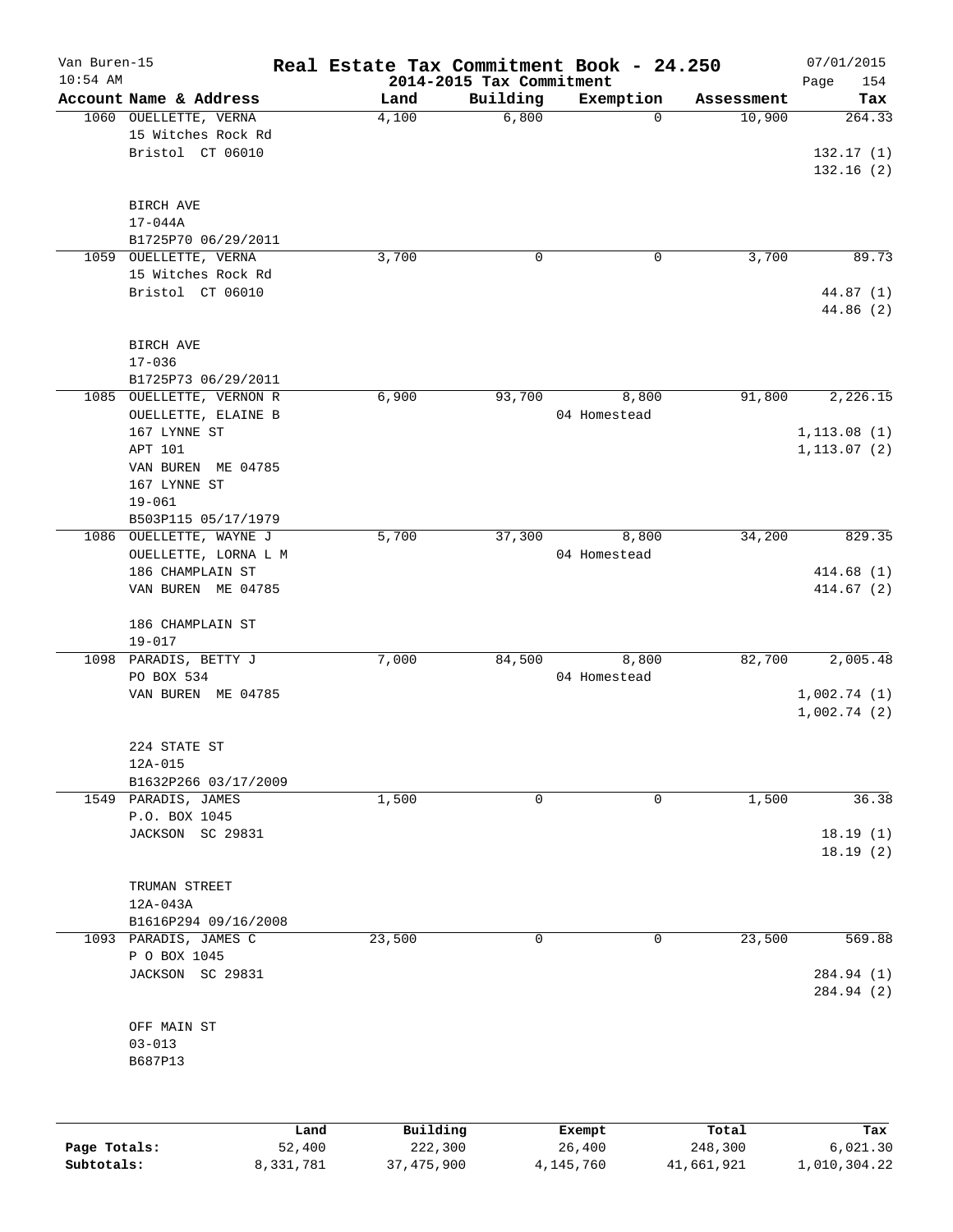# Real Estate Tax Commitment Book - 24.250

Van Buren-15
10:54 AM

2014-2015 Tax Commitment

07/01/2015

| Account | Name & Address | Land | Building | Exemption | Assessment | Tax |
|---|---|---|---|---|---|---|
| 1060 | OUELLETTE, VERNA<br>15 Witches Rock Rd<br>Bristol CT 06010<br><br>BIRCH AVE<br>17-044A<br>B1725P70 06/29/2011 | 4,100 | 6,800 | 0 | 10,900 | 264.33<br>132.17 (1)<br>132.16 (2) |
| 1059 | OUELLETTE, VERNA<br>15 Witches Rock Rd<br>Bristol CT 06010<br><br>BIRCH AVE<br>17-036<br>B1725P73 06/29/2011 | 3,700 | 0 | 0 | 3,700 | 89.73<br>44.87 (1)<br>44.86 (2) |
| 1085 | OUELLETTE, VERNON R<br>OUELLETTE, ELAINE B<br>167 LYNNE ST<br>APT 101<br>VAN BUREN ME 04785<br>167 LYNNE ST<br>19-061<br>B503P115 05/17/1979 | 6,900 | 93,700 | 8,800<br>04 Homestead | 91,800 | 2,226.15<br>1,113.08 (1)<br>1,113.07 (2) |
| 1086 | OUELLETTE, WAYNE J<br>OUELLETTE, LORNA L M<br>186 CHAMPLAIN ST<br>VAN BUREN ME 04785<br><br>186 CHAMPLAIN ST<br>19-017 | 5,700 | 37,300 | 8,800<br>04 Homestead | 34,200 | 829.35<br>414.68 (1)<br>414.67 (2) |
| 1098 | PARADIS, BETTY J<br>PO BOX 534<br>VAN BUREN ME 04785<br><br>224 STATE ST<br>12A-015<br>B1632P266 03/17/2009 | 7,000 | 84,500 | 8,800<br>04 Homestead | 82,700 | 2,005.48<br>1,002.74 (1)<br>1,002.74 (2) |
| 1549 | PARADIS, JAMES<br>P.O. BOX 1045<br>JACKSON SC 29831<br><br>TRUMAN STREET<br>12A-043A<br>B1616P294 09/16/2008 | 1,500 | 0 | 0 | 1,500 | 36.38<br>18.19 (1)<br>18.19 (2) |
| 1093 | PARADIS, JAMES C<br>P O BOX 1045<br>JACKSON SC 29831<br><br>OFF MAIN ST<br>03-013<br>B687P13 | 23,500 | 0 | 0 | 23,500 | 569.88<br>284.94 (1)<br>284.94 (2) |

| | Land | Building | Exempt | Total | Tax |
|---|---|---|---|---|---|
| Page Totals: | 52,400 | 222,300 | 26,400 | 248,300 | 6,021.30 |
| Subtotals: | 8,331,781 | 37,475,900 | 4,145,760 | 41,661,921 | 1,010,304.22 |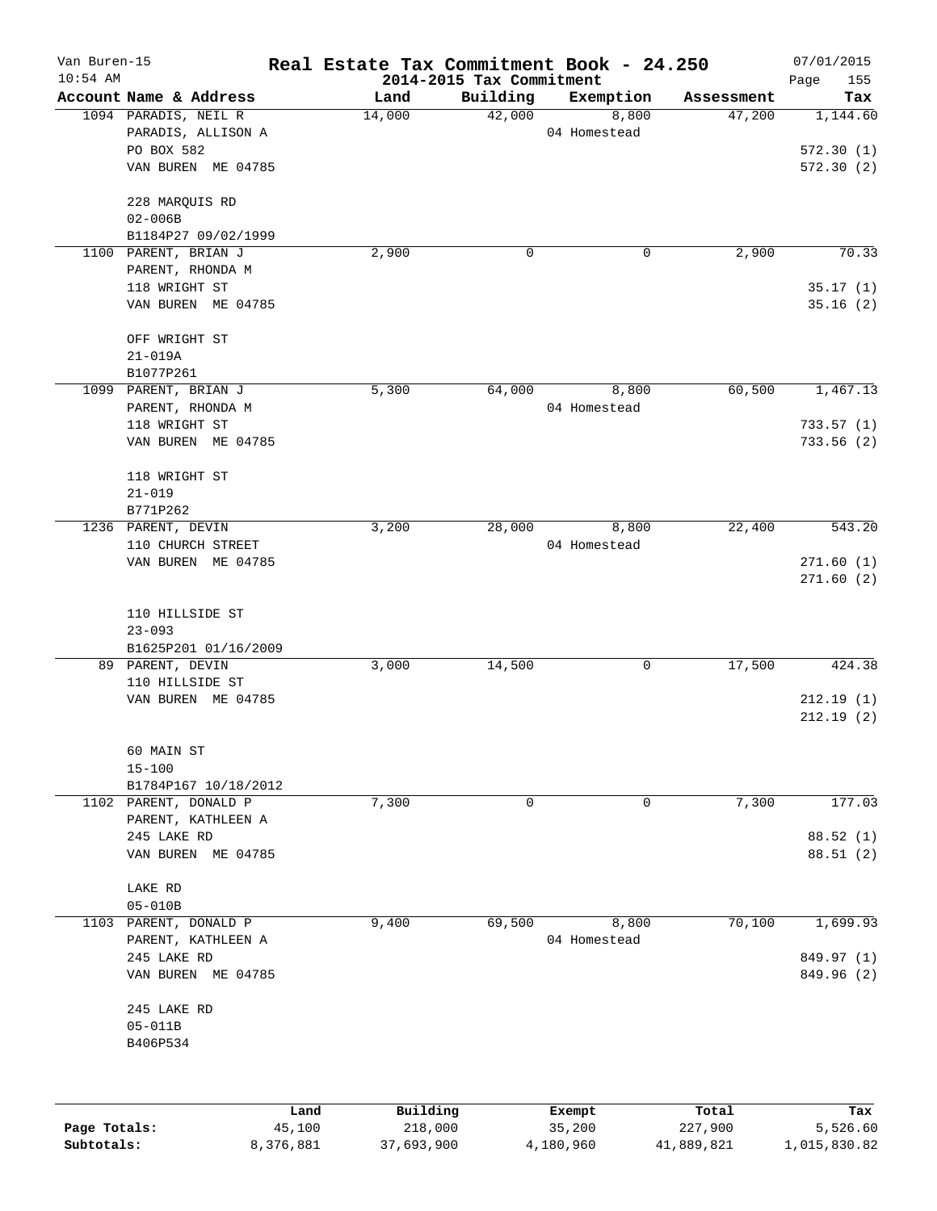# Real Estate Tax Commitment Book - 24.250

Van Buren-15
10:54 AM
2014-2015 Tax Commitment
07/01/2015

| Account Name & Address | Land | Building | Exemption | Assessment | Tax |
|---|---|---|---|---|---|
| 1094 PARADIS, NEIL R<br>PARADIS, ALLISON A<br>PO BOX 582<br>VAN BUREN ME 04785<br><br>228 MARQUIS RD<br>02-006B<br>B1184P27 09/02/1999 | 14,000 | 42,000 | 8,800<br>04 Homestead | 47,200 | 1,144.60<br><br>572.30 (1)<br>572.30 (2) |
| 1100 PARENT, BRIAN J<br>PARENT, RHONDA M<br>118 WRIGHT ST<br>VAN BUREN ME 04785<br><br>OFF WRIGHT ST<br>21-019A<br>B1077P261 | 2,900 | 0 | 0 | 2,900 | 70.33<br><br>35.17 (1)<br>35.16 (2) |
| 1099 PARENT, BRIAN J<br>PARENT, RHONDA M<br>118 WRIGHT ST<br>VAN BUREN ME 04785<br><br>118 WRIGHT ST<br>21-019<br>B771P262 | 5,300 | 64,000 | 8,800<br>04 Homestead | 60,500 | 1,467.13<br><br>733.57 (1)<br>733.56 (2) |
| 1236 PARENT, DEVIN<br>110 CHURCH STREET<br>VAN BUREN ME 04785<br><br>110 HILLSIDE ST<br>23-093<br>B1625P201 01/16/2009 | 3,200 | 28,000 | 8,800<br>04 Homestead | 22,400 | 543.20<br><br>271.60 (1)<br>271.60 (2) |
| 89 PARENT, DEVIN<br>110 HILLSIDE ST<br>VAN BUREN ME 04785<br><br>60 MAIN ST<br>15-100<br>B1784P167 10/18/2012 | 3,000 | 14,500 | 0 | 17,500 | 424.38<br><br>212.19 (1)<br>212.19 (2) |
| 1102 PARENT, DONALD P<br>PARENT, KATHLEEN A<br>245 LAKE RD<br>VAN BUREN ME 04785<br><br>LAKE RD<br>05-010B | 7,300 | 0 | 0 | 7,300 | 177.03<br><br>88.52 (1)<br>88.51 (2) |
| 1103 PARENT, DONALD P<br>PARENT, KATHLEEN A<br>245 LAKE RD<br>VAN BUREN ME 04785<br><br>245 LAKE RD<br>05-011B<br>B406P534 | 9,400 | 69,500 | 8,800<br>04 Homestead | 70,100 | 1,699.93<br><br>849.97 (1)<br>849.96 (2) |

| | Land | Building | Exempt | Total | Tax |
|---|---|---|---|---|---|
| Page Totals: | 45,100 | 218,000 | 35,200 | 227,900 | 5,526.60 |
| Subtotals: | 8,376,881 | 37,693,900 | 4,180,960 | 41,889,821 | 1,015,830.82 |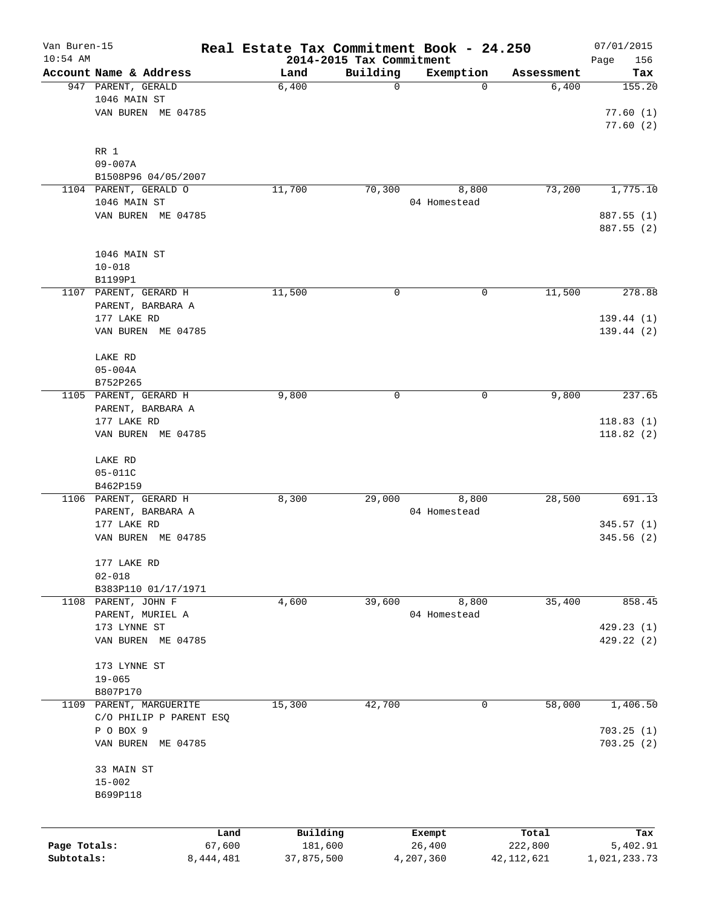# Real Estate Tax Commitment Book - 24.250

Van Buren-15
10:54 AM

2014-2015 Tax Commitment

07/01/2015

| Account | Name & Address | Land | Building | Exemption | Assessment | Tax |
|---|---|---|---|---|---|---|
| 947 | PARENT, GERALD<br>1046 MAIN ST<br>VAN BUREN ME 04785<br><br>RR 1<br>09-007A<br>B1508P96 04/05/2007 | 6,400 | 0 | 0 | 6,400 | 155.20<br>77.60 (1)<br>77.60 (2) |
| 1104 | PARENT, GERALD O<br>1046 MAIN ST<br>VAN BUREN ME 04785<br><br>1046 MAIN ST<br>10-018<br>B1199P1 | 11,700 | 70,300 | 8,800<br>04 Homestead | 73,200 | 1,775.10<br>887.55 (1)<br>887.55 (2) |
| 1107 | PARENT, GERARD H<br>PARENT, BARBARA A<br>177 LAKE RD<br>VAN BUREN ME 04785<br><br>LAKE RD<br>05-004A<br>B752P265 | 11,500 | 0 | 0 | 11,500 | 278.88<br>139.44 (1)<br>139.44 (2) |
| 1105 | PARENT, GERARD H<br>PARENT, BARBARA A<br>177 LAKE RD<br>VAN BUREN ME 04785<br><br>LAKE RD<br>05-011C<br>B462P159 | 9,800 | 0 | 0 | 9,800 | 237.65<br>118.83 (1)<br>118.82 (2) |
| 1106 | PARENT, GERARD H<br>PARENT, BARBARA A<br>177 LAKE RD<br>VAN BUREN ME 04785<br><br>177 LAKE RD<br>02-018<br>B383P110 01/17/1971 | 8,300 | 29,000 | 8,800<br>04 Homestead | 28,500 | 691.13<br>345.57 (1)<br>345.56 (2) |
| 1108 | PARENT, JOHN F<br>PARENT, MURIEL A<br>173 LYNNE ST<br>VAN BUREN ME 04785<br><br>173 LYNNE ST<br>19-065<br>B807P170 | 4,600 | 39,600 | 8,800<br>04 Homestead | 35,400 | 858.45<br>429.23 (1)<br>429.22 (2) |
| 1109 | PARENT, MARGUERITE<br>C/O PHILIP P PARENT ESQ<br>P O BOX 9<br>VAN BUREN ME 04785<br><br>33 MAIN ST<br>15-002<br>B699P118 | 15,300 | 42,700 | 0 | 58,000 | 1,406.50<br>703.25 (1)<br>703.25 (2) |

| | Land | Building | Exempt | Total | Tax |
|---|---|---|---|---|---|
| Page Totals: | 67,600 | 181,600 | 26,400 | 222,800 | 5,402.91 |
| Subtotals: | 8,444,481 | 37,875,500 | 4,207,360 | 42,112,621 | 1,021,233.73 |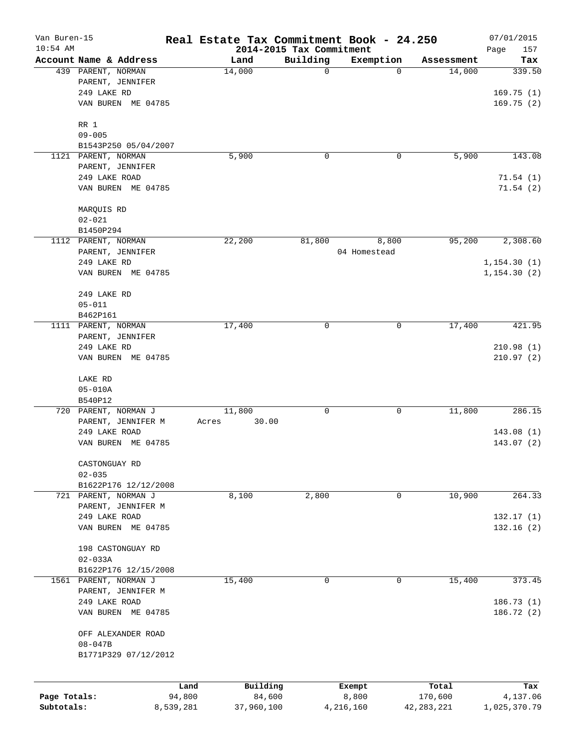# Real Estate Tax Commitment Book - 24.250

Van Buren-15
10:54 AM

2014-2015 Tax Commitment

07/01/2015

| Account Name & Address | Land | Building | Exemption | Assessment | Tax |
|---|---|---|---|---|---|
| 439 PARENT, NORMAN<br>PARENT, JENNIFER<br>249 LAKE RD<br>VAN BUREN ME 04785<br><br>RR 1<br>09-005<br>B1543P250 05/04/2007 | 14,000 | 0 | 0 | 14,000 | 339.50<br><br>169.75 (1)<br>169.75 (2) |
| 1121 PARENT, NORMAN<br>PARENT, JENNIFER<br>249 LAKE ROAD<br>VAN BUREN ME 04785<br><br>MARQUIS RD<br>02-021<br>B1450P294 | 5,900 | 0 | 0 | 5,900 | 143.08<br><br>71.54 (1)<br>71.54 (2) |
| 1112 PARENT, NORMAN<br>PARENT, JENNIFER<br>249 LAKE RD<br>VAN BUREN ME 04785<br><br>249 LAKE RD<br>05-011<br>B462P161 | 22,200 | 81,800 | 8,800<br>04 Homestead | 95,200 | 2,308.60<br><br>1,154.30 (1)<br>1,154.30 (2) |
| 1111 PARENT, NORMAN<br>PARENT, JENNIFER<br>249 LAKE RD<br>VAN BUREN ME 04785<br><br>LAKE RD<br>05-010A<br>B540P12 | 17,400 | 0 | 0 | 17,400 | 421.95<br><br>210.98 (1)<br>210.97 (2) |
| 720 PARENT, NORMAN J<br>PARENT, JENNIFER M<br>249 LAKE ROAD<br>VAN BUREN ME 04785<br><br>CASTONGUAY RD<br>02-035<br>B1622P176 12/12/2008 | 11,800<br>Acres 30.00 | 0 | 0 | 11,800 | 286.15<br><br>143.08 (1)<br>143.07 (2) |
| 721 PARENT, NORMAN J<br>PARENT, JENNIFER M<br>249 LAKE ROAD<br>VAN BUREN ME 04785<br><br>198 CASTONGUAY RD<br>02-033A<br>B1622P176 12/15/2008 | 8,100 | 2,800 | 0 | 10,900 | 264.33<br><br>132.17 (1)<br>132.16 (2) |
| 1561 PARENT, NORMAN J<br>PARENT, JENNIFER M<br>249 LAKE ROAD<br>VAN BUREN ME 04785<br><br>OFF ALEXANDER ROAD<br>08-047B<br>B1771P329 07/12/2012 | 15,400 | 0 | 0 | 15,400 | 373.45<br><br>186.73 (1)<br>186.72 (2) |

| | Land | Building | Exempt | Total | Tax |
|---|---|---|---|---|---|
| Page Totals: | 94,800 | 84,600 | 8,800 | 170,600 | 4,137.06 |
| Subtotals: | 8,539,281 | 37,960,100 | 4,216,160 | 42,283,221 | 1,025,370.79 |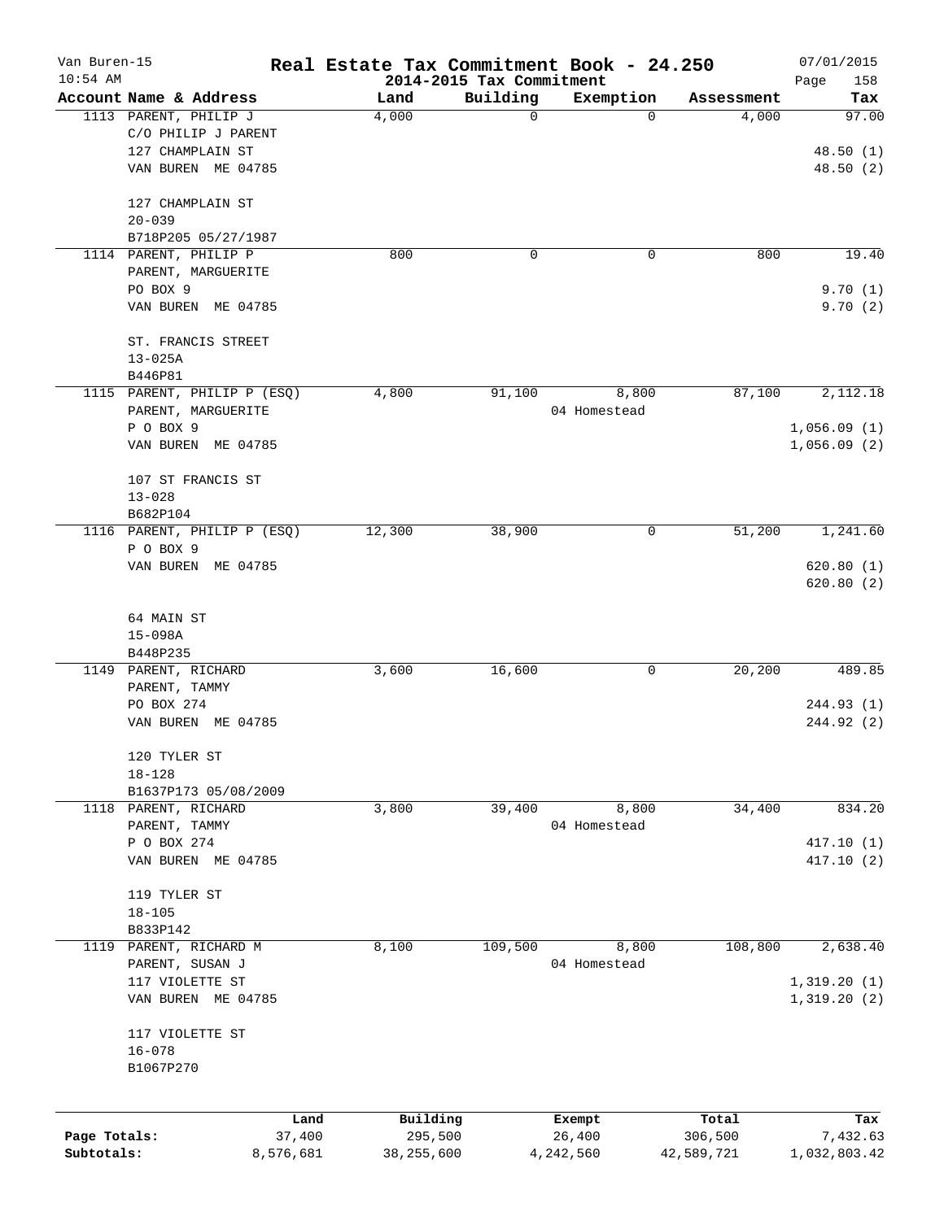# Real Estate Tax Commitment Book - 24.250

Van Buren-15
10:54 AM

2014-2015 Tax Commitment

07/01/2015

| Account Name & Address | Land | Building | Exemption | Assessment | Tax |
|---|---|---|---|---|---|
| 1113 PARENT, PHILIP J | 4,000 | 0 | 0 | 4,000 | 97.00 |
| C/O PHILIP J PARENT | | | | | |
| 127 CHAMPLAIN ST | | | | | 48.50 (1) |
| VAN BUREN ME 04785 | | | | | 48.50 (2) |
| 127 CHAMPLAIN ST | | | | | |
| 20-039 | | | | | |
| B718P205 05/27/1987 | | | | | |
| 1114 PARENT, PHILIP P | 800 | 0 | 0 | 800 | 19.40 |
| PARENT, MARGUERITE | | | | | |
| PO BOX 9 | | | | | 9.70 (1) |
| VAN BUREN ME 04785 | | | | | 9.70 (2) |
| ST. FRANCIS STREET | | | | | |
| 13-025A | | | | | |
| B446P81 | | | | | |
| 1115 PARENT, PHILIP P (ESQ) | 4,800 | 91,100 | 8,800 | 87,100 | 2,112.18 |
| PARENT, MARGUERITE | | | 04 Homestead | | |
| P O BOX 9 | | | | | 1,056.09 (1) |
| VAN BUREN ME 04785 | | | | | 1,056.09 (2) |
| 107 ST FRANCIS ST | | | | | |
| 13-028 | | | | | |
| B682P104 | | | | | |
| 1116 PARENT, PHILIP P (ESQ) | 12,300 | 38,900 | 0 | 51,200 | 1,241.60 |
| P O BOX 9 | | | | | |
| VAN BUREN ME 04785 | | | | | 620.80 (1) |
| | | | | | 620.80 (2) |
| 64 MAIN ST | | | | | |
| 15-098A | | | | | |
| B448P235 | | | | | |
| 1149 PARENT, RICHARD | 3,600 | 16,600 | 0 | 20,200 | 489.85 |
| PARENT, TAMMY | | | | | |
| PO BOX 274 | | | | | 244.93 (1) |
| VAN BUREN ME 04785 | | | | | 244.92 (2) |
| 120 TYLER ST | | | | | |
| 18-128 | | | | | |
| B1637P173 05/08/2009 | | | | | |
| 1118 PARENT, RICHARD | 3,800 | 39,400 | 8,800 | 34,400 | 834.20 |
| PARENT, TAMMY | | | 04 Homestead | | |
| P O BOX 274 | | | | | 417.10 (1) |
| VAN BUREN ME 04785 | | | | | 417.10 (2) |
| 119 TYLER ST | | | | | |
| 18-105 | | | | | |
| B833P142 | | | | | |
| 1119 PARENT, RICHARD M | 8,100 | 109,500 | 8,800 | 108,800 | 2,638.40 |
| PARENT, SUSAN J | | | 04 Homestead | | |
| 117 VIOLETTE ST | | | | | 1,319.20 (1) |
| VAN BUREN ME 04785 | | | | | 1,319.20 (2) |
| 117 VIOLETTE ST | | | | | |
| 16-078 | | | | | |
| B1067P270 | | | | | |

| | Land | Building | Exempt | Total | Tax |
|---|---|---|---|---|---|
| Page Totals: | 37,400 | 295,500 | 26,400 | 306,500 | 7,432.63 |
| Subtotals: | 8,576,681 | 38,255,600 | 4,242,560 | 42,589,721 | 1,032,803.42 |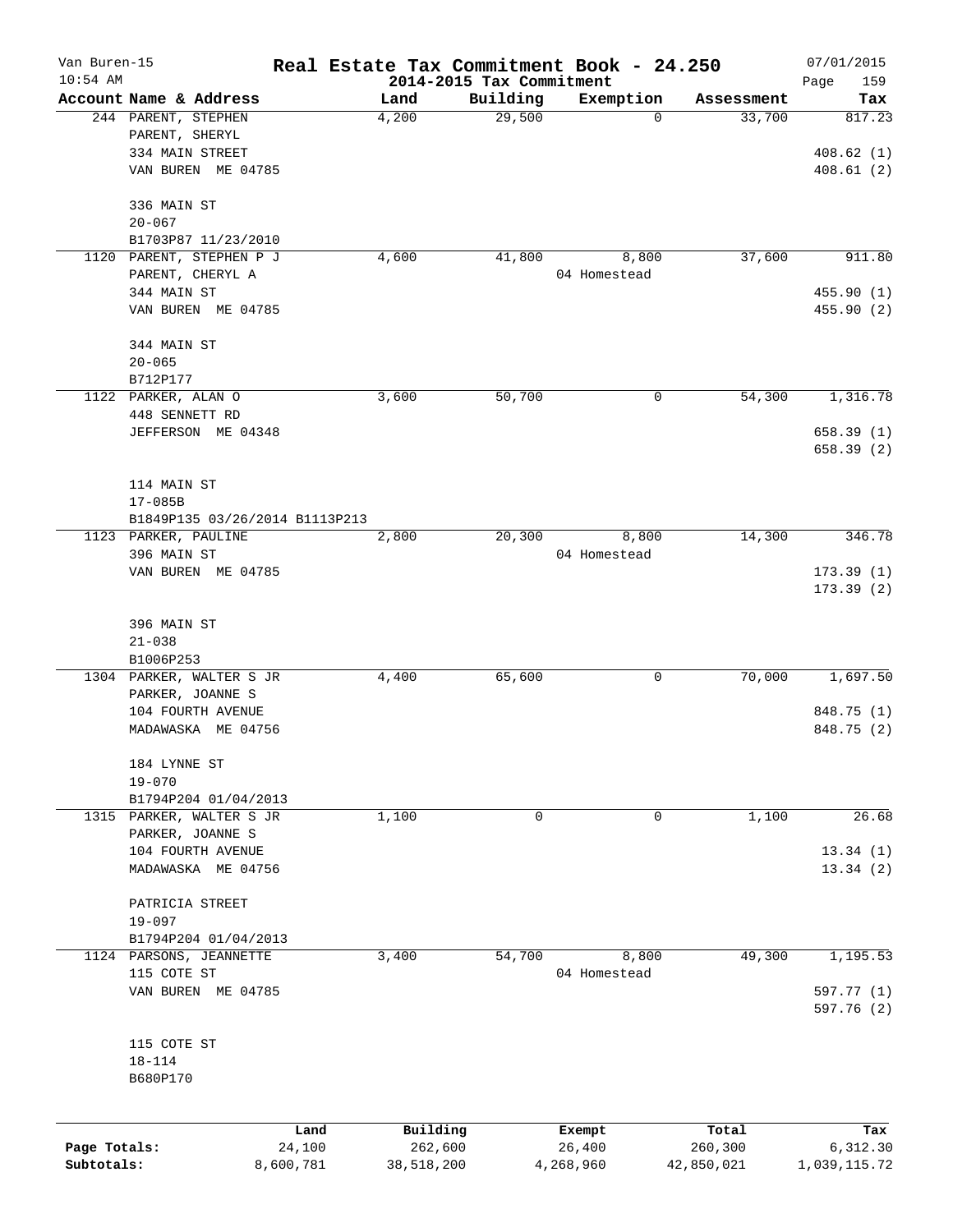# Real Estate Tax Commitment Book - 24.250

## 2014-2015 Tax Commitment

Van Buren-15
10:54 AM
07/01/2015

| Account Name & Address | Land | Building | Exemption | Assessment | Tax |
|---|---|---|---|---|---|
| 244 PARENT, STEPHEN<br>PARENT, SHERYL<br>334 MAIN STREET<br>VAN BUREN ME 04785<br><br>336 MAIN ST<br>20-067<br>B1703P87 11/23/2010 | 4,200 | 29,500 | 0 | 33,700 | 817.23<br><br>408.62 (1)<br>408.61 (2) |
| 1120 PARENT, STEPHEN P J<br>PARENT, CHERYL A<br>344 MAIN ST<br>VAN BUREN ME 04785<br><br>344 MAIN ST<br>20-065<br>B712P177 | 4,600 | 41,800 | 8,800<br>04 Homestead | 37,600 | 911.80<br><br>455.90 (1)<br>455.90 (2) |
| 1122 PARKER, ALAN O<br>448 SENNETT RD<br>JEFFERSON ME 04348<br><br>114 MAIN ST<br>17-085B<br>B1849P135 03/26/2014 B1113P213 | 3,600 | 50,700 | 0 | 54,300 | 1,316.78<br><br>658.39 (1)<br>658.39 (2) |
| 1123 PARKER, PAULINE<br>396 MAIN ST<br>VAN BUREN ME 04785<br><br>396 MAIN ST<br>21-038<br>B1006P253 | 2,800 | 20,300 | 8,800<br>04 Homestead | 14,300 | 346.78<br><br>173.39 (1)<br>173.39 (2) |
| 1304 PARKER, WALTER S JR<br>PARKER, JOANNE S<br>104 FOURTH AVENUE<br>MADAWASKA ME 04756<br><br>184 LYNNE ST<br>19-070<br>B1794P204 01/04/2013 | 4,400 | 65,600 | 0 | 70,000 | 1,697.50<br><br>848.75 (1)<br>848.75 (2) |
| 1315 PARKER, WALTER S JR<br>PARKER, JOANNE S<br>104 FOURTH AVENUE<br>MADAWASKA ME 04756<br><br>PATRICIA STREET<br>19-097<br>B1794P204 01/04/2013 | 1,100 | 0 | 0 | 1,100 | 26.68<br><br>13.34 (1)<br>13.34 (2) |
| 1124 PARSONS, JEANNETTE<br>115 COTE ST<br>VAN BUREN ME 04785<br><br>115 COTE ST<br>18-114<br>B680P170 | 3,400 | 54,700 | 8,800<br>04 Homestead | 49,300 | 1,195.53<br><br>597.77 (1)<br>597.76 (2) |

| | Land | Building | Exempt | Total | Tax |
|---|---|---|---|---|---|
| Page Totals: | 24,100 | 262,600 | 26,400 | 260,300 | 6,312.30 |
| Subtotals: | 8,600,781 | 38,518,200 | 4,268,960 | 42,850,021 | 1,039,115.72 |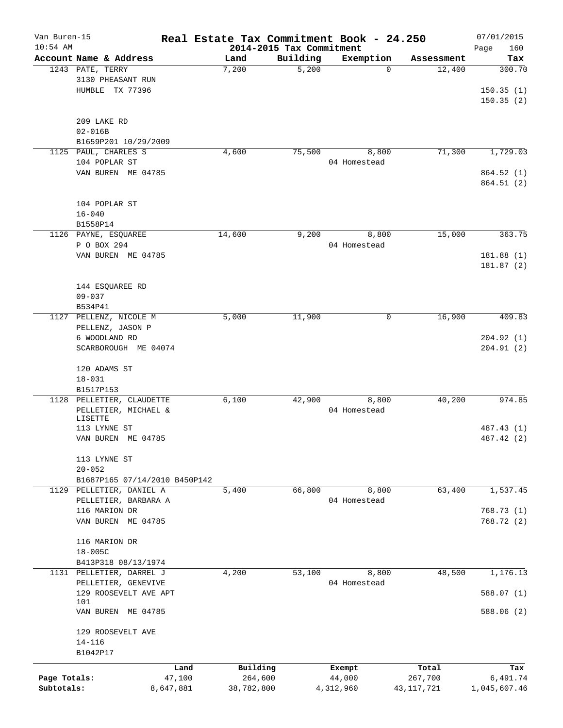# Real Estate Tax Commitment Book - 24.250

Van Buren-15
10:54 AM

2014-2015 Tax Commitment

07/01/2015

| Account Name & Address | Land | Building | Exemption | Assessment | Tax |
|---|---|---|---|---|---|
| 1243 PATE, TERRY<br>3130 PHEASANT RUN<br>HUMBLE TX 77396<br><br>209 LAKE RD<br>02-016B<br>B1659P201 10/29/2009 | 7,200 | 5,200 | 0 | 12,400 | 300.70<br><br>150.35 (1)<br>150.35 (2) |
| 1125 PAUL, CHARLES S<br>104 POPLAR ST<br>VAN BUREN ME 04785<br><br>104 POPLAR ST<br>16-040<br>B1558P14 | 4,600 | 75,500 | 8,800<br>04 Homestead | 71,300 | 1,729.03<br><br>864.52 (1)<br>864.51 (2) |
| 1126 PAYNE, ESQUAREE<br>P O BOX 294<br>VAN BUREN ME 04785<br><br>144 ESQUAREE RD<br>09-037<br>B534P41 | 14,600 | 9,200 | 8,800<br>04 Homestead | 15,000 | 363.75<br><br>181.88 (1)<br>181.87 (2) |
| 1127 PELLENZ, NICOLE M<br>PELLENZ, JASON P<br>6 WOODLAND RD<br>SCARBOROUGH ME 04074<br><br>120 ADAMS ST<br>18-031<br>B1517P153 | 5,000 | 11,900 | 0 | 16,900 | 409.83<br><br>204.92 (1)<br>204.91 (2) |
| 1128 PELLETIER, CLAUDETTE<br>PELLETIER, MICHAEL & LISETTE<br>113 LYNNE ST<br>VAN BUREN ME 04785<br><br>113 LYNNE ST<br>20-052<br>B1687P165 07/14/2010 B450P142 | 6,100 | 42,900 | 8,800<br>04 Homestead | 40,200 | 974.85<br><br>487.43 (1)<br>487.42 (2) |
| 1129 PELLETIER, DANIEL A<br>PELLETIER, BARBARA A<br>116 MARION DR<br>VAN BUREN ME 04785<br><br>116 MARION DR<br>18-005C<br>B413P318 08/13/1974 | 5,400 | 66,800 | 8,800<br>04 Homestead | 63,400 | 1,537.45<br><br>768.73 (1)<br>768.72 (2) |
| 1131 PELLETIER, DARREL J<br>PELLETIER, GENEVIVE<br>129 ROOSEVELT AVE APT 101<br>VAN BUREN ME 04785<br><br>129 ROOSEVELT AVE<br>14-116<br>B1042P17 | 4,200 | 53,100 | 8,800<br>04 Homestead | 48,500 | 1,176.13<br><br>588.07 (1)<br>588.06 (2) |

| | Land | Building | Exempt | Total | Tax |
|---|---|---|---|---|---|
| Page Totals: | 47,100 | 264,600 | 44,000 | 267,700 | 6,491.74 |
| Subtotals: | 8,647,881 | 38,782,800 | 4,312,960 | 43,117,721 | 1,045,607.46 |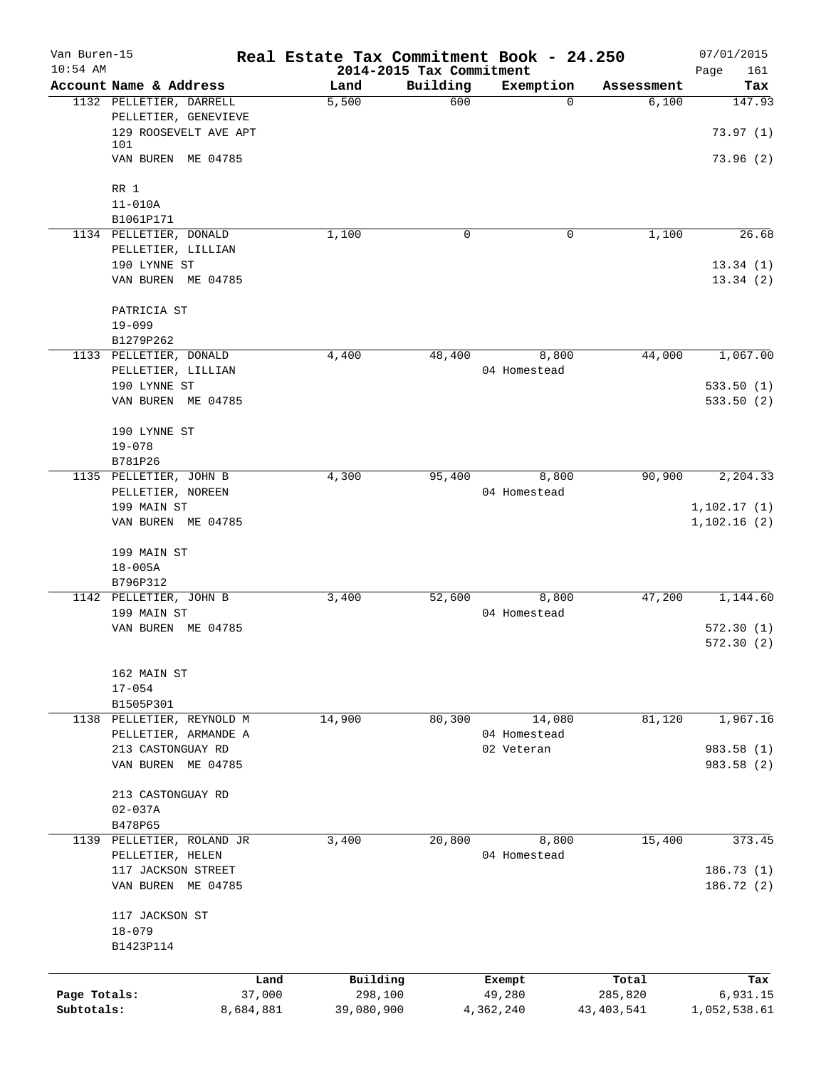# Real Estate Tax Commitment Book - 24.250

Van Buren-15
10:54 AM

2014-2015 Tax Commitment

07/01/2015

| Account Name & Address | Land | Building | Exemption | Assessment | Tax |
|---|---|---|---|---|---|
| 1132 PELLETIER, DARRELL | 5,500 | 600 | 0 | 6,100 | 147.93 |
| PELLETIER, GENEVIEVE | | | | | |
| 129 ROOSEVELT AVE APT 101 | | | | | 73.97 (1) |
| VAN BUREN ME 04785 | | | | | 73.96 (2) |
| RR 1 | | | | | |
| 11-010A | | | | | |
| B1061P171 | | | | | |
| 1134 PELLETIER, DONALD | 1,100 | 0 | 0 | 1,100 | 26.68 |
| PELLETIER, LILLIAN | | | | | |
| 190 LYNNE ST | | | | | 13.34 (1) |
| VAN BUREN ME 04785 | | | | | 13.34 (2) |
| PATRICIA ST | | | | | |
| 19-099 | | | | | |
| B1279P262 | | | | | |
| 1133 PELLETIER, DONALD | 4,400 | 48,400 | 8,800 | 44,000 | 1,067.00 |
| PELLETIER, LILLIAN | | | 04 Homestead | | |
| 190 LYNNE ST | | | | | 533.50 (1) |
| VAN BUREN ME 04785 | | | | | 533.50 (2) |
| 190 LYNNE ST | | | | | |
| 19-078 | | | | | |
| B781P26 | | | | | |
| 1135 PELLETIER, JOHN B | 4,300 | 95,400 | 8,800 | 90,900 | 2,204.33 |
| PELLETIER, NOREEN | | | 04 Homestead | | |
| 199 MAIN ST | | | | | 1,102.17 (1) |
| VAN BUREN ME 04785 | | | | | 1,102.16 (2) |
| 199 MAIN ST | | | | | |
| 18-005A | | | | | |
| B796P312 | | | | | |
| 1142 PELLETIER, JOHN B | 3,400 | 52,600 | 8,800 | 47,200 | 1,144.60 |
| 199 MAIN ST | | | 04 Homestead | | |
| VAN BUREN ME 04785 | | | | | 572.30 (1) |
| | | | | | 572.30 (2) |
| 162 MAIN ST | | | | | |
| 17-054 | | | | | |
| B1505P301 | | | | | |
| 1138 PELLETIER, REYNOLD M | 14,900 | 80,300 | 14,080 | 81,120 | 1,967.16 |
| PELLETIER, ARMANDE A | | | 04 Homestead | | |
| 213 CASTONGUAY RD | | | 02 Veteran | | 983.58 (1) |
| VAN BUREN ME 04785 | | | | | 983.58 (2) |
| 213 CASTONGUAY RD | | | | | |
| 02-037A | | | | | |
| B478P65 | | | | | |
| 1139 PELLETIER, ROLAND JR | 3,400 | 20,800 | 8,800 | 15,400 | 373.45 |
| PELLETIER, HELEN | | | 04 Homestead | | |
| 117 JACKSON STREET | | | | | 186.73 (1) |
| VAN BUREN ME 04785 | | | | | 186.72 (2) |
| 117 JACKSON ST | | | | | |
| 18-079 | | | | | |
| B1423P114 | | | | | |

| | Land | Building | Exempt | Total | Tax |
|---|---|---|---|---|---|
| Page Totals: | 37,000 | 298,100 | 49,280 | 285,820 | 6,931.15 |
| Subtotals: | 8,684,881 | 39,080,900 | 4,362,240 | 43,403,541 | 1,052,538.61 |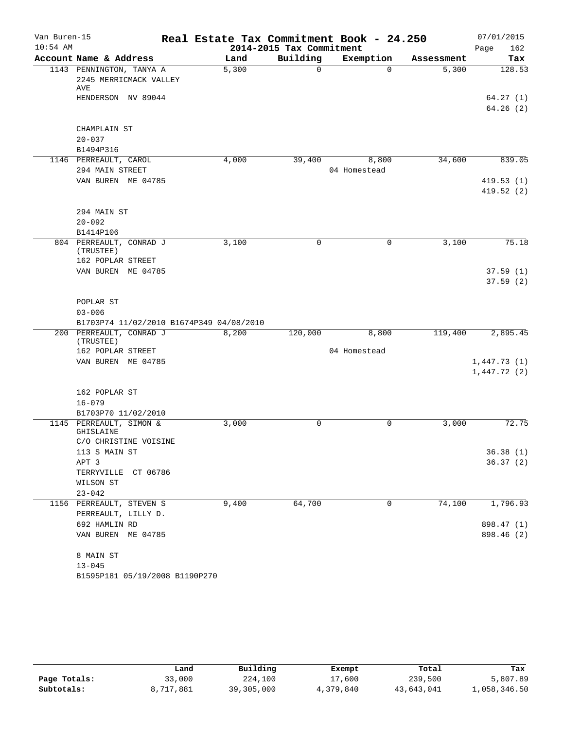Van Buren-15 — Real Estate Tax Commitment Book - 24.250 — 07/01/2015

10:54 AM — 2014-2015 Tax Commitment

| Account Name & Address | Land | Building | Exemption | Assessment | Tax |
|---|---|---|---|---|---|
| 1143 PENNINGTON, TANYA A<br>2245 MERRICMACK VALLEY AVE<br>HENDERSON NV 89044<br><br>CHAMPLAIN ST<br>20-037<br>B1494P316 | 5,300 | 0 | 0 | 5,300 | 128.53<br><br>64.27 (1)<br>64.26 (2) |
| 1146 PERREAULT, CAROL<br>294 MAIN STREET<br>VAN BUREN ME 04785<br><br>294 MAIN ST<br>20-092<br>B1414P106 | 4,000 | 39,400 | 8,800<br>04 Homestead | 34,600 | 839.05<br><br>419.53 (1)<br>419.52 (2) |
| 804 PERREAULT, CONRAD J (TRUSTEE)<br>162 POPLAR STREET<br>VAN BUREN ME 04785<br><br>POPLAR ST<br>03-006<br>B1703P74 11/02/2010 B1674P349 04/08/2010 | 3,100 | 0 | 0 | 3,100 | 75.18<br><br>37.59 (1)<br>37.59 (2) |
| 200 PERREAULT, CONRAD J (TRUSTEE)<br>162 POPLAR STREET<br>VAN BUREN ME 04785<br><br>162 POPLAR ST<br>16-079<br>B1703P70 11/02/2010 | 8,200 | 120,000 | 8,800<br>04 Homestead | 119,400 | 2,895.45<br><br>1,447.73 (1)<br>1,447.72 (2) |
| 1145 PERREAULT, SIMON & GHISLAINE<br>C/O CHRISTINE VOISINE<br>113 S MAIN ST<br>APT 3<br>TERRYVILLE CT 06786<br>WILSON ST<br>23-042 | 3,000 | 0 | 0 | 3,000 | 72.75<br><br>36.38 (1)<br>36.37 (2) |
| 1156 PERREAULT, STEVEN S<br>PERREAULT, LILLY D.<br>692 HAMLIN RD<br>VAN BUREN ME 04785<br><br>8 MAIN ST<br>13-045<br>B1595P181 05/19/2008 B1190P270 | 9,400 | 64,700 | 0 | 74,100 | 1,796.93<br><br>898.47 (1)<br>898.46 (2) |

| | Land | Building | Exempt | Total | Tax |
|---|---|---|---|---|---|
| **Page Totals:** | 33,000 | 224,100 | 17,600 | 239,500 | 5,807.89 |
| **Subtotals:** | 8,717,881 | 39,305,000 | 4,379,840 | 43,643,041 | 1,058,346.50 |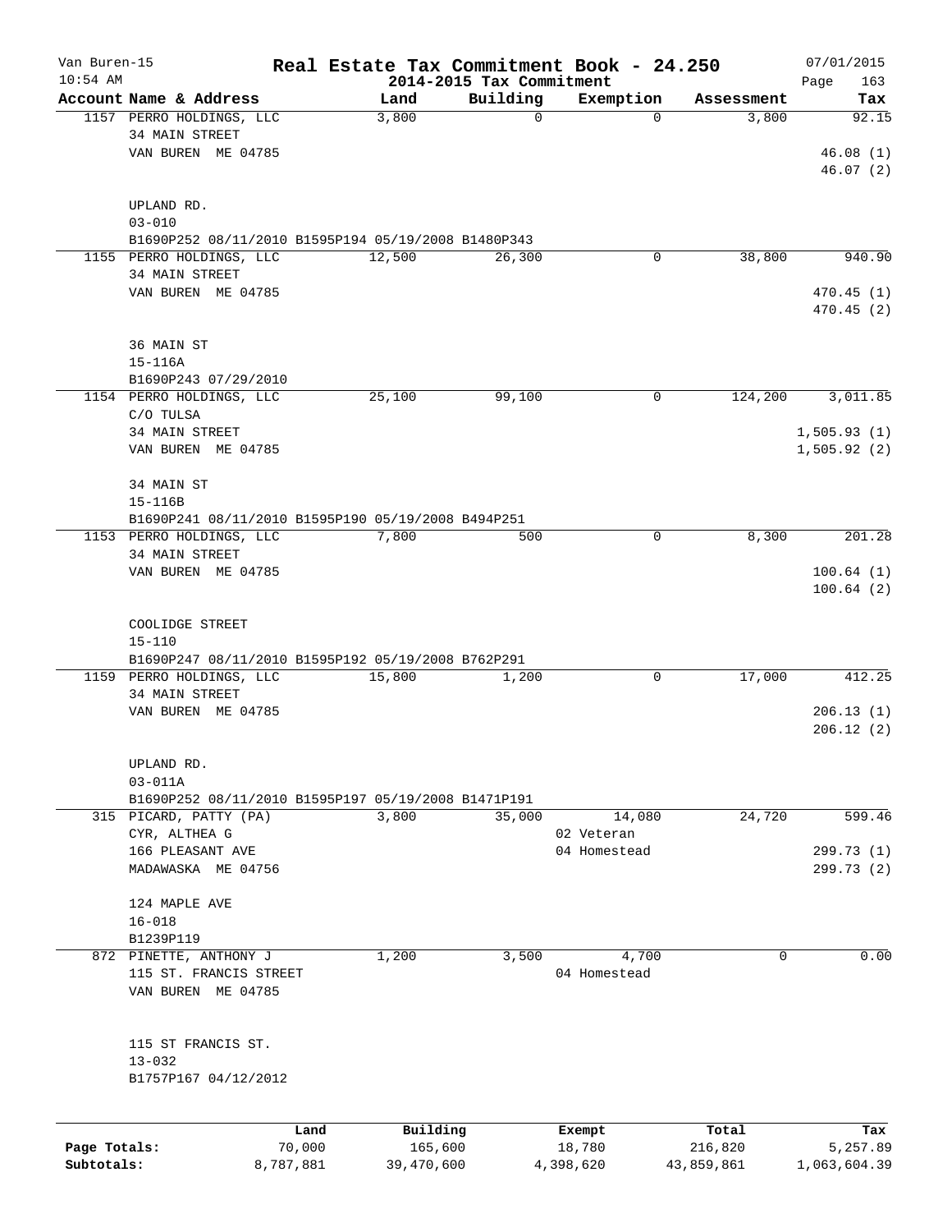Van Buren-15 — **Real Estate Tax Commitment Book - 24.250** — 07/01/2015
10:54 AM — 2014-2015 Tax Commitment

| Account Name & Address | Land | Building | Exemption | Assessment | Tax |
|---|---|---|---|---|---|
| 1157 PERRO HOLDINGS, LLC | 3,800 | 0 | 0 | 3,800 | 92.15 |
| 34 MAIN STREET | | | | | |
| VAN BUREN ME 04785 | | | | | 46.08 (1) |
| | | | | | 46.07 (2) |
| UPLAND RD. | | | | | |
| 03-010 | | | | | |
| B1690P252 08/11/2010 B1595P194 05/19/2008 B1480P343 | | | | | |
| 1155 PERRO HOLDINGS, LLC | 12,500 | 26,300 | 0 | 38,800 | 940.90 |
| 34 MAIN STREET | | | | | |
| VAN BUREN ME 04785 | | | | | 470.45 (1) |
| | | | | | 470.45 (2) |
| 36 MAIN ST | | | | | |
| 15-116A | | | | | |
| B1690P243 07/29/2010 | | | | | |
| 1154 PERRO HOLDINGS, LLC | 25,100 | 99,100 | 0 | 124,200 | 3,011.85 |
| C/O TULSA | | | | | |
| 34 MAIN STREET | | | | | 1,505.93 (1) |
| VAN BUREN ME 04785 | | | | | 1,505.92 (2) |
| 34 MAIN ST | | | | | |
| 15-116B | | | | | |
| B1690P241 08/11/2010 B1595P190 05/19/2008 B494P251 | | | | | |
| 1153 PERRO HOLDINGS, LLC | 7,800 | 500 | 0 | 8,300 | 201.28 |
| 34 MAIN STREET | | | | | |
| VAN BUREN ME 04785 | | | | | 100.64 (1) |
| | | | | | 100.64 (2) |
| COOLIDGE STREET | | | | | |
| 15-110 | | | | | |
| B1690P247 08/11/2010 B1595P192 05/19/2008 B762P291 | | | | | |
| 1159 PERRO HOLDINGS, LLC | 15,800 | 1,200 | 0 | 17,000 | 412.25 |
| 34 MAIN STREET | | | | | |
| VAN BUREN ME 04785 | | | | | 206.13 (1) |
| | | | | | 206.12 (2) |
| UPLAND RD. | | | | | |
| 03-011A | | | | | |
| B1690P252 08/11/2010 B1595P197 05/19/2008 B1471P191 | | | | | |
| 315 PICARD, PATTY (PA) | 3,800 | 35,000 | 14,080 | 24,720 | 599.46 |
| CYR, ALTHEA G | | | 02 Veteran | | |
| 166 PLEASANT AVE | | | 04 Homestead | | 299.73 (1) |
| MADAWASKA ME 04756 | | | | | 299.73 (2) |
| 124 MAPLE AVE | | | | | |
| 16-018 | | | | | |
| B1239P119 | | | | | |
| 872 PINETTE, ANTHONY J | 1,200 | 3,500 | 4,700 | 0 | 0.00 |
| 115 ST. FRANCIS STREET | | | 04 Homestead | | |
| VAN BUREN ME 04785 | | | | | |
| 115 ST FRANCIS ST. | | | | | |
| 13-032 | | | | | |
| B1757P167 04/12/2012 | | | | | |

| | Land | Building | Exempt | Total | Tax |
|---|---|---|---|---|---|
| **Page Totals:** | 70,000 | 165,600 | 18,780 | 216,820 | 5,257.89 |
| **Subtotals:** | 8,787,881 | 39,470,600 | 4,398,620 | 43,859,861 | 1,063,604.39 |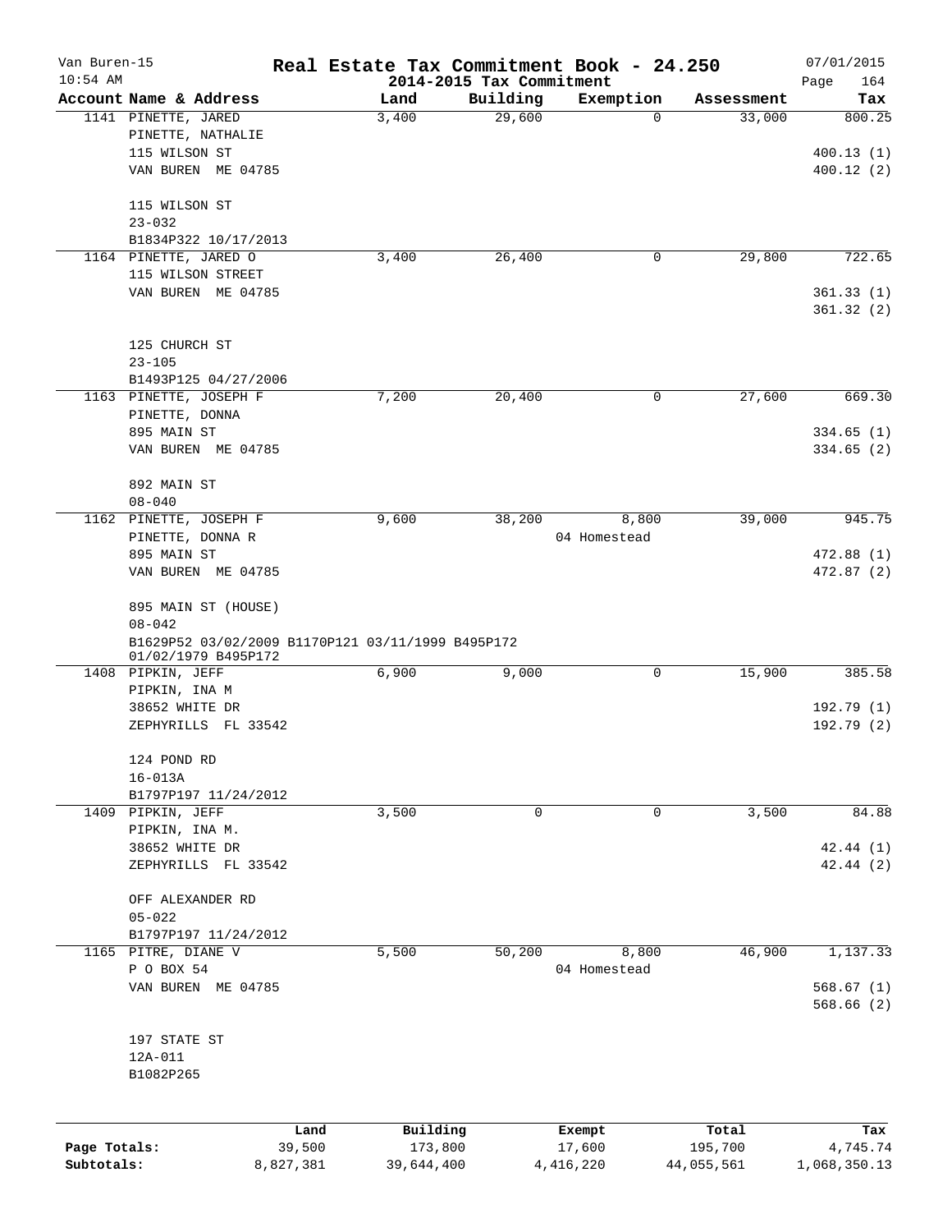# Real Estate Tax Commitment Book - 24.250

Van Buren-15
10:54 AM
2014-2015 Tax Commitment
07/01/2015

| Account Name & Address | Land | Building | Exemption | Assessment | Tax |
|---|---|---|---|---|---|
| 1141 PINETTE, JARED<br>PINETTE, NATHALIE<br>115 WILSON ST<br>VAN BUREN ME 04785<br><br>115 WILSON ST<br>23-032<br>B1834P322 10/17/2013 | 3,400 | 29,600 | 0 | 33,000 | 800.25<br><br>400.13 (1)<br>400.12 (2) |
| 1164 PINETTE, JARED O<br>115 WILSON STREET<br>VAN BUREN ME 04785<br><br>125 CHURCH ST<br>23-105<br>B1493P125 04/27/2006 | 3,400 | 26,400 | 0 | 29,800 | 722.65<br><br>361.33 (1)<br>361.32 (2) |
| 1163 PINETTE, JOSEPH F<br>PINETTE, DONNA<br>895 MAIN ST<br>VAN BUREN ME 04785<br><br>892 MAIN ST<br>08-040 | 7,200 | 20,400 | 0 | 27,600 | 669.30<br><br>334.65 (1)<br>334.65 (2) |
| 1162 PINETTE, JOSEPH F<br>PINETTE, DONNA R<br>895 MAIN ST<br>VAN BUREN ME 04785<br><br>895 MAIN ST (HOUSE)<br>08-042<br>B1629P52 03/02/2009 B1170P121 03/11/1999 B495P172 01/02/1979 B495P172 | 9,600 | 38,200 | 8,800<br>04 Homestead | 39,000 | 945.75<br><br>472.88 (1)<br>472.87 (2) |
| 1408 PIPKIN, JEFF<br>PIPKIN, INA M<br>38652 WHITE DR<br>ZEPHYRILLS FL 33542<br><br>124 POND RD<br>16-013A<br>B1797P197 11/24/2012 | 6,900 | 9,000 | 0 | 15,900 | 385.58<br><br>192.79 (1)<br>192.79 (2) |
| 1409 PIPKIN, JEFF<br>PIPKIN, INA M.<br>38652 WHITE DR<br>ZEPHYRILLS FL 33542<br><br>OFF ALEXANDER RD<br>05-022<br>B1797P197 11/24/2012 | 3,500 | 0 | 0 | 3,500 | 84.88<br><br>42.44 (1)<br>42.44 (2) |
| 1165 PITRE, DIANE V<br>P O BOX 54<br>VAN BUREN ME 04785<br><br>197 STATE ST<br>12A-011<br>B1082P265 | 5,500 | 50,200 | 8,800<br>04 Homestead | 46,900 | 1,137.33<br><br>568.67 (1)<br>568.66 (2) |

| | Land | Building | Exempt | Total | Tax |
|---|---|---|---|---|---|
| **Page Totals:** | 39,500 | 173,800 | 17,600 | 195,700 | 4,745.74 |
| **Subtotals:** | 8,827,381 | 39,644,400 | 4,416,220 | 44,055,561 | 1,068,350.13 |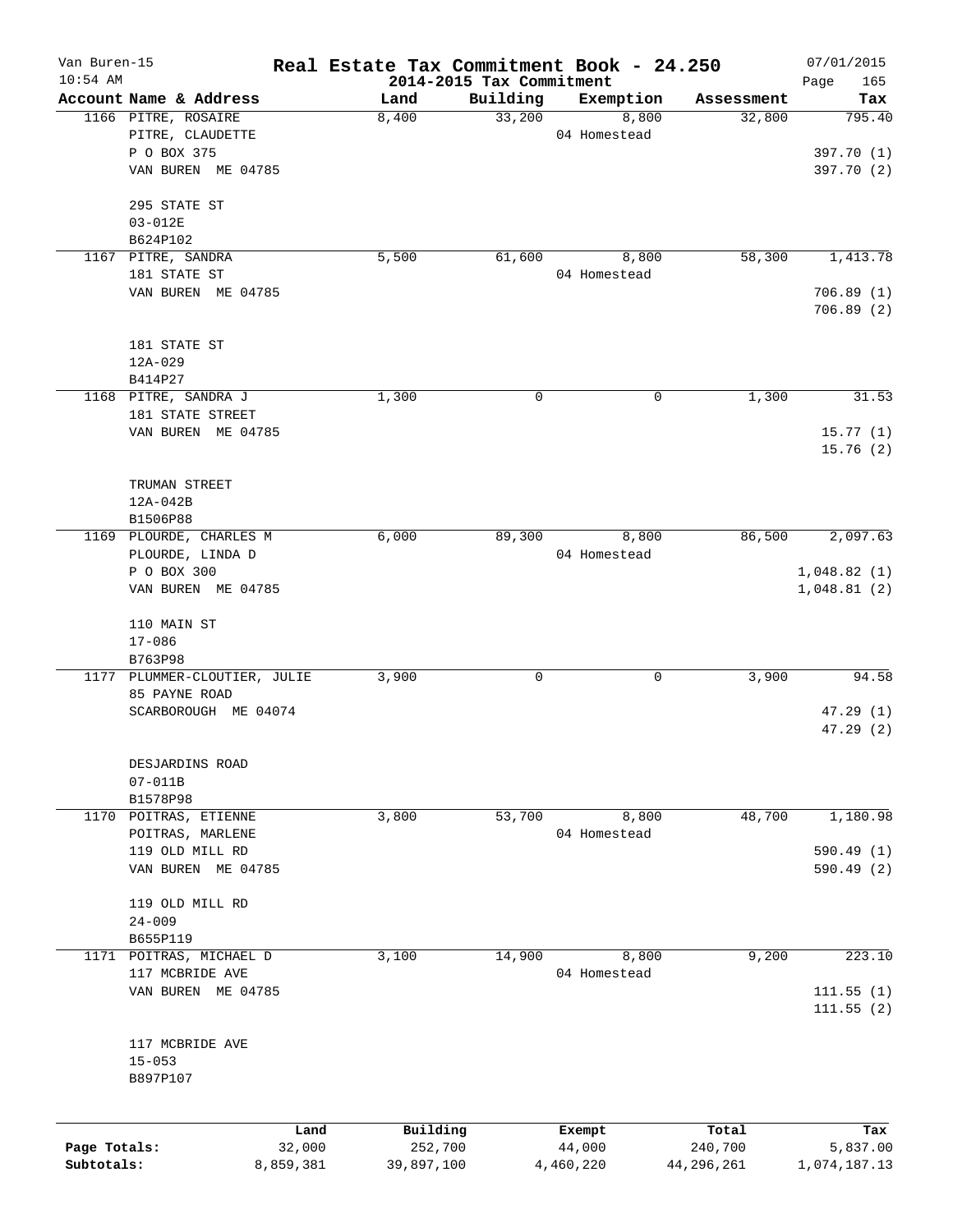# Real Estate Tax Commitment Book - 24.250

Van Buren-15
10:54 AM

2014-2015 Tax Commitment

07/01/2015

| Account Name & Address | Land | Building | Exemption | Assessment | Tax |
|---|---|---|---|---|---|
| 1166 PITRE, ROSAIRE | 8,400 | 33,200 | 8,800 | 32,800 | 795.40 |
| PITRE, CLAUDETTE | | | 04 Homestead | | |
| P O BOX 375 | | | | | 397.70 (1) |
| VAN BUREN ME 04785 | | | | | 397.70 (2) |
| 295 STATE ST | | | | | |
| 03-012E | | | | | |
| B624P102 | | | | | |
| 1167 PITRE, SANDRA | 5,500 | 61,600 | 8,800 | 58,300 | 1,413.78 |
| 181 STATE ST | | | 04 Homestead | | |
| VAN BUREN ME 04785 | | | | | 706.89 (1) |
| | | | | | 706.89 (2) |
| 181 STATE ST | | | | | |
| 12A-029 | | | | | |
| B414P27 | | | | | |
| 1168 PITRE, SANDRA J | 1,300 | 0 | 0 | 1,300 | 31.53 |
| 181 STATE STREET | | | | | |
| VAN BUREN ME 04785 | | | | | 15.77 (1) |
| | | | | | 15.76 (2) |
| TRUMAN STREET | | | | | |
| 12A-042B | | | | | |
| B1506P88 | | | | | |
| 1169 PLOURDE, CHARLES M | 6,000 | 89,300 | 8,800 | 86,500 | 2,097.63 |
| PLOURDE, LINDA D | | | 04 Homestead | | |
| P O BOX 300 | | | | | 1,048.82 (1) |
| VAN BUREN ME 04785 | | | | | 1,048.81 (2) |
| 110 MAIN ST | | | | | |
| 17-086 | | | | | |
| B763P98 | | | | | |
| 1177 PLUMMER-CLOUTIER, JULIE | 3,900 | 0 | 0 | 3,900 | 94.58 |
| 85 PAYNE ROAD | | | | | |
| SCARBOROUGH ME 04074 | | | | | 47.29 (1) |
| | | | | | 47.29 (2) |
| DESJARDINS ROAD | | | | | |
| 07-011B | | | | | |
| B1578P98 | | | | | |
| 1170 POITRAS, ETIENNE | 3,800 | 53,700 | 8,800 | 48,700 | 1,180.98 |
| POITRAS, MARLENE | | | 04 Homestead | | |
| 119 OLD MILL RD | | | | | 590.49 (1) |
| VAN BUREN ME 04785 | | | | | 590.49 (2) |
| 119 OLD MILL RD | | | | | |
| 24-009 | | | | | |
| B655P119 | | | | | |
| 1171 POITRAS, MICHAEL D | 3,100 | 14,900 | 8,800 | 9,200 | 223.10 |
| 117 MCBRIDE AVE | | | 04 Homestead | | |
| VAN BUREN ME 04785 | | | | | 111.55 (1) |
| | | | | | 111.55 (2) |
| 117 MCBRIDE AVE | | | | | |
| 15-053 | | | | | |
| B897P107 | | | | | |

| | Land | Building | Exempt | Total | Tax |
|---|---|---|---|---|---|
| Page Totals: | 32,000 | 252,700 | 44,000 | 240,700 | 5,837.00 |
| Subtotals: | 8,859,381 | 39,897,100 | 4,460,220 | 44,296,261 | 1,074,187.13 |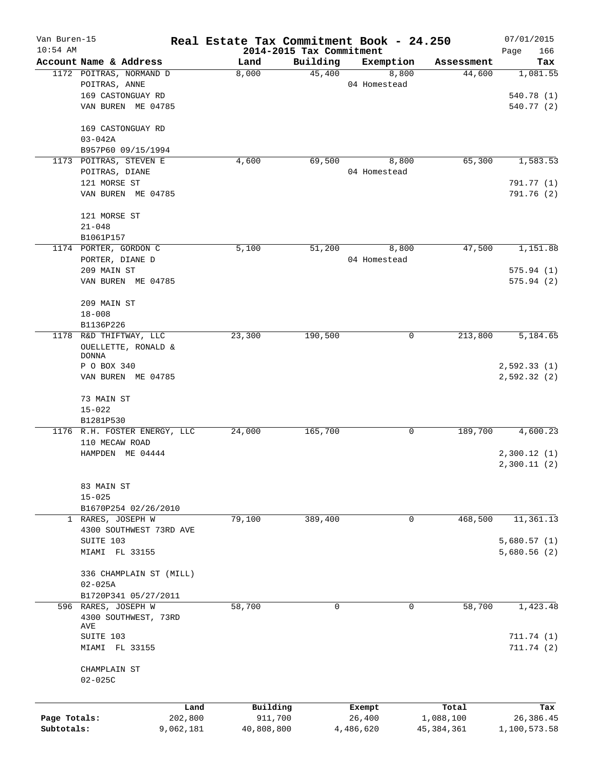# Real Estate Tax Commitment Book - 24.250

Van Buren-15
10:54 AM

2014-2015 Tax Commitment

07/01/2015

| Account Name & Address | Land | Building | Exemption | Assessment | Tax |
|---|---|---|---|---|---|
| 1172 POITRAS, NORMAND D | 8,000 | 45,400 | 8,800 | 44,600 | 1,081.55 |
| POITRAS, ANNE | | | 04 Homestead | | |
| 169 CASTONGUAY RD | | | | | 540.78 (1) |
| VAN BUREN ME 04785 | | | | | 540.77 (2) |
| 169 CASTONGUAY RD | | | | | |
| 03-042A | | | | | |
| B957P60 09/15/1994 | | | | | |
| 1173 POITRAS, STEVEN E | 4,600 | 69,500 | 8,800 | 65,300 | 1,583.53 |
| POITRAS, DIANE | | | 04 Homestead | | |
| 121 MORSE ST | | | | | 791.77 (1) |
| VAN BUREN ME 04785 | | | | | 791.76 (2) |
| 121 MORSE ST | | | | | |
| 21-048 | | | | | |
| B1061P157 | | | | | |
| 1174 PORTER, GORDON C | 5,100 | 51,200 | 8,800 | 47,500 | 1,151.88 |
| PORTER, DIANE D | | | 04 Homestead | | |
| 209 MAIN ST | | | | | 575.94 (1) |
| VAN BUREN ME 04785 | | | | | 575.94 (2) |
| 209 MAIN ST | | | | | |
| 18-008 | | | | | |
| B1136P226 | | | | | |
| 1178 R&D THIFTWAY, LLC | 23,300 | 190,500 | 0 | 213,800 | 5,184.65 |
| OUELLETTE, RONALD & DONNA | | | | | |
| P O BOX 340 | | | | | 2,592.33 (1) |
| VAN BUREN ME 04785 | | | | | 2,592.32 (2) |
| 73 MAIN ST | | | | | |
| 15-022 | | | | | |
| B1281P530 | | | | | |
| 1176 R.H. FOSTER ENERGY, LLC | 24,000 | 165,700 | 0 | 189,700 | 4,600.23 |
| 110 MECAW ROAD | | | | | |
| HAMPDEN ME 04444 | | | | | 2,300.12 (1) |
| | | | | | 2,300.11 (2) |
| 83 MAIN ST | | | | | |
| 15-025 | | | | | |
| B1670P254 02/26/2010 | | | | | |
| 1 RARES, JOSEPH W | 79,100 | 389,400 | 0 | 468,500 | 11,361.13 |
| 4300 SOUTHWEST 73RD AVE | | | | | |
| SUITE 103 | | | | | 5,680.57 (1) |
| MIAMI FL 33155 | | | | | 5,680.56 (2) |
| 336 CHAMPLAIN ST (MILL) | | | | | |
| 02-025A | | | | | |
| B1720P341 05/27/2011 | | | | | |
| 596 RARES, JOSEPH W | 58,700 | 0 | 0 | 58,700 | 1,423.48 |
| 4300 SOUTHWEST, 73RD AVE | | | | | |
| SUITE 103 | | | | | 711.74 (1) |
| MIAMI FL 33155 | | | | | 711.74 (2) |
| CHAMPLAIN ST | | | | | |
| 02-025C | | | | | |

| | Land | Building | Exempt | Total | Tax |
|---|---|---|---|---|---|
| Page Totals: | 202,800 | 911,700 | 26,400 | 1,088,100 | 26,386.45 |
| Subtotals: | 9,062,181 | 40,808,800 | 4,486,620 | 45,384,361 | 1,100,573.58 |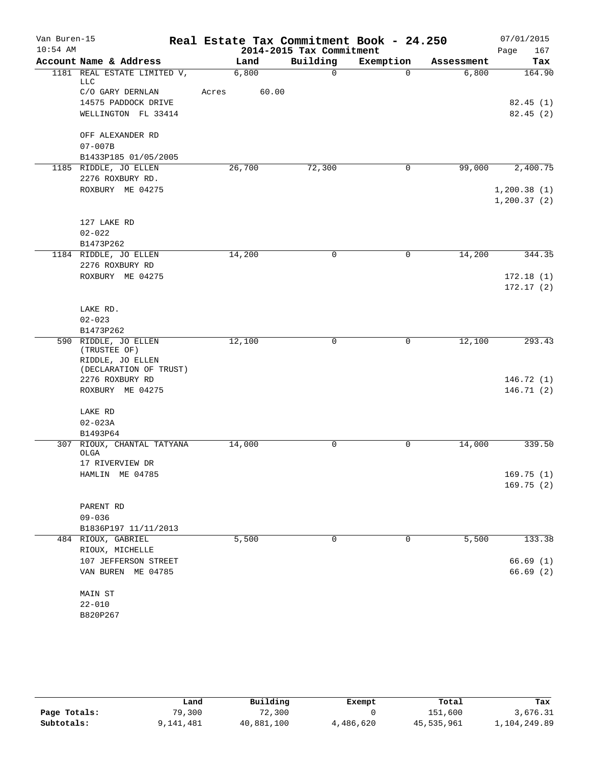# Real Estate Tax Commitment Book - 24.250

Van Buren-15
10:54 AM

2014-2015 Tax Commitment

07/01/2015

| Account | Name & Address | Land | Building | Exemption | Assessment | Tax |
|---|---|---|---|---|---|---|
| 1181 | REAL ESTATE LIMITED V, LLC | 6,800 | 0 | 0 | 6,800 | 164.90 |
| | C/O GARY DERNLAN | Acres 60.00 | | | | |
| | 14575 PADDOCK DRIVE | | | | | 82.45 (1) |
| | WELLINGTON FL 33414 | | | | | 82.45 (2) |
| | OFF ALEXANDER RD | | | | | |
| | 07-007B | | | | | |
| | B1433P185 01/05/2005 | | | | | |
| 1185 | RIDDLE, JO ELLEN | 26,700 | 72,300 | 0 | 99,000 | 2,400.75 |
| | 2276 ROXBURY RD. | | | | | |
| | ROXBURY ME 04275 | | | | | 1,200.38 (1) |
| | | | | | | 1,200.37 (2) |
| | 127 LAKE RD | | | | | |
| | 02-022 | | | | | |
| | B1473P262 | | | | | |
| 1184 | RIDDLE, JO ELLEN | 14,200 | 0 | 0 | 14,200 | 344.35 |
| | 2276 ROXBURY RD | | | | | |
| | ROXBURY ME 04275 | | | | | 172.18 (1) |
| | | | | | | 172.17 (2) |
| | LAKE RD. | | | | | |
| | 02-023 | | | | | |
| | B1473P262 | | | | | |
| 590 | RIDDLE, JO ELLEN (TRUSTEE OF) | 12,100 | 0 | 0 | 12,100 | 293.43 |
| | RIDDLE, JO ELLEN (DECLARATION OF TRUST) | | | | | |
| | 2276 ROXBURY RD | | | | | 146.72 (1) |
| | ROXBURY ME 04275 | | | | | 146.71 (2) |
| | LAKE RD | | | | | |
| | 02-023A | | | | | |
| | B1493P64 | | | | | |
| 307 | RIOUX, CHANTAL TATYANA OLGA | 14,000 | 0 | 0 | 14,000 | 339.50 |
| | 17 RIVERVIEW DR | | | | | |
| | HAMLIN ME 04785 | | | | | 169.75 (1) |
| | | | | | | 169.75 (2) |
| | PARENT RD | | | | | |
| | 09-036 | | | | | |
| | B1836P197 11/11/2013 | | | | | |
| 484 | RIOUX, GABRIEL | 5,500 | 0 | 0 | 5,500 | 133.38 |
| | RIOUX, MICHELLE | | | | | |
| | 107 JEFFERSON STREET | | | | | 66.69 (1) |
| | VAN BUREN ME 04785 | | | | | 66.69 (2) |
| | MAIN ST | | | | | |
| | 22-010 | | | | | |
| | B820P267 | | | | | |

| | Land | Building | Exempt | Total | Tax |
|---|---|---|---|---|---|
| Page Totals: | 79,300 | 72,300 | 0 | 151,600 | 3,676.31 |
| Subtotals: | 9,141,481 | 40,881,100 | 4,486,620 | 45,535,961 | 1,104,249.89 |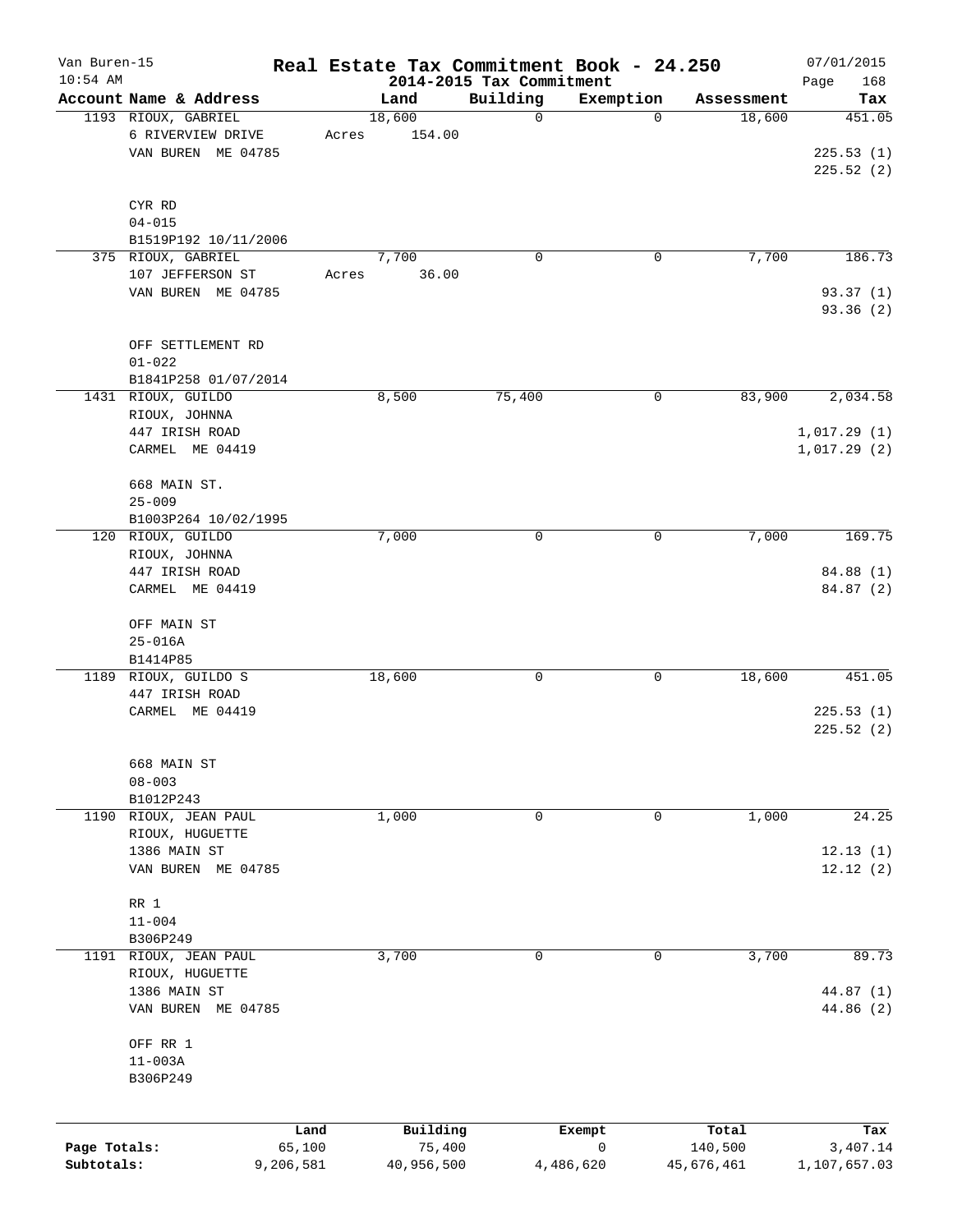Van Buren-15 — **Real Estate Tax Commitment Book - 24.250** — 07/01/2015
10:54 AM — 2014-2015 Tax Commitment — Page 168

| Account Name & Address | Land | Building | Exemption | Assessment | Tax |
|---|---|---|---|---|---|
| 1193 RIOUX, GABRIEL | 18,600 | 0 | 0 | 18,600 | 451.05 |
| 6 RIVERVIEW DRIVE | Acres 154.00 | | | | |
| VAN BUREN ME 04785 | | | | | 225.53 (1) |
| | | | | | 225.52 (2) |
| CYR RD | | | | | |
| 04-015 | | | | | |
| B1519P192 10/11/2006 | | | | | |
| 375 RIOUX, GABRIEL | 7,700 | 0 | 0 | 7,700 | 186.73 |
| 107 JEFFERSON ST | Acres 36.00 | | | | |
| VAN BUREN ME 04785 | | | | | 93.37 (1) |
| | | | | | 93.36 (2) |
| OFF SETTLEMENT RD | | | | | |
| 01-022 | | | | | |
| B1841P258 01/07/2014 | | | | | |
| 1431 RIOUX, GUILDO | 8,500 | 75,400 | 0 | 83,900 | 2,034.58 |
| RIOUX, JOHNNA | | | | | |
| 447 IRISH ROAD | | | | | 1,017.29 (1) |
| CARMEL ME 04419 | | | | | 1,017.29 (2) |
| 668 MAIN ST. | | | | | |
| 25-009 | | | | | |
| B1003P264 10/02/1995 | | | | | |
| 120 RIOUX, GUILDO | 7,000 | 0 | 0 | 7,000 | 169.75 |
| RIOUX, JOHNNA | | | | | |
| 447 IRISH ROAD | | | | | 84.88 (1) |
| CARMEL ME 04419 | | | | | 84.87 (2) |
| OFF MAIN ST | | | | | |
| 25-016A | | | | | |
| B1414P85 | | | | | |
| 1189 RIOUX, GUILDO S | 18,600 | 0 | 0 | 18,600 | 451.05 |
| 447 IRISH ROAD | | | | | |
| CARMEL ME 04419 | | | | | 225.53 (1) |
| | | | | | 225.52 (2) |
| 668 MAIN ST | | | | | |
| 08-003 | | | | | |
| B1012P243 | | | | | |
| 1190 RIOUX, JEAN PAUL | 1,000 | 0 | 0 | 1,000 | 24.25 |
| RIOUX, HUGUETTE | | | | | |
| 1386 MAIN ST | | | | | 12.13 (1) |
| VAN BUREN ME 04785 | | | | | 12.12 (2) |
| RR 1 | | | | | |
| 11-004 | | | | | |
| B306P249 | | | | | |
| 1191 RIOUX, JEAN PAUL | 3,700 | 0 | 0 | 3,700 | 89.73 |
| RIOUX, HUGUETTE | | | | | |
| 1386 MAIN ST | | | | | 44.87 (1) |
| VAN BUREN ME 04785 | | | | | 44.86 (2) |
| OFF RR 1 | | | | | |
| 11-003A | | | | | |
| B306P249 | | | | | |

| | Land | Building | Exempt | Total | Tax |
|---|---|---|---|---|---|
| Page Totals: | 65,100 | 75,400 | 0 | 140,500 | 3,407.14 |
| Subtotals: | 9,206,581 | 40,956,500 | 4,486,620 | 45,676,461 | 1,107,657.03 |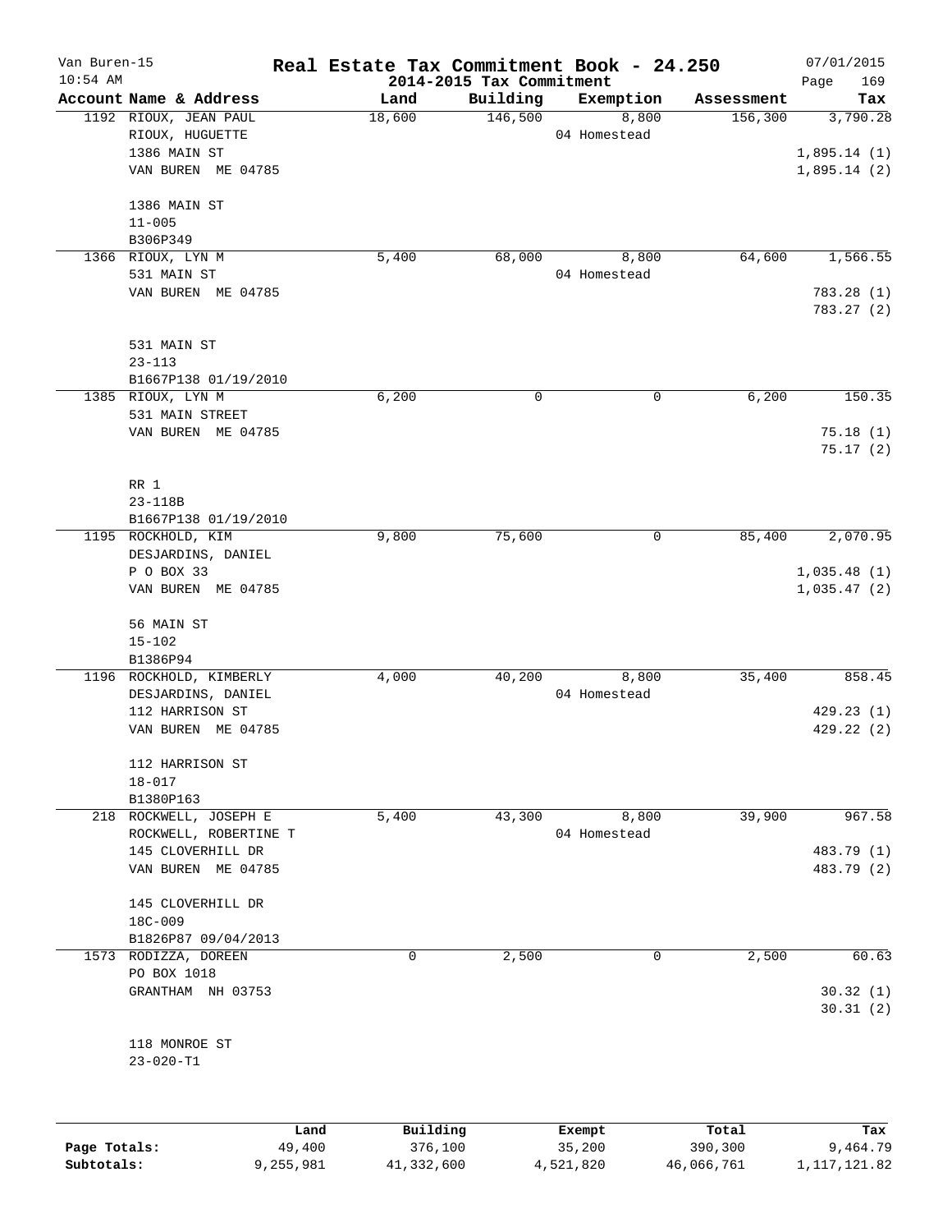Van Buren-15 **Real Estate Tax Commitment Book - 24.250** 07/01/2015

10:54 AM **2014-2015 Tax Commitment**

| Account Name & Address | Land | Building | Exemption | Assessment | Tax |
|---|---|---|---|---|---|
| 1192 RIOUX, JEAN PAUL<br>RIOUX, HUGUETTE<br>1386 MAIN ST<br>VAN BUREN ME 04785<br><br>1386 MAIN ST<br>11-005<br>B306P349 | 18,600 | 146,500 | 8,800<br>04 Homestead | 156,300 | 3,790.28<br><br>1,895.14 (1)<br>1,895.14 (2) |
| 1366 RIOUX, LYN M<br>531 MAIN ST<br>VAN BUREN ME 04785<br><br>531 MAIN ST<br>23-113<br>B1667P138 01/19/2010 | 5,400 | 68,000 | 8,800<br>04 Homestead | 64,600 | 1,566.55<br><br>783.28 (1)<br>783.27 (2) |
| 1385 RIOUX, LYN M<br>531 MAIN STREET<br>VAN BUREN ME 04785<br><br>RR 1<br>23-118B<br>B1667P138 01/19/2010 | 6,200 | 0 | 0 | 6,200 | 150.35<br><br>75.18 (1)<br>75.17 (2) |
| 1195 ROCKHOLD, KIM<br>DESJARDINS, DANIEL<br>P O BOX 33<br>VAN BUREN ME 04785<br><br>56 MAIN ST<br>15-102<br>B1386P94 | 9,800 | 75,600 | 0 | 85,400 | 2,070.95<br><br>1,035.48 (1)<br>1,035.47 (2) |
| 1196 ROCKHOLD, KIMBERLY<br>DESJARDINS, DANIEL<br>112 HARRISON ST<br>VAN BUREN ME 04785<br><br>112 HARRISON ST<br>18-017<br>B1380P163 | 4,000 | 40,200 | 8,800<br>04 Homestead | 35,400 | 858.45<br><br>429.23 (1)<br>429.22 (2) |
| 218 ROCKWELL, JOSEPH E<br>ROCKWELL, ROBERTINE T<br>145 CLOVERHILL DR<br>VAN BUREN ME 04785<br><br>145 CLOVERHILL DR<br>18C-009<br>B1826P87 09/04/2013 | 5,400 | 43,300 | 8,800<br>04 Homestead | 39,900 | 967.58<br><br>483.79 (1)<br>483.79 (2) |
| 1573 RODIZZA, DOREEN<br>PO BOX 1018<br>GRANTHAM NH 03753<br><br>118 MONROE ST<br>23-020-T1 | 0 | 2,500 | 0 | 2,500 | 60.63<br><br>30.32 (1)<br>30.31 (2) |

| | Land | Building | Exempt | Total | Tax |
|---|---|---|---|---|---|
| **Page Totals:** | 49,400 | 376,100 | 35,200 | 390,300 | 9,464.79 |
| **Subtotals:** | 9,255,981 | 41,332,600 | 4,521,820 | 46,066,761 | 1,117,121.82 |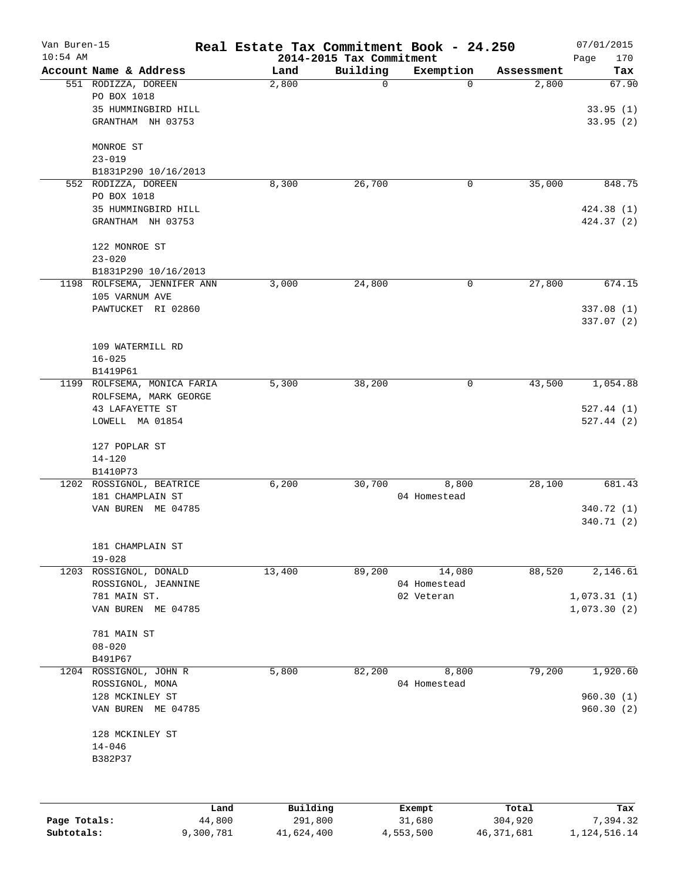# Real Estate Tax Commitment Book - 24.250

Van Buren-15
10:54 AM

## 2014-2015 Tax Commitment

07/01/2015

| Account Name & Address | Land | Building | Exemption | Assessment | Tax |
|---|---|---|---|---|---|
| 551 RODIZZA, DOREEN | 2,800 | 0 | 0 | 2,800 | 67.90 |
| PO BOX 1018 | | | | | |
| 35 HUMMINGBIRD HILL | | | | | 33.95 (1) |
| GRANTHAM NH 03753 | | | | | 33.95 (2) |
| MONROE ST | | | | | |
| 23-019 | | | | | |
| B1831P290 10/16/2013 | | | | | |
| 552 RODIZZA, DOREEN | 8,300 | 26,700 | 0 | 35,000 | 848.75 |
| PO BOX 1018 | | | | | |
| 35 HUMMINGBIRD HILL | | | | | 424.38 (1) |
| GRANTHAM NH 03753 | | | | | 424.37 (2) |
| 122 MONROE ST | | | | | |
| 23-020 | | | | | |
| B1831P290 10/16/2013 | | | | | |
| 1198 ROLFSEMA, JENNIFER ANN | 3,000 | 24,800 | 0 | 27,800 | 674.15 |
| 105 VARNUM AVE | | | | | |
| PAWTUCKET RI 02860 | | | | | 337.08 (1) |
| | | | | | 337.07 (2) |
| 109 WATERMILL RD | | | | | |
| 16-025 | | | | | |
| B1419P61 | | | | | |
| 1199 ROLFSEMA, MONICA FARIA | 5,300 | 38,200 | 0 | 43,500 | 1,054.88 |
| ROLFSEMA, MARK GEORGE | | | | | |
| 43 LAFAYETTE ST | | | | | 527.44 (1) |
| LOWELL MA 01854 | | | | | 527.44 (2) |
| 127 POPLAR ST | | | | | |
| 14-120 | | | | | |
| B1410P73 | | | | | |
| 1202 ROSSIGNOL, BEATRICE | 6,200 | 30,700 | 8,800 | 28,100 | 681.43 |
| 181 CHAMPLAIN ST | | | 04 Homestead | | |
| VAN BUREN ME 04785 | | | | | 340.72 (1) |
| | | | | | 340.71 (2) |
| 181 CHAMPLAIN ST | | | | | |
| 19-028 | | | | | |
| 1203 ROSSIGNOL, DONALD | 13,400 | 89,200 | 14,080 | 88,520 | 2,146.61 |
| ROSSIGNOL, JEANNINE | | | 04 Homestead | | |
| 781 MAIN ST. | | | 02 Veteran | | 1,073.31 (1) |
| VAN BUREN ME 04785 | | | | | 1,073.30 (2) |
| 781 MAIN ST | | | | | |
| 08-020 | | | | | |
| B491P67 | | | | | |
| 1204 ROSSIGNOL, JOHN R | 5,800 | 82,200 | 8,800 | 79,200 | 1,920.60 |
| ROSSIGNOL, MONA | | | 04 Homestead | | |
| 128 MCKINLEY ST | | | | | 960.30 (1) |
| VAN BUREN ME 04785 | | | | | 960.30 (2) |
| 128 MCKINLEY ST | | | | | |
| 14-046 | | | | | |
| B382P37 | | | | | |

| | Land | Building | Exempt | Total | Tax |
|---|---|---|---|---|---|
| Page Totals: | 44,800 | 291,800 | 31,680 | 304,920 | 7,394.32 |
| Subtotals: | 9,300,781 | 41,624,400 | 4,553,500 | 46,371,681 | 1,124,516.14 |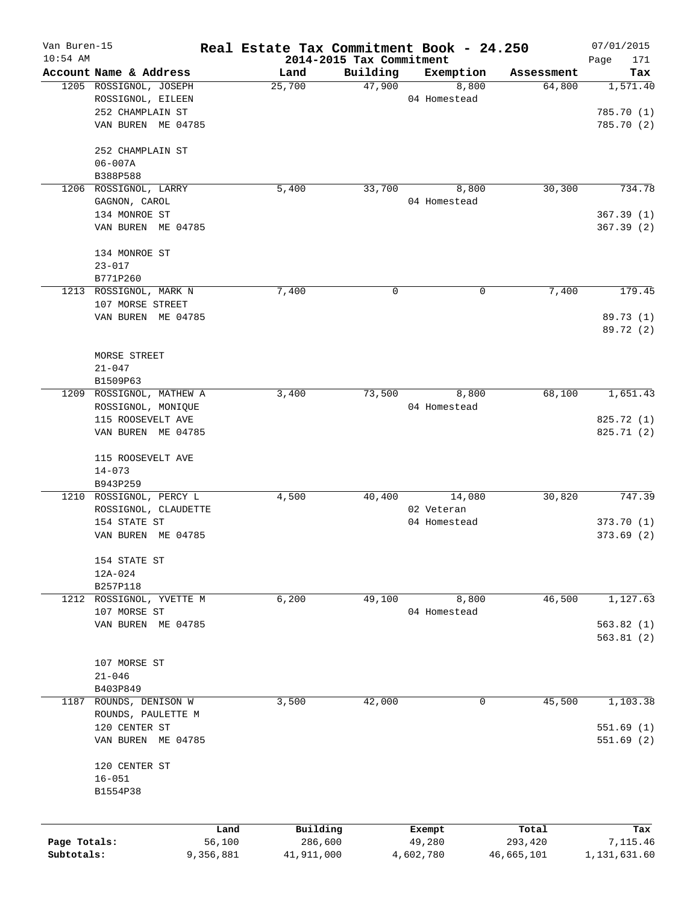# Real Estate Tax Commitment Book - 24.250

Van Buren-15
10:54 AM

2014-2015 Tax Commitment

07/01/2015

| Account | Name & Address | Land | Building | Exemption | Assessment | Tax |
|---|---|---|---|---|---|---|
| 1205 | ROSSIGNOL, JOSEPH<br>ROSSIGNOL, EILEEN<br>252 CHAMPLAIN ST<br>VAN BUREN ME 04785<br><br>252 CHAMPLAIN ST<br>06-007A<br>B388P588 | 25,700 | 47,900 | 8,800<br>04 Homestead | 64,800 | 1,571.40<br><br>785.70 (1)<br>785.70 (2) |
| 1206 | ROSSIGNOL, LARRY<br>GAGNON, CAROL<br>134 MONROE ST<br>VAN BUREN ME 04785<br><br>134 MONROE ST<br>23-017<br>B771P260 | 5,400 | 33,700 | 8,800<br>04 Homestead | 30,300 | 734.78<br><br>367.39 (1)<br>367.39 (2) |
| 1213 | ROSSIGNOL, MARK N<br>107 MORSE STREET<br>VAN BUREN ME 04785<br><br>MORSE STREET<br>21-047<br>B1509P63 | 7,400 | 0 | 0 | 7,400 | 179.45<br><br>89.73 (1)<br>89.72 (2) |
| 1209 | ROSSIGNOL, MATHEW A<br>ROSSIGNOL, MONIQUE<br>115 ROOSEVELT AVE<br>VAN BUREN ME 04785<br><br>115 ROOSEVELT AVE<br>14-073<br>B943P259 | 3,400 | 73,500 | 8,800<br>04 Homestead | 68,100 | 1,651.43<br><br>825.72 (1)<br>825.71 (2) |
| 1210 | ROSSIGNOL, PERCY L<br>ROSSIGNOL, CLAUDETTE<br>154 STATE ST<br>VAN BUREN ME 04785<br><br>154 STATE ST<br>12A-024<br>B257P118 | 4,500 | 40,400 | 14,080<br>02 Veteran<br>04 Homestead | 30,820 | 747.39<br><br>373.70 (1)<br>373.69 (2) |
| 1212 | ROSSIGNOL, YVETTE M<br>107 MORSE ST<br>VAN BUREN ME 04785<br><br>107 MORSE ST<br>21-046<br>B403P849 | 6,200 | 49,100 | 8,800<br>04 Homestead | 46,500 | 1,127.63<br><br>563.82 (1)<br>563.81 (2) |
| 1187 | ROUNDS, DENISON W<br>ROUNDS, PAULETTE M<br>120 CENTER ST<br>VAN BUREN ME 04785<br><br>120 CENTER ST<br>16-051<br>B1554P38 | 3,500 | 42,000 | 0 | 45,500 | 1,103.38<br><br>551.69 (1)<br>551.69 (2) |

| | Land | Building | Exempt | Total | Tax |
|---|---|---|---|---|---|
| Page Totals: | 56,100 | 286,600 | 49,280 | 293,420 | 7,115.46 |
| Subtotals: | 9,356,881 | 41,911,000 | 4,602,780 | 46,665,101 | 1,131,631.60 |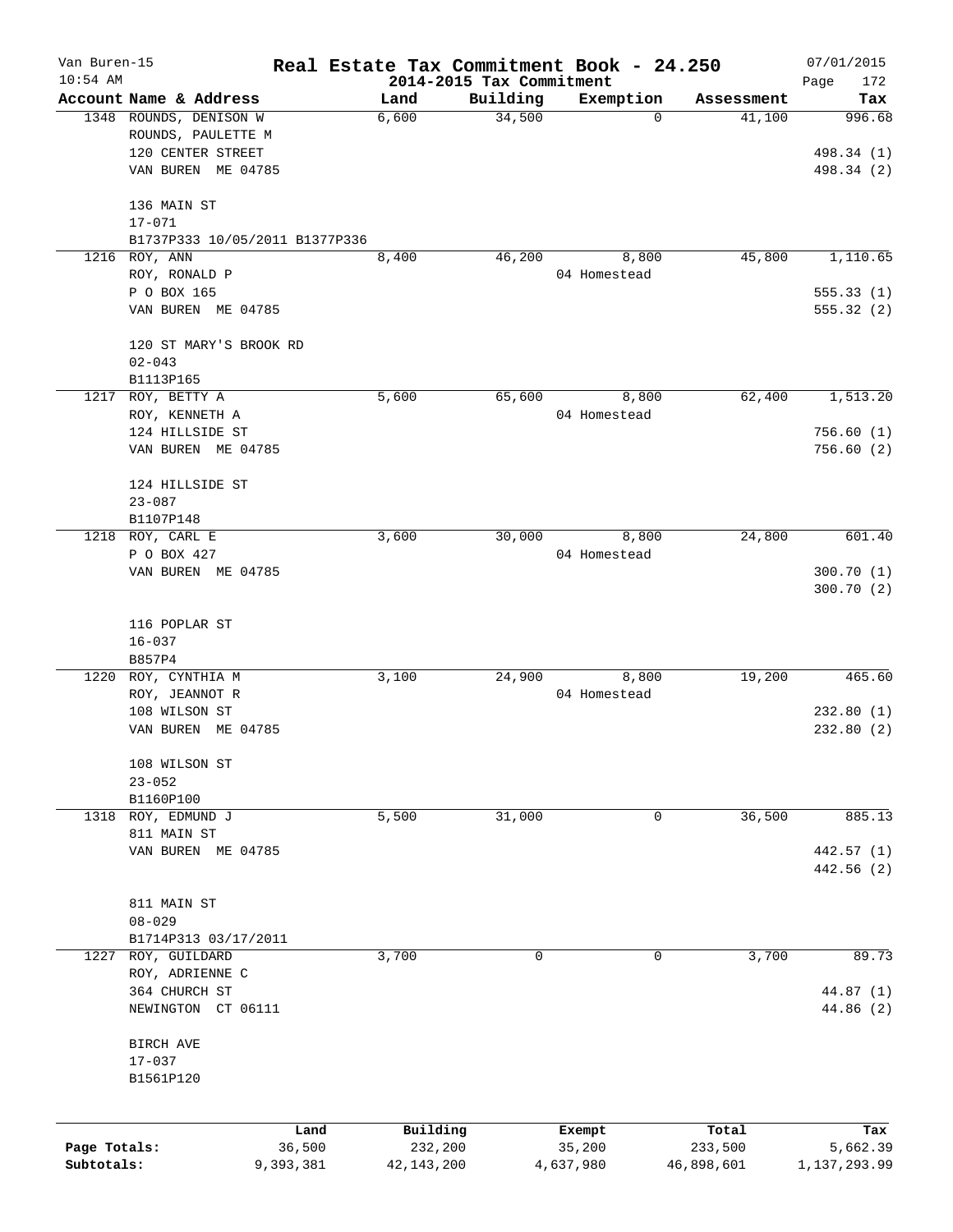# Real Estate Tax Commitment Book - 24.250

Van Buren-15
10:54 AM

2014-2015 Tax Commitment

07/01/2015

| Account Name & Address | Land | Building | Exemption | Assessment | Tax |
|---|---|---|---|---|---|
| 1348 ROUNDS, DENISON W<br>ROUNDS, PAULETTE M<br>120 CENTER STREET<br>VAN BUREN ME 04785<br><br>136 MAIN ST<br>17-071<br>B1737P333 10/05/2011 B1377P336 | 6,600 | 34,500 | 0 | 41,100 | 996.68<br><br>498.34 (1)<br>498.34 (2) |
| 1216 ROY, ANN<br>ROY, RONALD P<br>P O BOX 165<br>VAN BUREN ME 04785<br><br>120 ST MARY'S BROOK RD<br>02-043<br>B1113P165 | 8,400 | 46,200 | 8,800<br>04 Homestead | 45,800 | 1,110.65<br><br>555.33 (1)<br>555.32 (2) |
| 1217 ROY, BETTY A<br>ROY, KENNETH A<br>124 HILLSIDE ST<br>VAN BUREN ME 04785<br><br>124 HILLSIDE ST<br>23-087<br>B1107P148 | 5,600 | 65,600 | 8,800<br>04 Homestead | 62,400 | 1,513.20<br><br>756.60 (1)<br>756.60 (2) |
| 1218 ROY, CARL E<br>P O BOX 427<br>VAN BUREN ME 04785<br><br>116 POPLAR ST<br>16-037<br>B857P4 | 3,600 | 30,000 | 8,800<br>04 Homestead | 24,800 | 601.40<br><br>300.70 (1)<br>300.70 (2) |
| 1220 ROY, CYNTHIA M<br>ROY, JEANNOT R<br>108 WILSON ST<br>VAN BUREN ME 04785<br><br>108 WILSON ST<br>23-052<br>B1160P100 | 3,100 | 24,900 | 8,800<br>04 Homestead | 19,200 | 465.60<br><br>232.80 (1)<br>232.80 (2) |
| 1318 ROY, EDMUND J<br>811 MAIN ST<br>VAN BUREN ME 04785<br><br>811 MAIN ST<br>08-029<br>B1714P313 03/17/2011 | 5,500 | 31,000 | 0 | 36,500 | 885.13<br><br>442.57 (1)<br>442.56 (2) |
| 1227 ROY, GUILDARD<br>ROY, ADRIENNE C<br>364 CHURCH ST<br>NEWINGTON CT 06111<br><br>BIRCH AVE<br>17-037<br>B1561P120 | 3,700 | 0 | 0 | 3,700 | 89.73<br><br>44.87 (1)<br>44.86 (2) |

| | Land | Building | Exempt | Total | Tax |
|---|---|---|---|---|---|
| Page Totals: | 36,500 | 232,200 | 35,200 | 233,500 | 5,662.39 |
| Subtotals: | 9,393,381 | 42,143,200 | 4,637,980 | 46,898,601 | 1,137,293.99 |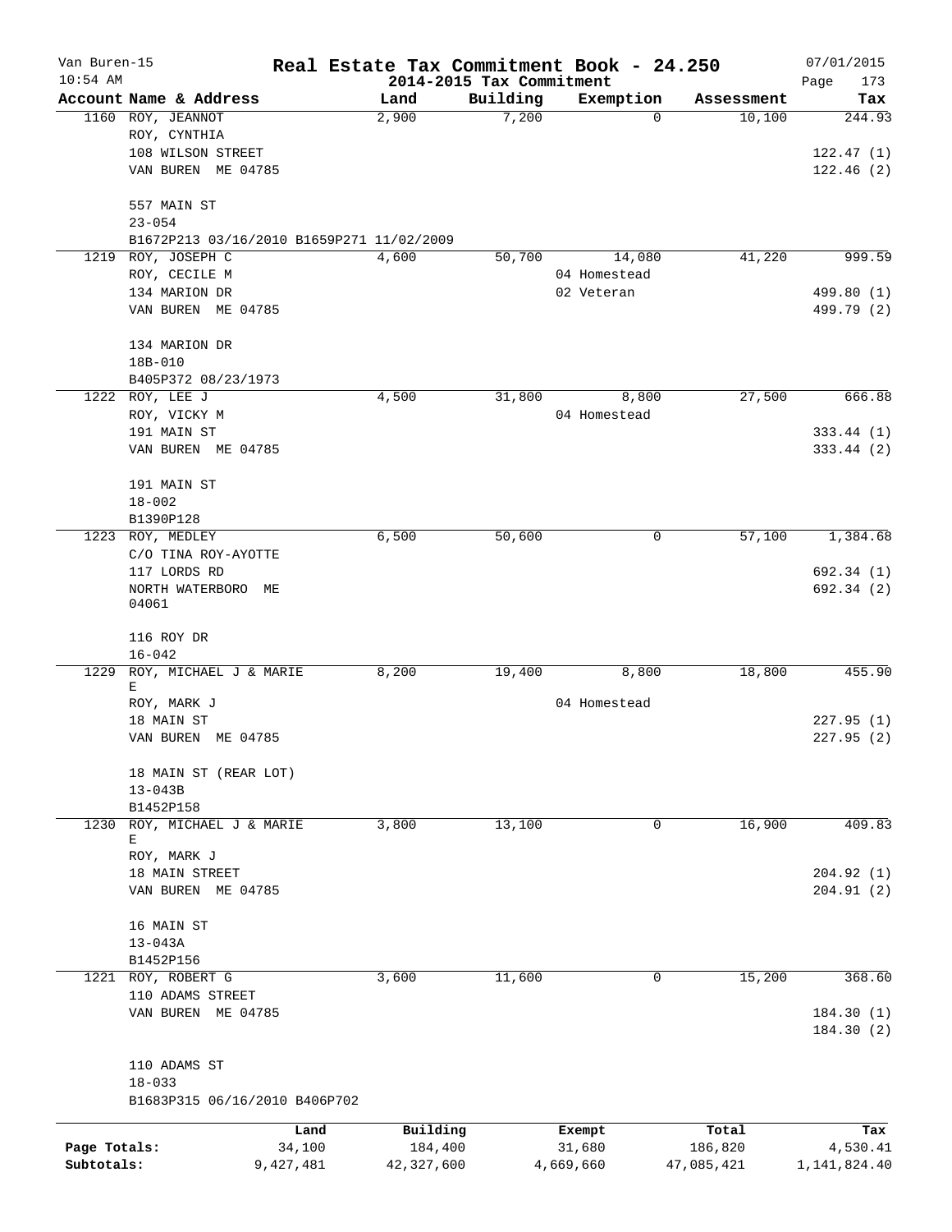Van Buren-15 — Real Estate Tax Commitment Book - 24.250 — 07/01/2015
10:54 AM — 2014-2015 Tax Commitment — Page 173

| Account | Name & Address | Land | Building | Exemption | Assessment | Tax |
|---|---|---|---|---|---|---|
| 1160 | ROY, JEANNOT | 2,900 | 7,200 | 0 | 10,100 | 244.93 |
| | ROY, CYNTHIA | | | | | |
| | 108 WILSON STREET | | | | | 122.47 (1) |
| | VAN BUREN ME 04785 | | | | | 122.46 (2) |
| | 557 MAIN ST | | | | | |
| | 23-054 | | | | | |
| | B1672P213 03/16/2010 B1659P271 11/02/2009 | | | | | |
| 1219 | ROY, JOSEPH C | 4,600 | 50,700 | 14,080 | 41,220 | 999.59 |
| | ROY, CECILE M | | | 04 Homestead | | |
| | 134 MARION DR | | | 02 Veteran | | 499.80 (1) |
| | VAN BUREN ME 04785 | | | | | 499.79 (2) |
| | 134 MARION DR | | | | | |
| | 18B-010 | | | | | |
| | B405P372 08/23/1973 | | | | | |
| 1222 | ROY, LEE J | 4,500 | 31,800 | 8,800 | 27,500 | 666.88 |
| | ROY, VICKY M | | | 04 Homestead | | |
| | 191 MAIN ST | | | | | 333.44 (1) |
| | VAN BUREN ME 04785 | | | | | 333.44 (2) |
| | 191 MAIN ST | | | | | |
| | 18-002 | | | | | |
| | B1390P128 | | | | | |
| 1223 | ROY, MEDLEY | 6,500 | 50,600 | 0 | 57,100 | 1,384.68 |
| | C/O TINA ROY-AYOTTE | | | | | |
| | 117 LORDS RD | | | | | 692.34 (1) |
| | NORTH WATERBORO ME 04061 | | | | | 692.34 (2) |
| | 116 ROY DR | | | | | |
| | 16-042 | | | | | |
| 1229 | ROY, MICHAEL J & MARIE E | 8,200 | 19,400 | 8,800 | 18,800 | 455.90 |
| | ROY, MARK J | | | 04 Homestead | | |
| | 18 MAIN ST | | | | | 227.95 (1) |
| | VAN BUREN ME 04785 | | | | | 227.95 (2) |
| | 18 MAIN ST (REAR LOT) | | | | | |
| | 13-043B | | | | | |
| | B1452P158 | | | | | |
| 1230 | ROY, MICHAEL J & MARIE E | 3,800 | 13,100 | 0 | 16,900 | 409.83 |
| | ROY, MARK J | | | | | |
| | 18 MAIN STREET | | | | | 204.92 (1) |
| | VAN BUREN ME 04785 | | | | | 204.91 (2) |
| | 16 MAIN ST | | | | | |
| | 13-043A | | | | | |
| | B1452P156 | | | | | |
| 1221 | ROY, ROBERT G | 3,600 | 11,600 | 0 | 15,200 | 368.60 |
| | 110 ADAMS STREET | | | | | |
| | VAN BUREN ME 04785 | | | | | 184.30 (1) |
| | | | | | | 184.30 (2) |
| | 110 ADAMS ST | | | | | |
| | 18-033 | | | | | |
| | B1683P315 06/16/2010 B406P702 | | | | | |

| | Land | Building | Exempt | Total | Tax |
|---|---|---|---|---|---|
| Page Totals: | 34,100 | 184,400 | 31,680 | 186,820 | 4,530.41 |
| Subtotals: | 9,427,481 | 42,327,600 | 4,669,660 | 47,085,421 | 1,141,824.40 |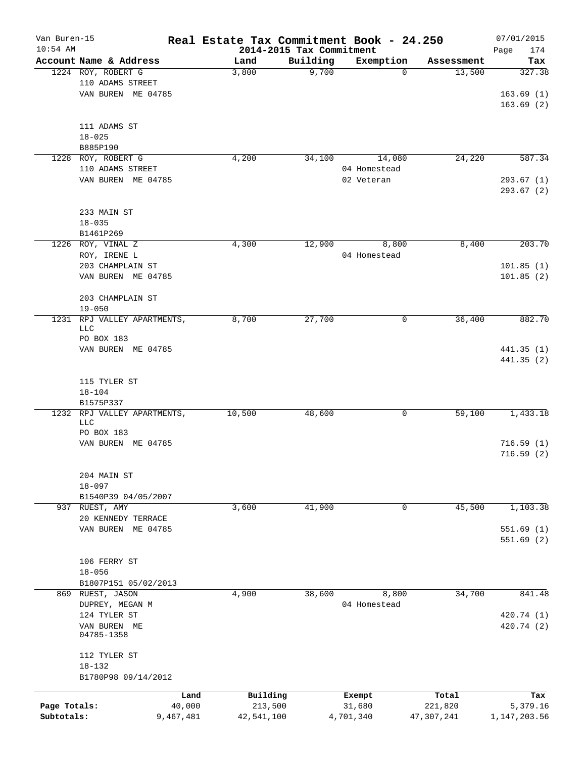# Real Estate Tax Commitment Book - 24.250

Van Buren-15
10:54 AM

2014-2015 Tax Commitment

07/01/2015

| Account Name & Address | Land | Building | Exemption | Assessment | Tax |
|---|---|---|---|---|---|
| 1224 ROY, ROBERT G<br>110 ADAMS STREET<br>VAN BUREN ME 04785<br><br>111 ADAMS ST<br>18-025<br>B885P190 | 3,800 | 9,700 | 0 | 13,500 | 327.38<br><br>163.69 (1)<br>163.69 (2) |
| 1228 ROY, ROBERT G<br>110 ADAMS STREET<br>VAN BUREN ME 04785<br><br>233 MAIN ST<br>18-035<br>B1461P269 | 4,200 | 34,100 | 14,080<br>04 Homestead<br>02 Veteran | 24,220 | 587.34<br><br>293.67 (1)<br>293.67 (2) |
| 1226 ROY, VINAL Z<br>ROY, IRENE L<br>203 CHAMPLAIN ST<br>VAN BUREN ME 04785<br><br>203 CHAMPLAIN ST<br>19-050 | 4,300 | 12,900 | 8,800<br>04 Homestead | 8,400 | 203.70<br><br>101.85 (1)<br>101.85 (2) |
| 1231 RPJ VALLEY APARTMENTS, LLC<br>PO BOX 183<br>VAN BUREN ME 04785<br><br>115 TYLER ST<br>18-104<br>B1575P337 | 8,700 | 27,700 | 0 | 36,400 | 882.70<br><br>441.35 (1)<br>441.35 (2) |
| 1232 RPJ VALLEY APARTMENTS, LLC<br>PO BOX 183<br>VAN BUREN ME 04785<br><br>204 MAIN ST<br>18-097<br>B1540P39 04/05/2007 | 10,500 | 48,600 | 0 | 59,100 | 1,433.18<br><br>716.59 (1)<br>716.59 (2) |
| 937 RUEST, AMY<br>20 KENNEDY TERRACE<br>VAN BUREN ME 04785<br><br>106 FERRY ST<br>18-056<br>B1807P151 05/02/2013 | 3,600 | 41,900 | 0 | 45,500 | 1,103.38<br><br>551.69 (1)<br>551.69 (2) |
| 869 RUEST, JASON<br>DUPREY, MEGAN M<br>124 TYLER ST<br>VAN BUREN ME 04785-1358<br><br>112 TYLER ST<br>18-132<br>B1780P98 09/14/2012 | 4,900 | 38,600 | 8,800<br>04 Homestead | 34,700 | 841.48<br><br>420.74 (1)<br>420.74 (2) |

| | Land | Building | Exempt | Total | Tax |
|---|---|---|---|---|---|
| Page Totals: | 40,000 | 213,500 | 31,680 | 221,820 | 5,379.16 |
| Subtotals: | 9,467,481 | 42,541,100 | 4,701,340 | 47,307,241 | 1,147,203.56 |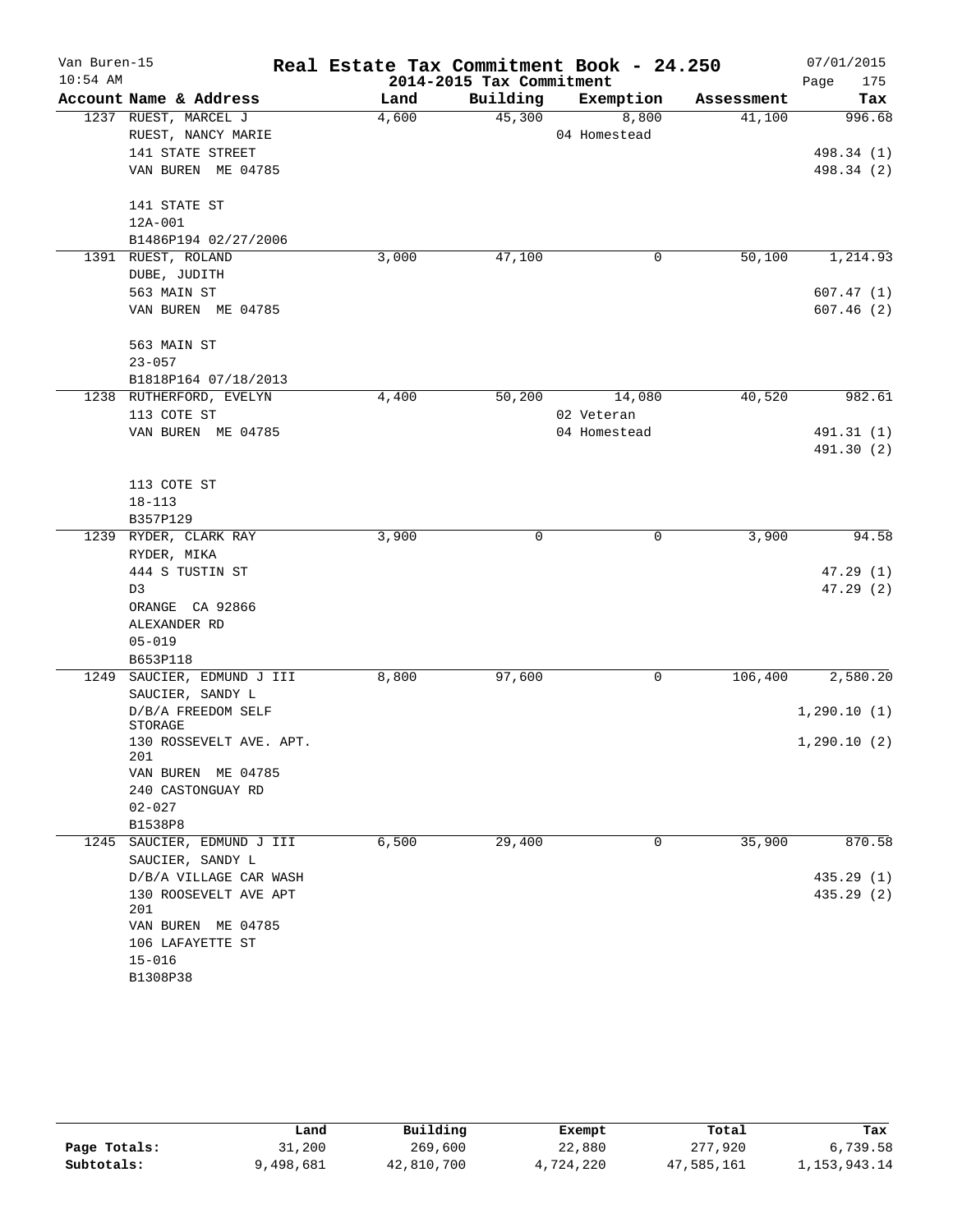# Real Estate Tax Commitment Book - 24.250

Van Buren-15
10:54 AM

2014-2015 Tax Commitment

07/01/2015

| Account Name & Address | Land | Building | Exemption | Assessment | Tax |
|---|---|---|---|---|---|
| 1237 RUEST, MARCEL J | 4,600 | 45,300 | 8,800 | 41,100 | 996.68 |
| RUEST, NANCY MARIE | | | 04 Homestead | | |
| 141 STATE STREET | | | | | 498.34 (1) |
| VAN BUREN ME 04785 | | | | | 498.34 (2) |
| 141 STATE ST | | | | | |
| 12A-001 | | | | | |
| B1486P194 02/27/2006 | | | | | |
| 1391 RUEST, ROLAND | 3,000 | 47,100 | 0 | 50,100 | 1,214.93 |
| DUBE, JUDITH | | | | | |
| 563 MAIN ST | | | | | 607.47 (1) |
| VAN BUREN ME 04785 | | | | | 607.46 (2) |
| 563 MAIN ST | | | | | |
| 23-057 | | | | | |
| B1818P164 07/18/2013 | | | | | |
| 1238 RUTHERFORD, EVELYN | 4,400 | 50,200 | 14,080 | 40,520 | 982.61 |
| 113 COTE ST | | | 02 Veteran | | |
| VAN BUREN ME 04785 | | | 04 Homestead | | 491.31 (1) |
| | | | | | 491.30 (2) |
| 113 COTE ST | | | | | |
| 18-113 | | | | | |
| B357P129 | | | | | |
| 1239 RYDER, CLARK RAY | 3,900 | 0 | 0 | 3,900 | 94.58 |
| RYDER, MIKA | | | | | |
| 444 S TUSTIN ST | | | | | 47.29 (1) |
| D3 | | | | | 47.29 (2) |
| ORANGE CA 92866 | | | | | |
| ALEXANDER RD | | | | | |
| 05-019 | | | | | |
| B653P118 | | | | | |
| 1249 SAUCIER, EDMUND J III | 8,800 | 97,600 | 0 | 106,400 | 2,580.20 |
| SAUCIER, SANDY L | | | | | |
| D/B/A FREEDOM SELF STORAGE | | | | | 1,290.10 (1) |
| 130 ROSSEVELT AVE. APT. 201 | | | | | 1,290.10 (2) |
| VAN BUREN ME 04785 | | | | | |
| 240 CASTONGUAY RD | | | | | |
| 02-027 | | | | | |
| B1538P8 | | | | | |
| 1245 SAUCIER, EDMUND J III | 6,500 | 29,400 | 0 | 35,900 | 870.58 |
| SAUCIER, SANDY L | | | | | |
| D/B/A VILLAGE CAR WASH | | | | | 435.29 (1) |
| 130 ROOSEVELT AVE APT 201 | | | | | 435.29 (2) |
| VAN BUREN ME 04785 | | | | | |
| 106 LAFAYETTE ST | | | | | |
| 15-016 | | | | | |
| B1308P38 | | | | | |

| | Land | Building | Exempt | Total | Tax |
|---|---|---|---|---|---|
| Page Totals: | 31,200 | 269,600 | 22,880 | 277,920 | 6,739.58 |
| Subtotals: | 9,498,681 | 42,810,700 | 4,724,220 | 47,585,161 | 1,153,943.14 |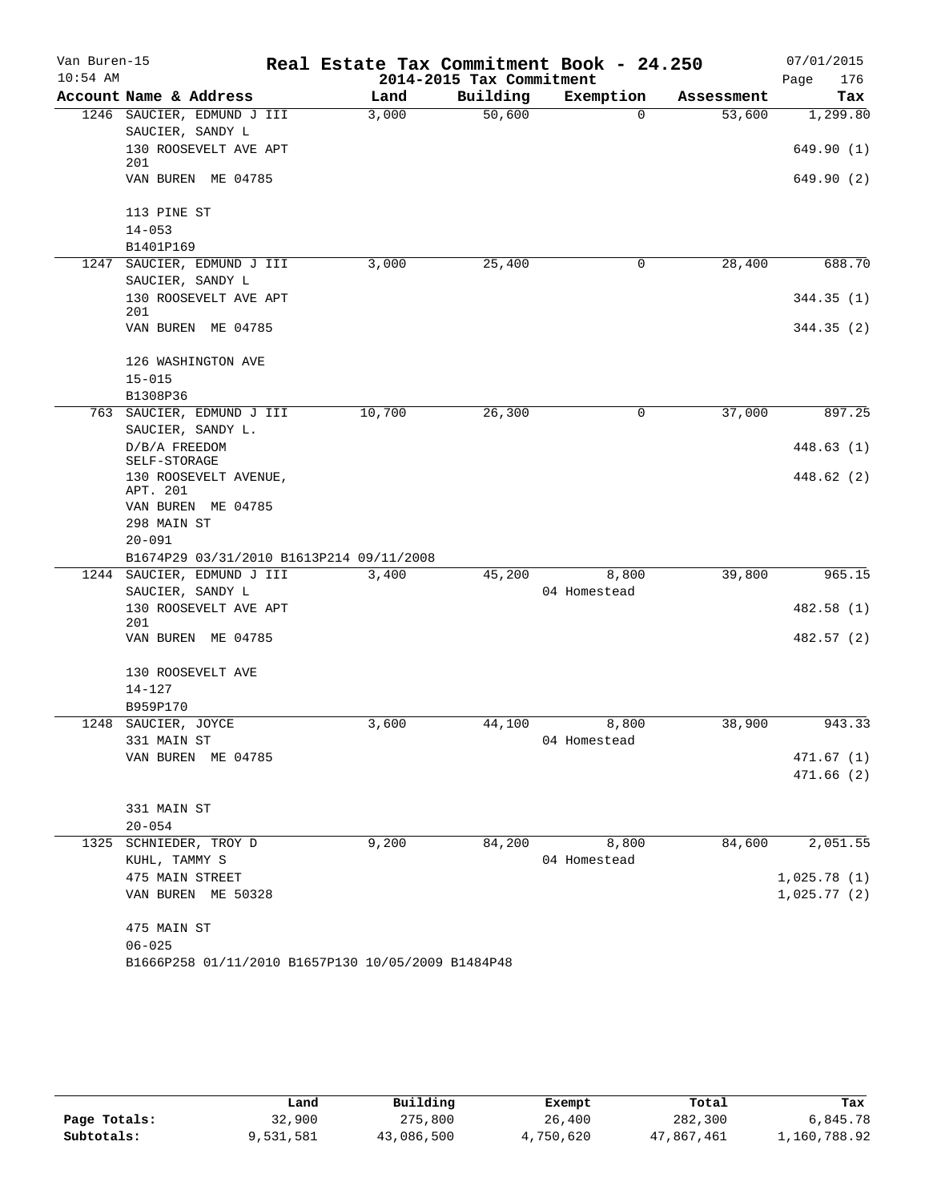# Real Estate Tax Commitment Book - 24.250

Van Buren-15
10:54 AM

2014-2015 Tax Commitment

07/01/2015
Page 176

| Account Name & Address | Land | Building | Exemption | Assessment | Tax |
|---|---|---|---|---|---|
| 1246 SAUCIER, EDMUND J III | 3,000 | 50,600 | 0 | 53,600 | 1,299.80 |
| SAUCIER, SANDY L | | | | | |
| 130 ROOSEVELT AVE APT 201 | | | | | 649.90 (1) |
| VAN BUREN ME 04785 | | | | | 649.90 (2) |
| 113 PINE ST | | | | | |
| 14-053 | | | | | |
| B1401P169 | | | | | |
| 1247 SAUCIER, EDMUND J III | 3,000 | 25,400 | 0 | 28,400 | 688.70 |
| SAUCIER, SANDY L | | | | | |
| 130 ROOSEVELT AVE APT 201 | | | | | 344.35 (1) |
| VAN BUREN ME 04785 | | | | | 344.35 (2) |
| 126 WASHINGTON AVE | | | | | |
| 15-015 | | | | | |
| B1308P36 | | | | | |
| 763 SAUCIER, EDMUND J III | 10,700 | 26,300 | 0 | 37,000 | 897.25 |
| SAUCIER, SANDY L. | | | | | |
| D/B/A FREEDOM SELF-STORAGE | | | | | 448.63 (1) |
| 130 ROOSEVELT AVENUE, APT. 201 | | | | | 448.62 (2) |
| VAN BUREN ME 04785 | | | | | |
| 298 MAIN ST | | | | | |
| 20-091 | | | | | |
| B1674P29 03/31/2010 B1613P214 09/11/2008 | | | | | |
| 1244 SAUCIER, EDMUND J III | 3,400 | 45,200 | 8,800 | 39,800 | 965.15 |
| SAUCIER, SANDY L | | | 04 Homestead | | |
| 130 ROOSEVELT AVE APT 201 | | | | | 482.58 (1) |
| VAN BUREN ME 04785 | | | | | 482.57 (2) |
| 130 ROOSEVELT AVE | | | | | |
| 14-127 | | | | | |
| B959P170 | | | | | |
| 1248 SAUCIER, JOYCE | 3,600 | 44,100 | 8,800 | 38,900 | 943.33 |
| 331 MAIN ST | | | 04 Homestead | | |
| VAN BUREN ME 04785 | | | | | 471.67 (1) |
| | | | | | 471.66 (2) |
| 331 MAIN ST | | | | | |
| 20-054 | | | | | |
| 1325 SCHNIEDER, TROY D | 9,200 | 84,200 | 8,800 | 84,600 | 2,051.55 |
| KUHL, TAMMY S | | | 04 Homestead | | |
| 475 MAIN STREET | | | | | 1,025.78 (1) |
| VAN BUREN ME 50328 | | | | | 1,025.77 (2) |
| 475 MAIN ST | | | | | |
| 06-025 | | | | | |
| B1666P258 01/11/2010 B1657P130 10/05/2009 B1484P48 | | | | | |

| | Land | Building | Exempt | Total | Tax |
|---|---|---|---|---|---|
| Page Totals: | 32,900 | 275,800 | 26,400 | 282,300 | 6,845.78 |
| Subtotals: | 9,531,581 | 43,086,500 | 4,750,620 | 47,867,461 | 1,160,788.92 |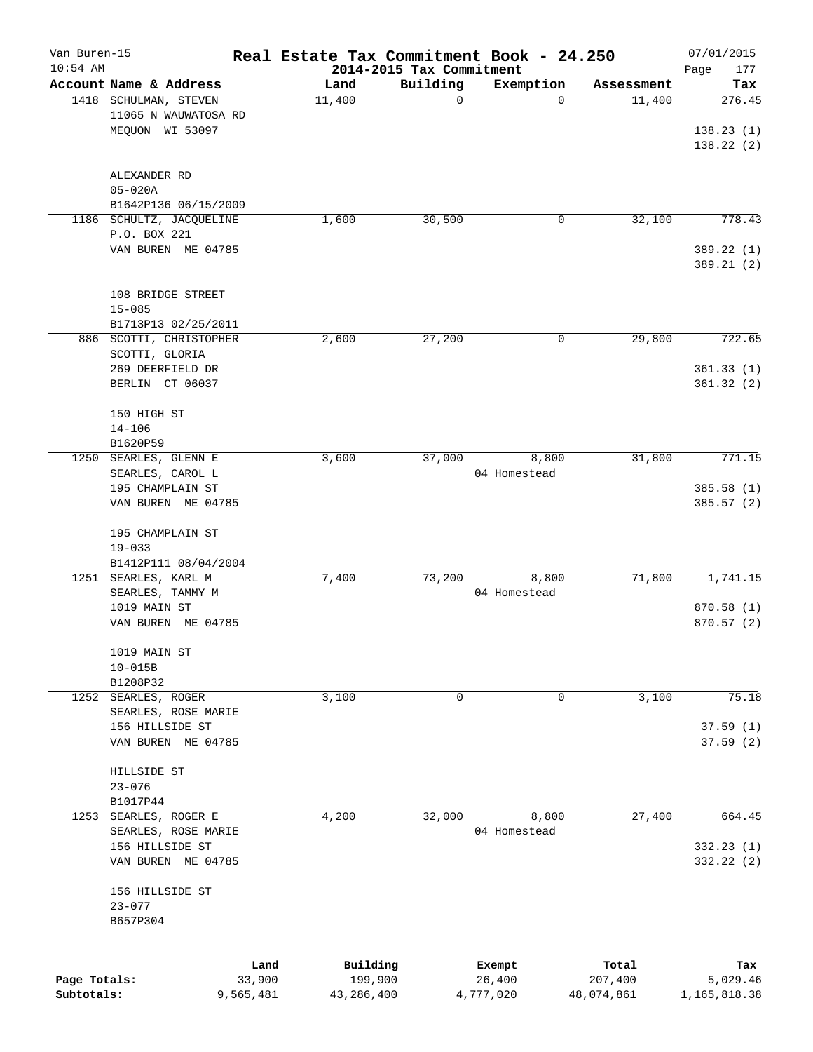# Real Estate Tax Commitment Book - 24.250

Van Buren-15
10:54 AM

2014-2015 Tax Commitment

07/01/2015

| Account | Name & Address | Land | Building | Exemption | Assessment | Tax |
|---|---|---|---|---|---|---|
| 1418 | SCHULMAN, STEVEN<br>11065 N WAUWATOSA RD<br>MEQUON WI 53097<br><br>ALEXANDER RD<br>05-020A<br>B1642P136 06/15/2009 | 11,400 | 0 | 0 | 11,400 | 276.45<br><br>138.23 (1)<br>138.22 (2) |
| 1186 | SCHULTZ, JACQUELINE<br>P.O. BOX 221<br>VAN BUREN ME 04785<br><br>108 BRIDGE STREET<br>15-085<br>B1713P13 02/25/2011 | 1,600 | 30,500 | 0 | 32,100 | 778.43<br><br>389.22 (1)<br>389.21 (2) |
| 886 | SCOTTI, CHRISTOPHER<br>SCOTTI, GLORIA<br>269 DEERFIELD DR<br>BERLIN CT 06037<br><br>150 HIGH ST<br>14-106<br>B1620P59 | 2,600 | 27,200 | 0 | 29,800 | 722.65<br><br>361.33 (1)<br>361.32 (2) |
| 1250 | SEARLES, GLENN E<br>SEARLES, CAROL L<br>195 CHAMPLAIN ST<br>VAN BUREN ME 04785<br><br>195 CHAMPLAIN ST<br>19-033<br>B1412P111 08/04/2004 | 3,600 | 37,000 | 8,800<br>04 Homestead | 31,800 | 771.15<br><br>385.58 (1)<br>385.57 (2) |
| 1251 | SEARLES, KARL M<br>SEARLES, TAMMY M<br>1019 MAIN ST<br>VAN BUREN ME 04785<br><br>1019 MAIN ST<br>10-015B<br>B1208P32 | 7,400 | 73,200 | 8,800<br>04 Homestead | 71,800 | 1,741.15<br><br>870.58 (1)<br>870.57 (2) |
| 1252 | SEARLES, ROGER<br>SEARLES, ROSE MARIE<br>156 HILLSIDE ST<br>VAN BUREN ME 04785<br><br>HILLSIDE ST<br>23-076<br>B1017P44 | 3,100 | 0 | 0 | 3,100 | 75.18<br><br>37.59 (1)<br>37.59 (2) |
| 1253 | SEARLES, ROGER E<br>SEARLES, ROSE MARIE<br>156 HILLSIDE ST<br>VAN BUREN ME 04785<br><br>156 HILLSIDE ST<br>23-077<br>B657P304 | 4,200 | 32,000 | 8,800<br>04 Homestead | 27,400 | 664.45<br><br>332.23 (1)<br>332.22 (2) |

| | Land | Building | Exempt | Total | Tax |
|---|---|---|---|---|---|
| Page Totals: | 33,900 | 199,900 | 26,400 | 207,400 | 5,029.46 |
| Subtotals: | 9,565,481 | 43,286,400 | 4,777,020 | 48,074,861 | 1,165,818.38 |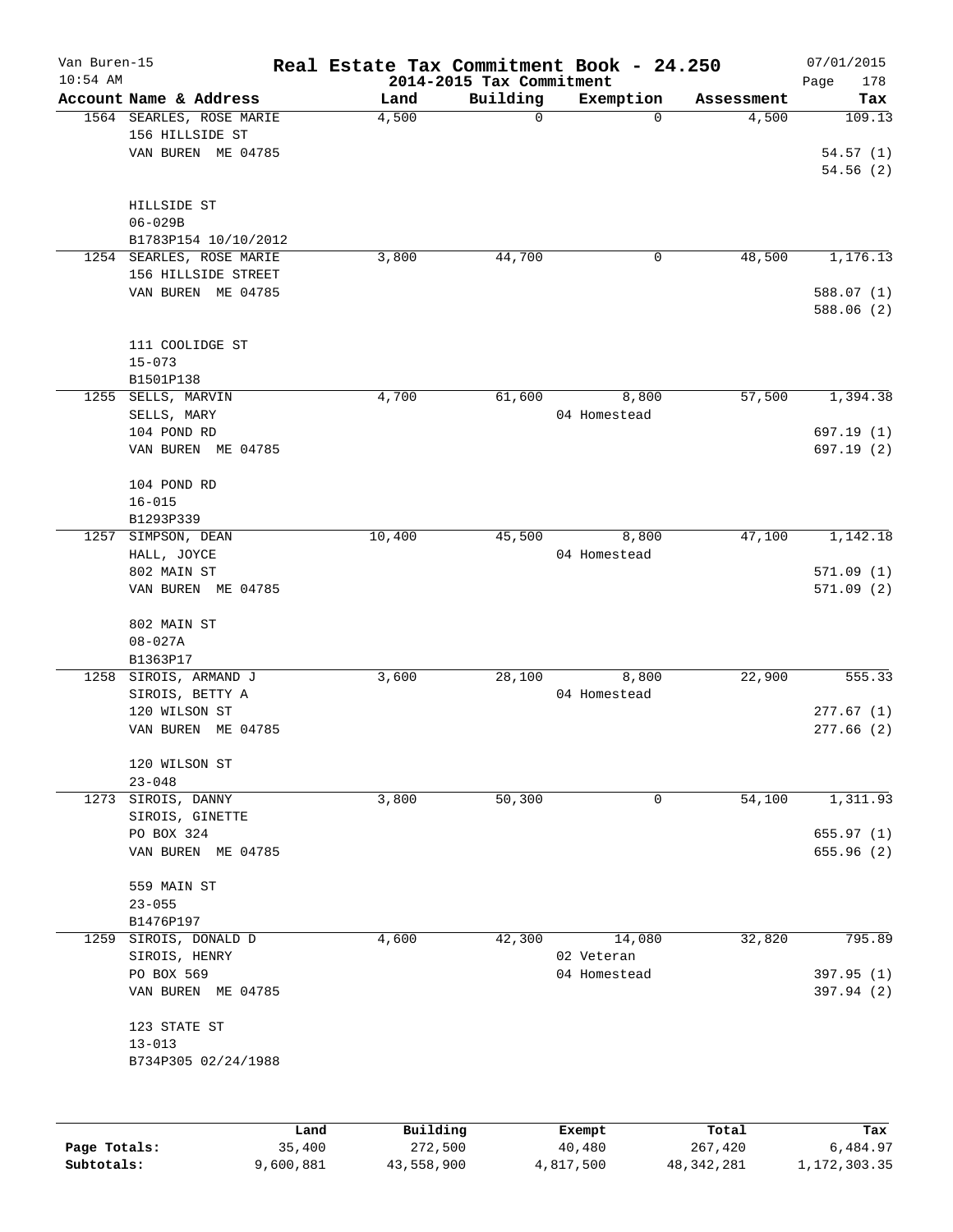Van Buren-15 **Real Estate Tax Commitment Book - 24.250** 07/01/2015
10:54 AM **2014-2015 Tax Commitment**

| Account Name & Address | Land | Building | Exemption | Assessment | Tax |
|---|---|---|---|---|---|
| 1564 SEARLES, ROSE MARIE<br>156 HILLSIDE ST<br>VAN BUREN ME 04785<br><br>HILLSIDE ST<br>06-029B<br>B1783P154 10/10/2012 | 4,500 | 0 | 0 | 4,500 | 109.13<br><br>54.57 (1)<br>54.56 (2) |
| 1254 SEARLES, ROSE MARIE<br>156 HILLSIDE STREET<br>VAN BUREN ME 04785<br><br>111 COOLIDGE ST<br>15-073<br>B1501P138 | 3,800 | 44,700 | 0 | 48,500 | 1,176.13<br><br>588.07 (1)<br>588.06 (2) |
| 1255 SELLS, MARVIN<br>SELLS, MARY<br>104 POND RD<br>VAN BUREN ME 04785<br><br>104 POND RD<br>16-015<br>B1293P339 | 4,700 | 61,600 | 8,800<br>04 Homestead | 57,500 | 1,394.38<br><br>697.19 (1)<br>697.19 (2) |
| 1257 SIMPSON, DEAN<br>HALL, JOYCE<br>802 MAIN ST<br>VAN BUREN ME 04785<br><br>802 MAIN ST<br>08-027A<br>B1363P17 | 10,400 | 45,500 | 8,800<br>04 Homestead | 47,100 | 1,142.18<br><br>571.09 (1)<br>571.09 (2) |
| 1258 SIROIS, ARMAND J<br>SIROIS, BETTY A<br>120 WILSON ST<br>VAN BUREN ME 04785<br><br>120 WILSON ST<br>23-048 | 3,600 | 28,100 | 8,800<br>04 Homestead | 22,900 | 555.33<br><br>277.67 (1)<br>277.66 (2) |
| 1273 SIROIS, DANNY<br>SIROIS, GINETTE<br>PO BOX 324<br>VAN BUREN ME 04785<br><br>559 MAIN ST<br>23-055<br>B1476P197 | 3,800 | 50,300 | 0 | 54,100 | 1,311.93<br><br>655.97 (1)<br>655.96 (2) |
| 1259 SIROIS, DONALD D<br>SIROIS, HENRY<br>PO BOX 569<br>VAN BUREN ME 04785<br><br>123 STATE ST<br>13-013<br>B734P305 02/24/1988 | 4,600 | 42,300 | 14,080<br>02 Veteran<br>04 Homestead | 32,820 | 795.89<br><br>397.95 (1)<br>397.94 (2) |

| | Land | Building | Exempt | Total | Tax |
|---|---|---|---|---|---|
| **Page Totals:** | 35,400 | 272,500 | 40,480 | 267,420 | 6,484.97 |
| **Subtotals:** | 9,600,881 | 43,558,900 | 4,817,500 | 48,342,281 | 1,172,303.35 |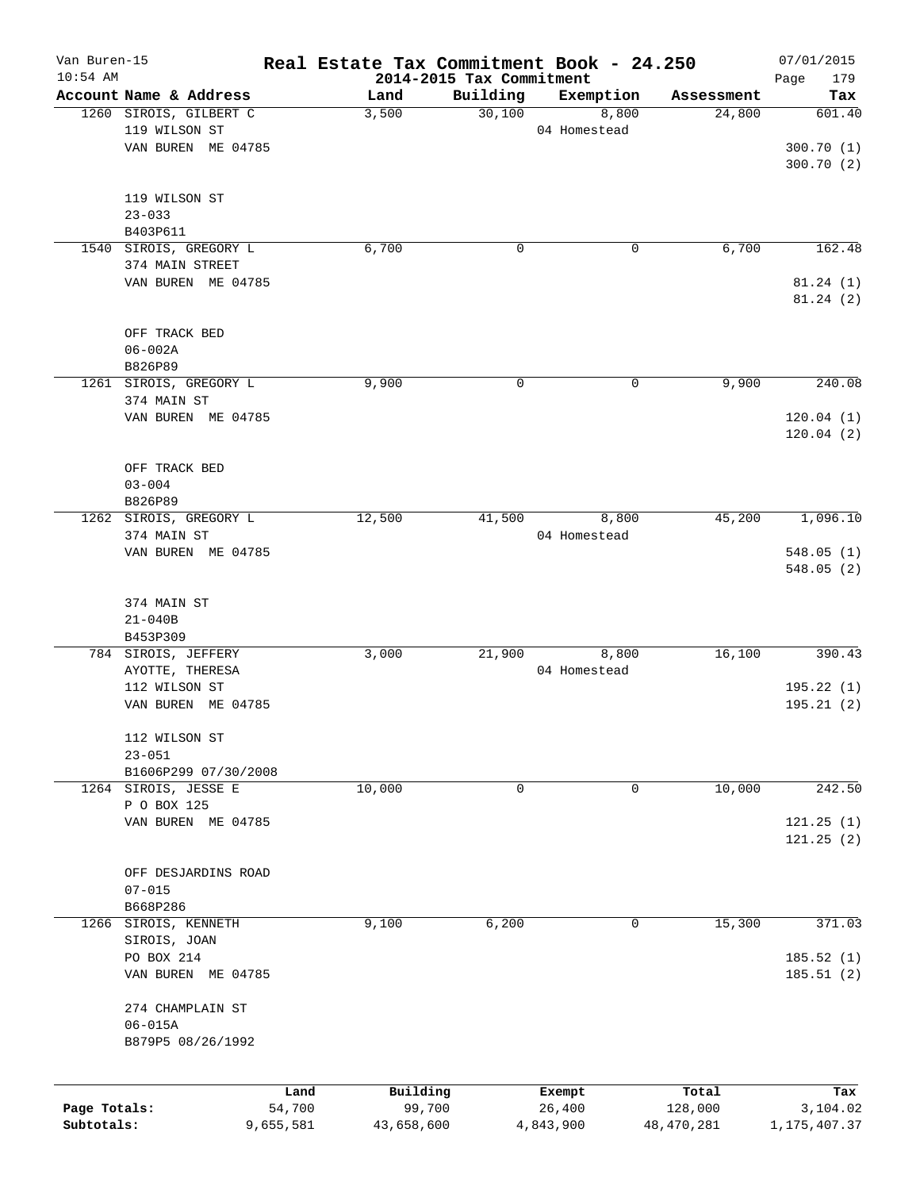# Real Estate Tax Commitment Book - 24.250

Van Buren-15
10:54 AM

2014-2015 Tax Commitment

07/01/2015

| Account Name & Address | Land | Building | Exemption | Assessment | Tax |
|---|---|---|---|---|---|
| 1260 SIROIS, GILBERT C<br>119 WILSON ST<br>VAN BUREN ME 04785<br><br>119 WILSON ST<br>23-033<br>B403P611 | 3,500 | 30,100 | 8,800<br>04 Homestead | 24,800 | 601.40<br><br>300.70 (1)<br>300.70 (2) |
| 1540 SIROIS, GREGORY L<br>374 MAIN STREET<br>VAN BUREN ME 04785<br><br>OFF TRACK BED<br>06-002A<br>B826P89 | 6,700 | 0 | 0 | 6,700 | 162.48<br><br>81.24 (1)<br>81.24 (2) |
| 1261 SIROIS, GREGORY L<br>374 MAIN ST<br>VAN BUREN ME 04785<br><br>OFF TRACK BED<br>03-004<br>B826P89 | 9,900 | 0 | 0 | 9,900 | 240.08<br><br>120.04 (1)<br>120.04 (2) |
| 1262 SIROIS, GREGORY L<br>374 MAIN ST<br>VAN BUREN ME 04785<br><br>374 MAIN ST<br>21-040B<br>B453P309 | 12,500 | 41,500 | 8,800<br>04 Homestead | 45,200 | 1,096.10<br><br>548.05 (1)<br>548.05 (2) |
| 784 SIROIS, JEFFERY<br>AYOTTE, THERESA<br>112 WILSON ST<br>VAN BUREN ME 04785<br><br>112 WILSON ST<br>23-051<br>B1606P299 07/30/2008 | 3,000 | 21,900 | 8,800<br>04 Homestead | 16,100 | 390.43<br><br>195.22 (1)<br>195.21 (2) |
| 1264 SIROIS, JESSE E<br>P O BOX 125<br>VAN BUREN ME 04785<br><br>OFF DESJARDINS ROAD<br>07-015<br>B668P286 | 10,000 | 0 | 0 | 10,000 | 242.50<br><br>121.25 (1)<br>121.25 (2) |
| 1266 SIROIS, KENNETH<br>SIROIS, JOAN<br>PO BOX 214<br>VAN BUREN ME 04785<br><br>274 CHAMPLAIN ST<br>06-015A<br>B879P5 08/26/1992 | 9,100 | 6,200 | 0 | 15,300 | 371.03<br><br>185.52 (1)<br>185.51 (2) |

| | Land | Building | Exempt | Total | Tax |
|---|---|---|---|---|---|
| Page Totals: | 54,700 | 99,700 | 26,400 | 128,000 | 3,104.02 |
| Subtotals: | 9,655,581 | 43,658,600 | 4,843,900 | 48,470,281 | 1,175,407.37 |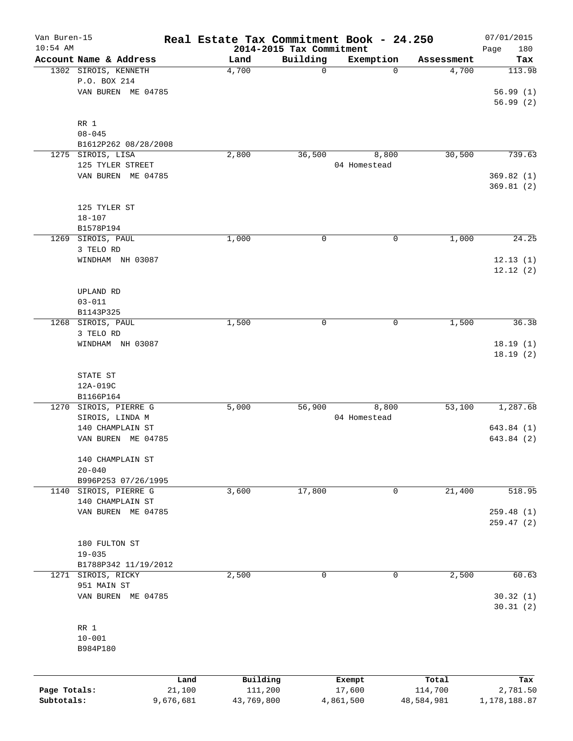# Real Estate Tax Commitment Book - 24.250

Van Buren-15
10:54 AM

2014-2015 Tax Commitment

07/01/2015

| Account Name & Address | Land | Building | Exemption | Assessment | Tax |
|---|---|---|---|---|---|
| 1302 SIROIS, KENNETH<br>P.O. BOX 214<br>VAN BUREN ME 04785<br><br>RR 1<br>08-045<br>B1612P262 08/28/2008 | 4,700 | 0 | 0 | 4,700 | 113.98<br><br>56.99 (1)<br>56.99 (2) |
| 1275 SIROIS, LISA<br>125 TYLER STREET<br>VAN BUREN ME 04785<br><br>125 TYLER ST<br>18-107<br>B1578P194 | 2,800 | 36,500 | 8,800<br>04 Homestead | 30,500 | 739.63<br><br>369.82 (1)<br>369.81 (2) |
| 1269 SIROIS, PAUL<br>3 TELO RD<br>WINDHAM NH 03087<br><br>UPLAND RD<br>03-011<br>B1143P325 | 1,000 | 0 | 0 | 1,000 | 24.25<br><br>12.13 (1)<br>12.12 (2) |
| 1268 SIROIS, PAUL<br>3 TELO RD<br>WINDHAM NH 03087<br><br>STATE ST<br>12A-019C<br>B1166P164 | 1,500 | 0 | 0 | 1,500 | 36.38<br><br>18.19 (1)<br>18.19 (2) |
| 1270 SIROIS, PIERRE G<br>SIROIS, LINDA M<br>140 CHAMPLAIN ST<br>VAN BUREN ME 04785<br><br>140 CHAMPLAIN ST<br>20-040<br>B996P253 07/26/1995 | 5,000 | 56,900 | 8,800<br>04 Homestead | 53,100 | 1,287.68<br><br>643.84 (1)<br>643.84 (2) |
| 1140 SIROIS, PIERRE G<br>140 CHAMPLAIN ST<br>VAN BUREN ME 04785<br><br>180 FULTON ST<br>19-035<br>B1788P342 11/19/2012 | 3,600 | 17,800 | 0 | 21,400 | 518.95<br><br>259.48 (1)<br>259.47 (2) |
| 1271 SIROIS, RICKY<br>951 MAIN ST<br>VAN BUREN ME 04785<br><br>RR 1<br>10-001<br>B984P180 | 2,500 | 0 | 0 | 2,500 | 60.63<br><br>30.32 (1)<br>30.31 (2) |

| | Land | Building | Exempt | Total | Tax |
|---|---|---|---|---|---|
| Page Totals: | 21,100 | 111,200 | 17,600 | 114,700 | 2,781.50 |
| Subtotals: | 9,676,681 | 43,769,800 | 4,861,500 | 48,584,981 | 1,178,188.87 |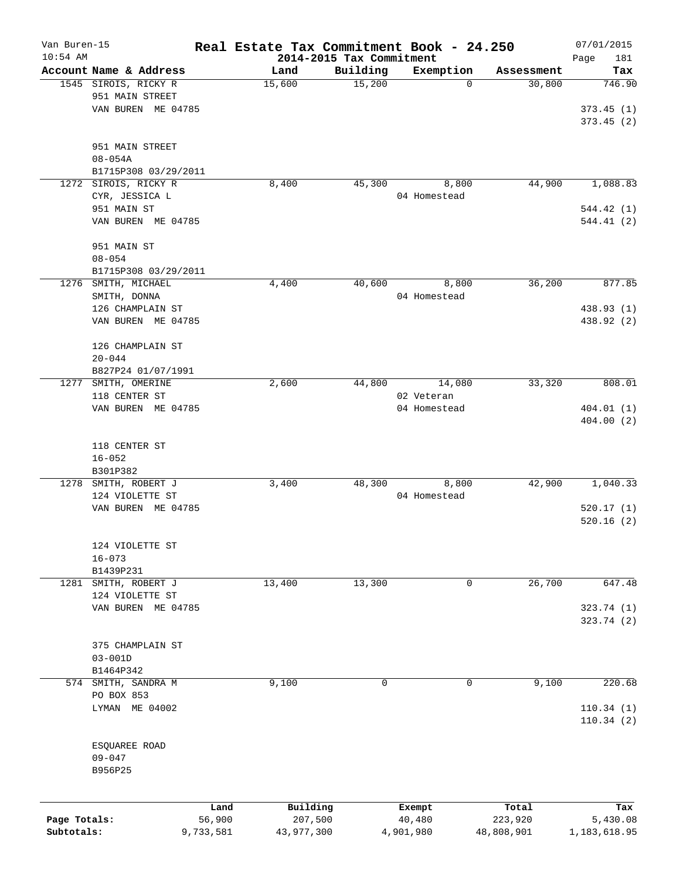Van Buren-15
10:54 AM

# Real Estate Tax Commitment Book - 24.250

## 2014-2015 Tax Commitment

07/01/2015

| Account Name & Address | Land | Building | Exemption | Assessment | Tax |
|---|---|---|---|---|---|
| 1545 SIROIS, RICKY R<br>951 MAIN STREET<br>VAN BUREN ME 04785<br><br>951 MAIN STREET<br>08-054A<br>B1715P308 03/29/2011 | 15,600 | 15,200 | 0 | 30,800 | 746.90<br>373.45 (1)<br>373.45 (2) |
| 1272 SIROIS, RICKY R<br>CYR, JESSICA L<br>951 MAIN ST<br>VAN BUREN ME 04785<br><br>951 MAIN ST<br>08-054<br>B1715P308 03/29/2011 | 8,400 | 45,300 | 8,800<br>04 Homestead | 44,900 | 1,088.83<br>544.42 (1)<br>544.41 (2) |
| 1276 SMITH, MICHAEL<br>SMITH, DONNA<br>126 CHAMPLAIN ST<br>VAN BUREN ME 04785<br><br>126 CHAMPLAIN ST<br>20-044<br>B827P24 01/07/1991 | 4,400 | 40,600 | 8,800<br>04 Homestead | 36,200 | 877.85<br>438.93 (1)<br>438.92 (2) |
| 1277 SMITH, OMERINE<br>118 CENTER ST<br>VAN BUREN ME 04785<br><br>118 CENTER ST<br>16-052<br>B301P382 | 2,600 | 44,800 | 14,080<br>02 Veteran<br>04 Homestead | 33,320 | 808.01<br>404.01 (1)<br>404.00 (2) |
| 1278 SMITH, ROBERT J<br>124 VIOLETTE ST<br>VAN BUREN ME 04785<br><br>124 VIOLETTE ST<br>16-073<br>B1439P231 | 3,400 | 48,300 | 8,800<br>04 Homestead | 42,900 | 1,040.33<br>520.17 (1)<br>520.16 (2) |
| 1281 SMITH, ROBERT J<br>124 VIOLETTE ST<br>VAN BUREN ME 04785<br><br>375 CHAMPLAIN ST<br>03-001D<br>B1464P342 | 13,400 | 13,300 | 0 | 26,700 | 647.48<br>323.74 (1)<br>323.74 (2) |
| 574 SMITH, SANDRA M<br>PO BOX 853<br>LYMAN ME 04002<br><br>ESQUAREE ROAD<br>09-047<br>B956P25 | 9,100 | 0 | 0 | 9,100 | 220.68<br>110.34 (1)<br>110.34 (2) |

| | Land | Building | Exempt | Total | Tax |
|---|---|---|---|---|---|
| Page Totals: | 56,900 | 207,500 | 40,480 | 223,920 | 5,430.08 |
| Subtotals: | 9,733,581 | 43,977,300 | 4,901,980 | 48,808,901 | 1,183,618.95 |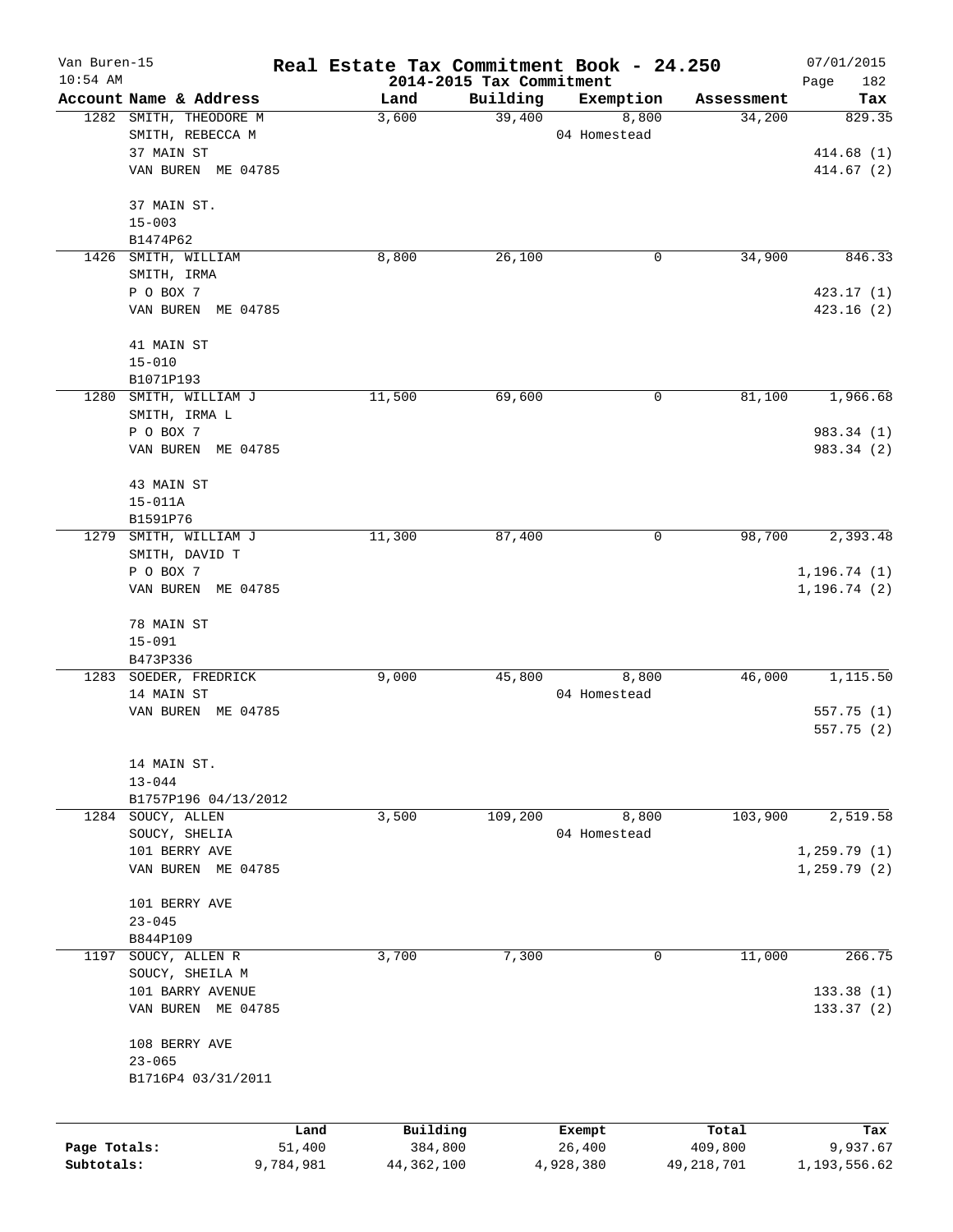Van Buren-15 | Real Estate Tax Commitment Book - 24.250 | 07/01/2015
10:54 AM | 2014-2015 Tax Commitment | Page 182

| Account | Name & Address | Land | Building | Exemption | Assessment | Tax |
|---|---|---|---|---|---|---|
| 1282 | SMITH, THEODORE M<br>SMITH, REBECCA M<br>37 MAIN ST<br>VAN BUREN ME 04785<br><br>37 MAIN ST.<br>15-003<br>B1474P62 | 3,600 | 39,400 | 8,800<br>04 Homestead | 34,200 | 829.35<br><br>414.68 (1)<br>414.67 (2) |
| 1426 | SMITH, WILLIAM<br>SMITH, IRMA<br>P O BOX 7<br>VAN BUREN ME 04785<br><br>41 MAIN ST<br>15-010<br>B1071P193 | 8,800 | 26,100 | 0 | 34,900 | 846.33<br><br>423.17 (1)<br>423.16 (2) |
| 1280 | SMITH, WILLIAM J<br>SMITH, IRMA L<br>P O BOX 7<br>VAN BUREN ME 04785<br><br>43 MAIN ST<br>15-011A<br>B1591P76 | 11,500 | 69,600 | 0 | 81,100 | 1,966.68<br><br>983.34 (1)<br>983.34 (2) |
| 1279 | SMITH, WILLIAM J<br>SMITH, DAVID T<br>P O BOX 7<br>VAN BUREN ME 04785<br><br>78 MAIN ST<br>15-091<br>B473P336 | 11,300 | 87,400 | 0 | 98,700 | 2,393.48<br><br>1,196.74 (1)<br>1,196.74 (2) |
| 1283 | SOEDER, FREDRICK<br>14 MAIN ST<br>VAN BUREN ME 04785<br><br>14 MAIN ST.<br>13-044<br>B1757P196 04/13/2012 | 9,000 | 45,800 | 8,800<br>04 Homestead | 46,000 | 1,115.50<br><br>557.75 (1)<br>557.75 (2) |
| 1284 | SOUCY, ALLEN<br>SOUCY, SHELIA<br>101 BERRY AVE<br>VAN BUREN ME 04785<br><br>101 BERRY AVE<br>23-045<br>B844P109 | 3,500 | 109,200 | 8,800<br>04 Homestead | 103,900 | 2,519.58<br><br>1,259.79 (1)<br>1,259.79 (2) |
| 1197 | SOUCY, ALLEN R<br>SOUCY, SHEILA M<br>101 BARRY AVENUE<br>VAN BUREN ME 04785<br><br>108 BERRY AVE<br>23-065<br>B1716P4 03/31/2011 | 3,700 | 7,300 | 0 | 11,000 | 266.75<br><br>133.38 (1)<br>133.37 (2) |

| | Land | Building | Exempt | Total | Tax |
|---|---|---|---|---|---|
| Page Totals: | 51,400 | 384,800 | 26,400 | 409,800 | 9,937.67 |
| Subtotals: | 9,784,981 | 44,362,100 | 4,928,380 | 49,218,701 | 1,193,556.62 |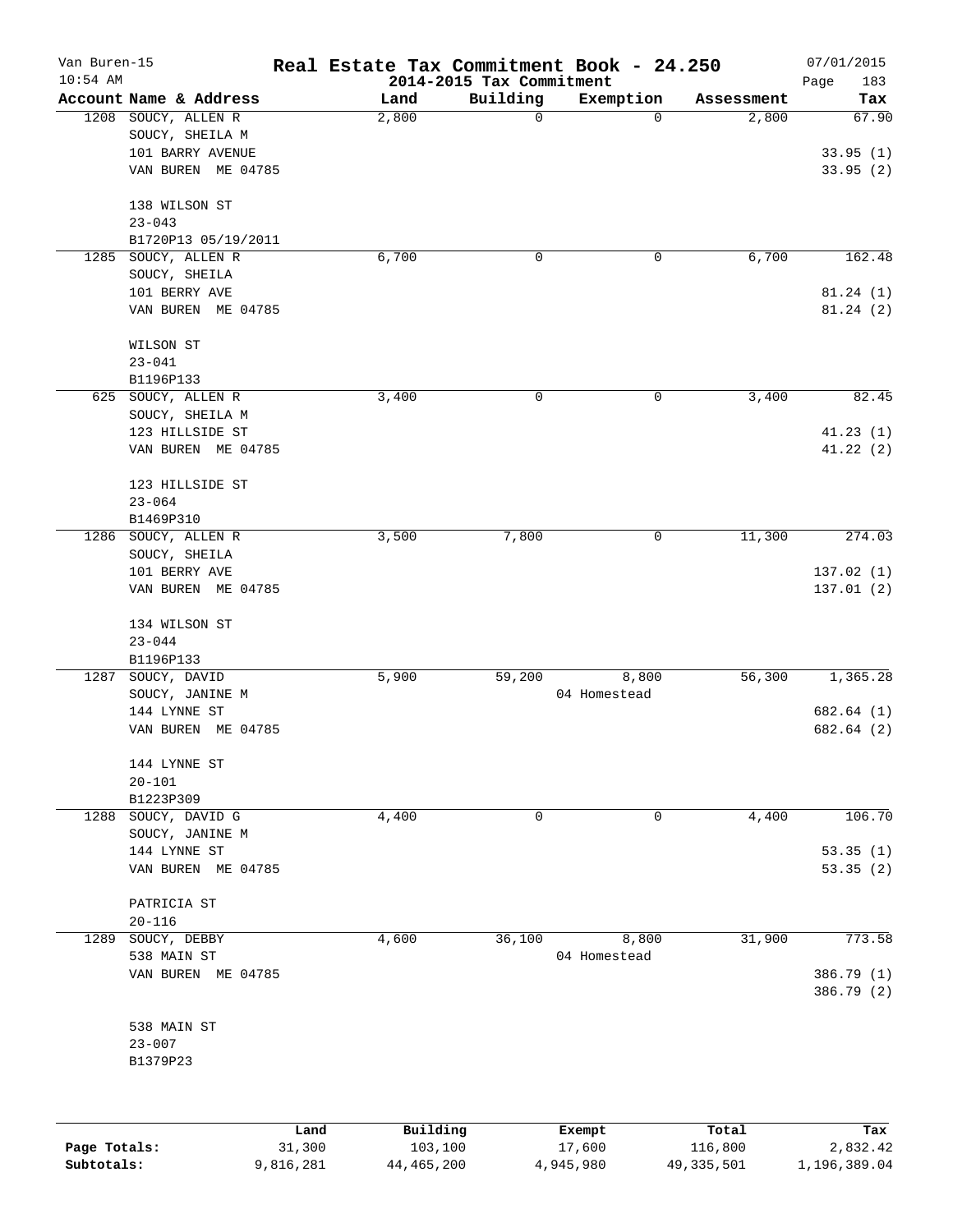# Real Estate Tax Commitment Book - 24.250

Van Buren-15
10:54 AM

2014-2015 Tax Commitment

07/01/2015

| Account | Name & Address | Land | Building | Exemption | Assessment | Tax |
|---|---|---|---|---|---|---|
| 1208 | SOUCY, ALLEN R | 2,800 | 0 | 0 | 2,800 | 67.90 |
| | SOUCY, SHEILA M | | | | | |
| | 101 BARRY AVENUE | | | | | 33.95 (1) |
| | VAN BUREN ME 04785 | | | | | 33.95 (2) |
| | 138 WILSON ST | | | | | |
| | 23-043 | | | | | |
| | B1720P13 05/19/2011 | | | | | |
| 1285 | SOUCY, ALLEN R | 6,700 | 0 | 0 | 6,700 | 162.48 |
| | SOUCY, SHEILA | | | | | |
| | 101 BERRY AVE | | | | | 81.24 (1) |
| | VAN BUREN ME 04785 | | | | | 81.24 (2) |
| | WILSON ST | | | | | |
| | 23-041 | | | | | |
| | B1196P133 | | | | | |
| 625 | SOUCY, ALLEN R | 3,400 | 0 | 0 | 3,400 | 82.45 |
| | SOUCY, SHEILA M | | | | | |
| | 123 HILLSIDE ST | | | | | 41.23 (1) |
| | VAN BUREN ME 04785 | | | | | 41.22 (2) |
| | 123 HILLSIDE ST | | | | | |
| | 23-064 | | | | | |
| | B1469P310 | | | | | |
| 1286 | SOUCY, ALLEN R | 3,500 | 7,800 | 0 | 11,300 | 274.03 |
| | SOUCY, SHEILA | | | | | |
| | 101 BERRY AVE | | | | | 137.02 (1) |
| | VAN BUREN ME 04785 | | | | | 137.01 (2) |
| | 134 WILSON ST | | | | | |
| | 23-044 | | | | | |
| | B1196P133 | | | | | |
| 1287 | SOUCY, DAVID | 5,900 | 59,200 | 8,800 | 56,300 | 1,365.28 |
| | SOUCY, JANINE M | | | 04 Homestead | | |
| | 144 LYNNE ST | | | | | 682.64 (1) |
| | VAN BUREN ME 04785 | | | | | 682.64 (2) |
| | 144 LYNNE ST | | | | | |
| | 20-101 | | | | | |
| | B1223P309 | | | | | |
| 1288 | SOUCY, DAVID G | 4,400 | 0 | 0 | 4,400 | 106.70 |
| | SOUCY, JANINE M | | | | | |
| | 144 LYNNE ST | | | | | 53.35 (1) |
| | VAN BUREN ME 04785 | | | | | 53.35 (2) |
| | PATRICIA ST | | | | | |
| | 20-116 | | | | | |
| 1289 | SOUCY, DEBBY | 4,600 | 36,100 | 8,800 | 31,900 | 773.58 |
| | 538 MAIN ST | | | 04 Homestead | | |
| | VAN BUREN ME 04785 | | | | | 386.79 (1) |
| | | | | | | 386.79 (2) |
| | 538 MAIN ST | | | | | |
| | 23-007 | | | | | |
| | B1379P23 | | | | | |

| | Land | Building | Exempt | Total | Tax |
|---|---|---|---|---|---|
| Page Totals: | 31,300 | 103,100 | 17,600 | 116,800 | 2,832.42 |
| Subtotals: | 9,816,281 | 44,465,200 | 4,945,980 | 49,335,501 | 1,196,389.04 |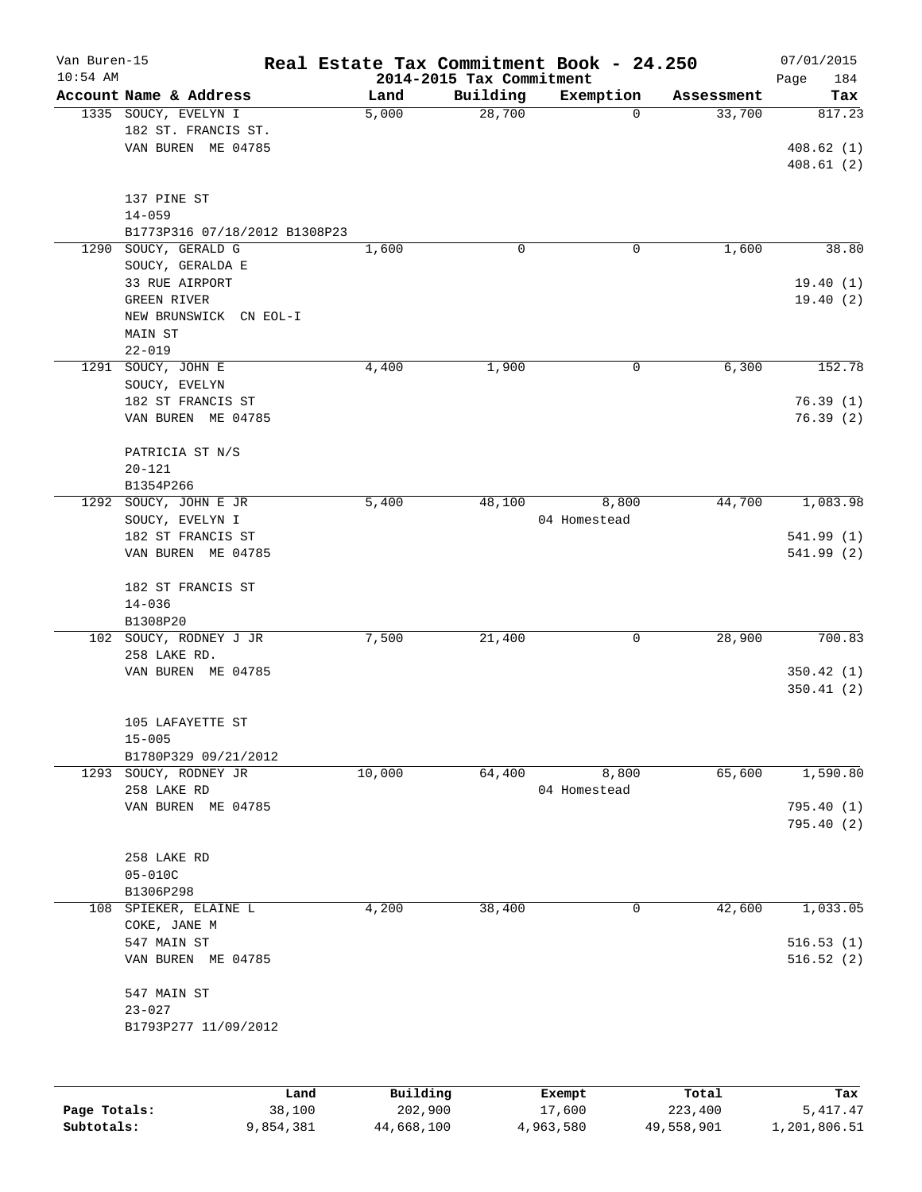# Real Estate Tax Commitment Book - 24.250

Van Buren-15
10:54 AM

2014-2015 Tax Commitment

07/01/2015

| Account | Name & Address | Land | Building | Exemption | Assessment | Tax |
|---|---|---|---|---|---|---|
| 1335 | SOUCY, EVELYN I<br>182 ST. FRANCIS ST.<br>VAN BUREN ME 04785<br><br>137 PINE ST<br>14-059<br>B1773P316 07/18/2012 B1308P23 | 5,000 | 28,700 | 0 | 33,700 | 817.23<br>408.62 (1)<br>408.61 (2) |
| 1290 | SOUCY, GERALD G<br>SOUCY, GERALDA E<br>33 RUE AIRPORT<br>GREEN RIVER<br>NEW BRUNSWICK CN EOL-I<br>MAIN ST<br>22-019 | 1,600 | 0 | 0 | 1,600 | 38.80<br>19.40 (1)<br>19.40 (2) |
| 1291 | SOUCY, JOHN E<br>SOUCY, EVELYN<br>182 ST FRANCIS ST<br>VAN BUREN ME 04785<br><br>PATRICIA ST N/S<br>20-121<br>B1354P266 | 4,400 | 1,900 | 0 | 6,300 | 152.78<br>76.39 (1)<br>76.39 (2) |
| 1292 | SOUCY, JOHN E JR<br>SOUCY, EVELYN I<br>182 ST FRANCIS ST<br>VAN BUREN ME 04785<br><br>182 ST FRANCIS ST<br>14-036<br>B1308P20 | 5,400 | 48,100 | 8,800<br>04 Homestead | 44,700 | 1,083.98<br>541.99 (1)<br>541.99 (2) |
| 102 | SOUCY, RODNEY J JR<br>258 LAKE RD.<br>VAN BUREN ME 04785<br><br>105 LAFAYETTE ST<br>15-005<br>B1780P329 09/21/2012 | 7,500 | 21,400 | 0 | 28,900 | 700.83<br>350.42 (1)<br>350.41 (2) |
| 1293 | SOUCY, RODNEY JR<br>258 LAKE RD<br>VAN BUREN ME 04785<br><br>258 LAKE RD<br>05-010C<br>B1306P298 | 10,000 | 64,400 | 8,800<br>04 Homestead | 65,600 | 1,590.80<br>795.40 (1)<br>795.40 (2) |
| 108 | SPIEKER, ELAINE L<br>COKE, JANE M<br>547 MAIN ST<br>VAN BUREN ME 04785<br><br>547 MAIN ST<br>23-027<br>B1793P277 11/09/2012 | 4,200 | 38,400 | 0 | 42,600 | 1,033.05<br>516.53 (1)<br>516.52 (2) |

| | Land | Building | Exempt | Total | Tax |
|---|---|---|---|---|---|
| **Page Totals:** | 38,100 | 202,900 | 17,600 | 223,400 | 5,417.47 |
| **Subtotals:** | 9,854,381 | 44,668,100 | 4,963,580 | 49,558,901 | 1,201,806.51 |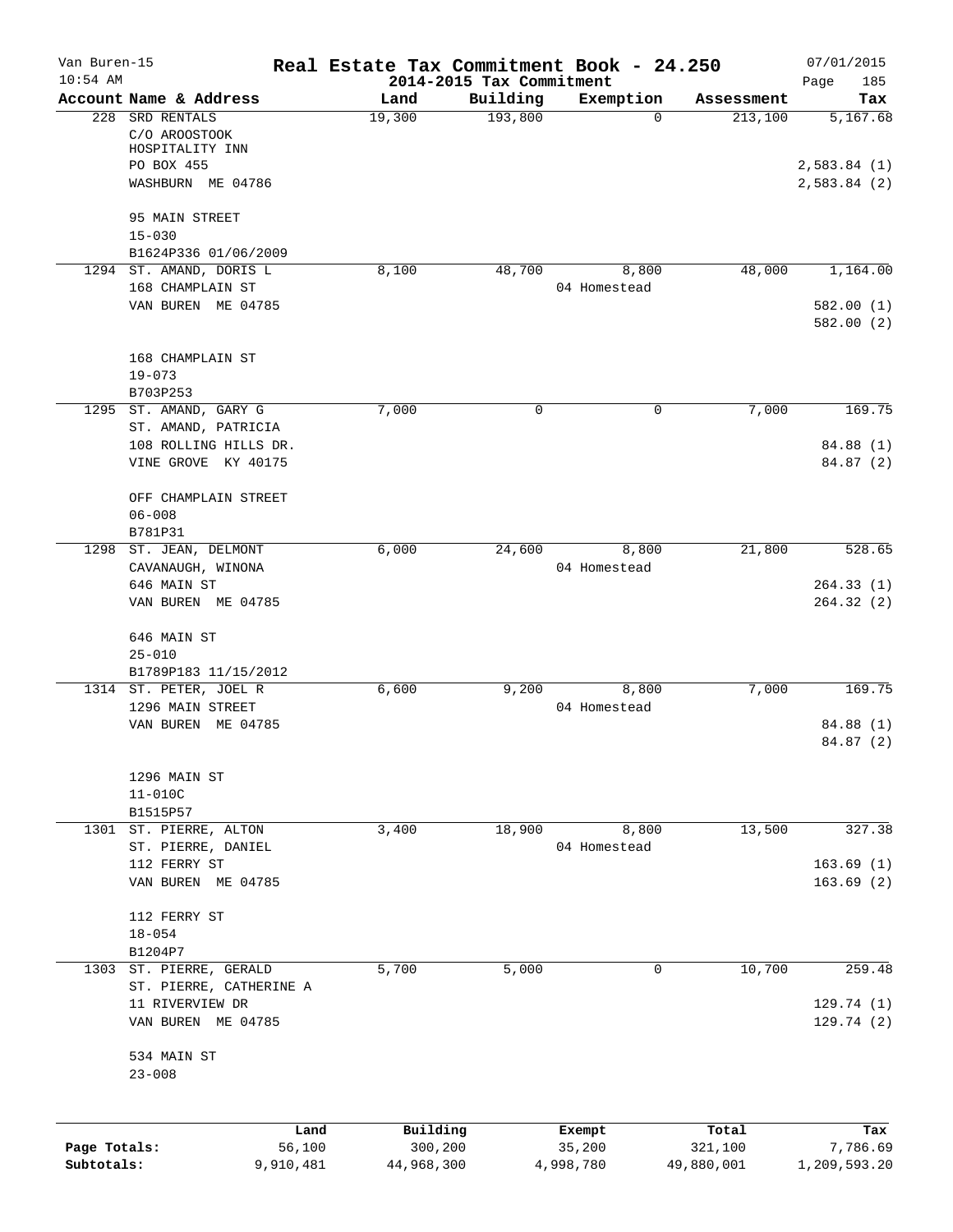Van Buren-15 **Real Estate Tax Commitment Book - 24.250** 07/01/2015
10:54 AM **2014-2015 Tax Commitment**

| Account Name & Address | Land | Building | Exemption | Assessment | Tax |
|---|---|---|---|---|---|
| 228 SRD RENTALS<br>C/O AROOSTOOK HOSPITALITY INN<br>PO BOX 455<br>WASHBURN ME 04786<br><br>95 MAIN STREET<br>15-030<br>B1624P336 01/06/2009 | 19,300 | 193,800 | 0 | 213,100 | 5,167.68<br><br>2,583.84 (1)<br>2,583.84 (2) |
| 1294 ST. AMAND, DORIS L<br>168 CHAMPLAIN ST<br>VAN BUREN ME 04785<br><br>168 CHAMPLAIN ST<br>19-073<br>B703P253 | 8,100 | 48,700 | 8,800<br>04 Homestead | 48,000 | 1,164.00<br><br>582.00 (1)<br>582.00 (2) |
| 1295 ST. AMAND, GARY G<br>ST. AMAND, PATRICIA<br>108 ROLLING HILLS DR.<br>VINE GROVE KY 40175<br><br>OFF CHAMPLAIN STREET<br>06-008<br>B781P31 | 7,000 | 0 | 0 | 7,000 | 169.75<br><br>84.88 (1)<br>84.87 (2) |
| 1298 ST. JEAN, DELMONT<br>CAVANAUGH, WINONA<br>646 MAIN ST<br>VAN BUREN ME 04785<br><br>646 MAIN ST<br>25-010<br>B1789P183 11/15/2012 | 6,000 | 24,600 | 8,800<br>04 Homestead | 21,800 | 528.65<br><br>264.33 (1)<br>264.32 (2) |
| 1314 ST. PETER, JOEL R<br>1296 MAIN STREET<br>VAN BUREN ME 04785<br><br>1296 MAIN ST<br>11-010C<br>B1515P57 | 6,600 | 9,200 | 8,800<br>04 Homestead | 7,000 | 169.75<br><br>84.88 (1)<br>84.87 (2) |
| 1301 ST. PIERRE, ALTON<br>ST. PIERRE, DANIEL<br>112 FERRY ST<br>VAN BUREN ME 04785<br><br>112 FERRY ST<br>18-054<br>B1204P7 | 3,400 | 18,900 | 8,800<br>04 Homestead | 13,500 | 327.38<br><br>163.69 (1)<br>163.69 (2) |
| 1303 ST. PIERRE, GERALD<br>ST. PIERRE, CATHERINE A<br>11 RIVERVIEW DR<br>VAN BUREN ME 04785<br><br>534 MAIN ST<br>23-008 | 5,700 | 5,000 | 0 | 10,700 | 259.48<br><br>129.74 (1)<br>129.74 (2) |

| | Land | Building | Exempt | Total | Tax |
|---|---|---|---|---|---|
| Page Totals: | 56,100 | 300,200 | 35,200 | 321,100 | 7,786.69 |
| Subtotals: | 9,910,481 | 44,968,300 | 4,998,780 | 49,880,001 | 1,209,593.20 |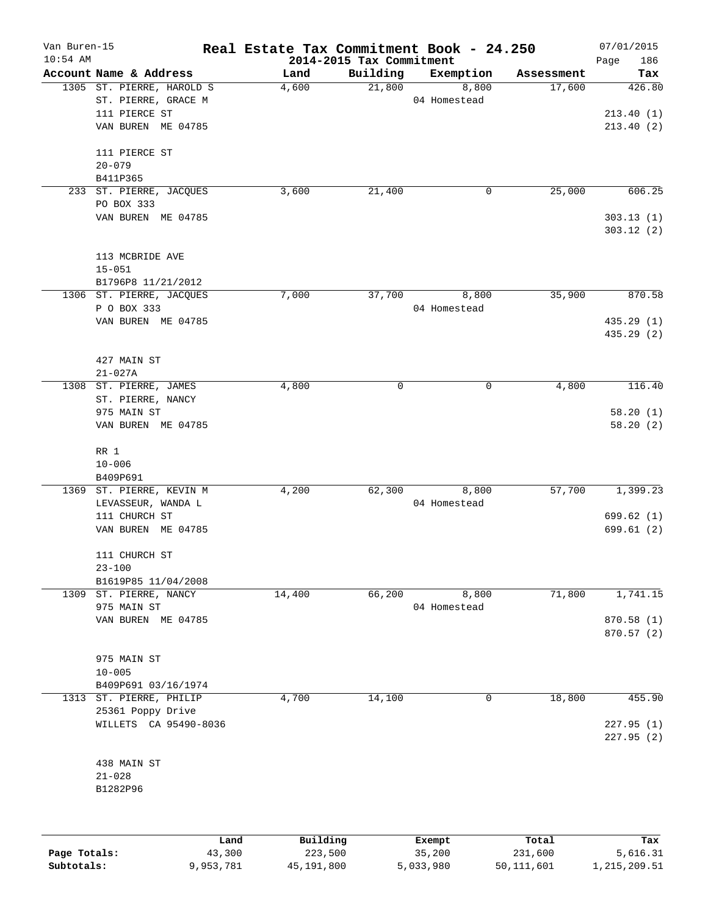Van Buren-15 **Real Estate Tax Commitment Book - 24.250** 07/01/2015
10:54 AM **2014-2015 Tax Commitment** Page 186

| Account Name & Address | Land | Building | Exemption | Assessment | Tax |
|---|---|---|---|---|---|
| 1305 ST. PIERRE, HAROLD S | 4,600 | 21,800 | 8,800 | 17,600 | 426.80 |
| ST. PIERRE, GRACE M | | | 04 Homestead | | |
| 111 PIERCE ST | | | | | 213.40 (1) |
| VAN BUREN ME 04785 | | | | | 213.40 (2) |
| 111 PIERCE ST | | | | | |
| 20-079 | | | | | |
| B411P365 | | | | | |
| 233 ST. PIERRE, JACQUES | 3,600 | 21,400 | 0 | 25,000 | 606.25 |
| PO BOX 333 | | | | | |
| VAN BUREN ME 04785 | | | | | 303.13 (1) |
| | | | | | 303.12 (2) |
| 113 MCBRIDE AVE | | | | | |
| 15-051 | | | | | |
| B1796P8 11/21/2012 | | | | | |
| 1306 ST. PIERRE, JACQUES | 7,000 | 37,700 | 8,800 | 35,900 | 870.58 |
| P O BOX 333 | | | 04 Homestead | | |
| VAN BUREN ME 04785 | | | | | 435.29 (1) |
| | | | | | 435.29 (2) |
| 427 MAIN ST | | | | | |
| 21-027A | | | | | |
| 1308 ST. PIERRE, JAMES | 4,800 | 0 | 0 | 4,800 | 116.40 |
| ST. PIERRE, NANCY | | | | | |
| 975 MAIN ST | | | | | 58.20 (1) |
| VAN BUREN ME 04785 | | | | | 58.20 (2) |
| RR 1 | | | | | |
| 10-006 | | | | | |
| B409P691 | | | | | |
| 1369 ST. PIERRE, KEVIN M | 4,200 | 62,300 | 8,800 | 57,700 | 1,399.23 |
| LEVASSEUR, WANDA L | | | 04 Homestead | | |
| 111 CHURCH ST | | | | | 699.62 (1) |
| VAN BUREN ME 04785 | | | | | 699.61 (2) |
| 111 CHURCH ST | | | | | |
| 23-100 | | | | | |
| B1619P85 11/04/2008 | | | | | |
| 1309 ST. PIERRE, NANCY | 14,400 | 66,200 | 8,800 | 71,800 | 1,741.15 |
| 975 MAIN ST | | | 04 Homestead | | |
| VAN BUREN ME 04785 | | | | | 870.58 (1) |
| | | | | | 870.57 (2) |
| 975 MAIN ST | | | | | |
| 10-005 | | | | | |
| B409P691 03/16/1974 | | | | | |
| 1313 ST. PIERRE, PHILIP | 4,700 | 14,100 | 0 | 18,800 | 455.90 |
| 25361 Poppy Drive | | | | | |
| WILLETS CA 95490-8036 | | | | | 227.95 (1) |
| | | | | | 227.95 (2) |
| 438 MAIN ST | | | | | |
| 21-028 | | | | | |
| B1282P96 | | | | | |

| | Land | Building | Exempt | Total | Tax |
|---|---|---|---|---|---|
| **Page Totals:** | 43,300 | 223,500 | 35,200 | 231,600 | 5,616.31 |
| **Subtotals:** | 9,953,781 | 45,191,800 | 5,033,980 | 50,111,601 | 1,215,209.51 |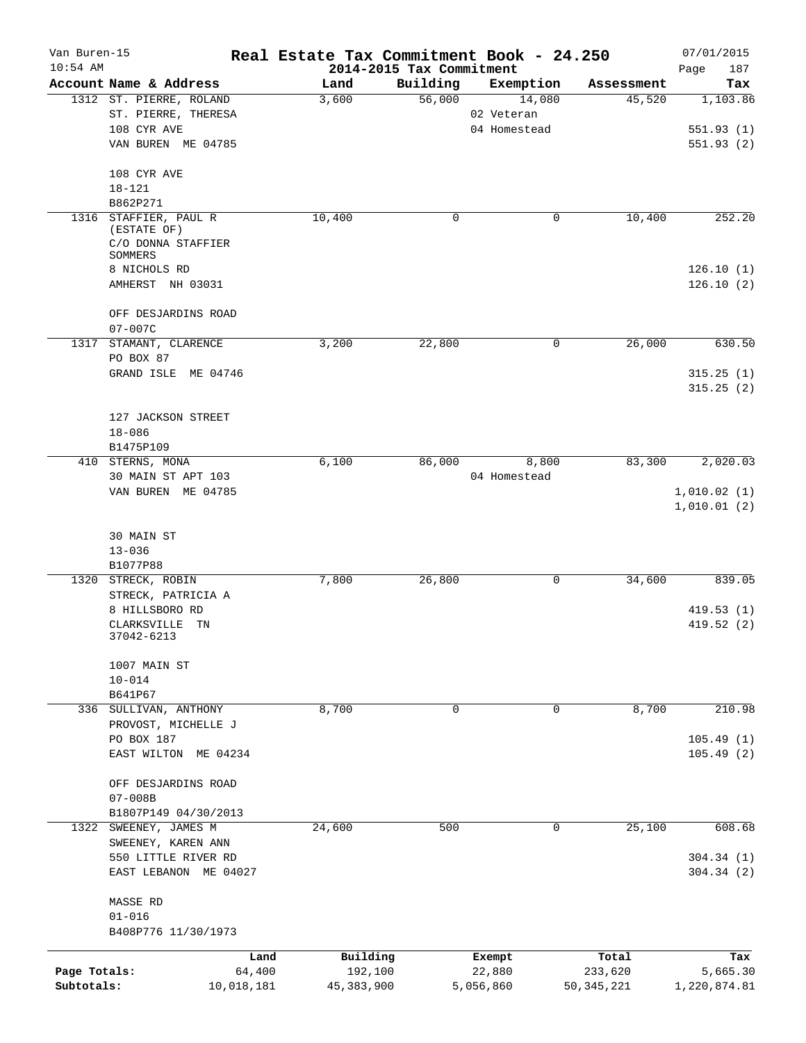Van Buren-15 **Real Estate Tax Commitment Book - 24.250** 07/01/2015
10:54 AM **2014-2015 Tax Commitment** Page 187

| Account Name & Address | Land | Building | Exemption | Assessment | Tax |
|---|---|---|---|---|---|
| 1312 ST. PIERRE, ROLAND | 3,600 | 56,000 | 14,080 | 45,520 | 1,103.86 |
| ST. PIERRE, THERESA | | | 02 Veteran | | |
| 108 CYR AVE | | | 04 Homestead | | 551.93 (1) |
| VAN BUREN ME 04785 | | | | | 551.93 (2) |
| 108 CYR AVE | | | | | |
| 18-121 | | | | | |
| B862P271 | | | | | |
| 1316 STAFFIER, PAUL R (ESTATE OF) | 10,400 | 0 | 0 | 10,400 | 252.20 |
| C/O DONNA STAFFIER SOMMERS | | | | | |
| 8 NICHOLS RD | | | | | 126.10 (1) |
| AMHERST NH 03031 | | | | | 126.10 (2) |
| OFF DESJARDINS ROAD | | | | | |
| 07-007C | | | | | |
| 1317 STAMANT, CLARENCE | 3,200 | 22,800 | 0 | 26,000 | 630.50 |
| PO BOX 87 | | | | | |
| GRAND ISLE ME 04746 | | | | | 315.25 (1) |
| | | | | | 315.25 (2) |
| 127 JACKSON STREET | | | | | |
| 18-086 | | | | | |
| B1475P109 | | | | | |
| 410 STERNS, MONA | 6,100 | 86,000 | 8,800 | 83,300 | 2,020.03 |
| 30 MAIN ST APT 103 | | | 04 Homestead | | |
| VAN BUREN ME 04785 | | | | | 1,010.02 (1) |
| | | | | | 1,010.01 (2) |
| 30 MAIN ST | | | | | |
| 13-036 | | | | | |
| B1077P88 | | | | | |
| 1320 STRECK, ROBIN | 7,800 | 26,800 | 0 | 34,600 | 839.05 |
| STRECK, PATRICIA A | | | | | |
| 8 HILLSBORO RD | | | | | 419.53 (1) |
| CLARKSVILLE TN 37042-6213 | | | | | 419.52 (2) |
| 1007 MAIN ST | | | | | |
| 10-014 | | | | | |
| B641P67 | | | | | |
| 336 SULLIVAN, ANTHONY | 8,700 | 0 | 0 | 8,700 | 210.98 |
| PROVOST, MICHELLE J | | | | | |
| PO BOX 187 | | | | | 105.49 (1) |
| EAST WILTON ME 04234 | | | | | 105.49 (2) |
| OFF DESJARDINS ROAD | | | | | |
| 07-008B | | | | | |
| B1807P149 04/30/2013 | | | | | |
| 1322 SWEENEY, JAMES M | 24,600 | 500 | 0 | 25,100 | 608.68 |
| SWEENEY, KAREN ANN | | | | | |
| 550 LITTLE RIVER RD | | | | | 304.34 (1) |
| EAST LEBANON ME 04027 | | | | | 304.34 (2) |
| MASSE RD | | | | | |
| 01-016 | | | | | |
| B408P776 11/30/1973 | | | | | |

| | Land | Building | Exempt | Total | Tax |
|---|---|---|---|---|---|
| Page Totals: | 64,400 | 192,100 | 22,880 | 233,620 | 5,665.30 |
| Subtotals: | 10,018,181 | 45,383,900 | 5,056,860 | 50,345,221 | 1,220,874.81 |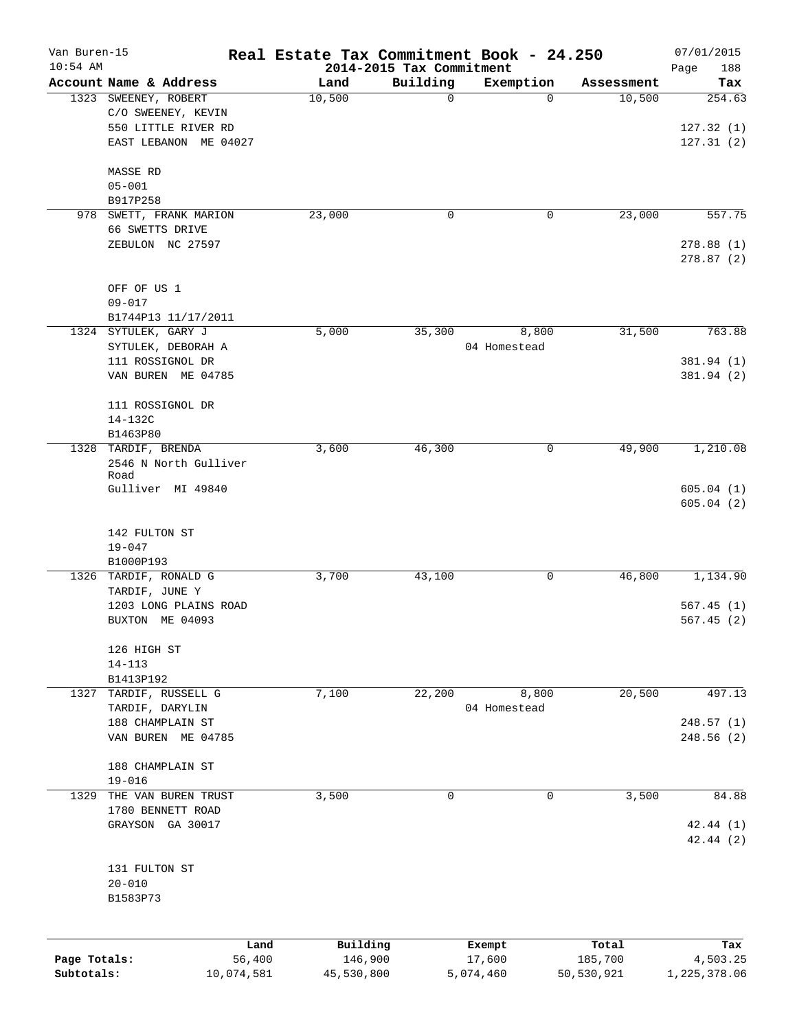# Real Estate Tax Commitment Book - 24.250

Van Buren-15
10:54 AM

2014-2015 Tax Commitment

07/01/2015

| Account | Name & Address | Land | Building | Exemption | Assessment | Tax |
|---|---|---|---|---|---|---|
| 1323 | SWEENEY, ROBERT<br>C/O SWEENEY, KEVIN<br>550 LITTLE RIVER RD<br>EAST LEBANON ME 04027<br><br>MASSE RD<br>05-001<br>B917P258 | 10,500 | 0 | 0 | 10,500 | 254.63<br><br>127.32 (1)<br>127.31 (2) |
| 978 | SWETT, FRANK MARION<br>66 SWETTS DRIVE<br>ZEBULON NC 27597<br><br>OFF OF US 1<br>09-017<br>B1744P13 11/17/2011 | 23,000 | 0 | 0 | 23,000 | 557.75<br><br>278.88 (1)<br>278.87 (2) |
| 1324 | SYTULEK, GARY J<br>SYTULEK, DEBORAH A<br>111 ROSSIGNOL DR<br>VAN BUREN ME 04785<br><br>111 ROSSIGNOL DR<br>14-132C<br>B1463P80 | 5,000 | 35,300 | 8,800<br>04 Homestead | 31,500 | 763.88<br><br>381.94 (1)<br>381.94 (2) |
| 1328 | TARDIF, BRENDA<br>2546 N North Gulliver Road<br>Gulliver MI 49840<br><br>142 FULTON ST<br>19-047<br>B1000P193 | 3,600 | 46,300 | 0 | 49,900 | 1,210.08<br><br>605.04 (1)<br>605.04 (2) |
| 1326 | TARDIF, RONALD G<br>TARDIF, JUNE Y<br>1203 LONG PLAINS ROAD<br>BUXTON ME 04093<br><br>126 HIGH ST<br>14-113<br>B1413P192 | 3,700 | 43,100 | 0 | 46,800 | 1,134.90<br><br>567.45 (1)<br>567.45 (2) |
| 1327 | TARDIF, RUSSELL G<br>TARDIF, DARYLIN<br>188 CHAMPLAIN ST<br>VAN BUREN ME 04785<br><br>188 CHAMPLAIN ST<br>19-016 | 7,100 | 22,200 | 8,800<br>04 Homestead | 20,500 | 497.13<br><br>248.57 (1)<br>248.56 (2) |
| 1329 | THE VAN BUREN TRUST<br>1780 BENNETT ROAD<br>GRAYSON GA 30017<br><br>131 FULTON ST<br>20-010<br>B1583P73 | 3,500 | 0 | 0 | 3,500 | 84.88<br><br>42.44 (1)<br>42.44 (2) |

| | Land | Building | Exempt | Total | Tax |
|---|---|---|---|---|---|
| Page Totals: | 56,400 | 146,900 | 17,600 | 185,700 | 4,503.25 |
| Subtotals: | 10,074,581 | 45,530,800 | 5,074,460 | 50,530,921 | 1,225,378.06 |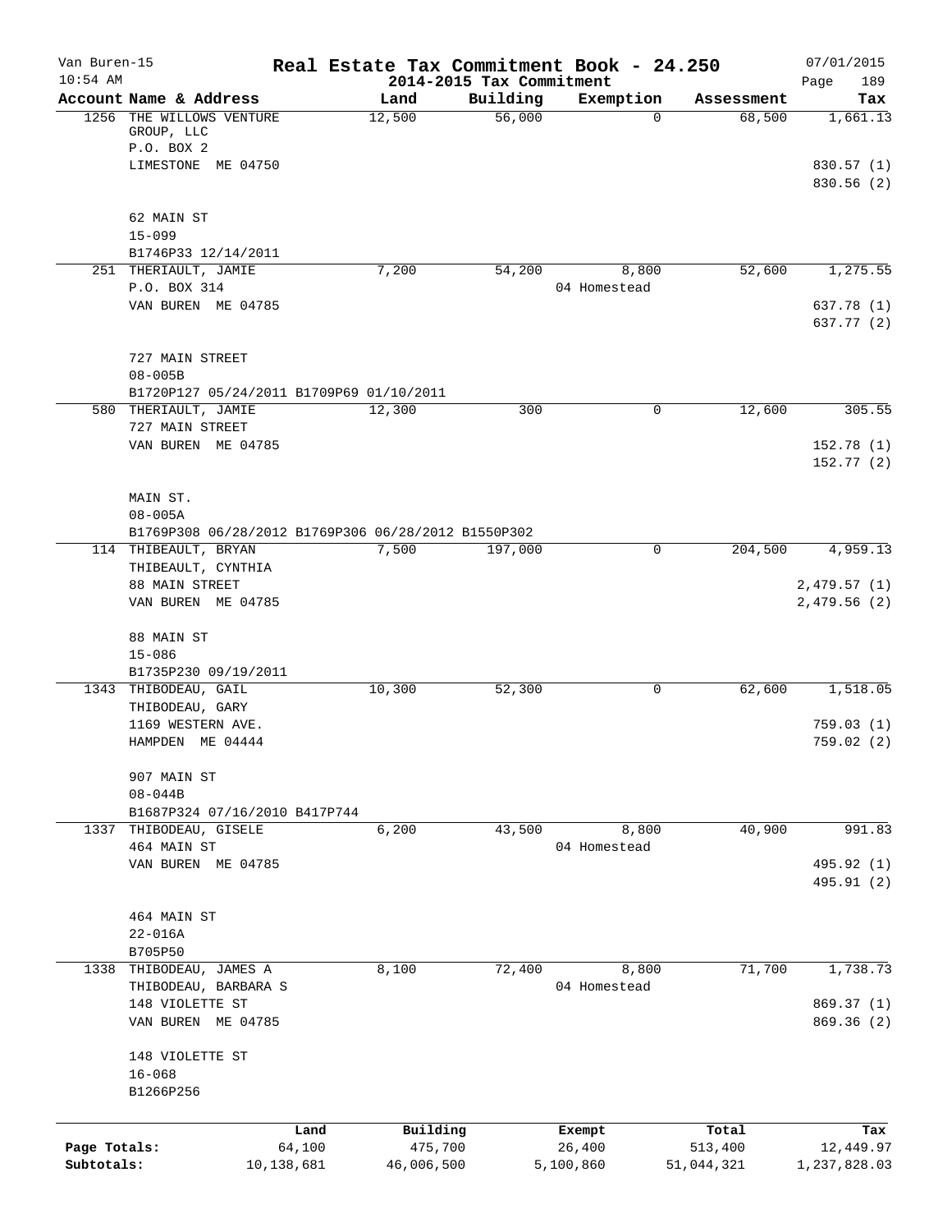# Real Estate Tax Commitment Book - 24.250

Van Buren-15
10:54 AM

2014-2015 Tax Commitment

07/01/2015

| Account | Name & Address | Land | Building | Exemption | Assessment | Tax |
|---|---|---|---|---|---|---|
| 1256 | THE WILLOWS VENTURE GROUP, LLC<br>P.O. BOX 2<br>LIMESTONE ME 04750<br><br>62 MAIN ST<br>15-099<br>B1746P33 12/14/2011 | 12,500 | 56,000 | 0 | 68,500 | 1,661.13<br><br>830.57 (1)<br>830.56 (2) |
| 251 | THERIAULT, JAMIE<br>P.O. BOX 314<br>VAN BUREN ME 04785<br><br>727 MAIN STREET<br>08-005B<br>B1720P127 05/24/2011 B1709P69 01/10/2011 | 7,200 | 54,200 | 8,800<br>04 Homestead | 52,600 | 1,275.55<br><br>637.78 (1)<br>637.77 (2) |
| 580 | THERIAULT, JAMIE<br>727 MAIN STREET<br>VAN BUREN ME 04785<br><br>MAIN ST.<br>08-005A<br>B1769P308 06/28/2012 B1769P306 06/28/2012 B1550P302 | 12,300 | 300 | 0 | 12,600 | 305.55<br><br>152.78 (1)<br>152.77 (2) |
| 114 | THIBEAULT, BRYAN<br>THIBEAULT, CYNTHIA<br>88 MAIN STREET<br>VAN BUREN ME 04785<br><br>88 MAIN ST<br>15-086<br>B1735P230 09/19/2011 | 7,500 | 197,000 | 0 | 204,500 | 4,959.13<br><br>2,479.57 (1)<br>2,479.56 (2) |
| 1343 | THIBODEAU, GAIL<br>THIBODEAU, GARY<br>1169 WESTERN AVE.<br>HAMPDEN ME 04444<br><br>907 MAIN ST<br>08-044B<br>B1687P324 07/16/2010 B417P744 | 10,300 | 52,300 | 0 | 62,600 | 1,518.05<br><br>759.03 (1)<br>759.02 (2) |
| 1337 | THIBODEAU, GISELE<br>464 MAIN ST<br>VAN BUREN ME 04785<br><br>464 MAIN ST<br>22-016A<br>B705P50 | 6,200 | 43,500 | 8,800<br>04 Homestead | 40,900 | 991.83<br><br>495.92 (1)<br>495.91 (2) |
| 1338 | THIBODEAU, JAMES A<br>THIBODEAU, BARBARA S<br>148 VIOLETTE ST<br>VAN BUREN ME 04785<br><br>148 VIOLETTE ST<br>16-068<br>B1266P256 | 8,100 | 72,400 | 8,800<br>04 Homestead | 71,700 | 1,738.73<br><br>869.37 (1)<br>869.36 (2) |

| | Land | Building | Exempt | Total | Tax |
|---|---|---|---|---|---|
| Page Totals: | 64,100 | 475,700 | 26,400 | 513,400 | 12,449.97 |
| Subtotals: | 10,138,681 | 46,006,500 | 5,100,860 | 51,044,321 | 1,237,828.03 |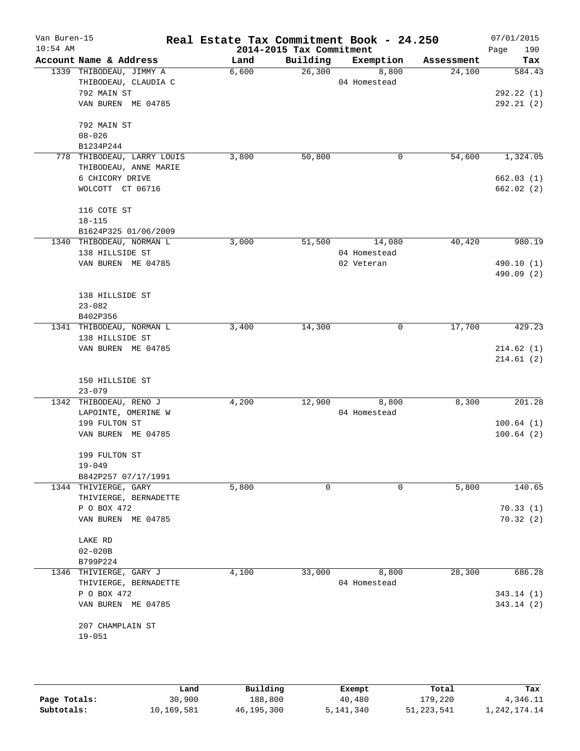# Real Estate Tax Commitment Book - 24.250

Van Buren-15
10:54 AM

2014-2015 Tax Commitment

07/01/2015

| Account Name & Address | Land | Building | Exemption | Assessment | Tax |
|---|---|---|---|---|---|
| 1339 THIBODEAU, JIMMY A | 6,600 | 26,300 | 8,800 | 24,100 | 584.43 |
| THIBODEAU, CLAUDIA C | | | 04 Homestead | | |
| 792 MAIN ST | | | | | 292.22 (1) |
| VAN BUREN ME 04785 | | | | | 292.21 (2) |
| 792 MAIN ST | | | | | |
| 08-026 | | | | | |
| B1234P244 | | | | | |
| 778 THIBODEAU, LARRY LOUIS | 3,800 | 50,800 | 0 | 54,600 | 1,324.05 |
| THIBODEAU, ANNE MARIE | | | | | |
| 6 CHICORY DRIVE | | | | | 662.03 (1) |
| WOLCOTT CT 06716 | | | | | 662.02 (2) |
| 116 COTE ST | | | | | |
| 18-115 | | | | | |
| B1624P325 01/06/2009 | | | | | |
| 1340 THIBODEAU, NORMAN L | 3,000 | 51,500 | 14,080 | 40,420 | 980.19 |
| 138 HILLSIDE ST | | | 04 Homestead | | |
| VAN BUREN ME 04785 | | | 02 Veteran | | 490.10 (1) |
| | | | | | 490.09 (2) |
| 138 HILLSIDE ST | | | | | |
| 23-082 | | | | | |
| B402P356 | | | | | |
| 1341 THIBODEAU, NORMAN L | 3,400 | 14,300 | 0 | 17,700 | 429.23 |
| 138 HILLSIDE ST | | | | | |
| VAN BUREN ME 04785 | | | | | 214.62 (1) |
| | | | | | 214.61 (2) |
| 150 HILLSIDE ST | | | | | |
| 23-079 | | | | | |
| 1342 THIBODEAU, RENO J | 4,200 | 12,900 | 8,800 | 8,300 | 201.28 |
| LAPOINTE, OMERINE W | | | 04 Homestead | | |
| 199 FULTON ST | | | | | 100.64 (1) |
| VAN BUREN ME 04785 | | | | | 100.64 (2) |
| 199 FULTON ST | | | | | |
| 19-049 | | | | | |
| B842P257 07/17/1991 | | | | | |
| 1344 THIVIERGE, GARY | 5,800 | 0 | 0 | 5,800 | 140.65 |
| THIVIERGE, BERNADETTE | | | | | |
| P O BOX 472 | | | | | 70.33 (1) |
| VAN BUREN ME 04785 | | | | | 70.32 (2) |
| LAKE RD | | | | | |
| 02-020B | | | | | |
| B799P224 | | | | | |
| 1346 THIVIERGE, GARY J | 4,100 | 33,000 | 8,800 | 28,300 | 686.28 |
| THIVIERGE, BERNADETTE | | | 04 Homestead | | |
| P O BOX 472 | | | | | 343.14 (1) |
| VAN BUREN ME 04785 | | | | | 343.14 (2) |
| 207 CHAMPLAIN ST | | | | | |
| 19-051 | | | | | |

| | Land | Building | Exempt | Total | Tax |
|---|---|---|---|---|---|
| Page Totals: | 30,900 | 188,800 | 40,480 | 179,220 | 4,346.11 |
| Subtotals: | 10,169,581 | 46,195,300 | 5,141,340 | 51,223,541 | 1,242,174.14 |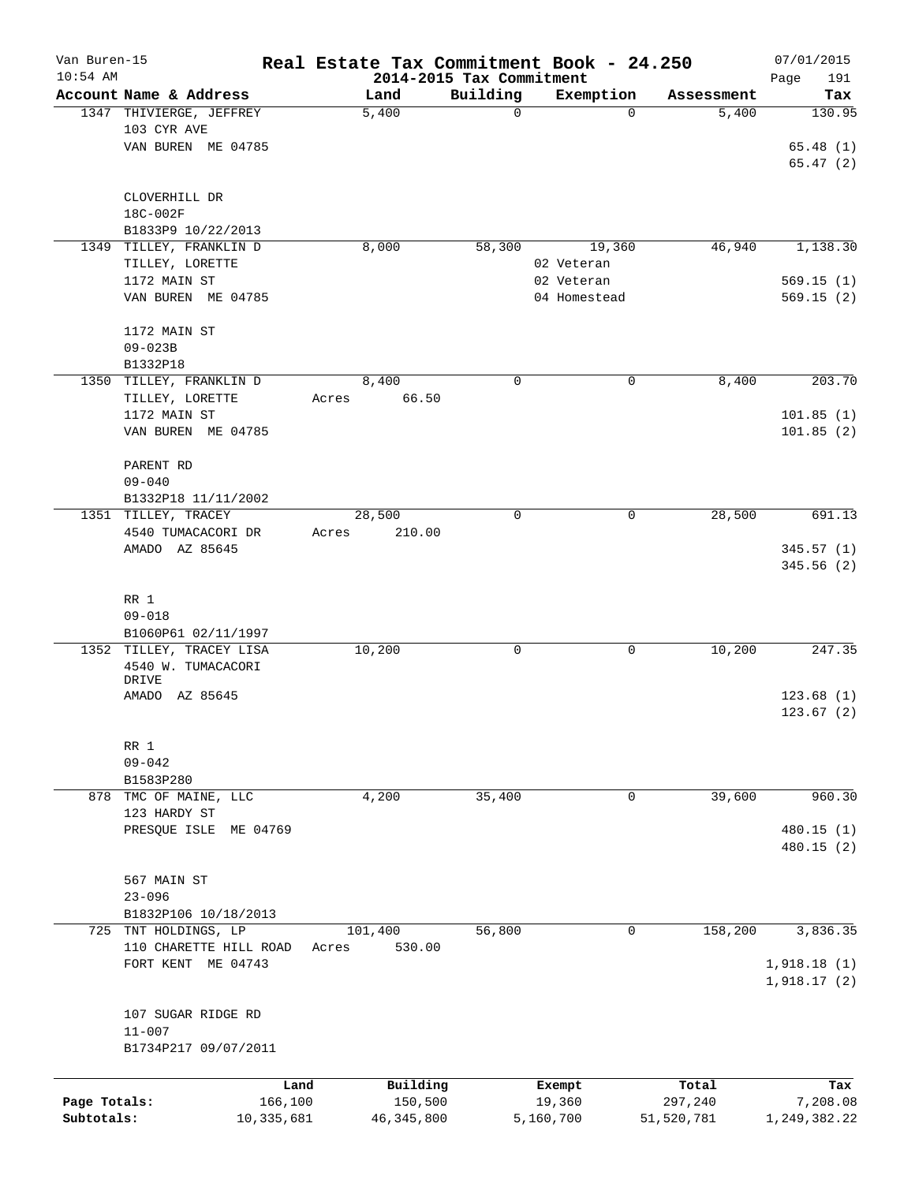# Real Estate Tax Commitment Book - 24.250

Van Buren-15
10:54 AM

2014-2015 Tax Commitment

07/01/2015
Page 191

| Account Name & Address | Land | Building | Exemption | Assessment | Tax |
|---|---|---|---|---|---|
| 1347 THIVIERGE, JEFFREY | 5,400 | 0 | 0 | 5,400 | 130.95 |
| 103 CYR AVE | | | | | |
| VAN BUREN ME 04785 | | | | | 65.48 (1) |
| | | | | | 65.47 (2) |
| CLOVERHILL DR | | | | | |
| 18C-002F | | | | | |
| B1833P9 10/22/2013 | | | | | |
| 1349 TILLEY, FRANKLIN D | 8,000 | 58,300 | 19,360 | 46,940 | 1,138.30 |
| TILLEY, LORETTE | | | 02 Veteran | | |
| 1172 MAIN ST | | | 02 Veteran | | 569.15 (1) |
| VAN BUREN ME 04785 | | | 04 Homestead | | 569.15 (2) |
| 1172 MAIN ST | | | | | |
| 09-023B | | | | | |
| B1332P18 | | | | | |
| 1350 TILLEY, FRANKLIN D | 8,400 | 0 | 0 | 8,400 | 203.70 |
| TILLEY, LORETTE | Acres 66.50 | | | | |
| 1172 MAIN ST | | | | | 101.85 (1) |
| VAN BUREN ME 04785 | | | | | 101.85 (2) |
| PARENT RD | | | | | |
| 09-040 | | | | | |
| B1332P18 11/11/2002 | | | | | |
| 1351 TILLEY, TRACEY | 28,500 | 0 | 0 | 28,500 | 691.13 |
| 4540 TUMACACORI DR | Acres 210.00 | | | | |
| AMADO AZ 85645 | | | | | 345.57 (1) |
| | | | | | 345.56 (2) |
| RR 1 | | | | | |
| 09-018 | | | | | |
| B1060P61 02/11/1997 | | | | | |
| 1352 TILLEY, TRACEY LISA | 10,200 | 0 | 0 | 10,200 | 247.35 |
| 4540 W. TUMACACORI DRIVE | | | | | |
| AMADO AZ 85645 | | | | | 123.68 (1) |
| | | | | | 123.67 (2) |
| RR 1 | | | | | |
| 09-042 | | | | | |
| B1583P280 | | | | | |
| 878 TMC OF MAINE, LLC | 4,200 | 35,400 | 0 | 39,600 | 960.30 |
| 123 HARDY ST | | | | | |
| PRESQUE ISLE ME 04769 | | | | | 480.15 (1) |
| | | | | | 480.15 (2) |
| 567 MAIN ST | | | | | |
| 23-096 | | | | | |
| B1832P106 10/18/2013 | | | | | |
| 725 TNT HOLDINGS, LP | 101,400 | 56,800 | 0 | 158,200 | 3,836.35 |
| 110 CHARETTE HILL ROAD | Acres 530.00 | | | | |
| FORT KENT ME 04743 | | | | | 1,918.18 (1) |
| | | | | | 1,918.17 (2) |
| 107 SUGAR RIDGE RD | | | | | |
| 11-007 | | | | | |
| B1734P217 09/07/2011 | | | | | |

| | Land | Building | Exempt | Total | Tax |
|---|---|---|---|---|---|
| Page Totals: | 166,100 | 150,500 | 19,360 | 297,240 | 7,208.08 |
| Subtotals: | 10,335,681 | 46,345,800 | 5,160,700 | 51,520,781 | 1,249,382.22 |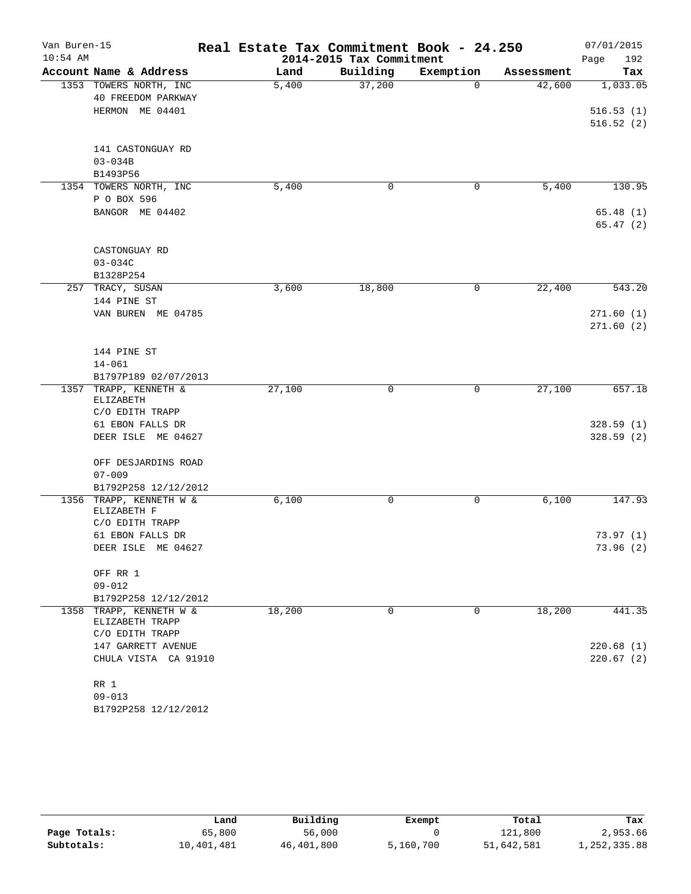Van Buren-15 | **Real Estate Tax Commitment Book - 24.250** | 07/01/2015
10:54 AM | **2014-2015 Tax Commitment** | Page 192

| Account Name & Address | Land | Building | Exemption | Assessment | Tax |
|---|---|---|---|---|---|
| 1353 TOWERS NORTH, INC | 5,400 | 37,200 | 0 | 42,600 | 1,033.05 |
| 40 FREEDOM PARKWAY | | | | | |
| HERMON ME 04401 | | | | | 516.53 (1) |
| | | | | | 516.52 (2) |
| 141 CASTONGUAY RD | | | | | |
| 03-034B | | | | | |
| B1493P56 | | | | | |
| 1354 TOWERS NORTH, INC | 5,400 | 0 | 0 | 5,400 | 130.95 |
| P O BOX 596 | | | | | |
| BANGOR ME 04402 | | | | | 65.48 (1) |
| | | | | | 65.47 (2) |
| CASTONGUAY RD | | | | | |
| 03-034C | | | | | |
| B1328P254 | | | | | |
| 257 TRACY, SUSAN | 3,600 | 18,800 | 0 | 22,400 | 543.20 |
| 144 PINE ST | | | | | |
| VAN BUREN ME 04785 | | | | | 271.60 (1) |
| | | | | | 271.60 (2) |
| 144 PINE ST | | | | | |
| 14-061 | | | | | |
| B1797P189 02/07/2013 | | | | | |
| 1357 TRAPP, KENNETH & ELIZABETH | 27,100 | 0 | 0 | 27,100 | 657.18 |
| C/O EDITH TRAPP | | | | | |
| 61 EBON FALLS DR | | | | | 328.59 (1) |
| DEER ISLE ME 04627 | | | | | 328.59 (2) |
| OFF DESJARDINS ROAD | | | | | |
| 07-009 | | | | | |
| B1792P258 12/12/2012 | | | | | |
| 1356 TRAPP, KENNETH W & ELIZABETH F | 6,100 | 0 | 0 | 6,100 | 147.93 |
| C/O EDITH TRAPP | | | | | |
| 61 EBON FALLS DR | | | | | 73.97 (1) |
| DEER ISLE ME 04627 | | | | | 73.96 (2) |
| OFF RR 1 | | | | | |
| 09-012 | | | | | |
| B1792P258 12/12/2012 | | | | | |
| 1358 TRAPP, KENNETH W & ELIZABETH TRAPP | 18,200 | 0 | 0 | 18,200 | 441.35 |
| C/O EDITH TRAPP | | | | | |
| 147 GARRETT AVENUE | | | | | 220.68 (1) |
| CHULA VISTA CA 91910 | | | | | 220.67 (2) |
| RR 1 | | | | | |
| 09-013 | | | | | |
| B1792P258 12/12/2012 | | | | | |

| | Land | Building | Exempt | Total | Tax |
|---|---|---|---|---|---|
| **Page Totals:** | 65,800 | 56,000 | 0 | 121,800 | 2,953.66 |
| **Subtotals:** | 10,401,481 | 46,401,800 | 5,160,700 | 51,642,581 | 1,252,335.88 |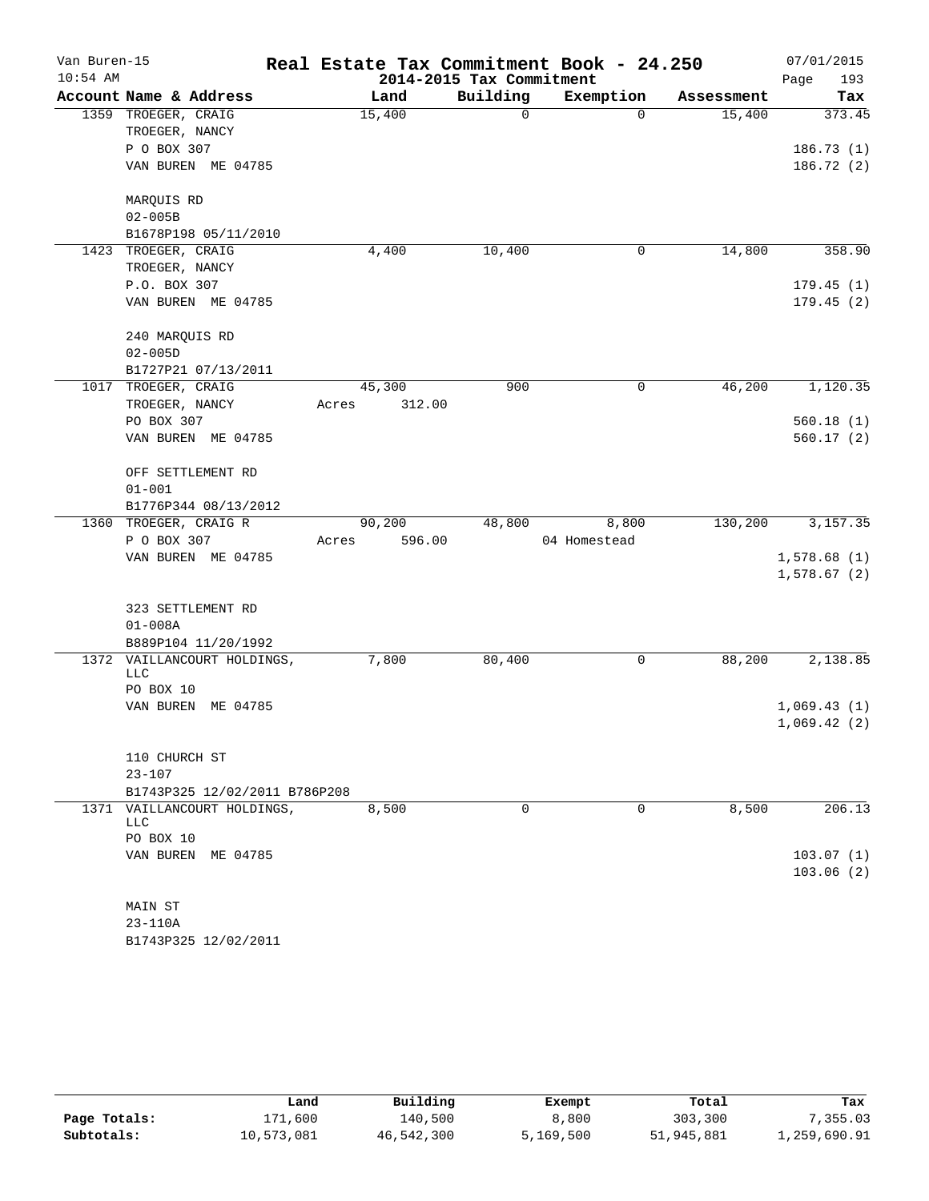# Real Estate Tax Commitment Book - 24.250

Van Buren-15
10:54 AM

2014-2015 Tax Commitment

07/01/2015

| Account | Name & Address | Land | Building | Exemption | Assessment | Tax |
|---|---|---|---|---|---|---|
| 1359 | TROEGER, CRAIG<br>TROEGER, NANCY<br>P O BOX 307<br>VAN BUREN ME 04785<br><br>MARQUIS RD<br>02-005B<br>B1678P198 05/11/2010 | 15,400 | 0 | 0 | 15,400 | 373.45<br>186.73 (1)<br>186.72 (2) |
| 1423 | TROEGER, CRAIG<br>TROEGER, NANCY<br>P.O. BOX 307<br>VAN BUREN ME 04785<br><br>240 MARQUIS RD<br>02-005D<br>B1727P21 07/13/2011 | 4,400 | 10,400 | 0 | 14,800 | 358.90<br>179.45 (1)<br>179.45 (2) |
| 1017 | TROEGER, CRAIG<br>TROEGER, NANCY<br>PO BOX 307<br>VAN BUREN ME 04785<br><br>OFF SETTLEMENT RD<br>01-001<br>B1776P344 08/13/2012 | 45,300<br>Acres 312.00 | 900 | 0 | 46,200 | 1,120.35<br>560.18 (1)<br>560.17 (2) |
| 1360 | TROEGER, CRAIG R<br>P O BOX 307<br>VAN BUREN ME 04785<br><br>323 SETTLEMENT RD<br>01-008A<br>B889P104 11/20/1992 | 90,200<br>Acres 596.00 | 48,800 | 8,800<br>04 Homestead | 130,200 | 3,157.35<br>1,578.68 (1)<br>1,578.67 (2) |
| 1372 | VAILLANCOURT HOLDINGS, LLC<br>PO BOX 10<br>VAN BUREN ME 04785<br><br>110 CHURCH ST<br>23-107<br>B1743P325 12/02/2011 B786P208 | 7,800 | 80,400 | 0 | 88,200 | 2,138.85<br>1,069.43 (1)<br>1,069.42 (2) |
| 1371 | VAILLANCOURT HOLDINGS, LLC<br>PO BOX 10<br>VAN BUREN ME 04785<br><br>MAIN ST<br>23-110A<br>B1743P325 12/02/2011 | 8,500 | 0 | 0 | 8,500 | 206.13<br>103.07 (1)<br>103.06 (2) |

| | Land | Building | Exempt | Total | Tax |
|---|---|---|---|---|---|
| Page Totals: | 171,600 | 140,500 | 8,800 | 303,300 | 7,355.03 |
| Subtotals: | 10,573,081 | 46,542,300 | 5,169,500 | 51,945,881 | 1,259,690.91 |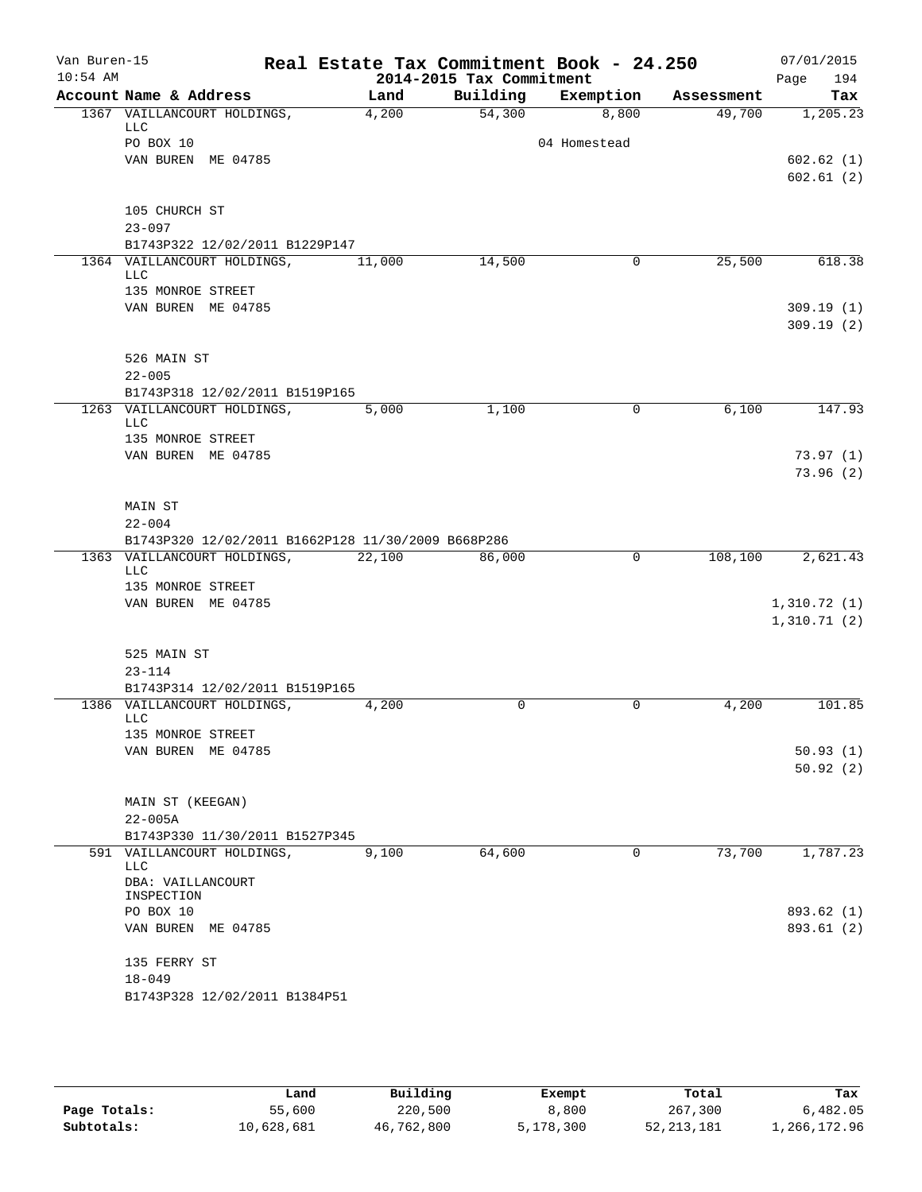Van Buren-15 **Real Estate Tax Commitment Book - 24.250** 07/01/2015
10:54 AM **2014-2015 Tax Commitment**

| Account Name & Address | Land | Building | Exemption | Assessment | Tax |
|---|---|---|---|---|---|
| 1367 VAILLANCOURT HOLDINGS, LLC | 4,200 | 54,300 | 8,800 | 49,700 | 1,205.23 |
| PO BOX 10 | | | 04 Homestead | | |
| VAN BUREN ME 04785 | | | | | 602.62 (1) |
| | | | | | 602.61 (2) |
| 105 CHURCH ST | | | | | |
| 23-097 | | | | | |
| B1743P322 12/02/2011 B1229P147 | | | | | |
| 1364 VAILLANCOURT HOLDINGS, LLC | 11,000 | 14,500 | 0 | 25,500 | 618.38 |
| 135 MONROE STREET | | | | | |
| VAN BUREN ME 04785 | | | | | 309.19 (1) |
| | | | | | 309.19 (2) |
| 526 MAIN ST | | | | | |
| 22-005 | | | | | |
| B1743P318 12/02/2011 B1519P165 | | | | | |
| 1263 VAILLANCOURT HOLDINGS, LLC | 5,000 | 1,100 | 0 | 6,100 | 147.93 |
| 135 MONROE STREET | | | | | |
| VAN BUREN ME 04785 | | | | | 73.97 (1) |
| | | | | | 73.96 (2) |
| MAIN ST | | | | | |
| 22-004 | | | | | |
| B1743P320 12/02/2011 B1662P128 11/30/2009 B668P286 | | | | | |
| 1363 VAILLANCOURT HOLDINGS, LLC | 22,100 | 86,000 | 0 | 108,100 | 2,621.43 |
| 135 MONROE STREET | | | | | |
| VAN BUREN ME 04785 | | | | | 1,310.72 (1) |
| | | | | | 1,310.71 (2) |
| 525 MAIN ST | | | | | |
| 23-114 | | | | | |
| B1743P314 12/02/2011 B1519P165 | | | | | |
| 1386 VAILLANCOURT HOLDINGS, LLC | 4,200 | 0 | 0 | 4,200 | 101.85 |
| 135 MONROE STREET | | | | | |
| VAN BUREN ME 04785 | | | | | 50.93 (1) |
| | | | | | 50.92 (2) |
| MAIN ST (KEEGAN) | | | | | |
| 22-005A | | | | | |
| B1743P330 11/30/2011 B1527P345 | | | | | |
| 591 VAILLANCOURT HOLDINGS, LLC | 9,100 | 64,600 | 0 | 73,700 | 1,787.23 |
| DBA: VAILLANCOURT INSPECTION | | | | | |
| PO BOX 10 | | | | | 893.62 (1) |
| VAN BUREN ME 04785 | | | | | 893.61 (2) |
| 135 FERRY ST | | | | | |
| 18-049 | | | | | |
| B1743P328 12/02/2011 B1384P51 | | | | | |

| | Land | Building | Exempt | Total | Tax |
|---|---|---|---|---|---|
| **Page Totals:** | 55,600 | 220,500 | 8,800 | 267,300 | 6,482.05 |
| **Subtotals:** | 10,628,681 | 46,762,800 | 5,178,300 | 52,213,181 | 1,266,172.96 |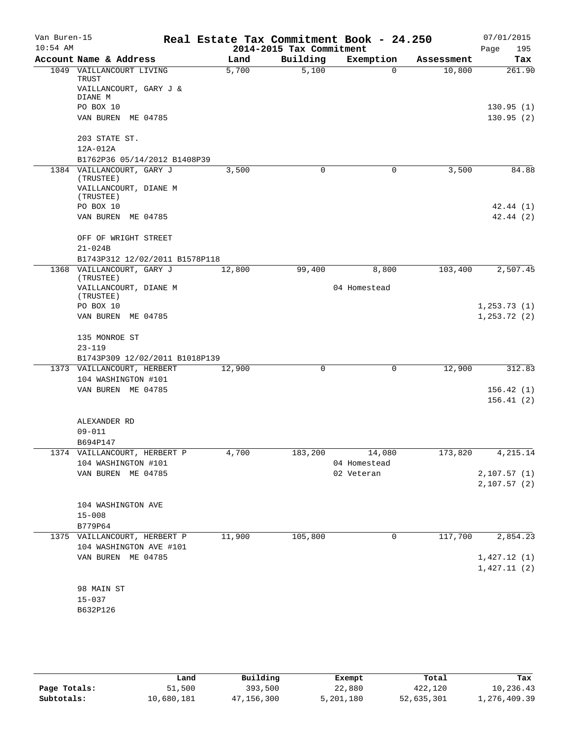Van Buren-15 **Real Estate Tax Commitment Book - 24.250** 07/01/2015
10:54 AM **2014-2015 Tax Commitment** Page 195

| Account Name & Address | Land | Building | Exemption | Assessment | Tax |
|---|---|---|---|---|---|
| 1049 VAILLANCOURT LIVING TRUST | 5,700 | 5,100 | 0 | 10,800 | 261.90 |
| VAILLANCOURT, GARY J & DIANE M | | | | | |
| PO BOX 10 | | | | | 130.95 (1) |
| VAN BUREN ME 04785 | | | | | 130.95 (2) |
| 203 STATE ST. | | | | | |
| 12A-012A | | | | | |
| B1762P36 05/14/2012 B1408P39 | | | | | |
| 1384 VAILLANCOURT, GARY J (TRUSTEE) | 3,500 | 0 | 0 | 3,500 | 84.88 |
| VAILLANCOURT, DIANE M (TRUSTEE) | | | | | |
| PO BOX 10 | | | | | 42.44 (1) |
| VAN BUREN ME 04785 | | | | | 42.44 (2) |
| OFF OF WRIGHT STREET | | | | | |
| 21-024B | | | | | |
| B1743P312 12/02/2011 B1578P118 | | | | | |
| 1368 VAILLANCOURT, GARY J (TRUSTEE) | 12,800 | 99,400 | 8,800 | 103,400 | 2,507.45 |
| VAILLANCOURT, DIANE M (TRUSTEE) | | | 04 Homestead | | |
| PO BOX 10 | | | | | 1,253.73 (1) |
| VAN BUREN ME 04785 | | | | | 1,253.72 (2) |
| 135 MONROE ST | | | | | |
| 23-119 | | | | | |
| B1743P309 12/02/2011 B1018P139 | | | | | |
| 1373 VAILLANCOURT, HERBERT | 12,900 | 0 | 0 | 12,900 | 312.83 |
| 104 WASHINGTON #101 | | | | | |
| VAN BUREN ME 04785 | | | | | 156.42 (1) |
| | | | | | 156.41 (2) |
| ALEXANDER RD | | | | | |
| 09-011 | | | | | |
| B694P147 | | | | | |
| 1374 VAILLANCOURT, HERBERT P | 4,700 | 183,200 | 14,080 | 173,820 | 4,215.14 |
| 104 WASHINGTON #101 | | | 04 Homestead | | |
| VAN BUREN ME 04785 | | | 02 Veteran | | 2,107.57 (1) |
| | | | | | 2,107.57 (2) |
| 104 WASHINGTON AVE | | | | | |
| 15-008 | | | | | |
| B779P64 | | | | | |
| 1375 VAILLANCOURT, HERBERT P | 11,900 | 105,800 | 0 | 117,700 | 2,854.23 |
| 104 WASHINGTON AVE #101 | | | | | |
| VAN BUREN ME 04785 | | | | | 1,427.12 (1) |
| | | | | | 1,427.11 (2) |
| 98 MAIN ST | | | | | |
| 15-037 | | | | | |
| B632P126 | | | | | |

| | Land | Building | Exempt | Total | Tax |
|---|---|---|---|---|---|
| **Page Totals:** | 51,500 | 393,500 | 22,880 | 422,120 | 10,236.43 |
| **Subtotals:** | 10,680,181 | 47,156,300 | 5,201,180 | 52,635,301 | 1,276,409.39 |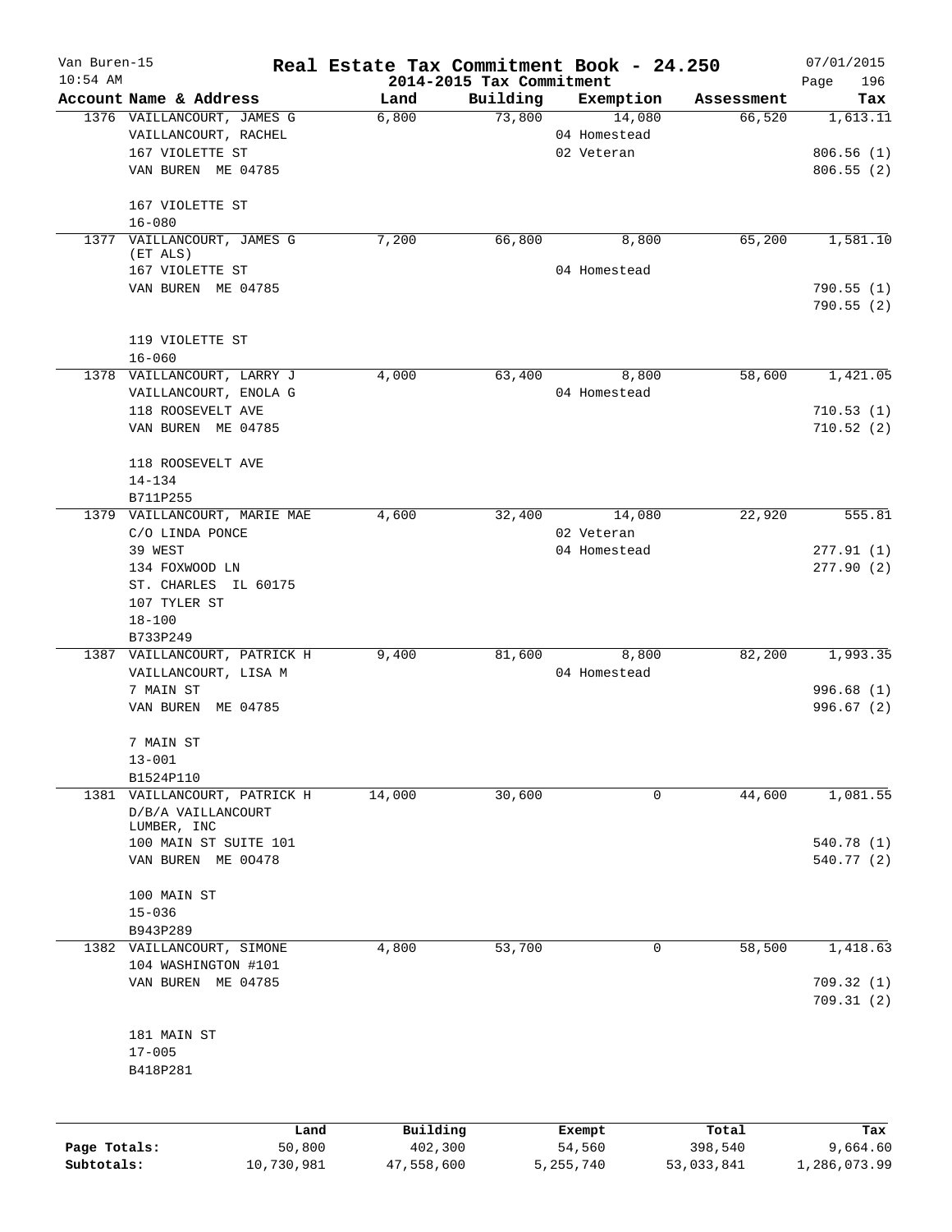Van Buren-15 **Real Estate Tax Commitment Book - 24.250** 07/01/2015
10:54 AM **2014-2015 Tax Commitment** Page 196

| Account Name & Address | Land | Building | Exemption | Assessment | Tax |
|---|---|---|---|---|---|
| 1376 VAILLANCOURT, JAMES G | 6,800 | 73,800 | 14,080 | 66,520 | 1,613.11 |
| VAILLANCOURT, RACHEL | | | 04 Homestead | | |
| 167 VIOLETTE ST | | | 02 Veteran | | 806.56 (1) |
| VAN BUREN ME 04785 | | | | | 806.55 (2) |
| 167 VIOLETTE ST | | | | | |
| 16-080 | | | | | |
| 1377 VAILLANCOURT, JAMES G | 7,200 | 66,800 | 8,800 | 65,200 | 1,581.10 |
| (ET ALS) | | | | | |
| 167 VIOLETTE ST | | | 04 Homestead | | |
| VAN BUREN ME 04785 | | | | | 790.55 (1) |
| | | | | | 790.55 (2) |
| 119 VIOLETTE ST | | | | | |
| 16-060 | | | | | |
| 1378 VAILLANCOURT, LARRY J | 4,000 | 63,400 | 8,800 | 58,600 | 1,421.05 |
| VAILLANCOURT, ENOLA G | | | 04 Homestead | | |
| 118 ROOSEVELT AVE | | | | | 710.53 (1) |
| VAN BUREN ME 04785 | | | | | 710.52 (2) |
| 118 ROOSEVELT AVE | | | | | |
| 14-134 | | | | | |
| B711P255 | | | | | |
| 1379 VAILLANCOURT, MARIE MAE | 4,600 | 32,400 | 14,080 | 22,920 | 555.81 |
| C/O LINDA PONCE | | | 02 Veteran | | |
| 39 WEST | | | 04 Homestead | | 277.91 (1) |
| 134 FOXWOOD LN | | | | | 277.90 (2) |
| ST. CHARLES IL 60175 | | | | | |
| 107 TYLER ST | | | | | |
| 18-100 | | | | | |
| B733P249 | | | | | |
| 1387 VAILLANCOURT, PATRICK H | 9,400 | 81,600 | 8,800 | 82,200 | 1,993.35 |
| VAILLANCOURT, LISA M | | | 04 Homestead | | |
| 7 MAIN ST | | | | | 996.68 (1) |
| VAN BUREN ME 04785 | | | | | 996.67 (2) |
| 7 MAIN ST | | | | | |
| 13-001 | | | | | |
| B1524P110 | | | | | |
| 1381 VAILLANCOURT, PATRICK H | 14,000 | 30,600 | 0 | 44,600 | 1,081.55 |
| D/B/A VAILLANCOURT LUMBER, INC | | | | | |
| 100 MAIN ST SUITE 101 | | | | | 540.78 (1) |
| VAN BUREN ME 0O478 | | | | | 540.77 (2) |
| 100 MAIN ST | | | | | |
| 15-036 | | | | | |
| B943P289 | | | | | |
| 1382 VAILLANCOURT, SIMONE | 4,800 | 53,700 | 0 | 58,500 | 1,418.63 |
| 104 WASHINGTON #101 | | | | | |
| VAN BUREN ME 04785 | | | | | 709.32 (1) |
| | | | | | 709.31 (2) |
| 181 MAIN ST | | | | | |
| 17-005 | | | | | |
| B418P281 | | | | | |

| | Land | Building | Exempt | Total | Tax |
|---|---|---|---|---|---|
| Page Totals: | 50,800 | 402,300 | 54,560 | 398,540 | 9,664.60 |
| Subtotals: | 10,730,981 | 47,558,600 | 5,255,740 | 53,033,841 | 1,286,073.99 |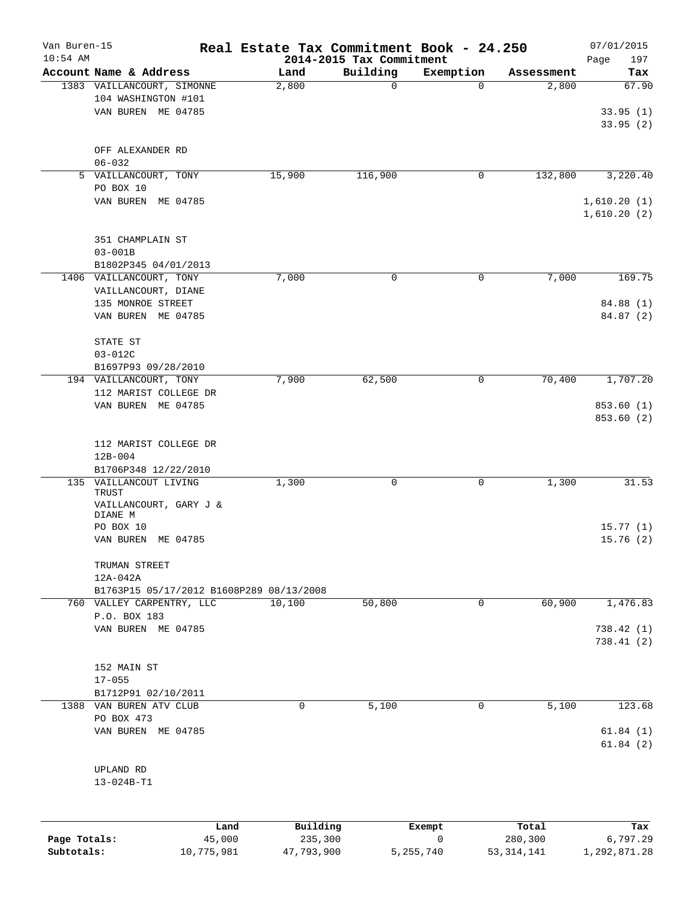Van Buren-15 | **Real Estate Tax Commitment Book - 24.250** | 07/01/2015
10:54 AM | **2014-2015 Tax Commitment** | Page 197

| Account Name & Address | Land | Building | Exemption | Assessment | Tax |
|---|---|---|---|---|---|
| 1383 VAILLANCOURT, SIMONNE<br>104 WASHINGTON #101<br>VAN BUREN ME 04785<br><br>OFF ALEXANDER RD<br>06-032 | 2,800 | 0 | 0 | 2,800 | 67.90<br><br>33.95 (1)<br>33.95 (2) |
| 5 VAILLANCOURT, TONY<br>PO BOX 10<br>VAN BUREN ME 04785<br><br>351 CHAMPLAIN ST<br>03-001B<br>B1802P345 04/01/2013 | 15,900 | 116,900 | 0 | 132,800 | 3,220.40<br><br>1,610.20 (1)<br>1,610.20 (2) |
| 1406 VAILLANCOURT, TONY<br>VAILLANCOURT, DIANE<br>135 MONROE STREET<br>VAN BUREN ME 04785<br><br>STATE ST<br>03-012C<br>B1697P93 09/28/2010 | 7,000 | 0 | 0 | 7,000 | 169.75<br><br>84.88 (1)<br>84.87 (2) |
| 194 VAILLANCOURT, TONY<br>112 MARIST COLLEGE DR<br>VAN BUREN ME 04785<br><br>112 MARIST COLLEGE DR<br>12B-004<br>B1706P348 12/22/2010 | 7,900 | 62,500 | 0 | 70,400 | 1,707.20<br><br>853.60 (1)<br>853.60 (2) |
| 135 VAILLANCOUT LIVING TRUST<br>VAILLANCOURT, GARY J & DIANE M<br>PO BOX 10<br>VAN BUREN ME 04785<br><br>TRUMAN STREET<br>12A-042A<br>B1763P15 05/17/2012 B1608P289 08/13/2008 | 1,300 | 0 | 0 | 1,300 | 31.53<br><br>15.77 (1)<br>15.76 (2) |
| 760 VALLEY CARPENTRY, LLC<br>P.O. BOX 183<br>VAN BUREN ME 04785<br><br>152 MAIN ST<br>17-055<br>B1712P91 02/10/2011 | 10,100 | 50,800 | 0 | 60,900 | 1,476.83<br><br>738.42 (1)<br>738.41 (2) |
| 1388 VAN BUREN ATV CLUB<br>PO BOX 473<br>VAN BUREN ME 04785<br><br>UPLAND RD<br>13-024B-T1 | 0 | 5,100 | 0 | 5,100 | 123.68<br><br>61.84 (1)<br>61.84 (2) |

| | Land | Building | Exempt | Total | Tax |
|---|---|---|---|---|---|
| **Page Totals:** | 45,000 | 235,300 | 0 | 280,300 | 6,797.29 |
| **Subtotals:** | 10,775,981 | 47,793,900 | 5,255,740 | 53,314,141 | 1,292,871.28 |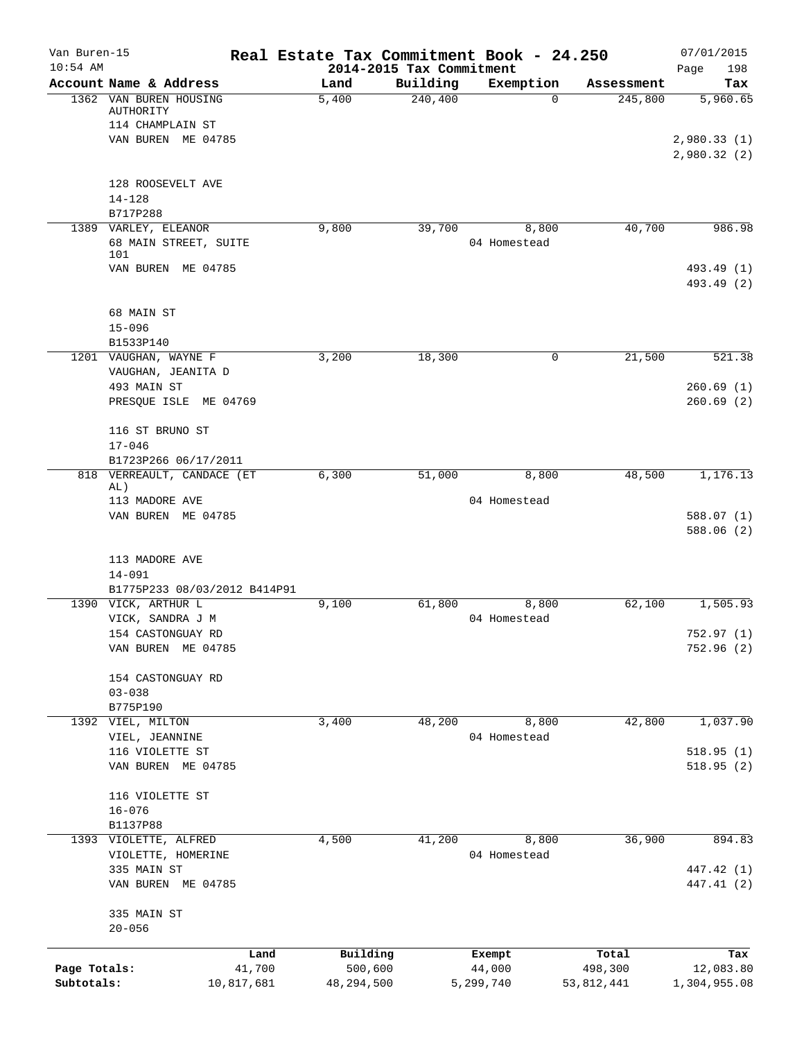Van Buren-15 — Real Estate Tax Commitment Book - 24.250 — 07/01/2015
10:54 AM — 2014-2015 Tax Commitment

| Account Name & Address | Land | Building | Exemption | Assessment | Tax |
|---|---|---|---|---|---|
| 1362 VAN BUREN HOUSING AUTHORITY<br>114 CHAMPLAIN ST<br>VAN BUREN ME 04785<br><br>128 ROOSEVELT AVE<br>14-128<br>B717P288 | 5,400 | 240,400 | 0 | 245,800 | 5,960.65<br><br>2,980.33 (1)<br>2,980.32 (2) |
| 1389 VARLEY, ELEANOR<br>68 MAIN STREET, SUITE 101<br>VAN BUREN ME 04785<br><br>68 MAIN ST<br>15-096<br>B1533P140 | 9,800 | 39,700 | 8,800<br>04 Homestead | 40,700 | 986.98<br><br>493.49 (1)<br>493.49 (2) |
| 1201 VAUGHAN, WAYNE F<br>VAUGHAN, JEANITA D<br>493 MAIN ST<br>PRESQUE ISLE ME 04769<br><br>116 ST BRUNO ST<br>17-046<br>B1723P266 06/17/2011 | 3,200 | 18,300 | 0 | 21,500 | 521.38<br><br>260.69 (1)<br>260.69 (2) |
| 818 VERREAULT, CANDACE (ET AL)<br>113 MADORE AVE<br>VAN BUREN ME 04785<br><br>113 MADORE AVE<br>14-091<br>B1775P233 08/03/2012 B414P91 | 6,300 | 51,000 | 8,800<br>04 Homestead | 48,500 | 1,176.13<br><br>588.07 (1)<br>588.06 (2) |
| 1390 VICK, ARTHUR L<br>VICK, SANDRA J M<br>154 CASTONGUAY RD<br>VAN BUREN ME 04785<br><br>154 CASTONGUAY RD<br>03-038<br>B775P190 | 9,100 | 61,800 | 8,800<br>04 Homestead | 62,100 | 1,505.93<br><br>752.97 (1)<br>752.96 (2) |
| 1392 VIEL, MILTON<br>VIEL, JEANNINE<br>116 VIOLETTE ST<br>VAN BUREN ME 04785<br><br>116 VIOLETTE ST<br>16-076<br>B1137P88 | 3,400 | 48,200 | 8,800<br>04 Homestead | 42,800 | 1,037.90<br><br>518.95 (1)<br>518.95 (2) |
| 1393 VIOLETTE, ALFRED<br>VIOLETTE, HOMERINE<br>335 MAIN ST<br>VAN BUREN ME 04785<br><br>335 MAIN ST<br>20-056 | 4,500 | 41,200 | 8,800<br>04 Homestead | 36,900 | 894.83<br><br>447.42 (1)<br>447.41 (2) |

| | Land | Building | Exempt | Total | Tax |
|---|---|---|---|---|---|
| Page Totals: | 41,700 | 500,600 | 44,000 | 498,300 | 12,083.80 |
| Subtotals: | 10,817,681 | 48,294,500 | 5,299,740 | 53,812,441 | 1,304,955.08 |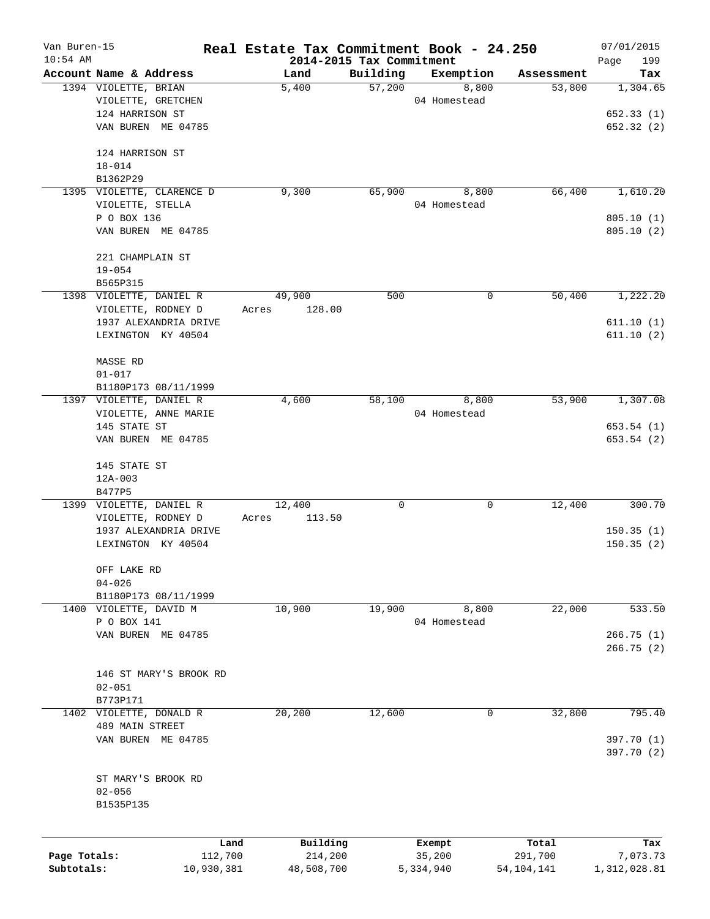# Real Estate Tax Commitment Book - 24.250

## 2014-2015 Tax Commitment

Van Buren-15
10:54 AM
07/01/2015

| Account | Name & Address | Land | Building | Exemption | Assessment | Tax |
|---|---|---|---|---|---|---|
| 1394 | VIOLETTE, BRIAN<br>VIOLETTE, GRETCHEN<br>124 HARRISON ST<br>VAN BUREN ME 04785<br><br>124 HARRISON ST<br>18-014<br>B1362P29 | 5,400 | 57,200 | 8,800<br>04 Homestead | 53,800 | 1,304.65<br><br>652.33 (1)<br>652.32 (2) |
| 1395 | VIOLETTE, CLARENCE D<br>VIOLETTE, STELLA<br>P O BOX 136<br>VAN BUREN ME 04785<br><br>221 CHAMPLAIN ST<br>19-054<br>B565P315 | 9,300 | 65,900 | 8,800<br>04 Homestead | 66,400 | 1,610.20<br><br>805.10 (1)<br>805.10 (2) |
| 1398 | VIOLETTE, DANIEL R<br>VIOLETTE, RODNEY D<br>1937 ALEXANDRIA DRIVE<br>LEXINGTON KY 40504<br><br>MASSE RD<br>01-017<br>B1180P173 08/11/1999 | 49,900<br>Acres 128.00 | 500 | 0 | 50,400 | 1,222.20<br><br>611.10 (1)<br>611.10 (2) |
| 1397 | VIOLETTE, DANIEL R<br>VIOLETTE, ANNE MARIE<br>145 STATE ST<br>VAN BUREN ME 04785<br><br>145 STATE ST<br>12A-003<br>B477P5 | 4,600 | 58,100 | 8,800<br>04 Homestead | 53,900 | 1,307.08<br><br>653.54 (1)<br>653.54 (2) |
| 1399 | VIOLETTE, DANIEL R<br>VIOLETTE, RODNEY D<br>1937 ALEXANDRIA DRIVE<br>LEXINGTON KY 40504<br><br>OFF LAKE RD<br>04-026<br>B1180P173 08/11/1999 | 12,400<br>Acres 113.50 | 0 | 0 | 12,400 | 300.70<br><br>150.35 (1)<br>150.35 (2) |
| 1400 | VIOLETTE, DAVID M<br>P O BOX 141<br>VAN BUREN ME 04785<br><br>146 ST MARY'S BROOK RD<br>02-051<br>B773P171 | 10,900 | 19,900 | 8,800<br>04 Homestead | 22,000 | 533.50<br><br>266.75 (1)<br>266.75 (2) |
| 1402 | VIOLETTE, DONALD R<br>489 MAIN STREET<br>VAN BUREN ME 04785<br><br>ST MARY'S BROOK RD<br>02-056<br>B1535P135 | 20,200 | 12,600 | 0 | 32,800 | 795.40<br><br>397.70 (1)<br>397.70 (2) |

| | Land | Building | Exempt | Total | Tax |
|---|---|---|---|---|---|
| Page Totals: | 112,700 | 214,200 | 35,200 | 291,700 | 7,073.73 |
| Subtotals: | 10,930,381 | 48,508,700 | 5,334,940 | 54,104,141 | 1,312,028.81 |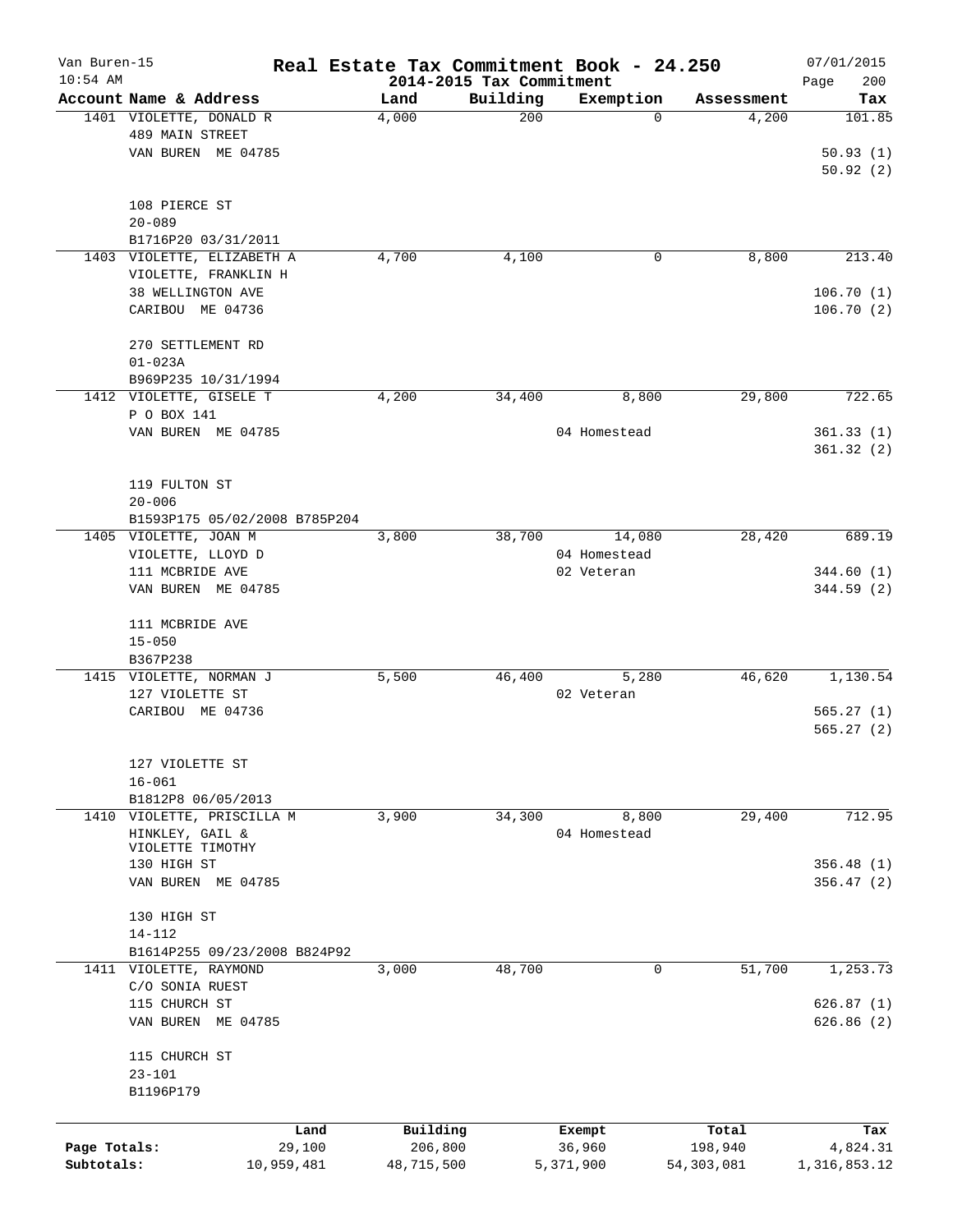# Real Estate Tax Commitment Book - 24.250

Van Buren-15
10:54 AM

2014-2015 Tax Commitment

07/01/2015

| Account Name & Address | Land | Building | Exemption | Assessment | Tax |
|---|---|---|---|---|---|
| 1401 VIOLETTE, DONALD R<br>489 MAIN STREET<br>VAN BUREN ME 04785<br><br>108 PIERCE ST<br>20-089<br>B1716P20 03/31/2011 | 4,000 | 200 | 0 | 4,200 | 101.85<br>50.93 (1)<br>50.92 (2) |
| 1403 VIOLETTE, ELIZABETH A<br>VIOLETTE, FRANKLIN H<br>38 WELLINGTON AVE<br>CARIBOU ME 04736<br><br>270 SETTLEMENT RD<br>01-023A<br>B969P235 10/31/1994 | 4,700 | 4,100 | 0 | 8,800 | 213.40<br>106.70 (1)<br>106.70 (2) |
| 1412 VIOLETTE, GISELE T<br>P O BOX 141<br>VAN BUREN ME 04785<br><br>119 FULTON ST<br>20-006<br>B1593P175 05/02/2008 B785P204 | 4,200 | 34,400 | 8,800<br>04 Homestead | 29,800 | 722.65<br>361.33 (1)<br>361.32 (2) |
| 1405 VIOLETTE, JOAN M<br>VIOLETTE, LLOYD D<br>111 MCBRIDE AVE<br>VAN BUREN ME 04785<br><br>111 MCBRIDE AVE<br>15-050<br>B367P238 | 3,800 | 38,700 | 14,080<br>04 Homestead<br>02 Veteran | 28,420 | 689.19<br>344.60 (1)<br>344.59 (2) |
| 1415 VIOLETTE, NORMAN J<br>127 VIOLETTE ST<br>CARIBOU ME 04736<br><br>127 VIOLETTE ST<br>16-061<br>B1812P8 06/05/2013 | 5,500 | 46,400 | 5,280<br>02 Veteran | 46,620 | 1,130.54<br>565.27 (1)<br>565.27 (2) |
| 1410 VIOLETTE, PRISCILLA M<br>HINKLEY, GAIL &<br>VIOLETTE TIMOTHY<br>130 HIGH ST<br>VAN BUREN ME 04785<br><br>130 HIGH ST<br>14-112<br>B1614P255 09/23/2008 B824P92 | 3,900 | 34,300 | 8,800<br>04 Homestead | 29,400 | 712.95<br>356.48 (1)<br>356.47 (2) |
| 1411 VIOLETTE, RAYMOND<br>C/O SONIA RUEST<br>115 CHURCH ST<br>VAN BUREN ME 04785<br><br>115 CHURCH ST<br>23-101<br>B1196P179 | 3,000 | 48,700 | 0 | 51,700 | 1,253.73<br>626.87 (1)<br>626.86 (2) |

| | Land | Building | Exempt | Total | Tax |
|---|---|---|---|---|---|
| Page Totals: | 29,100 | 206,800 | 36,960 | 198,940 | 4,824.31 |
| Subtotals: | 10,959,481 | 48,715,500 | 5,371,900 | 54,303,081 | 1,316,853.12 |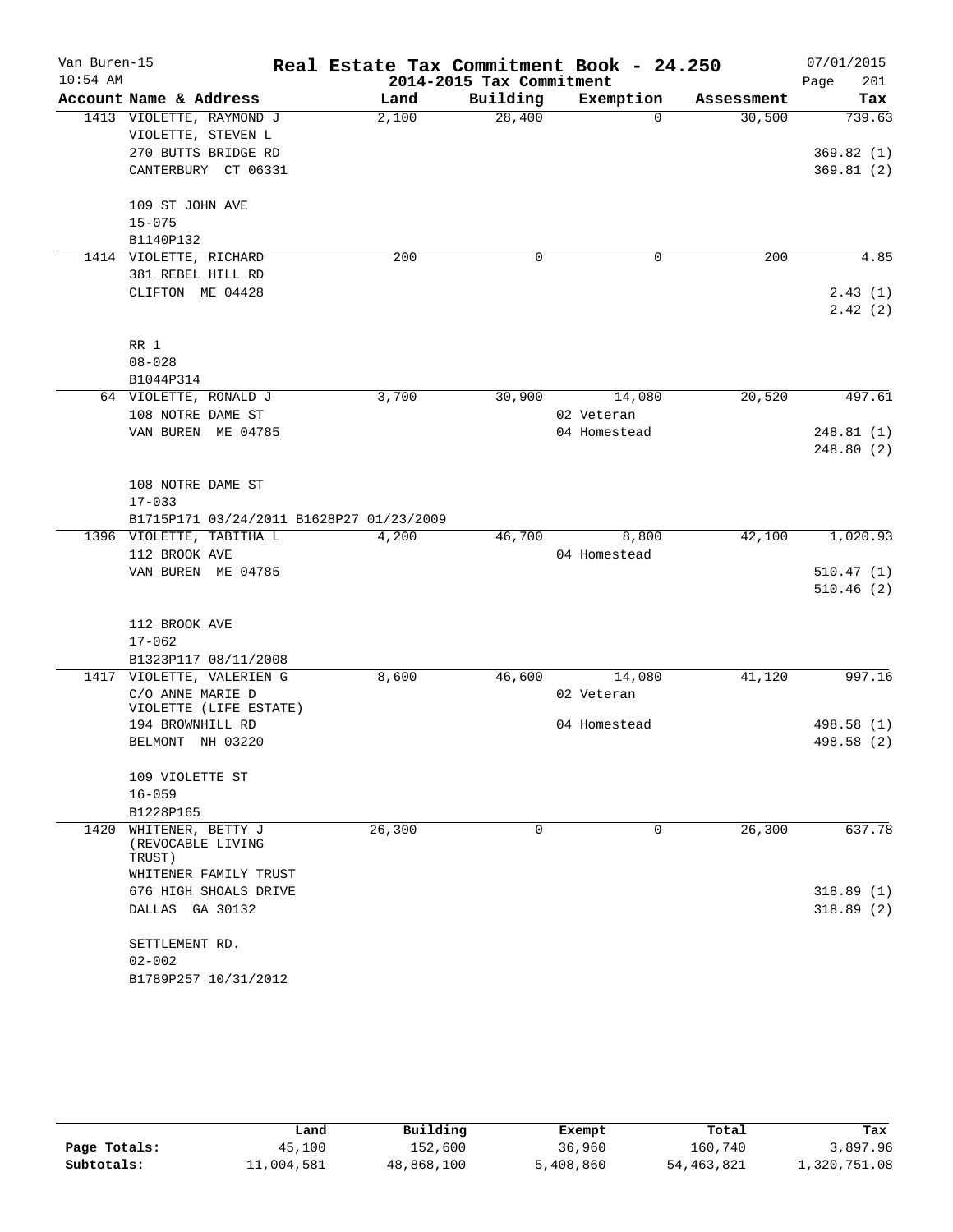Van Buren-15 10:54 AM

# Real Estate Tax Commitment Book - 24.250

## 2014-2015 Tax Commitment

07/01/2015

| Account Name & Address | Land | Building | Exemption | Assessment | Tax |
|---|---|---|---|---|---|
| 1413 VIOLETTE, RAYMOND J | 2,100 | 28,400 | 0 | 30,500 | 739.63 |
| VIOLETTE, STEVEN L | | | | | |
| 270 BUTTS BRIDGE RD | | | | | 369.82 (1) |
| CANTERBURY CT 06331 | | | | | 369.81 (2) |
| 109 ST JOHN AVE | | | | | |
| 15-075 | | | | | |
| B1140P132 | | | | | |
| 1414 VIOLETTE, RICHARD | 200 | 0 | 0 | 200 | 4.85 |
| 381 REBEL HILL RD | | | | | |
| CLIFTON ME 04428 | | | | | 2.43 (1) |
| | | | | | 2.42 (2) |
| RR 1 | | | | | |
| 08-028 | | | | | |
| B1044P314 | | | | | |
| 64 VIOLETTE, RONALD J | 3,700 | 30,900 | 14,080 | 20,520 | 497.61 |
| 108 NOTRE DAME ST | | | 02 Veteran | | |
| VAN BUREN ME 04785 | | | 04 Homestead | | 248.81 (1) |
| | | | | | 248.80 (2) |
| 108 NOTRE DAME ST | | | | | |
| 17-033 | | | | | |
| B1715P171 03/24/2011 B1628P27 01/23/2009 | | | | | |
| 1396 VIOLETTE, TABITHA L | 4,200 | 46,700 | 8,800 | 42,100 | 1,020.93 |
| 112 BROOK AVE | | | 04 Homestead | | |
| VAN BUREN ME 04785 | | | | | 510.47 (1) |
| | | | | | 510.46 (2) |
| 112 BROOK AVE | | | | | |
| 17-062 | | | | | |
| B1323P117 08/11/2008 | | | | | |
| 1417 VIOLETTE, VALERIEN G | 8,600 | 46,600 | 14,080 | 41,120 | 997.16 |
| C/O ANNE MARIE D VIOLETTE (LIFE ESTATE) | | | 02 Veteran | | |
| 194 BROWNHILL RD | | | 04 Homestead | | 498.58 (1) |
| BELMONT NH 03220 | | | | | 498.58 (2) |
| 109 VIOLETTE ST | | | | | |
| 16-059 | | | | | |
| B1228P165 | | | | | |
| 1420 WHITENER, BETTY J (REVOCABLE LIVING TRUST) | 26,300 | 0 | 0 | 26,300 | 637.78 |
| WHITENER FAMILY TRUST | | | | | |
| 676 HIGH SHOALS DRIVE | | | | | 318.89 (1) |
| DALLAS GA 30132 | | | | | 318.89 (2) |
| SETTLEMENT RD. | | | | | |
| 02-002 | | | | | |
| B1789P257 10/31/2012 | | | | | |

| | Land | Building | Exempt | Total | Tax |
|---|---|---|---|---|---|
| Page Totals: | 45,100 | 152,600 | 36,960 | 160,740 | 3,897.96 |
| Subtotals: | 11,004,581 | 48,868,100 | 5,408,860 | 54,463,821 | 1,320,751.08 |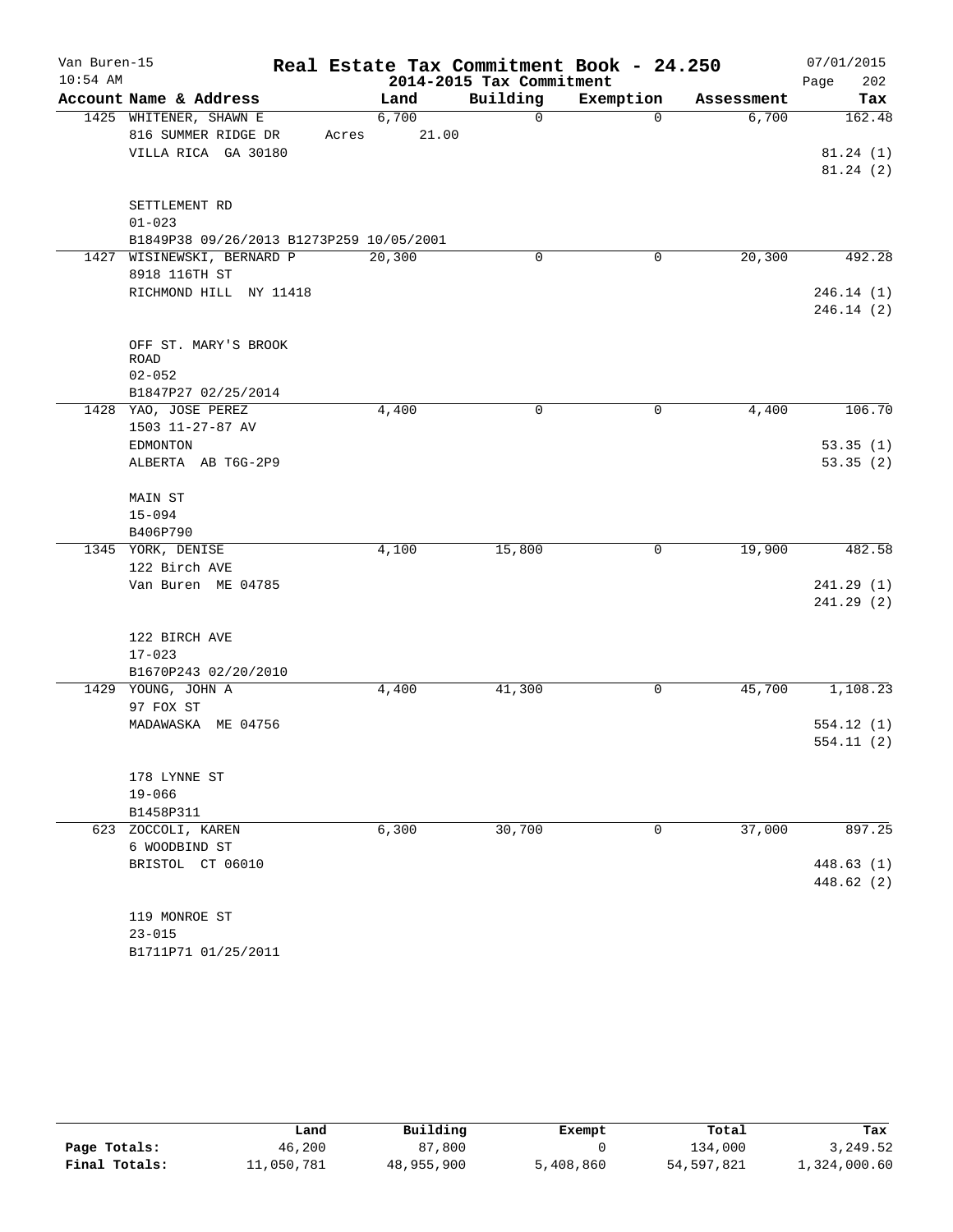# Real Estate Tax Commitment Book - 24.250

## 2014-2015 Tax Commitment

Van Buren-15
10:54 AM
07/01/2015

| Account | Name & Address | Land | Building | Exemption | Assessment | Tax |
|---|---|---|---|---|---|---|
| 1425 | WHITENER, SHAWN E<br>816 SUMMER RIDGE DR<br>VILLA RICA GA 30180<br><br>SETTLEMENT RD<br>01-023<br>B1849P38 09/26/2013 B1273P259 10/05/2001 | 6,700<br>Acres 21.00 | 0 | 0 | 6,700 | 162.48<br>81.24 (1)<br>81.24 (2) |
| 1427 | WISINEWSKI, BERNARD P<br>8918 116TH ST<br>RICHMOND HILL NY 11418<br><br>OFF ST. MARY'S BROOK ROAD<br>02-052<br>B1847P27 02/25/2014 | 20,300 | 0 | 0 | 20,300 | 492.28<br>246.14 (1)<br>246.14 (2) |
| 1428 | YAO, JOSE PEREZ<br>1503 11-27-87 AV<br>EDMONTON<br>ALBERTA AB T6G-2P9<br><br>MAIN ST<br>15-094<br>B406P790 | 4,400 | 0 | 0 | 4,400 | 106.70<br>53.35 (1)<br>53.35 (2) |
| 1345 | YORK, DENISE<br>122 Birch AVE<br>Van Buren ME 04785<br><br>122 BIRCH AVE<br>17-023<br>B1670P243 02/20/2010 | 4,100 | 15,800 | 0 | 19,900 | 482.58<br>241.29 (1)<br>241.29 (2) |
| 1429 | YOUNG, JOHN A<br>97 FOX ST<br>MADAWASKA ME 04756<br><br>178 LYNNE ST<br>19-066<br>B1458P311 | 4,400 | 41,300 | 0 | 45,700 | 1,108.23<br>554.12 (1)<br>554.11 (2) |
| 623 | ZOCCOLI, KAREN<br>6 WOODBIND ST<br>BRISTOL CT 06010<br><br>119 MONROE ST<br>23-015<br>B1711P71 01/25/2011 | 6,300 | 30,700 | 0 | 37,000 | 897.25<br>448.63 (1)<br>448.62 (2) |

| | Land | Building | Exempt | Total | Tax |
|---|---|---|---|---|---|
| Page Totals: | 46,200 | 87,800 | 0 | 134,000 | 3,249.52 |
| Final Totals: | 11,050,781 | 48,955,900 | 5,408,860 | 54,597,821 | 1,324,000.60 |